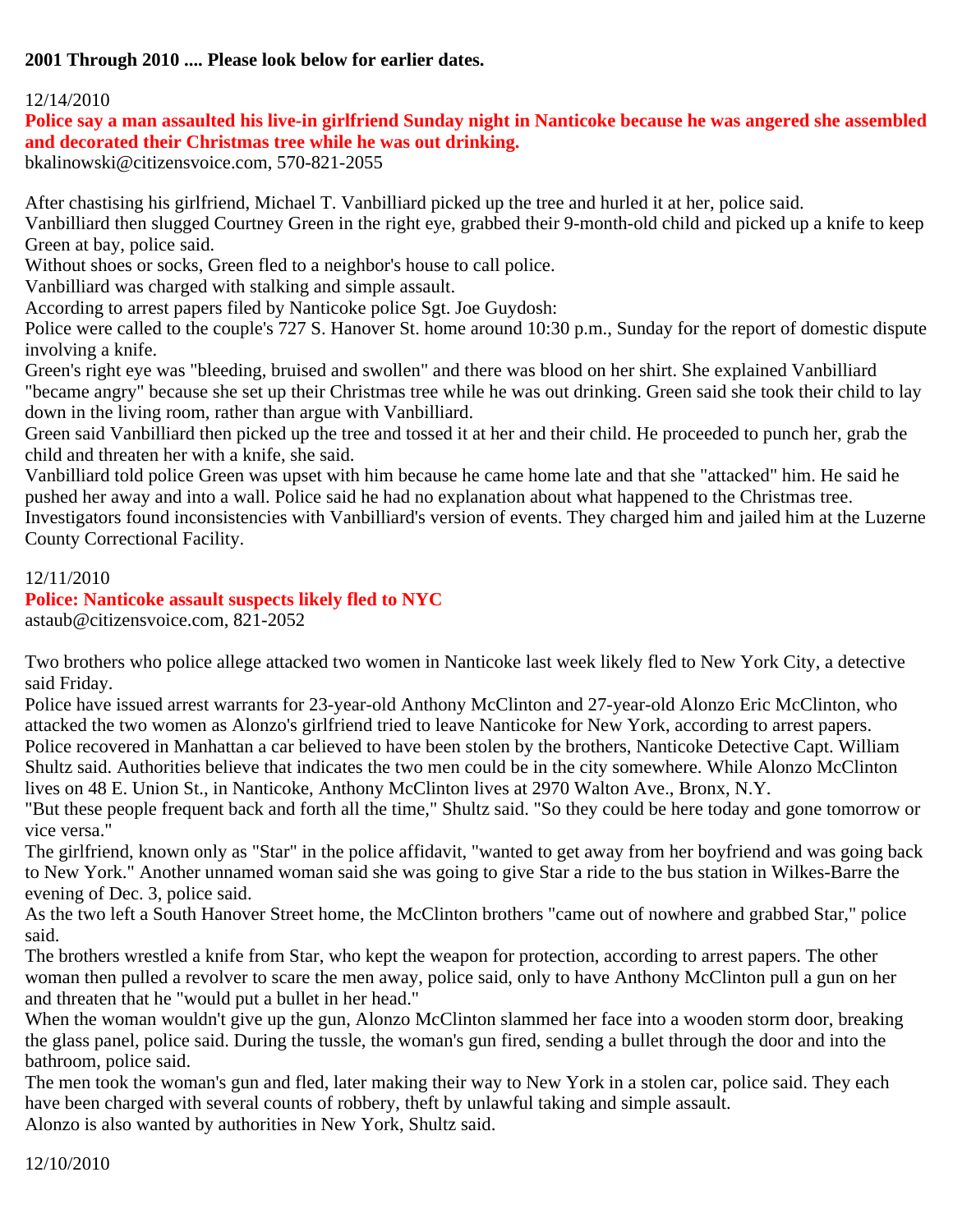**2001 Through 2010 .... Please look below for earlier dates.**

12/14/2010

**Police say a man assaulted his live-in girlfriend Sunday night in Nanticoke because he was angered she assembled and decorated their Christmas tree while he was out drinking.**

bkalinowski@citizensvoice.com, 570-821-2055

After chastising his girlfriend, Michael T. Vanbilliard picked up the tree and hurled it at her, police said.
Vanbilliard then slugged Courtney Green in the right eye, grabbed their 9-month-old child and picked up a knife to keep Green at bay, police said.
Without shoes or socks, Green fled to a neighbor's house to call police.
Vanbilliard was charged with stalking and simple assault.
According to arrest papers filed by Nanticoke police Sgt. Joe Guydosh:
Police were called to the couple's 727 S. Hanover St. home around 10:30 p.m., Sunday for the report of domestic dispute involving a knife.
Green's right eye was "bleeding, bruised and swollen" and there was blood on her shirt. She explained Vanbilliard "became angry" because she set up their Christmas tree while he was out drinking. Green said she took their child to lay down in the living room, rather than argue with Vanbilliard.
Green said Vanbilliard then picked up the tree and tossed it at her and their child. He proceeded to punch her, grab the child and threaten her with a knife, she said.
Vanbilliard told police Green was upset with him because he came home late and that she "attacked" him. He said he pushed her away and into a wall. Police said he had no explanation about what happened to the Christmas tree.
Investigators found inconsistencies with Vanbilliard's version of events. They charged him and jailed him at the Luzerne County Correctional Facility.

12/11/2010

**Police: Nanticoke assault suspects likely fled to NYC**

astaub@citizensvoice.com, 821-2052

Two brothers who police allege attacked two women in Nanticoke last week likely fled to New York City, a detective said Friday.
Police have issued arrest warrants for 23-year-old Anthony McClinton and 27-year-old Alonzo Eric McClinton, who attacked the two women as Alonzo's girlfriend tried to leave Nanticoke for New York, according to arrest papers.
Police recovered in Manhattan a car believed to have been stolen by the brothers, Nanticoke Detective Capt. William Shultz said. Authorities believe that indicates the two men could be in the city somewhere. While Alonzo McClinton lives on 48 E. Union St., in Nanticoke, Anthony McClinton lives at 2970 Walton Ave., Bronx, N.Y.
"But these people frequent back and forth all the time," Shultz said. "So they could be here today and gone tomorrow or vice versa."
The girlfriend, known only as "Star" in the police affidavit, "wanted to get away from her boyfriend and was going back to New York." Another unnamed woman said she was going to give Star a ride to the bus station in Wilkes-Barre the evening of Dec. 3, police said.
As the two left a South Hanover Street home, the McClinton brothers "came out of nowhere and grabbed Star," police said.
The brothers wrestled a knife from Star, who kept the weapon for protection, according to arrest papers. The other woman then pulled a revolver to scare the men away, police said, only to have Anthony McClinton pull a gun on her and threaten that he "would put a bullet in her head."
When the woman wouldn't give up the gun, Alonzo McClinton slammed her face into a wooden storm door, breaking the glass panel, police said. During the tussle, the woman's gun fired, sending a bullet through the door and into the bathroom, police said.
The men took the woman's gun and fled, later making their way to New York in a stolen car, police said. They each have been charged with several counts of robbery, theft by unlawful taking and simple assault.
Alonzo is also wanted by authorities in New York, Shultz said.

12/10/2010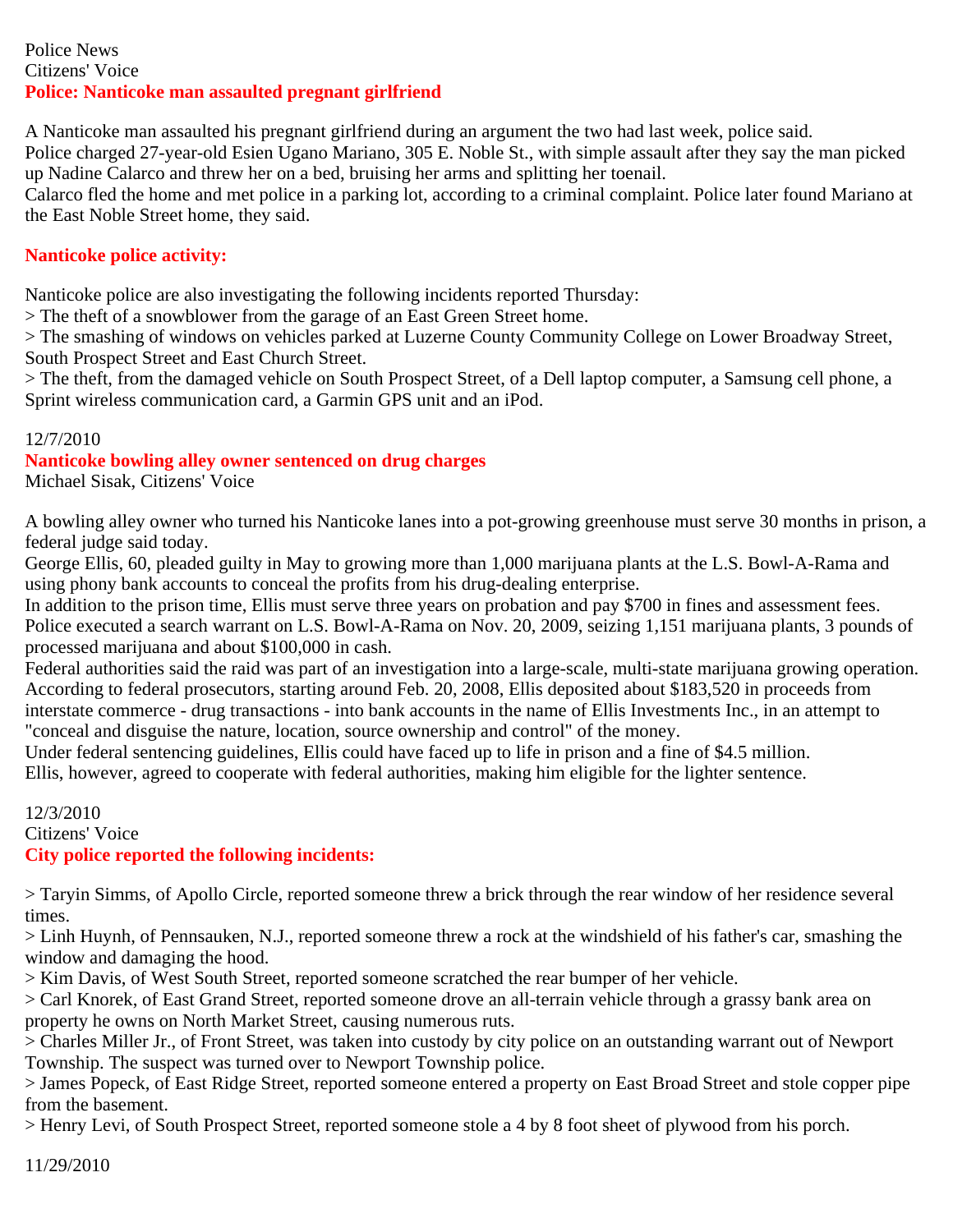Police News
Citizens' Voice

**Police: Nanticoke man assaulted pregnant girlfriend**

A Nanticoke man assaulted his pregnant girlfriend during an argument the two had last week, police said.
Police charged 27-year-old Esien Ugano Mariano, 305 E. Noble St., with simple assault after they say the man picked up Nadine Calarco and threw her on a bed, bruising her arms and splitting her toenail.
Calarco fled the home and met police in a parking lot, according to a criminal complaint. Police later found Mariano at the East Noble Street home, they said.

**Nanticoke police activity:**

Nanticoke police are also investigating the following incidents reported Thursday:
> The theft of a snowblower from the garage of an East Green Street home.
> The smashing of windows on vehicles parked at Luzerne County Community College on Lower Broadway Street, South Prospect Street and East Church Street.
> The theft, from the damaged vehicle on South Prospect Street, of a Dell laptop computer, a Samsung cell phone, a Sprint wireless communication card, a Garmin GPS unit and an iPod.

12/7/2010

**Nanticoke bowling alley owner sentenced on drug charges**

Michael Sisak, Citizens' Voice

A bowling alley owner who turned his Nanticoke lanes into a pot-growing greenhouse must serve 30 months in prison, a federal judge said today.
George Ellis, 60, pleaded guilty in May to growing more than 1,000 marijuana plants at the L.S. Bowl-A-Rama and using phony bank accounts to conceal the profits from his drug-dealing enterprise.
In addition to the prison time, Ellis must serve three years on probation and pay $700 in fines and assessment fees.
Police executed a search warrant on L.S. Bowl-A-Rama on Nov. 20, 2009, seizing 1,151 marijuana plants, 3 pounds of processed marijuana and about $100,000 in cash.
Federal authorities said the raid was part of an investigation into a large-scale, multi-state marijuana growing operation.
According to federal prosecutors, starting around Feb. 20, 2008, Ellis deposited about $183,520 in proceeds from interstate commerce - drug transactions - into bank accounts in the name of Ellis Investments Inc., in an attempt to "conceal and disguise the nature, location, source ownership and control" of the money.
Under federal sentencing guidelines, Ellis could have faced up to life in prison and a fine of $4.5 million.
Ellis, however, agreed to cooperate with federal authorities, making him eligible for the lighter sentence.

12/3/2010
Citizens' Voice

**City police reported the following incidents:**

> Taryin Simms, of Apollo Circle, reported someone threw a brick through the rear window of her residence several times.
> Linh Huynh, of Pennsauken, N.J., reported someone threw a rock at the windshield of his father's car, smashing the window and damaging the hood.
> Kim Davis, of West South Street, reported someone scratched the rear bumper of her vehicle.
> Carl Knorek, of East Grand Street, reported someone drove an all-terrain vehicle through a grassy bank area on property he owns on North Market Street, causing numerous ruts.
> Charles Miller Jr., of Front Street, was taken into custody by city police on an outstanding warrant out of Newport Township. The suspect was turned over to Newport Township police.
> James Popeck, of East Ridge Street, reported someone entered a property on East Broad Street and stole copper pipe from the basement.
> Henry Levi, of South Prospect Street, reported someone stole a 4 by 8 foot sheet of plywood from his porch.

11/29/2010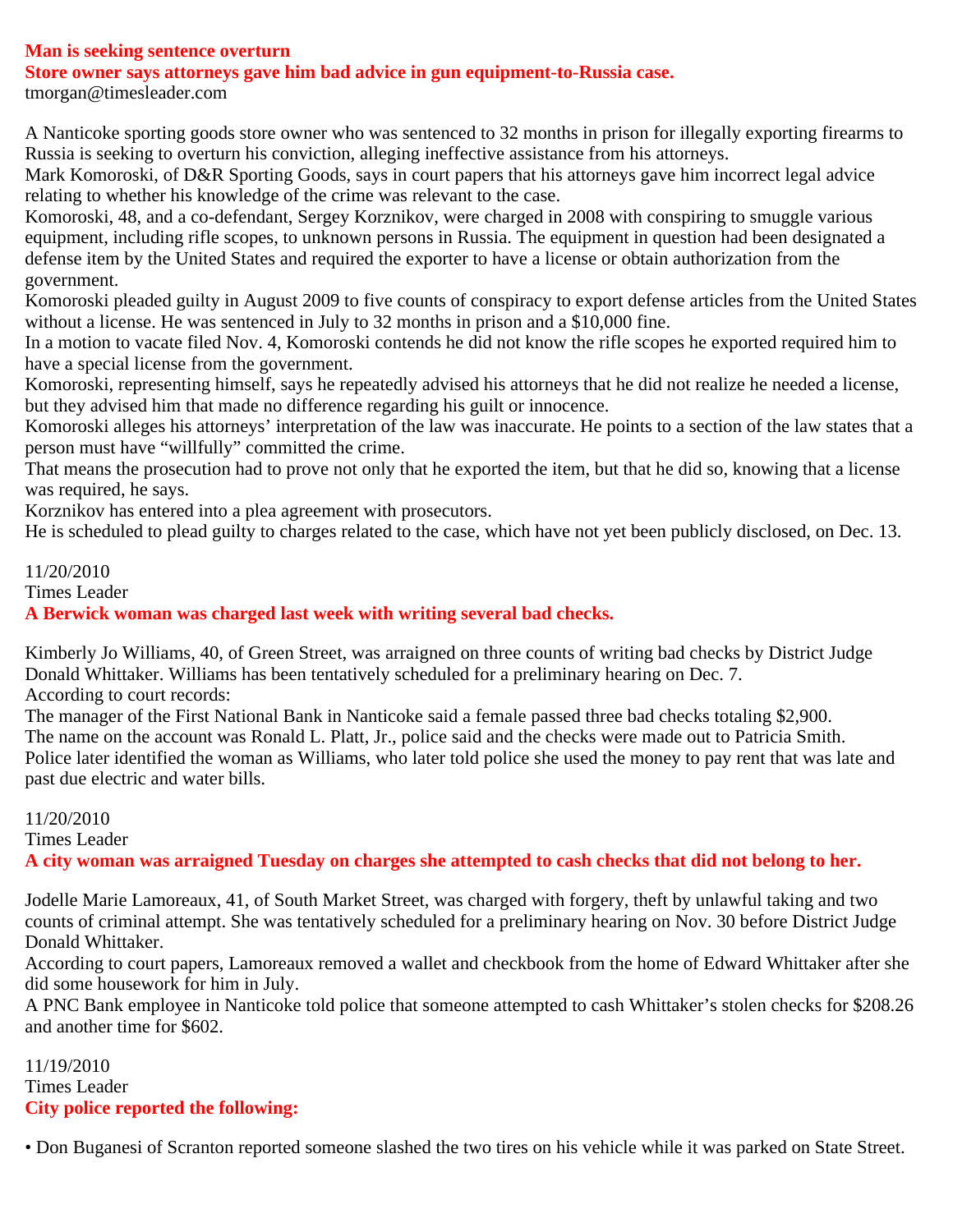**Man is seeking sentence overturn**

**Store owner says attorneys gave him bad advice in gun equipment-to-Russia case.**

tmorgan@timesleader.com

A Nanticoke sporting goods store owner who was sentenced to 32 months in prison for illegally exporting firearms to Russia is seeking to overturn his conviction, alleging ineffective assistance from his attorneys.

Mark Komoroski, of D&R Sporting Goods, says in court papers that his attorneys gave him incorrect legal advice relating to whether his knowledge of the crime was relevant to the case.

Komoroski, 48, and a co-defendant, Sergey Korznikov, were charged in 2008 with conspiring to smuggle various equipment, including rifle scopes, to unknown persons in Russia. The equipment in question had been designated a defense item by the United States and required the exporter to have a license or obtain authorization from the government.

Komoroski pleaded guilty in August 2009 to five counts of conspiracy to export defense articles from the United States without a license. He was sentenced in July to 32 months in prison and a $10,000 fine.

In a motion to vacate filed Nov. 4, Komoroski contends he did not know the rifle scopes he exported required him to have a special license from the government.

Komoroski, representing himself, says he repeatedly advised his attorneys that he did not realize he needed a license, but they advised him that made no difference regarding his guilt or innocence.

Komoroski alleges his attorneys' interpretation of the law was inaccurate. He points to a section of the law states that a person must have "willfully" committed the crime.

That means the prosecution had to prove not only that he exported the item, but that he did so, knowing that a license was required, he says.

Korznikov has entered into a plea agreement with prosecutors.

He is scheduled to plead guilty to charges related to the case, which have not yet been publicly disclosed, on Dec. 13.

11/20/2010

Times Leader

**A Berwick woman was charged last week with writing several bad checks.**

Kimberly Jo Williams, 40, of Green Street, was arraigned on three counts of writing bad checks by District Judge Donald Whittaker. Williams has been tentatively scheduled for a preliminary hearing on Dec. 7.

According to court records:

The manager of the First National Bank in Nanticoke said a female passed three bad checks totaling $2,900.

The name on the account was Ronald L. Platt, Jr., police said and the checks were made out to Patricia Smith.

Police later identified the woman as Williams, who later told police she used the money to pay rent that was late and past due electric and water bills.

11/20/2010

Times Leader

**A city woman was arraigned Tuesday on charges she attempted to cash checks that did not belong to her.**

Jodelle Marie Lamoreaux, 41, of South Market Street, was charged with forgery, theft by unlawful taking and two counts of criminal attempt. She was tentatively scheduled for a preliminary hearing on Nov. 30 before District Judge Donald Whittaker.

According to court papers, Lamoreaux removed a wallet and checkbook from the home of Edward Whittaker after she did some housework for him in July.

A PNC Bank employee in Nanticoke told police that someone attempted to cash Whittaker's stolen checks for $208.26 and another time for $602.

11/19/2010

Times Leader

**City police reported the following:**

- Don Buganesi of Scranton reported someone slashed the two tires on his vehicle while it was parked on State Street.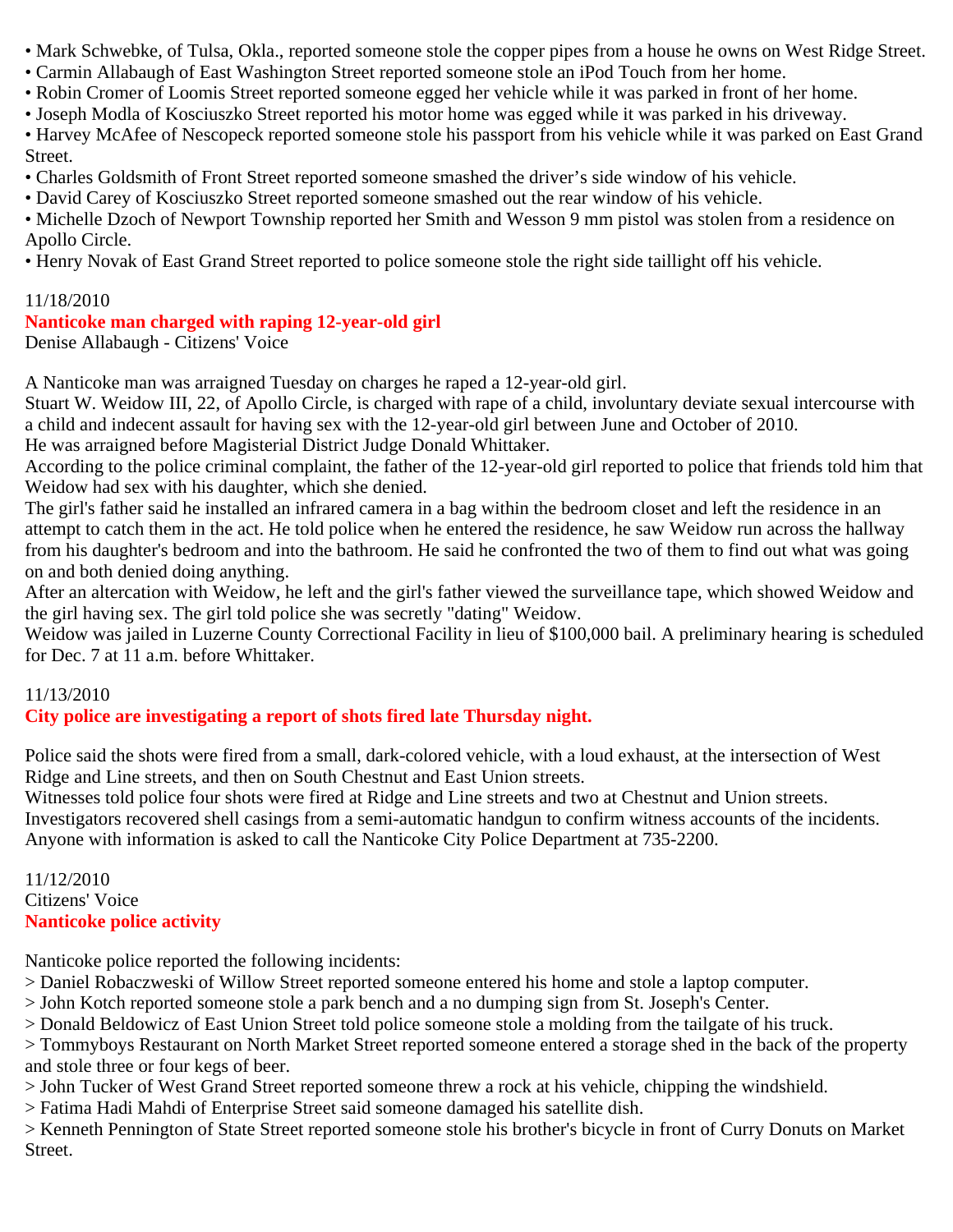• Mark Schwebke, of Tulsa, Okla., reported someone stole the copper pipes from a house he owns on West Ridge Street.
• Carmin Allabaugh of East Washington Street reported someone stole an iPod Touch from her home.
• Robin Cromer of Loomis Street reported someone egged her vehicle while it was parked in front of her home.
• Joseph Modla of Kosciuszko Street reported his motor home was egged while it was parked in his driveway.
• Harvey McAfee of Nescopeck reported someone stole his passport from his vehicle while it was parked on East Grand Street.
• Charles Goldsmith of Front Street reported someone smashed the driver's side window of his vehicle.
• David Carey of Kosciuszko Street reported someone smashed out the rear window of his vehicle.
• Michelle Dzoch of Newport Township reported her Smith and Wesson 9 mm pistol was stolen from a residence on Apollo Circle.
• Henry Novak of East Grand Street reported to police someone stole the right side taillight off his vehicle.

11/18/2010
**Nanticoke man charged with raping 12-year-old girl**
Denise Allabaugh - Citizens' Voice

A Nanticoke man was arraigned Tuesday on charges he raped a 12-year-old girl.
Stuart W. Weidow III, 22, of Apollo Circle, is charged with rape of a child, involuntary deviate sexual intercourse with a child and indecent assault for having sex with the 12-year-old girl between June and October of 2010.
He was arraigned before Magisterial District Judge Donald Whittaker.
According to the police criminal complaint, the father of the 12-year-old girl reported to police that friends told him that Weidow had sex with his daughter, which she denied.
The girl's father said he installed an infrared camera in a bag within the bedroom closet and left the residence in an attempt to catch them in the act. He told police when he entered the residence, he saw Weidow run across the hallway from his daughter's bedroom and into the bathroom. He said he confronted the two of them to find out what was going on and both denied doing anything.
After an altercation with Weidow, he left and the girl's father viewed the surveillance tape, which showed Weidow and the girl having sex. The girl told police she was secretly "dating" Weidow.
Weidow was jailed in Luzerne County Correctional Facility in lieu of $100,000 bail. A preliminary hearing is scheduled for Dec. 7 at 11 a.m. before Whittaker.

11/13/2010
**City police are investigating a report of shots fired late Thursday night.**

Police said the shots were fired from a small, dark-colored vehicle, with a loud exhaust, at the intersection of West Ridge and Line streets, and then on South Chestnut and East Union streets.
Witnesses told police four shots were fired at Ridge and Line streets and two at Chestnut and Union streets.
Investigators recovered shell casings from a semi-automatic handgun to confirm witness accounts of the incidents.
Anyone with information is asked to call the Nanticoke City Police Department at 735-2200.

11/12/2010
Citizens' Voice
**Nanticoke police activity**

Nanticoke police reported the following incidents:
> Daniel Robaczweski of Willow Street reported someone entered his home and stole a laptop computer.
> John Kotch reported someone stole a park bench and a no dumping sign from St. Joseph's Center.
> Donald Beldowicz of East Union Street told police someone stole a molding from the tailgate of his truck.
> Tommyboys Restaurant on North Market Street reported someone entered a storage shed in the back of the property and stole three or four kegs of beer.
> John Tucker of West Grand Street reported someone threw a rock at his vehicle, chipping the windshield.
> Fatima Hadi Mahdi of Enterprise Street said someone damaged his satellite dish.
> Kenneth Pennington of State Street reported someone stole his brother's bicycle in front of Curry Donuts on Market Street.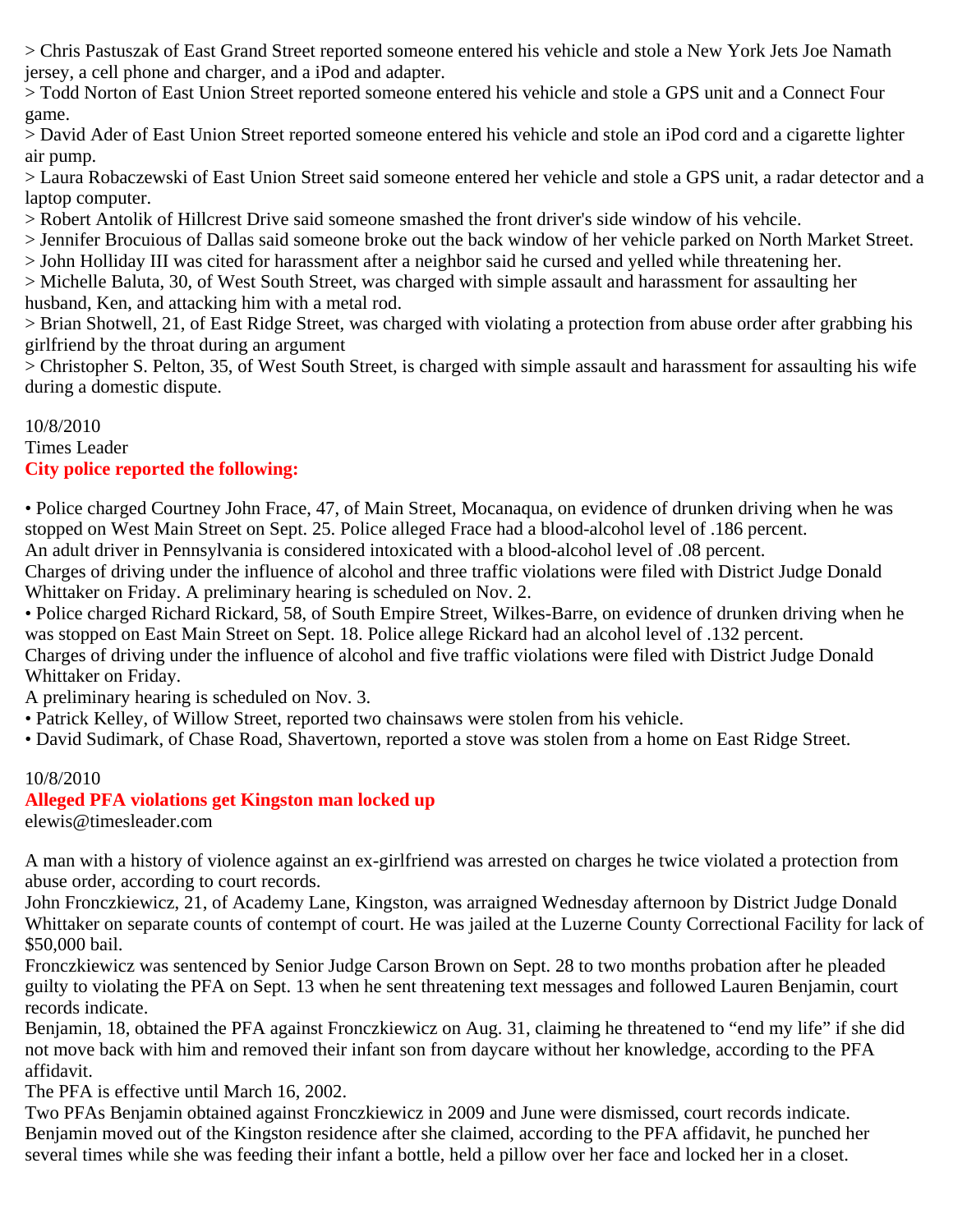> Chris Pastuszak of East Grand Street reported someone entered his vehicle and stole a New York Jets Joe Namath jersey, a cell phone and charger, and a iPod and adapter.
> Todd Norton of East Union Street reported someone entered his vehicle and stole a GPS unit and a Connect Four game.
> David Ader of East Union Street reported someone entered his vehicle and stole an iPod cord and a cigarette lighter air pump.
> Laura Robaczewski of East Union Street said someone entered her vehicle and stole a GPS unit, a radar detector and a laptop computer.
> Robert Antolik of Hillcrest Drive said someone smashed the front driver's side window of his vehcile.
> Jennifer Brocuious of Dallas said someone broke out the back window of her vehicle parked on North Market Street.
> John Holliday III was cited for harassment after a neighbor said he cursed and yelled while threatening her.
> Michelle Baluta, 30, of West South Street, was charged with simple assault and harassment for assaulting her husband, Ken, and attacking him with a metal rod.
> Brian Shotwell, 21, of East Ridge Street, was charged with violating a protection from abuse order after grabbing his girlfriend by the throat during an argument
> Christopher S. Pelton, 35, of West South Street, is charged with simple assault and harassment for assaulting his wife during a domestic dispute.

10/8/2010
Times Leader
**City police reported the following:**

• Police charged Courtney John Frace, 47, of Main Street, Mocanaqua, on evidence of drunken driving when he was stopped on West Main Street on Sept. 25. Police alleged Frace had a blood-alcohol level of .186 percent.
An adult driver in Pennsylvania is considered intoxicated with a blood-alcohol level of .08 percent.
Charges of driving under the influence of alcohol and three traffic violations were filed with District Judge Donald Whittaker on Friday. A preliminary hearing is scheduled on Nov. 2.
• Police charged Richard Rickard, 58, of South Empire Street, Wilkes-Barre, on evidence of drunken driving when he was stopped on East Main Street on Sept. 18. Police allege Rickard had an alcohol level of .132 percent.
Charges of driving under the influence of alcohol and five traffic violations were filed with District Judge Donald Whittaker on Friday.
A preliminary hearing is scheduled on Nov. 3.
• Patrick Kelley, of Willow Street, reported two chainsaws were stolen from his vehicle.
• David Sudimark, of Chase Road, Shavertown, reported a stove was stolen from a home on East Ridge Street.

10/8/2010
**Alleged PFA violations get Kingston man locked up**
elewis@timesleader.com

A man with a history of violence against an ex-girlfriend was arrested on charges he twice violated a protection from abuse order, according to court records.
John Fronczkiewicz, 21, of Academy Lane, Kingston, was arraigned Wednesday afternoon by District Judge Donald Whittaker on separate counts of contempt of court. He was jailed at the Luzerne County Correctional Facility for lack of $50,000 bail.
Fronczkiewicz was sentenced by Senior Judge Carson Brown on Sept. 28 to two months probation after he pleaded guilty to violating the PFA on Sept. 13 when he sent threatening text messages and followed Lauren Benjamin, court records indicate.
Benjamin, 18, obtained the PFA against Fronczkiewicz on Aug. 31, claiming he threatened to “end my life” if she did not move back with him and removed their infant son from daycare without her knowledge, according to the PFA affidavit.
The PFA is effective until March 16, 2002.
Two PFAs Benjamin obtained against Fronczkiewicz in 2009 and June were dismissed, court records indicate.
Benjamin moved out of the Kingston residence after she claimed, according to the PFA affidavit, he punched her several times while she was feeding their infant a bottle, held a pillow over her face and locked her in a closet.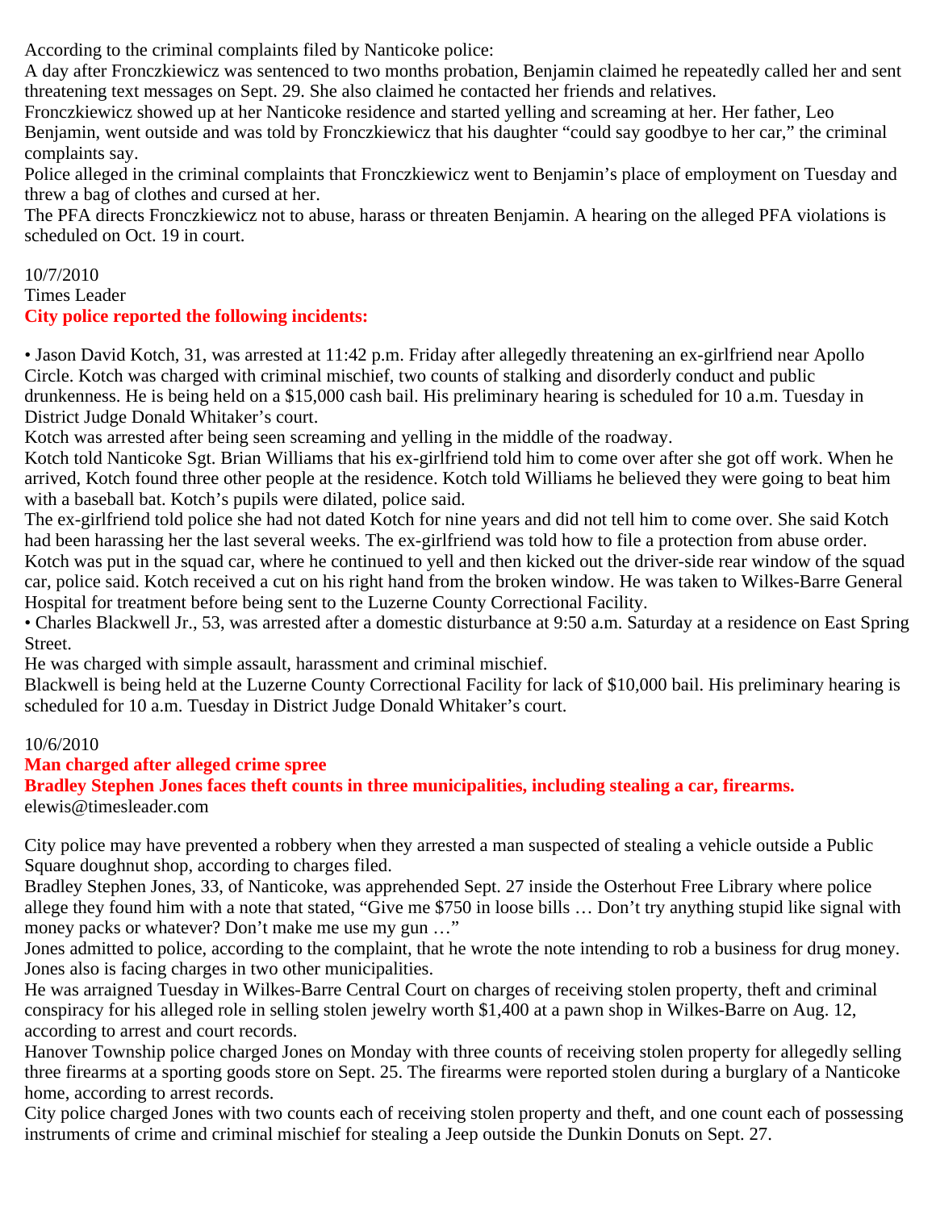According to the criminal complaints filed by Nanticoke police:

A day after Fronczkiewicz was sentenced to two months probation, Benjamin claimed he repeatedly called her and sent threatening text messages on Sept. 29. She also claimed he contacted her friends and relatives.

Fronczkiewicz showed up at her Nanticoke residence and started yelling and screaming at her. Her father, Leo Benjamin, went outside and was told by Fronczkiewicz that his daughter "could say goodbye to her car," the criminal complaints say.

Police alleged in the criminal complaints that Fronczkiewicz went to Benjamin's place of employment on Tuesday and threw a bag of clothes and cursed at her.

The PFA directs Fronczkiewicz not to abuse, harass or threaten Benjamin. A hearing on the alleged PFA violations is scheduled on Oct. 19 in court.

10/7/2010

Times Leader

**City police reported the following incidents:**

• Jason David Kotch, 31, was arrested at 11:42 p.m. Friday after allegedly threatening an ex-girlfriend near Apollo Circle. Kotch was charged with criminal mischief, two counts of stalking and disorderly conduct and public drunkenness. He is being held on a $15,000 cash bail. His preliminary hearing is scheduled for 10 a.m. Tuesday in District Judge Donald Whitaker's court.

Kotch was arrested after being seen screaming and yelling in the middle of the roadway.

Kotch told Nanticoke Sgt. Brian Williams that his ex-girlfriend told him to come over after she got off work. When he arrived, Kotch found three other people at the residence. Kotch told Williams he believed they were going to beat him with a baseball bat. Kotch's pupils were dilated, police said.

The ex-girlfriend told police she had not dated Kotch for nine years and did not tell him to come over. She said Kotch had been harassing her the last several weeks. The ex-girlfriend was told how to file a protection from abuse order.

Kotch was put in the squad car, where he continued to yell and then kicked out the driver-side rear window of the squad car, police said. Kotch received a cut on his right hand from the broken window. He was taken to Wilkes-Barre General Hospital for treatment before being sent to the Luzerne County Correctional Facility.

• Charles Blackwell Jr., 53, was arrested after a domestic disturbance at 9:50 a.m. Saturday at a residence on East Spring Street.

He was charged with simple assault, harassment and criminal mischief.

Blackwell is being held at the Luzerne County Correctional Facility for lack of $10,000 bail. His preliminary hearing is scheduled for 10 a.m. Tuesday in District Judge Donald Whitaker's court.

10/6/2010

**Man charged after alleged crime spree**

**Bradley Stephen Jones faces theft counts in three municipalities, including stealing a car, firearms.**

elewis@timesleader.com

City police may have prevented a robbery when they arrested a man suspected of stealing a vehicle outside a Public Square doughnut shop, according to charges filed.

Bradley Stephen Jones, 33, of Nanticoke, was apprehended Sept. 27 inside the Osterhout Free Library where police allege they found him with a note that stated, "Give me $750 in loose bills … Don't try anything stupid like signal with money packs or whatever? Don't make me use my gun …"

Jones admitted to police, according to the complaint, that he wrote the note intending to rob a business for drug money. Jones also is facing charges in two other municipalities.

He was arraigned Tuesday in Wilkes-Barre Central Court on charges of receiving stolen property, theft and criminal conspiracy for his alleged role in selling stolen jewelry worth $1,400 at a pawn shop in Wilkes-Barre on Aug. 12, according to arrest and court records.

Hanover Township police charged Jones on Monday with three counts of receiving stolen property for allegedly selling three firearms at a sporting goods store on Sept. 25. The firearms were reported stolen during a burglary of a Nanticoke home, according to arrest records.

City police charged Jones with two counts each of receiving stolen property and theft, and one count each of possessing instruments of crime and criminal mischief for stealing a Jeep outside the Dunkin Donuts on Sept. 27.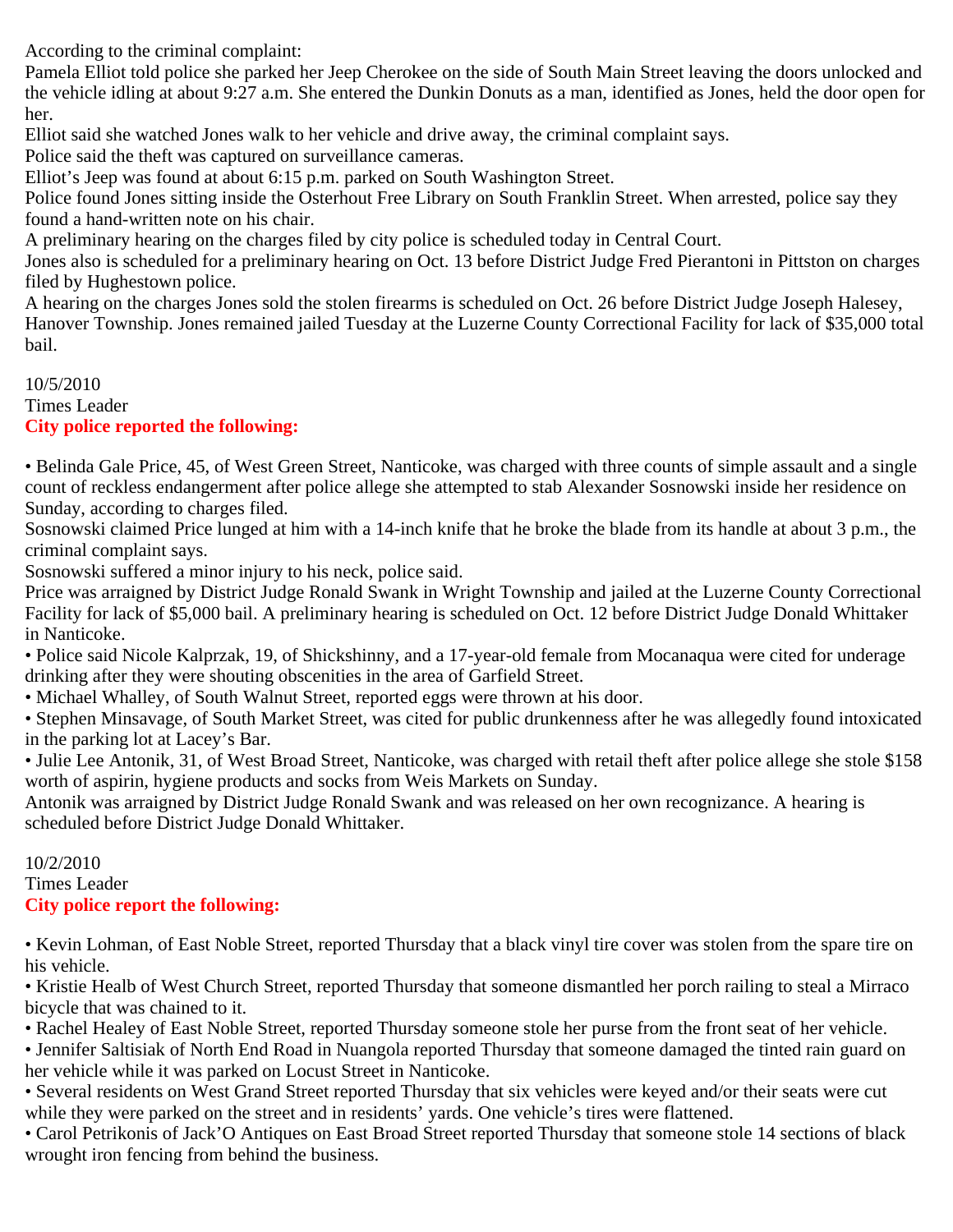According to the criminal complaint:

Pamela Elliot told police she parked her Jeep Cherokee on the side of South Main Street leaving the doors unlocked and the vehicle idling at about 9:27 a.m. She entered the Dunkin Donuts as a man, identified as Jones, held the door open for her.

Elliot said she watched Jones walk to her vehicle and drive away, the criminal complaint says.

Police said the theft was captured on surveillance cameras.

Elliot's Jeep was found at about 6:15 p.m. parked on South Washington Street.

Police found Jones sitting inside the Osterhout Free Library on South Franklin Street. When arrested, police say they found a hand-written note on his chair.

A preliminary hearing on the charges filed by city police is scheduled today in Central Court.

Jones also is scheduled for a preliminary hearing on Oct. 13 before District Judge Fred Pierantoni in Pittston on charges filed by Hughestown police.

A hearing on the charges Jones sold the stolen firearms is scheduled on Oct. 26 before District Judge Joseph Halesey, Hanover Township. Jones remained jailed Tuesday at the Luzerne County Correctional Facility for lack of $35,000 total bail.

10/5/2010
Times Leader

**City police reported the following:**

• Belinda Gale Price, 45, of West Green Street, Nanticoke, was charged with three counts of simple assault and a single count of reckless endangerment after police allege she attempted to stab Alexander Sosnowski inside her residence on Sunday, according to charges filed.

Sosnowski claimed Price lunged at him with a 14-inch knife that he broke the blade from its handle at about 3 p.m., the criminal complaint says.

Sosnowski suffered a minor injury to his neck, police said.

Price was arraigned by District Judge Ronald Swank in Wright Township and jailed at the Luzerne County Correctional Facility for lack of $5,000 bail. A preliminary hearing is scheduled on Oct. 12 before District Judge Donald Whittaker in Nanticoke.

• Police said Nicole Kalprzak, 19, of Shickshinny, and a 17-year-old female from Mocanaqua were cited for underage drinking after they were shouting obscenities in the area of Garfield Street.

• Michael Whalley, of South Walnut Street, reported eggs were thrown at his door.

• Stephen Minsavage, of South Market Street, was cited for public drunkenness after he was allegedly found intoxicated in the parking lot at Lacey's Bar.

• Julie Lee Antonik, 31, of West Broad Street, Nanticoke, was charged with retail theft after police allege she stole $158 worth of aspirin, hygiene products and socks from Weis Markets on Sunday.

Antonik was arraigned by District Judge Ronald Swank and was released on her own recognizance. A hearing is scheduled before District Judge Donald Whittaker.

10/2/2010
Times Leader

**City police report the following:**

• Kevin Lohman, of East Noble Street, reported Thursday that a black vinyl tire cover was stolen from the spare tire on his vehicle.

• Kristie Healb of West Church Street, reported Thursday that someone dismantled her porch railing to steal a Mirraco bicycle that was chained to it.

• Rachel Healey of East Noble Street, reported Thursday someone stole her purse from the front seat of her vehicle.

• Jennifer Saltisiak of North End Road in Nuangola reported Thursday that someone damaged the tinted rain guard on her vehicle while it was parked on Locust Street in Nanticoke.

• Several residents on West Grand Street reported Thursday that six vehicles were keyed and/or their seats were cut while they were parked on the street and in residents' yards. One vehicle's tires were flattened.

• Carol Petrikonis of Jack'O Antiques on East Broad Street reported Thursday that someone stole 14 sections of black wrought iron fencing from behind the business.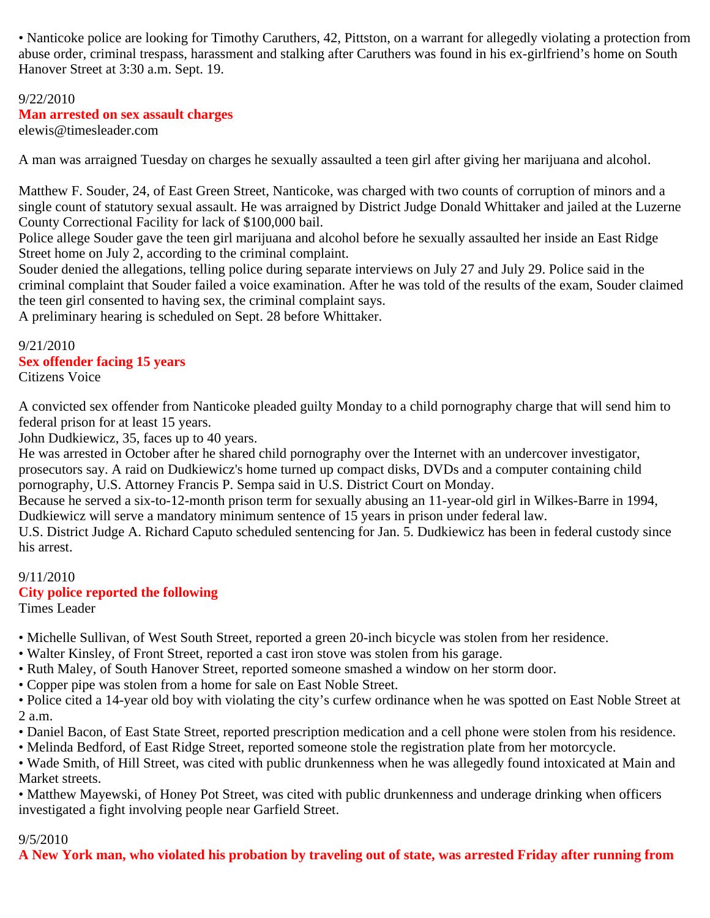• Nanticoke police are looking for Timothy Caruthers, 42, Pittston, on a warrant for allegedly violating a protection from abuse order, criminal trespass, harassment and stalking after Caruthers was found in his ex-girlfriend's home on South Hanover Street at 3:30 a.m. Sept. 19.

9/22/2010

**Man arrested on sex assault charges**

elewis@timesleader.com

A man was arraigned Tuesday on charges he sexually assaulted a teen girl after giving her marijuana and alcohol.

Matthew F. Souder, 24, of East Green Street, Nanticoke, was charged with two counts of corruption of minors and a single count of statutory sexual assault. He was arraigned by District Judge Donald Whittaker and jailed at the Luzerne County Correctional Facility for lack of $100,000 bail.

Police allege Souder gave the teen girl marijuana and alcohol before he sexually assaulted her inside an East Ridge Street home on July 2, according to the criminal complaint.

Souder denied the allegations, telling police during separate interviews on July 27 and July 29. Police said in the criminal complaint that Souder failed a voice examination. After he was told of the results of the exam, Souder claimed the teen girl consented to having sex, the criminal complaint says.

A preliminary hearing is scheduled on Sept. 28 before Whittaker.

9/21/2010

**Sex offender facing 15 years**

Citizens Voice

A convicted sex offender from Nanticoke pleaded guilty Monday to a child pornography charge that will send him to federal prison for at least 15 years.

John Dudkiewicz, 35, faces up to 40 years.

He was arrested in October after he shared child pornography over the Internet with an undercover investigator, prosecutors say. A raid on Dudkiewicz's home turned up compact disks, DVDs and a computer containing child pornography, U.S. Attorney Francis P. Sempa said in U.S. District Court on Monday.

Because he served a six-to-12-month prison term for sexually abusing an 11-year-old girl in Wilkes-Barre in 1994, Dudkiewicz will serve a mandatory minimum sentence of 15 years in prison under federal law.

U.S. District Judge A. Richard Caputo scheduled sentencing for Jan. 5. Dudkiewicz has been in federal custody since his arrest.

9/11/2010

**City police reported the following**

Times Leader

• Michelle Sullivan, of West South Street, reported a green 20-inch bicycle was stolen from her residence.
• Walter Kinsley, of Front Street, reported a cast iron stove was stolen from his garage.
• Ruth Maley, of South Hanover Street, reported someone smashed a window on her storm door.
• Copper pipe was stolen from a home for sale on East Noble Street.
• Police cited a 14-year old boy with violating the city's curfew ordinance when he was spotted on East Noble Street at 2 a.m.
• Daniel Bacon, of East State Street, reported prescription medication and a cell phone were stolen from his residence.
• Melinda Bedford, of East Ridge Street, reported someone stole the registration plate from her motorcycle.
• Wade Smith, of Hill Street, was cited with public drunkenness when he was allegedly found intoxicated at Main and Market streets.
• Matthew Mayewski, of Honey Pot Street, was cited with public drunkenness and underage drinking when officers investigated a fight involving people near Garfield Street.

9/5/2010

**A New York man, who violated his probation by traveling out of state, was arrested Friday after running from**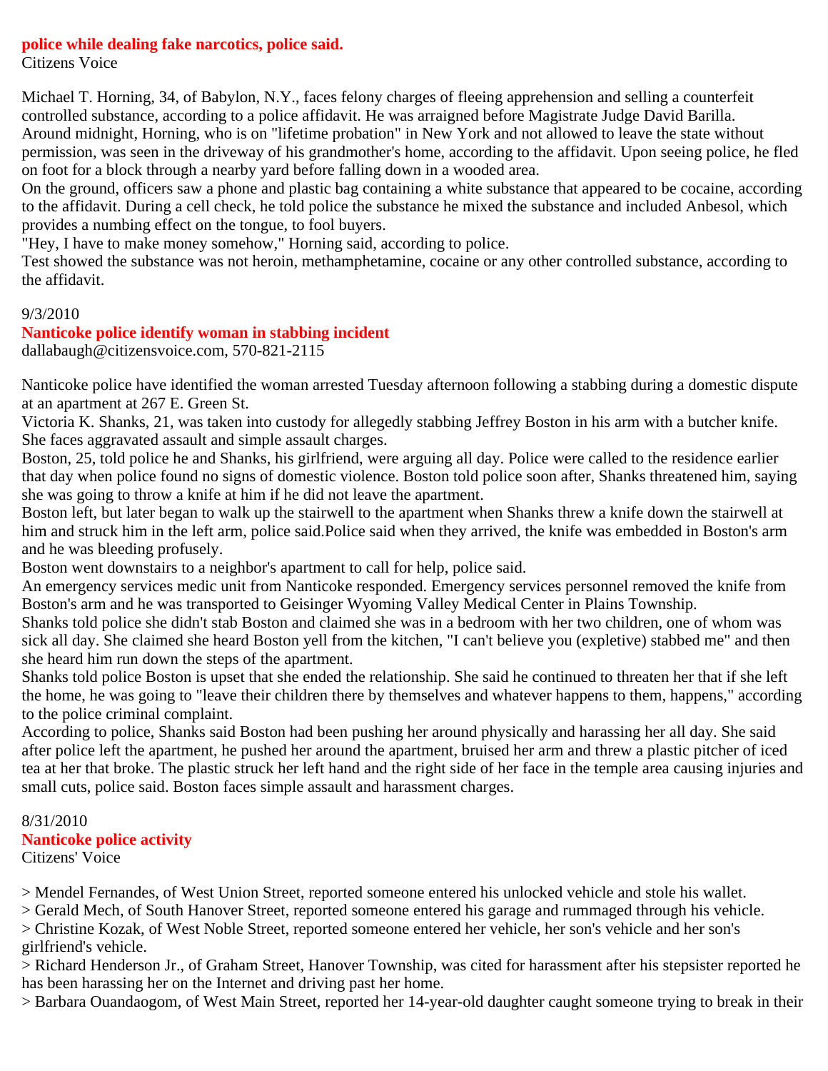**police while dealing fake narcotics, police said.**

Citizens Voice

Michael T. Horning, 34, of Babylon, N.Y., faces felony charges of fleeing apprehension and selling a counterfeit controlled substance, according to a police affidavit. He was arraigned before Magistrate Judge David Barilla.

Around midnight, Horning, who is on "lifetime probation" in New York and not allowed to leave the state without permission, was seen in the driveway of his grandmother's home, according to the affidavit. Upon seeing police, he fled on foot for a block through a nearby yard before falling down in a wooded area.

On the ground, officers saw a phone and plastic bag containing a white substance that appeared to be cocaine, according to the affidavit. During a cell check, he told police the substance he mixed the substance and included Anbesol, which provides a numbing effect on the tongue, to fool buyers.

"Hey, I have to make money somehow," Horning said, according to police.

Test showed the substance was not heroin, methamphetamine, cocaine or any other controlled substance, according to the affidavit.

9/3/2010

**Nanticoke police identify woman in stabbing incident**

dallabaugh@citizensvoice.com, 570-821-2115

Nanticoke police have identified the woman arrested Tuesday afternoon following a stabbing during a domestic dispute at an apartment at 267 E. Green St.

Victoria K. Shanks, 21, was taken into custody for allegedly stabbing Jeffrey Boston in his arm with a butcher knife. She faces aggravated assault and simple assault charges.

Boston, 25, told police he and Shanks, his girlfriend, were arguing all day. Police were called to the residence earlier that day when police found no signs of domestic violence. Boston told police soon after, Shanks threatened him, saying she was going to throw a knife at him if he did not leave the apartment.

Boston left, but later began to walk up the stairwell to the apartment when Shanks threw a knife down the stairwell at him and struck him in the left arm, police said.Police said when they arrived, the knife was embedded in Boston's arm and he was bleeding profusely.

Boston went downstairs to a neighbor's apartment to call for help, police said.

An emergency services medic unit from Nanticoke responded. Emergency services personnel removed the knife from Boston's arm and he was transported to Geisinger Wyoming Valley Medical Center in Plains Township.

Shanks told police she didn't stab Boston and claimed she was in a bedroom with her two children, one of whom was sick all day. She claimed she heard Boston yell from the kitchen, "I can't believe you (expletive) stabbed me" and then she heard him run down the steps of the apartment.

Shanks told police Boston is upset that she ended the relationship. She said he continued to threaten her that if she left the home, he was going to "leave their children there by themselves and whatever happens to them, happens," according to the police criminal complaint.

According to police, Shanks said Boston had been pushing her around physically and harassing her all day. She said after police left the apartment, he pushed her around the apartment, bruised her arm and threw a plastic pitcher of iced tea at her that broke. The plastic struck her left hand and the right side of her face in the temple area causing injuries and small cuts, police said. Boston faces simple assault and harassment charges.

8/31/2010

**Nanticoke police activity**

Citizens' Voice

> Mendel Fernandes, of West Union Street, reported someone entered his unlocked vehicle and stole his wallet.

> Gerald Mech, of South Hanover Street, reported someone entered his garage and rummaged through his vehicle.

> Christine Kozak, of West Noble Street, reported someone entered her vehicle, her son's vehicle and her son's girlfriend's vehicle.

> Richard Henderson Jr., of Graham Street, Hanover Township, was cited for harassment after his stepsister reported he has been harassing her on the Internet and driving past her home.

> Barbara Ouandaogom, of West Main Street, reported her 14-year-old daughter caught someone trying to break in their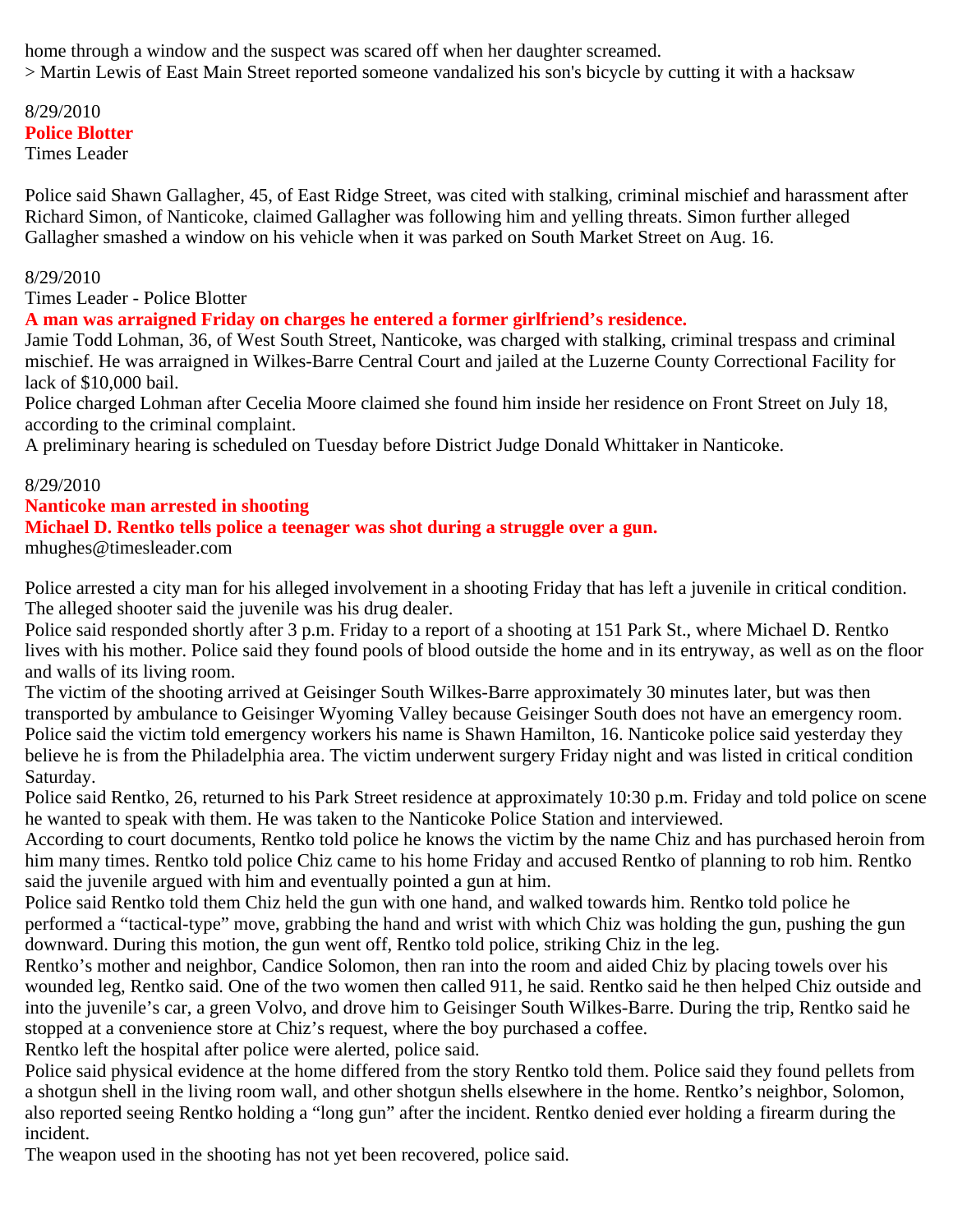home through a window and the suspect was scared off when her daughter screamed.

> Martin Lewis of East Main Street reported someone vandalized his son's bicycle by cutting it with a hacksaw

8/29/2010

**Police Blotter**

Times Leader

Police said Shawn Gallagher, 45, of East Ridge Street, was cited with stalking, criminal mischief and harassment after Richard Simon, of Nanticoke, claimed Gallagher was following him and yelling threats. Simon further alleged Gallagher smashed a window on his vehicle when it was parked on South Market Street on Aug. 16.

8/29/2010

Times Leader - Police Blotter

**A man was arraigned Friday on charges he entered a former girlfriend's residence.**

Jamie Todd Lohman, 36, of West South Street, Nanticoke, was charged with stalking, criminal trespass and criminal mischief. He was arraigned in Wilkes-Barre Central Court and jailed at the Luzerne County Correctional Facility for lack of $10,000 bail.

Police charged Lohman after Cecelia Moore claimed she found him inside her residence on Front Street on July 18, according to the criminal complaint.

A preliminary hearing is scheduled on Tuesday before District Judge Donald Whittaker in Nanticoke.

8/29/2010

**Nanticoke man arrested in shooting**

**Michael D. Rentko tells police a teenager was shot during a struggle over a gun.**

mhughes@timesleader.com

Police arrested a city man for his alleged involvement in a shooting Friday that has left a juvenile in critical condition. The alleged shooter said the juvenile was his drug dealer.

Police said responded shortly after 3 p.m. Friday to a report of a shooting at 151 Park St., where Michael D. Rentko lives with his mother. Police said they found pools of blood outside the home and in its entryway, as well as on the floor and walls of its living room.

The victim of the shooting arrived at Geisinger South Wilkes-Barre approximately 30 minutes later, but was then transported by ambulance to Geisinger Wyoming Valley because Geisinger South does not have an emergency room. Police said the victim told emergency workers his name is Shawn Hamilton, 16. Nanticoke police said yesterday they believe he is from the Philadelphia area. The victim underwent surgery Friday night and was listed in critical condition Saturday.

Police said Rentko, 26, returned to his Park Street residence at approximately 10:30 p.m. Friday and told police on scene he wanted to speak with them. He was taken to the Nanticoke Police Station and interviewed.

According to court documents, Rentko told police he knows the victim by the name Chiz and has purchased heroin from him many times. Rentko told police Chiz came to his home Friday and accused Rentko of planning to rob him. Rentko said the juvenile argued with him and eventually pointed a gun at him.

Police said Rentko told them Chiz held the gun with one hand, and walked towards him. Rentko told police he performed a "tactical-type" move, grabbing the hand and wrist with which Chiz was holding the gun, pushing the gun downward. During this motion, the gun went off, Rentko told police, striking Chiz in the leg.

Rentko's mother and neighbor, Candice Solomon, then ran into the room and aided Chiz by placing towels over his wounded leg, Rentko said. One of the two women then called 911, he said. Rentko said he then helped Chiz outside and into the juvenile's car, a green Volvo, and drove him to Geisinger South Wilkes-Barre. During the trip, Rentko said he stopped at a convenience store at Chiz's request, where the boy purchased a coffee.

Rentko left the hospital after police were alerted, police said.

Police said physical evidence at the home differed from the story Rentko told them. Police said they found pellets from a shotgun shell in the living room wall, and other shotgun shells elsewhere in the home. Rentko's neighbor, Solomon, also reported seeing Rentko holding a "long gun" after the incident. Rentko denied ever holding a firearm during the incident.

The weapon used in the shooting has not yet been recovered, police said.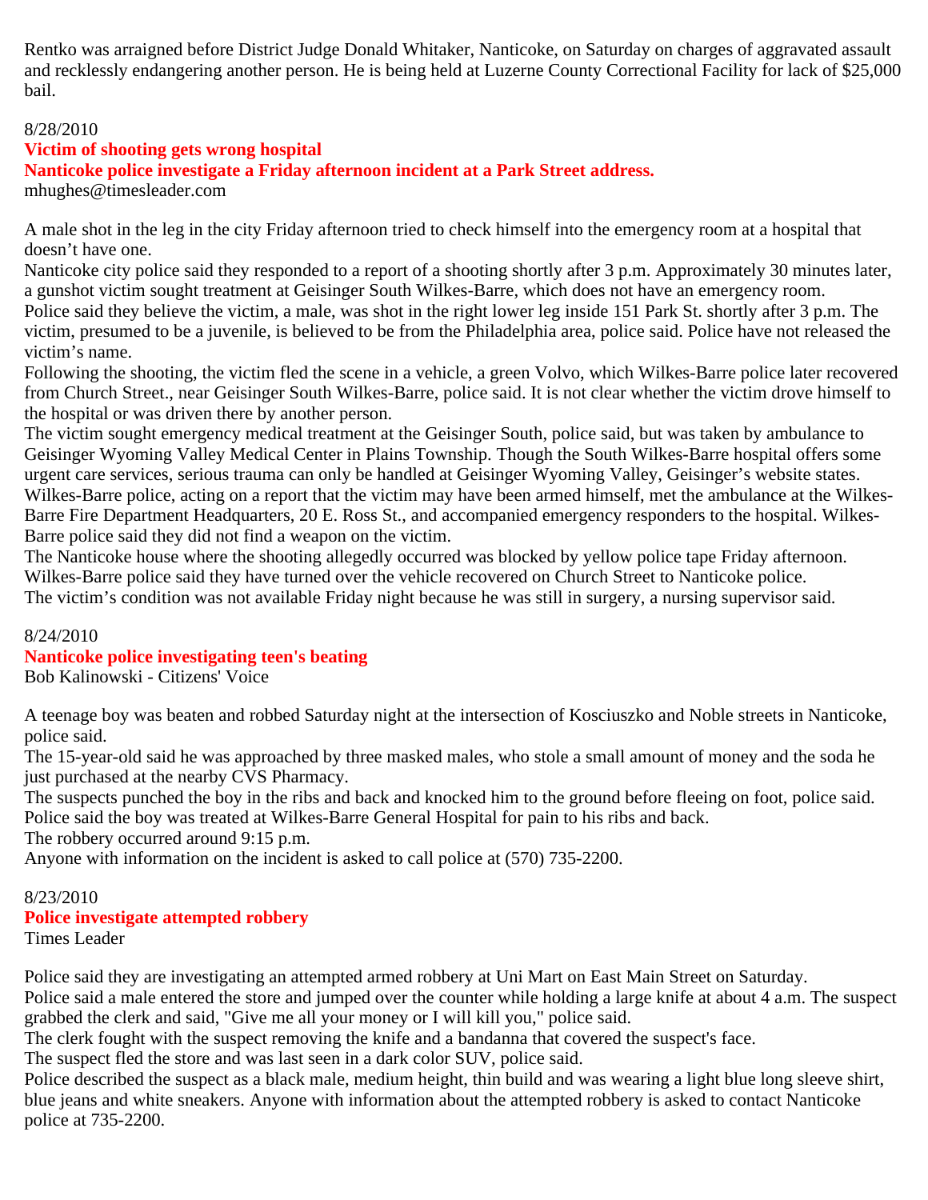Rentko was arraigned before District Judge Donald Whitaker, Nanticoke, on Saturday on charges of aggravated assault and recklessly endangering another person. He is being held at Luzerne County Correctional Facility for lack of $25,000 bail.

8/28/2010

**Victim of shooting gets wrong hospital**

**Nanticoke police investigate a Friday afternoon incident at a Park Street address.**

mhughes@timesleader.com

A male shot in the leg in the city Friday afternoon tried to check himself into the emergency room at a hospital that doesn't have one.

Nanticoke city police said they responded to a report of a shooting shortly after 3 p.m. Approximately 30 minutes later, a gunshot victim sought treatment at Geisinger South Wilkes-Barre, which does not have an emergency room.

Police said they believe the victim, a male, was shot in the right lower leg inside 151 Park St. shortly after 3 p.m. The victim, presumed to be a juvenile, is believed to be from the Philadelphia area, police said. Police have not released the victim's name.

Following the shooting, the victim fled the scene in a vehicle, a green Volvo, which Wilkes-Barre police later recovered from Church Street., near Geisinger South Wilkes-Barre, police said. It is not clear whether the victim drove himself to the hospital or was driven there by another person.

The victim sought emergency medical treatment at the Geisinger South, police said, but was taken by ambulance to Geisinger Wyoming Valley Medical Center in Plains Township. Though the South Wilkes-Barre hospital offers some urgent care services, serious trauma can only be handled at Geisinger Wyoming Valley, Geisinger's website states.

Wilkes-Barre police, acting on a report that the victim may have been armed himself, met the ambulance at the Wilkes-Barre Fire Department Headquarters, 20 E. Ross St., and accompanied emergency responders to the hospital. Wilkes-Barre police said they did not find a weapon on the victim.

The Nanticoke house where the shooting allegedly occurred was blocked by yellow police tape Friday afternoon.

Wilkes-Barre police said they have turned over the vehicle recovered on Church Street to Nanticoke police.

The victim's condition was not available Friday night because he was still in surgery, a nursing supervisor said.

8/24/2010

**Nanticoke police investigating teen's beating**

Bob Kalinowski - Citizens' Voice

A teenage boy was beaten and robbed Saturday night at the intersection of Kosciuszko and Noble streets in Nanticoke, police said.

The 15-year-old said he was approached by three masked males, who stole a small amount of money and the soda he just purchased at the nearby CVS Pharmacy.

The suspects punched the boy in the ribs and back and knocked him to the ground before fleeing on foot, police said.

Police said the boy was treated at Wilkes-Barre General Hospital for pain to his ribs and back.

The robbery occurred around 9:15 p.m.

Anyone with information on the incident is asked to call police at (570) 735-2200.

8/23/2010

**Police investigate attempted robbery**

Times Leader

Police said they are investigating an attempted armed robbery at Uni Mart on East Main Street on Saturday.

Police said a male entered the store and jumped over the counter while holding a large knife at about 4 a.m. The suspect grabbed the clerk and said, "Give me all your money or I will kill you," police said.

The clerk fought with the suspect removing the knife and a bandanna that covered the suspect's face.

The suspect fled the store and was last seen in a dark color SUV, police said.

Police described the suspect as a black male, medium height, thin build and was wearing a light blue long sleeve shirt, blue jeans and white sneakers. Anyone with information about the attempted robbery is asked to contact Nanticoke police at 735-2200.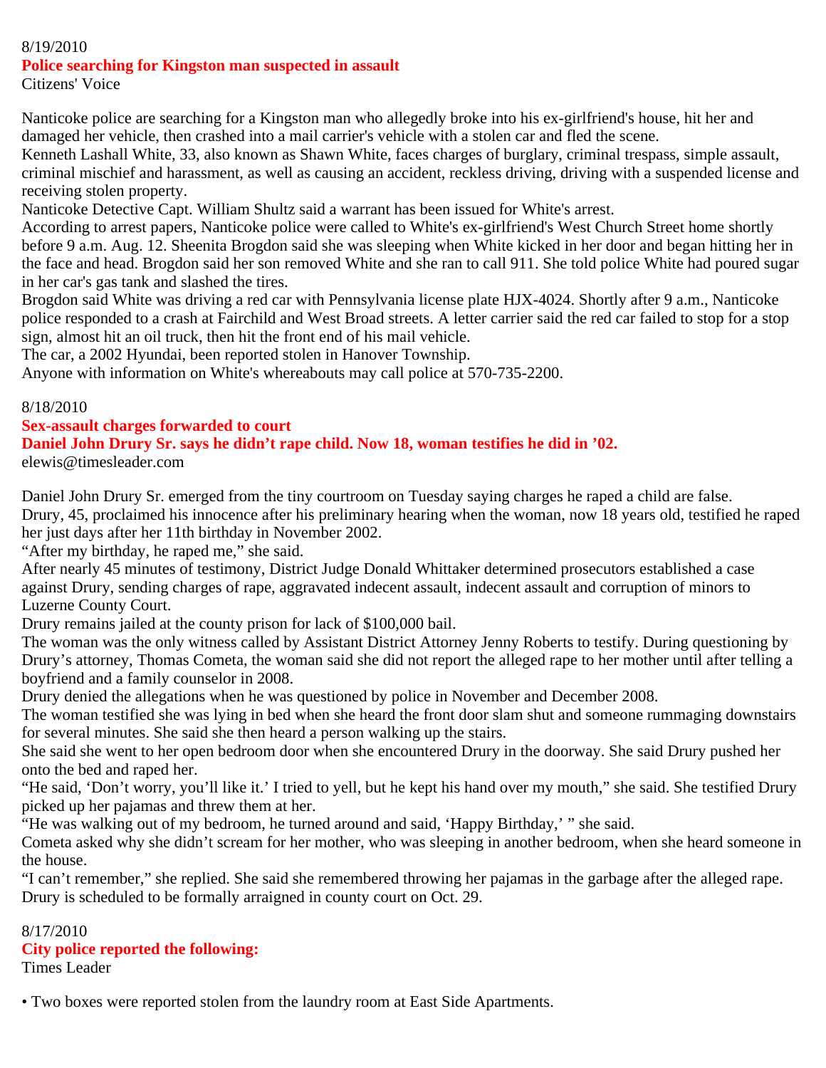8/19/2010

### Police searching for Kingston man suspected in assault

Citizens' Voice

Nanticoke police are searching for a Kingston man who allegedly broke into his ex-girlfriend's house, hit her and damaged her vehicle, then crashed into a mail carrier's vehicle with a stolen car and fled the scene.

Kenneth Lashall White, 33, also known as Shawn White, faces charges of burglary, criminal trespass, simple assault, criminal mischief and harassment, as well as causing an accident, reckless driving, driving with a suspended license and receiving stolen property.

Nanticoke Detective Capt. William Shultz said a warrant has been issued for White's arrest.

According to arrest papers, Nanticoke police were called to White's ex-girlfriend's West Church Street home shortly before 9 a.m. Aug. 12. Sheenita Brogdon said she was sleeping when White kicked in her door and began hitting her in the face and head. Brogdon said her son removed White and she ran to call 911. She told police White had poured sugar in her car's gas tank and slashed the tires.

Brogdon said White was driving a red car with Pennsylvania license plate HJX-4024. Shortly after 9 a.m., Nanticoke police responded to a crash at Fairchild and West Broad streets. A letter carrier said the red car failed to stop for a stop sign, almost hit an oil truck, then hit the front end of his mail vehicle.

The car, a 2002 Hyundai, been reported stolen in Hanover Township.

Anyone with information on White's whereabouts may call police at 570-735-2200.

8/18/2010

### Sex-assault charges forwarded to court

### Daniel John Drury Sr. says he didn't rape child. Now 18, woman testifies he did in '02.

elewis@timesleader.com

Daniel John Drury Sr. emerged from the tiny courtroom on Tuesday saying charges he raped a child are false.

Drury, 45, proclaimed his innocence after his preliminary hearing when the woman, now 18 years old, testified he raped her just days after her 11th birthday in November 2002.

"After my birthday, he raped me," she said.

After nearly 45 minutes of testimony, District Judge Donald Whittaker determined prosecutors established a case against Drury, sending charges of rape, aggravated indecent assault, indecent assault and corruption of minors to Luzerne County Court.

Drury remains jailed at the county prison for lack of $100,000 bail.

The woman was the only witness called by Assistant District Attorney Jenny Roberts to testify. During questioning by Drury's attorney, Thomas Cometa, the woman said she did not report the alleged rape to her mother until after telling a boyfriend and a family counselor in 2008.

Drury denied the allegations when he was questioned by police in November and December 2008.

The woman testified she was lying in bed when she heard the front door slam shut and someone rummaging downstairs for several minutes. She said she then heard a person walking up the stairs.

She said she went to her open bedroom door when she encountered Drury in the doorway. She said Drury pushed her onto the bed and raped her.

"He said, 'Don't worry, you'll like it.' I tried to yell, but he kept his hand over my mouth," she said. She testified Drury picked up her pajamas and threw them at her.

"He was walking out of my bedroom, he turned around and said, 'Happy Birthday,' " she said.

Cometa asked why she didn't scream for her mother, who was sleeping in another bedroom, when she heard someone in the house.

"I can't remember," she replied. She said she remembered throwing her pajamas in the garbage after the alleged rape.

Drury is scheduled to be formally arraigned in county court on Oct. 29.

8/17/2010

### City police reported the following:

Times Leader

- Two boxes were reported stolen from the laundry room at East Side Apartments.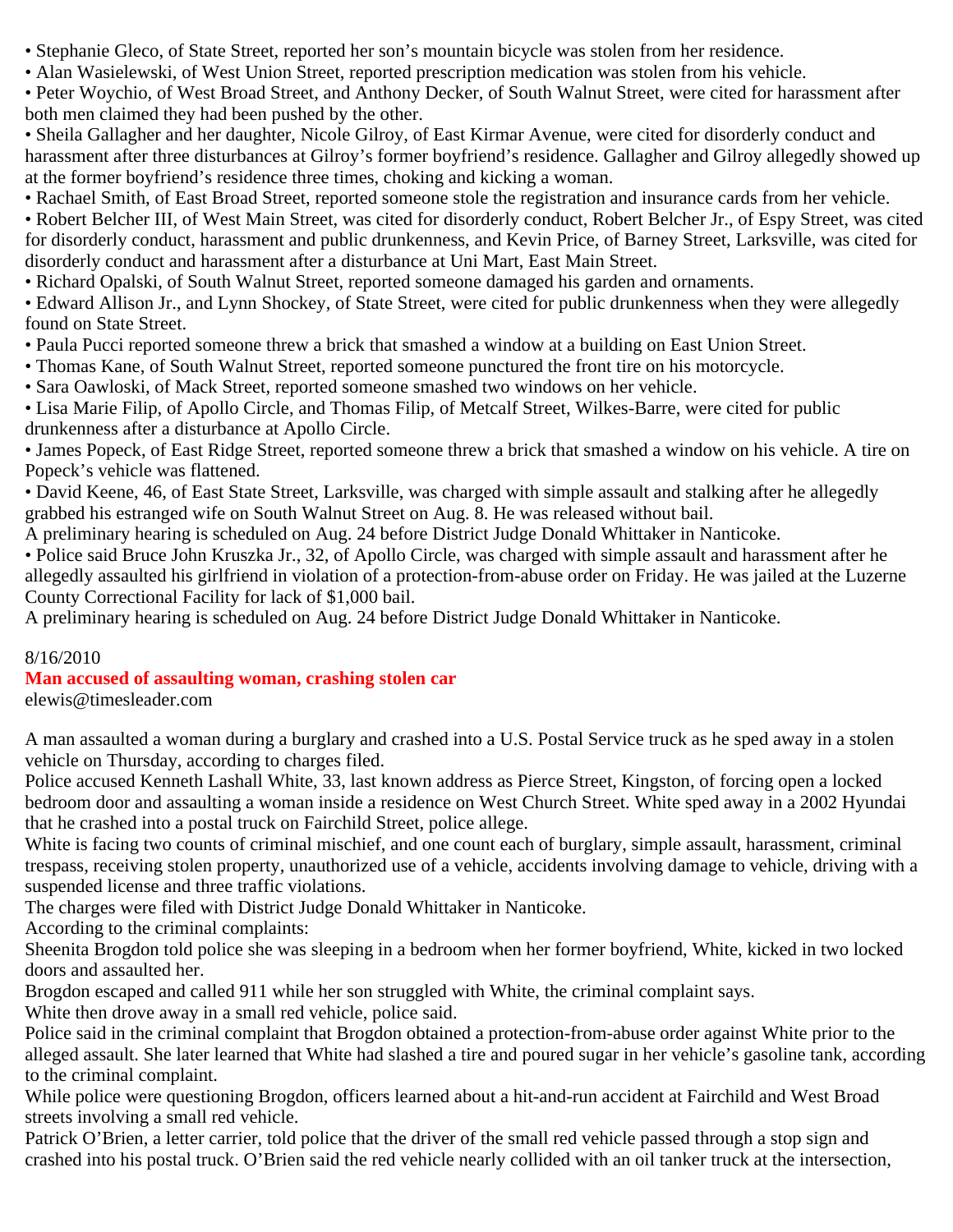- Stephanie Gleco, of State Street, reported her son's mountain bicycle was stolen from her residence.
- Alan Wasielewski, of West Union Street, reported prescription medication was stolen from his vehicle.
- Peter Woychio, of West Broad Street, and Anthony Decker, of South Walnut Street, were cited for harassment after both men claimed they had been pushed by the other.
- Sheila Gallagher and her daughter, Nicole Gilroy, of East Kirmar Avenue, were cited for disorderly conduct and harassment after three disturbances at Gilroy's former boyfriend's residence. Gallagher and Gilroy allegedly showed up at the former boyfriend's residence three times, choking and kicking a woman.
- Rachael Smith, of East Broad Street, reported someone stole the registration and insurance cards from her vehicle.
- Robert Belcher III, of West Main Street, was cited for disorderly conduct, Robert Belcher Jr., of Espy Street, was cited for disorderly conduct, harassment and public drunkenness, and Kevin Price, of Barney Street, Larksville, was cited for disorderly conduct and harassment after a disturbance at Uni Mart, East Main Street.
- Richard Opalski, of South Walnut Street, reported someone damaged his garden and ornaments.
- Edward Allison Jr., and Lynn Shockey, of State Street, were cited for public drunkenness when they were allegedly found on State Street.
- Paula Pucci reported someone threw a brick that smashed a window at a building on East Union Street.
- Thomas Kane, of South Walnut Street, reported someone punctured the front tire on his motorcycle.
- Sara Oawloski, of Mack Street, reported someone smashed two windows on her vehicle.
- Lisa Marie Filip, of Apollo Circle, and Thomas Filip, of Metcalf Street, Wilkes-Barre, were cited for public drunkenness after a disturbance at Apollo Circle.
- James Popeck, of East Ridge Street, reported someone threw a brick that smashed a window on his vehicle. A tire on Popeck's vehicle was flattened.
- David Keene, 46, of East State Street, Larksville, was charged with simple assault and stalking after he allegedly grabbed his estranged wife on South Walnut Street on Aug. 8. He was released without bail.

A preliminary hearing is scheduled on Aug. 24 before District Judge Donald Whittaker in Nanticoke.

- Police said Bruce John Kruszka Jr., 32, of Apollo Circle, was charged with simple assault and harassment after he allegedly assaulted his girlfriend in violation of a protection-from-abuse order on Friday. He was jailed at the Luzerne County Correctional Facility for lack of $1,000 bail.

A preliminary hearing is scheduled on Aug. 24 before District Judge Donald Whittaker in Nanticoke.

8/16/2010

## Man accused of assaulting woman, crashing stolen car

elewis@timesleader.com

A man assaulted a woman during a burglary and crashed into a U.S. Postal Service truck as he sped away in a stolen vehicle on Thursday, according to charges filed.

Police accused Kenneth Lashall White, 33, last known address as Pierce Street, Kingston, of forcing open a locked bedroom door and assaulting a woman inside a residence on West Church Street. White sped away in a 2002 Hyundai that he crashed into a postal truck on Fairchild Street, police allege.

White is facing two counts of criminal mischief, and one count each of burglary, simple assault, harassment, criminal trespass, receiving stolen property, unauthorized use of a vehicle, accidents involving damage to vehicle, driving with a suspended license and three traffic violations.

The charges were filed with District Judge Donald Whittaker in Nanticoke.

According to the criminal complaints:

Sheenita Brogdon told police she was sleeping in a bedroom when her former boyfriend, White, kicked in two locked doors and assaulted her.

Brogdon escaped and called 911 while her son struggled with White, the criminal complaint says.

White then drove away in a small red vehicle, police said.

Police said in the criminal complaint that Brogdon obtained a protection-from-abuse order against White prior to the alleged assault. She later learned that White had slashed a tire and poured sugar in her vehicle's gasoline tank, according to the criminal complaint.

While police were questioning Brogdon, officers learned about a hit-and-run accident at Fairchild and West Broad streets involving a small red vehicle.

Patrick O'Brien, a letter carrier, told police that the driver of the small red vehicle passed through a stop sign and crashed into his postal truck. O'Brien said the red vehicle nearly collided with an oil tanker truck at the intersection,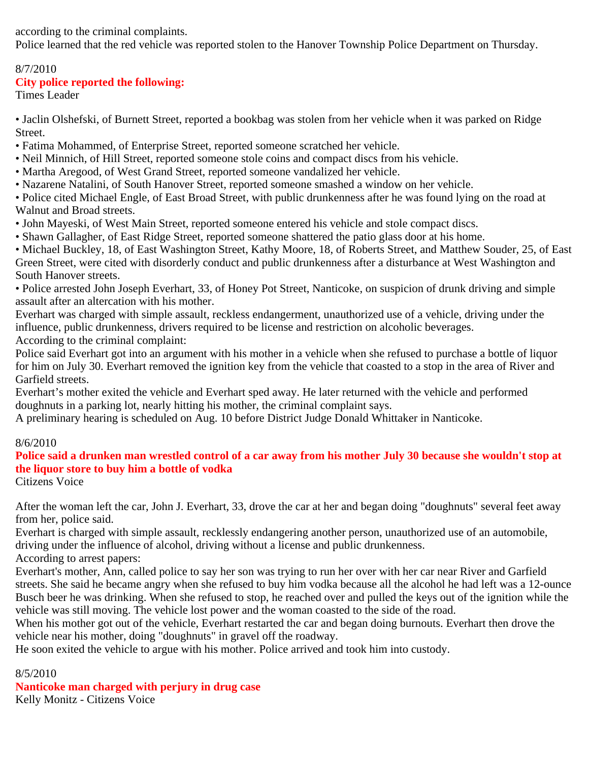according to the criminal complaints.
Police learned that the red vehicle was reported stolen to the Hanover Township Police Department on Thursday.

8/7/2010
**City police reported the following:**
Times Leader

- Jaclin Olshefski, of Burnett Street, reported a bookbag was stolen from her vehicle when it was parked on Ridge Street.
- Fatima Mohammed, of Enterprise Street, reported someone scratched her vehicle.
- Neil Minnich, of Hill Street, reported someone stole coins and compact discs from his vehicle.
- Martha Aregood, of West Grand Street, reported someone vandalized her vehicle.
- Nazarene Natalini, of South Hanover Street, reported someone smashed a window on her vehicle.
- Police cited Michael Engle, of East Broad Street, with public drunkenness after he was found lying on the road at Walnut and Broad streets.
- John Mayeski, of West Main Street, reported someone entered his vehicle and stole compact discs.
- Shawn Gallagher, of East Ridge Street, reported someone shattered the patio glass door at his home.
- Michael Buckley, 18, of East Washington Street, Kathy Moore, 18, of Roberts Street, and Matthew Souder, 25, of East Green Street, were cited with disorderly conduct and public drunkenness after a disturbance at West Washington and South Hanover streets.
- Police arrested John Joseph Everhart, 33, of Honey Pot Street, Nanticoke, on suspicion of drunk driving and simple assault after an altercation with his mother.

Everhart was charged with simple assault, reckless endangerment, unauthorized use of a vehicle, driving under the influence, public drunkenness, drivers required to be license and restriction on alcoholic beverages.
According to the criminal complaint:
Police said Everhart got into an argument with his mother in a vehicle when she refused to purchase a bottle of liquor for him on July 30. Everhart removed the ignition key from the vehicle that coasted to a stop in the area of River and Garfield streets.
Everhart's mother exited the vehicle and Everhart sped away. He later returned with the vehicle and performed doughnuts in a parking lot, nearly hitting his mother, the criminal complaint says.
A preliminary hearing is scheduled on Aug. 10 before District Judge Donald Whittaker in Nanticoke.

8/6/2010
**Police said a drunken man wrestled control of a car away from his mother July 30 because she wouldn't stop at the liquor store to buy him a bottle of vodka**
Citizens Voice

After the woman left the car, John J. Everhart, 33, drove the car at her and began doing "doughnuts" several feet away from her, police said.
Everhart is charged with simple assault, recklessly endangering another person, unauthorized use of an automobile, driving under the influence of alcohol, driving without a license and public drunkenness.
According to arrest papers:
Everhart's mother, Ann, called police to say her son was trying to run her over with her car near River and Garfield streets. She said he became angry when she refused to buy him vodka because all the alcohol he had left was a 12-ounce Busch beer he was drinking. When she refused to stop, he reached over and pulled the keys out of the ignition while the vehicle was still moving. The vehicle lost power and the woman coasted to the side of the road.
When his mother got out of the vehicle, Everhart restarted the car and began doing burnouts. Everhart then drove the vehicle near his mother, doing "doughnuts" in gravel off the roadway.
He soon exited the vehicle to argue with his mother. Police arrived and took him into custody.

8/5/2010
**Nanticoke man charged with perjury in drug case**
Kelly Monitz - Citizens Voice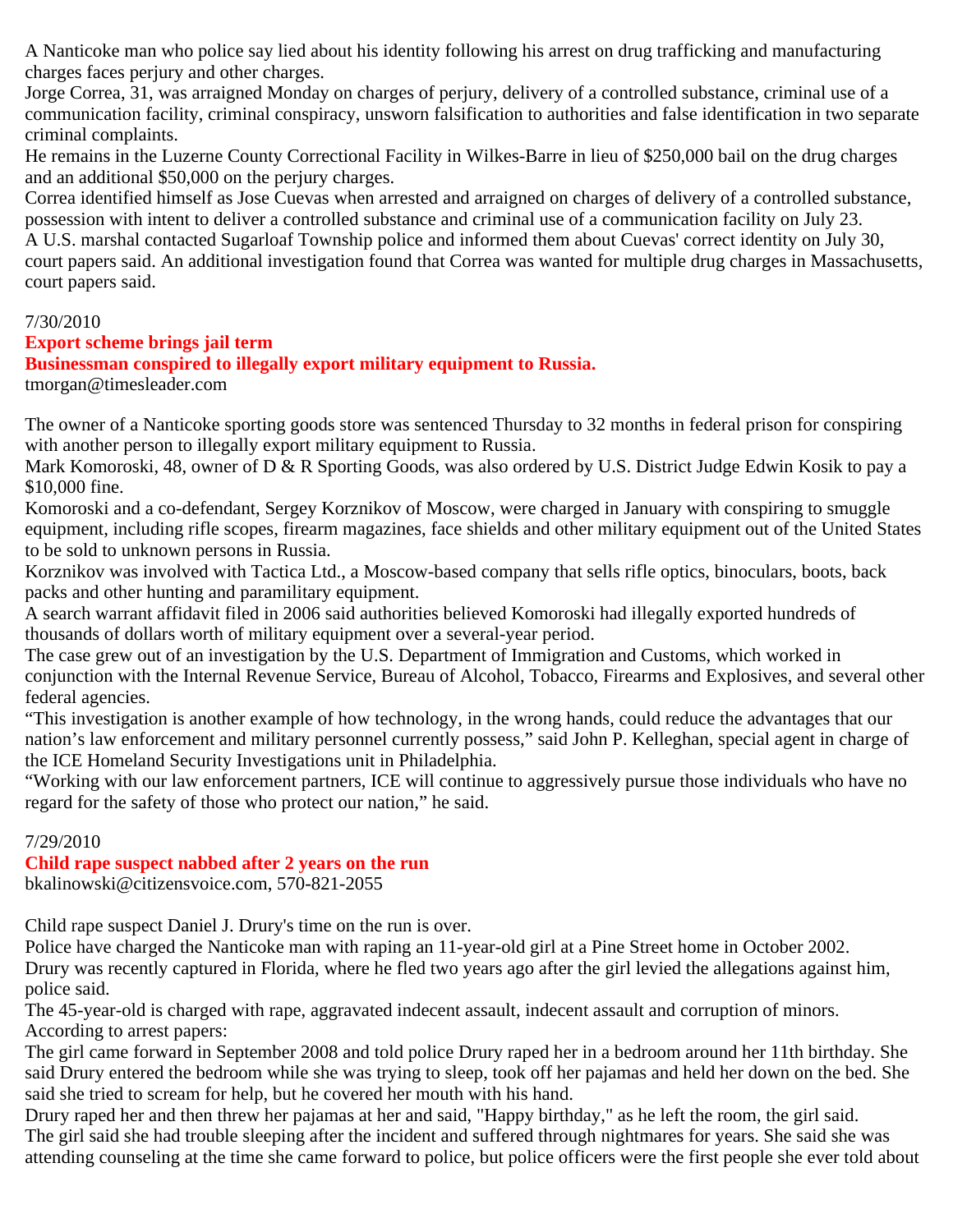A Nanticoke man who police say lied about his identity following his arrest on drug trafficking and manufacturing charges faces perjury and other charges.

Jorge Correa, 31, was arraigned Monday on charges of perjury, delivery of a controlled substance, criminal use of a communication facility, criminal conspiracy, unsworn falsification to authorities and false identification in two separate criminal complaints.

He remains in the Luzerne County Correctional Facility in Wilkes-Barre in lieu of $250,000 bail on the drug charges and an additional $50,000 on the perjury charges.

Correa identified himself as Jose Cuevas when arrested and arraigned on charges of delivery of a controlled substance, possession with intent to deliver a controlled substance and criminal use of a communication facility on July 23.

A U.S. marshal contacted Sugarloaf Township police and informed them about Cuevas' correct identity on July 30, court papers said. An additional investigation found that Correa was wanted for multiple drug charges in Massachusetts, court papers said.

7/30/2010

**Export scheme brings jail term**

**Businessman conspired to illegally export military equipment to Russia.**

tmorgan@timesleader.com

The owner of a Nanticoke sporting goods store was sentenced Thursday to 32 months in federal prison for conspiring with another person to illegally export military equipment to Russia.

Mark Komoroski, 48, owner of D & R Sporting Goods, was also ordered by U.S. District Judge Edwin Kosik to pay a $10,000 fine.

Komoroski and a co-defendant, Sergey Korznikov of Moscow, were charged in January with conspiring to smuggle equipment, including rifle scopes, firearm magazines, face shields and other military equipment out of the United States to be sold to unknown persons in Russia.

Korznikov was involved with Tactica Ltd., a Moscow-based company that sells rifle optics, binoculars, boots, back packs and other hunting and paramilitary equipment.

A search warrant affidavit filed in 2006 said authorities believed Komoroski had illegally exported hundreds of thousands of dollars worth of military equipment over a several-year period.

The case grew out of an investigation by the U.S. Department of Immigration and Customs, which worked in conjunction with the Internal Revenue Service, Bureau of Alcohol, Tobacco, Firearms and Explosives, and several other federal agencies.

"This investigation is another example of how technology, in the wrong hands, could reduce the advantages that our nation's law enforcement and military personnel currently possess," said John P. Kelleghan, special agent in charge of the ICE Homeland Security Investigations unit in Philadelphia.

"Working with our law enforcement partners, ICE will continue to aggressively pursue those individuals who have no regard for the safety of those who protect our nation," he said.

7/29/2010

**Child rape suspect nabbed after 2 years on the run**

bkalinowski@citizensvoice.com, 570-821-2055

Child rape suspect Daniel J. Drury's time on the run is over.

Police have charged the Nanticoke man with raping an 11-year-old girl at a Pine Street home in October 2002.

Drury was recently captured in Florida, where he fled two years ago after the girl levied the allegations against him, police said.

The 45-year-old is charged with rape, aggravated indecent assault, indecent assault and corruption of minors.

According to arrest papers:

The girl came forward in September 2008 and told police Drury raped her in a bedroom around her 11th birthday. She said Drury entered the bedroom while she was trying to sleep, took off her pajamas and held her down on the bed. She said she tried to scream for help, but he covered her mouth with his hand.

Drury raped her and then threw her pajamas at her and said, "Happy birthday," as he left the room, the girl said.

The girl said she had trouble sleeping after the incident and suffered through nightmares for years. She said she was attending counseling at the time she came forward to police, but police officers were the first people she ever told about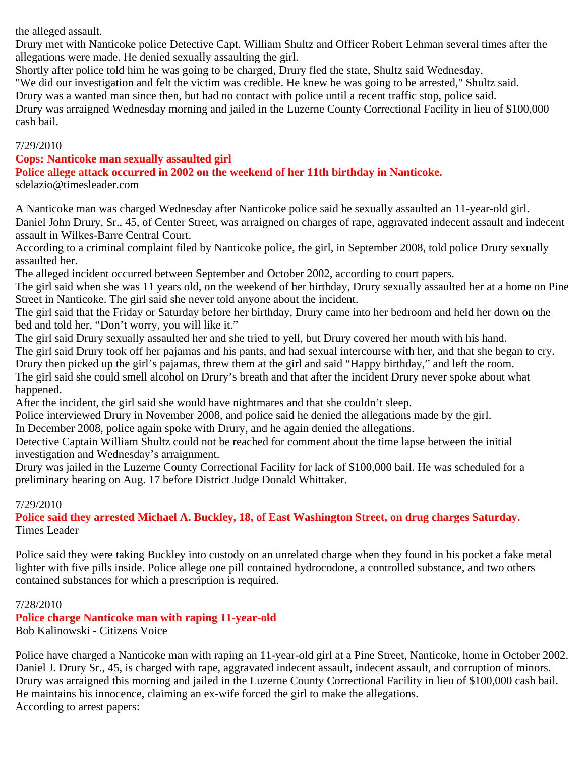the alleged assault.

Drury met with Nanticoke police Detective Capt. William Shultz and Officer Robert Lehman several times after the allegations were made. He denied sexually assaulting the girl.

Shortly after police told him he was going to be charged, Drury fled the state, Shultz said Wednesday.

"We did our investigation and felt the victim was credible. He knew he was going to be arrested," Shultz said.

Drury was a wanted man since then, but had no contact with police until a recent traffic stop, police said.

Drury was arraigned Wednesday morning and jailed in the Luzerne County Correctional Facility in lieu of $100,000 cash bail.

7/29/2010

**Cops: Nanticoke man sexually assaulted girl**

**Police allege attack occurred in 2002 on the weekend of her 11th birthday in Nanticoke.**

sdelazio@timesleader.com

A Nanticoke man was charged Wednesday after Nanticoke police said he sexually assaulted an 11-year-old girl.

Daniel John Drury, Sr., 45, of Center Street, was arraigned on charges of rape, aggravated indecent assault and indecent assault in Wilkes-Barre Central Court.

According to a criminal complaint filed by Nanticoke police, the girl, in September 2008, told police Drury sexually assaulted her.

The alleged incident occurred between September and October 2002, according to court papers.

The girl said when she was 11 years old, on the weekend of her birthday, Drury sexually assaulted her at a home on Pine Street in Nanticoke. The girl said she never told anyone about the incident.

The girl said that the Friday or Saturday before her birthday, Drury came into her bedroom and held her down on the bed and told her, "Don't worry, you will like it."

The girl said Drury sexually assaulted her and she tried to yell, but Drury covered her mouth with his hand.

The girl said Drury took off her pajamas and his pants, and had sexual intercourse with her, and that she began to cry.

Drury then picked up the girl's pajamas, threw them at the girl and said "Happy birthday," and left the room.

The girl said she could smell alcohol on Drury's breath and that after the incident Drury never spoke about what happened.

After the incident, the girl said she would have nightmares and that she couldn't sleep.

Police interviewed Drury in November 2008, and police said he denied the allegations made by the girl.

In December 2008, police again spoke with Drury, and he again denied the allegations.

Detective Captain William Shultz could not be reached for comment about the time lapse between the initial investigation and Wednesday's arraignment.

Drury was jailed in the Luzerne County Correctional Facility for lack of $100,000 bail. He was scheduled for a preliminary hearing on Aug. 17 before District Judge Donald Whittaker.

7/29/2010

**Police said they arrested Michael A. Buckley, 18, of East Washington Street, on drug charges Saturday.**

Times Leader

Police said they were taking Buckley into custody on an unrelated charge when they found in his pocket a fake metal lighter with five pills inside. Police allege one pill contained hydrocodone, a controlled substance, and two others contained substances for which a prescription is required.

7/28/2010

**Police charge Nanticoke man with raping 11-year-old**

Bob Kalinowski - Citizens Voice

Police have charged a Nanticoke man with raping an 11-year-old girl at a Pine Street, Nanticoke, home in October 2002.

Daniel J. Drury Sr., 45, is charged with rape, aggravated indecent assault, indecent assault, and corruption of minors.

Drury was arraigned this morning and jailed in the Luzerne County Correctional Facility in lieu of $100,000 cash bail.

He maintains his innocence, claiming an ex-wife forced the girl to make the allegations.

According to arrest papers: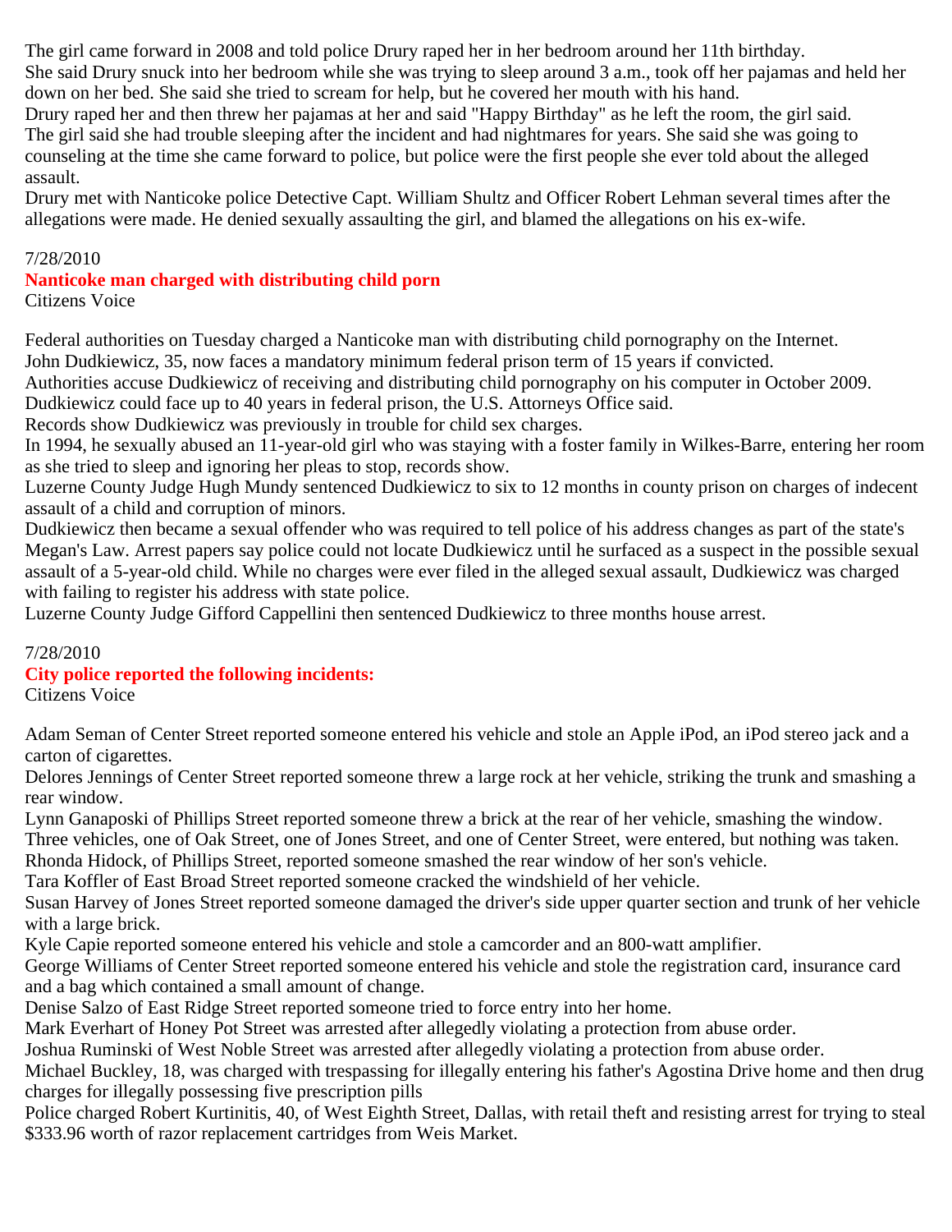The girl came forward in 2008 and told police Drury raped her in her bedroom around her 11th birthday.
She said Drury snuck into her bedroom while she was trying to sleep around 3 a.m., took off her pajamas and held her down on her bed. She said she tried to scream for help, but he covered her mouth with his hand.
Drury raped her and then threw her pajamas at her and said "Happy Birthday" as he left the room, the girl said.
The girl said she had trouble sleeping after the incident and had nightmares for years. She said she was going to counseling at the time she came forward to police, but police were the first people she ever told about the alleged assault.
Drury met with Nanticoke police Detective Capt. William Shultz and Officer Robert Lehman several times after the allegations were made. He denied sexually assaulting the girl, and blamed the allegations on his ex-wife.

7/28/2010

**Nanticoke man charged with distributing child porn**

Citizens Voice

Federal authorities on Tuesday charged a Nanticoke man with distributing child pornography on the Internet.
John Dudkiewicz, 35, now faces a mandatory minimum federal prison term of 15 years if convicted.
Authorities accuse Dudkiewicz of receiving and distributing child pornography on his computer in October 2009.
Dudkiewicz could face up to 40 years in federal prison, the U.S. Attorneys Office said.
Records show Dudkiewicz was previously in trouble for child sex charges.
In 1994, he sexually abused an 11-year-old girl who was staying with a foster family in Wilkes-Barre, entering her room as she tried to sleep and ignoring her pleas to stop, records show.
Luzerne County Judge Hugh Mundy sentenced Dudkiewicz to six to 12 months in county prison on charges of indecent assault of a child and corruption of minors.
Dudkiewicz then became a sexual offender who was required to tell police of his address changes as part of the state's Megan's Law. Arrest papers say police could not locate Dudkiewicz until he surfaced as a suspect in the possible sexual assault of a 5-year-old child. While no charges were ever filed in the alleged sexual assault, Dudkiewicz was charged with failing to register his address with state police.
Luzerne County Judge Gifford Cappellini then sentenced Dudkiewicz to three months house arrest.

7/28/2010

**City police reported the following incidents:**

Citizens Voice

Adam Seman of Center Street reported someone entered his vehicle and stole an Apple iPod, an iPod stereo jack and a carton of cigarettes.
Delores Jennings of Center Street reported someone threw a large rock at her vehicle, striking the trunk and smashing a rear window.
Lynn Ganaposki of Phillips Street reported someone threw a brick at the rear of her vehicle, smashing the window.
Three vehicles, one of Oak Street, one of Jones Street, and one of Center Street, were entered, but nothing was taken.
Rhonda Hidock, of Phillips Street, reported someone smashed the rear window of her son's vehicle.
Tara Koffler of East Broad Street reported someone cracked the windshield of her vehicle.
Susan Harvey of Jones Street reported someone damaged the driver's side upper quarter section and trunk of her vehicle with a large brick.
Kyle Capie reported someone entered his vehicle and stole a camcorder and an 800-watt amplifier.
George Williams of Center Street reported someone entered his vehicle and stole the registration card, insurance card and a bag which contained a small amount of change.
Denise Salzo of East Ridge Street reported someone tried to force entry into her home.
Mark Everhart of Honey Pot Street was arrested after allegedly violating a protection from abuse order.
Joshua Ruminski of West Noble Street was arrested after allegedly violating a protection from abuse order.
Michael Buckley, 18, was charged with trespassing for illegally entering his father's Agostina Drive home and then drug charges for illegally possessing five prescription pills
Police charged Robert Kurtinitis, 40, of West Eighth Street, Dallas, with retail theft and resisting arrest for trying to steal $333.96 worth of razor replacement cartridges from Weis Market.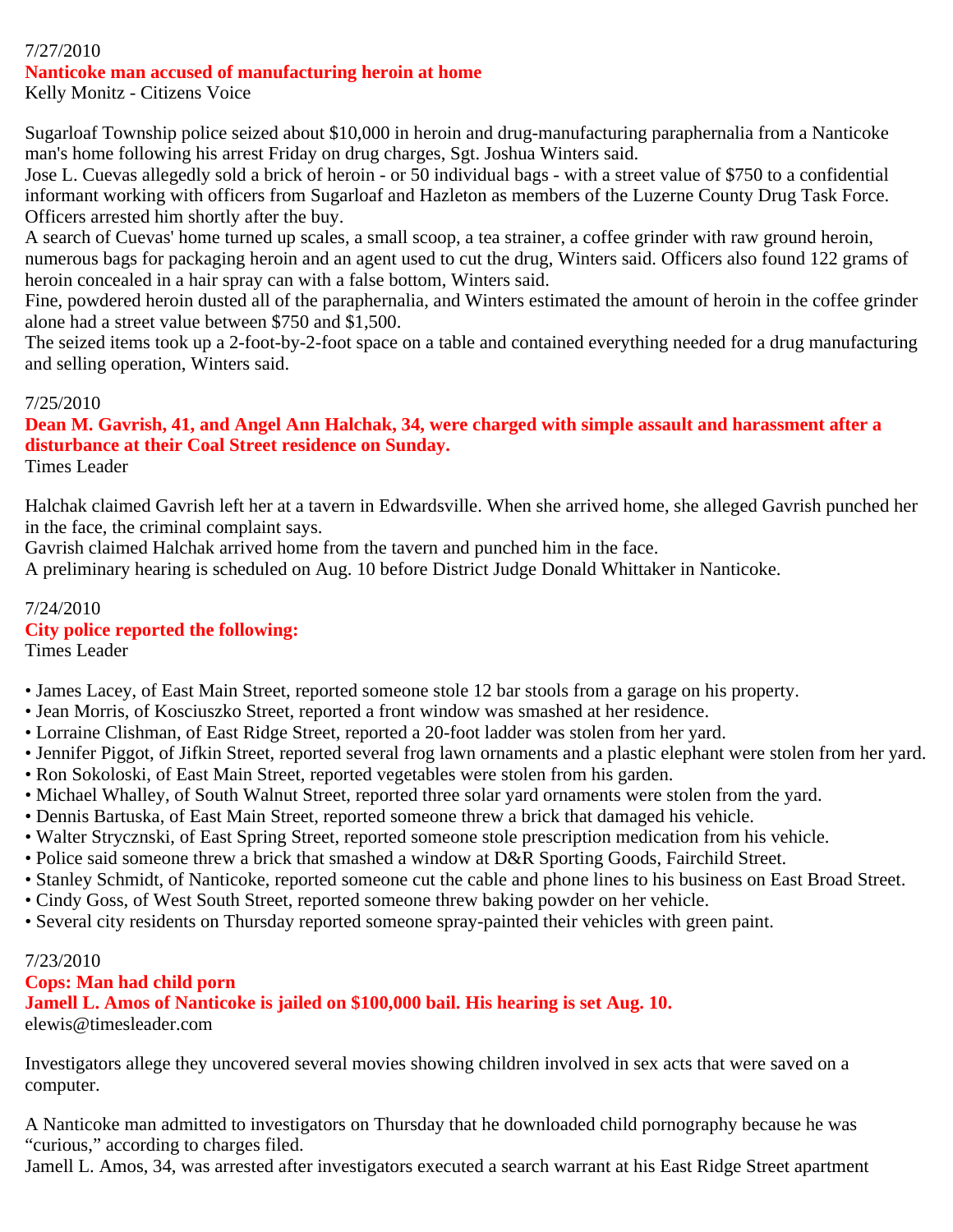7/27/2010

**Nanticoke man accused of manufacturing heroin at home**

Kelly Monitz - Citizens Voice

Sugarloaf Township police seized about $10,000 in heroin and drug-manufacturing paraphernalia from a Nanticoke man's home following his arrest Friday on drug charges, Sgt. Joshua Winters said.

Jose L. Cuevas allegedly sold a brick of heroin - or 50 individual bags - with a street value of $750 to a confidential informant working with officers from Sugarloaf and Hazleton as members of the Luzerne County Drug Task Force. Officers arrested him shortly after the buy.

A search of Cuevas' home turned up scales, a small scoop, a tea strainer, a coffee grinder with raw ground heroin, numerous bags for packaging heroin and an agent used to cut the drug, Winters said. Officers also found 122 grams of heroin concealed in a hair spray can with a false bottom, Winters said.

Fine, powdered heroin dusted all of the paraphernalia, and Winters estimated the amount of heroin in the coffee grinder alone had a street value between $750 and $1,500.

The seized items took up a 2-foot-by-2-foot space on a table and contained everything needed for a drug manufacturing and selling operation, Winters said.

7/25/2010

**Dean M. Gavrish, 41, and Angel Ann Halchak, 34, were charged with simple assault and harassment after a disturbance at their Coal Street residence on Sunday.**

Times Leader

Halchak claimed Gavrish left her at a tavern in Edwardsville. When she arrived home, she alleged Gavrish punched her in the face, the criminal complaint says.

Gavrish claimed Halchak arrived home from the tavern and punched him in the face.

A preliminary hearing is scheduled on Aug. 10 before District Judge Donald Whittaker in Nanticoke.

7/24/2010

**City police reported the following:**

Times Leader

- James Lacey, of East Main Street, reported someone stole 12 bar stools from a garage on his property.
- Jean Morris, of Kosciuszko Street, reported a front window was smashed at her residence.
- Lorraine Clishman, of East Ridge Street, reported a 20-foot ladder was stolen from her yard.
- Jennifer Piggot, of Jifkin Street, reported several frog lawn ornaments and a plastic elephant were stolen from her yard.
- Ron Sokoloski, of East Main Street, reported vegetables were stolen from his garden.
- Michael Whalley, of South Walnut Street, reported three solar yard ornaments were stolen from the yard.
- Dennis Bartuska, of East Main Street, reported someone threw a brick that damaged his vehicle.
- Walter Strycznski, of East Spring Street, reported someone stole prescription medication from his vehicle.
- Police said someone threw a brick that smashed a window at D&R Sporting Goods, Fairchild Street.
- Stanley Schmidt, of Nanticoke, reported someone cut the cable and phone lines to his business on East Broad Street.
- Cindy Goss, of West South Street, reported someone threw baking powder on her vehicle.
- Several city residents on Thursday reported someone spray-painted their vehicles with green paint.

7/23/2010

**Cops: Man had child porn**

**Jamell L. Amos of Nanticoke is jailed on $100,000 bail. His hearing is set Aug. 10.**

elewis@timesleader.com

Investigators allege they uncovered several movies showing children involved in sex acts that were saved on a computer.

A Nanticoke man admitted to investigators on Thursday that he downloaded child pornography because he was "curious," according to charges filed.

Jamell L. Amos, 34, was arrested after investigators executed a search warrant at his East Ridge Street apartment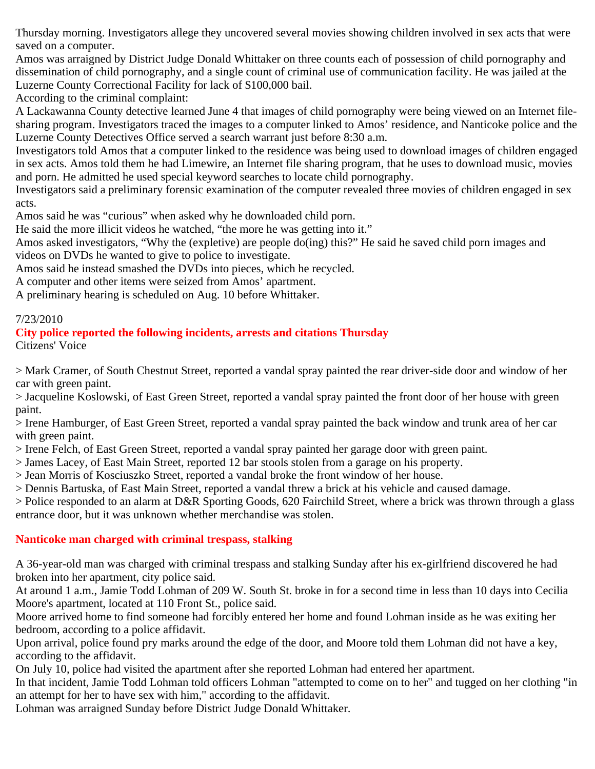Thursday morning. Investigators allege they uncovered several movies showing children involved in sex acts that were saved on a computer.

Amos was arraigned by District Judge Donald Whittaker on three counts each of possession of child pornography and dissemination of child pornography, and a single count of criminal use of communication facility. He was jailed at the Luzerne County Correctional Facility for lack of $100,000 bail.

According to the criminal complaint:

A Lackawanna County detective learned June 4 that images of child pornography were being viewed on an Internet file-sharing program. Investigators traced the images to a computer linked to Amos' residence, and Nanticoke police and the Luzerne County Detectives Office served a search warrant just before 8:30 a.m.

Investigators told Amos that a computer linked to the residence was being used to download images of children engaged in sex acts. Amos told them he had Limewire, an Internet file sharing program, that he uses to download music, movies and porn. He admitted he used special keyword searches to locate child pornography.

Investigators said a preliminary forensic examination of the computer revealed three movies of children engaged in sex acts.

Amos said he was "curious" when asked why he downloaded child porn.

He said the more illicit videos he watched, "the more he was getting into it."

Amos asked investigators, "Why the (expletive) are people do(ing) this?" He said he saved child porn images and videos on DVDs he wanted to give to police to investigate.

Amos said he instead smashed the DVDs into pieces, which he recycled.

A computer and other items were seized from Amos' apartment.

A preliminary hearing is scheduled on Aug. 10 before Whittaker.

7/23/2010

## City police reported the following incidents, arrests and citations Thursday

Citizens' Voice

> Mark Cramer, of South Chestnut Street, reported a vandal spray painted the rear driver-side door and window of her car with green paint.

> Jacqueline Koslowski, of East Green Street, reported a vandal spray painted the front door of her house with green paint.

> Irene Hamburger, of East Green Street, reported a vandal spray painted the back window and trunk area of her car with green paint.

> Irene Felch, of East Green Street, reported a vandal spray painted her garage door with green paint.

> James Lacey, of East Main Street, reported 12 bar stools stolen from a garage on his property.

> Jean Morris of Kosciuszko Street, reported a vandal broke the front window of her house.

> Dennis Bartuska, of East Main Street, reported a vandal threw a brick at his vehicle and caused damage.

> Police responded to an alarm at D&R Sporting Goods, 620 Fairchild Street, where a brick was thrown through a glass entrance door, but it was unknown whether merchandise was stolen.

## Nanticoke man charged with criminal trespass, stalking

A 36-year-old man was charged with criminal trespass and stalking Sunday after his ex-girlfriend discovered he had broken into her apartment, city police said.

At around 1 a.m., Jamie Todd Lohman of 209 W. South St. broke in for a second time in less than 10 days into Cecilia Moore's apartment, located at 110 Front St., police said.

Moore arrived home to find someone had forcibly entered her home and found Lohman inside as he was exiting her bedroom, according to a police affidavit.

Upon arrival, police found pry marks around the edge of the door, and Moore told them Lohman did not have a key, according to the affidavit.

On July 10, police had visited the apartment after she reported Lohman had entered her apartment.

In that incident, Jamie Todd Lohman told officers Lohman "attempted to come on to her" and tugged on her clothing "in an attempt for her to have sex with him," according to the affidavit.

Lohman was arraigned Sunday before District Judge Donald Whittaker.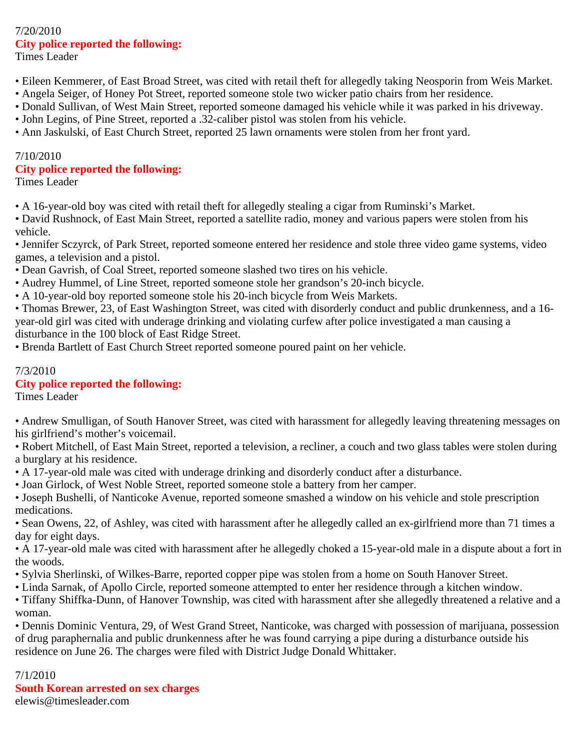7/20/2010

**City police reported the following:**

Times Leader

- Eileen Kemmerer, of East Broad Street, was cited with retail theft for allegedly taking Neosporin from Weis Market.
- Angela Seiger, of Honey Pot Street, reported someone stole two wicker patio chairs from her residence.
- Donald Sullivan, of West Main Street, reported someone damaged his vehicle while it was parked in his driveway.
- John Legins, of Pine Street, reported a .32-caliber pistol was stolen from his vehicle.
- Ann Jaskulski, of East Church Street, reported 25 lawn ornaments were stolen from her front yard.

7/10/2010

**City police reported the following:**

Times Leader

- A 16-year-old boy was cited with retail theft for allegedly stealing a cigar from Ruminski's Market.
- David Rushnock, of East Main Street, reported a satellite radio, money and various papers were stolen from his vehicle.
- Jennifer Sczyrck, of Park Street, reported someone entered her residence and stole three video game systems, video games, a television and a pistol.
- Dean Gavrish, of Coal Street, reported someone slashed two tires on his vehicle.
- Audrey Hummel, of Line Street, reported someone stole her grandson's 20-inch bicycle.
- A 10-year-old boy reported someone stole his 20-inch bicycle from Weis Markets.
- Thomas Brewer, 23, of East Washington Street, was cited with disorderly conduct and public drunkenness, and a 16-year-old girl was cited with underage drinking and violating curfew after police investigated a man causing a disturbance in the 100 block of East Ridge Street.
- Brenda Bartlett of East Church Street reported someone poured paint on her vehicle.

7/3/2010

**City police reported the following:**

Times Leader

- Andrew Smulligan, of South Hanover Street, was cited with harassment for allegedly leaving threatening messages on his girlfriend's mother's voicemail.
- Robert Mitchell, of East Main Street, reported a television, a recliner, a couch and two glass tables were stolen during a burglary at his residence.
- A 17-year-old male was cited with underage drinking and disorderly conduct after a disturbance.
- Joan Girlock, of West Noble Street, reported someone stole a battery from her camper.
- Joseph Bushelli, of Nanticoke Avenue, reported someone smashed a window on his vehicle and stole prescription medications.
- Sean Owens, 22, of Ashley, was cited with harassment after he allegedly called an ex-girlfriend more than 71 times a day for eight days.
- A 17-year-old male was cited with harassment after he allegedly choked a 15-year-old male in a dispute about a fort in the woods.
- Sylvia Sherlinski, of Wilkes-Barre, reported copper pipe was stolen from a home on South Hanover Street.
- Linda Sarnak, of Apollo Circle, reported someone attempted to enter her residence through a kitchen window.
- Tiffany Shiffka-Dunn, of Hanover Township, was cited with harassment after she allegedly threatened a relative and a woman.
- Dennis Dominic Ventura, 29, of West Grand Street, Nanticoke, was charged with possession of marijuana, possession of drug paraphernalia and public drunkenness after he was found carrying a pipe during a disturbance outside his residence on June 26. The charges were filed with District Judge Donald Whittaker.

7/1/2010

**South Korean arrested on sex charges**

elewis@timesleader.com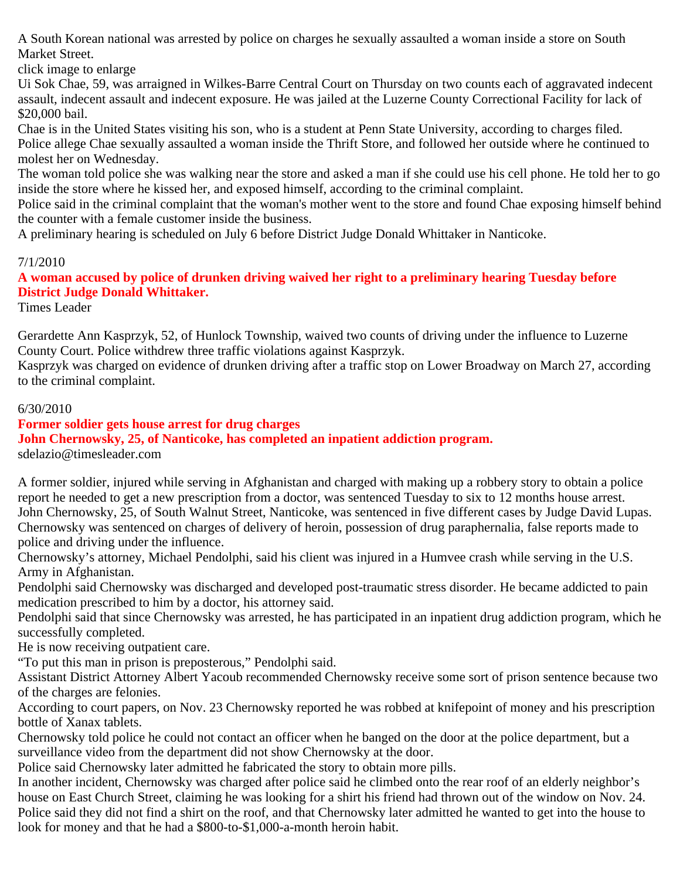A South Korean national was arrested by police on charges he sexually assaulted a woman inside a store on South Market Street.

click image to enlarge

Ui Sok Chae, 59, was arraigned in Wilkes-Barre Central Court on Thursday on two counts each of aggravated indecent assault, indecent assault and indecent exposure. He was jailed at the Luzerne County Correctional Facility for lack of $20,000 bail.

Chae is in the United States visiting his son, who is a student at Penn State University, according to charges filed.

Police allege Chae sexually assaulted a woman inside the Thrift Store, and followed her outside where he continued to molest her on Wednesday.

The woman told police she was walking near the store and asked a man if she could use his cell phone. He told her to go inside the store where he kissed her, and exposed himself, according to the criminal complaint.

Police said in the criminal complaint that the woman's mother went to the store and found Chae exposing himself behind the counter with a female customer inside the business.

A preliminary hearing is scheduled on July 6 before District Judge Donald Whittaker in Nanticoke.

7/1/2010

**A woman accused by police of drunken driving waived her right to a preliminary hearing Tuesday before District Judge Donald Whittaker.**

Times Leader

Gerardette Ann Kasprzyk, 52, of Hunlock Township, waived two counts of driving under the influence to Luzerne County Court. Police withdrew three traffic violations against Kasprzyk.

Kasprzyk was charged on evidence of drunken driving after a traffic stop on Lower Broadway on March 27, according to the criminal complaint.

6/30/2010

**Former soldier gets house arrest for drug charges**

**John Chernowsky, 25, of Nanticoke, has completed an inpatient addiction program.**

sdelazio@timesleader.com

A former soldier, injured while serving in Afghanistan and charged with making up a robbery story to obtain a police report he needed to get a new prescription from a doctor, was sentenced Tuesday to six to 12 months house arrest.

John Chernowsky, 25, of South Walnut Street, Nanticoke, was sentenced in five different cases by Judge David Lupas.

Chernowsky was sentenced on charges of delivery of heroin, possession of drug paraphernalia, false reports made to police and driving under the influence.

Chernowsky's attorney, Michael Pendolphi, said his client was injured in a Humvee crash while serving in the U.S. Army in Afghanistan.

Pendolphi said Chernowsky was discharged and developed post-traumatic stress disorder. He became addicted to pain medication prescribed to him by a doctor, his attorney said.

Pendolphi said that since Chernowsky was arrested, he has participated in an inpatient drug addiction program, which he successfully completed.

He is now receiving outpatient care.

"To put this man in prison is preposterous," Pendolphi said.

Assistant District Attorney Albert Yacoub recommended Chernowsky receive some sort of prison sentence because two of the charges are felonies.

According to court papers, on Nov. 23 Chernowsky reported he was robbed at knifepoint of money and his prescription bottle of Xanax tablets.

Chernowsky told police he could not contact an officer when he banged on the door at the police department, but a surveillance video from the department did not show Chernowsky at the door.

Police said Chernowsky later admitted he fabricated the story to obtain more pills.

In another incident, Chernowsky was charged after police said he climbed onto the rear roof of an elderly neighbor's house on East Church Street, claiming he was looking for a shirt his friend had thrown out of the window on Nov. 24.

Police said they did not find a shirt on the roof, and that Chernowsky later admitted he wanted to get into the house to look for money and that he had a $800-to-$1,000-a-month heroin habit.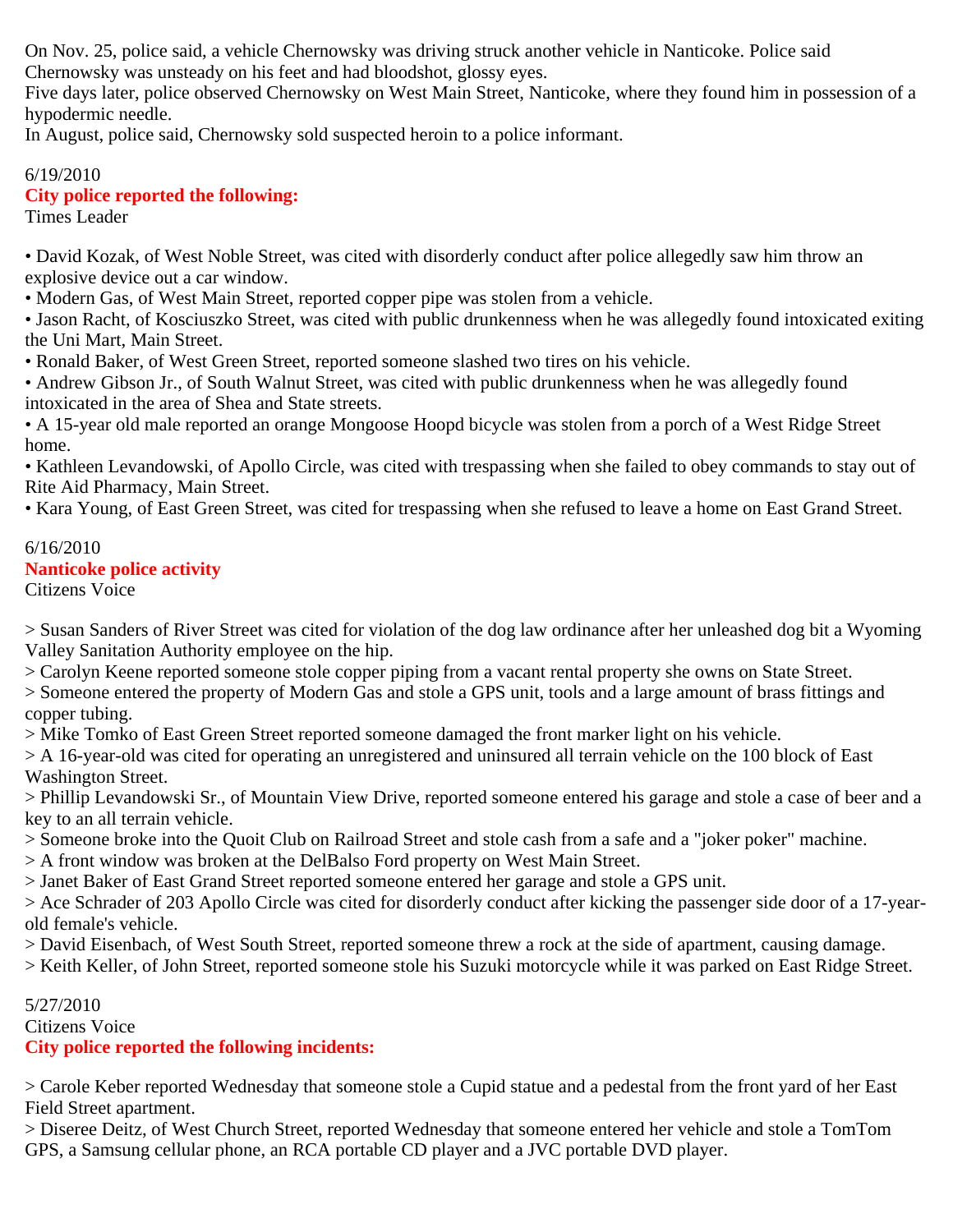On Nov. 25, police said, a vehicle Chernowsky was driving struck another vehicle in Nanticoke. Police said Chernowsky was unsteady on his feet and had bloodshot, glossy eyes.
Five days later, police observed Chernowsky on West Main Street, Nanticoke, where they found him in possession of a hypodermic needle.
In August, police said, Chernowsky sold suspected heroin to a police informant.

6/19/2010
**City police reported the following:**
Times Leader

• David Kozak, of West Noble Street, was cited with disorderly conduct after police allegedly saw him throw an explosive device out a car window.
• Modern Gas, of West Main Street, reported copper pipe was stolen from a vehicle.
• Jason Racht, of Kosciuszko Street, was cited with public drunkenness when he was allegedly found intoxicated exiting the Uni Mart, Main Street.
• Ronald Baker, of West Green Street, reported someone slashed two tires on his vehicle.
• Andrew Gibson Jr., of South Walnut Street, was cited with public drunkenness when he was allegedly found intoxicated in the area of Shea and State streets.
• A 15-year old male reported an orange Mongoose Hoopd bicycle was stolen from a porch of a West Ridge Street home.
• Kathleen Levandowski, of Apollo Circle, was cited with trespassing when she failed to obey commands to stay out of Rite Aid Pharmacy, Main Street.
• Kara Young, of East Green Street, was cited for trespassing when she refused to leave a home on East Grand Street.

6/16/2010
**Nanticoke police activity**
Citizens Voice

> Susan Sanders of River Street was cited for violation of the dog law ordinance after her unleashed dog bit a Wyoming Valley Sanitation Authority employee on the hip.
> Carolyn Keene reported someone stole copper piping from a vacant rental property she owns on State Street.
> Someone entered the property of Modern Gas and stole a GPS unit, tools and a large amount of brass fittings and copper tubing.
> Mike Tomko of East Green Street reported someone damaged the front marker light on his vehicle.
> A 16-year-old was cited for operating an unregistered and uninsured all terrain vehicle on the 100 block of East Washington Street.
> Phillip Levandowski Sr., of Mountain View Drive, reported someone entered his garage and stole a case of beer and a key to an all terrain vehicle.
> Someone broke into the Quoit Club on Railroad Street and stole cash from a safe and a "joker poker" machine.
> A front window was broken at the DelBalso Ford property on West Main Street.
> Janet Baker of East Grand Street reported someone entered her garage and stole a GPS unit.
> Ace Schrader of 203 Apollo Circle was cited for disorderly conduct after kicking the passenger side door of a 17-year-old female's vehicle.
> David Eisenbach, of West South Street, reported someone threw a rock at the side of apartment, causing damage.
> Keith Keller, of John Street, reported someone stole his Suzuki motorcycle while it was parked on East Ridge Street.

5/27/2010
Citizens Voice
**City police reported the following incidents:**

> Carole Keber reported Wednesday that someone stole a Cupid statue and a pedestal from the front yard of her East Field Street apartment.
> Diseree Deitz, of West Church Street, reported Wednesday that someone entered her vehicle and stole a TomTom GPS, a Samsung cellular phone, an RCA portable CD player and a JVC portable DVD player.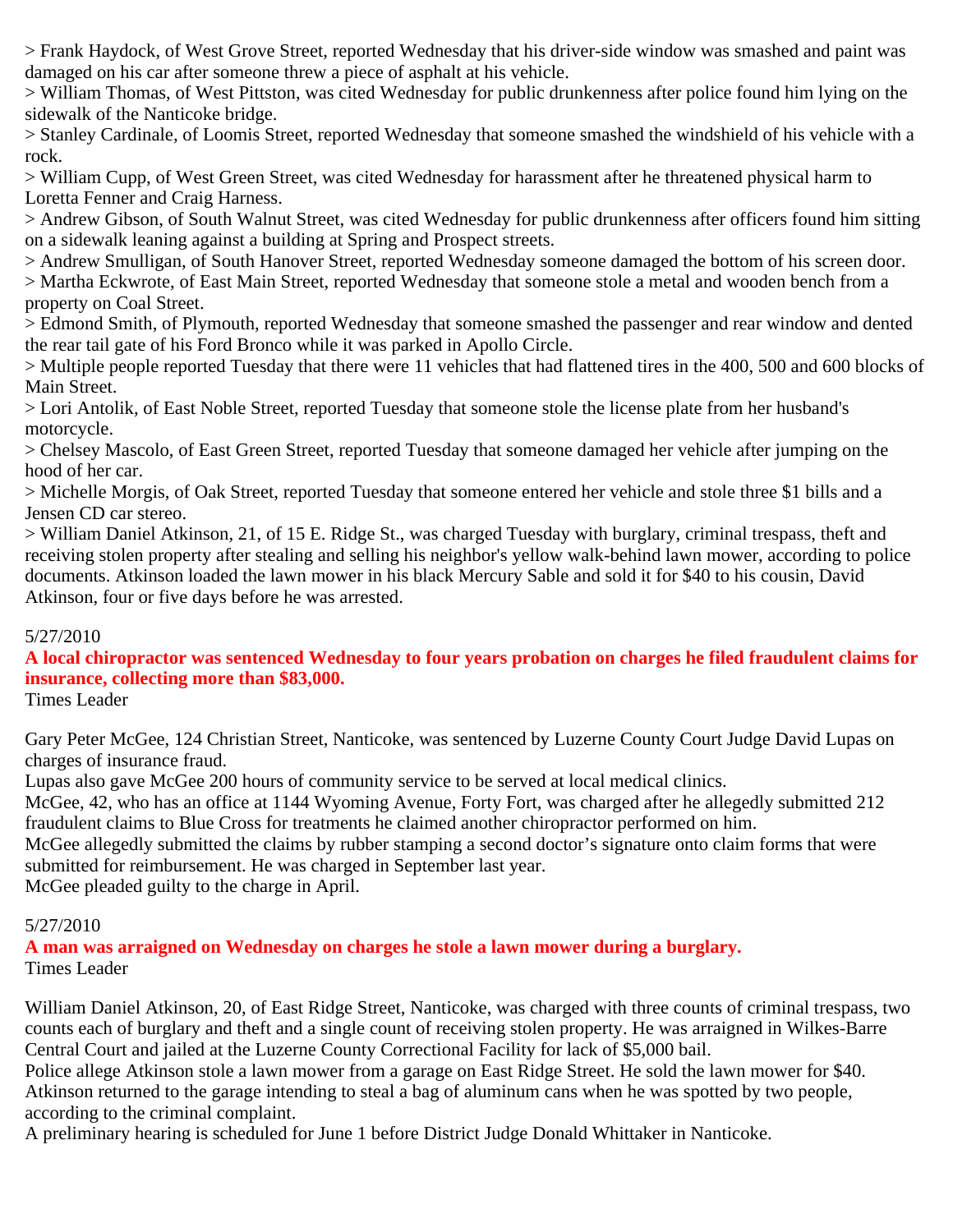> Frank Haydock, of West Grove Street, reported Wednesday that his driver-side window was smashed and paint was damaged on his car after someone threw a piece of asphalt at his vehicle.
> William Thomas, of West Pittston, was cited Wednesday for public drunkenness after police found him lying on the sidewalk of the Nanticoke bridge.
> Stanley Cardinale, of Loomis Street, reported Wednesday that someone smashed the windshield of his vehicle with a rock.
> William Cupp, of West Green Street, was cited Wednesday for harassment after he threatened physical harm to Loretta Fenner and Craig Harness.
> Andrew Gibson, of South Walnut Street, was cited Wednesday for public drunkenness after officers found him sitting on a sidewalk leaning against a building at Spring and Prospect streets.
> Andrew Smulligan, of South Hanover Street, reported Wednesday someone damaged the bottom of his screen door.
> Martha Eckwrote, of East Main Street, reported Wednesday that someone stole a metal and wooden bench from a property on Coal Street.
> Edmond Smith, of Plymouth, reported Wednesday that someone smashed the passenger and rear window and dented the rear tail gate of his Ford Bronco while it was parked in Apollo Circle.
> Multiple people reported Tuesday that there were 11 vehicles that had flattened tires in the 400, 500 and 600 blocks of Main Street.
> Lori Antolik, of East Noble Street, reported Tuesday that someone stole the license plate from her husband's motorcycle.
> Chelsey Mascolo, of East Green Street, reported Tuesday that someone damaged her vehicle after jumping on the hood of her car.
> Michelle Morgis, of Oak Street, reported Tuesday that someone entered her vehicle and stole three $1 bills and a Jensen CD car stereo.
> William Daniel Atkinson, 21, of 15 E. Ridge St., was charged Tuesday with burglary, criminal trespass, theft and receiving stolen property after stealing and selling his neighbor's yellow walk-behind lawn mower, according to police documents. Atkinson loaded the lawn mower in his black Mercury Sable and sold it for $40 to his cousin, David Atkinson, four or five days before he was arrested.

5/27/2010

**A local chiropractor was sentenced Wednesday to four years probation on charges he filed fraudulent claims for insurance, collecting more than $83,000.**

Times Leader

Gary Peter McGee, 124 Christian Street, Nanticoke, was sentenced by Luzerne County Court Judge David Lupas on charges of insurance fraud.
Lupas also gave McGee 200 hours of community service to be served at local medical clinics.
McGee, 42, who has an office at 1144 Wyoming Avenue, Forty Fort, was charged after he allegedly submitted 212 fraudulent claims to Blue Cross for treatments he claimed another chiropractor performed on him.
McGee allegedly submitted the claims by rubber stamping a second doctor's signature onto claim forms that were submitted for reimbursement. He was charged in September last year.
McGee pleaded guilty to the charge in April.

5/27/2010

**A man was arraigned on Wednesday on charges he stole a lawn mower during a burglary.**

Times Leader

William Daniel Atkinson, 20, of East Ridge Street, Nanticoke, was charged with three counts of criminal trespass, two counts each of burglary and theft and a single count of receiving stolen property. He was arraigned in Wilkes-Barre Central Court and jailed at the Luzerne County Correctional Facility for lack of $5,000 bail.
Police allege Atkinson stole a lawn mower from a garage on East Ridge Street. He sold the lawn mower for $40.
Atkinson returned to the garage intending to steal a bag of aluminum cans when he was spotted by two people, according to the criminal complaint.
A preliminary hearing is scheduled for June 1 before District Judge Donald Whittaker in Nanticoke.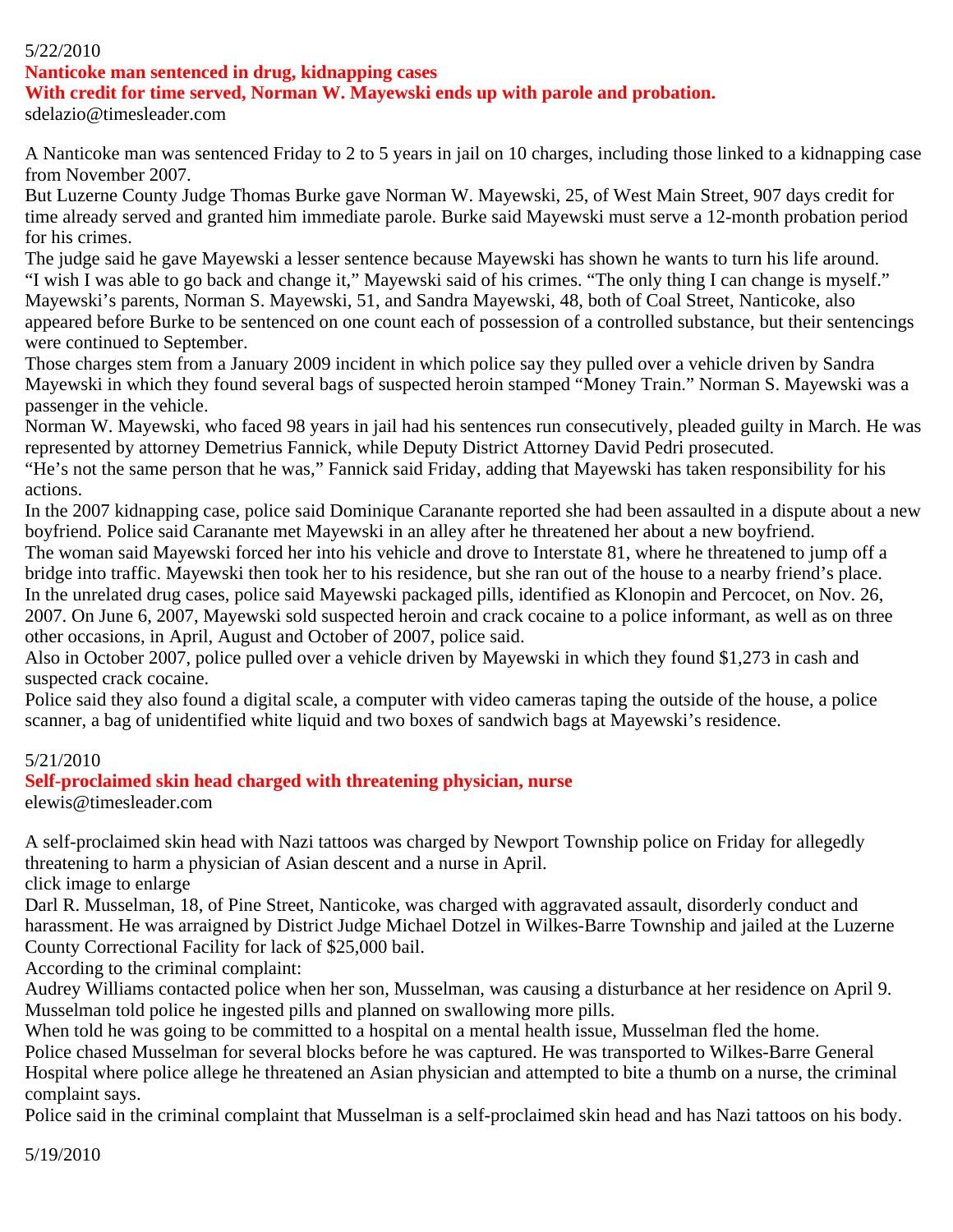5/22/2010

**Nanticoke man sentenced in drug, kidnapping cases**

**With credit for time served, Norman W. Mayewski ends up with parole and probation.**

sdelazio@timesleader.com

A Nanticoke man was sentenced Friday to 2 to 5 years in jail on 10 charges, including those linked to a kidnapping case from November 2007.

But Luzerne County Judge Thomas Burke gave Norman W. Mayewski, 25, of West Main Street, 907 days credit for time already served and granted him immediate parole. Burke said Mayewski must serve a 12-month probation period for his crimes.

The judge said he gave Mayewski a lesser sentence because Mayewski has shown he wants to turn his life around.

"I wish I was able to go back and change it," Mayewski said of his crimes. "The only thing I can change is myself."

Mayewski's parents, Norman S. Mayewski, 51, and Sandra Mayewski, 48, both of Coal Street, Nanticoke, also appeared before Burke to be sentenced on one count each of possession of a controlled substance, but their sentencings were continued to September.

Those charges stem from a January 2009 incident in which police say they pulled over a vehicle driven by Sandra Mayewski in which they found several bags of suspected heroin stamped "Money Train." Norman S. Mayewski was a passenger in the vehicle.

Norman W. Mayewski, who faced 98 years in jail had his sentences run consecutively, pleaded guilty in March. He was represented by attorney Demetrius Fannick, while Deputy District Attorney David Pedri prosecuted.

"He's not the same person that he was," Fannick said Friday, adding that Mayewski has taken responsibility for his actions.

In the 2007 kidnapping case, police said Dominique Caranante reported she had been assaulted in a dispute about a new boyfriend. Police said Caranante met Mayewski in an alley after he threatened her about a new boyfriend.

The woman said Mayewski forced her into his vehicle and drove to Interstate 81, where he threatened to jump off a bridge into traffic. Mayewski then took her to his residence, but she ran out of the house to a nearby friend's place.

In the unrelated drug cases, police said Mayewski packaged pills, identified as Klonopin and Percocet, on Nov. 26, 2007. On June 6, 2007, Mayewski sold suspected heroin and crack cocaine to a police informant, as well as on three other occasions, in April, August and October of 2007, police said.

Also in October 2007, police pulled over a vehicle driven by Mayewski in which they found $1,273 in cash and suspected crack cocaine.

Police said they also found a digital scale, a computer with video cameras taping the outside of the house, a police scanner, a bag of unidentified white liquid and two boxes of sandwich bags at Mayewski's residence.

5/21/2010

**Self-proclaimed skin head charged with threatening physician, nurse**

elewis@timesleader.com

A self-proclaimed skin head with Nazi tattoos was charged by Newport Township police on Friday for allegedly threatening to harm a physician of Asian descent and a nurse in April.

click image to enlarge

Darl R. Musselman, 18, of Pine Street, Nanticoke, was charged with aggravated assault, disorderly conduct and harassment. He was arraigned by District Judge Michael Dotzel in Wilkes-Barre Township and jailed at the Luzerne County Correctional Facility for lack of $25,000 bail.

According to the criminal complaint:

Audrey Williams contacted police when her son, Musselman, was causing a disturbance at her residence on April 9. Musselman told police he ingested pills and planned on swallowing more pills.

When told he was going to be committed to a hospital on a mental health issue, Musselman fled the home.

Police chased Musselman for several blocks before he was captured. He was transported to Wilkes-Barre General Hospital where police allege he threatened an Asian physician and attempted to bite a thumb on a nurse, the criminal complaint says.

Police said in the criminal complaint that Musselman is a self-proclaimed skin head and has Nazi tattoos on his body.

5/19/2010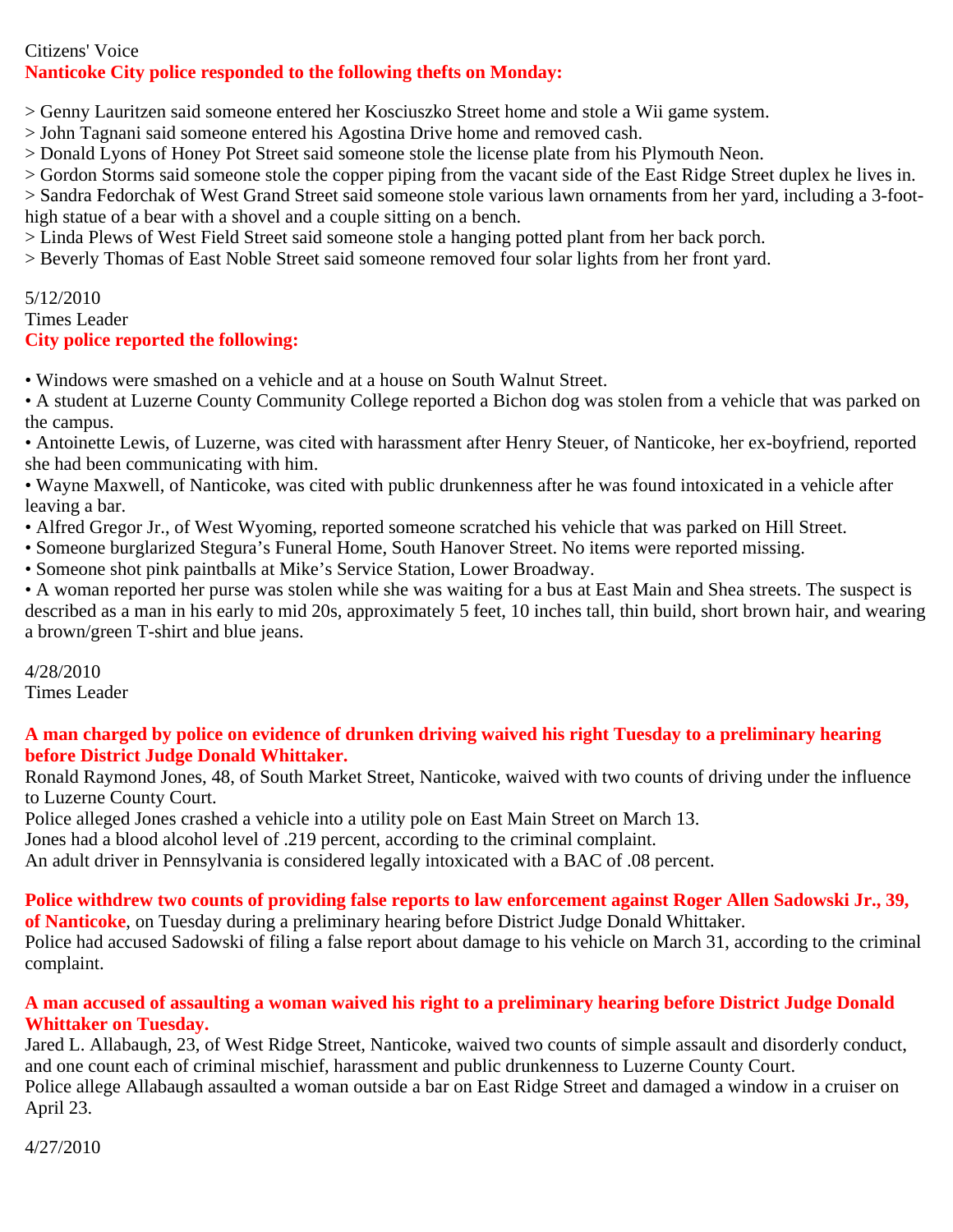Citizens' Voice

**Nanticoke City police responded to the following thefts on Monday:**

> Genny Lauritzen said someone entered her Kosciuszko Street home and stole a Wii game system.
> John Tagnani said someone entered his Agostina Drive home and removed cash.
> Donald Lyons of Honey Pot Street said someone stole the license plate from his Plymouth Neon.
> Gordon Storms said someone stole the copper piping from the vacant side of the East Ridge Street duplex he lives in.
> Sandra Fedorchak of West Grand Street said someone stole various lawn ornaments from her yard, including a 3-foot-high statue of a bear with a shovel and a couple sitting on a bench.
> Linda Plews of West Field Street said someone stole a hanging potted plant from her back porch.
> Beverly Thomas of East Noble Street said someone removed four solar lights from her front yard.

5/12/2010

Times Leader

**City police reported the following:**

- Windows were smashed on a vehicle and at a house on South Walnut Street.
- A student at Luzerne County Community College reported a Bichon dog was stolen from a vehicle that was parked on the campus.
- Antoinette Lewis, of Luzerne, was cited with harassment after Henry Steuer, of Nanticoke, her ex-boyfriend, reported she had been communicating with him.
- Wayne Maxwell, of Nanticoke, was cited with public drunkenness after he was found intoxicated in a vehicle after leaving a bar.
- Alfred Gregor Jr., of West Wyoming, reported someone scratched his vehicle that was parked on Hill Street.
- Someone burglarized Stegura's Funeral Home, South Hanover Street. No items were reported missing.
- Someone shot pink paintballs at Mike's Service Station, Lower Broadway.
- A woman reported her purse was stolen while she was waiting for a bus at East Main and Shea streets. The suspect is described as a man in his early to mid 20s, approximately 5 feet, 10 inches tall, thin build, short brown hair, and wearing a brown/green T-shirt and blue jeans.

4/28/2010

Times Leader

**A man charged by police on evidence of drunken driving waived his right Tuesday to a preliminary hearing before District Judge Donald Whittaker.**

Ronald Raymond Jones, 48, of South Market Street, Nanticoke, waived with two counts of driving under the influence to Luzerne County Court.

Police alleged Jones crashed a vehicle into a utility pole on East Main Street on March 13.

Jones had a blood alcohol level of .219 percent, according to the criminal complaint.

An adult driver in Pennsylvania is considered legally intoxicated with a BAC of .08 percent.

**Police withdrew two counts of providing false reports to law enforcement against Roger Allen Sadowski Jr., 39, of Nanticoke**, on Tuesday during a preliminary hearing before District Judge Donald Whittaker.

Police had accused Sadowski of filing a false report about damage to his vehicle on March 31, according to the criminal complaint.

**A man accused of assaulting a woman waived his right to a preliminary hearing before District Judge Donald Whittaker on Tuesday.**

Jared L. Allabaugh, 23, of West Ridge Street, Nanticoke, waived two counts of simple assault and disorderly conduct, and one count each of criminal mischief, harassment and public drunkenness to Luzerne County Court.

Police allege Allabaugh assaulted a woman outside a bar on East Ridge Street and damaged a window in a cruiser on April 23.

4/27/2010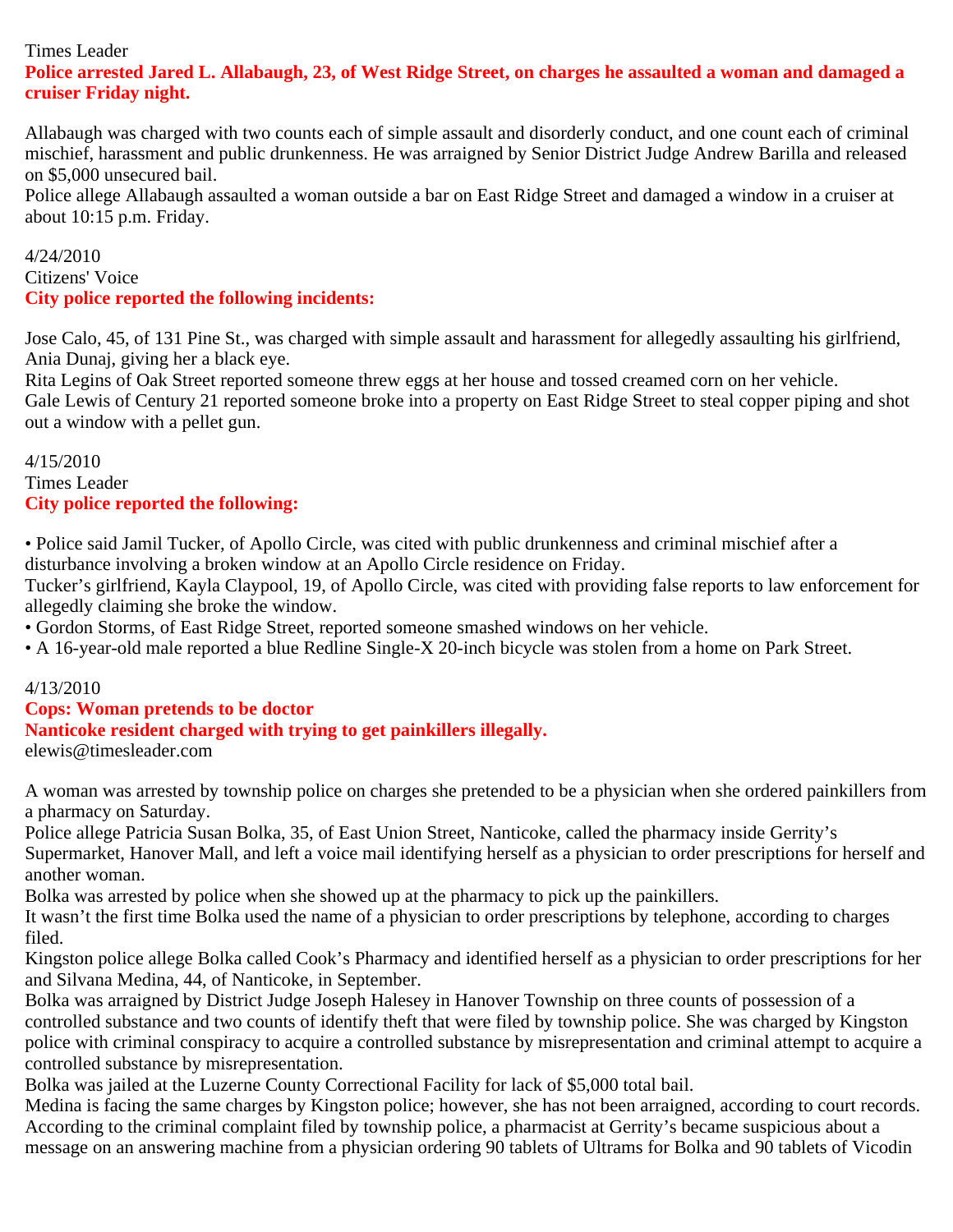Times Leader

**Police arrested Jared L. Allabaugh, 23, of West Ridge Street, on charges he assaulted a woman and damaged a cruiser Friday night.**

Allabaugh was charged with two counts each of simple assault and disorderly conduct, and one count each of criminal mischief, harassment and public drunkenness. He was arraigned by Senior District Judge Andrew Barilla and released on $5,000 unsecured bail.
Police allege Allabaugh assaulted a woman outside a bar on East Ridge Street and damaged a window in a cruiser at about 10:15 p.m. Friday.

4/24/2010
Citizens' Voice

**City police reported the following incidents:**

Jose Calo, 45, of 131 Pine St., was charged with simple assault and harassment for allegedly assaulting his girlfriend, Ania Dunaj, giving her a black eye.
Rita Legins of Oak Street reported someone threw eggs at her house and tossed creamed corn on her vehicle.
Gale Lewis of Century 21 reported someone broke into a property on East Ridge Street to steal copper piping and shot out a window with a pellet gun.

4/15/2010
Times Leader

**City police reported the following:**

- Police said Jamil Tucker, of Apollo Circle, was cited with public drunkenness and criminal mischief after a disturbance involving a broken window at an Apollo Circle residence on Friday.
Tucker's girlfriend, Kayla Claypool, 19, of Apollo Circle, was cited with providing false reports to law enforcement for allegedly claiming she broke the window.
- Gordon Storms, of East Ridge Street, reported someone smashed windows on her vehicle.
- A 16-year-old male reported a blue Redline Single-X 20-inch bicycle was stolen from a home on Park Street.

4/13/2010

**Cops: Woman pretends to be doctor**
**Nanticoke resident charged with trying to get painkillers illegally.**
elewis@timesleader.com

A woman was arrested by township police on charges she pretended to be a physician when she ordered painkillers from a pharmacy on Saturday.
Police allege Patricia Susan Bolka, 35, of East Union Street, Nanticoke, called the pharmacy inside Gerrity's Supermarket, Hanover Mall, and left a voice mail identifying herself as a physician to order prescriptions for herself and another woman.
Bolka was arrested by police when she showed up at the pharmacy to pick up the painkillers.
It wasn't the first time Bolka used the name of a physician to order prescriptions by telephone, according to charges filed.
Kingston police allege Bolka called Cook's Pharmacy and identified herself as a physician to order prescriptions for her and Silvana Medina, 44, of Nanticoke, in September.
Bolka was arraigned by District Judge Joseph Halesey in Hanover Township on three counts of possession of a controlled substance and two counts of identify theft that were filed by township police. She was charged by Kingston police with criminal conspiracy to acquire a controlled substance by misrepresentation and criminal attempt to acquire a controlled substance by misrepresentation.
Bolka was jailed at the Luzerne County Correctional Facility for lack of $5,000 total bail.
Medina is facing the same charges by Kingston police; however, she has not been arraigned, according to court records.
According to the criminal complaint filed by township police, a pharmacist at Gerrity's became suspicious about a message on an answering machine from a physician ordering 90 tablets of Ultrams for Bolka and 90 tablets of Vicodin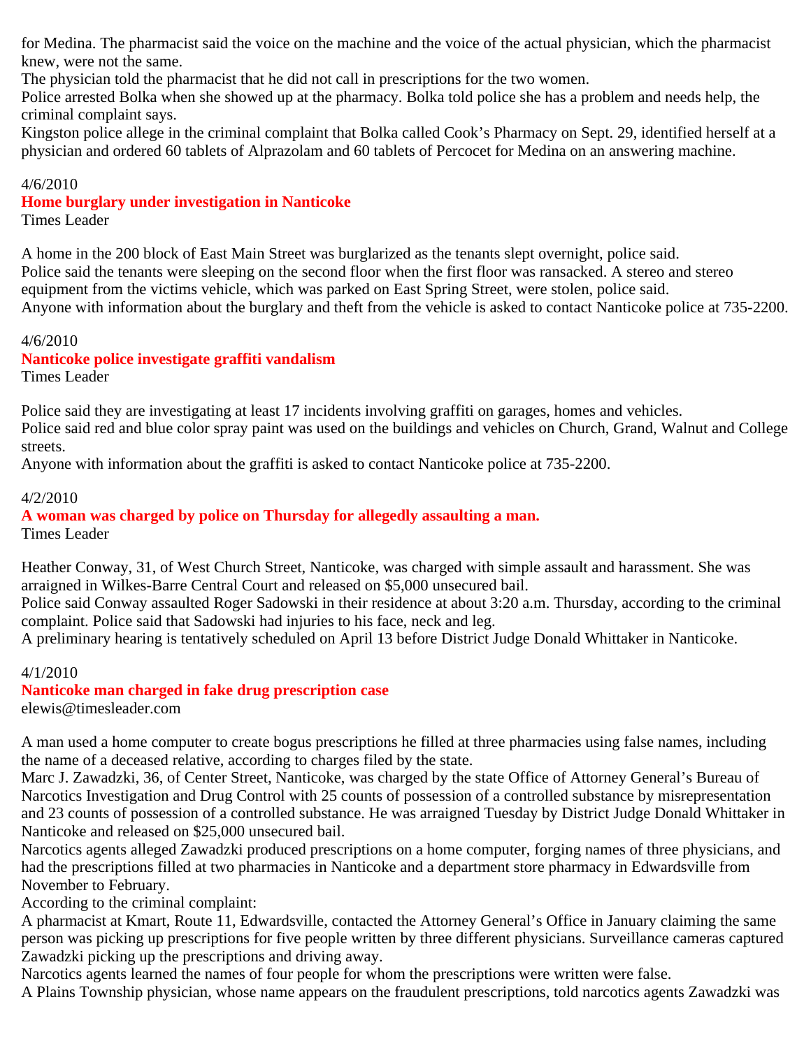for Medina. The pharmacist said the voice on the machine and the voice of the actual physician, which the pharmacist knew, were not the same.

The physician told the pharmacist that he did not call in prescriptions for the two women.

Police arrested Bolka when she showed up at the pharmacy. Bolka told police she has a problem and needs help, the criminal complaint says.

Kingston police allege in the criminal complaint that Bolka called Cook's Pharmacy on Sept. 29, identified herself at a physician and ordered 60 tablets of Alprazolam and 60 tablets of Percocet for Medina on an answering machine.

4/6/2010

**Home burglary under investigation in Nanticoke**

Times Leader

A home in the 200 block of East Main Street was burglarized as the tenants slept overnight, police said.

Police said the tenants were sleeping on the second floor when the first floor was ransacked. A stereo and stereo equipment from the victims vehicle, which was parked on East Spring Street, were stolen, police said.

Anyone with information about the burglary and theft from the vehicle is asked to contact Nanticoke police at 735-2200.

4/6/2010

**Nanticoke police investigate graffiti vandalism**

Times Leader

Police said they are investigating at least 17 incidents involving graffiti on garages, homes and vehicles.

Police said red and blue color spray paint was used on the buildings and vehicles on Church, Grand, Walnut and College streets.

Anyone with information about the graffiti is asked to contact Nanticoke police at 735-2200.

4/2/2010

**A woman was charged by police on Thursday for allegedly assaulting a man.**

Times Leader

Heather Conway, 31, of West Church Street, Nanticoke, was charged with simple assault and harassment. She was arraigned in Wilkes-Barre Central Court and released on $5,000 unsecured bail.

Police said Conway assaulted Roger Sadowski in their residence at about 3:20 a.m. Thursday, according to the criminal complaint. Police said that Sadowski had injuries to his face, neck and leg.

A preliminary hearing is tentatively scheduled on April 13 before District Judge Donald Whittaker in Nanticoke.

4/1/2010

**Nanticoke man charged in fake drug prescription case**

elewis@timesleader.com

A man used a home computer to create bogus prescriptions he filled at three pharmacies using false names, including the name of a deceased relative, according to charges filed by the state.

Marc J. Zawadzki, 36, of Center Street, Nanticoke, was charged by the state Office of Attorney General's Bureau of Narcotics Investigation and Drug Control with 25 counts of possession of a controlled substance by misrepresentation and 23 counts of possession of a controlled substance. He was arraigned Tuesday by District Judge Donald Whittaker in Nanticoke and released on $25,000 unsecured bail.

Narcotics agents alleged Zawadzki produced prescriptions on a home computer, forging names of three physicians, and had the prescriptions filled at two pharmacies in Nanticoke and a department store pharmacy in Edwardsville from November to February.

According to the criminal complaint:

A pharmacist at Kmart, Route 11, Edwardsville, contacted the Attorney General's Office in January claiming the same person was picking up prescriptions for five people written by three different physicians. Surveillance cameras captured Zawadzki picking up the prescriptions and driving away.

Narcotics agents learned the names of four people for whom the prescriptions were written were false.

A Plains Township physician, whose name appears on the fraudulent prescriptions, told narcotics agents Zawadzki was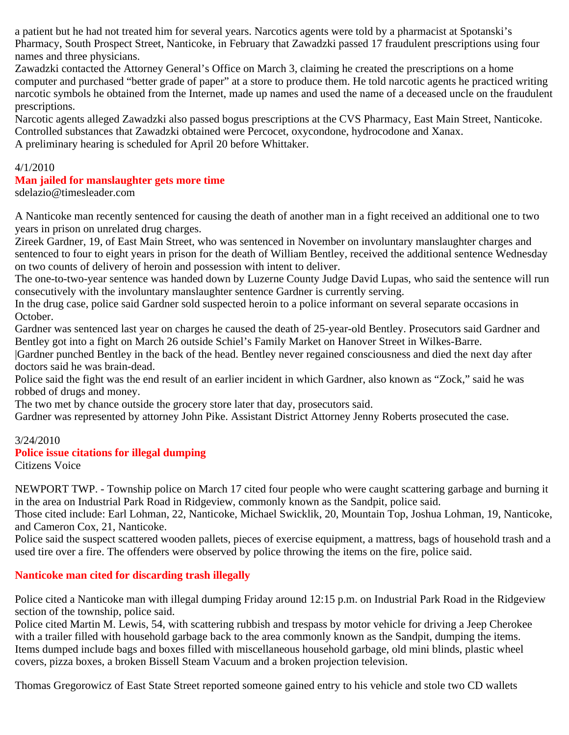a patient but he had not treated him for several years. Narcotics agents were told by a pharmacist at Spotanski's Pharmacy, South Prospect Street, Nanticoke, in February that Zawadzki passed 17 fraudulent prescriptions using four names and three physicians.

Zawadzki contacted the Attorney General's Office on March 3, claiming he created the prescriptions on a home computer and purchased "better grade of paper" at a store to produce them. He told narcotic agents he practiced writing narcotic symbols he obtained from the Internet, made up names and used the name of a deceased uncle on the fraudulent prescriptions.

Narcotic agents alleged Zawadzki also passed bogus prescriptions at the CVS Pharmacy, East Main Street, Nanticoke. Controlled substances that Zawadzki obtained were Percocet, oxycondone, hydrocodone and Xanax.

A preliminary hearing is scheduled for April 20 before Whittaker.

4/1/2010

## Man jailed for manslaughter gets more time

sdelazio@timesleader.com

A Nanticoke man recently sentenced for causing the death of another man in a fight received an additional one to two years in prison on unrelated drug charges.

Zireek Gardner, 19, of East Main Street, who was sentenced in November on involuntary manslaughter charges and sentenced to four to eight years in prison for the death of William Bentley, received the additional sentence Wednesday on two counts of delivery of heroin and possession with intent to deliver.

The one-to-two-year sentence was handed down by Luzerne County Judge David Lupas, who said the sentence will run consecutively with the involuntary manslaughter sentence Gardner is currently serving.

In the drug case, police said Gardner sold suspected heroin to a police informant on several separate occasions in October.

Gardner was sentenced last year on charges he caused the death of 25-year-old Bentley. Prosecutors said Gardner and Bentley got into a fight on March 26 outside Schiel's Family Market on Hanover Street in Wilkes-Barre.

|Gardner punched Bentley in the back of the head. Bentley never regained consciousness and died the next day after doctors said he was brain-dead.

Police said the fight was the end result of an earlier incident in which Gardner, also known as "Zock," said he was robbed of drugs and money.

The two met by chance outside the grocery store later that day, prosecutors said.

Gardner was represented by attorney John Pike. Assistant District Attorney Jenny Roberts prosecuted the case.

3/24/2010

## Police issue citations for illegal dumping

Citizens Voice

NEWPORT TWP. - Township police on March 17 cited four people who were caught scattering garbage and burning it in the area on Industrial Park Road in Ridgeview, commonly known as the Sandpit, police said.

Those cited include: Earl Lohman, 22, Nanticoke, Michael Swicklik, 20, Mountain Top, Joshua Lohman, 19, Nanticoke, and Cameron Cox, 21, Nanticoke.

Police said the suspect scattered wooden pallets, pieces of exercise equipment, a mattress, bags of household trash and a used tire over a fire. The offenders were observed by police throwing the items on the fire, police said.

## Nanticoke man cited for discarding trash illegally

Police cited a Nanticoke man with illegal dumping Friday around 12:15 p.m. on Industrial Park Road in the Ridgeview section of the township, police said.

Police cited Martin M. Lewis, 54, with scattering rubbish and trespass by motor vehicle for driving a Jeep Cherokee with a trailer filled with household garbage back to the area commonly known as the Sandpit, dumping the items. Items dumped include bags and boxes filled with miscellaneous household garbage, old mini blinds, plastic wheel covers, pizza boxes, a broken Bissell Steam Vacuum and a broken projection television.

Thomas Gregorowicz of East State Street reported someone gained entry to his vehicle and stole two CD wallets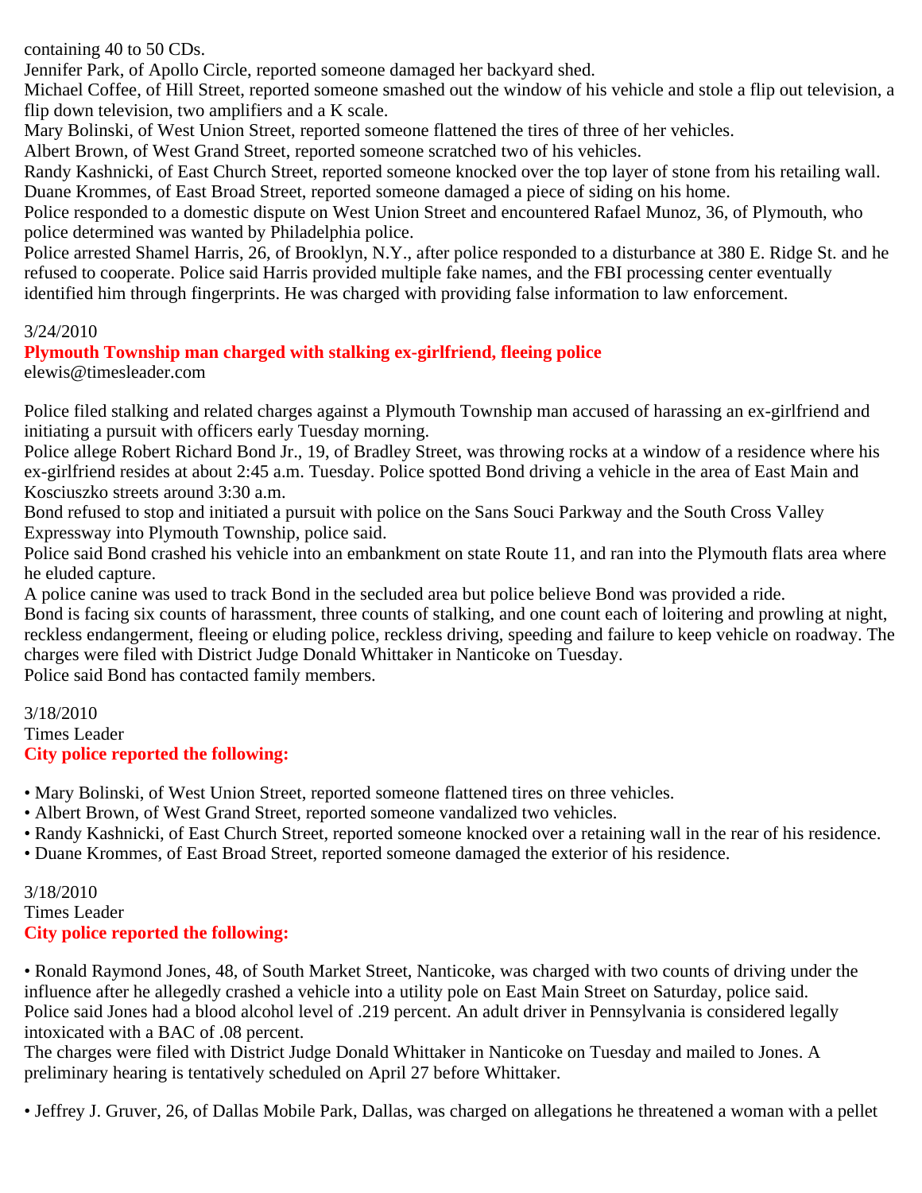containing 40 to 50 CDs.

Jennifer Park, of Apollo Circle, reported someone damaged her backyard shed.

Michael Coffee, of Hill Street, reported someone smashed out the window of his vehicle and stole a flip out television, a flip down television, two amplifiers and a K scale.

Mary Bolinski, of West Union Street, reported someone flattened the tires of three of her vehicles.

Albert Brown, of West Grand Street, reported someone scratched two of his vehicles.

Randy Kashnicki, of East Church Street, reported someone knocked over the top layer of stone from his retailing wall.

Duane Krommes, of East Broad Street, reported someone damaged a piece of siding on his home.

Police responded to a domestic dispute on West Union Street and encountered Rafael Munoz, 36, of Plymouth, who police determined was wanted by Philadelphia police.

Police arrested Shamel Harris, 26, of Brooklyn, N.Y., after police responded to a disturbance at 380 E. Ridge St. and he refused to cooperate. Police said Harris provided multiple fake names, and the FBI processing center eventually identified him through fingerprints. He was charged with providing false information to law enforcement.

3/24/2010

**Plymouth Township man charged with stalking ex-girlfriend, fleeing police**

elewis@timesleader.com

Police filed stalking and related charges against a Plymouth Township man accused of harassing an ex-girlfriend and initiating a pursuit with officers early Tuesday morning.

Police allege Robert Richard Bond Jr., 19, of Bradley Street, was throwing rocks at a window of a residence where his ex-girlfriend resides at about 2:45 a.m. Tuesday. Police spotted Bond driving a vehicle in the area of East Main and Kosciuszko streets around 3:30 a.m.

Bond refused to stop and initiated a pursuit with police on the Sans Souci Parkway and the South Cross Valley Expressway into Plymouth Township, police said.

Police said Bond crashed his vehicle into an embankment on state Route 11, and ran into the Plymouth flats area where he eluded capture.

A police canine was used to track Bond in the secluded area but police believe Bond was provided a ride.

Bond is facing six counts of harassment, three counts of stalking, and one count each of loitering and prowling at night, reckless endangerment, fleeing or eluding police, reckless driving, speeding and failure to keep vehicle on roadway. The charges were filed with District Judge Donald Whittaker in Nanticoke on Tuesday.

Police said Bond has contacted family members.

3/18/2010

Times Leader

**City police reported the following:**

- Mary Bolinski, of West Union Street, reported someone flattened tires on three vehicles.
- Albert Brown, of West Grand Street, reported someone vandalized two vehicles.
- Randy Kashnicki, of East Church Street, reported someone knocked over a retaining wall in the rear of his residence.
- Duane Krommes, of East Broad Street, reported someone damaged the exterior of his residence.

3/18/2010

Times Leader

**City police reported the following:**

- Ronald Raymond Jones, 48, of South Market Street, Nanticoke, was charged with two counts of driving under the influence after he allegedly crashed a vehicle into a utility pole on East Main Street on Saturday, police said.

Police said Jones had a blood alcohol level of .219 percent. An adult driver in Pennsylvania is considered legally intoxicated with a BAC of .08 percent.

The charges were filed with District Judge Donald Whittaker in Nanticoke on Tuesday and mailed to Jones. A preliminary hearing is tentatively scheduled on April 27 before Whittaker.

- Jeffrey J. Gruver, 26, of Dallas Mobile Park, Dallas, was charged on allegations he threatened a woman with a pellet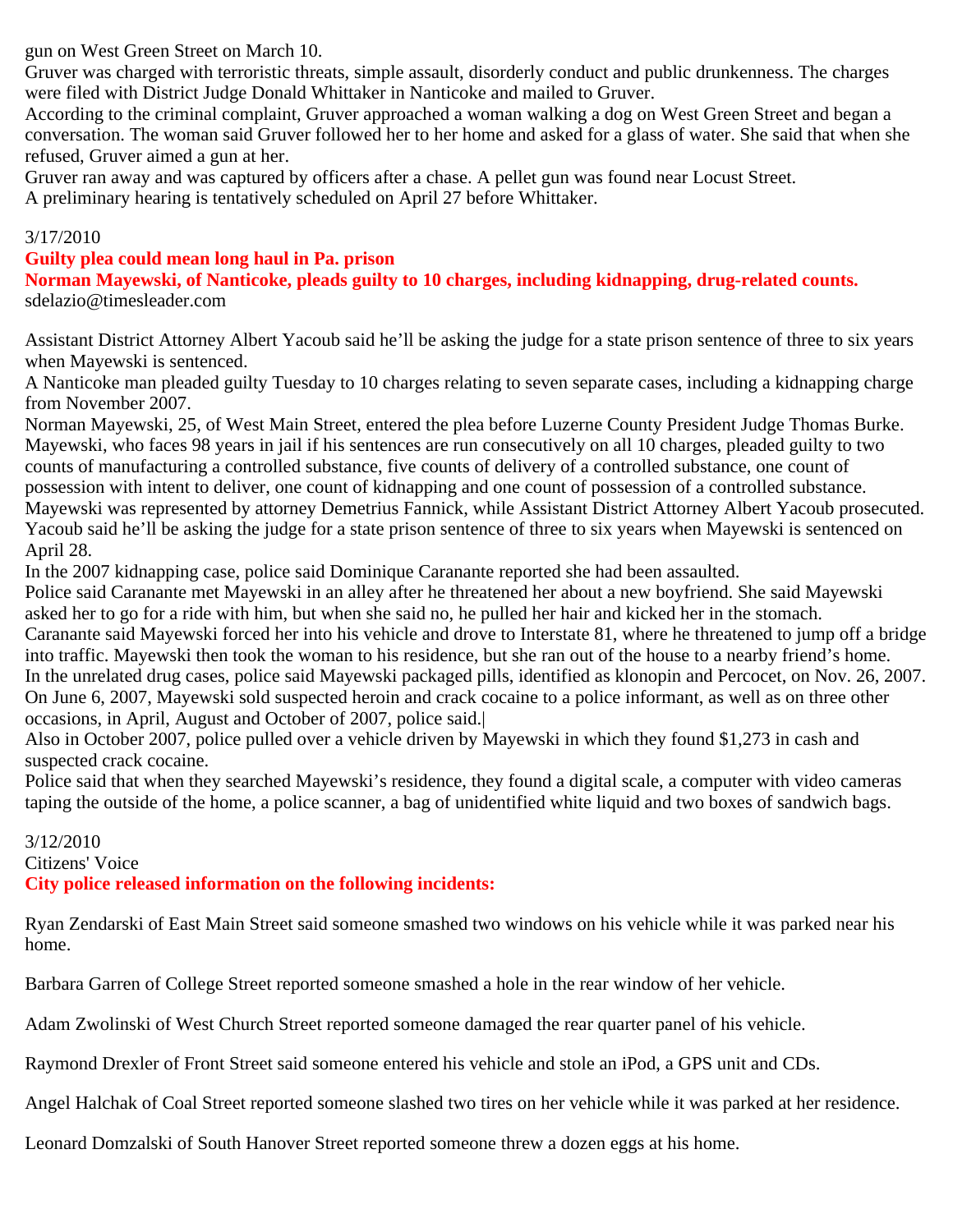gun on West Green Street on March 10.

Gruver was charged with terroristic threats, simple assault, disorderly conduct and public drunkenness. The charges were filed with District Judge Donald Whittaker in Nanticoke and mailed to Gruver.

According to the criminal complaint, Gruver approached a woman walking a dog on West Green Street and began a conversation. The woman said Gruver followed her to her home and asked for a glass of water. She said that when she refused, Gruver aimed a gun at her.

Gruver ran away and was captured by officers after a chase. A pellet gun was found near Locust Street.

A preliminary hearing is tentatively scheduled on April 27 before Whittaker.

3/17/2010

**Guilty plea could mean long haul in Pa. prison**

**Norman Mayewski, of Nanticoke, pleads guilty to 10 charges, including kidnapping, drug-related counts.**

sdelazio@timesleader.com

Assistant District Attorney Albert Yacoub said he'll be asking the judge for a state prison sentence of three to six years when Mayewski is sentenced.

A Nanticoke man pleaded guilty Tuesday to 10 charges relating to seven separate cases, including a kidnapping charge from November 2007.

Norman Mayewski, 25, of West Main Street, entered the plea before Luzerne County President Judge Thomas Burke.

Mayewski, who faces 98 years in jail if his sentences are run consecutively on all 10 charges, pleaded guilty to two counts of manufacturing a controlled substance, five counts of delivery of a controlled substance, one count of possession with intent to deliver, one count of kidnapping and one count of possession of a controlled substance.

Mayewski was represented by attorney Demetrius Fannick, while Assistant District Attorney Albert Yacoub prosecuted.

Yacoub said he'll be asking the judge for a state prison sentence of three to six years when Mayewski is sentenced on April 28.

In the 2007 kidnapping case, police said Dominique Caranante reported she had been assaulted.

Police said Caranante met Mayewski in an alley after he threatened her about a new boyfriend. She said Mayewski asked her to go for a ride with him, but when she said no, he pulled her hair and kicked her in the stomach.

Caranante said Mayewski forced her into his vehicle and drove to Interstate 81, where he threatened to jump off a bridge into traffic. Mayewski then took the woman to his residence, but she ran out of the house to a nearby friend's home.

In the unrelated drug cases, police said Mayewski packaged pills, identified as klonopin and Percocet, on Nov. 26, 2007.

On June 6, 2007, Mayewski sold suspected heroin and crack cocaine to a police informant, as well as on three other occasions, in April, August and October of 2007, police said.|

Also in October 2007, police pulled over a vehicle driven by Mayewski in which they found $1,273 in cash and suspected crack cocaine.

Police said that when they searched Mayewski's residence, they found a digital scale, a computer with video cameras taping the outside of the home, a police scanner, a bag of unidentified white liquid and two boxes of sandwich bags.

3/12/2010

Citizens' Voice

**City police released information on the following incidents:**

Ryan Zendarski of East Main Street said someone smashed two windows on his vehicle while it was parked near his home.

Barbara Garren of College Street reported someone smashed a hole in the rear window of her vehicle.

Adam Zwolinski of West Church Street reported someone damaged the rear quarter panel of his vehicle.

Raymond Drexler of Front Street said someone entered his vehicle and stole an iPod, a GPS unit and CDs.

Angel Halchak of Coal Street reported someone slashed two tires on her vehicle while it was parked at her residence.

Leonard Domzalski of South Hanover Street reported someone threw a dozen eggs at his home.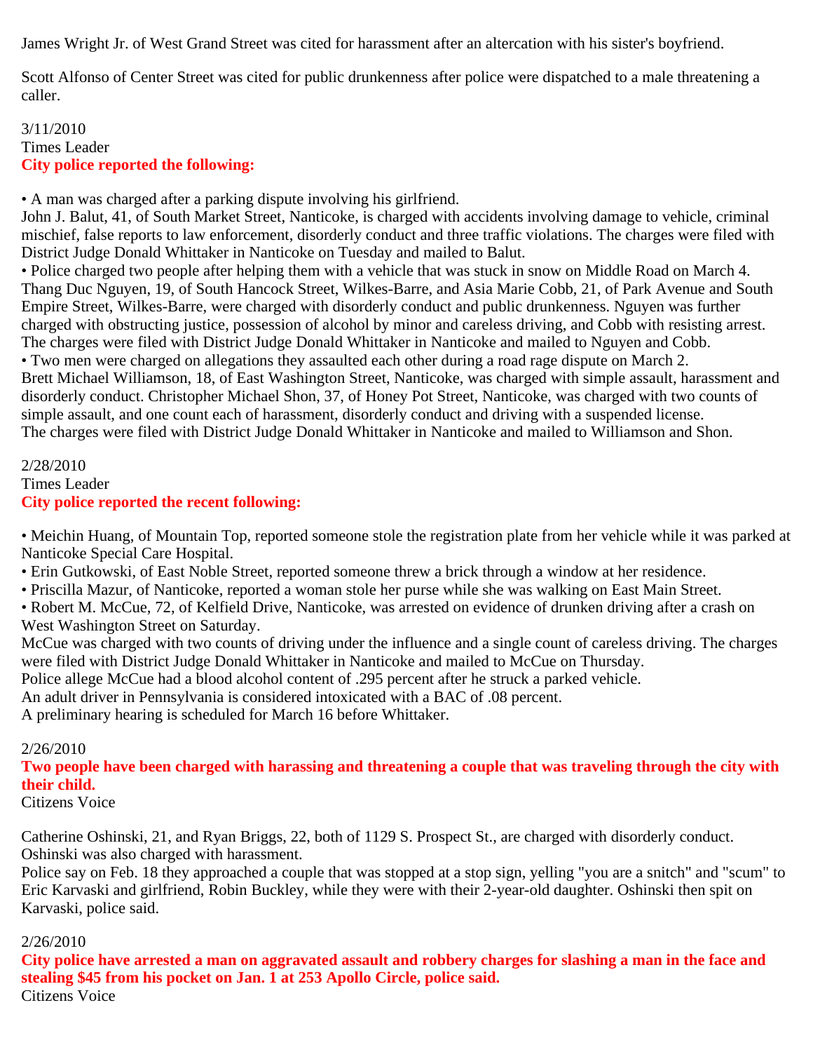James Wright Jr. of West Grand Street was cited for harassment after an altercation with his sister's boyfriend.

Scott Alfonso of Center Street was cited for public drunkenness after police were dispatched to a male threatening a caller.

3/11/2010
Times Leader
**City police reported the following:**

• A man was charged after a parking dispute involving his girlfriend.
John J. Balut, 41, of South Market Street, Nanticoke, is charged with accidents involving damage to vehicle, criminal mischief, false reports to law enforcement, disorderly conduct and three traffic violations. The charges were filed with District Judge Donald Whittaker in Nanticoke on Tuesday and mailed to Balut.
• Police charged two people after helping them with a vehicle that was stuck in snow on Middle Road on March 4. Thang Duc Nguyen, 19, of South Hancock Street, Wilkes-Barre, and Asia Marie Cobb, 21, of Park Avenue and South Empire Street, Wilkes-Barre, were charged with disorderly conduct and public drunkenness. Nguyen was further charged with obstructing justice, possession of alcohol by minor and careless driving, and Cobb with resisting arrest. The charges were filed with District Judge Donald Whittaker in Nanticoke and mailed to Nguyen and Cobb.
• Two men were charged on allegations they assaulted each other during a road rage dispute on March 2. Brett Michael Williamson, 18, of East Washington Street, Nanticoke, was charged with simple assault, harassment and disorderly conduct. Christopher Michael Shon, 37, of Honey Pot Street, Nanticoke, was charged with two counts of simple assault, and one count each of harassment, disorderly conduct and driving with a suspended license. The charges were filed with District Judge Donald Whittaker in Nanticoke and mailed to Williamson and Shon.

2/28/2010
Times Leader
**City police reported the recent following:**

• Meichin Huang, of Mountain Top, reported someone stole the registration plate from her vehicle while it was parked at Nanticoke Special Care Hospital.
• Erin Gutkowski, of East Noble Street, reported someone threw a brick through a window at her residence.
• Priscilla Mazur, of Nanticoke, reported a woman stole her purse while she was walking on East Main Street.
• Robert M. McCue, 72, of Kelfield Drive, Nanticoke, was arrested on evidence of drunken driving after a crash on West Washington Street on Saturday.
McCue was charged with two counts of driving under the influence and a single count of careless driving. The charges were filed with District Judge Donald Whittaker in Nanticoke and mailed to McCue on Thursday.
Police allege McCue had a blood alcohol content of .295 percent after he struck a parked vehicle.
An adult driver in Pennsylvania is considered intoxicated with a BAC of .08 percent.
A preliminary hearing is scheduled for March 16 before Whittaker.

2/26/2010
**Two people have been charged with harassing and threatening a couple that was traveling through the city with their child.**
Citizens Voice

Catherine Oshinski, 21, and Ryan Briggs, 22, both of 1129 S. Prospect St., are charged with disorderly conduct. Oshinski was also charged with harassment.
Police say on Feb. 18 they approached a couple that was stopped at a stop sign, yelling "you are a snitch" and "scum" to Eric Karvaski and girlfriend, Robin Buckley, while they were with their 2-year-old daughter. Oshinski then spit on Karvaski, police said.

2/26/2010
**City police have arrested a man on aggravated assault and robbery charges for slashing a man in the face and stealing $45 from his pocket on Jan. 1 at 253 Apollo Circle, police said.**
Citizens Voice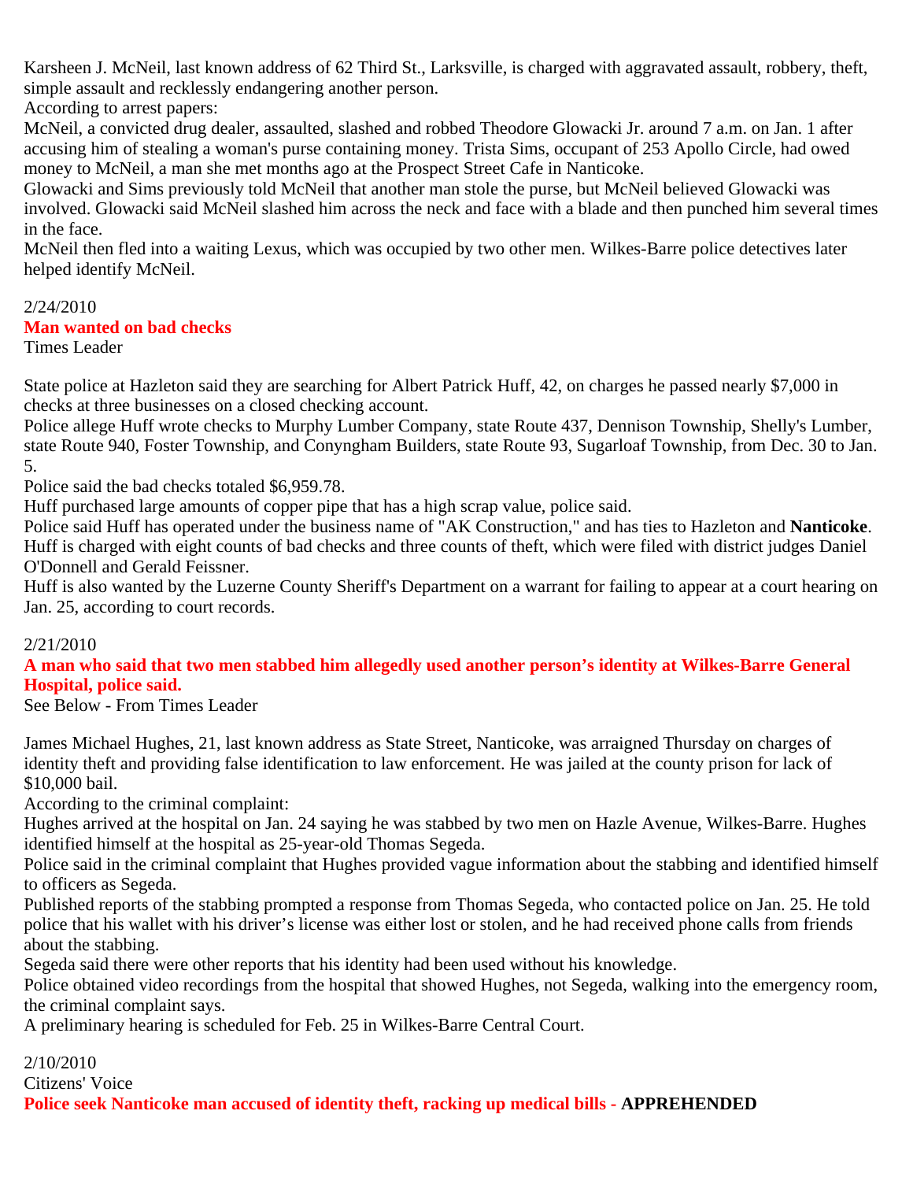Karsheen J. McNeil, last known address of 62 Third St., Larksville, is charged with aggravated assault, robbery, theft, simple assault and recklessly endangering another person.

According to arrest papers:

McNeil, a convicted drug dealer, assaulted, slashed and robbed Theodore Glowacki Jr. around 7 a.m. on Jan. 1 after accusing him of stealing a woman's purse containing money. Trista Sims, occupant of 253 Apollo Circle, had owed money to McNeil, a man she met months ago at the Prospect Street Cafe in Nanticoke.

Glowacki and Sims previously told McNeil that another man stole the purse, but McNeil believed Glowacki was involved. Glowacki said McNeil slashed him across the neck and face with a blade and then punched him several times in the face.

McNeil then fled into a waiting Lexus, which was occupied by two other men. Wilkes-Barre police detectives later helped identify McNeil.

2/24/2010

**Man wanted on bad checks**

Times Leader

State police at Hazleton said they are searching for Albert Patrick Huff, 42, on charges he passed nearly $7,000 in checks at three businesses on a closed checking account.

Police allege Huff wrote checks to Murphy Lumber Company, state Route 437, Dennison Township, Shelly's Lumber, state Route 940, Foster Township, and Conyngham Builders, state Route 93, Sugarloaf Township, from Dec. 30 to Jan. 5.

Police said the bad checks totaled $6,959.78.

Huff purchased large amounts of copper pipe that has a high scrap value, police said.

Police said Huff has operated under the business name of "AK Construction," and has ties to Hazleton and **Nanticoke**.

Huff is charged with eight counts of bad checks and three counts of theft, which were filed with district judges Daniel O'Donnell and Gerald Feissner.

Huff is also wanted by the Luzerne County Sheriff's Department on a warrant for failing to appear at a court hearing on Jan. 25, according to court records.

2/21/2010

**A man who said that two men stabbed him allegedly used another person's identity at Wilkes-Barre General Hospital, police said.**

See Below - From Times Leader

James Michael Hughes, 21, last known address as State Street, Nanticoke, was arraigned Thursday on charges of identity theft and providing false identification to law enforcement. He was jailed at the county prison for lack of $10,000 bail.

According to the criminal complaint:

Hughes arrived at the hospital on Jan. 24 saying he was stabbed by two men on Hazle Avenue, Wilkes-Barre. Hughes identified himself at the hospital as 25-year-old Thomas Segeda.

Police said in the criminal complaint that Hughes provided vague information about the stabbing and identified himself to officers as Segeda.

Published reports of the stabbing prompted a response from Thomas Segeda, who contacted police on Jan. 25. He told police that his wallet with his driver's license was either lost or stolen, and he had received phone calls from friends about the stabbing.

Segeda said there were other reports that his identity had been used without his knowledge.

Police obtained video recordings from the hospital that showed Hughes, not Segeda, walking into the emergency room, the criminal complaint says.

A preliminary hearing is scheduled for Feb. 25 in Wilkes-Barre Central Court.

2/10/2010

Citizens' Voice

**Police seek Nanticoke man accused of identity theft, racking up medical bills - APPREHENDED**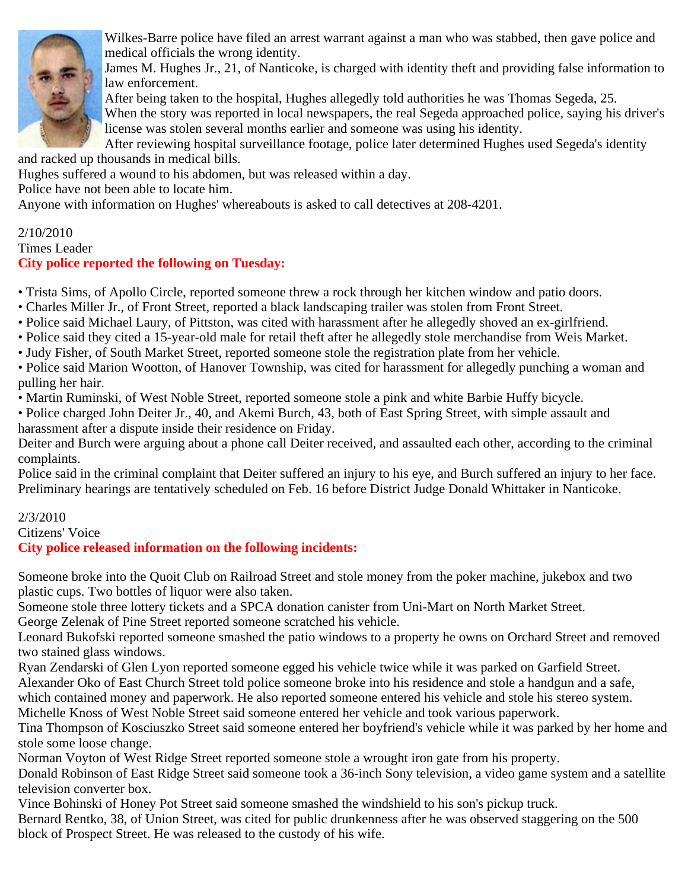Wilkes-Barre police have filed an arrest warrant against a man who was stabbed, then gave police and medical officials the wrong identity.

James M. Hughes Jr., 21, of Nanticoke, is charged with identity theft and providing false information to law enforcement.

After being taken to the hospital, Hughes allegedly told authorities he was Thomas Segeda, 25.

When the story was reported in local newspapers, the real Segeda approached police, saying his driver's license was stolen several months earlier and someone was using his identity.

After reviewing hospital surveillance footage, police later determined Hughes used Segeda's identity and racked up thousands in medical bills.

Hughes suffered a wound to his abdomen, but was released within a day.

Police have not been able to locate him.

Anyone with information on Hughes' whereabouts is asked to call detectives at 208-4201.

2/10/2010

Times Leader

**City police reported the following on Tuesday:**

- Trista Sims, of Apollo Circle, reported someone threw a rock through her kitchen window and patio doors.
- Charles Miller Jr., of Front Street, reported a black landscaping trailer was stolen from Front Street.
- Police said Michael Laury, of Pittston, was cited with harassment after he allegedly shoved an ex-girlfriend.
- Police said they cited a 15-year-old male for retail theft after he allegedly stole merchandise from Weis Market.
- Judy Fisher, of South Market Street, reported someone stole the registration plate from her vehicle.
- Police said Marion Wootton, of Hanover Township, was cited for harassment for allegedly punching a woman and pulling her hair.
- Martin Ruminski, of West Noble Street, reported someone stole a pink and white Barbie Huffy bicycle.
- Police charged John Deiter Jr., 40, and Akemi Burch, 43, both of East Spring Street, with simple assault and harassment after a dispute inside their residence on Friday.

Deiter and Burch were arguing about a phone call Deiter received, and assaulted each other, according to the criminal complaints.

Police said in the criminal complaint that Deiter suffered an injury to his eye, and Burch suffered an injury to her face.

Preliminary hearings are tentatively scheduled on Feb. 16 before District Judge Donald Whittaker in Nanticoke.

2/3/2010

Citizens' Voice

**City police released information on the following incidents:**

Someone broke into the Quoit Club on Railroad Street and stole money from the poker machine, jukebox and two plastic cups. Two bottles of liquor were also taken.

Someone stole three lottery tickets and a SPCA donation canister from Uni-Mart on North Market Street.

George Zelenak of Pine Street reported someone scratched his vehicle.

Leonard Bukofski reported someone smashed the patio windows to a property he owns on Orchard Street and removed two stained glass windows.

Ryan Zendarski of Glen Lyon reported someone egged his vehicle twice while it was parked on Garfield Street.

Alexander Oko of East Church Street told police someone broke into his residence and stole a handgun and a safe, which contained money and paperwork. He also reported someone entered his vehicle and stole his stereo system.

Michelle Knoss of West Noble Street said someone entered her vehicle and took various paperwork.

Tina Thompson of Kosciuszko Street said someone entered her boyfriend's vehicle while it was parked by her home and stole some loose change.

Norman Voyton of West Ridge Street reported someone stole a wrought iron gate from his property.

Donald Robinson of East Ridge Street said someone took a 36-inch Sony television, a video game system and a satellite television converter box.

Vince Bohinski of Honey Pot Street said someone smashed the windshield to his son's pickup truck.

Bernard Rentko, 38, of Union Street, was cited for public drunkenness after he was observed staggering on the 500 block of Prospect Street. He was released to the custody of his wife.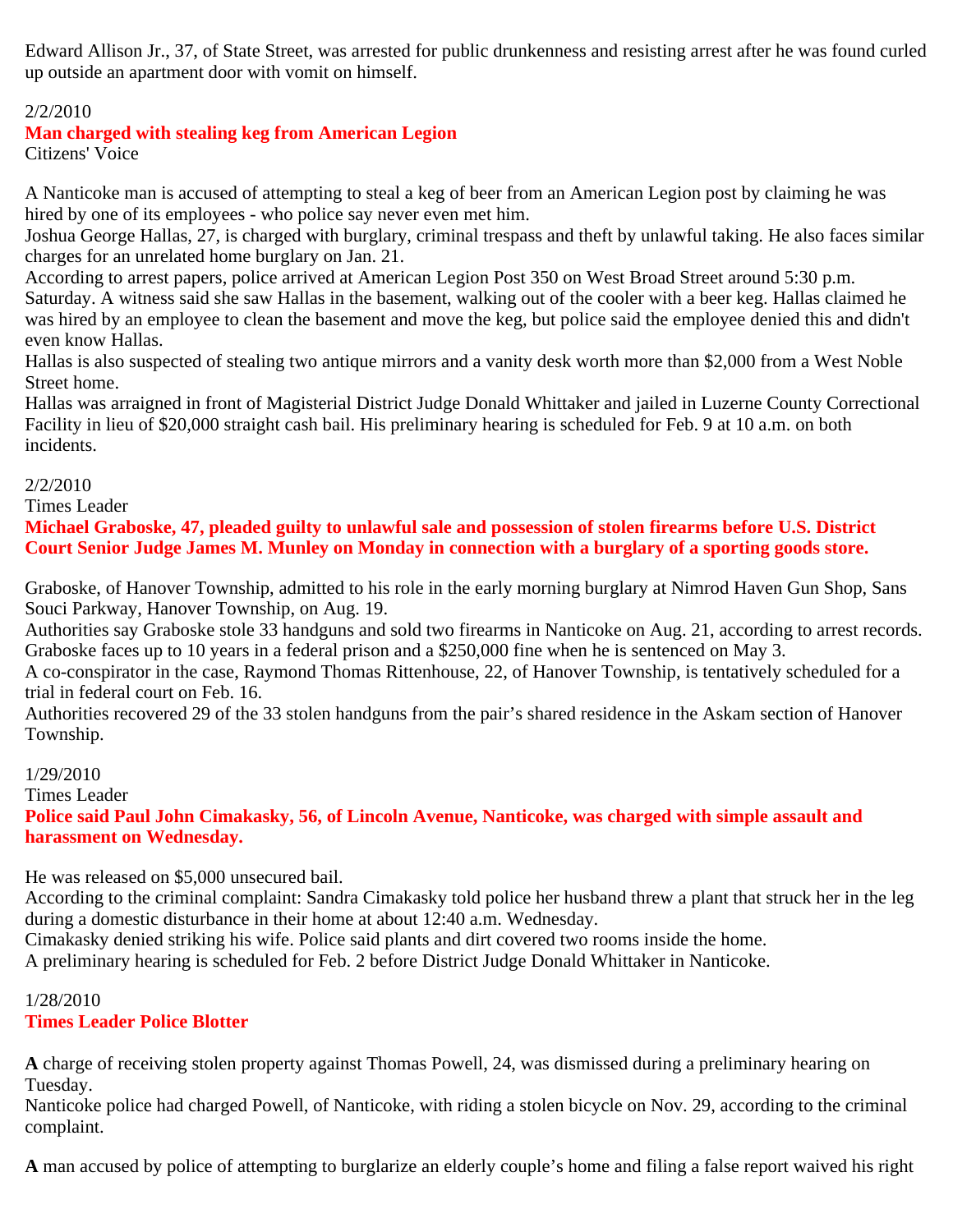Edward Allison Jr., 37, of State Street, was arrested for public drunkenness and resisting arrest after he was found curled up outside an apartment door with vomit on himself.

2/2/2010

**Man charged with stealing keg from American Legion**

Citizens' Voice

A Nanticoke man is accused of attempting to steal a keg of beer from an American Legion post by claiming he was hired by one of its employees - who police say never even met him.

Joshua George Hallas, 27, is charged with burglary, criminal trespass and theft by unlawful taking. He also faces similar charges for an unrelated home burglary on Jan. 21.

According to arrest papers, police arrived at American Legion Post 350 on West Broad Street around 5:30 p.m. Saturday. A witness said she saw Hallas in the basement, walking out of the cooler with a beer keg. Hallas claimed he was hired by an employee to clean the basement and move the keg, but police said the employee denied this and didn't even know Hallas.

Hallas is also suspected of stealing two antique mirrors and a vanity desk worth more than $2,000 from a West Noble Street home.

Hallas was arraigned in front of Magisterial District Judge Donald Whittaker and jailed in Luzerne County Correctional Facility in lieu of $20,000 straight cash bail. His preliminary hearing is scheduled for Feb. 9 at 10 a.m. on both incidents.

2/2/2010

Times Leader

**Michael Graboske, 47, pleaded guilty to unlawful sale and possession of stolen firearms before U.S. District Court Senior Judge James M. Munley on Monday in connection with a burglary of a sporting goods store.**

Graboske, of Hanover Township, admitted to his role in the early morning burglary at Nimrod Haven Gun Shop, Sans Souci Parkway, Hanover Township, on Aug. 19.

Authorities say Graboske stole 33 handguns and sold two firearms in Nanticoke on Aug. 21, according to arrest records. Graboske faces up to 10 years in a federal prison and a $250,000 fine when he is sentenced on May 3.

A co-conspirator in the case, Raymond Thomas Rittenhouse, 22, of Hanover Township, is tentatively scheduled for a trial in federal court on Feb. 16.

Authorities recovered 29 of the 33 stolen handguns from the pair's shared residence in the Askam section of Hanover Township.

1/29/2010

Times Leader

**Police said Paul John Cimakasky, 56, of Lincoln Avenue, Nanticoke, was charged with simple assault and harassment on Wednesday.**

He was released on $5,000 unsecured bail.

According to the criminal complaint: Sandra Cimakasky told police her husband threw a plant that struck her in the leg during a domestic disturbance in their home at about 12:40 a.m. Wednesday.

Cimakasky denied striking his wife. Police said plants and dirt covered two rooms inside the home.

A preliminary hearing is scheduled for Feb. 2 before District Judge Donald Whittaker in Nanticoke.

1/28/2010

**Times Leader Police Blotter**

**A** charge of receiving stolen property against Thomas Powell, 24, was dismissed during a preliminary hearing on Tuesday.

Nanticoke police had charged Powell, of Nanticoke, with riding a stolen bicycle on Nov. 29, according to the criminal complaint.

**A** man accused by police of attempting to burglarize an elderly couple's home and filing a false report waived his right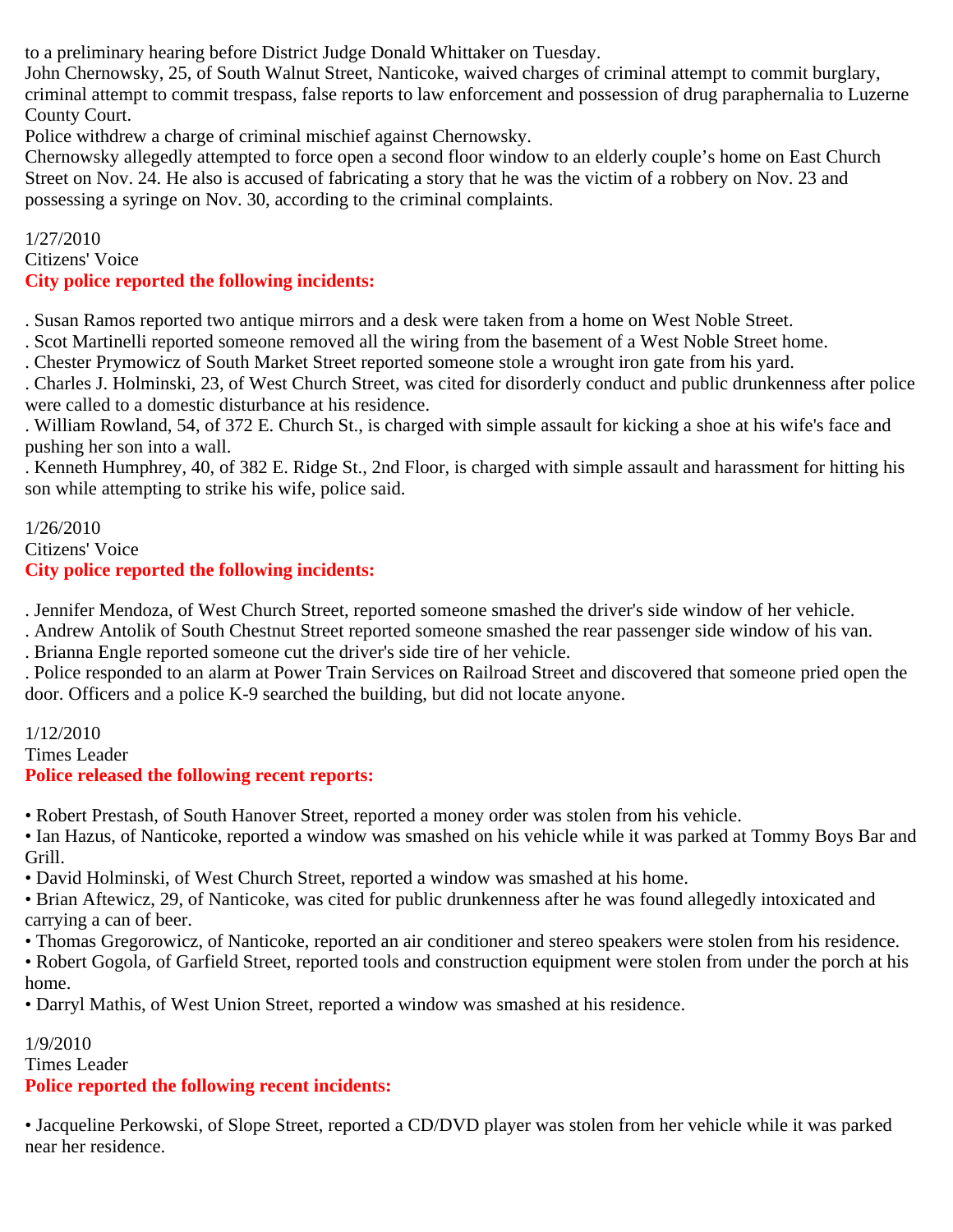to a preliminary hearing before District Judge Donald Whittaker on Tuesday.

John Chernowsky, 25, of South Walnut Street, Nanticoke, waived charges of criminal attempt to commit burglary, criminal attempt to commit trespass, false reports to law enforcement and possession of drug paraphernalia to Luzerne County Court.

Police withdrew a charge of criminal mischief against Chernowsky.

Chernowsky allegedly attempted to force open a second floor window to an elderly couple's home on East Church Street on Nov. 24. He also is accused of fabricating a story that he was the victim of a robbery on Nov. 23 and possessing a syringe on Nov. 30, according to the criminal complaints.

1/27/2010
Citizens' Voice

**City police reported the following incidents:**

. Susan Ramos reported two antique mirrors and a desk were taken from a home on West Noble Street.
. Scot Martinelli reported someone removed all the wiring from the basement of a West Noble Street home.
. Chester Prymowicz of South Market Street reported someone stole a wrought iron gate from his yard.
. Charles J. Holminski, 23, of West Church Street, was cited for disorderly conduct and public drunkenness after police were called to a domestic disturbance at his residence.
. William Rowland, 54, of 372 E. Church St., is charged with simple assault for kicking a shoe at his wife's face and pushing her son into a wall.
. Kenneth Humphrey, 40, of 382 E. Ridge St., 2nd Floor, is charged with simple assault and harassment for hitting his son while attempting to strike his wife, police said.

1/26/2010
Citizens' Voice

**City police reported the following incidents:**

. Jennifer Mendoza, of West Church Street, reported someone smashed the driver's side window of her vehicle.
. Andrew Antolik of South Chestnut Street reported someone smashed the rear passenger side window of his van.
. Brianna Engle reported someone cut the driver's side tire of her vehicle.
. Police responded to an alarm at Power Train Services on Railroad Street and discovered that someone pried open the door. Officers and a police K-9 searched the building, but did not locate anyone.

1/12/2010
Times Leader

**Police released the following recent reports:**

• Robert Prestash, of South Hanover Street, reported a money order was stolen from his vehicle.
• Ian Hazus, of Nanticoke, reported a window was smashed on his vehicle while it was parked at Tommy Boys Bar and Grill.
• David Holminski, of West Church Street, reported a window was smashed at his home.
• Brian Aftewicz, 29, of Nanticoke, was cited for public drunkenness after he was found allegedly intoxicated and carrying a can of beer.
• Thomas Gregorowicz, of Nanticoke, reported an air conditioner and stereo speakers were stolen from his residence.
• Robert Gogola, of Garfield Street, reported tools and construction equipment were stolen from under the porch at his home.
• Darryl Mathis, of West Union Street, reported a window was smashed at his residence.

1/9/2010
Times Leader

**Police reported the following recent incidents:**

• Jacqueline Perkowski, of Slope Street, reported a CD/DVD player was stolen from her vehicle while it was parked near her residence.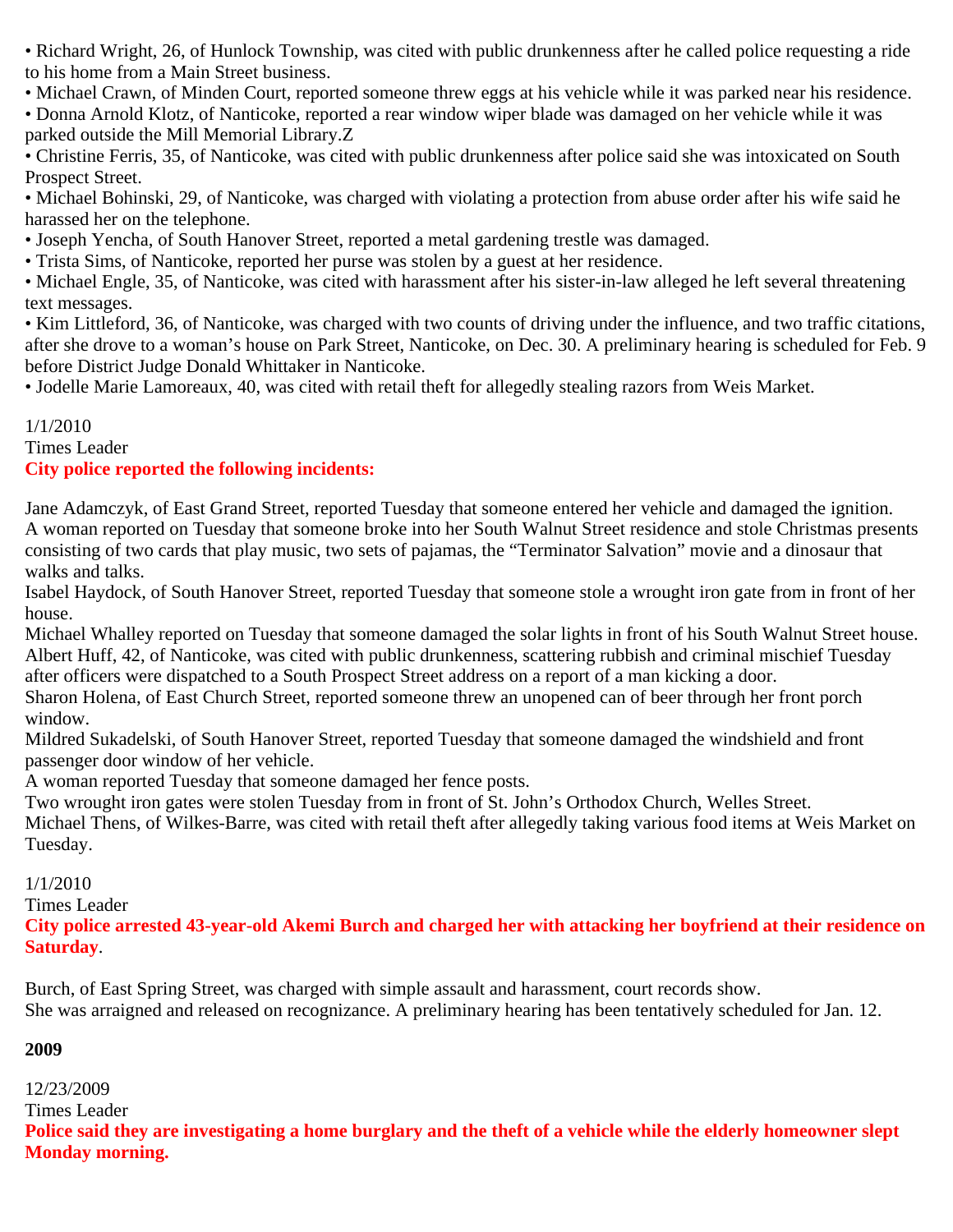• Richard Wright, 26, of Hunlock Township, was cited with public drunkenness after he called police requesting a ride to his home from a Main Street business.
• Michael Crawn, of Minden Court, reported someone threw eggs at his vehicle while it was parked near his residence.
• Donna Arnold Klotz, of Nanticoke, reported a rear window wiper blade was damaged on her vehicle while it was parked outside the Mill Memorial Library.Z
• Christine Ferris, 35, of Nanticoke, was cited with public drunkenness after police said she was intoxicated on South Prospect Street.
• Michael Bohinski, 29, of Nanticoke, was charged with violating a protection from abuse order after his wife said he harassed her on the telephone.
• Joseph Yencha, of South Hanover Street, reported a metal gardening trestle was damaged.
• Trista Sims, of Nanticoke, reported her purse was stolen by a guest at her residence.
• Michael Engle, 35, of Nanticoke, was cited with harassment after his sister-in-law alleged he left several threatening text messages.
• Kim Littleford, 36, of Nanticoke, was charged with two counts of driving under the influence, and two traffic citations, after she drove to a woman's house on Park Street, Nanticoke, on Dec. 30. A preliminary hearing is scheduled for Feb. 9 before District Judge Donald Whittaker in Nanticoke.
• Jodelle Marie Lamoreaux, 40, was cited with retail theft for allegedly stealing razors from Weis Market.

1/1/2010
Times Leader
**City police reported the following incidents:**

Jane Adamczyk, of East Grand Street, reported Tuesday that someone entered her vehicle and damaged the ignition.
A woman reported on Tuesday that someone broke into her South Walnut Street residence and stole Christmas presents consisting of two cards that play music, two sets of pajamas, the "Terminator Salvation" movie and a dinosaur that walks and talks.
Isabel Haydock, of South Hanover Street, reported Tuesday that someone stole a wrought iron gate from in front of her house.
Michael Whalley reported on Tuesday that someone damaged the solar lights in front of his South Walnut Street house.
Albert Huff, 42, of Nanticoke, was cited with public drunkenness, scattering rubbish and criminal mischief Tuesday after officers were dispatched to a South Prospect Street address on a report of a man kicking a door.
Sharon Holena, of East Church Street, reported someone threw an unopened can of beer through her front porch window.
Mildred Sukadelski, of South Hanover Street, reported Tuesday that someone damaged the windshield and front passenger door window of her vehicle.
A woman reported Tuesday that someone damaged her fence posts.
Two wrought iron gates were stolen Tuesday from in front of St. John's Orthodox Church, Welles Street.
Michael Thens, of Wilkes-Barre, was cited with retail theft after allegedly taking various food items at Weis Market on Tuesday.

1/1/2010
Times Leader
**City police arrested 43-year-old Akemi Burch and charged her with attacking her boyfriend at their residence on Saturday**.

Burch, of East Spring Street, was charged with simple assault and harassment, court records show.
She was arraigned and released on recognizance. A preliminary hearing has been tentatively scheduled for Jan. 12.

**2009**

12/23/2009
Times Leader
**Police said they are investigating a home burglary and the theft of a vehicle while the elderly homeowner slept Monday morning.**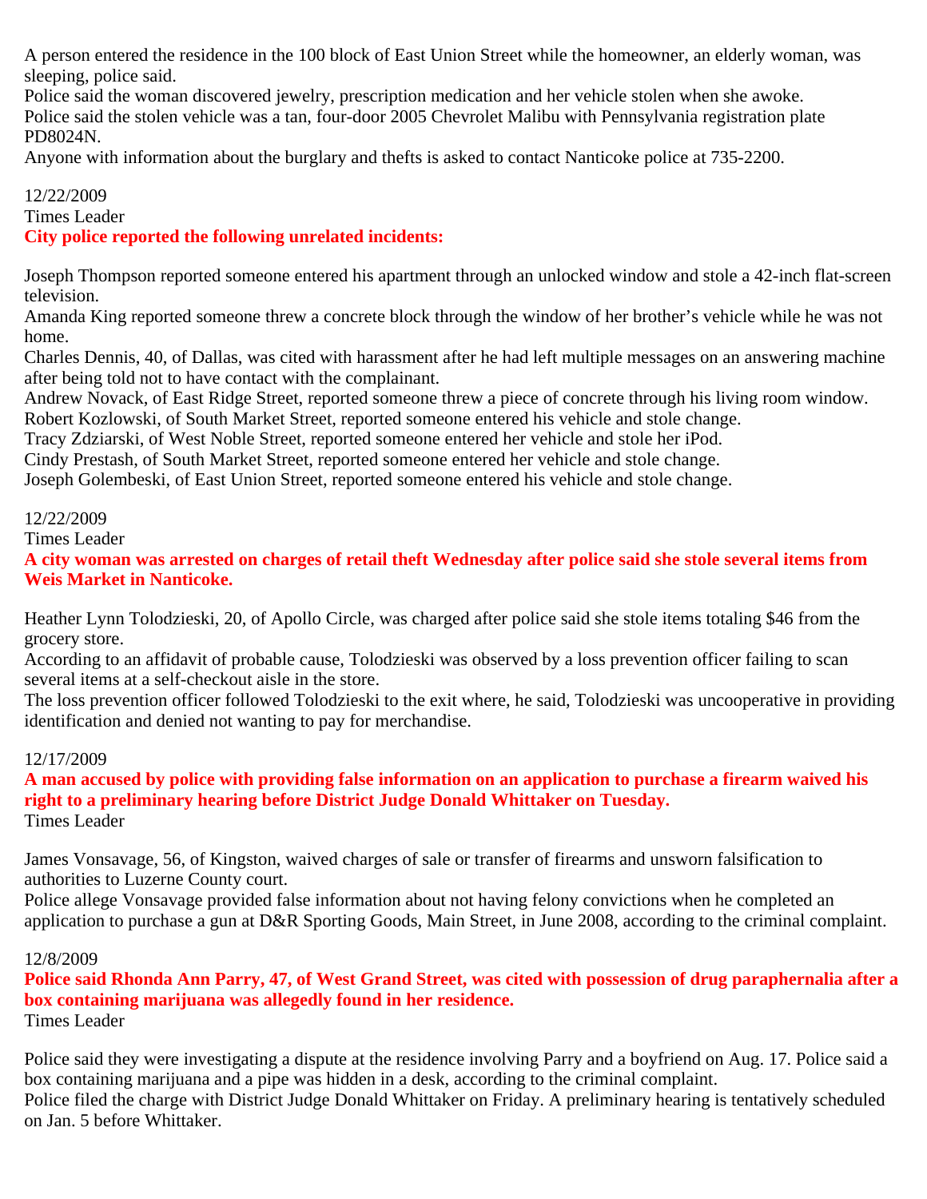A person entered the residence in the 100 block of East Union Street while the homeowner, an elderly woman, was sleeping, police said.
Police said the woman discovered jewelry, prescription medication and her vehicle stolen when she awoke.
Police said the stolen vehicle was a tan, four-door 2005 Chevrolet Malibu with Pennsylvania registration plate PD8024N.
Anyone with information about the burglary and thefts is asked to contact Nanticoke police at 735-2200.

12/22/2009
Times Leader
**City police reported the following unrelated incidents:**

Joseph Thompson reported someone entered his apartment through an unlocked window and stole a 42-inch flat-screen television.
Amanda King reported someone threw a concrete block through the window of her brother's vehicle while he was not home.
Charles Dennis, 40, of Dallas, was cited with harassment after he had left multiple messages on an answering machine after being told not to have contact with the complainant.
Andrew Novack, of East Ridge Street, reported someone threw a piece of concrete through his living room window.
Robert Kozlowski, of South Market Street, reported someone entered his vehicle and stole change.
Tracy Zdziarski, of West Noble Street, reported someone entered her vehicle and stole her iPod.
Cindy Prestash, of South Market Street, reported someone entered her vehicle and stole change.
Joseph Golembeski, of East Union Street, reported someone entered his vehicle and stole change.

12/22/2009
Times Leader
**A city woman was arrested on charges of retail theft Wednesday after police said she stole several items from Weis Market in Nanticoke.**

Heather Lynn Tolodzieski, 20, of Apollo Circle, was charged after police said she stole items totaling $46 from the grocery store.
According to an affidavit of probable cause, Tolodzieski was observed by a loss prevention officer failing to scan several items at a self-checkout aisle in the store.
The loss prevention officer followed Tolodzieski to the exit where, he said, Tolodzieski was uncooperative in providing identification and denied not wanting to pay for merchandise.

12/17/2009
**A man accused by police with providing false information on an application to purchase a firearm waived his right to a preliminary hearing before District Judge Donald Whittaker on Tuesday.**
Times Leader

James Vonsavage, 56, of Kingston, waived charges of sale or transfer of firearms and unsworn falsification to authorities to Luzerne County court.
Police allege Vonsavage provided false information about not having felony convictions when he completed an application to purchase a gun at D&R Sporting Goods, Main Street, in June 2008, according to the criminal complaint.

12/8/2009
**Police said Rhonda Ann Parry, 47, of West Grand Street, was cited with possession of drug paraphernalia after a box containing marijuana was allegedly found in her residence.**
Times Leader

Police said they were investigating a dispute at the residence involving Parry and a boyfriend on Aug. 17. Police said a box containing marijuana and a pipe was hidden in a desk, according to the criminal complaint.
Police filed the charge with District Judge Donald Whittaker on Friday. A preliminary hearing is tentatively scheduled on Jan. 5 before Whittaker.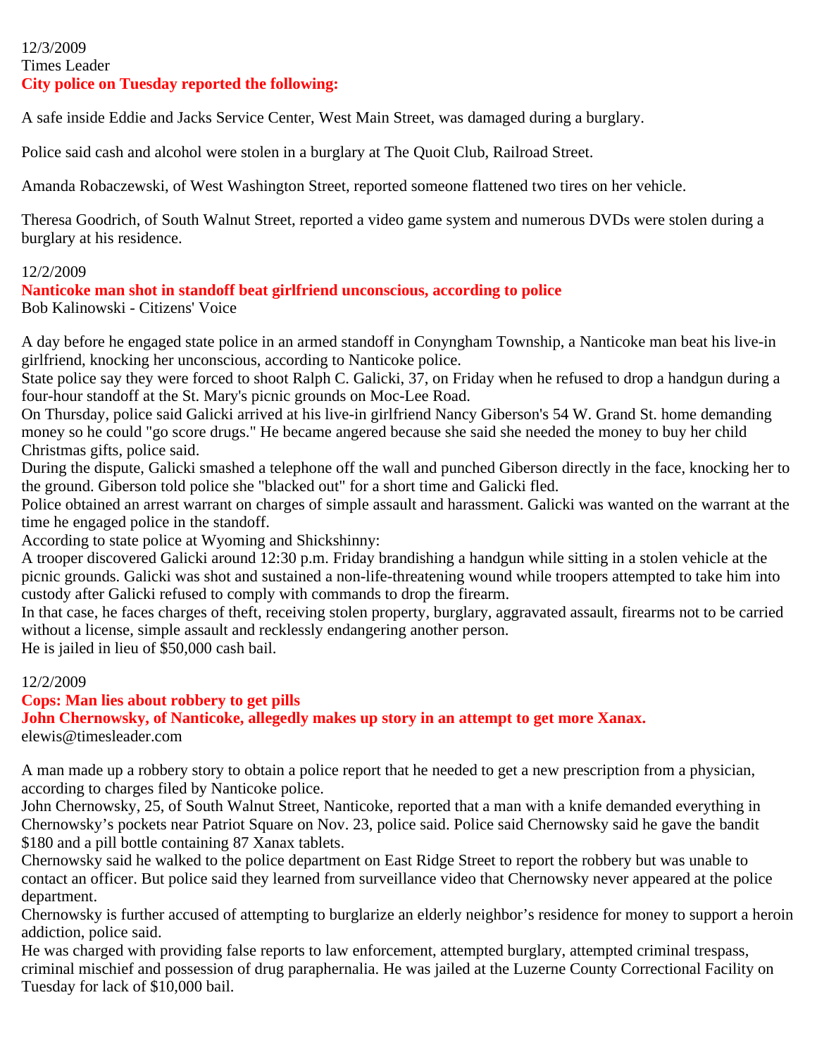12/3/2009
Times Leader
**City police on Tuesday reported the following:**

A safe inside Eddie and Jacks Service Center, West Main Street, was damaged during a burglary.

Police said cash and alcohol were stolen in a burglary at The Quoit Club, Railroad Street.

Amanda Robaczewski, of West Washington Street, reported someone flattened two tires on her vehicle.

Theresa Goodrich, of South Walnut Street, reported a video game system and numerous DVDs were stolen during a burglary at his residence.

12/2/2009
**Nanticoke man shot in standoff beat girlfriend unconscious, according to police**
Bob Kalinowski - Citizens' Voice

A day before he engaged state police in an armed standoff in Conyngham Township, a Nanticoke man beat his live-in girlfriend, knocking her unconscious, according to Nanticoke police.
State police say they were forced to shoot Ralph C. Galicki, 37, on Friday when he refused to drop a handgun during a four-hour standoff at the St. Mary's picnic grounds on Moc-Lee Road.
On Thursday, police said Galicki arrived at his live-in girlfriend Nancy Giberson's 54 W. Grand St. home demanding money so he could "go score drugs." He became angered because she said she needed the money to buy her child Christmas gifts, police said.
During the dispute, Galicki smashed a telephone off the wall and punched Giberson directly in the face, knocking her to the ground. Giberson told police she "blacked out" for a short time and Galicki fled.
Police obtained an arrest warrant on charges of simple assault and harassment. Galicki was wanted on the warrant at the time he engaged police in the standoff.
According to state police at Wyoming and Shickshinny:
A trooper discovered Galicki around 12:30 p.m. Friday brandishing a handgun while sitting in a stolen vehicle at the picnic grounds. Galicki was shot and sustained a non-life-threatening wound while troopers attempted to take him into custody after Galicki refused to comply with commands to drop the firearm.
In that case, he faces charges of theft, receiving stolen property, burglary, aggravated assault, firearms not to be carried without a license, simple assault and recklessly endangering another person.
He is jailed in lieu of $50,000 cash bail.

12/2/2009
**Cops: Man lies about robbery to get pills**
**John Chernowsky, of Nanticoke, allegedly makes up story in an attempt to get more Xanax.**
elewis@timesleader.com

A man made up a robbery story to obtain a police report that he needed to get a new prescription from a physician, according to charges filed by Nanticoke police.
John Chernowsky, 25, of South Walnut Street, Nanticoke, reported that a man with a knife demanded everything in Chernowsky's pockets near Patriot Square on Nov. 23, police said. Police said Chernowsky said he gave the bandit $180 and a pill bottle containing 87 Xanax tablets.
Chernowsky said he walked to the police department on East Ridge Street to report the robbery but was unable to contact an officer. But police said they learned from surveillance video that Chernowsky never appeared at the police department.
Chernowsky is further accused of attempting to burglarize an elderly neighbor's residence for money to support a heroin addiction, police said.
He was charged with providing false reports to law enforcement, attempted burglary, attempted criminal trespass, criminal mischief and possession of drug paraphernalia. He was jailed at the Luzerne County Correctional Facility on Tuesday for lack of $10,000 bail.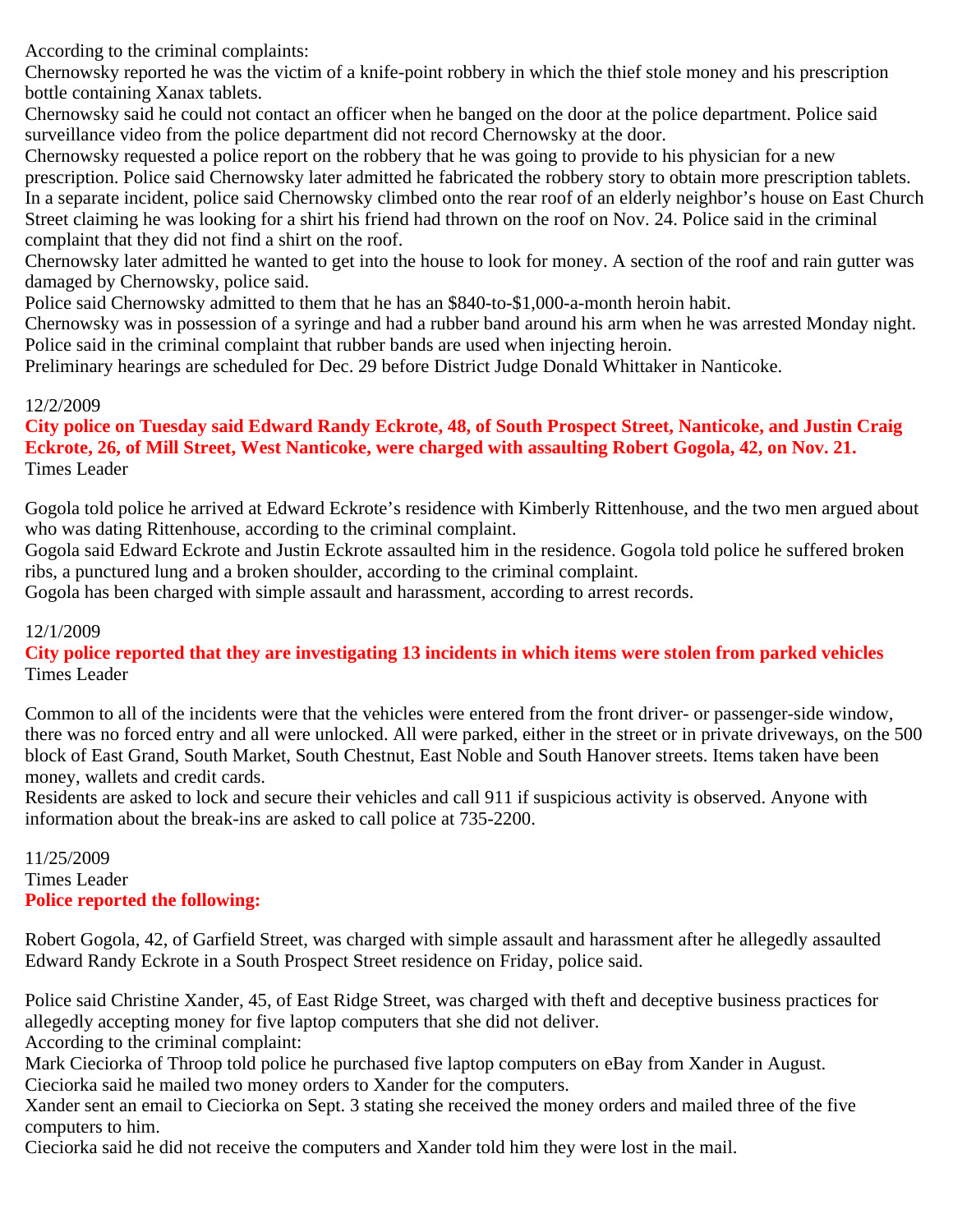According to the criminal complaints:

Chernowsky reported he was the victim of a knife-point robbery in which the thief stole money and his prescription bottle containing Xanax tablets.

Chernowsky said he could not contact an officer when he banged on the door at the police department. Police said surveillance video from the police department did not record Chernowsky at the door.

Chernowsky requested a police report on the robbery that he was going to provide to his physician for a new prescription. Police said Chernowsky later admitted he fabricated the robbery story to obtain more prescription tablets.

In a separate incident, police said Chernowsky climbed onto the rear roof of an elderly neighbor's house on East Church Street claiming he was looking for a shirt his friend had thrown on the roof on Nov. 24. Police said in the criminal complaint that they did not find a shirt on the roof.

Chernowsky later admitted he wanted to get into the house to look for money. A section of the roof and rain gutter was damaged by Chernowsky, police said.

Police said Chernowsky admitted to them that he has an $840-to-$1,000-a-month heroin habit.

Chernowsky was in possession of a syringe and had a rubber band around his arm when he was arrested Monday night. Police said in the criminal complaint that rubber bands are used when injecting heroin.

Preliminary hearings are scheduled for Dec. 29 before District Judge Donald Whittaker in Nanticoke.

12/2/2009

**City police on Tuesday said Edward Randy Eckrote, 48, of South Prospect Street, Nanticoke, and Justin Craig Eckrote, 26, of Mill Street, West Nanticoke, were charged with assaulting Robert Gogola, 42, on Nov. 21.**

Times Leader

Gogola told police he arrived at Edward Eckrote's residence with Kimberly Rittenhouse, and the two men argued about who was dating Rittenhouse, according to the criminal complaint.

Gogola said Edward Eckrote and Justin Eckrote assaulted him in the residence. Gogola told police he suffered broken ribs, a punctured lung and a broken shoulder, according to the criminal complaint.

Gogola has been charged with simple assault and harassment, according to arrest records.

12/1/2009

**City police reported that they are investigating 13 incidents in which items were stolen from parked vehicles**

Times Leader

Common to all of the incidents were that the vehicles were entered from the front driver- or passenger-side window, there was no forced entry and all were unlocked. All were parked, either in the street or in private driveways, on the 500 block of East Grand, South Market, South Chestnut, East Noble and South Hanover streets. Items taken have been money, wallets and credit cards.

Residents are asked to lock and secure their vehicles and call 911 if suspicious activity is observed. Anyone with information about the break-ins are asked to call police at 735-2200.

11/25/2009

Times Leader

**Police reported the following:**

Robert Gogola, 42, of Garfield Street, was charged with simple assault and harassment after he allegedly assaulted Edward Randy Eckrote in a South Prospect Street residence on Friday, police said.

Police said Christine Xander, 45, of East Ridge Street, was charged with theft and deceptive business practices for allegedly accepting money for five laptop computers that she did not deliver.

According to the criminal complaint:

Mark Cieciorka of Throop told police he purchased five laptop computers on eBay from Xander in August.

Cieciorka said he mailed two money orders to Xander for the computers.

Xander sent an email to Cieciorka on Sept. 3 stating she received the money orders and mailed three of the five computers to him.

Cieciorka said he did not receive the computers and Xander told him they were lost in the mail.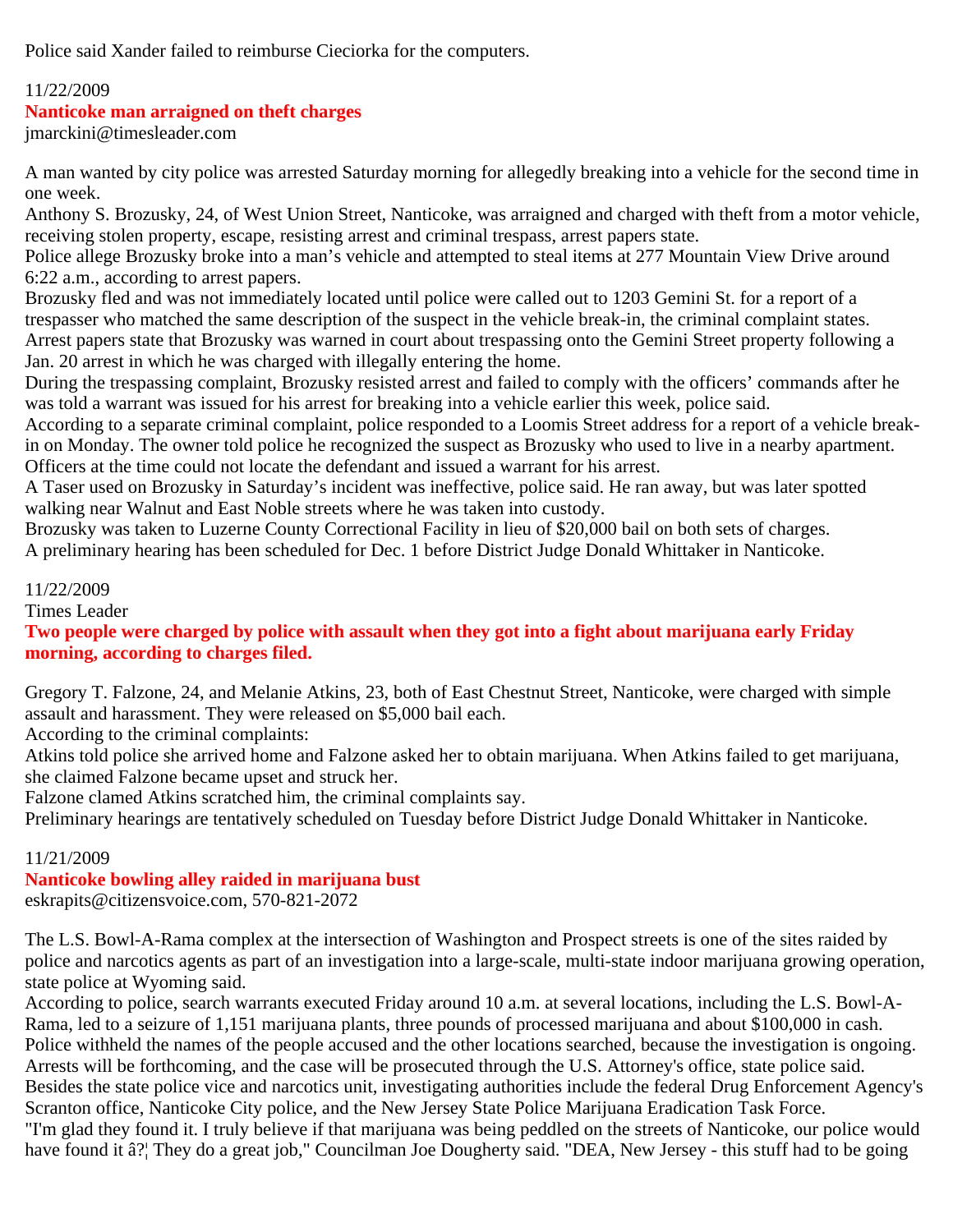Police said Xander failed to reimburse Cieciorka for the computers.

11/22/2009

**Nanticoke man arraigned on theft charges**

jmarckini@timesleader.com

A man wanted by city police was arrested Saturday morning for allegedly breaking into a vehicle for the second time in one week.

Anthony S. Brozusky, 24, of West Union Street, Nanticoke, was arraigned and charged with theft from a motor vehicle, receiving stolen property, escape, resisting arrest and criminal trespass, arrest papers state.

Police allege Brozusky broke into a man's vehicle and attempted to steal items at 277 Mountain View Drive around 6:22 a.m., according to arrest papers.

Brozusky fled and was not immediately located until police were called out to 1203 Gemini St. for a report of a trespasser who matched the same description of the suspect in the vehicle break-in, the criminal complaint states.

Arrest papers state that Brozusky was warned in court about trespassing onto the Gemini Street property following a Jan. 20 arrest in which he was charged with illegally entering the home.

During the trespassing complaint, Brozusky resisted arrest and failed to comply with the officers' commands after he was told a warrant was issued for his arrest for breaking into a vehicle earlier this week, police said.

According to a separate criminal complaint, police responded to a Loomis Street address for a report of a vehicle break-in on Monday. The owner told police he recognized the suspect as Brozusky who used to live in a nearby apartment. Officers at the time could not locate the defendant and issued a warrant for his arrest.

A Taser used on Brozusky in Saturday's incident was ineffective, police said. He ran away, but was later spotted walking near Walnut and East Noble streets where he was taken into custody.

Brozusky was taken to Luzerne County Correctional Facility in lieu of $20,000 bail on both sets of charges.

A preliminary hearing has been scheduled for Dec. 1 before District Judge Donald Whittaker in Nanticoke.

11/22/2009

Times Leader

**Two people were charged by police with assault when they got into a fight about marijuana early Friday morning, according to charges filed.**

Gregory T. Falzone, 24, and Melanie Atkins, 23, both of East Chestnut Street, Nanticoke, were charged with simple assault and harassment. They were released on $5,000 bail each.

According to the criminal complaints:

Atkins told police she arrived home and Falzone asked her to obtain marijuana. When Atkins failed to get marijuana, she claimed Falzone became upset and struck her.

Falzone clamed Atkins scratched him, the criminal complaints say.

Preliminary hearings are tentatively scheduled on Tuesday before District Judge Donald Whittaker in Nanticoke.

11/21/2009

**Nanticoke bowling alley raided in marijuana bust**

eskrapits@citizensvoice.com, 570-821-2072

The L.S. Bowl-A-Rama complex at the intersection of Washington and Prospect streets is one of the sites raided by police and narcotics agents as part of an investigation into a large-scale, multi-state indoor marijuana growing operation, state police at Wyoming said.

According to police, search warrants executed Friday around 10 a.m. at several locations, including the L.S. Bowl-A-Rama, led to a seizure of 1,151 marijuana plants, three pounds of processed marijuana and about $100,000 in cash.

Police withheld the names of the people accused and the other locations searched, because the investigation is ongoing.

Arrests will be forthcoming, and the case will be prosecuted through the U.S. Attorney's office, state police said.

Besides the state police vice and narcotics unit, investigating authorities include the federal Drug Enforcement Agency's Scranton office, Nanticoke City police, and the New Jersey State Police Marijuana Eradication Task Force.

"I'm glad they found it. I truly believe if that marijuana was being peddled on the streets of Nanticoke, our police would have found it â?¦ They do a great job," Councilman Joe Dougherty said. "DEA, New Jersey - this stuff had to be going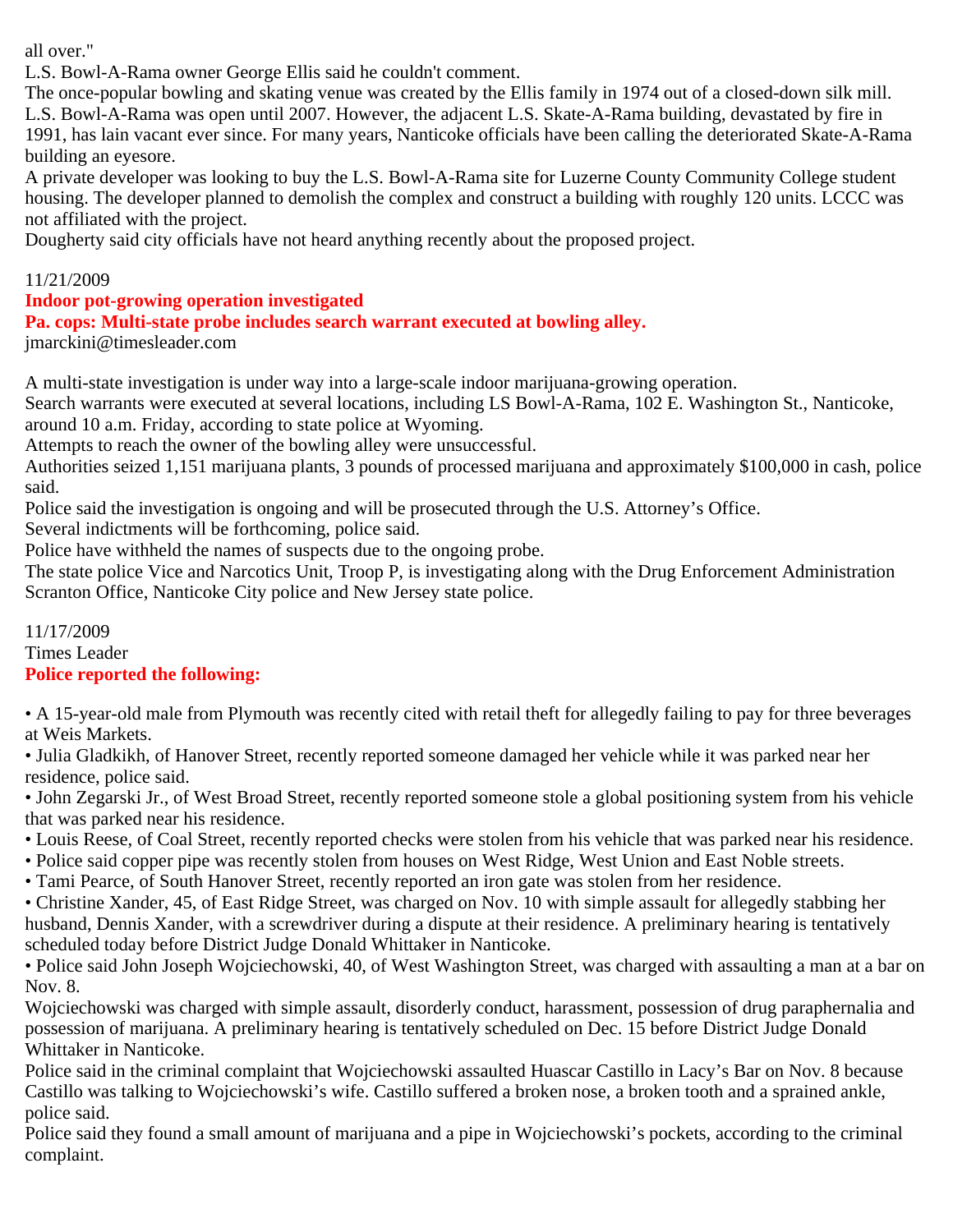all over."

L.S. Bowl-A-Rama owner George Ellis said he couldn't comment.

The once-popular bowling and skating venue was created by the Ellis family in 1974 out of a closed-down silk mill. L.S. Bowl-A-Rama was open until 2007. However, the adjacent L.S. Skate-A-Rama building, devastated by fire in 1991, has lain vacant ever since. For many years, Nanticoke officials have been calling the deteriorated Skate-A-Rama building an eyesore.

A private developer was looking to buy the L.S. Bowl-A-Rama site for Luzerne County Community College student housing. The developer planned to demolish the complex and construct a building with roughly 120 units. LCCC was not affiliated with the project.

Dougherty said city officials have not heard anything recently about the proposed project.

11/21/2009

**Indoor pot-growing operation investigated**

**Pa. cops: Multi-state probe includes search warrant executed at bowling alley.**

jmarckini@timesleader.com

A multi-state investigation is under way into a large-scale indoor marijuana-growing operation.

Search warrants were executed at several locations, including LS Bowl-A-Rama, 102 E. Washington St., Nanticoke, around 10 a.m. Friday, according to state police at Wyoming.

Attempts to reach the owner of the bowling alley were unsuccessful.

Authorities seized 1,151 marijuana plants, 3 pounds of processed marijuana and approximately $100,000 in cash, police said.

Police said the investigation is ongoing and will be prosecuted through the U.S. Attorney's Office.

Several indictments will be forthcoming, police said.

Police have withheld the names of suspects due to the ongoing probe.

The state police Vice and Narcotics Unit, Troop P, is investigating along with the Drug Enforcement Administration Scranton Office, Nanticoke City police and New Jersey state police.

11/17/2009

Times Leader

**Police reported the following:**

- A 15-year-old male from Plymouth was recently cited with retail theft for allegedly failing to pay for three beverages at Weis Markets.
- Julia Gladkikh, of Hanover Street, recently reported someone damaged her vehicle while it was parked near her residence, police said.
- John Zegarski Jr., of West Broad Street, recently reported someone stole a global positioning system from his vehicle that was parked near his residence.
- Louis Reese, of Coal Street, recently reported checks were stolen from his vehicle that was parked near his residence.
- Police said copper pipe was recently stolen from houses on West Ridge, West Union and East Noble streets.
- Tami Pearce, of South Hanover Street, recently reported an iron gate was stolen from her residence.
- Christine Xander, 45, of East Ridge Street, was charged on Nov. 10 with simple assault for allegedly stabbing her husband, Dennis Xander, with a screwdriver during a dispute at their residence. A preliminary hearing is tentatively scheduled today before District Judge Donald Whittaker in Nanticoke.
- Police said John Joseph Wojciechowski, 40, of West Washington Street, was charged with assaulting a man at a bar on Nov. 8.

Wojciechowski was charged with simple assault, disorderly conduct, harassment, possession of drug paraphernalia and possession of marijuana. A preliminary hearing is tentatively scheduled on Dec. 15 before District Judge Donald Whittaker in Nanticoke.

Police said in the criminal complaint that Wojciechowski assaulted Huascar Castillo in Lacy's Bar on Nov. 8 because Castillo was talking to Wojciechowski's wife. Castillo suffered a broken nose, a broken tooth and a sprained ankle, police said.

Police said they found a small amount of marijuana and a pipe in Wojciechowski's pockets, according to the criminal complaint.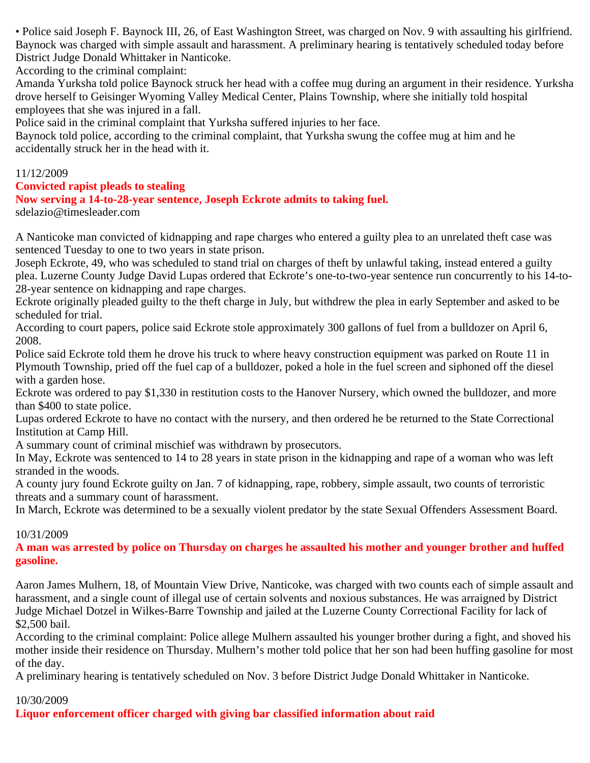• Police said Joseph F. Baynock III, 26, of East Washington Street, was charged on Nov. 9 with assaulting his girlfriend. Baynock was charged with simple assault and harassment. A preliminary hearing is tentatively scheduled today before District Judge Donald Whittaker in Nanticoke.

According to the criminal complaint:

Amanda Yurksha told police Baynock struck her head with a coffee mug during an argument in their residence. Yurksha drove herself to Geisinger Wyoming Valley Medical Center, Plains Township, where she initially told hospital employees that she was injured in a fall.

Police said in the criminal complaint that Yurksha suffered injuries to her face.

Baynock told police, according to the criminal complaint, that Yurksha swung the coffee mug at him and he accidentally struck her in the head with it.

11/12/2009

**Convicted rapist pleads to stealing**

**Now serving a 14-to-28-year sentence, Joseph Eckrote admits to taking fuel.**

sdelazio@timesleader.com

A Nanticoke man convicted of kidnapping and rape charges who entered a guilty plea to an unrelated theft case was sentenced Tuesday to one to two years in state prison.

Joseph Eckrote, 49, who was scheduled to stand trial on charges of theft by unlawful taking, instead entered a guilty plea. Luzerne County Judge David Lupas ordered that Eckrote's one-to-two-year sentence run concurrently to his 14-to-28-year sentence on kidnapping and rape charges.

Eckrote originally pleaded guilty to the theft charge in July, but withdrew the plea in early September and asked to be scheduled for trial.

According to court papers, police said Eckrote stole approximately 300 gallons of fuel from a bulldozer on April 6, 2008.

Police said Eckrote told them he drove his truck to where heavy construction equipment was parked on Route 11 in Plymouth Township, pried off the fuel cap of a bulldozer, poked a hole in the fuel screen and siphoned off the diesel with a garden hose.

Eckrote was ordered to pay $1,330 in restitution costs to the Hanover Nursery, which owned the bulldozer, and more than $400 to state police.

Lupas ordered Eckrote to have no contact with the nursery, and then ordered he be returned to the State Correctional Institution at Camp Hill.

A summary count of criminal mischief was withdrawn by prosecutors.

In May, Eckrote was sentenced to 14 to 28 years in state prison in the kidnapping and rape of a woman who was left stranded in the woods.

A county jury found Eckrote guilty on Jan. 7 of kidnapping, rape, robbery, simple assault, two counts of terroristic threats and a summary count of harassment.

In March, Eckrote was determined to be a sexually violent predator by the state Sexual Offenders Assessment Board.

10/31/2009

**A man was arrested by police on Thursday on charges he assaulted his mother and younger brother and huffed gasoline.**

Aaron James Mulhern, 18, of Mountain View Drive, Nanticoke, was charged with two counts each of simple assault and harassment, and a single count of illegal use of certain solvents and noxious substances. He was arraigned by District Judge Michael Dotzel in Wilkes-Barre Township and jailed at the Luzerne County Correctional Facility for lack of $2,500 bail.

According to the criminal complaint: Police allege Mulhern assaulted his younger brother during a fight, and shoved his mother inside their residence on Thursday. Mulhern's mother told police that her son had been huffing gasoline for most of the day.

A preliminary hearing is tentatively scheduled on Nov. 3 before District Judge Donald Whittaker in Nanticoke.

10/30/2009

**Liquor enforcement officer charged with giving bar classified information about raid**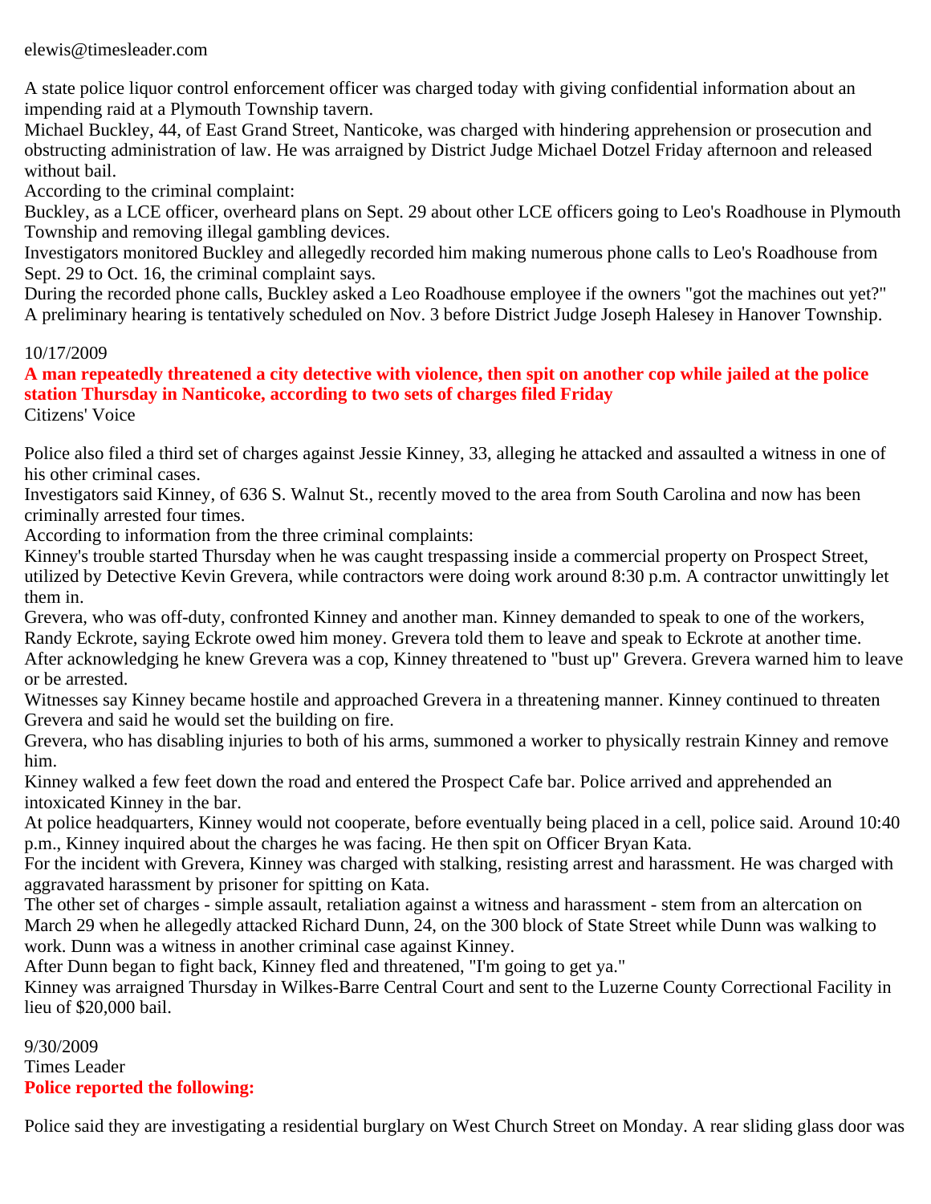elewis@timesleader.com

A state police liquor control enforcement officer was charged today with giving confidential information about an impending raid at a Plymouth Township tavern.

Michael Buckley, 44, of East Grand Street, Nanticoke, was charged with hindering apprehension or prosecution and obstructing administration of law. He was arraigned by District Judge Michael Dotzel Friday afternoon and released without bail.

According to the criminal complaint:

Buckley, as a LCE officer, overheard plans on Sept. 29 about other LCE officers going to Leo's Roadhouse in Plymouth Township and removing illegal gambling devices.

Investigators monitored Buckley and allegedly recorded him making numerous phone calls to Leo's Roadhouse from Sept. 29 to Oct. 16, the criminal complaint says.

During the recorded phone calls, Buckley asked a Leo Roadhouse employee if the owners "got the machines out yet?"

A preliminary hearing is tentatively scheduled on Nov. 3 before District Judge Joseph Halesey in Hanover Township.

10/17/2009

**A man repeatedly threatened a city detective with violence, then spit on another cop while jailed at the police station Thursday in Nanticoke, according to two sets of charges filed Friday**

Citizens' Voice

Police also filed a third set of charges against Jessie Kinney, 33, alleging he attacked and assaulted a witness in one of his other criminal cases.

Investigators said Kinney, of 636 S. Walnut St., recently moved to the area from South Carolina and now has been criminally arrested four times.

According to information from the three criminal complaints:

Kinney's trouble started Thursday when he was caught trespassing inside a commercial property on Prospect Street, utilized by Detective Kevin Grevera, while contractors were doing work around 8:30 p.m. A contractor unwittingly let them in.

Grevera, who was off-duty, confronted Kinney and another man. Kinney demanded to speak to one of the workers, Randy Eckrote, saying Eckrote owed him money. Grevera told them to leave and speak to Eckrote at another time.

After acknowledging he knew Grevera was a cop, Kinney threatened to "bust up" Grevera. Grevera warned him to leave or be arrested.

Witnesses say Kinney became hostile and approached Grevera in a threatening manner. Kinney continued to threaten Grevera and said he would set the building on fire.

Grevera, who has disabling injuries to both of his arms, summoned a worker to physically restrain Kinney and remove him.

Kinney walked a few feet down the road and entered the Prospect Cafe bar. Police arrived and apprehended an intoxicated Kinney in the bar.

At police headquarters, Kinney would not cooperate, before eventually being placed in a cell, police said. Around 10:40 p.m., Kinney inquired about the charges he was facing. He then spit on Officer Bryan Kata.

For the incident with Grevera, Kinney was charged with stalking, resisting arrest and harassment. He was charged with aggravated harassment by prisoner for spitting on Kata.

The other set of charges - simple assault, retaliation against a witness and harassment - stem from an altercation on March 29 when he allegedly attacked Richard Dunn, 24, on the 300 block of State Street while Dunn was walking to work. Dunn was a witness in another criminal case against Kinney.

After Dunn began to fight back, Kinney fled and threatened, "I'm going to get ya."

Kinney was arraigned Thursday in Wilkes-Barre Central Court and sent to the Luzerne County Correctional Facility in lieu of $20,000 bail.

9/30/2009

Times Leader

**Police reported the following:**

Police said they are investigating a residential burglary on West Church Street on Monday. A rear sliding glass door was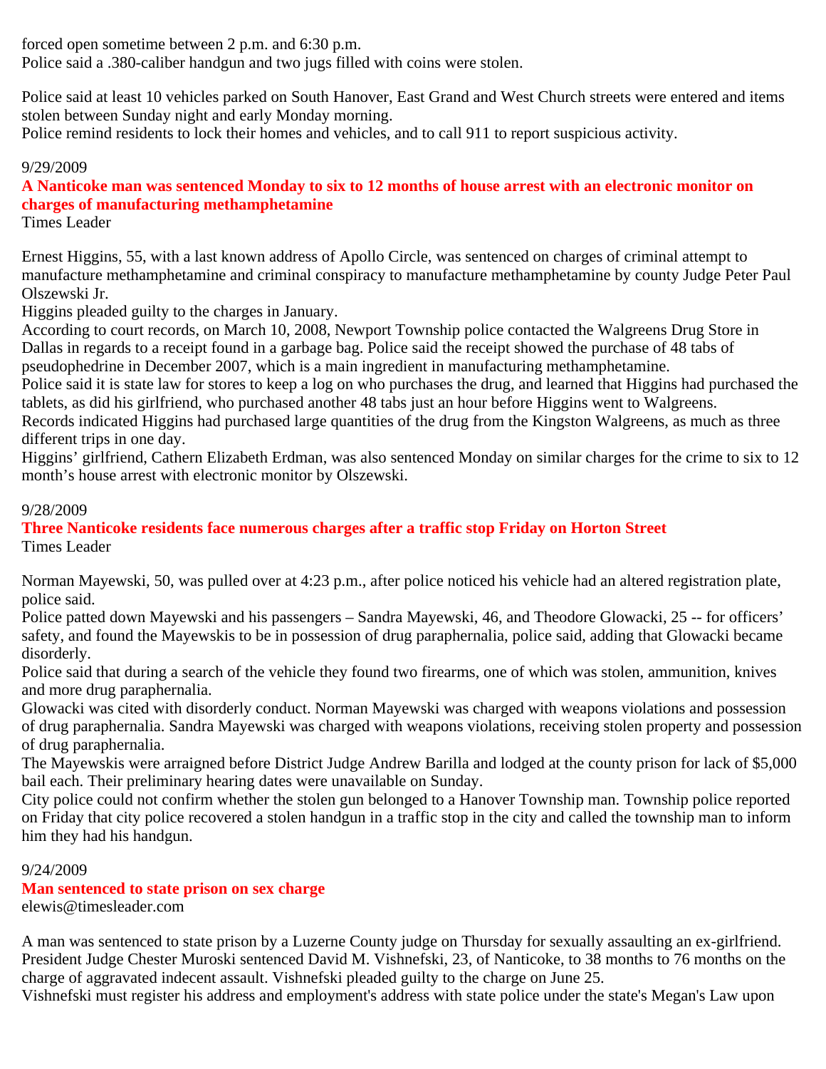forced open sometime between 2 p.m. and 6:30 p.m.
Police said a .380-caliber handgun and two jugs filled with coins were stolen.

Police said at least 10 vehicles parked on South Hanover, East Grand and West Church streets were entered and items stolen between Sunday night and early Monday morning.
Police remind residents to lock their homes and vehicles, and to call 911 to report suspicious activity.

9/29/2009
**A Nanticoke man was sentenced Monday to six to 12 months of house arrest with an electronic monitor on charges of manufacturing methamphetamine**
Times Leader

Ernest Higgins, 55, with a last known address of Apollo Circle, was sentenced on charges of criminal attempt to manufacture methamphetamine and criminal conspiracy to manufacture methamphetamine by county Judge Peter Paul Olszewski Jr.
Higgins pleaded guilty to the charges in January.
According to court records, on March 10, 2008, Newport Township police contacted the Walgreens Drug Store in Dallas in regards to a receipt found in a garbage bag. Police said the receipt showed the purchase of 48 tabs of pseudophedrine in December 2007, which is a main ingredient in manufacturing methamphetamine.
Police said it is state law for stores to keep a log on who purchases the drug, and learned that Higgins had purchased the tablets, as did his girlfriend, who purchased another 48 tabs just an hour before Higgins went to Walgreens.
Records indicated Higgins had purchased large quantities of the drug from the Kingston Walgreens, as much as three different trips in one day.
Higgins' girlfriend, Cathern Elizabeth Erdman, was also sentenced Monday on similar charges for the crime to six to 12 month's house arrest with electronic monitor by Olszewski.

9/28/2009
**Three Nanticoke residents face numerous charges after a traffic stop Friday on Horton Street**
Times Leader

Norman Mayewski, 50, was pulled over at 4:23 p.m., after police noticed his vehicle had an altered registration plate, police said.
Police patted down Mayewski and his passengers – Sandra Mayewski, 46, and Theodore Glowacki, 25 -- for officers' safety, and found the Mayewskis to be in possession of drug paraphernalia, police said, adding that Glowacki became disorderly.
Police said that during a search of the vehicle they found two firearms, one of which was stolen, ammunition, knives and more drug paraphernalia.
Glowacki was cited with disorderly conduct. Norman Mayewski was charged with weapons violations and possession of drug paraphernalia. Sandra Mayewski was charged with weapons violations, receiving stolen property and possession of drug paraphernalia.
The Mayewskis were arraigned before District Judge Andrew Barilla and lodged at the county prison for lack of $5,000 bail each. Their preliminary hearing dates were unavailable on Sunday.
City police could not confirm whether the stolen gun belonged to a Hanover Township man. Township police reported on Friday that city police recovered a stolen handgun in a traffic stop in the city and called the township man to inform him they had his handgun.

9/24/2009
**Man sentenced to state prison on sex charge**
elewis@timesleader.com

A man was sentenced to state prison by a Luzerne County judge on Thursday for sexually assaulting an ex-girlfriend.
President Judge Chester Muroski sentenced David M. Vishnefski, 23, of Nanticoke, to 38 months to 76 months on the charge of aggravated indecent assault. Vishnefski pleaded guilty to the charge on June 25.
Vishnefski must register his address and employment's address with state police under the state's Megan's Law upon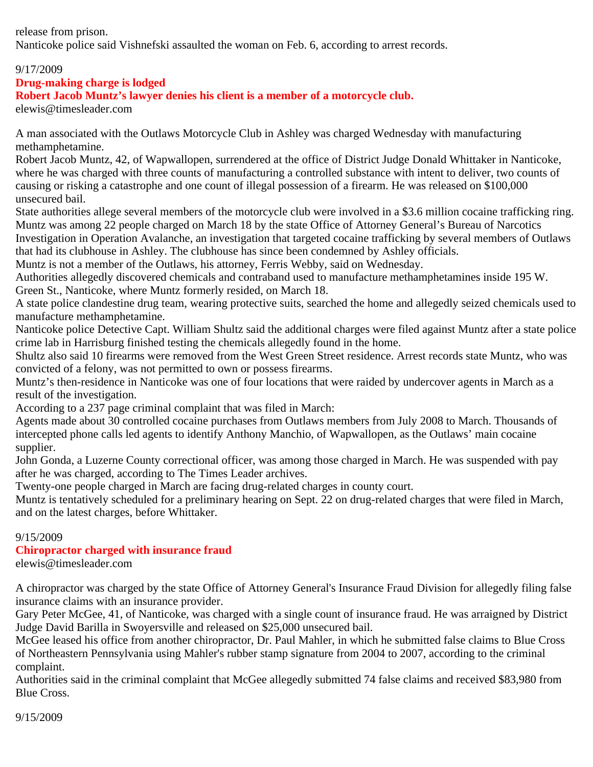release from prison.
Nanticoke police said Vishnefski assaulted the woman on Feb. 6, according to arrest records.

9/17/2009

**Drug-making charge is lodged**

**Robert Jacob Muntz's lawyer denies his client is a member of a motorcycle club.**

elewis@timesleader.com

A man associated with the Outlaws Motorcycle Club in Ashley was charged Wednesday with manufacturing methamphetamine.

Robert Jacob Muntz, 42, of Wapwallopen, surrendered at the office of District Judge Donald Whittaker in Nanticoke, where he was charged with three counts of manufacturing a controlled substance with intent to deliver, two counts of causing or risking a catastrophe and one count of illegal possession of a firearm. He was released on $100,000 unsecured bail.

State authorities allege several members of the motorcycle club were involved in a $3.6 million cocaine trafficking ring. Muntz was among 22 people charged on March 18 by the state Office of Attorney General's Bureau of Narcotics Investigation in Operation Avalanche, an investigation that targeted cocaine trafficking by several members of Outlaws that had its clubhouse in Ashley. The clubhouse has since been condemned by Ashley officials.

Muntz is not a member of the Outlaws, his attorney, Ferris Webby, said on Wednesday.

Authorities allegedly discovered chemicals and contraband used to manufacture methamphetamines inside 195 W. Green St., Nanticoke, where Muntz formerly resided, on March 18.

A state police clandestine drug team, wearing protective suits, searched the home and allegedly seized chemicals used to manufacture methamphetamine.

Nanticoke police Detective Capt. William Shultz said the additional charges were filed against Muntz after a state police crime lab in Harrisburg finished testing the chemicals allegedly found in the home.

Shultz also said 10 firearms were removed from the West Green Street residence. Arrest records state Muntz, who was convicted of a felony, was not permitted to own or possess firearms.

Muntz's then-residence in Nanticoke was one of four locations that were raided by undercover agents in March as a result of the investigation.

According to a 237 page criminal complaint that was filed in March:

Agents made about 30 controlled cocaine purchases from Outlaws members from July 2008 to March. Thousands of intercepted phone calls led agents to identify Anthony Manchio, of Wapwallopen, as the Outlaws' main cocaine supplier.

John Gonda, a Luzerne County correctional officer, was among those charged in March. He was suspended with pay after he was charged, according to The Times Leader archives.

Twenty-one people charged in March are facing drug-related charges in county court.

Muntz is tentatively scheduled for a preliminary hearing on Sept. 22 on drug-related charges that were filed in March, and on the latest charges, before Whittaker.

9/15/2009

**Chiropractor charged with insurance fraud**

elewis@timesleader.com

A chiropractor was charged by the state Office of Attorney General's Insurance Fraud Division for allegedly filing false insurance claims with an insurance provider.

Gary Peter McGee, 41, of Nanticoke, was charged with a single count of insurance fraud. He was arraigned by District Judge David Barilla in Swoyersville and released on $25,000 unsecured bail.

McGee leased his office from another chiropractor, Dr. Paul Mahler, in which he submitted false claims to Blue Cross of Northeastern Pennsylvania using Mahler's rubber stamp signature from 2004 to 2007, according to the criminal complaint.

Authorities said in the criminal complaint that McGee allegedly submitted 74 false claims and received $83,980 from Blue Cross.

9/15/2009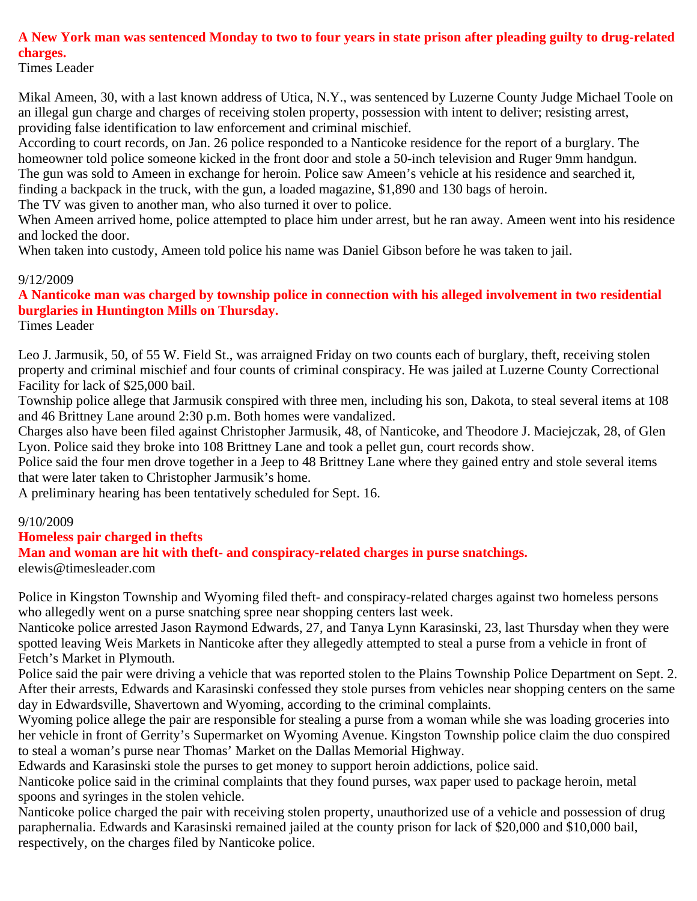**A New York man was sentenced Monday to two to four years in state prison after pleading guilty to drug-related charges.**

Times Leader

Mikal Ameen, 30, with a last known address of Utica, N.Y., was sentenced by Luzerne County Judge Michael Toole on an illegal gun charge and charges of receiving stolen property, possession with intent to deliver; resisting arrest, providing false identification to law enforcement and criminal mischief.

According to court records, on Jan. 26 police responded to a Nanticoke residence for the report of a burglary. The homeowner told police someone kicked in the front door and stole a 50-inch television and Ruger 9mm handgun.

The gun was sold to Ameen in exchange for heroin. Police saw Ameen's vehicle at his residence and searched it, finding a backpack in the truck, with the gun, a loaded magazine, $1,890 and 130 bags of heroin.

The TV was given to another man, who also turned it over to police.

When Ameen arrived home, police attempted to place him under arrest, but he ran away. Ameen went into his residence and locked the door.

When taken into custody, Ameen told police his name was Daniel Gibson before he was taken to jail.

9/12/2009

**A Nanticoke man was charged by township police in connection with his alleged involvement in two residential burglaries in Huntington Mills on Thursday.**

Times Leader

Leo J. Jarmusik, 50, of 55 W. Field St., was arraigned Friday on two counts each of burglary, theft, receiving stolen property and criminal mischief and four counts of criminal conspiracy. He was jailed at Luzerne County Correctional Facility for lack of $25,000 bail.

Township police allege that Jarmusik conspired with three men, including his son, Dakota, to steal several items at 108 and 46 Brittney Lane around 2:30 p.m. Both homes were vandalized.

Charges also have been filed against Christopher Jarmusik, 48, of Nanticoke, and Theodore J. Maciejczak, 28, of Glen Lyon. Police said they broke into 108 Brittney Lane and took a pellet gun, court records show.

Police said the four men drove together in a Jeep to 48 Brittney Lane where they gained entry and stole several items that were later taken to Christopher Jarmusik's home.

A preliminary hearing has been tentatively scheduled for Sept. 16.

9/10/2009

**Homeless pair charged in thefts**

**Man and woman are hit with theft- and conspiracy-related charges in purse snatchings.**

elewis@timesleader.com

Police in Kingston Township and Wyoming filed theft- and conspiracy-related charges against two homeless persons who allegedly went on a purse snatching spree near shopping centers last week.

Nanticoke police arrested Jason Raymond Edwards, 27, and Tanya Lynn Karasinski, 23, last Thursday when they were spotted leaving Weis Markets in Nanticoke after they allegedly attempted to steal a purse from a vehicle in front of Fetch's Market in Plymouth.

Police said the pair were driving a vehicle that was reported stolen to the Plains Township Police Department on Sept. 2.

After their arrests, Edwards and Karasinski confessed they stole purses from vehicles near shopping centers on the same day in Edwardsville, Shavertown and Wyoming, according to the criminal complaints.

Wyoming police allege the pair are responsible for stealing a purse from a woman while she was loading groceries into her vehicle in front of Gerrity's Supermarket on Wyoming Avenue. Kingston Township police claim the duo conspired to steal a woman's purse near Thomas' Market on the Dallas Memorial Highway.

Edwards and Karasinski stole the purses to get money to support heroin addictions, police said.

Nanticoke police said in the criminal complaints that they found purses, wax paper used to package heroin, metal spoons and syringes in the stolen vehicle.

Nanticoke police charged the pair with receiving stolen property, unauthorized use of a vehicle and possession of drug paraphernalia. Edwards and Karasinski remained jailed at the county prison for lack of $20,000 and $10,000 bail, respectively, on the charges filed by Nanticoke police.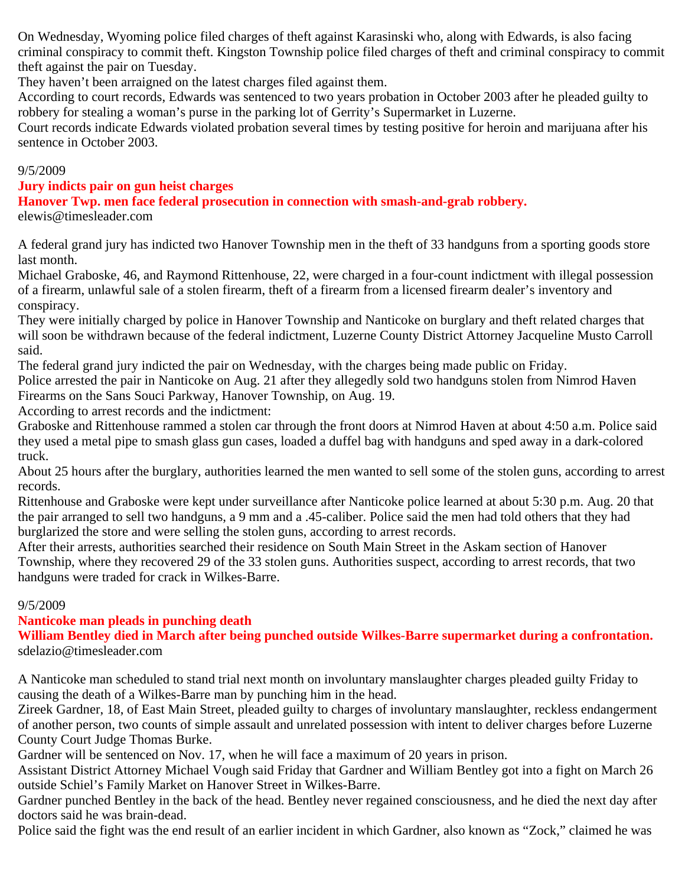On Wednesday, Wyoming police filed charges of theft against Karasinski who, along with Edwards, is also facing criminal conspiracy to commit theft. Kingston Township police filed charges of theft and criminal conspiracy to commit theft against the pair on Tuesday.

They haven't been arraigned on the latest charges filed against them.

According to court records, Edwards was sentenced to two years probation in October 2003 after he pleaded guilty to robbery for stealing a woman's purse in the parking lot of Gerrity's Supermarket in Luzerne.

Court records indicate Edwards violated probation several times by testing positive for heroin and marijuana after his sentence in October 2003.

9/5/2009

## Jury indicts pair on gun heist charges

### Hanover Twp. men face federal prosecution in connection with smash-and-grab robbery.

elewis@timesleader.com

A federal grand jury has indicted two Hanover Township men in the theft of 33 handguns from a sporting goods store last month.

Michael Graboske, 46, and Raymond Rittenhouse, 22, were charged in a four-count indictment with illegal possession of a firearm, unlawful sale of a stolen firearm, theft of a firearm from a licensed firearm dealer's inventory and conspiracy.

They were initially charged by police in Hanover Township and Nanticoke on burglary and theft related charges that will soon be withdrawn because of the federal indictment, Luzerne County District Attorney Jacqueline Musto Carroll said.

The federal grand jury indicted the pair on Wednesday, with the charges being made public on Friday.

Police arrested the pair in Nanticoke on Aug. 21 after they allegedly sold two handguns stolen from Nimrod Haven Firearms on the Sans Souci Parkway, Hanover Township, on Aug. 19.

According to arrest records and the indictment:

Graboske and Rittenhouse rammed a stolen car through the front doors at Nimrod Haven at about 4:50 a.m. Police said they used a metal pipe to smash glass gun cases, loaded a duffel bag with handguns and sped away in a dark-colored truck.

About 25 hours after the burglary, authorities learned the men wanted to sell some of the stolen guns, according to arrest records.

Rittenhouse and Graboske were kept under surveillance after Nanticoke police learned at about 5:30 p.m. Aug. 20 that the pair arranged to sell two handguns, a 9 mm and a .45-caliber. Police said the men had told others that they had burglarized the store and were selling the stolen guns, according to arrest records.

After their arrests, authorities searched their residence on South Main Street in the Askam section of Hanover Township, where they recovered 29 of the 33 stolen guns. Authorities suspect, according to arrest records, that two handguns were traded for crack in Wilkes-Barre.

9/5/2009

## Nanticoke man pleads in punching death

### William Bentley died in March after being punched outside Wilkes-Barre supermarket during a confrontation.

sdelazio@timesleader.com

A Nanticoke man scheduled to stand trial next month on involuntary manslaughter charges pleaded guilty Friday to causing the death of a Wilkes-Barre man by punching him in the head.

Zireek Gardner, 18, of East Main Street, pleaded guilty to charges of involuntary manslaughter, reckless endangerment of another person, two counts of simple assault and unrelated possession with intent to deliver charges before Luzerne County Court Judge Thomas Burke.

Gardner will be sentenced on Nov. 17, when he will face a maximum of 20 years in prison.

Assistant District Attorney Michael Vough said Friday that Gardner and William Bentley got into a fight on March 26 outside Schiel's Family Market on Hanover Street in Wilkes-Barre.

Gardner punched Bentley in the back of the head. Bentley never regained consciousness, and he died the next day after doctors said he was brain-dead.

Police said the fight was the end result of an earlier incident in which Gardner, also known as "Zock," claimed he was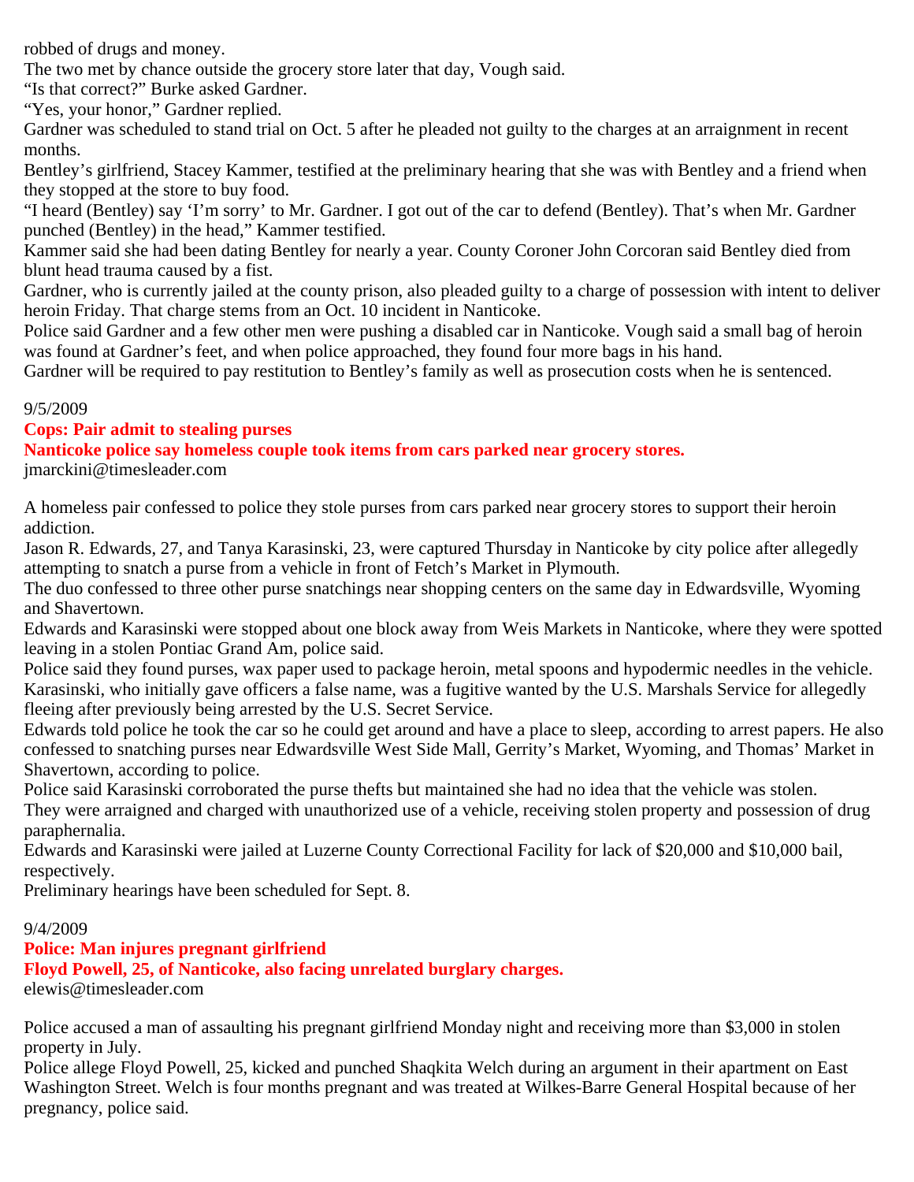robbed of drugs and money.

The two met by chance outside the grocery store later that day, Vough said.

"Is that correct?" Burke asked Gardner.

"Yes, your honor," Gardner replied.

Gardner was scheduled to stand trial on Oct. 5 after he pleaded not guilty to the charges at an arraignment in recent months.

Bentley's girlfriend, Stacey Kammer, testified at the preliminary hearing that she was with Bentley and a friend when they stopped at the store to buy food.

"I heard (Bentley) say 'I'm sorry' to Mr. Gardner. I got out of the car to defend (Bentley). That's when Mr. Gardner punched (Bentley) in the head," Kammer testified.

Kammer said she had been dating Bentley for nearly a year. County Coroner John Corcoran said Bentley died from blunt head trauma caused by a fist.

Gardner, who is currently jailed at the county prison, also pleaded guilty to a charge of possession with intent to deliver heroin Friday. That charge stems from an Oct. 10 incident in Nanticoke.

Police said Gardner and a few other men were pushing a disabled car in Nanticoke. Vough said a small bag of heroin was found at Gardner's feet, and when police approached, they found four more bags in his hand.

Gardner will be required to pay restitution to Bentley's family as well as prosecution costs when he is sentenced.

9/5/2009

**Cops: Pair admit to stealing purses**

**Nanticoke police say homeless couple took items from cars parked near grocery stores.**

jmarckini@timesleader.com

A homeless pair confessed to police they stole purses from cars parked near grocery stores to support their heroin addiction.

Jason R. Edwards, 27, and Tanya Karasinski, 23, were captured Thursday in Nanticoke by city police after allegedly attempting to snatch a purse from a vehicle in front of Fetch's Market in Plymouth.

The duo confessed to three other purse snatchings near shopping centers on the same day in Edwardsville, Wyoming and Shavertown.

Edwards and Karasinski were stopped about one block away from Weis Markets in Nanticoke, where they were spotted leaving in a stolen Pontiac Grand Am, police said.

Police said they found purses, wax paper used to package heroin, metal spoons and hypodermic needles in the vehicle.

Karasinski, who initially gave officers a false name, was a fugitive wanted by the U.S. Marshals Service for allegedly fleeing after previously being arrested by the U.S. Secret Service.

Edwards told police he took the car so he could get around and have a place to sleep, according to arrest papers. He also confessed to snatching purses near Edwardsville West Side Mall, Gerrity's Market, Wyoming, and Thomas' Market in Shavertown, according to police.

Police said Karasinski corroborated the purse thefts but maintained she had no idea that the vehicle was stolen.

They were arraigned and charged with unauthorized use of a vehicle, receiving stolen property and possession of drug paraphernalia.

Edwards and Karasinski were jailed at Luzerne County Correctional Facility for lack of $20,000 and $10,000 bail, respectively.

Preliminary hearings have been scheduled for Sept. 8.

9/4/2009

**Police: Man injures pregnant girlfriend**

**Floyd Powell, 25, of Nanticoke, also facing unrelated burglary charges.**

elewis@timesleader.com

Police accused a man of assaulting his pregnant girlfriend Monday night and receiving more than $3,000 in stolen property in July.

Police allege Floyd Powell, 25, kicked and punched Shaqkita Welch during an argument in their apartment on East Washington Street. Welch is four months pregnant and was treated at Wilkes-Barre General Hospital because of her pregnancy, police said.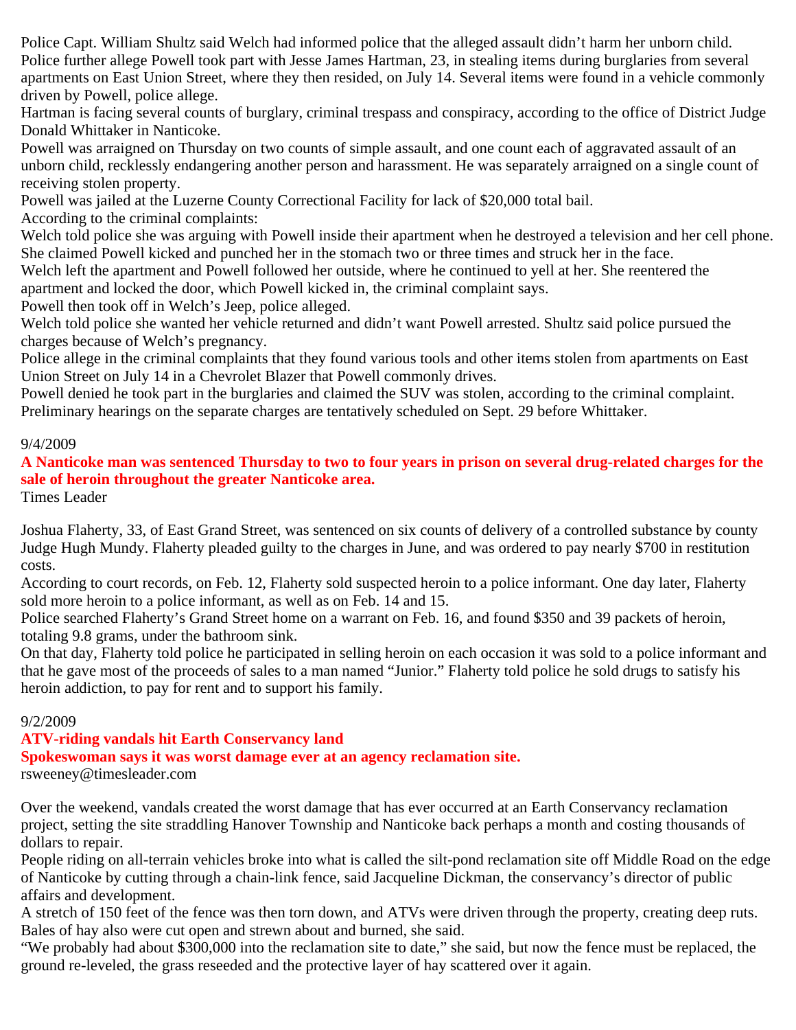Police Capt. William Shultz said Welch had informed police that the alleged assault didn't harm her unborn child.

Police further allege Powell took part with Jesse James Hartman, 23, in stealing items during burglaries from several apartments on East Union Street, where they then resided, on July 14. Several items were found in a vehicle commonly driven by Powell, police allege.

Hartman is facing several counts of burglary, criminal trespass and conspiracy, according to the office of District Judge Donald Whittaker in Nanticoke.

Powell was arraigned on Thursday on two counts of simple assault, and one count each of aggravated assault of an unborn child, recklessly endangering another person and harassment. He was separately arraigned on a single count of receiving stolen property.

Powell was jailed at the Luzerne County Correctional Facility for lack of $20,000 total bail.

According to the criminal complaints:

Welch told police she was arguing with Powell inside their apartment when he destroyed a television and her cell phone. She claimed Powell kicked and punched her in the stomach two or three times and struck her in the face.

Welch left the apartment and Powell followed her outside, where he continued to yell at her. She reentered the apartment and locked the door, which Powell kicked in, the criminal complaint says.

Powell then took off in Welch's Jeep, police alleged.

Welch told police she wanted her vehicle returned and didn't want Powell arrested. Shultz said police pursued the charges because of Welch's pregnancy.

Police allege in the criminal complaints that they found various tools and other items stolen from apartments on East Union Street on July 14 in a Chevrolet Blazer that Powell commonly drives.

Powell denied he took part in the burglaries and claimed the SUV was stolen, according to the criminal complaint.

Preliminary hearings on the separate charges are tentatively scheduled on Sept. 29 before Whittaker.

9/4/2009

**A Nanticoke man was sentenced Thursday to two to four years in prison on several drug-related charges for the sale of heroin throughout the greater Nanticoke area.**

Times Leader

Joshua Flaherty, 33, of East Grand Street, was sentenced on six counts of delivery of a controlled substance by county Judge Hugh Mundy. Flaherty pleaded guilty to the charges in June, and was ordered to pay nearly $700 in restitution costs.

According to court records, on Feb. 12, Flaherty sold suspected heroin to a police informant. One day later, Flaherty sold more heroin to a police informant, as well as on Feb. 14 and 15.

Police searched Flaherty's Grand Street home on a warrant on Feb. 16, and found $350 and 39 packets of heroin, totaling 9.8 grams, under the bathroom sink.

On that day, Flaherty told police he participated in selling heroin on each occasion it was sold to a police informant and that he gave most of the proceeds of sales to a man named "Junior." Flaherty told police he sold drugs to satisfy his heroin addiction, to pay for rent and to support his family.

9/2/2009

**ATV-riding vandals hit Earth Conservancy land**

**Spokeswoman says it was worst damage ever at an agency reclamation site.**

rsweeney@timesleader.com

Over the weekend, vandals created the worst damage that has ever occurred at an Earth Conservancy reclamation project, setting the site straddling Hanover Township and Nanticoke back perhaps a month and costing thousands of dollars to repair.

People riding on all-terrain vehicles broke into what is called the silt-pond reclamation site off Middle Road on the edge of Nanticoke by cutting through a chain-link fence, said Jacqueline Dickman, the conservancy's director of public affairs and development.

A stretch of 150 feet of the fence was then torn down, and ATVs were driven through the property, creating deep ruts. Bales of hay also were cut open and strewn about and burned, she said.

"We probably had about $300,000 into the reclamation site to date," she said, but now the fence must be replaced, the ground re-leveled, the grass reseeded and the protective layer of hay scattered over it again.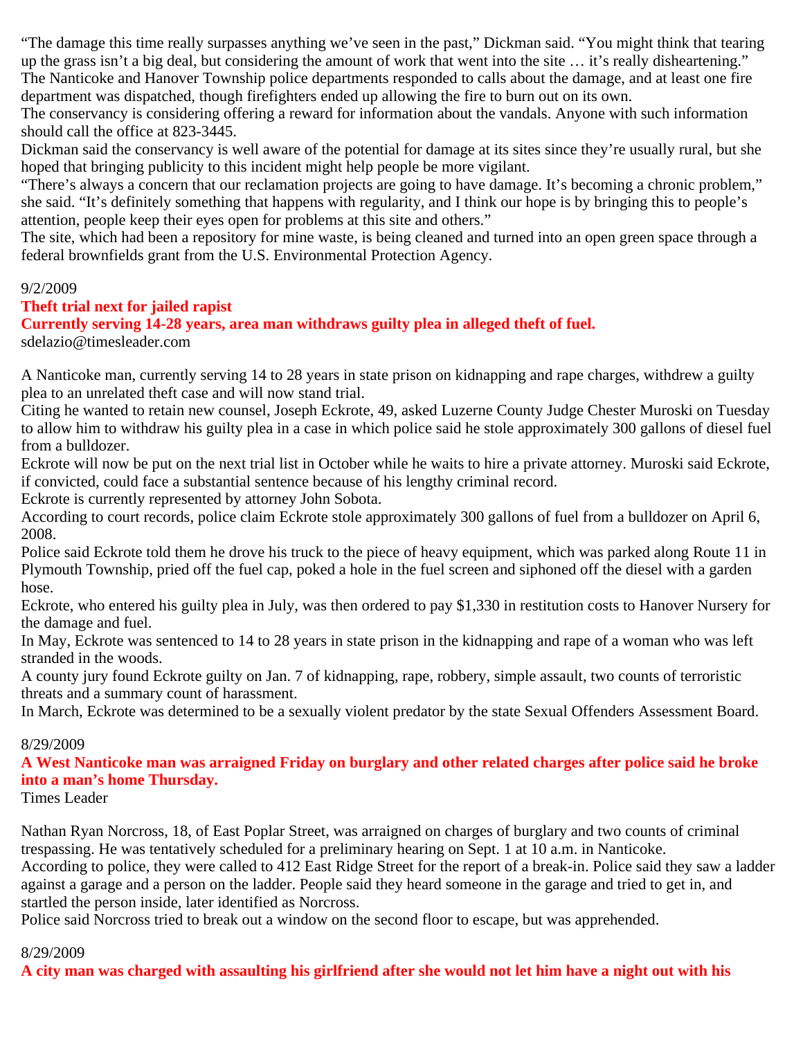"The damage this time really surpasses anything we've seen in the past," Dickman said. "You might think that tearing up the grass isn't a big deal, but considering the amount of work that went into the site … it's really disheartening."
The Nanticoke and Hanover Township police departments responded to calls about the damage, and at least one fire department was dispatched, though firefighters ended up allowing the fire to burn out on its own.
The conservancy is considering offering a reward for information about the vandals. Anyone with such information should call the office at 823-3445.
Dickman said the conservancy is well aware of the potential for damage at its sites since they're usually rural, but she hoped that bringing publicity to this incident might help people be more vigilant.
"There's always a concern that our reclamation projects are going to have damage. It's becoming a chronic problem," she said. "It's definitely something that happens with regularity, and I think our hope is by bringing this to people's attention, people keep their eyes open for problems at this site and others."
The site, which had been a repository for mine waste, is being cleaned and turned into an open green space through a federal brownfields grant from the U.S. Environmental Protection Agency.

9/2/2009

**Theft trial next for jailed rapist**

**Currently serving 14-28 years, area man withdraws guilty plea in alleged theft of fuel.**

sdelazio@timesleader.com

A Nanticoke man, currently serving 14 to 28 years in state prison on kidnapping and rape charges, withdrew a guilty plea to an unrelated theft case and will now stand trial.
Citing he wanted to retain new counsel, Joseph Eckrote, 49, asked Luzerne County Judge Chester Muroski on Tuesday to allow him to withdraw his guilty plea in a case in which police said he stole approximately 300 gallons of diesel fuel from a bulldozer.
Eckrote will now be put on the next trial list in October while he waits to hire a private attorney. Muroski said Eckrote, if convicted, could face a substantial sentence because of his lengthy criminal record.
Eckrote is currently represented by attorney John Sobota.
According to court records, police claim Eckrote stole approximately 300 gallons of fuel from a bulldozer on April 6, 2008.
Police said Eckrote told them he drove his truck to the piece of heavy equipment, which was parked along Route 11 in Plymouth Township, pried off the fuel cap, poked a hole in the fuel screen and siphoned off the diesel with a garden hose.
Eckrote, who entered his guilty plea in July, was then ordered to pay $1,330 in restitution costs to Hanover Nursery for the damage and fuel.
In May, Eckrote was sentenced to 14 to 28 years in state prison in the kidnapping and rape of a woman who was left stranded in the woods.
A county jury found Eckrote guilty on Jan. 7 of kidnapping, rape, robbery, simple assault, two counts of terroristic threats and a summary count of harassment.
In March, Eckrote was determined to be a sexually violent predator by the state Sexual Offenders Assessment Board.

8/29/2009

**A West Nanticoke man was arraigned Friday on burglary and other related charges after police said he broke into a man's home Thursday.**

Times Leader

Nathan Ryan Norcross, 18, of East Poplar Street, was arraigned on charges of burglary and two counts of criminal trespassing. He was tentatively scheduled for a preliminary hearing on Sept. 1 at 10 a.m. in Nanticoke.
According to police, they were called to 412 East Ridge Street for the report of a break-in. Police said they saw a ladder against a garage and a person on the ladder. People said they heard someone in the garage and tried to get in, and startled the person inside, later identified as Norcross.
Police said Norcross tried to break out a window on the second floor to escape, but was apprehended.

8/29/2009

**A city man was charged with assaulting his girlfriend after she would not let him have a night out with his**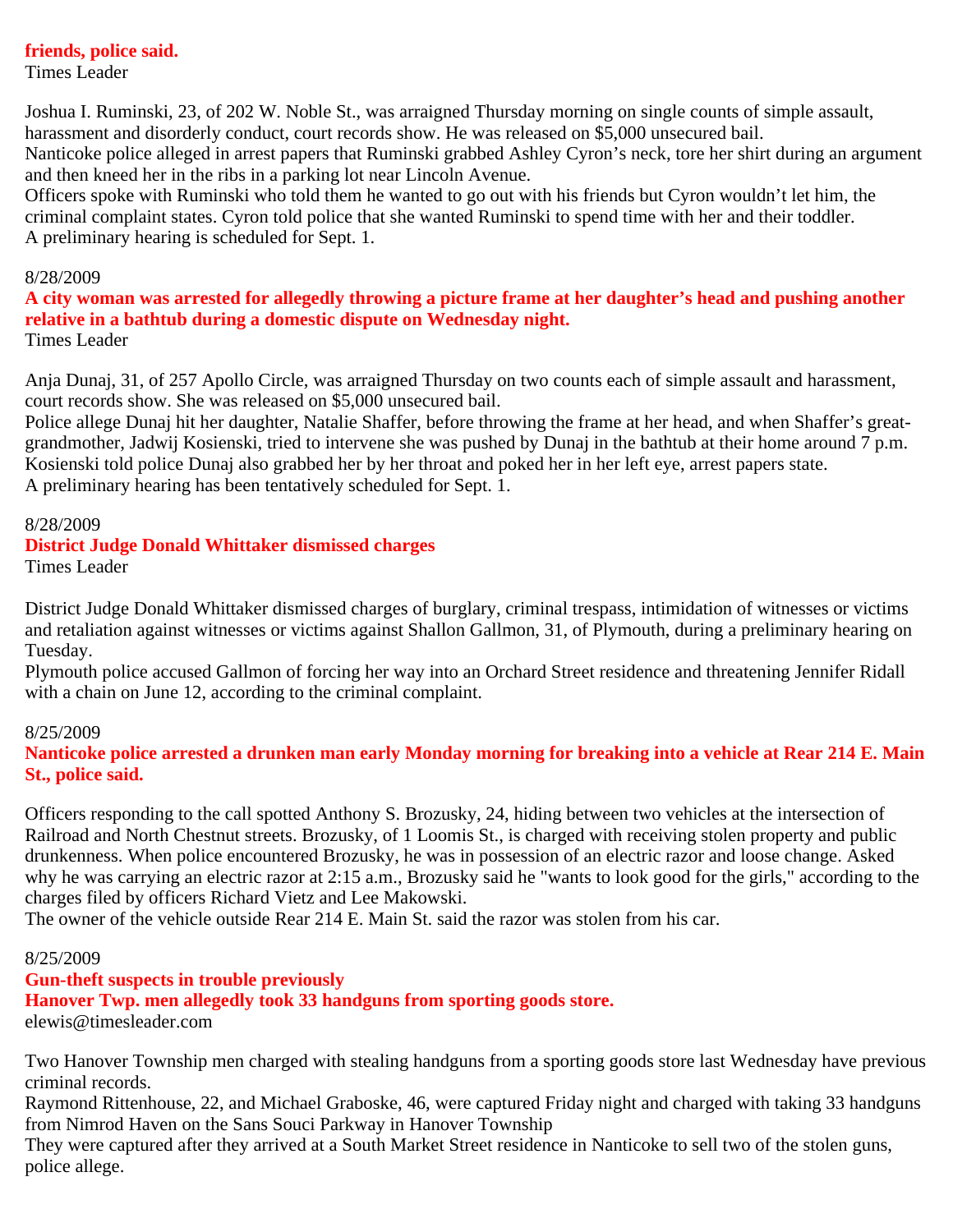**friends, police said.**
Times Leader

Joshua I. Ruminski, 23, of 202 W. Noble St., was arraigned Thursday morning on single counts of simple assault, harassment and disorderly conduct, court records show. He was released on $5,000 unsecured bail.
Nanticoke police alleged in arrest papers that Ruminski grabbed Ashley Cyron's neck, tore her shirt during an argument and then kneed her in the ribs in a parking lot near Lincoln Avenue.
Officers spoke with Ruminski who told them he wanted to go out with his friends but Cyron wouldn't let him, the criminal complaint states. Cyron told police that she wanted Ruminski to spend time with her and their toddler.
A preliminary hearing is scheduled for Sept. 1.

8/28/2009
**A city woman was arrested for allegedly throwing a picture frame at her daughter's head and pushing another relative in a bathtub during a domestic dispute on Wednesday night.**
Times Leader

Anja Dunaj, 31, of 257 Apollo Circle, was arraigned Thursday on two counts each of simple assault and harassment, court records show. She was released on $5,000 unsecured bail.
Police allege Dunaj hit her daughter, Natalie Shaffer, before throwing the frame at her head, and when Shaffer's great-grandmother, Jadwij Kosienski, tried to intervene she was pushed by Dunaj in the bathtub at their home around 7 p.m.
Kosienski told police Dunaj also grabbed her by her throat and poked her in her left eye, arrest papers state.
A preliminary hearing has been tentatively scheduled for Sept. 1.

8/28/2009
**District Judge Donald Whittaker dismissed charges**
Times Leader

District Judge Donald Whittaker dismissed charges of burglary, criminal trespass, intimidation of witnesses or victims and retaliation against witnesses or victims against Shallon Gallmon, 31, of Plymouth, during a preliminary hearing on Tuesday.
Plymouth police accused Gallmon of forcing her way into an Orchard Street residence and threatening Jennifer Ridall with a chain on June 12, according to the criminal complaint.

8/25/2009
**Nanticoke police arrested a drunken man early Monday morning for breaking into a vehicle at Rear 214 E. Main St., police said.**

Officers responding to the call spotted Anthony S. Brozusky, 24, hiding between two vehicles at the intersection of Railroad and North Chestnut streets. Brozusky, of 1 Loomis St., is charged with receiving stolen property and public drunkenness. When police encountered Brozusky, he was in possession of an electric razor and loose change. Asked why he was carrying an electric razor at 2:15 a.m., Brozusky said he "wants to look good for the girls," according to the charges filed by officers Richard Vietz and Lee Makowski.
The owner of the vehicle outside Rear 214 E. Main St. said the razor was stolen from his car.

8/25/2009
**Gun-theft suspects in trouble previously**
**Hanover Twp. men allegedly took 33 handguns from sporting goods store.**
elewis@timesleader.com

Two Hanover Township men charged with stealing handguns from a sporting goods store last Wednesday have previous criminal records.
Raymond Rittenhouse, 22, and Michael Graboske, 46, were captured Friday night and charged with taking 33 handguns from Nimrod Haven on the Sans Souci Parkway in Hanover Township
They were captured after they arrived at a South Market Street residence in Nanticoke to sell two of the stolen guns, police allege.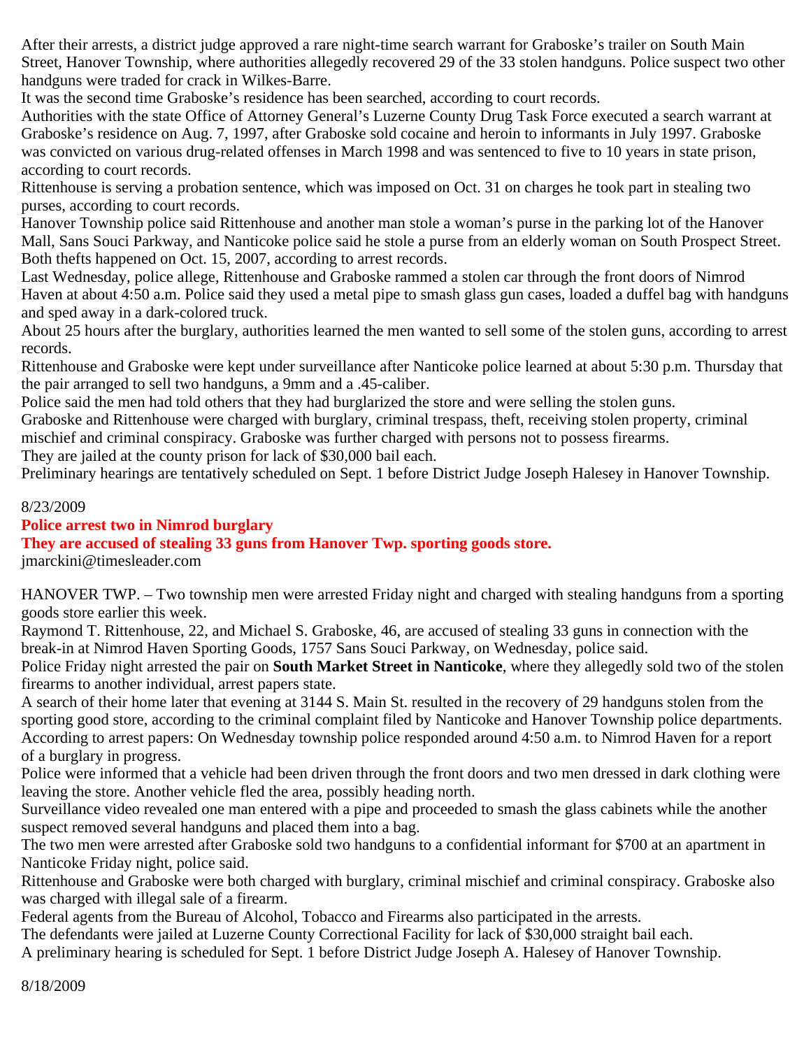After their arrests, a district judge approved a rare night-time search warrant for Graboske's trailer on South Main Street, Hanover Township, where authorities allegedly recovered 29 of the 33 stolen handguns. Police suspect two other handguns were traded for crack in Wilkes-Barre.

It was the second time Graboske's residence has been searched, according to court records.

Authorities with the state Office of Attorney General's Luzerne County Drug Task Force executed a search warrant at Graboske's residence on Aug. 7, 1997, after Graboske sold cocaine and heroin to informants in July 1997. Graboske was convicted on various drug-related offenses in March 1998 and was sentenced to five to 10 years in state prison, according to court records.

Rittenhouse is serving a probation sentence, which was imposed on Oct. 31 on charges he took part in stealing two purses, according to court records.

Hanover Township police said Rittenhouse and another man stole a woman's purse in the parking lot of the Hanover Mall, Sans Souci Parkway, and Nanticoke police said he stole a purse from an elderly woman on South Prospect Street. Both thefts happened on Oct. 15, 2007, according to arrest records.

Last Wednesday, police allege, Rittenhouse and Graboske rammed a stolen car through the front doors of Nimrod Haven at about 4:50 a.m. Police said they used a metal pipe to smash glass gun cases, loaded a duffel bag with handguns and sped away in a dark-colored truck.

About 25 hours after the burglary, authorities learned the men wanted to sell some of the stolen guns, according to arrest records.

Rittenhouse and Graboske were kept under surveillance after Nanticoke police learned at about 5:30 p.m. Thursday that the pair arranged to sell two handguns, a 9mm and a .45-caliber.

Police said the men had told others that they had burglarized the store and were selling the stolen guns.

Graboske and Rittenhouse were charged with burglary, criminal trespass, theft, receiving stolen property, criminal mischief and criminal conspiracy. Graboske was further charged with persons not to possess firearms.

They are jailed at the county prison for lack of $30,000 bail each.

Preliminary hearings are tentatively scheduled on Sept. 1 before District Judge Joseph Halesey in Hanover Township.

8/23/2009

**Police arrest two in Nimrod burglary**

**They are accused of stealing 33 guns from Hanover Twp. sporting goods store.**

jmarckini@timesleader.com

HANOVER TWP. – Two township men were arrested Friday night and charged with stealing handguns from a sporting goods store earlier this week.

Raymond T. Rittenhouse, 22, and Michael S. Graboske, 46, are accused of stealing 33 guns in connection with the break-in at Nimrod Haven Sporting Goods, 1757 Sans Souci Parkway, on Wednesday, police said.

Police Friday night arrested the pair on **South Market Street in Nanticoke**, where they allegedly sold two of the stolen firearms to another individual, arrest papers state.

A search of their home later that evening at 3144 S. Main St. resulted in the recovery of 29 handguns stolen from the sporting good store, according to the criminal complaint filed by Nanticoke and Hanover Township police departments.

According to arrest papers: On Wednesday township police responded around 4:50 a.m. to Nimrod Haven for a report of a burglary in progress.

Police were informed that a vehicle had been driven through the front doors and two men dressed in dark clothing were leaving the store. Another vehicle fled the area, possibly heading north.

Surveillance video revealed one man entered with a pipe and proceeded to smash the glass cabinets while the another suspect removed several handguns and placed them into a bag.

The two men were arrested after Graboske sold two handguns to a confidential informant for $700 at an apartment in Nanticoke Friday night, police said.

Rittenhouse and Graboske were both charged with burglary, criminal mischief and criminal conspiracy. Graboske also was charged with illegal sale of a firearm.

Federal agents from the Bureau of Alcohol, Tobacco and Firearms also participated in the arrests.

The defendants were jailed at Luzerne County Correctional Facility for lack of $30,000 straight bail each.

A preliminary hearing is scheduled for Sept. 1 before District Judge Joseph A. Halesey of Hanover Township.

8/18/2009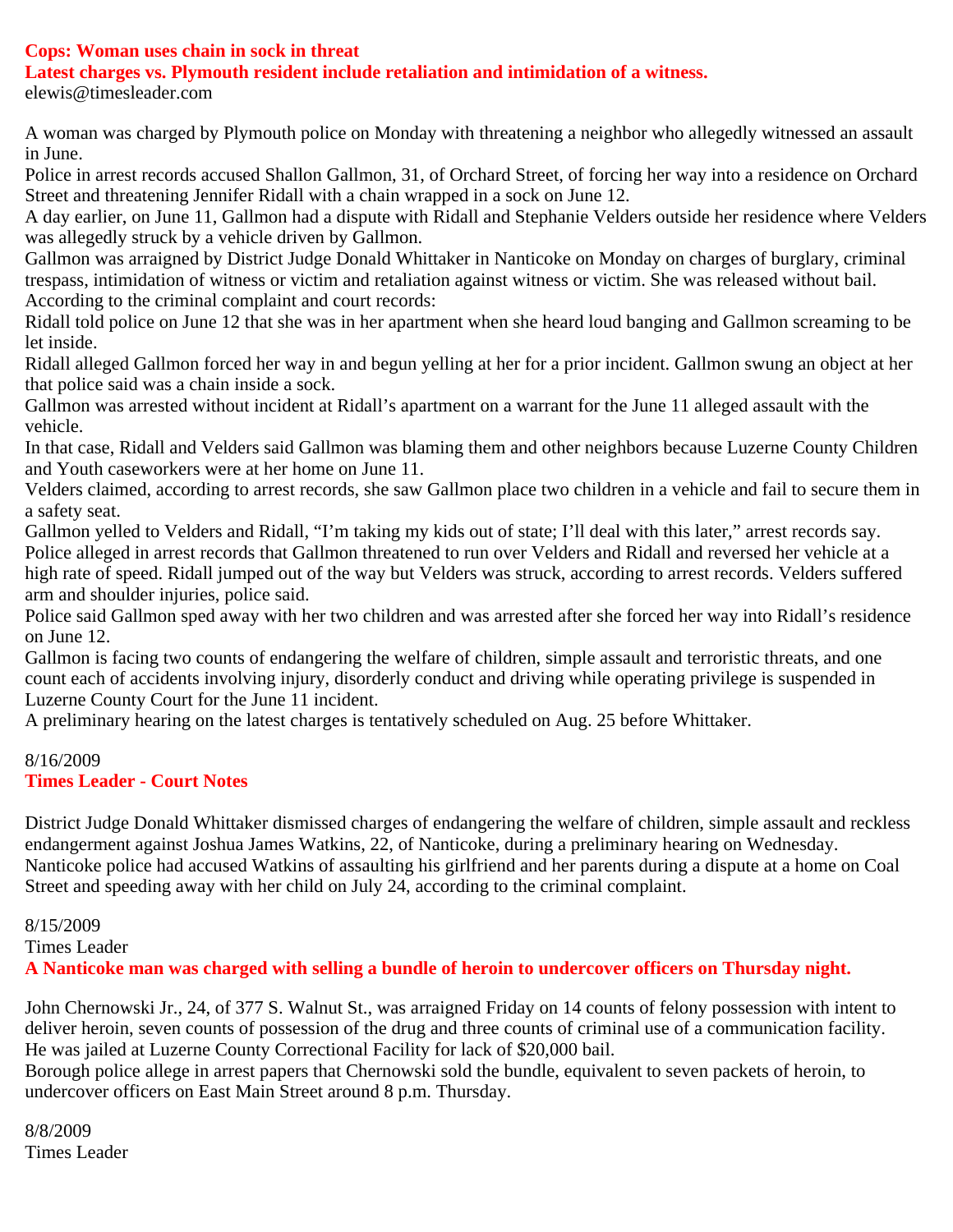**Cops: Woman uses chain in sock in threat**

**Latest charges vs. Plymouth resident include retaliation and intimidation of a witness.**

elewis@timesleader.com

A woman was charged by Plymouth police on Monday with threatening a neighbor who allegedly witnessed an assault in June.

Police in arrest records accused Shallon Gallmon, 31, of Orchard Street, of forcing her way into a residence on Orchard Street and threatening Jennifer Ridall with a chain wrapped in a sock on June 12.

A day earlier, on June 11, Gallmon had a dispute with Ridall and Stephanie Velders outside her residence where Velders was allegedly struck by a vehicle driven by Gallmon.

Gallmon was arraigned by District Judge Donald Whittaker in Nanticoke on Monday on charges of burglary, criminal trespass, intimidation of witness or victim and retaliation against witness or victim. She was released without bail.

According to the criminal complaint and court records:

Ridall told police on June 12 that she was in her apartment when she heard loud banging and Gallmon screaming to be let inside.

Ridall alleged Gallmon forced her way in and begun yelling at her for a prior incident. Gallmon swung an object at her that police said was a chain inside a sock.

Gallmon was arrested without incident at Ridall's apartment on a warrant for the June 11 alleged assault with the vehicle.

In that case, Ridall and Velders said Gallmon was blaming them and other neighbors because Luzerne County Children and Youth caseworkers were at her home on June 11.

Velders claimed, according to arrest records, she saw Gallmon place two children in a vehicle and fail to secure them in a safety seat.

Gallmon yelled to Velders and Ridall, "I'm taking my kids out of state; I'll deal with this later," arrest records say.

Police alleged in arrest records that Gallmon threatened to run over Velders and Ridall and reversed her vehicle at a high rate of speed. Ridall jumped out of the way but Velders was struck, according to arrest records. Velders suffered arm and shoulder injuries, police said.

Police said Gallmon sped away with her two children and was arrested after she forced her way into Ridall's residence on June 12.

Gallmon is facing two counts of endangering the welfare of children, simple assault and terroristic threats, and one count each of accidents involving injury, disorderly conduct and driving while operating privilege is suspended in Luzerne County Court for the June 11 incident.

A preliminary hearing on the latest charges is tentatively scheduled on Aug. 25 before Whittaker.

8/16/2009

**Times Leader - Court Notes**

District Judge Donald Whittaker dismissed charges of endangering the welfare of children, simple assault and reckless endangerment against Joshua James Watkins, 22, of Nanticoke, during a preliminary hearing on Wednesday.

Nanticoke police had accused Watkins of assaulting his girlfriend and her parents during a dispute at a home on Coal Street and speeding away with her child on July 24, according to the criminal complaint.

8/15/2009

Times Leader

**A Nanticoke man was charged with selling a bundle of heroin to undercover officers on Thursday night.**

John Chernowski Jr., 24, of 377 S. Walnut St., was arraigned Friday on 14 counts of felony possession with intent to deliver heroin, seven counts of possession of the drug and three counts of criminal use of a communication facility. He was jailed at Luzerne County Correctional Facility for lack of $20,000 bail.

Borough police allege in arrest papers that Chernowski sold the bundle, equivalent to seven packets of heroin, to undercover officers on East Main Street around 8 p.m. Thursday.

8/8/2009

Times Leader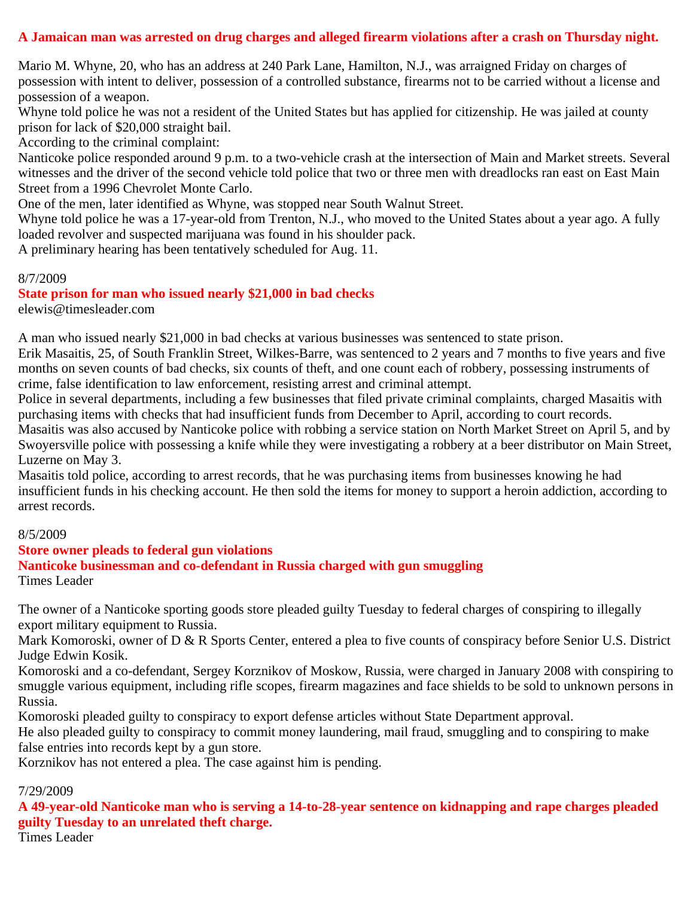**A Jamaican man was arrested on drug charges and alleged firearm violations after a crash on Thursday night.**

Mario M. Whyne, 20, who has an address at 240 Park Lane, Hamilton, N.J., was arraigned Friday on charges of possession with intent to deliver, possession of a controlled substance, firearms not to be carried without a license and possession of a weapon.

Whyne told police he was not a resident of the United States but has applied for citizenship. He was jailed at county prison for lack of $20,000 straight bail.

According to the criminal complaint:

Nanticoke police responded around 9 p.m. to a two-vehicle crash at the intersection of Main and Market streets. Several witnesses and the driver of the second vehicle told police that two or three men with dreadlocks ran east on East Main Street from a 1996 Chevrolet Monte Carlo.

One of the men, later identified as Whyne, was stopped near South Walnut Street.

Whyne told police he was a 17-year-old from Trenton, N.J., who moved to the United States about a year ago. A fully loaded revolver and suspected marijuana was found in his shoulder pack.

A preliminary hearing has been tentatively scheduled for Aug. 11.

8/7/2009

**State prison for man who issued nearly $21,000 in bad checks**

elewis@timesleader.com

A man who issued nearly $21,000 in bad checks at various businesses was sentenced to state prison.

Erik Masaitis, 25, of South Franklin Street, Wilkes-Barre, was sentenced to 2 years and 7 months to five years and five months on seven counts of bad checks, six counts of theft, and one count each of robbery, possessing instruments of crime, false identification to law enforcement, resisting arrest and criminal attempt.

Police in several departments, including a few businesses that filed private criminal complaints, charged Masaitis with purchasing items with checks that had insufficient funds from December to April, according to court records.

Masaitis was also accused by Nanticoke police with robbing a service station on North Market Street on April 5, and by Swoyersville police with possessing a knife while they were investigating a robbery at a beer distributor on Main Street, Luzerne on May 3.

Masaitis told police, according to arrest records, that he was purchasing items from businesses knowing he had insufficient funds in his checking account. He then sold the items for money to support a heroin addiction, according to arrest records.

8/5/2009

**Store owner pleads to federal gun violations**

**Nanticoke businessman and co-defendant in Russia charged with gun smuggling**

Times Leader

The owner of a Nanticoke sporting goods store pleaded guilty Tuesday to federal charges of conspiring to illegally export military equipment to Russia.

Mark Komoroski, owner of D & R Sports Center, entered a plea to five counts of conspiracy before Senior U.S. District Judge Edwin Kosik.

Komoroski and a co-defendant, Sergey Korznikov of Moskow, Russia, were charged in January 2008 with conspiring to smuggle various equipment, including rifle scopes, firearm magazines and face shields to be sold to unknown persons in Russia.

Komoroski pleaded guilty to conspiracy to export defense articles without State Department approval.

He also pleaded guilty to conspiracy to commit money laundering, mail fraud, smuggling and to conspiring to make false entries into records kept by a gun store.

Korznikov has not entered a plea. The case against him is pending.

7/29/2009

**A 49-year-old Nanticoke man who is serving a 14-to-28-year sentence on kidnapping and rape charges pleaded guilty Tuesday to an unrelated theft charge.**

Times Leader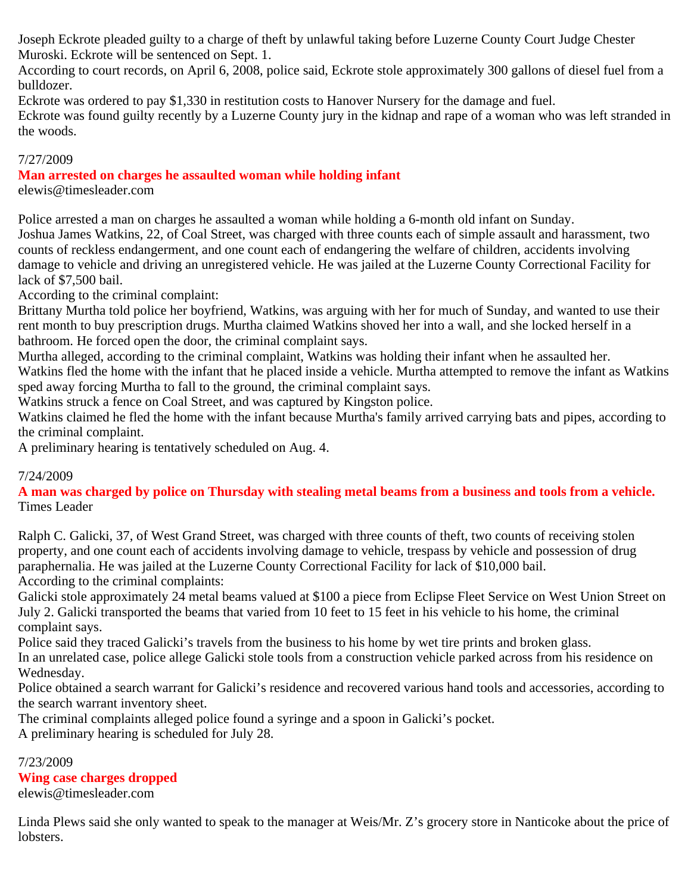Joseph Eckrote pleaded guilty to a charge of theft by unlawful taking before Luzerne County Court Judge Chester Muroski. Eckrote will be sentenced on Sept. 1.

According to court records, on April 6, 2008, police said, Eckrote stole approximately 300 gallons of diesel fuel from a bulldozer.

Eckrote was ordered to pay $1,330 in restitution costs to Hanover Nursery for the damage and fuel.

Eckrote was found guilty recently by a Luzerne County jury in the kidnap and rape of a woman who was left stranded in the woods.

7/27/2009

**Man arrested on charges he assaulted woman while holding infant**

elewis@timesleader.com

Police arrested a man on charges he assaulted a woman while holding a 6-month old infant on Sunday.

Joshua James Watkins, 22, of Coal Street, was charged with three counts each of simple assault and harassment, two counts of reckless endangerment, and one count each of endangering the welfare of children, accidents involving damage to vehicle and driving an unregistered vehicle. He was jailed at the Luzerne County Correctional Facility for lack of $7,500 bail.

According to the criminal complaint:

Brittany Murtha told police her boyfriend, Watkins, was arguing with her for much of Sunday, and wanted to use their rent month to buy prescription drugs. Murtha claimed Watkins shoved her into a wall, and she locked herself in a bathroom. He forced open the door, the criminal complaint says.

Murtha alleged, according to the criminal complaint, Watkins was holding their infant when he assaulted her.

Watkins fled the home with the infant that he placed inside a vehicle. Murtha attempted to remove the infant as Watkins sped away forcing Murtha to fall to the ground, the criminal complaint says.

Watkins struck a fence on Coal Street, and was captured by Kingston police.

Watkins claimed he fled the home with the infant because Murtha's family arrived carrying bats and pipes, according to the criminal complaint.

A preliminary hearing is tentatively scheduled on Aug. 4.

7/24/2009

**A man was charged by police on Thursday with stealing metal beams from a business and tools from a vehicle.**

Times Leader

Ralph C. Galicki, 37, of West Grand Street, was charged with three counts of theft, two counts of receiving stolen property, and one count each of accidents involving damage to vehicle, trespass by vehicle and possession of drug paraphernalia. He was jailed at the Luzerne County Correctional Facility for lack of $10,000 bail.

According to the criminal complaints:

Galicki stole approximately 24 metal beams valued at $100 a piece from Eclipse Fleet Service on West Union Street on July 2. Galicki transported the beams that varied from 10 feet to 15 feet in his vehicle to his home, the criminal complaint says.

Police said they traced Galicki's travels from the business to his home by wet tire prints and broken glass.

In an unrelated case, police allege Galicki stole tools from a construction vehicle parked across from his residence on Wednesday.

Police obtained a search warrant for Galicki's residence and recovered various hand tools and accessories, according to the search warrant inventory sheet.

The criminal complaints alleged police found a syringe and a spoon in Galicki's pocket.

A preliminary hearing is scheduled for July 28.

7/23/2009

**Wing case charges dropped**

elewis@timesleader.com

Linda Plews said she only wanted to speak to the manager at Weis/Mr. Z's grocery store in Nanticoke about the price of lobsters.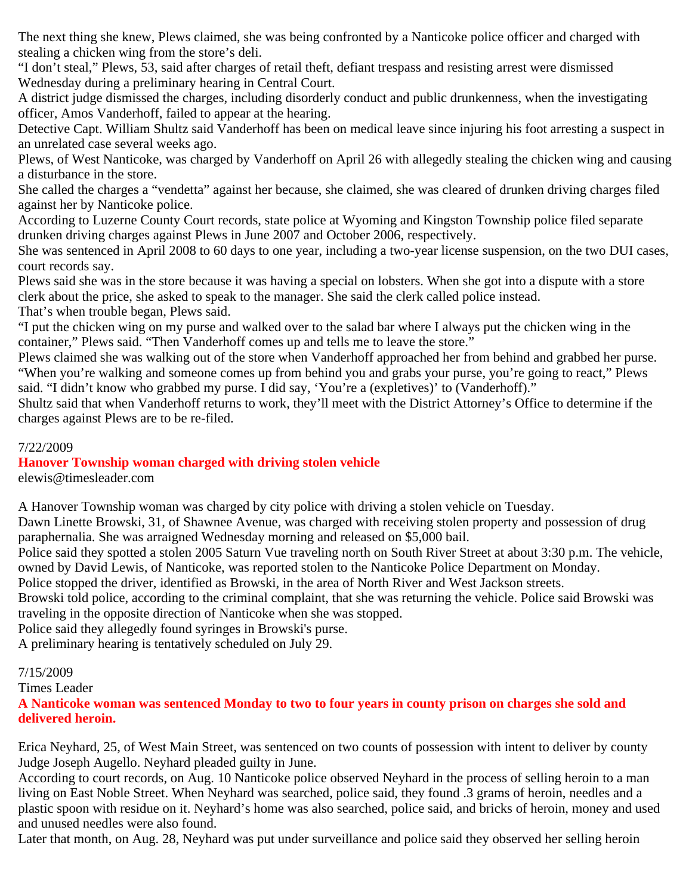The next thing she knew, Plews claimed, she was being confronted by a Nanticoke police officer and charged with stealing a chicken wing from the store's deli.

"I don't steal," Plews, 53, said after charges of retail theft, defiant trespass and resisting arrest were dismissed Wednesday during a preliminary hearing in Central Court.

A district judge dismissed the charges, including disorderly conduct and public drunkenness, when the investigating officer, Amos Vanderhoff, failed to appear at the hearing.

Detective Capt. William Shultz said Vanderhoff has been on medical leave since injuring his foot arresting a suspect in an unrelated case several weeks ago.

Plews, of West Nanticoke, was charged by Vanderhoff on April 26 with allegedly stealing the chicken wing and causing a disturbance in the store.

She called the charges a "vendetta" against her because, she claimed, she was cleared of drunken driving charges filed against her by Nanticoke police.

According to Luzerne County Court records, state police at Wyoming and Kingston Township police filed separate drunken driving charges against Plews in June 2007 and October 2006, respectively.

She was sentenced in April 2008 to 60 days to one year, including a two-year license suspension, on the two DUI cases, court records say.

Plews said she was in the store because it was having a special on lobsters. When she got into a dispute with a store clerk about the price, she asked to speak to the manager. She said the clerk called police instead.

That's when trouble began, Plews said.

"I put the chicken wing on my purse and walked over to the salad bar where I always put the chicken wing in the container," Plews said. "Then Vanderhoff comes up and tells me to leave the store."

Plews claimed she was walking out of the store when Vanderhoff approached her from behind and grabbed her purse.

"When you're walking and someone comes up from behind you and grabs your purse, you're going to react," Plews said. "I didn't know who grabbed my purse. I did say, 'You're a (expletives)' to (Vanderhoff)."

Shultz said that when Vanderhoff returns to work, they'll meet with the District Attorney's Office to determine if the charges against Plews are to be re-filed.

7/22/2009

## Hanover Township woman charged with driving stolen vehicle

elewis@timesleader.com

A Hanover Township woman was charged by city police with driving a stolen vehicle on Tuesday.

Dawn Linette Browski, 31, of Shawnee Avenue, was charged with receiving stolen property and possession of drug paraphernalia. She was arraigned Wednesday morning and released on $5,000 bail.

Police said they spotted a stolen 2005 Saturn Vue traveling north on South River Street at about 3:30 p.m. The vehicle, owned by David Lewis, of Nanticoke, was reported stolen to the Nanticoke Police Department on Monday.

Police stopped the driver, identified as Browski, in the area of North River and West Jackson streets.

Browski told police, according to the criminal complaint, that she was returning the vehicle. Police said Browski was traveling in the opposite direction of Nanticoke when she was stopped.

Police said they allegedly found syringes in Browski's purse.

A preliminary hearing is tentatively scheduled on July 29.

7/15/2009

Times Leader

## A Nanticoke woman was sentenced Monday to two to four years in county prison on charges she sold and delivered heroin.

Erica Neyhard, 25, of West Main Street, was sentenced on two counts of possession with intent to deliver by county Judge Joseph Augello. Neyhard pleaded guilty in June.

According to court records, on Aug. 10 Nanticoke police observed Neyhard in the process of selling heroin to a man living on East Noble Street. When Neyhard was searched, police said, they found .3 grams of heroin, needles and a plastic spoon with residue on it. Neyhard's home was also searched, police said, and bricks of heroin, money and used and unused needles were also found.

Later that month, on Aug. 28, Neyhard was put under surveillance and police said they observed her selling heroin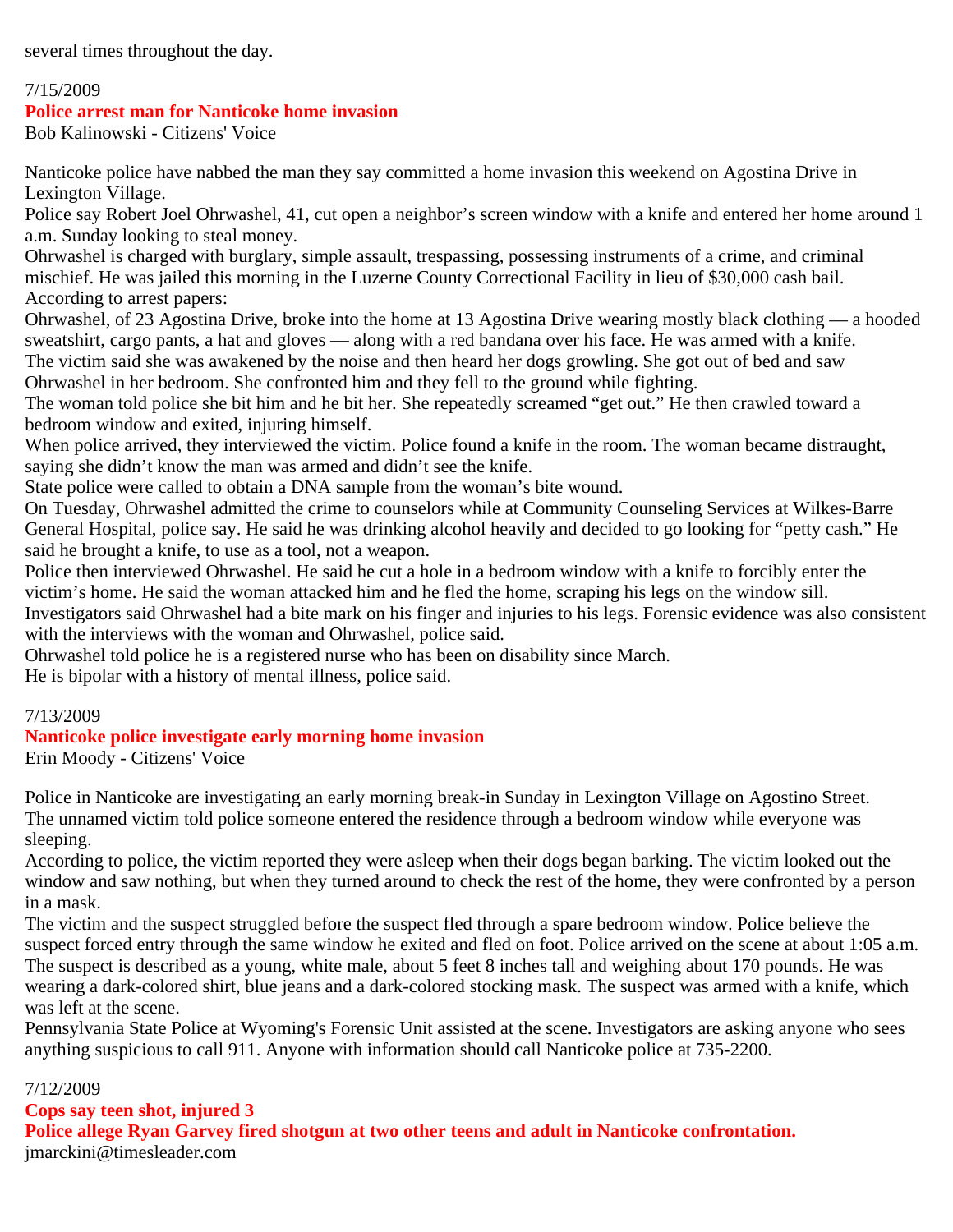several times throughout the day.

7/15/2009

**Police arrest man for Nanticoke home invasion**

Bob Kalinowski - Citizens' Voice

Nanticoke police have nabbed the man they say committed a home invasion this weekend on Agostina Drive in Lexington Village.

Police say Robert Joel Ohrwashel, 41, cut open a neighbor's screen window with a knife and entered her home around 1 a.m. Sunday looking to steal money.

Ohrwashel is charged with burglary, simple assault, trespassing, possessing instruments of a crime, and criminal mischief. He was jailed this morning in the Luzerne County Correctional Facility in lieu of $30,000 cash bail.

According to arrest papers:

Ohrwashel, of 23 Agostina Drive, broke into the home at 13 Agostina Drive wearing mostly black clothing — a hooded sweatshirt, cargo pants, a hat and gloves — along with a red bandana over his face. He was armed with a knife.

The victim said she was awakened by the noise and then heard her dogs growling. She got out of bed and saw Ohrwashel in her bedroom. She confronted him and they fell to the ground while fighting.

The woman told police she bit him and he bit her. She repeatedly screamed "get out." He then crawled toward a bedroom window and exited, injuring himself.

When police arrived, they interviewed the victim. Police found a knife in the room. The woman became distraught, saying she didn't know the man was armed and didn't see the knife.

State police were called to obtain a DNA sample from the woman's bite wound.

On Tuesday, Ohrwashel admitted the crime to counselors while at Community Counseling Services at Wilkes-Barre General Hospital, police say. He said he was drinking alcohol heavily and decided to go looking for "petty cash." He said he brought a knife, to use as a tool, not a weapon.

Police then interviewed Ohrwashel. He said he cut a hole in a bedroom window with a knife to forcibly enter the victim's home. He said the woman attacked him and he fled the home, scraping his legs on the window sill.

Investigators said Ohrwashel had a bite mark on his finger and injuries to his legs. Forensic evidence was also consistent with the interviews with the woman and Ohrwashel, police said.

Ohrwashel told police he is a registered nurse who has been on disability since March.

He is bipolar with a history of mental illness, police said.

7/13/2009

**Nanticoke police investigate early morning home invasion**

Erin Moody - Citizens' Voice

Police in Nanticoke are investigating an early morning break-in Sunday in Lexington Village on Agostino Street.

The unnamed victim told police someone entered the residence through a bedroom window while everyone was sleeping.

According to police, the victim reported they were asleep when their dogs began barking. The victim looked out the window and saw nothing, but when they turned around to check the rest of the home, they were confronted by a person in a mask.

The victim and the suspect struggled before the suspect fled through a spare bedroom window. Police believe the suspect forced entry through the same window he exited and fled on foot. Police arrived on the scene at about 1:05 a.m.

The suspect is described as a young, white male, about 5 feet 8 inches tall and weighing about 170 pounds. He was wearing a dark-colored shirt, blue jeans and a dark-colored stocking mask. The suspect was armed with a knife, which was left at the scene.

Pennsylvania State Police at Wyoming's Forensic Unit assisted at the scene. Investigators are asking anyone who sees anything suspicious to call 911. Anyone with information should call Nanticoke police at 735-2200.

7/12/2009

**Cops say teen shot, injured 3**

**Police allege Ryan Garvey fired shotgun at two other teens and adult in Nanticoke confrontation.**

jmarckini@timesleader.com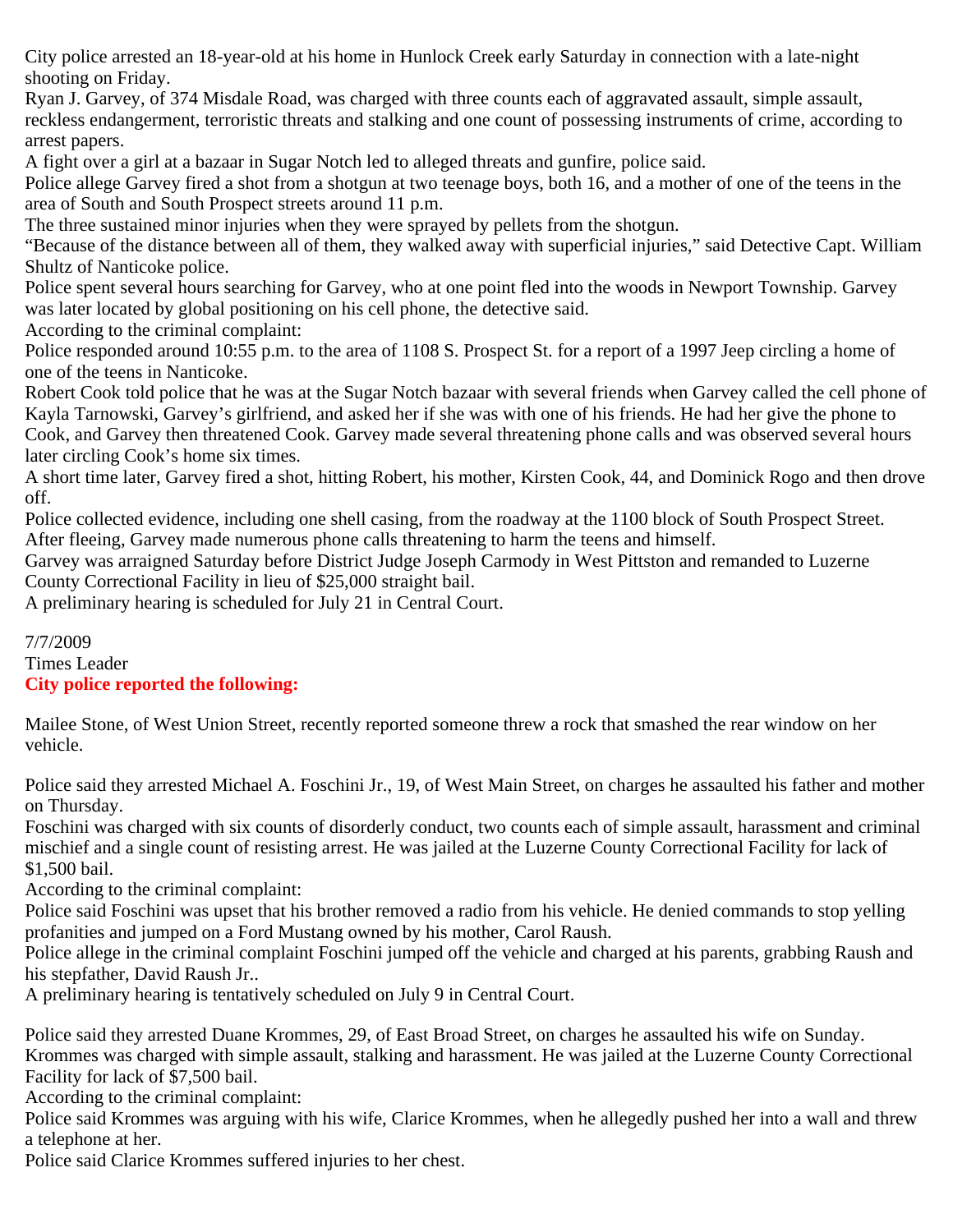City police arrested an 18-year-old at his home in Hunlock Creek early Saturday in connection with a late-night shooting on Friday.

Ryan J. Garvey, of 374 Misdale Road, was charged with three counts each of aggravated assault, simple assault, reckless endangerment, terroristic threats and stalking and one count of possessing instruments of crime, according to arrest papers.

A fight over a girl at a bazaar in Sugar Notch led to alleged threats and gunfire, police said.

Police allege Garvey fired a shot from a shotgun at two teenage boys, both 16, and a mother of one of the teens in the area of South and South Prospect streets around 11 p.m.

The three sustained minor injuries when they were sprayed by pellets from the shotgun.

"Because of the distance between all of them, they walked away with superficial injuries," said Detective Capt. William Shultz of Nanticoke police.

Police spent several hours searching for Garvey, who at one point fled into the woods in Newport Township. Garvey was later located by global positioning on his cell phone, the detective said.

According to the criminal complaint:

Police responded around 10:55 p.m. to the area of 1108 S. Prospect St. for a report of a 1997 Jeep circling a home of one of the teens in Nanticoke.

Robert Cook told police that he was at the Sugar Notch bazaar with several friends when Garvey called the cell phone of Kayla Tarnowski, Garvey's girlfriend, and asked her if she was with one of his friends. He had her give the phone to Cook, and Garvey then threatened Cook. Garvey made several threatening phone calls and was observed several hours later circling Cook's home six times.

A short time later, Garvey fired a shot, hitting Robert, his mother, Kirsten Cook, 44, and Dominick Rogo and then drove off.

Police collected evidence, including one shell casing, from the roadway at the 1100 block of South Prospect Street.

After fleeing, Garvey made numerous phone calls threatening to harm the teens and himself.

Garvey was arraigned Saturday before District Judge Joseph Carmody in West Pittston and remanded to Luzerne County Correctional Facility in lieu of $25,000 straight bail.

A preliminary hearing is scheduled for July 21 in Central Court.

7/7/2009

Times Leader

**City police reported the following:**

Mailee Stone, of West Union Street, recently reported someone threw a rock that smashed the rear window on her vehicle.

Police said they arrested Michael A. Foschini Jr., 19, of West Main Street, on charges he assaulted his father and mother on Thursday.

Foschini was charged with six counts of disorderly conduct, two counts each of simple assault, harassment and criminal mischief and a single count of resisting arrest. He was jailed at the Luzerne County Correctional Facility for lack of $1,500 bail.

According to the criminal complaint:

Police said Foschini was upset that his brother removed a radio from his vehicle. He denied commands to stop yelling profanities and jumped on a Ford Mustang owned by his mother, Carol Raush.

Police allege in the criminal complaint Foschini jumped off the vehicle and charged at his parents, grabbing Raush and his stepfather, David Raush Jr..

A preliminary hearing is tentatively scheduled on July 9 in Central Court.

Police said they arrested Duane Krommes, 29, of East Broad Street, on charges he assaulted his wife on Sunday.

Krommes was charged with simple assault, stalking and harassment. He was jailed at the Luzerne County Correctional Facility for lack of $7,500 bail.

According to the criminal complaint:

Police said Krommes was arguing with his wife, Clarice Krommes, when he allegedly pushed her into a wall and threw a telephone at her.

Police said Clarice Krommes suffered injuries to her chest.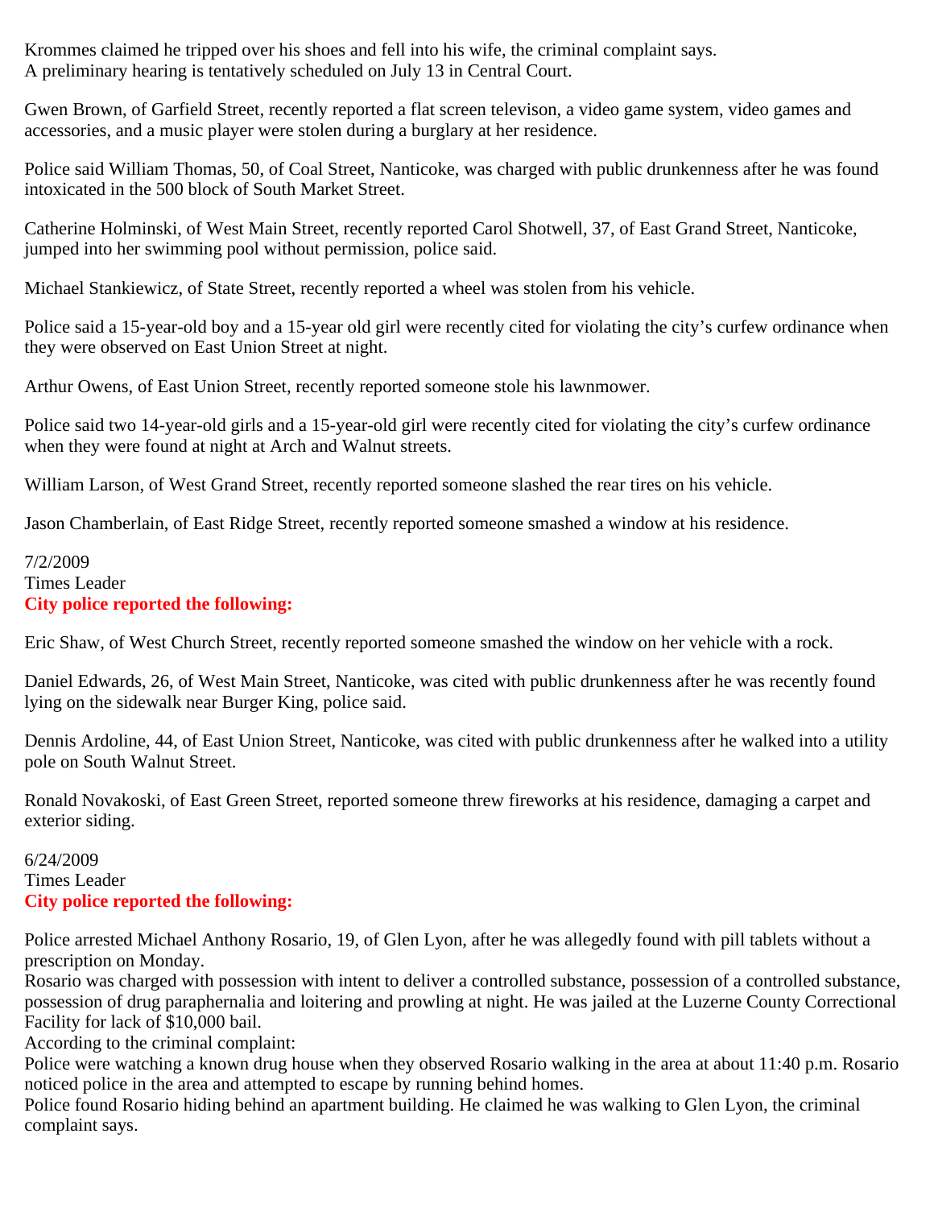Krommes claimed he tripped over his shoes and fell into his wife, the criminal complaint says.
A preliminary hearing is tentatively scheduled on July 13 in Central Court.

Gwen Brown, of Garfield Street, recently reported a flat screen televison, a video game system, video games and accessories, and a music player were stolen during a burglary at her residence.

Police said William Thomas, 50, of Coal Street, Nanticoke, was charged with public drunkenness after he was found intoxicated in the 500 block of South Market Street.

Catherine Holminski, of West Main Street, recently reported Carol Shotwell, 37, of East Grand Street, Nanticoke, jumped into her swimming pool without permission, police said.

Michael Stankiewicz, of State Street, recently reported a wheel was stolen from his vehicle.

Police said a 15-year-old boy and a 15-year old girl were recently cited for violating the city's curfew ordinance when they were observed on East Union Street at night.

Arthur Owens, of East Union Street, recently reported someone stole his lawnmower.

Police said two 14-year-old girls and a 15-year-old girl were recently cited for violating the city's curfew ordinance when they were found at night at Arch and Walnut streets.

William Larson, of West Grand Street, recently reported someone slashed the rear tires on his vehicle.

Jason Chamberlain, of East Ridge Street, recently reported someone smashed a window at his residence.

7/2/2009
Times Leader
**City police reported the following:**

Eric Shaw, of West Church Street, recently reported someone smashed the window on her vehicle with a rock.

Daniel Edwards, 26, of West Main Street, Nanticoke, was cited with public drunkenness after he was recently found lying on the sidewalk near Burger King, police said.

Dennis Ardoline, 44, of East Union Street, Nanticoke, was cited with public drunkenness after he walked into a utility pole on South Walnut Street.

Ronald Novakoski, of East Green Street, reported someone threw fireworks at his residence, damaging a carpet and exterior siding.

6/24/2009
Times Leader
**City police reported the following:**

Police arrested Michael Anthony Rosario, 19, of Glen Lyon, after he was allegedly found with pill tablets without a prescription on Monday.
Rosario was charged with possession with intent to deliver a controlled substance, possession of a controlled substance, possession of drug paraphernalia and loitering and prowling at night. He was jailed at the Luzerne County Correctional Facility for lack of $10,000 bail.
According to the criminal complaint:
Police were watching a known drug house when they observed Rosario walking in the area at about 11:40 p.m. Rosario noticed police in the area and attempted to escape by running behind homes.
Police found Rosario hiding behind an apartment building. He claimed he was walking to Glen Lyon, the criminal complaint says.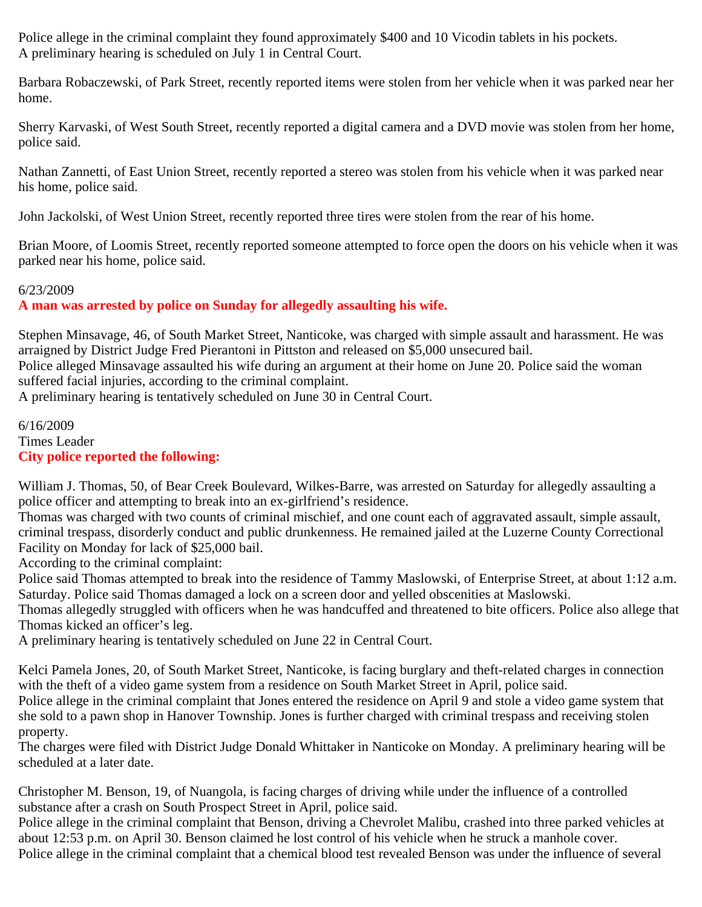Police allege in the criminal complaint they found approximately $400 and 10 Vicodin tablets in his pockets.
A preliminary hearing is scheduled on July 1 in Central Court.

Barbara Robaczewski, of Park Street, recently reported items were stolen from her vehicle when it was parked near her home.

Sherry Karvaski, of West South Street, recently reported a digital camera and a DVD movie was stolen from her home, police said.

Nathan Zannetti, of East Union Street, recently reported a stereo was stolen from his vehicle when it was parked near his home, police said.

John Jackolski, of West Union Street, recently reported three tires were stolen from the rear of his home.

Brian Moore, of Loomis Street, recently reported someone attempted to force open the doors on his vehicle when it was parked near his home, police said.

6/23/2009
**A man was arrested by police on Sunday for allegedly assaulting his wife.**

Stephen Minsavage, 46, of South Market Street, Nanticoke, was charged with simple assault and harassment. He was arraigned by District Judge Fred Pierantoni in Pittston and released on $5,000 unsecured bail.
Police alleged Minsavage assaulted his wife during an argument at their home on June 20. Police said the woman suffered facial injuries, according to the criminal complaint.
A preliminary hearing is tentatively scheduled on June 30 in Central Court.

6/16/2009
Times Leader
**City police reported the following:**

William J. Thomas, 50, of Bear Creek Boulevard, Wilkes-Barre, was arrested on Saturday for allegedly assaulting a police officer and attempting to break into an ex-girlfriend's residence.
Thomas was charged with two counts of criminal mischief, and one count each of aggravated assault, simple assault, criminal trespass, disorderly conduct and public drunkenness. He remained jailed at the Luzerne County Correctional Facility on Monday for lack of $25,000 bail.
According to the criminal complaint:
Police said Thomas attempted to break into the residence of Tammy Maslowski, of Enterprise Street, at about 1:12 a.m. Saturday. Police said Thomas damaged a lock on a screen door and yelled obscenities at Maslowski.
Thomas allegedly struggled with officers when he was handcuffed and threatened to bite officers. Police also allege that Thomas kicked an officer's leg.
A preliminary hearing is tentatively scheduled on June 22 in Central Court.

Kelci Pamela Jones, 20, of South Market Street, Nanticoke, is facing burglary and theft-related charges in connection with the theft of a video game system from a residence on South Market Street in April, police said.
Police allege in the criminal complaint that Jones entered the residence on April 9 and stole a video game system that she sold to a pawn shop in Hanover Township. Jones is further charged with criminal trespass and receiving stolen property.
The charges were filed with District Judge Donald Whittaker in Nanticoke on Monday. A preliminary hearing will be scheduled at a later date.

Christopher M. Benson, 19, of Nuangola, is facing charges of driving while under the influence of a controlled substance after a crash on South Prospect Street in April, police said.
Police allege in the criminal complaint that Benson, driving a Chevrolet Malibu, crashed into three parked vehicles at about 12:53 p.m. on April 30. Benson claimed he lost control of his vehicle when he struck a manhole cover.
Police allege in the criminal complaint that a chemical blood test revealed Benson was under the influence of several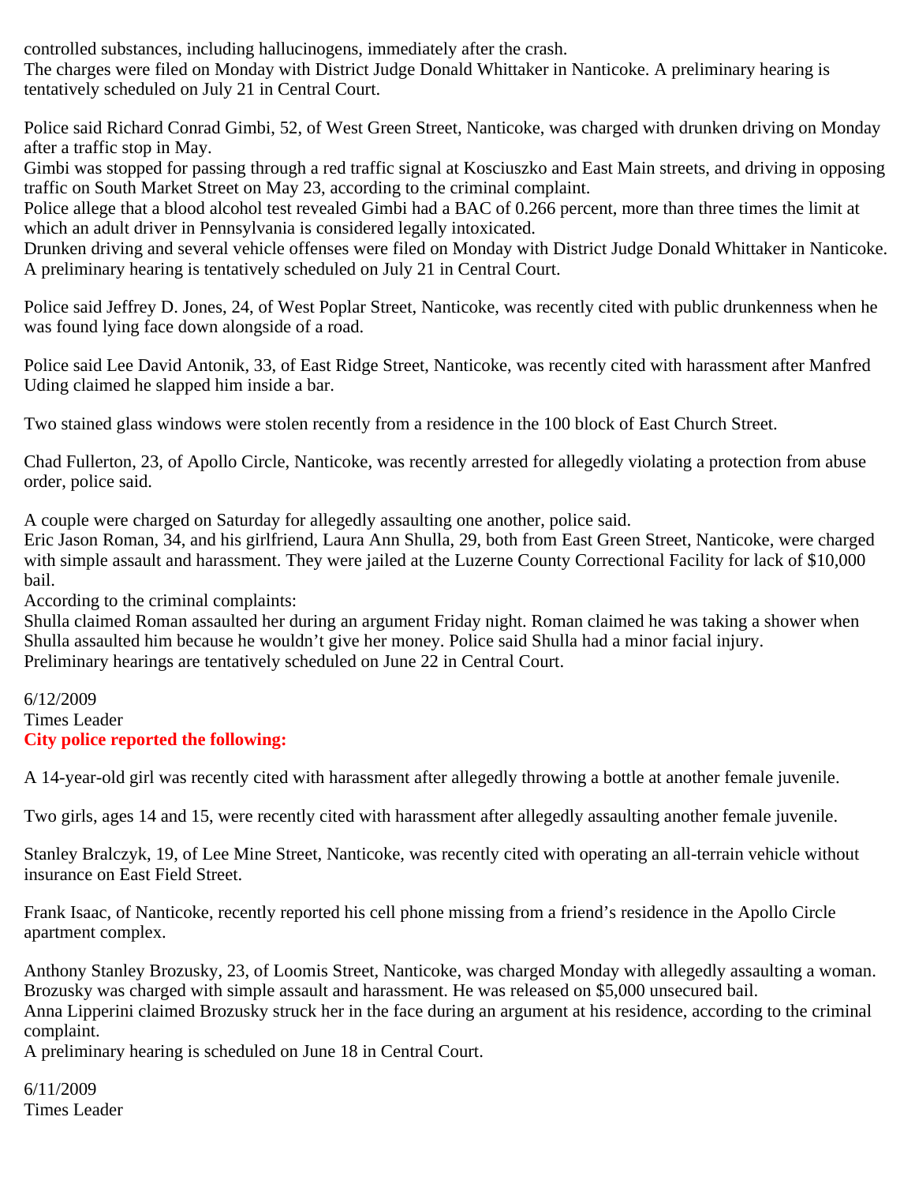controlled substances, including hallucinogens, immediately after the crash.
The charges were filed on Monday with District Judge Donald Whittaker in Nanticoke. A preliminary hearing is tentatively scheduled on July 21 in Central Court.

Police said Richard Conrad Gimbi, 52, of West Green Street, Nanticoke, was charged with drunken driving on Monday after a traffic stop in May.
Gimbi was stopped for passing through a red traffic signal at Kosciuszko and East Main streets, and driving in opposing traffic on South Market Street on May 23, according to the criminal complaint.
Police allege that a blood alcohol test revealed Gimbi had a BAC of 0.266 percent, more than three times the limit at which an adult driver in Pennsylvania is considered legally intoxicated.
Drunken driving and several vehicle offenses were filed on Monday with District Judge Donald Whittaker in Nanticoke. A preliminary hearing is tentatively scheduled on July 21 in Central Court.

Police said Jeffrey D. Jones, 24, of West Poplar Street, Nanticoke, was recently cited with public drunkenness when he was found lying face down alongside of a road.

Police said Lee David Antonik, 33, of East Ridge Street, Nanticoke, was recently cited with harassment after Manfred Uding claimed he slapped him inside a bar.

Two stained glass windows were stolen recently from a residence in the 100 block of East Church Street.

Chad Fullerton, 23, of Apollo Circle, Nanticoke, was recently arrested for allegedly violating a protection from abuse order, police said.

A couple were charged on Saturday for allegedly assaulting one another, police said.
Eric Jason Roman, 34, and his girlfriend, Laura Ann Shulla, 29, both from East Green Street, Nanticoke, were charged with simple assault and harassment. They were jailed at the Luzerne County Correctional Facility for lack of $10,000 bail.
According to the criminal complaints:
Shulla claimed Roman assaulted her during an argument Friday night. Roman claimed he was taking a shower when Shulla assaulted him because he wouldn't give her money. Police said Shulla had a minor facial injury.
Preliminary hearings are tentatively scheduled on June 22 in Central Court.

6/12/2009
Times Leader
**City police reported the following:**

A 14-year-old girl was recently cited with harassment after allegedly throwing a bottle at another female juvenile.

Two girls, ages 14 and 15, were recently cited with harassment after allegedly assaulting another female juvenile.

Stanley Bralczyk, 19, of Lee Mine Street, Nanticoke, was recently cited with operating an all-terrain vehicle without insurance on East Field Street.

Frank Isaac, of Nanticoke, recently reported his cell phone missing from a friend's residence in the Apollo Circle apartment complex.

Anthony Stanley Brozusky, 23, of Loomis Street, Nanticoke, was charged Monday with allegedly assaulting a woman.
Brozusky was charged with simple assault and harassment. He was released on $5,000 unsecured bail.
Anna Lipperini claimed Brozusky struck her in the face during an argument at his residence, according to the criminal complaint.
A preliminary hearing is scheduled on June 18 in Central Court.

6/11/2009
Times Leader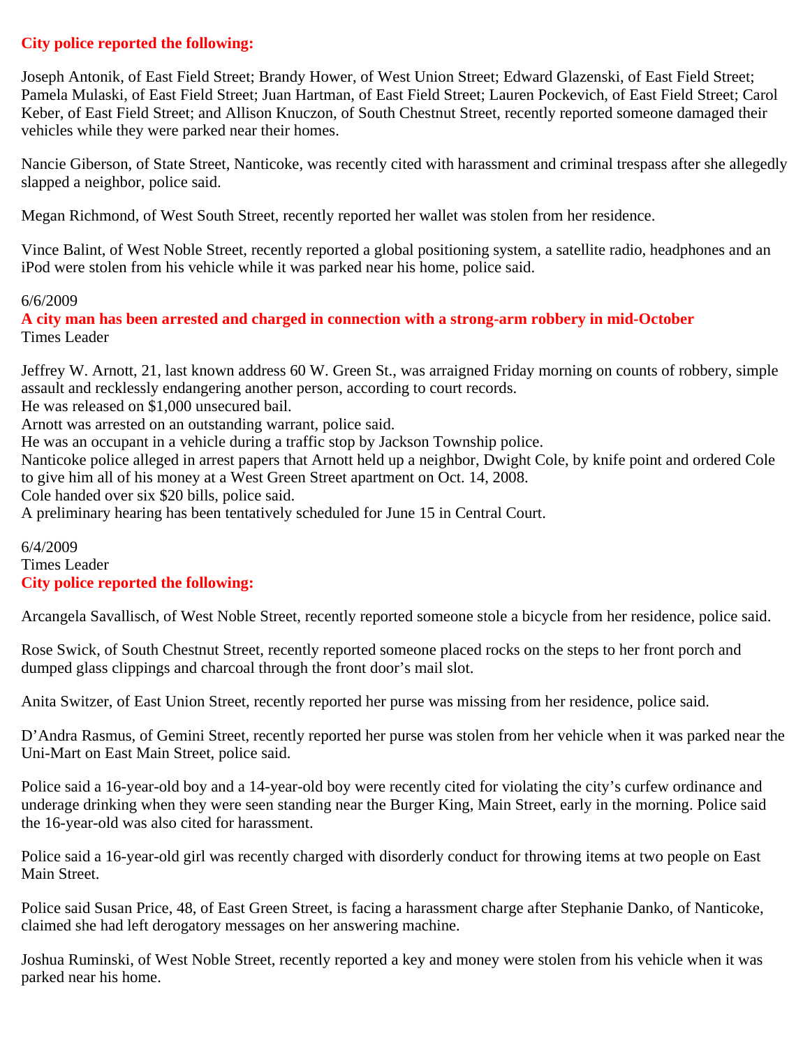**City police reported the following:**

Joseph Antonik, of East Field Street; Brandy Hower, of West Union Street; Edward Glazenski, of East Field Street; Pamela Mulaski, of East Field Street; Juan Hartman, of East Field Street; Lauren Pockevich, of East Field Street; Carol Keber, of East Field Street; and Allison Knuczon, of South Chestnut Street, recently reported someone damaged their vehicles while they were parked near their homes.

Nancie Giberson, of State Street, Nanticoke, was recently cited with harassment and criminal trespass after she allegedly slapped a neighbor, police said.

Megan Richmond, of West South Street, recently reported her wallet was stolen from her residence.

Vince Balint, of West Noble Street, recently reported a global positioning system, a satellite radio, headphones and an iPod were stolen from his vehicle while it was parked near his home, police said.

6/6/2009

**A city man has been arrested and charged in connection with a strong-arm robbery in mid-October**

Times Leader

Jeffrey W. Arnott, 21, last known address 60 W. Green St., was arraigned Friday morning on counts of robbery, simple assault and recklessly endangering another person, according to court records.

He was released on $1,000 unsecured bail.

Arnott was arrested on an outstanding warrant, police said.

He was an occupant in a vehicle during a traffic stop by Jackson Township police.

Nanticoke police alleged in arrest papers that Arnott held up a neighbor, Dwight Cole, by knife point and ordered Cole to give him all of his money at a West Green Street apartment on Oct. 14, 2008.

Cole handed over six $20 bills, police said.

A preliminary hearing has been tentatively scheduled for June 15 in Central Court.

6/4/2009

Times Leader

**City police reported the following:**

Arcangela Savallisch, of West Noble Street, recently reported someone stole a bicycle from her residence, police said.

Rose Swick, of South Chestnut Street, recently reported someone placed rocks on the steps to her front porch and dumped glass clippings and charcoal through the front door's mail slot.

Anita Switzer, of East Union Street, recently reported her purse was missing from her residence, police said.

D'Andra Rasmus, of Gemini Street, recently reported her purse was stolen from her vehicle when it was parked near the Uni-Mart on East Main Street, police said.

Police said a 16-year-old boy and a 14-year-old boy were recently cited for violating the city's curfew ordinance and underage drinking when they were seen standing near the Burger King, Main Street, early in the morning. Police said the 16-year-old was also cited for harassment.

Police said a 16-year-old girl was recently charged with disorderly conduct for throwing items at two people on East Main Street.

Police said Susan Price, 48, of East Green Street, is facing a harassment charge after Stephanie Danko, of Nanticoke, claimed she had left derogatory messages on her answering machine.

Joshua Ruminski, of West Noble Street, recently reported a key and money were stolen from his vehicle when it was parked near his home.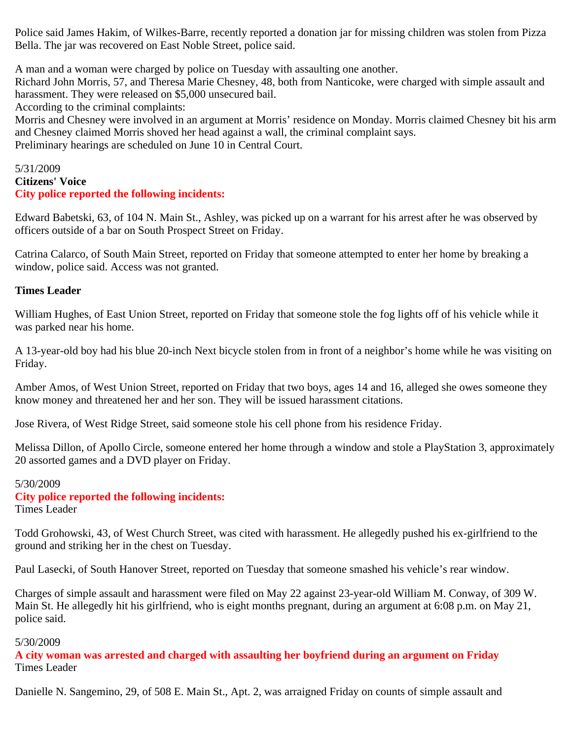Police said James Hakim, of Wilkes-Barre, recently reported a donation jar for missing children was stolen from Pizza Bella. The jar was recovered on East Noble Street, police said.

A man and a woman were charged by police on Tuesday with assaulting one another.
Richard John Morris, 57, and Theresa Marie Chesney, 48, both from Nanticoke, were charged with simple assault and harassment. They were released on $5,000 unsecured bail.
According to the criminal complaints:
Morris and Chesney were involved in an argument at Morris' residence on Monday. Morris claimed Chesney bit his arm and Chesney claimed Morris shoved her head against a wall, the criminal complaint says.
Preliminary hearings are scheduled on June 10 in Central Court.

5/31/2009
**Citizens' Voice**
**City police reported the following incidents:**

Edward Babetski, 63, of 104 N. Main St., Ashley, was picked up on a warrant for his arrest after he was observed by officers outside of a bar on South Prospect Street on Friday.

Catrina Calarco, of South Main Street, reported on Friday that someone attempted to enter her home by breaking a window, police said. Access was not granted.

**Times Leader**

William Hughes, of East Union Street, reported on Friday that someone stole the fog lights off of his vehicle while it was parked near his home.

A 13-year-old boy had his blue 20-inch Next bicycle stolen from in front of a neighbor's home while he was visiting on Friday.

Amber Amos, of West Union Street, reported on Friday that two boys, ages 14 and 16, alleged she owes someone they know money and threatened her and her son. They will be issued harassment citations.

Jose Rivera, of West Ridge Street, said someone stole his cell phone from his residence Friday.

Melissa Dillon, of Apollo Circle, someone entered her home through a window and stole a PlayStation 3, approximately 20 assorted games and a DVD player on Friday.

5/30/2009
**City police reported the following incidents:**
Times Leader

Todd Grohowski, 43, of West Church Street, was cited with harassment. He allegedly pushed his ex-girlfriend to the ground and striking her in the chest on Tuesday.

Paul Lasecki, of South Hanover Street, reported on Tuesday that someone smashed his vehicle's rear window.

Charges of simple assault and harassment were filed on May 22 against 23-year-old William M. Conway, of 309 W. Main St. He allegedly hit his girlfriend, who is eight months pregnant, during an argument at 6:08 p.m. on May 21, police said.

5/30/2009
**A city woman was arrested and charged with assaulting her boyfriend during an argument on Friday**
Times Leader

Danielle N. Sangemino, 29, of 508 E. Main St., Apt. 2, was arraigned Friday on counts of simple assault and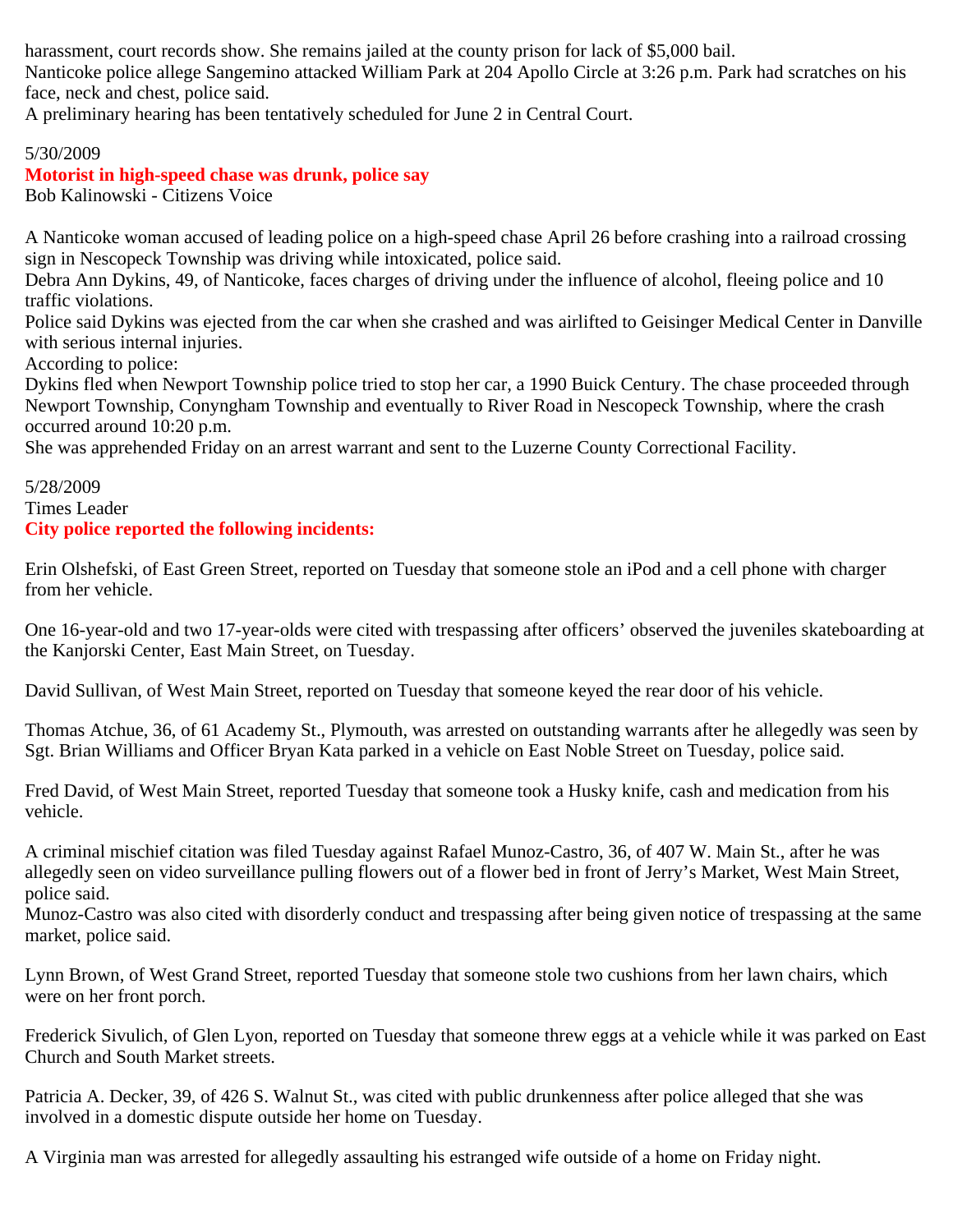harassment, court records show. She remains jailed at the county prison for lack of $5,000 bail.
Nanticoke police allege Sangemino attacked William Park at 204 Apollo Circle at 3:26 p.m. Park had scratches on his face, neck and chest, police said.
A preliminary hearing has been tentatively scheduled for June 2 in Central Court.

5/30/2009
**Motorist in high-speed chase was drunk, police say**
Bob Kalinowski - Citizens Voice

A Nanticoke woman accused of leading police on a high-speed chase April 26 before crashing into a railroad crossing sign in Nescopeck Township was driving while intoxicated, police said.
Debra Ann Dykins, 49, of Nanticoke, faces charges of driving under the influence of alcohol, fleeing police and 10 traffic violations.
Police said Dykins was ejected from the car when she crashed and was airlifted to Geisinger Medical Center in Danville with serious internal injuries.
According to police:
Dykins fled when Newport Township police tried to stop her car, a 1990 Buick Century. The chase proceeded through Newport Township, Conyngham Township and eventually to River Road in Nescopeck Township, where the crash occurred around 10:20 p.m.
She was apprehended Friday on an arrest warrant and sent to the Luzerne County Correctional Facility.

5/28/2009
Times Leader
**City police reported the following incidents:**

Erin Olshefski, of East Green Street, reported on Tuesday that someone stole an iPod and a cell phone with charger from her vehicle.

One 16-year-old and two 17-year-olds were cited with trespassing after officers' observed the juveniles skateboarding at the Kanjorski Center, East Main Street, on Tuesday.

David Sullivan, of West Main Street, reported on Tuesday that someone keyed the rear door of his vehicle.

Thomas Atchue, 36, of 61 Academy St., Plymouth, was arrested on outstanding warrants after he allegedly was seen by Sgt. Brian Williams and Officer Bryan Kata parked in a vehicle on East Noble Street on Tuesday, police said.

Fred David, of West Main Street, reported Tuesday that someone took a Husky knife, cash and medication from his vehicle.

A criminal mischief citation was filed Tuesday against Rafael Munoz-Castro, 36, of 407 W. Main St., after he was allegedly seen on video surveillance pulling flowers out of a flower bed in front of Jerry's Market, West Main Street, police said.
Munoz-Castro was also cited with disorderly conduct and trespassing after being given notice of trespassing at the same market, police said.

Lynn Brown, of West Grand Street, reported Tuesday that someone stole two cushions from her lawn chairs, which were on her front porch.

Frederick Sivulich, of Glen Lyon, reported on Tuesday that someone threw eggs at a vehicle while it was parked on East Church and South Market streets.

Patricia A. Decker, 39, of 426 S. Walnut St., was cited with public drunkenness after police alleged that she was involved in a domestic dispute outside her home on Tuesday.

A Virginia man was arrested for allegedly assaulting his estranged wife outside of a home on Friday night.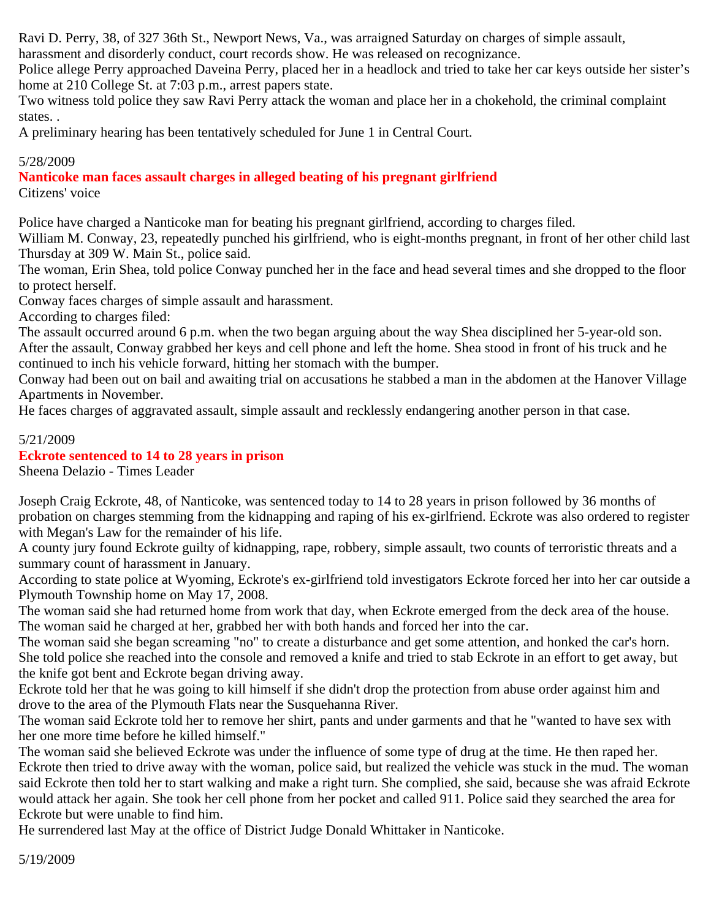Ravi D. Perry, 38, of 327 36th St., Newport News, Va., was arraigned Saturday on charges of simple assault, harassment and disorderly conduct, court records show. He was released on recognizance.

Police allege Perry approached Daveina Perry, placed her in a headlock and tried to take her car keys outside her sister's home at 210 College St. at 7:03 p.m., arrest papers state.

Two witness told police they saw Ravi Perry attack the woman and place her in a chokehold, the criminal complaint states. .

A preliminary hearing has been tentatively scheduled for June 1 in Central Court.

5/28/2009

**Nanticoke man faces assault charges in alleged beating of his pregnant girlfriend**

Citizens' voice

Police have charged a Nanticoke man for beating his pregnant girlfriend, according to charges filed.

William M. Conway, 23, repeatedly punched his girlfriend, who is eight-months pregnant, in front of her other child last Thursday at 309 W. Main St., police said.

The woman, Erin Shea, told police Conway punched her in the face and head several times and she dropped to the floor to protect herself.

Conway faces charges of simple assault and harassment.

According to charges filed:

The assault occurred around 6 p.m. when the two began arguing about the way Shea disciplined her 5-year-old son. After the assault, Conway grabbed her keys and cell phone and left the home. Shea stood in front of his truck and he continued to inch his vehicle forward, hitting her stomach with the bumper.

Conway had been out on bail and awaiting trial on accusations he stabbed a man in the abdomen at the Hanover Village Apartments in November.

He faces charges of aggravated assault, simple assault and recklessly endangering another person in that case.

5/21/2009

**Eckrote sentenced to 14 to 28 years in prison**

Sheena Delazio - Times Leader

Joseph Craig Eckrote, 48, of Nanticoke, was sentenced today to 14 to 28 years in prison followed by 36 months of probation on charges stemming from the kidnapping and raping of his ex-girlfriend. Eckrote was also ordered to register with Megan's Law for the remainder of his life.

A county jury found Eckrote guilty of kidnapping, rape, robbery, simple assault, two counts of terroristic threats and a summary count of harassment in January.

According to state police at Wyoming, Eckrote's ex-girlfriend told investigators Eckrote forced her into her car outside a Plymouth Township home on May 17, 2008.

The woman said she had returned home from work that day, when Eckrote emerged from the deck area of the house. The woman said he charged at her, grabbed her with both hands and forced her into the car.

The woman said she began screaming "no" to create a disturbance and get some attention, and honked the car's horn. She told police she reached into the console and removed a knife and tried to stab Eckrote in an effort to get away, but the knife got bent and Eckrote began driving away.

Eckrote told her that he was going to kill himself if she didn't drop the protection from abuse order against him and drove to the area of the Plymouth Flats near the Susquehanna River.

The woman said Eckrote told her to remove her shirt, pants and under garments and that he "wanted to have sex with her one more time before he killed himself."

The woman said she believed Eckrote was under the influence of some type of drug at the time. He then raped her. Eckrote then tried to drive away with the woman, police said, but realized the vehicle was stuck in the mud. The woman said Eckrote then told her to start walking and make a right turn. She complied, she said, because she was afraid Eckrote would attack her again. She took her cell phone from her pocket and called 911. Police said they searched the area for Eckrote but were unable to find him.

He surrendered last May at the office of District Judge Donald Whittaker in Nanticoke.

5/19/2009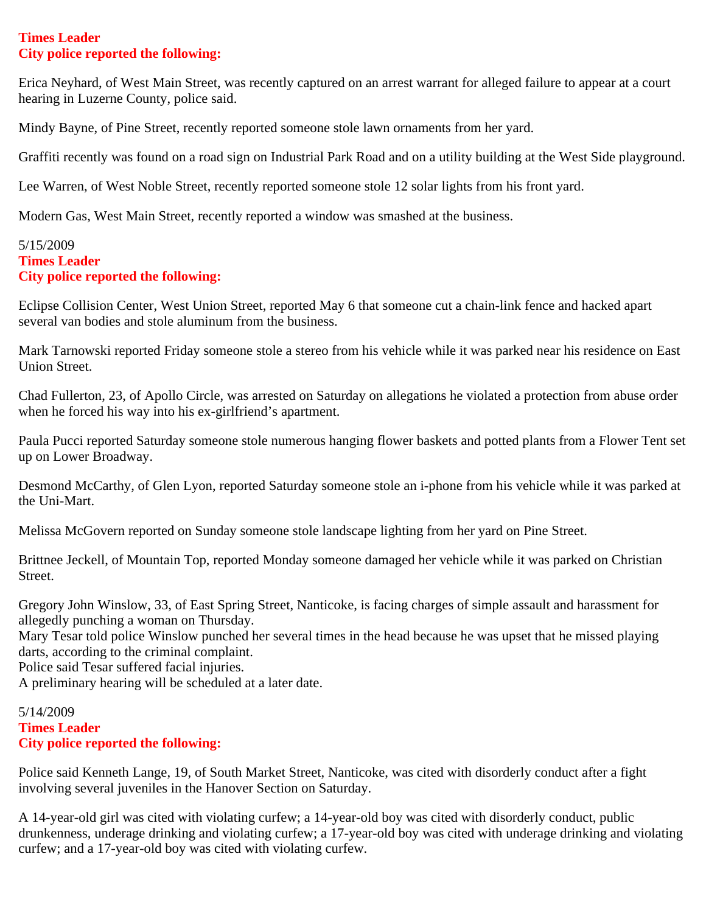**Times Leader**
**City police reported the following:**

Erica Neyhard, of West Main Street, was recently captured on an arrest warrant for alleged failure to appear at a court hearing in Luzerne County, police said.

Mindy Bayne, of Pine Street, recently reported someone stole lawn ornaments from her yard.

Graffiti recently was found on a road sign on Industrial Park Road and on a utility building at the West Side playground.

Lee Warren, of West Noble Street, recently reported someone stole 12 solar lights from his front yard.

Modern Gas, West Main Street, recently reported a window was smashed at the business.

5/15/2009
**Times Leader**
**City police reported the following:**

Eclipse Collision Center, West Union Street, reported May 6 that someone cut a chain-link fence and hacked apart several van bodies and stole aluminum from the business.

Mark Tarnowski reported Friday someone stole a stereo from his vehicle while it was parked near his residence on East Union Street.

Chad Fullerton, 23, of Apollo Circle, was arrested on Saturday on allegations he violated a protection from abuse order when he forced his way into his ex-girlfriend's apartment.

Paula Pucci reported Saturday someone stole numerous hanging flower baskets and potted plants from a Flower Tent set up on Lower Broadway.

Desmond McCarthy, of Glen Lyon, reported Saturday someone stole an i-phone from his vehicle while it was parked at the Uni-Mart.

Melissa McGovern reported on Sunday someone stole landscape lighting from her yard on Pine Street.

Brittnee Jeckell, of Mountain Top, reported Monday someone damaged her vehicle while it was parked on Christian Street.

Gregory John Winslow, 33, of East Spring Street, Nanticoke, is facing charges of simple assault and harassment for allegedly punching a woman on Thursday.
Mary Tesar told police Winslow punched her several times in the head because he was upset that he missed playing darts, according to the criminal complaint.
Police said Tesar suffered facial injuries.
A preliminary hearing will be scheduled at a later date.

5/14/2009
**Times Leader**
**City police reported the following:**

Police said Kenneth Lange, 19, of South Market Street, Nanticoke, was cited with disorderly conduct after a fight involving several juveniles in the Hanover Section on Saturday.

A 14-year-old girl was cited with violating curfew; a 14-year-old boy was cited with disorderly conduct, public drunkenness, underage drinking and violating curfew; a 17-year-old boy was cited with underage drinking and violating curfew; and a 17-year-old boy was cited with violating curfew.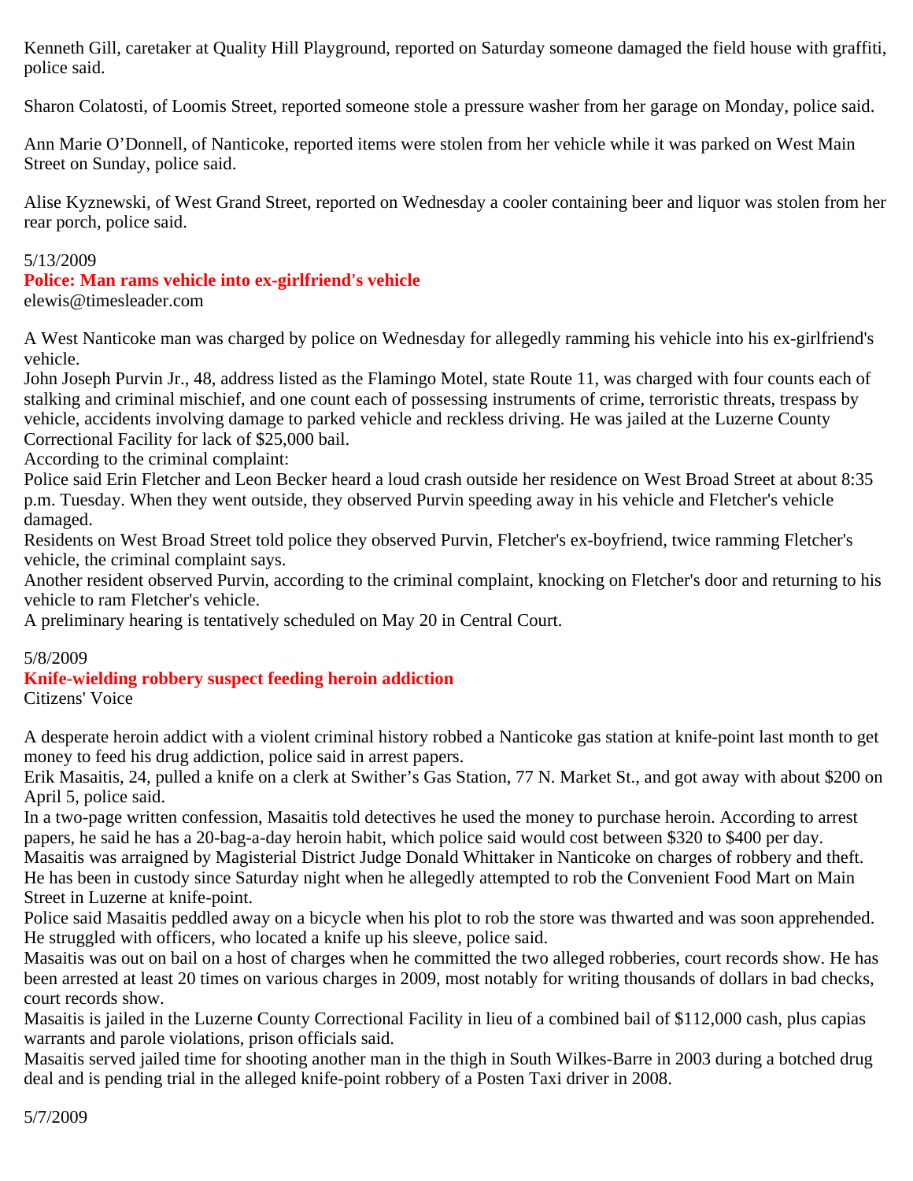Kenneth Gill, caretaker at Quality Hill Playground, reported on Saturday someone damaged the field house with graffiti, police said.

Sharon Colatosti, of Loomis Street, reported someone stole a pressure washer from her garage on Monday, police said.

Ann Marie O'Donnell, of Nanticoke, reported items were stolen from her vehicle while it was parked on West Main Street on Sunday, police said.

Alise Kyznewski, of West Grand Street, reported on Wednesday a cooler containing beer and liquor was stolen from her rear porch, police said.

5/13/2009

**Police: Man rams vehicle into ex-girlfriend's vehicle**

elewis@timesleader.com

A West Nanticoke man was charged by police on Wednesday for allegedly ramming his vehicle into his ex-girlfriend's vehicle.

John Joseph Purvin Jr., 48, address listed as the Flamingo Motel, state Route 11, was charged with four counts each of stalking and criminal mischief, and one count each of possessing instruments of crime, terroristic threats, trespass by vehicle, accidents involving damage to parked vehicle and reckless driving. He was jailed at the Luzerne County Correctional Facility for lack of $25,000 bail.

According to the criminal complaint:

Police said Erin Fletcher and Leon Becker heard a loud crash outside her residence on West Broad Street at about 8:35 p.m. Tuesday. When they went outside, they observed Purvin speeding away in his vehicle and Fletcher's vehicle damaged.

Residents on West Broad Street told police they observed Purvin, Fletcher's ex-boyfriend, twice ramming Fletcher's vehicle, the criminal complaint says.

Another resident observed Purvin, according to the criminal complaint, knocking on Fletcher's door and returning to his vehicle to ram Fletcher's vehicle.

A preliminary hearing is tentatively scheduled on May 20 in Central Court.

5/8/2009

**Knife-wielding robbery suspect feeding heroin addiction**

Citizens' Voice

A desperate heroin addict with a violent criminal history robbed a Nanticoke gas station at knife-point last month to get money to feed his drug addiction, police said in arrest papers.

Erik Masaitis, 24, pulled a knife on a clerk at Swither's Gas Station, 77 N. Market St., and got away with about $200 on April 5, police said.

In a two-page written confession, Masaitis told detectives he used the money to purchase heroin. According to arrest papers, he said he has a 20-bag-a-day heroin habit, which police said would cost between $320 to $400 per day.

Masaitis was arraigned by Magisterial District Judge Donald Whittaker in Nanticoke on charges of robbery and theft. He has been in custody since Saturday night when he allegedly attempted to rob the Convenient Food Mart on Main Street in Luzerne at knife-point.

Police said Masaitis peddled away on a bicycle when his plot to rob the store was thwarted and was soon apprehended. He struggled with officers, who located a knife up his sleeve, police said.

Masaitis was out on bail on a host of charges when he committed the two alleged robberies, court records show. He has been arrested at least 20 times on various charges in 2009, most notably for writing thousands of dollars in bad checks, court records show.

Masaitis is jailed in the Luzerne County Correctional Facility in lieu of a combined bail of $112,000 cash, plus capias warrants and parole violations, prison officials said.

Masaitis served jailed time for shooting another man in the thigh in South Wilkes-Barre in 2003 during a botched drug deal and is pending trial in the alleged knife-point robbery of a Posten Taxi driver in 2008.

5/7/2009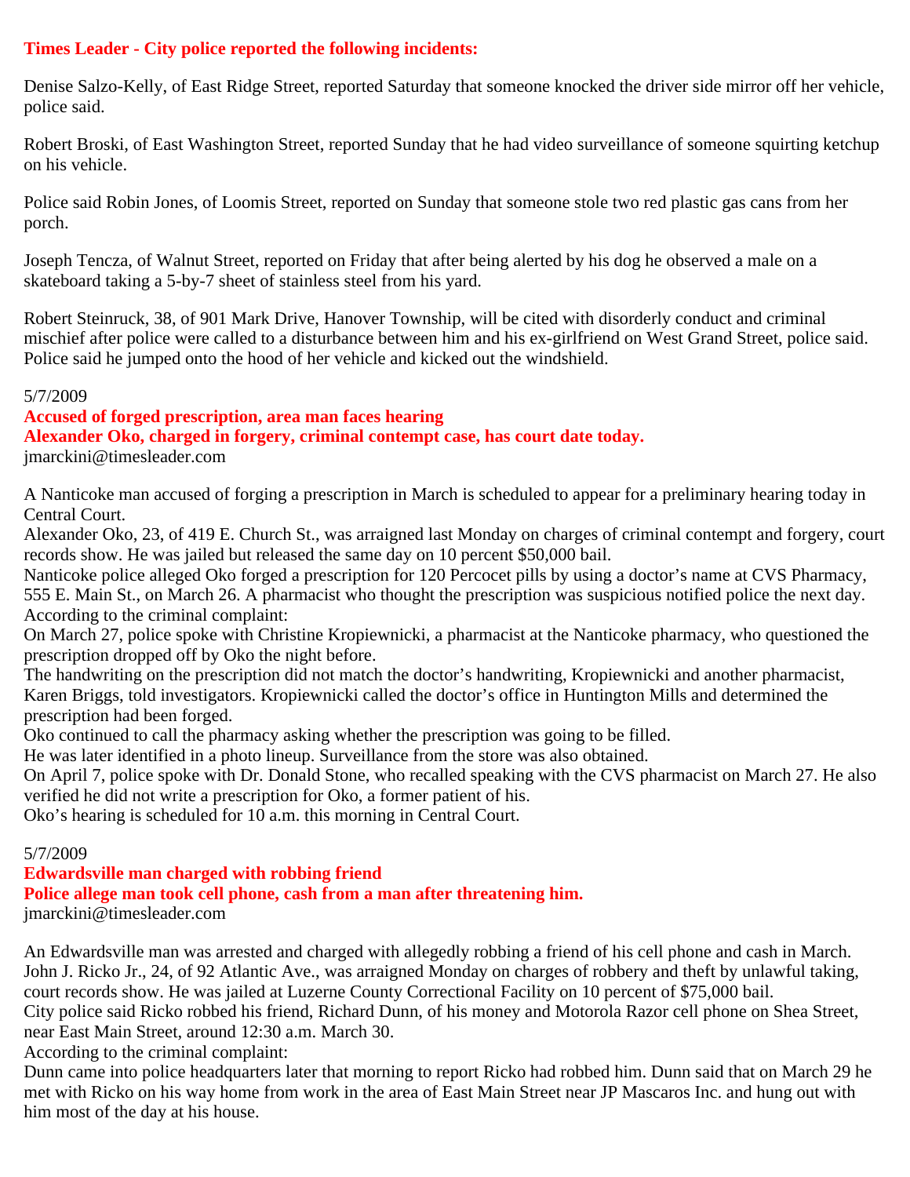**Times Leader - City police reported the following incidents:**

Denise Salzo-Kelly, of East Ridge Street, reported Saturday that someone knocked the driver side mirror off her vehicle, police said.

Robert Broski, of East Washington Street, reported Sunday that he had video surveillance of someone squirting ketchup on his vehicle.

Police said Robin Jones, of Loomis Street, reported on Sunday that someone stole two red plastic gas cans from her porch.

Joseph Tencza, of Walnut Street, reported on Friday that after being alerted by his dog he observed a male on a skateboard taking a 5-by-7 sheet of stainless steel from his yard.

Robert Steinruck, 38, of 901 Mark Drive, Hanover Township, will be cited with disorderly conduct and criminal mischief after police were called to a disturbance between him and his ex-girlfriend on West Grand Street, police said. Police said he jumped onto the hood of her vehicle and kicked out the windshield.

5/7/2009

**Accused of forged prescription, area man faces hearing**

**Alexander Oko, charged in forgery, criminal contempt case, has court date today.**

jmarckini@timesleader.com

A Nanticoke man accused of forging a prescription in March is scheduled to appear for a preliminary hearing today in Central Court.

Alexander Oko, 23, of 419 E. Church St., was arraigned last Monday on charges of criminal contempt and forgery, court records show. He was jailed but released the same day on 10 percent $50,000 bail.

Nanticoke police alleged Oko forged a prescription for 120 Percocet pills by using a doctor's name at CVS Pharmacy, 555 E. Main St., on March 26. A pharmacist who thought the prescription was suspicious notified police the next day.

According to the criminal complaint:

On March 27, police spoke with Christine Kropiewnicki, a pharmacist at the Nanticoke pharmacy, who questioned the prescription dropped off by Oko the night before.

The handwriting on the prescription did not match the doctor's handwriting, Kropiewnicki and another pharmacist, Karen Briggs, told investigators. Kropiewnicki called the doctor's office in Huntington Mills and determined the prescription had been forged.

Oko continued to call the pharmacy asking whether the prescription was going to be filled.

He was later identified in a photo lineup. Surveillance from the store was also obtained.

On April 7, police spoke with Dr. Donald Stone, who recalled speaking with the CVS pharmacist on March 27. He also verified he did not write a prescription for Oko, a former patient of his.

Oko's hearing is scheduled for 10 a.m. this morning in Central Court.

5/7/2009

**Edwardsville man charged with robbing friend**

**Police allege man took cell phone, cash from a man after threatening him.**

jmarckini@timesleader.com

An Edwardsville man was arrested and charged with allegedly robbing a friend of his cell phone and cash in March.

John J. Ricko Jr., 24, of 92 Atlantic Ave., was arraigned Monday on charges of robbery and theft by unlawful taking, court records show. He was jailed at Luzerne County Correctional Facility on 10 percent of $75,000 bail.

City police said Ricko robbed his friend, Richard Dunn, of his money and Motorola Razor cell phone on Shea Street, near East Main Street, around 12:30 a.m. March 30.

According to the criminal complaint:

Dunn came into police headquarters later that morning to report Ricko had robbed him. Dunn said that on March 29 he met with Ricko on his way home from work in the area of East Main Street near JP Mascaros Inc. and hung out with him most of the day at his house.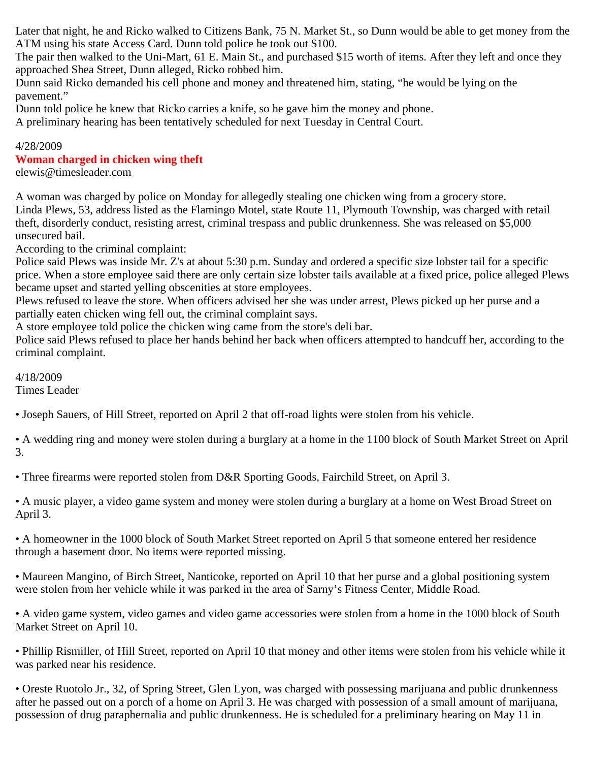Later that night, he and Ricko walked to Citizens Bank, 75 N. Market St., so Dunn would be able to get money from the ATM using his state Access Card. Dunn told police he took out $100.

The pair then walked to the Uni-Mart, 61 E. Main St., and purchased $15 worth of items. After they left and once they approached Shea Street, Dunn alleged, Ricko robbed him.

Dunn said Ricko demanded his cell phone and money and threatened him, stating, "he would be lying on the pavement."

Dunn told police he knew that Ricko carries a knife, so he gave him the money and phone.

A preliminary hearing has been tentatively scheduled for next Tuesday in Central Court.

4/28/2009

## Woman charged in chicken wing theft

elewis@timesleader.com

A woman was charged by police on Monday for allegedly stealing one chicken wing from a grocery store.

Linda Plews, 53, address listed as the Flamingo Motel, state Route 11, Plymouth Township, was charged with retail theft, disorderly conduct, resisting arrest, criminal trespass and public drunkenness. She was released on $5,000 unsecured bail.

According to the criminal complaint:

Police said Plews was inside Mr. Z's at about 5:30 p.m. Sunday and ordered a specific size lobster tail for a specific price. When a store employee said there are only certain size lobster tails available at a fixed price, police alleged Plews became upset and started yelling obscenities at store employees.

Plews refused to leave the store. When officers advised her she was under arrest, Plews picked up her purse and a partially eaten chicken wing fell out, the criminal complaint says.

A store employee told police the chicken wing came from the store's deli bar.

Police said Plews refused to place her hands behind her back when officers attempted to handcuff her, according to the criminal complaint.

4/18/2009

Times Leader

- Joseph Sauers, of Hill Street, reported on April 2 that off-road lights were stolen from his vehicle.

- A wedding ring and money were stolen during a burglary at a home in the 1100 block of South Market Street on April 3.

- Three firearms were reported stolen from D&R Sporting Goods, Fairchild Street, on April 3.

- A music player, a video game system and money were stolen during a burglary at a home on West Broad Street on April 3.

- A homeowner in the 1000 block of South Market Street reported on April 5 that someone entered her residence through a basement door. No items were reported missing.

- Maureen Mangino, of Birch Street, Nanticoke, reported on April 10 that her purse and a global positioning system were stolen from her vehicle while it was parked in the area of Sarny's Fitness Center, Middle Road.

- A video game system, video games and video game accessories were stolen from a home in the 1000 block of South Market Street on April 10.

- Phillip Rismiller, of Hill Street, reported on April 10 that money and other items were stolen from his vehicle while it was parked near his residence.

- Oreste Ruotolo Jr., 32, of Spring Street, Glen Lyon, was charged with possessing marijuana and public drunkenness after he passed out on a porch of a home on April 3. He was charged with possession of a small amount of marijuana, possession of drug paraphernalia and public drunkenness. He is scheduled for a preliminary hearing on May 11 in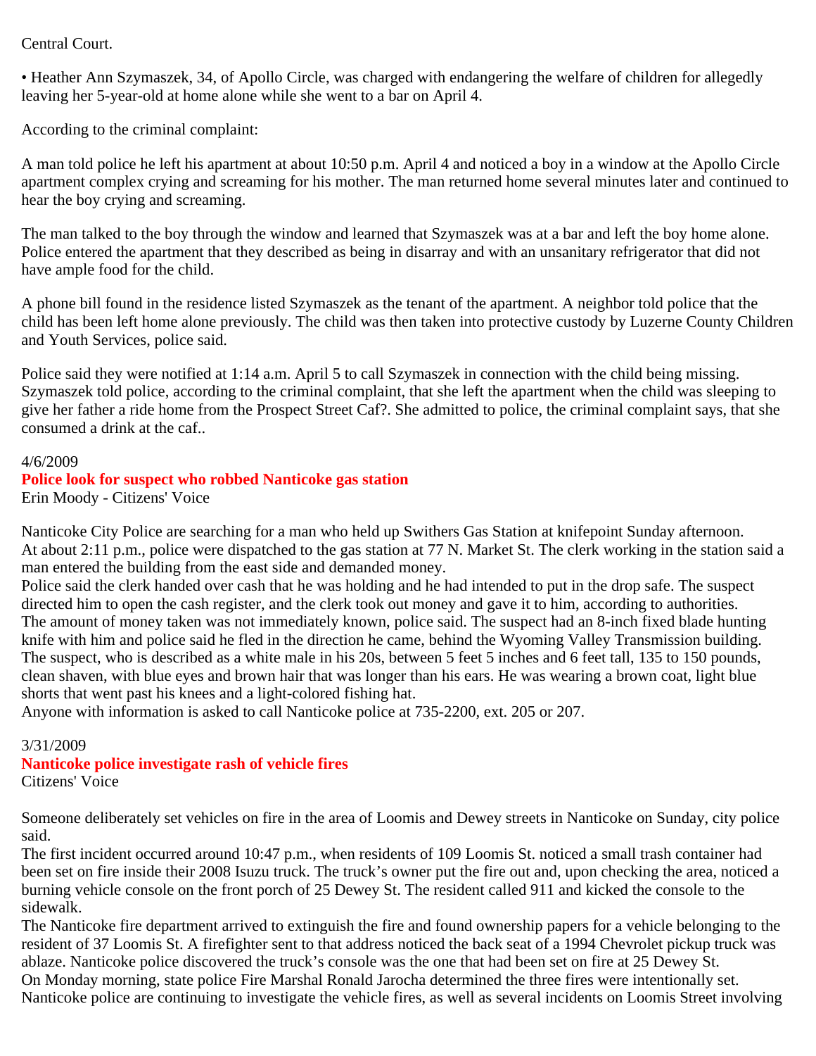Central Court.

• Heather Ann Szymaszek, 34, of Apollo Circle, was charged with endangering the welfare of children for allegedly leaving her 5-year-old at home alone while she went to a bar on April 4.

According to the criminal complaint:

A man told police he left his apartment at about 10:50 p.m. April 4 and noticed a boy in a window at the Apollo Circle apartment complex crying and screaming for his mother. The man returned home several minutes later and continued to hear the boy crying and screaming.

The man talked to the boy through the window and learned that Szymaszek was at a bar and left the boy home alone. Police entered the apartment that they described as being in disarray and with an unsanitary refrigerator that did not have ample food for the child.

A phone bill found in the residence listed Szymaszek as the tenant of the apartment. A neighbor told police that the child has been left home alone previously. The child was then taken into protective custody by Luzerne County Children and Youth Services, police said.

Police said they were notified at 1:14 a.m. April 5 to call Szymaszek in connection with the child being missing. Szymaszek told police, according to the criminal complaint, that she left the apartment when the child was sleeping to give her father a ride home from the Prospect Street Caf?. She admitted to police, the criminal complaint says, that she consumed a drink at the caf..

4/6/2009

## Police look for suspect who robbed Nanticoke gas station

Erin Moody - Citizens' Voice

Nanticoke City Police are searching for a man who held up Swithers Gas Station at knifepoint Sunday afternoon.
At about 2:11 p.m., police were dispatched to the gas station at 77 N. Market St. The clerk working in the station said a man entered the building from the east side and demanded money.
Police said the clerk handed over cash that he was holding and he had intended to put in the drop safe. The suspect directed him to open the cash register, and the clerk took out money and gave it to him, according to authorities.
The amount of money taken was not immediately known, police said. The suspect had an 8-inch fixed blade hunting knife with him and police said he fled in the direction he came, behind the Wyoming Valley Transmission building.
The suspect, who is described as a white male in his 20s, between 5 feet 5 inches and 6 feet tall, 135 to 150 pounds, clean shaven, with blue eyes and brown hair that was longer than his ears. He was wearing a brown coat, light blue shorts that went past his knees and a light-colored fishing hat.
Anyone with information is asked to call Nanticoke police at 735-2200, ext. 205 or 207.

3/31/2009

## Nanticoke police investigate rash of vehicle fires

Citizens' Voice

Someone deliberately set vehicles on fire in the area of Loomis and Dewey streets in Nanticoke on Sunday, city police said.
The first incident occurred around 10:47 p.m., when residents of 109 Loomis St. noticed a small trash container had been set on fire inside their 2008 Isuzu truck. The truck's owner put the fire out and, upon checking the area, noticed a burning vehicle console on the front porch of 25 Dewey St. The resident called 911 and kicked the console to the sidewalk.
The Nanticoke fire department arrived to extinguish the fire and found ownership papers for a vehicle belonging to the resident of 37 Loomis St. A firefighter sent to that address noticed the back seat of a 1994 Chevrolet pickup truck was ablaze. Nanticoke police discovered the truck's console was the one that had been set on fire at 25 Dewey St.
On Monday morning, state police Fire Marshal Ronald Jarocha determined the three fires were intentionally set.
Nanticoke police are continuing to investigate the vehicle fires, as well as several incidents on Loomis Street involving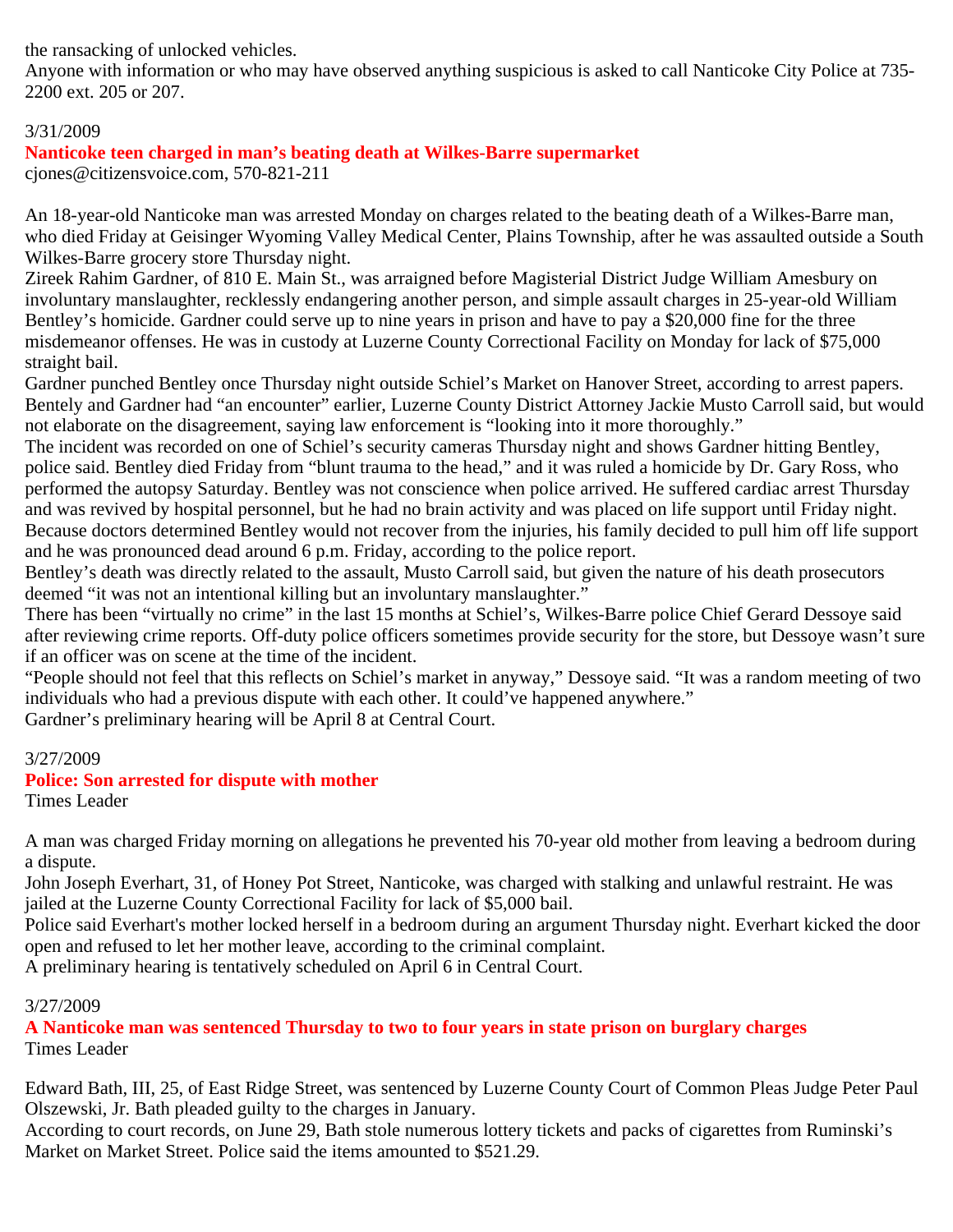the ransacking of unlocked vehicles.
Anyone with information or who may have observed anything suspicious is asked to call Nanticoke City Police at 735-2200 ext. 205 or 207.

3/31/2009

**Nanticoke teen charged in man's beating death at Wilkes-Barre supermarket**

cjones@citizensvoice.com, 570-821-211

An 18-year-old Nanticoke man was arrested Monday on charges related to the beating death of a Wilkes-Barre man, who died Friday at Geisinger Wyoming Valley Medical Center, Plains Township, after he was assaulted outside a South Wilkes-Barre grocery store Thursday night.
Zireek Rahim Gardner, of 810 E. Main St., was arraigned before Magisterial District Judge William Amesbury on involuntary manslaughter, recklessly endangering another person, and simple assault charges in 25-year-old William Bentley's homicide. Gardner could serve up to nine years in prison and have to pay a $20,000 fine for the three misdemeanor offenses. He was in custody at Luzerne County Correctional Facility on Monday for lack of $75,000 straight bail.
Gardner punched Bentley once Thursday night outside Schiel's Market on Hanover Street, according to arrest papers. Bentely and Gardner had "an encounter" earlier, Luzerne County District Attorney Jackie Musto Carroll said, but would not elaborate on the disagreement, saying law enforcement is "looking into it more thoroughly."
The incident was recorded on one of Schiel's security cameras Thursday night and shows Gardner hitting Bentley, police said. Bentley died Friday from "blunt trauma to the head," and it was ruled a homicide by Dr. Gary Ross, who performed the autopsy Saturday. Bentley was not conscience when police arrived. He suffered cardiac arrest Thursday and was revived by hospital personnel, but he had no brain activity and was placed on life support until Friday night. Because doctors determined Bentley would not recover from the injuries, his family decided to pull him off life support and he was pronounced dead around 6 p.m. Friday, according to the police report.
Bentley's death was directly related to the assault, Musto Carroll said, but given the nature of his death prosecutors deemed "it was not an intentional killing but an involuntary manslaughter."
There has been "virtually no crime" in the last 15 months at Schiel's, Wilkes-Barre police Chief Gerard Dessoye said after reviewing crime reports. Off-duty police officers sometimes provide security for the store, but Dessoye wasn't sure if an officer was on scene at the time of the incident.
"People should not feel that this reflects on Schiel's market in anyway," Dessoye said. "It was a random meeting of two individuals who had a previous dispute with each other. It could've happened anywhere."
Gardner's preliminary hearing will be April 8 at Central Court.

3/27/2009

**Police: Son arrested for dispute with mother**

Times Leader

A man was charged Friday morning on allegations he prevented his 70-year old mother from leaving a bedroom during a dispute.
John Joseph Everhart, 31, of Honey Pot Street, Nanticoke, was charged with stalking and unlawful restraint. He was jailed at the Luzerne County Correctional Facility for lack of $5,000 bail.
Police said Everhart's mother locked herself in a bedroom during an argument Thursday night. Everhart kicked the door open and refused to let her mother leave, according to the criminal complaint.
A preliminary hearing is tentatively scheduled on April 6 in Central Court.

3/27/2009

**A Nanticoke man was sentenced Thursday to two to four years in state prison on burglary charges**

Times Leader

Edward Bath, III, 25, of East Ridge Street, was sentenced by Luzerne County Court of Common Pleas Judge Peter Paul Olszewski, Jr. Bath pleaded guilty to the charges in January.
According to court records, on June 29, Bath stole numerous lottery tickets and packs of cigarettes from Ruminski's Market on Market Street. Police said the items amounted to $521.29.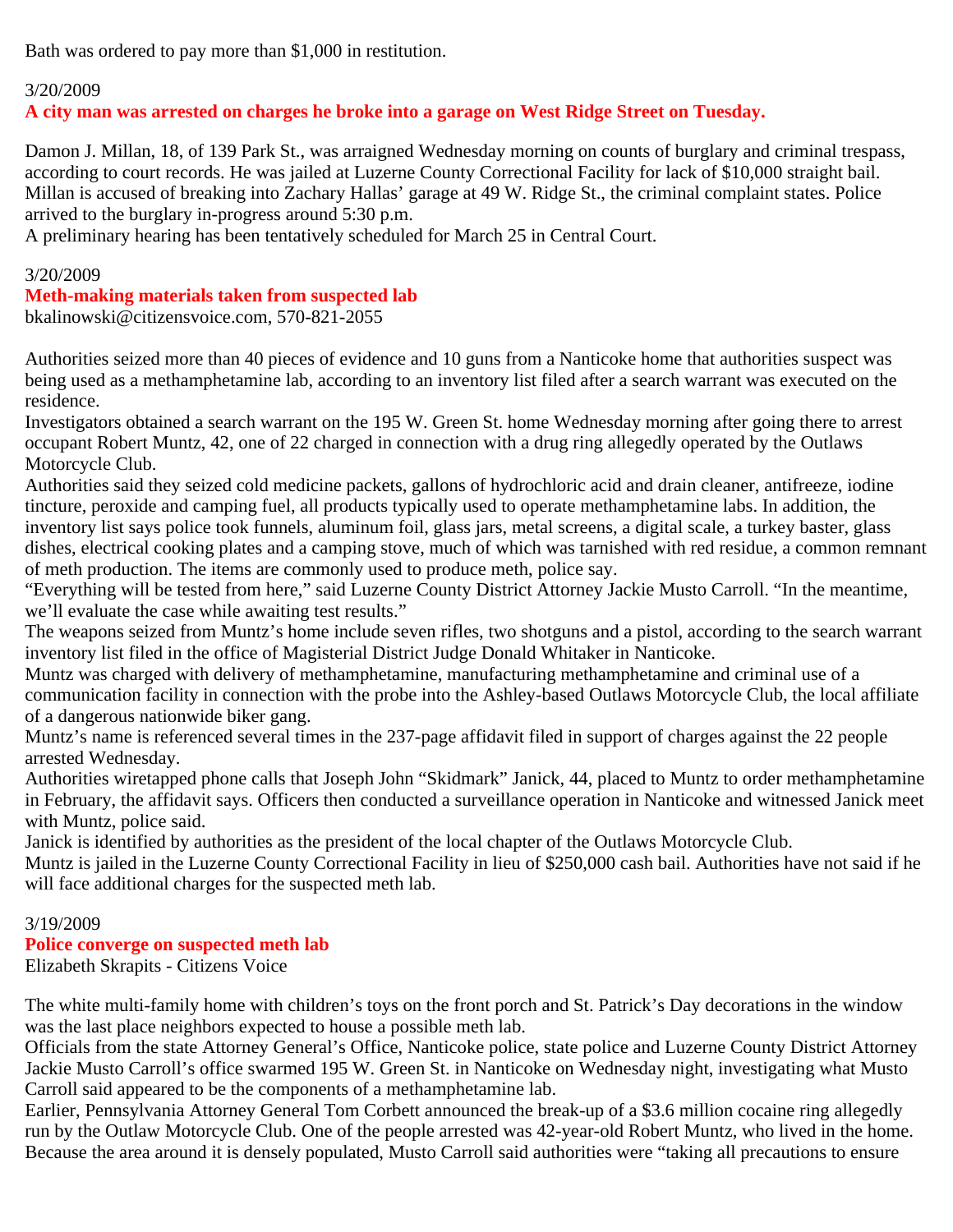Bath was ordered to pay more than $1,000 in restitution.

3/20/2009

**A city man was arrested on charges he broke into a garage on West Ridge Street on Tuesday.**

Damon J. Millan, 18, of 139 Park St., was arraigned Wednesday morning on counts of burglary and criminal trespass, according to court records. He was jailed at Luzerne County Correctional Facility for lack of $10,000 straight bail.
Millan is accused of breaking into Zachary Hallas' garage at 49 W. Ridge St., the criminal complaint states. Police arrived to the burglary in-progress around 5:30 p.m.
A preliminary hearing has been tentatively scheduled for March 25 in Central Court.

3/20/2009

**Meth-making materials taken from suspected lab**

bkalinowski@citizensvoice.com, 570-821-2055

Authorities seized more than 40 pieces of evidence and 10 guns from a Nanticoke home that authorities suspect was being used as a methamphetamine lab, according to an inventory list filed after a search warrant was executed on the residence.
Investigators obtained a search warrant on the 195 W. Green St. home Wednesday morning after going there to arrest occupant Robert Muntz, 42, one of 22 charged in connection with a drug ring allegedly operated by the Outlaws Motorcycle Club.
Authorities said they seized cold medicine packets, gallons of hydrochloric acid and drain cleaner, antifreeze, iodine tincture, peroxide and camping fuel, all products typically used to operate methamphetamine labs. In addition, the inventory list says police took funnels, aluminum foil, glass jars, metal screens, a digital scale, a turkey baster, glass dishes, electrical cooking plates and a camping stove, much of which was tarnished with red residue, a common remnant of meth production. The items are commonly used to produce meth, police say.
"Everything will be tested from here," said Luzerne County District Attorney Jackie Musto Carroll. "In the meantime, we'll evaluate the case while awaiting test results."
The weapons seized from Muntz's home include seven rifles, two shotguns and a pistol, according to the search warrant inventory list filed in the office of Magisterial District Judge Donald Whitaker in Nanticoke.
Muntz was charged with delivery of methamphetamine, manufacturing methamphetamine and criminal use of a communication facility in connection with the probe into the Ashley-based Outlaws Motorcycle Club, the local affiliate of a dangerous nationwide biker gang.
Muntz's name is referenced several times in the 237-page affidavit filed in support of charges against the 22 people arrested Wednesday.
Authorities wiretapped phone calls that Joseph John "Skidmark" Janick, 44, placed to Muntz to order methamphetamine in February, the affidavit says. Officers then conducted a surveillance operation in Nanticoke and witnessed Janick meet with Muntz, police said.
Janick is identified by authorities as the president of the local chapter of the Outlaws Motorcycle Club.
Muntz is jailed in the Luzerne County Correctional Facility in lieu of $250,000 cash bail. Authorities have not said if he will face additional charges for the suspected meth lab.

3/19/2009

**Police converge on suspected meth lab**

Elizabeth Skrapits - Citizens Voice

The white multi-family home with children's toys on the front porch and St. Patrick's Day decorations in the window was the last place neighbors expected to house a possible meth lab.
Officials from the state Attorney General's Office, Nanticoke police, state police and Luzerne County District Attorney Jackie Musto Carroll's office swarmed 195 W. Green St. in Nanticoke on Wednesday night, investigating what Musto Carroll said appeared to be the components of a methamphetamine lab.
Earlier, Pennsylvania Attorney General Tom Corbett announced the break-up of a $3.6 million cocaine ring allegedly run by the Outlaw Motorcycle Club. One of the people arrested was 42-year-old Robert Muntz, who lived in the home.
Because the area around it is densely populated, Musto Carroll said authorities were "taking all precautions to ensure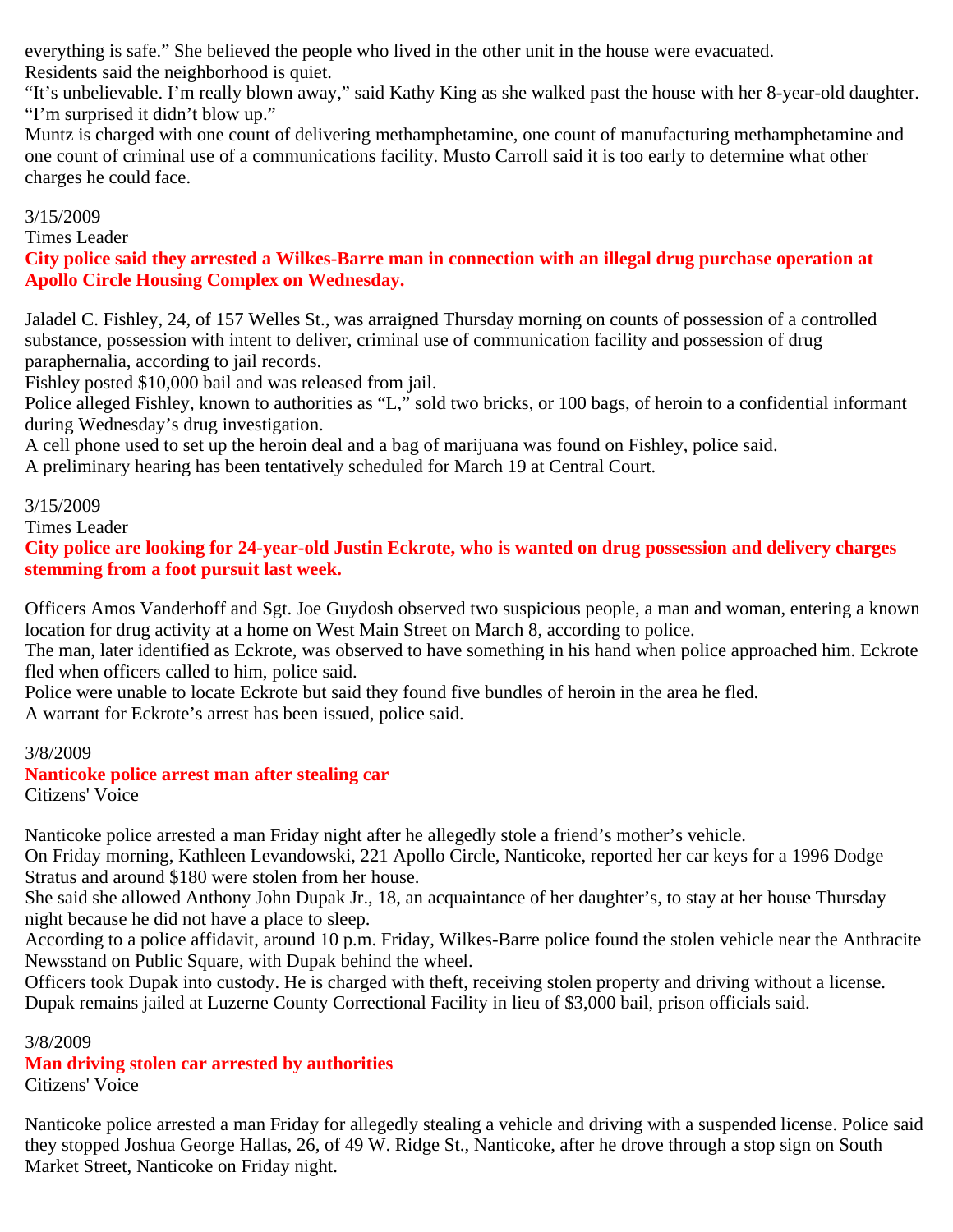everything is safe.” She believed the people who lived in the other unit in the house were evacuated.
Residents said the neighborhood is quiet.
“It’s unbelievable. I’m really blown away,” said Kathy King as she walked past the house with her 8-year-old daughter. “I’m surprised it didn’t blow up.”
Muntz is charged with one count of delivering methamphetamine, one count of manufacturing methamphetamine and one count of criminal use of a communications facility. Musto Carroll said it is too early to determine what other charges he could face.

3/15/2009
Times Leader

**City police said they arrested a Wilkes-Barre man in connection with an illegal drug purchase operation at Apollo Circle Housing Complex on Wednesday.**

Jaladel C. Fishley, 24, of 157 Welles St., was arraigned Thursday morning on counts of possession of a controlled substance, possession with intent to deliver, criminal use of communication facility and possession of drug paraphernalia, according to jail records.
Fishley posted $10,000 bail and was released from jail.
Police alleged Fishley, known to authorities as “L,” sold two bricks, or 100 bags, of heroin to a confidential informant during Wednesday’s drug investigation.
A cell phone used to set up the heroin deal and a bag of marijuana was found on Fishley, police said.
A preliminary hearing has been tentatively scheduled for March 19 at Central Court.

3/15/2009
Times Leader

**City police are looking for 24-year-old Justin Eckrote, who is wanted on drug possession and delivery charges stemming from a foot pursuit last week.**

Officers Amos Vanderhoff and Sgt. Joe Guydosh observed two suspicious people, a man and woman, entering a known location for drug activity at a home on West Main Street on March 8, according to police.
The man, later identified as Eckrote, was observed to have something in his hand when police approached him. Eckrote fled when officers called to him, police said.
Police were unable to locate Eckrote but said they found five bundles of heroin in the area he fled.
A warrant for Eckrote’s arrest has been issued, police said.

3/8/2009

**Nanticoke police arrest man after stealing car**

Citizens' Voice

Nanticoke police arrested a man Friday night after he allegedly stole a friend’s mother’s vehicle.
On Friday morning, Kathleen Levandowski, 221 Apollo Circle, Nanticoke, reported her car keys for a 1996 Dodge Stratus and around $180 were stolen from her house.
She said she allowed Anthony John Dupak Jr., 18, an acquaintance of her daughter’s, to stay at her house Thursday night because he did not have a place to sleep.
According to a police affidavit, around 10 p.m. Friday, Wilkes-Barre police found the stolen vehicle near the Anthracite Newsstand on Public Square, with Dupak behind the wheel.
Officers took Dupak into custody. He is charged with theft, receiving stolen property and driving without a license.
Dupak remains jailed at Luzerne County Correctional Facility in lieu of $3,000 bail, prison officials said.

3/8/2009

**Man driving stolen car arrested by authorities**

Citizens' Voice

Nanticoke police arrested a man Friday for allegedly stealing a vehicle and driving with a suspended license. Police said they stopped Joshua George Hallas, 26, of 49 W. Ridge St., Nanticoke, after he drove through a stop sign on South Market Street, Nanticoke on Friday night.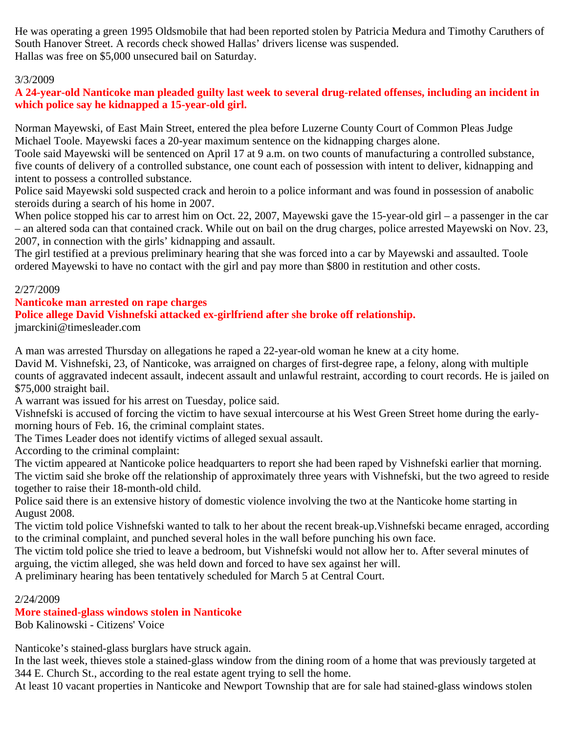He was operating a green 1995 Oldsmobile that had been reported stolen by Patricia Medura and Timothy Caruthers of South Hanover Street. A records check showed Hallas' drivers license was suspended.
Hallas was free on $5,000 unsecured bail on Saturday.

3/3/2009

**A 24-year-old Nanticoke man pleaded guilty last week to several drug-related offenses, including an incident in which police say he kidnapped a 15-year-old girl.**

Norman Mayewski, of East Main Street, entered the plea before Luzerne County Court of Common Pleas Judge Michael Toole. Mayewski faces a 20-year maximum sentence on the kidnapping charges alone.
Toole said Mayewski will be sentenced on April 17 at 9 a.m. on two counts of manufacturing a controlled substance, five counts of delivery of a controlled substance, one count each of possession with intent to deliver, kidnapping and intent to possess a controlled substance.
Police said Mayewski sold suspected crack and heroin to a police informant and was found in possession of anabolic steroids during a search of his home in 2007.
When police stopped his car to arrest him on Oct. 22, 2007, Mayewski gave the 15-year-old girl – a passenger in the car – an altered soda can that contained crack. While out on bail on the drug charges, police arrested Mayewski on Nov. 23, 2007, in connection with the girls' kidnapping and assault.
The girl testified at a previous preliminary hearing that she was forced into a car by Mayewski and assaulted. Toole ordered Mayewski to have no contact with the girl and pay more than $800 in restitution and other costs.

2/27/2009

**Nanticoke man arrested on rape charges**
**Police allege David Vishnefski attacked ex-girlfriend after she broke off relationship.**
jmarckini@timesleader.com

A man was arrested Thursday on allegations he raped a 22-year-old woman he knew at a city home.
David M. Vishnefski, 23, of Nanticoke, was arraigned on charges of first-degree rape, a felony, along with multiple counts of aggravated indecent assault, indecent assault and unlawful restraint, according to court records. He is jailed on $75,000 straight bail.
A warrant was issued for his arrest on Tuesday, police said.
Vishnefski is accused of forcing the victim to have sexual intercourse at his West Green Street home during the early-morning hours of Feb. 16, the criminal complaint states.
The Times Leader does not identify victims of alleged sexual assault.
According to the criminal complaint:
The victim appeared at Nanticoke police headquarters to report she had been raped by Vishnefski earlier that morning.
The victim said she broke off the relationship of approximately three years with Vishnefski, but the two agreed to reside together to raise their 18-month-old child.
Police said there is an extensive history of domestic violence involving the two at the Nanticoke home starting in August 2008.
The victim told police Vishnefski wanted to talk to her about the recent break-up.Vishnefski became enraged, according to the criminal complaint, and punched several holes in the wall before punching his own face.
The victim told police she tried to leave a bedroom, but Vishnefski would not allow her to. After several minutes of arguing, the victim alleged, she was held down and forced to have sex against her will.
A preliminary hearing has been tentatively scheduled for March 5 at Central Court.

2/24/2009

**More stained-glass windows stolen in Nanticoke**
Bob Kalinowski - Citizens' Voice

Nanticoke's stained-glass burglars have struck again.
In the last week, thieves stole a stained-glass window from the dining room of a home that was previously targeted at 344 E. Church St., according to the real estate agent trying to sell the home.
At least 10 vacant properties in Nanticoke and Newport Township that are for sale had stained-glass windows stolen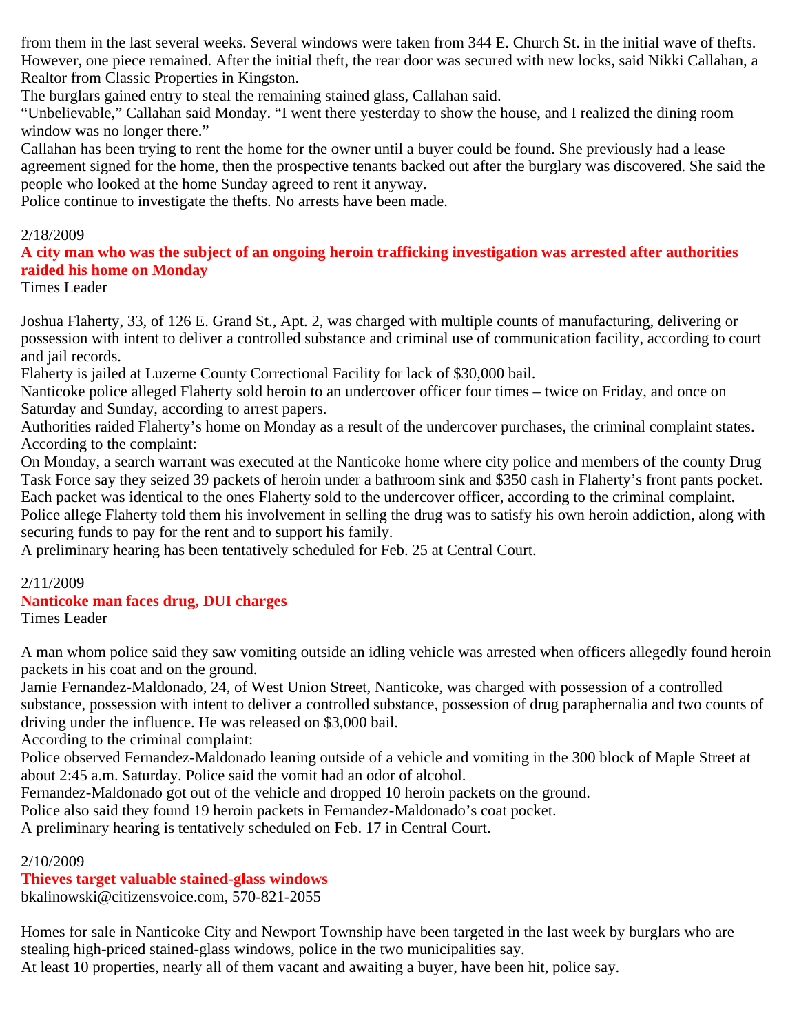from them in the last several weeks. Several windows were taken from 344 E. Church St. in the initial wave of thefts. However, one piece remained. After the initial theft, the rear door was secured with new locks, said Nikki Callahan, a Realtor from Classic Properties in Kingston.

The burglars gained entry to steal the remaining stained glass, Callahan said.

"Unbelievable," Callahan said Monday. "I went there yesterday to show the house, and I realized the dining room window was no longer there."

Callahan has been trying to rent the home for the owner until a buyer could be found. She previously had a lease agreement signed for the home, then the prospective tenants backed out after the burglary was discovered. She said the people who looked at the home Sunday agreed to rent it anyway.

Police continue to investigate the thefts. No arrests have been made.

2/18/2009

**A city man who was the subject of an ongoing heroin trafficking investigation was arrested after authorities raided his home on Monday**

Times Leader

Joshua Flaherty, 33, of 126 E. Grand St., Apt. 2, was charged with multiple counts of manufacturing, delivering or possession with intent to deliver a controlled substance and criminal use of communication facility, according to court and jail records.

Flaherty is jailed at Luzerne County Correctional Facility for lack of $30,000 bail.

Nanticoke police alleged Flaherty sold heroin to an undercover officer four times – twice on Friday, and once on Saturday and Sunday, according to arrest papers.

Authorities raided Flaherty's home on Monday as a result of the undercover purchases, the criminal complaint states.

According to the complaint:

On Monday, a search warrant was executed at the Nanticoke home where city police and members of the county Drug Task Force say they seized 39 packets of heroin under a bathroom sink and $350 cash in Flaherty's front pants pocket.

Each packet was identical to the ones Flaherty sold to the undercover officer, according to the criminal complaint.

Police allege Flaherty told them his involvement in selling the drug was to satisfy his own heroin addiction, along with securing funds to pay for the rent and to support his family.

A preliminary hearing has been tentatively scheduled for Feb. 25 at Central Court.

2/11/2009

**Nanticoke man faces drug, DUI charges**

Times Leader

A man whom police said they saw vomiting outside an idling vehicle was arrested when officers allegedly found heroin packets in his coat and on the ground.

Jamie Fernandez-Maldonado, 24, of West Union Street, Nanticoke, was charged with possession of a controlled substance, possession with intent to deliver a controlled substance, possession of drug paraphernalia and two counts of driving under the influence. He was released on $3,000 bail.

According to the criminal complaint:

Police observed Fernandez-Maldonado leaning outside of a vehicle and vomiting in the 300 block of Maple Street at about 2:45 a.m. Saturday. Police said the vomit had an odor of alcohol.

Fernandez-Maldonado got out of the vehicle and dropped 10 heroin packets on the ground.

Police also said they found 19 heroin packets in Fernandez-Maldonado's coat pocket.

A preliminary hearing is tentatively scheduled on Feb. 17 in Central Court.

2/10/2009

**Thieves target valuable stained-glass windows**

bkalinowski@citizensvoice.com, 570-821-2055

Homes for sale in Nanticoke City and Newport Township have been targeted in the last week by burglars who are stealing high-priced stained-glass windows, police in the two municipalities say.

At least 10 properties, nearly all of them vacant and awaiting a buyer, have been hit, police say.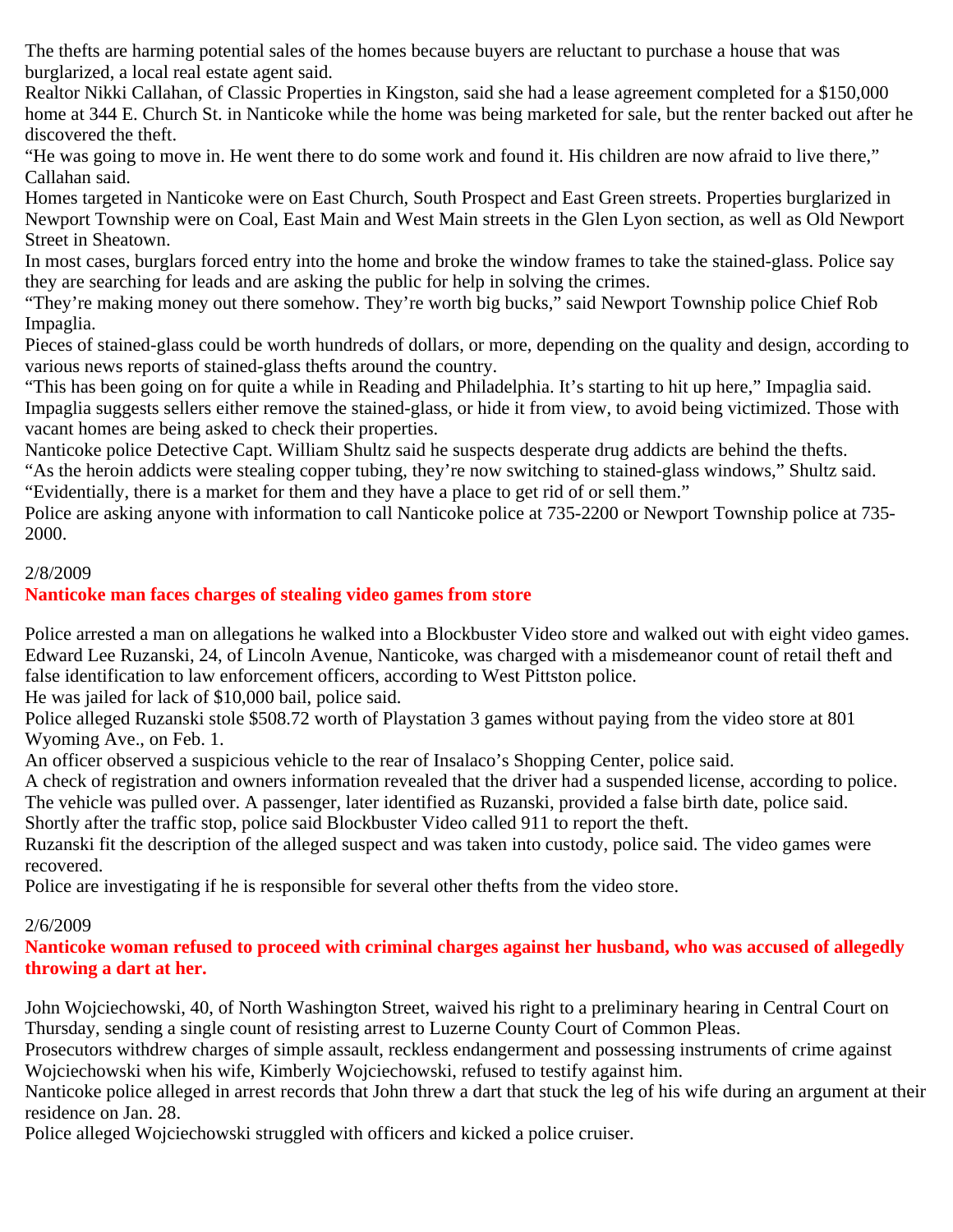The thefts are harming potential sales of the homes because buyers are reluctant to purchase a house that was burglarized, a local real estate agent said.

Realtor Nikki Callahan, of Classic Properties in Kingston, said she had a lease agreement completed for a $150,000 home at 344 E. Church St. in Nanticoke while the home was being marketed for sale, but the renter backed out after he discovered the theft.

"He was going to move in. He went there to do some work and found it. His children are now afraid to live there," Callahan said.

Homes targeted in Nanticoke were on East Church, South Prospect and East Green streets. Properties burglarized in Newport Township were on Coal, East Main and West Main streets in the Glen Lyon section, as well as Old Newport Street in Sheatown.

In most cases, burglars forced entry into the home and broke the window frames to take the stained-glass. Police say they are searching for leads and are asking the public for help in solving the crimes.

"They're making money out there somehow. They're worth big bucks," said Newport Township police Chief Rob Impaglia.

Pieces of stained-glass could be worth hundreds of dollars, or more, depending on the quality and design, according to various news reports of stained-glass thefts around the country.

"This has been going on for quite a while in Reading and Philadelphia. It's starting to hit up here," Impaglia said.

Impaglia suggests sellers either remove the stained-glass, or hide it from view, to avoid being victimized. Those with vacant homes are being asked to check their properties.

Nanticoke police Detective Capt. William Shultz said he suspects desperate drug addicts are behind the thefts.

"As the heroin addicts were stealing copper tubing, they're now switching to stained-glass windows," Shultz said. "Evidentially, there is a market for them and they have a place to get rid of or sell them."

Police are asking anyone with information to call Nanticoke police at 735-2200 or Newport Township police at 735-2000.

2/8/2009

## Nanticoke man faces charges of stealing video games from store

Police arrested a man on allegations he walked into a Blockbuster Video store and walked out with eight video games.

Edward Lee Ruzanski, 24, of Lincoln Avenue, Nanticoke, was charged with a misdemeanor count of retail theft and false identification to law enforcement officers, according to West Pittston police.

He was jailed for lack of $10,000 bail, police said.

Police alleged Ruzanski stole $508.72 worth of Playstation 3 games without paying from the video store at 801 Wyoming Ave., on Feb. 1.

An officer observed a suspicious vehicle to the rear of Insalaco's Shopping Center, police said.

A check of registration and owners information revealed that the driver had a suspended license, according to police.

The vehicle was pulled over. A passenger, later identified as Ruzanski, provided a false birth date, police said.

Shortly after the traffic stop, police said Blockbuster Video called 911 to report the theft.

Ruzanski fit the description of the alleged suspect and was taken into custody, police said. The video games were recovered.

Police are investigating if he is responsible for several other thefts from the video store.

2/6/2009

## Nanticoke woman refused to proceed with criminal charges against her husband, who was accused of allegedly throwing a dart at her.

John Wojciechowski, 40, of North Washington Street, waived his right to a preliminary hearing in Central Court on Thursday, sending a single count of resisting arrest to Luzerne County Court of Common Pleas.

Prosecutors withdrew charges of simple assault, reckless endangerment and possessing instruments of crime against Wojciechowski when his wife, Kimberly Wojciechowski, refused to testify against him.

Nanticoke police alleged in arrest records that John threw a dart that stuck the leg of his wife during an argument at their residence on Jan. 28.

Police alleged Wojciechowski struggled with officers and kicked a police cruiser.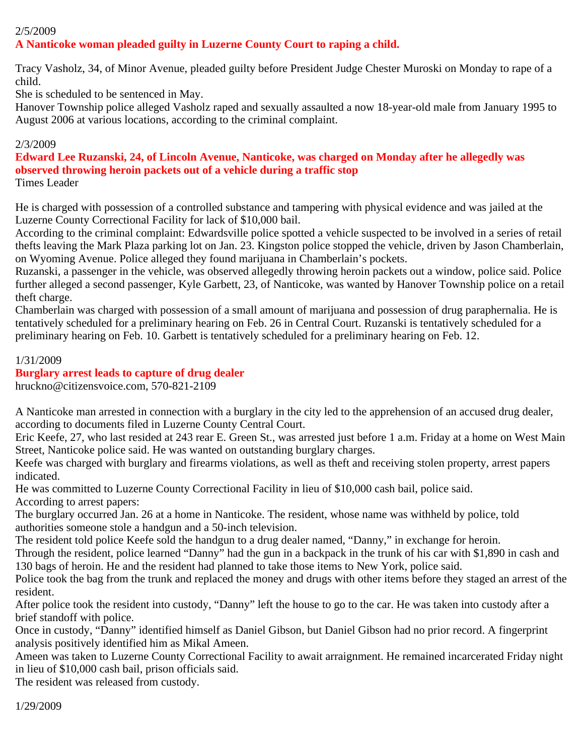2/5/2009

**A Nanticoke woman pleaded guilty in Luzerne County Court to raping a child.**

Tracy Vasholz, 34, of Minor Avenue, pleaded guilty before President Judge Chester Muroski on Monday to rape of a child.

She is scheduled to be sentenced in May.

Hanover Township police alleged Vasholz raped and sexually assaulted a now 18-year-old male from January 1995 to August 2006 at various locations, according to the criminal complaint.

2/3/2009

**Edward Lee Ruzanski, 24, of Lincoln Avenue, Nanticoke, was charged on Monday after he allegedly was observed throwing heroin packets out of a vehicle during a traffic stop**

Times Leader

He is charged with possession of a controlled substance and tampering with physical evidence and was jailed at the Luzerne County Correctional Facility for lack of $10,000 bail.

According to the criminal complaint: Edwardsville police spotted a vehicle suspected to be involved in a series of retail thefts leaving the Mark Plaza parking lot on Jan. 23. Kingston police stopped the vehicle, driven by Jason Chamberlain, on Wyoming Avenue. Police alleged they found marijuana in Chamberlain's pockets.

Ruzanski, a passenger in the vehicle, was observed allegedly throwing heroin packets out a window, police said. Police further alleged a second passenger, Kyle Garbett, 23, of Nanticoke, was wanted by Hanover Township police on a retail theft charge.

Chamberlain was charged with possession of a small amount of marijuana and possession of drug paraphernalia. He is tentatively scheduled for a preliminary hearing on Feb. 26 in Central Court. Ruzanski is tentatively scheduled for a preliminary hearing on Feb. 10. Garbett is tentatively scheduled for a preliminary hearing on Feb. 12.

1/31/2009

**Burglary arrest leads to capture of drug dealer**

hruckno@citizensvoice.com, 570-821-2109

A Nanticoke man arrested in connection with a burglary in the city led to the apprehension of an accused drug dealer, according to documents filed in Luzerne County Central Court.

Eric Keefe, 27, who last resided at 243 rear E. Green St., was arrested just before 1 a.m. Friday at a home on West Main Street, Nanticoke police said. He was wanted on outstanding burglary charges.

Keefe was charged with burglary and firearms violations, as well as theft and receiving stolen property, arrest papers indicated.

He was committed to Luzerne County Correctional Facility in lieu of $10,000 cash bail, police said.

According to arrest papers:

The burglary occurred Jan. 26 at a home in Nanticoke. The resident, whose name was withheld by police, told authorities someone stole a handgun and a 50-inch television.

The resident told police Keefe sold the handgun to a drug dealer named, "Danny," in exchange for heroin.

Through the resident, police learned "Danny" had the gun in a backpack in the trunk of his car with $1,890 in cash and 130 bags of heroin. He and the resident had planned to take those items to New York, police said.

Police took the bag from the trunk and replaced the money and drugs with other items before they staged an arrest of the resident.

After police took the resident into custody, "Danny" left the house to go to the car. He was taken into custody after a brief standoff with police.

Once in custody, "Danny" identified himself as Daniel Gibson, but Daniel Gibson had no prior record. A fingerprint analysis positively identified him as Mikal Ameen.

Ameen was taken to Luzerne County Correctional Facility to await arraignment. He remained incarcerated Friday night in lieu of $10,000 cash bail, prison officials said.

The resident was released from custody.

1/29/2009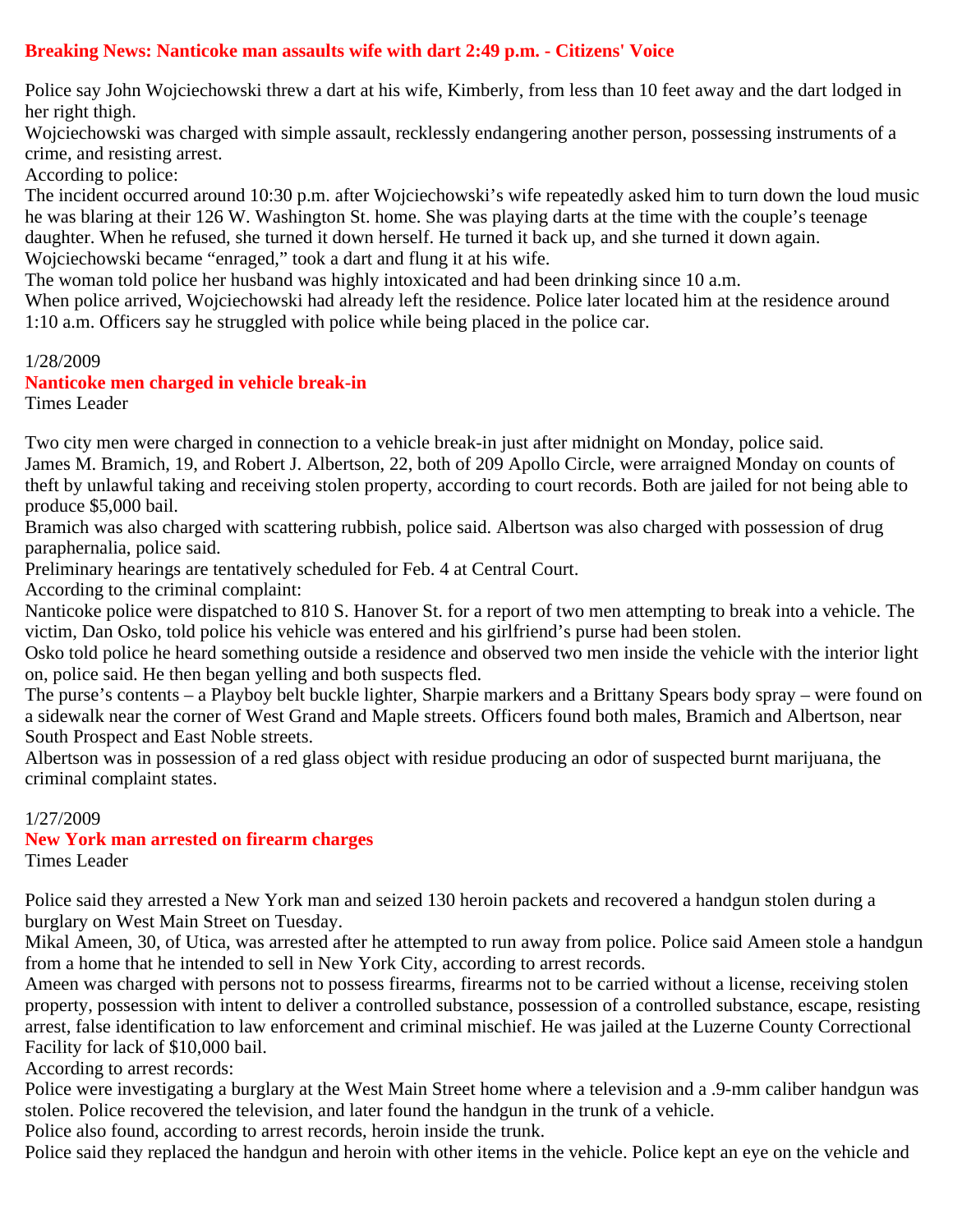**Breaking News: Nanticoke man assaults wife with dart 2:49 p.m. - Citizens' Voice**

Police say John Wojciechowski threw a dart at his wife, Kimberly, from less than 10 feet away and the dart lodged in her right thigh.
Wojciechowski was charged with simple assault, recklessly endangering another person, possessing instruments of a crime, and resisting arrest.
According to police:
The incident occurred around 10:30 p.m. after Wojciechowski's wife repeatedly asked him to turn down the loud music he was blaring at their 126 W. Washington St. home. She was playing darts at the time with the couple's teenage daughter. When he refused, she turned it down herself. He turned it back up, and she turned it down again. Wojciechowski became "enraged," took a dart and flung it at his wife.
The woman told police her husband was highly intoxicated and had been drinking since 10 a.m.
When police arrived, Wojciechowski had already left the residence. Police later located him at the residence around 1:10 a.m. Officers say he struggled with police while being placed in the police car.

1/28/2009
**Nanticoke men charged in vehicle break-in**
Times Leader

Two city men were charged in connection to a vehicle break-in just after midnight on Monday, police said.
James M. Bramich, 19, and Robert J. Albertson, 22, both of 209 Apollo Circle, were arraigned Monday on counts of theft by unlawful taking and receiving stolen property, according to court records. Both are jailed for not being able to produce $5,000 bail.
Bramich was also charged with scattering rubbish, police said. Albertson was also charged with possession of drug paraphernalia, police said.
Preliminary hearings are tentatively scheduled for Feb. 4 at Central Court.
According to the criminal complaint:
Nanticoke police were dispatched to 810 S. Hanover St. for a report of two men attempting to break into a vehicle. The victim, Dan Osko, told police his vehicle was entered and his girlfriend's purse had been stolen.
Osko told police he heard something outside a residence and observed two men inside the vehicle with the interior light on, police said. He then began yelling and both suspects fled.
The purse's contents – a Playboy belt buckle lighter, Sharpie markers and a Brittany Spears body spray – were found on a sidewalk near the corner of West Grand and Maple streets. Officers found both males, Bramich and Albertson, near South Prospect and East Noble streets.
Albertson was in possession of a red glass object with residue producing an odor of suspected burnt marijuana, the criminal complaint states.

1/27/2009
**New York man arrested on firearm charges**
Times Leader

Police said they arrested a New York man and seized 130 heroin packets and recovered a handgun stolen during a burglary on West Main Street on Tuesday.
Mikal Ameen, 30, of Utica, was arrested after he attempted to run away from police. Police said Ameen stole a handgun from a home that he intended to sell in New York City, according to arrest records.
Ameen was charged with persons not to possess firearms, firearms not to be carried without a license, receiving stolen property, possession with intent to deliver a controlled substance, possession of a controlled substance, escape, resisting arrest, false identification to law enforcement and criminal mischief. He was jailed at the Luzerne County Correctional Facility for lack of $10,000 bail.
According to arrest records:
Police were investigating a burglary at the West Main Street home where a television and a .9-mm caliber handgun was stolen. Police recovered the television, and later found the handgun in the trunk of a vehicle.
Police also found, according to arrest records, heroin inside the trunk.
Police said they replaced the handgun and heroin with other items in the vehicle. Police kept an eye on the vehicle and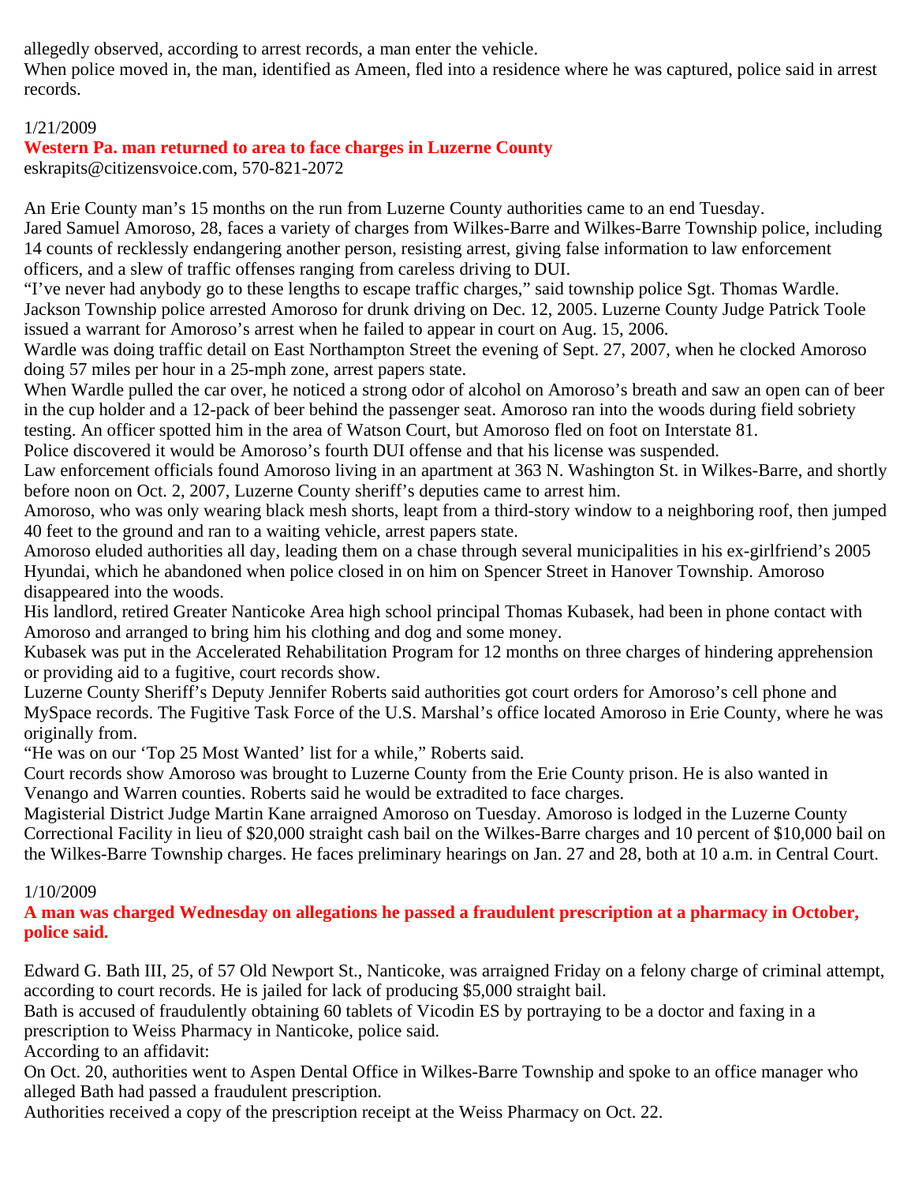allegedly observed, according to arrest records, a man enter the vehicle.
When police moved in, the man, identified as Ameen, fled into a residence where he was captured, police said in arrest records.

1/21/2009

**Western Pa. man returned to area to face charges in Luzerne County**

eskrapits@citizensvoice.com, 570-821-2072

An Erie County man's 15 months on the run from Luzerne County authorities came to an end Tuesday.
Jared Samuel Amoroso, 28, faces a variety of charges from Wilkes-Barre and Wilkes-Barre Township police, including 14 counts of recklessly endangering another person, resisting arrest, giving false information to law enforcement officers, and a slew of traffic offenses ranging from careless driving to DUI.
"I've never had anybody go to these lengths to escape traffic charges," said township police Sgt. Thomas Wardle.
Jackson Township police arrested Amoroso for drunk driving on Dec. 12, 2005. Luzerne County Judge Patrick Toole issued a warrant for Amoroso's arrest when he failed to appear in court on Aug. 15, 2006.
Wardle was doing traffic detail on East Northampton Street the evening of Sept. 27, 2007, when he clocked Amoroso doing 57 miles per hour in a 25-mph zone, arrest papers state.
When Wardle pulled the car over, he noticed a strong odor of alcohol on Amoroso's breath and saw an open can of beer in the cup holder and a 12-pack of beer behind the passenger seat. Amoroso ran into the woods during field sobriety testing. An officer spotted him in the area of Watson Court, but Amoroso fled on foot on Interstate 81.
Police discovered it would be Amoroso's fourth DUI offense and that his license was suspended.
Law enforcement officials found Amoroso living in an apartment at 363 N. Washington St. in Wilkes-Barre, and shortly before noon on Oct. 2, 2007, Luzerne County sheriff's deputies came to arrest him.
Amoroso, who was only wearing black mesh shorts, leapt from a third-story window to a neighboring roof, then jumped 40 feet to the ground and ran to a waiting vehicle, arrest papers state.
Amoroso eluded authorities all day, leading them on a chase through several municipalities in his ex-girlfriend's 2005 Hyundai, which he abandoned when police closed in on him on Spencer Street in Hanover Township. Amoroso disappeared into the woods.
His landlord, retired Greater Nanticoke Area high school principal Thomas Kubasek, had been in phone contact with Amoroso and arranged to bring him his clothing and dog and some money.
Kubasek was put in the Accelerated Rehabilitation Program for 12 months on three charges of hindering apprehension or providing aid to a fugitive, court records show.
Luzerne County Sheriff's Deputy Jennifer Roberts said authorities got court orders for Amoroso's cell phone and MySpace records. The Fugitive Task Force of the U.S. Marshal's office located Amoroso in Erie County, where he was originally from.
"He was on our 'Top 25 Most Wanted' list for a while," Roberts said.
Court records show Amoroso was brought to Luzerne County from the Erie County prison. He is also wanted in Venango and Warren counties. Roberts said he would be extradited to face charges.
Magisterial District Judge Martin Kane arraigned Amoroso on Tuesday. Amoroso is lodged in the Luzerne County Correctional Facility in lieu of $20,000 straight cash bail on the Wilkes-Barre charges and 10 percent of $10,000 bail on the Wilkes-Barre Township charges. He faces preliminary hearings on Jan. 27 and 28, both at 10 a.m. in Central Court.

1/10/2009

**A man was charged Wednesday on allegations he passed a fraudulent prescription at a pharmacy in October, police said.**

Edward G. Bath III, 25, of 57 Old Newport St., Nanticoke, was arraigned Friday on a felony charge of criminal attempt, according to court records. He is jailed for lack of producing $5,000 straight bail.
Bath is accused of fraudulently obtaining 60 tablets of Vicodin ES by portraying to be a doctor and faxing in a prescription to Weiss Pharmacy in Nanticoke, police said.
According to an affidavit:
On Oct. 20, authorities went to Aspen Dental Office in Wilkes-Barre Township and spoke to an office manager who alleged Bath had passed a fraudulent prescription.
Authorities received a copy of the prescription receipt at the Weiss Pharmacy on Oct. 22.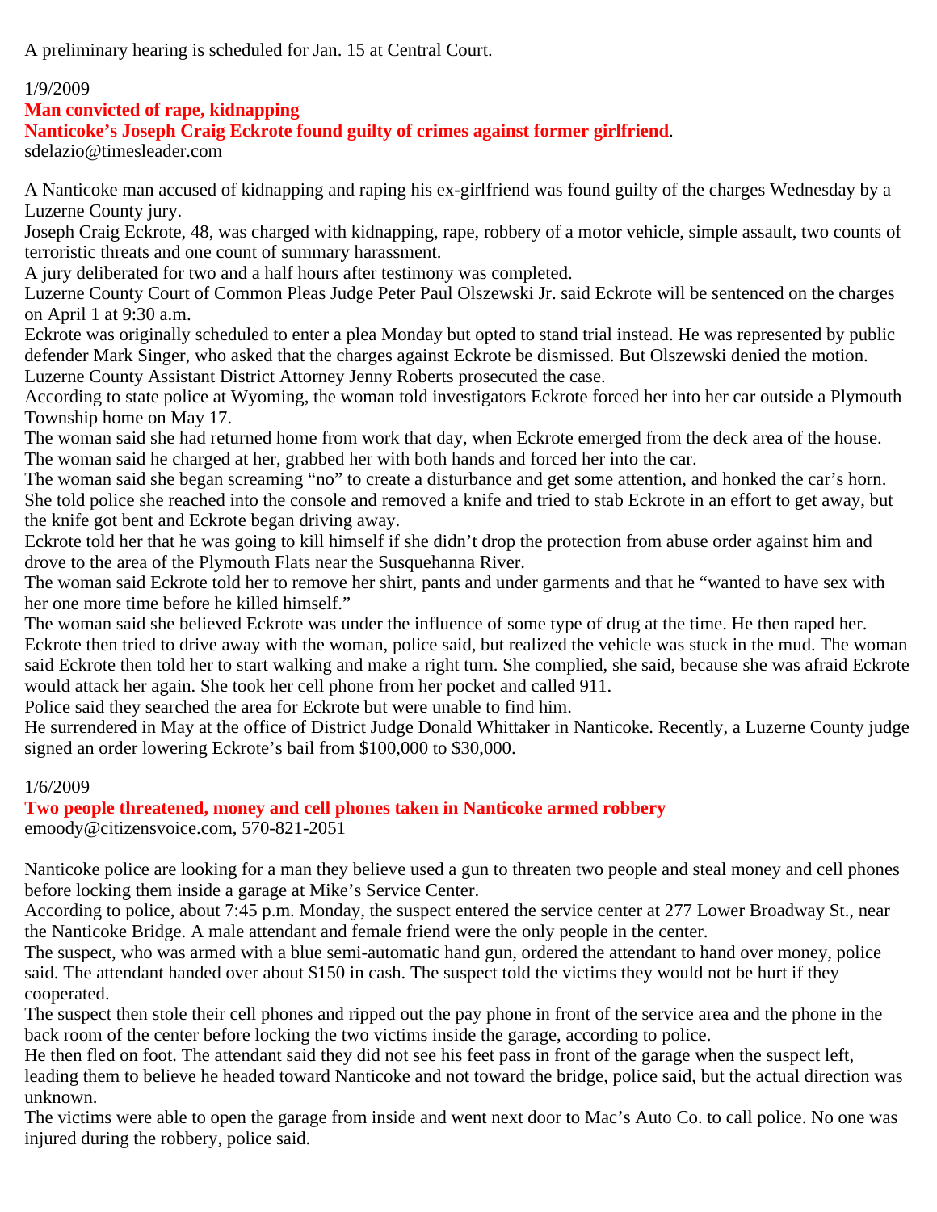A preliminary hearing is scheduled for Jan. 15 at Central Court.

1/9/2009

**Man convicted of rape, kidnapping**

**Nanticoke's Joseph Craig Eckrote found guilty of crimes against former girlfriend**.

sdelazio@timesleader.com

A Nanticoke man accused of kidnapping and raping his ex-girlfriend was found guilty of the charges Wednesday by a Luzerne County jury.

Joseph Craig Eckrote, 48, was charged with kidnapping, rape, robbery of a motor vehicle, simple assault, two counts of terroristic threats and one count of summary harassment.

A jury deliberated for two and a half hours after testimony was completed.

Luzerne County Court of Common Pleas Judge Peter Paul Olszewski Jr. said Eckrote will be sentenced on the charges on April 1 at 9:30 a.m.

Eckrote was originally scheduled to enter a plea Monday but opted to stand trial instead. He was represented by public defender Mark Singer, who asked that the charges against Eckrote be dismissed. But Olszewski denied the motion. Luzerne County Assistant District Attorney Jenny Roberts prosecuted the case.

According to state police at Wyoming, the woman told investigators Eckrote forced her into her car outside a Plymouth Township home on May 17.

The woman said she had returned home from work that day, when Eckrote emerged from the deck area of the house. The woman said he charged at her, grabbed her with both hands and forced her into the car.

The woman said she began screaming "no" to create a disturbance and get some attention, and honked the car's horn. She told police she reached into the console and removed a knife and tried to stab Eckrote in an effort to get away, but the knife got bent and Eckrote began driving away.

Eckrote told her that he was going to kill himself if she didn't drop the protection from abuse order against him and drove to the area of the Plymouth Flats near the Susquehanna River.

The woman said Eckrote told her to remove her shirt, pants and under garments and that he "wanted to have sex with her one more time before he killed himself."

The woman said she believed Eckrote was under the influence of some type of drug at the time. He then raped her. Eckrote then tried to drive away with the woman, police said, but realized the vehicle was stuck in the mud. The woman said Eckrote then told her to start walking and make a right turn. She complied, she said, because she was afraid Eckrote would attack her again. She took her cell phone from her pocket and called 911.

Police said they searched the area for Eckrote but were unable to find him.

He surrendered in May at the office of District Judge Donald Whittaker in Nanticoke. Recently, a Luzerne County judge signed an order lowering Eckrote's bail from $100,000 to $30,000.

1/6/2009

**Two people threatened, money and cell phones taken in Nanticoke armed robbery**

emoody@citizensvoice.com, 570-821-2051

Nanticoke police are looking for a man they believe used a gun to threaten two people and steal money and cell phones before locking them inside a garage at Mike's Service Center.

According to police, about 7:45 p.m. Monday, the suspect entered the service center at 277 Lower Broadway St., near the Nanticoke Bridge. A male attendant and female friend were the only people in the center.

The suspect, who was armed with a blue semi-automatic hand gun, ordered the attendant to hand over money, police said. The attendant handed over about $150 in cash. The suspect told the victims they would not be hurt if they cooperated.

The suspect then stole their cell phones and ripped out the pay phone in front of the service area and the phone in the back room of the center before locking the two victims inside the garage, according to police.

He then fled on foot. The attendant said they did not see his feet pass in front of the garage when the suspect left, leading them to believe he headed toward Nanticoke and not toward the bridge, police said, but the actual direction was unknown.

The victims were able to open the garage from inside and went next door to Mac's Auto Co. to call police. No one was injured during the robbery, police said.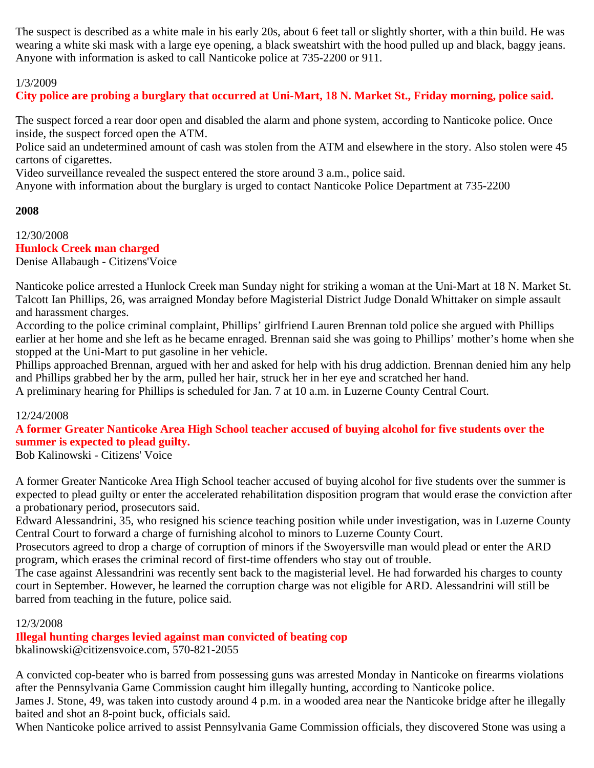The suspect is described as a white male in his early 20s, about 6 feet tall or slightly shorter, with a thin build. He was wearing a white ski mask with a large eye opening, a black sweatshirt with the hood pulled up and black, baggy jeans.
Anyone with information is asked to call Nanticoke police at 735-2200 or 911.

1/3/2009

**City police are probing a burglary that occurred at Uni-Mart, 18 N. Market St., Friday morning, police said.**

The suspect forced a rear door open and disabled the alarm and phone system, according to Nanticoke police. Once inside, the suspect forced open the ATM.
Police said an undetermined amount of cash was stolen from the ATM and elsewhere in the story. Also stolen were 45 cartons of cigarettes.
Video surveillance revealed the suspect entered the store around 3 a.m., police said.
Anyone with information about the burglary is urged to contact Nanticoke Police Department at 735-2200

**2008**

12/30/2008

**Hunlock Creek man charged**

Denise Allabaugh - Citizens'Voice

Nanticoke police arrested a Hunlock Creek man Sunday night for striking a woman at the Uni-Mart at 18 N. Market St.
Talcott Ian Phillips, 26, was arraigned Monday before Magisterial District Judge Donald Whittaker on simple assault and harassment charges.
According to the police criminal complaint, Phillips' girlfriend Lauren Brennan told police she argued with Phillips earlier at her home and she left as he became enraged. Brennan said she was going to Phillips' mother's home when she stopped at the Uni-Mart to put gasoline in her vehicle.
Phillips approached Brennan, argued with her and asked for help with his drug addiction. Brennan denied him any help and Phillips grabbed her by the arm, pulled her hair, struck her in her eye and scratched her hand.
A preliminary hearing for Phillips is scheduled for Jan. 7 at 10 a.m. in Luzerne County Central Court.

12/24/2008

**A former Greater Nanticoke Area High School teacher accused of buying alcohol for five students over the summer is expected to plead guilty.**

Bob Kalinowski - Citizens' Voice

A former Greater Nanticoke Area High School teacher accused of buying alcohol for five students over the summer is expected to plead guilty or enter the accelerated rehabilitation disposition program that would erase the conviction after a probationary period, prosecutors said.
Edward Alessandrini, 35, who resigned his science teaching position while under investigation, was in Luzerne County Central Court to forward a charge of furnishing alcohol to minors to Luzerne County Court.
Prosecutors agreed to drop a charge of corruption of minors if the Swoyersville man would plead or enter the ARD program, which erases the criminal record of first-time offenders who stay out of trouble.
The case against Alessandrini was recently sent back to the magisterial level. He had forwarded his charges to county court in September. However, he learned the corruption charge was not eligible for ARD. Alessandrini will still be barred from teaching in the future, police said.

12/3/2008

**Illegal hunting charges levied against man convicted of beating cop**

bkalinowski@citizensvoice.com, 570-821-2055

A convicted cop-beater who is barred from possessing guns was arrested Monday in Nanticoke on firearms violations after the Pennsylvania Game Commission caught him illegally hunting, according to Nanticoke police.
James J. Stone, 49, was taken into custody around 4 p.m. in a wooded area near the Nanticoke bridge after he illegally baited and shot an 8-point buck, officials said.
When Nanticoke police arrived to assist Pennsylvania Game Commission officials, they discovered Stone was using a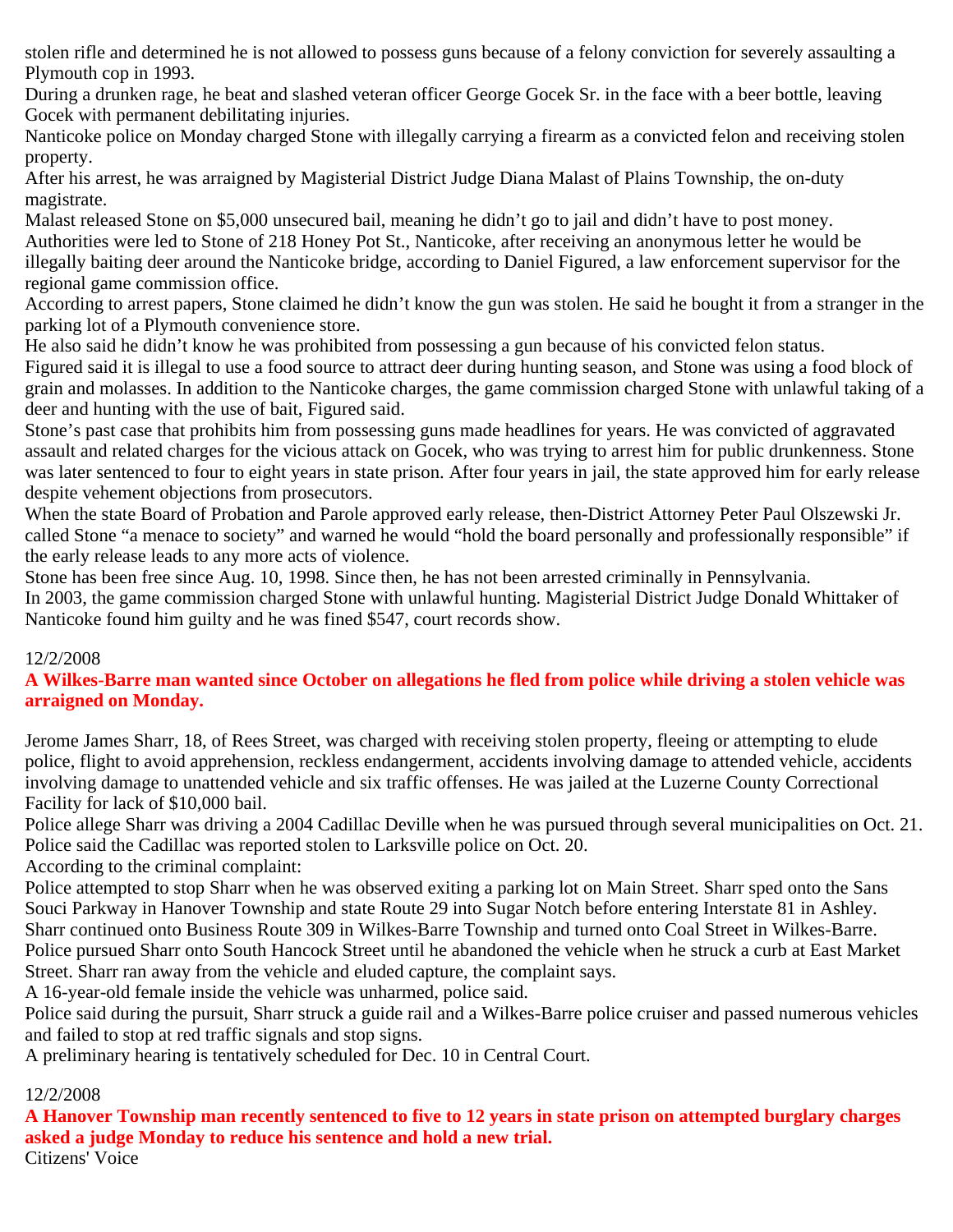stolen rifle and determined he is not allowed to possess guns because of a felony conviction for severely assaulting a Plymouth cop in 1993.

During a drunken rage, he beat and slashed veteran officer George Gocek Sr. in the face with a beer bottle, leaving Gocek with permanent debilitating injuries.

Nanticoke police on Monday charged Stone with illegally carrying a firearm as a convicted felon and receiving stolen property.

After his arrest, he was arraigned by Magisterial District Judge Diana Malast of Plains Township, the on-duty magistrate.

Malast released Stone on $5,000 unsecured bail, meaning he didn't go to jail and didn't have to post money.

Authorities were led to Stone of 218 Honey Pot St., Nanticoke, after receiving an anonymous letter he would be illegally baiting deer around the Nanticoke bridge, according to Daniel Figured, a law enforcement supervisor for the regional game commission office.

According to arrest papers, Stone claimed he didn't know the gun was stolen. He said he bought it from a stranger in the parking lot of a Plymouth convenience store.

He also said he didn't know he was prohibited from possessing a gun because of his convicted felon status.

Figured said it is illegal to use a food source to attract deer during hunting season, and Stone was using a food block of grain and molasses. In addition to the Nanticoke charges, the game commission charged Stone with unlawful taking of a deer and hunting with the use of bait, Figured said.

Stone's past case that prohibits him from possessing guns made headlines for years. He was convicted of aggravated assault and related charges for the vicious attack on Gocek, who was trying to arrest him for public drunkenness. Stone was later sentenced to four to eight years in state prison. After four years in jail, the state approved him for early release despite vehement objections from prosecutors.

When the state Board of Probation and Parole approved early release, then-District Attorney Peter Paul Olszewski Jr. called Stone "a menace to society" and warned he would "hold the board personally and professionally responsible" if the early release leads to any more acts of violence.

Stone has been free since Aug. 10, 1998. Since then, he has not been arrested criminally in Pennsylvania.

In 2003, the game commission charged Stone with unlawful hunting. Magisterial District Judge Donald Whittaker of Nanticoke found him guilty and he was fined $547, court records show.

12/2/2008

**A Wilkes-Barre man wanted since October on allegations he fled from police while driving a stolen vehicle was arraigned on Monday.**

Jerome James Sharr, 18, of Rees Street, was charged with receiving stolen property, fleeing or attempting to elude police, flight to avoid apprehension, reckless endangerment, accidents involving damage to attended vehicle, accidents involving damage to unattended vehicle and six traffic offenses. He was jailed at the Luzerne County Correctional Facility for lack of $10,000 bail.

Police allege Sharr was driving a 2004 Cadillac Deville when he was pursued through several municipalities on Oct. 21. Police said the Cadillac was reported stolen to Larksville police on Oct. 20.

According to the criminal complaint:

Police attempted to stop Sharr when he was observed exiting a parking lot on Main Street. Sharr sped onto the Sans Souci Parkway in Hanover Township and state Route 29 into Sugar Notch before entering Interstate 81 in Ashley. Sharr continued onto Business Route 309 in Wilkes-Barre Township and turned onto Coal Street in Wilkes-Barre. Police pursued Sharr onto South Hancock Street until he abandoned the vehicle when he struck a curb at East Market Street. Sharr ran away from the vehicle and eluded capture, the complaint says.

A 16-year-old female inside the vehicle was unharmed, police said.

Police said during the pursuit, Sharr struck a guide rail and a Wilkes-Barre police cruiser and passed numerous vehicles and failed to stop at red traffic signals and stop signs.

A preliminary hearing is tentatively scheduled for Dec. 10 in Central Court.

12/2/2008

**A Hanover Township man recently sentenced to five to 12 years in state prison on attempted burglary charges asked a judge Monday to reduce his sentence and hold a new trial.**

Citizens' Voice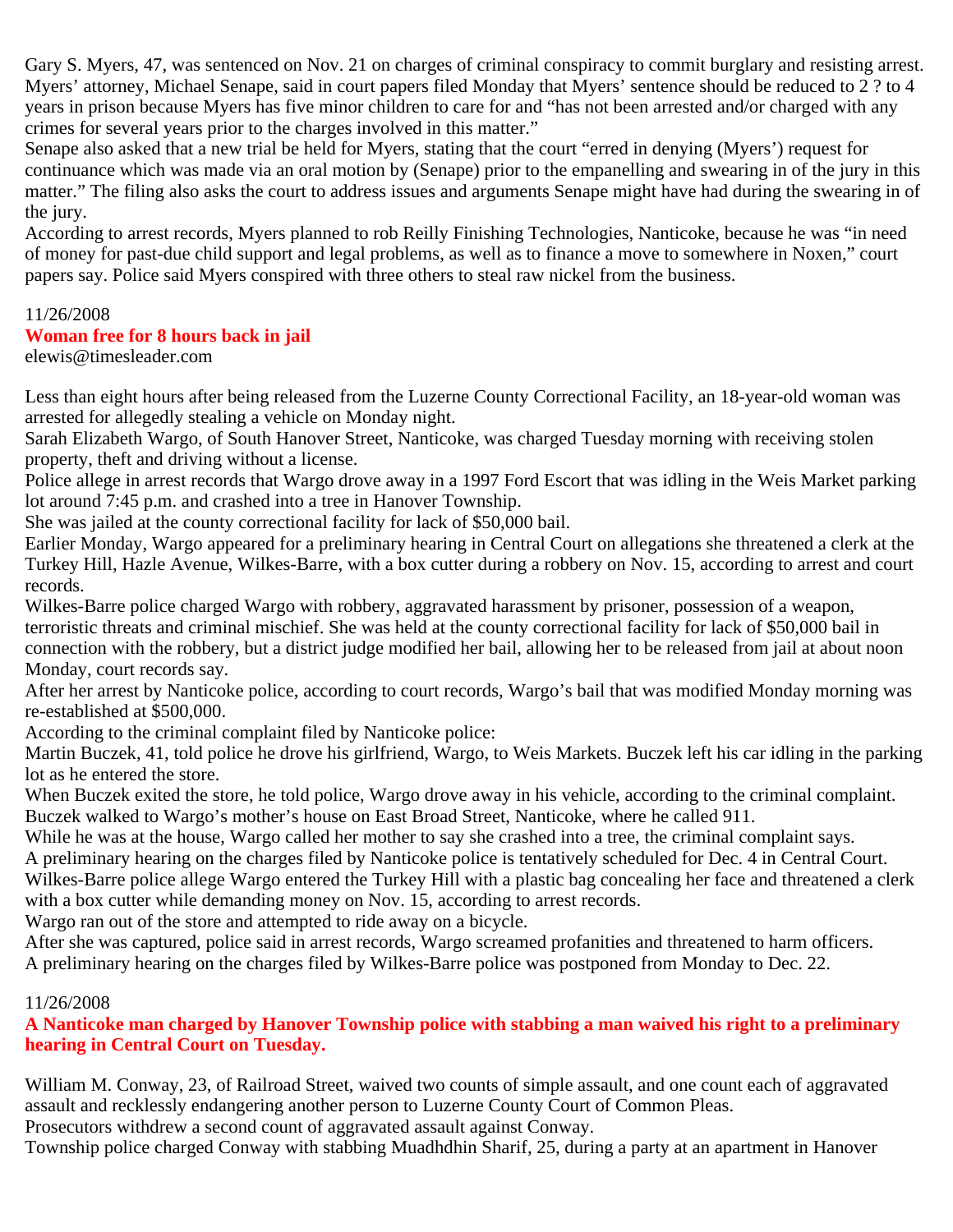Gary S. Myers, 47, was sentenced on Nov. 21 on charges of criminal conspiracy to commit burglary and resisting arrest. Myers' attorney, Michael Senape, said in court papers filed Monday that Myers' sentence should be reduced to 2 ? to 4 years in prison because Myers has five minor children to care for and "has not been arrested and/or charged with any crimes for several years prior to the charges involved in this matter."

Senape also asked that a new trial be held for Myers, stating that the court "erred in denying (Myers') request for continuance which was made via an oral motion by (Senape) prior to the empanelling and swearing in of the jury in this matter." The filing also asks the court to address issues and arguments Senape might have had during the swearing in of the jury.

According to arrest records, Myers planned to rob Reilly Finishing Technologies, Nanticoke, because he was "in need of money for past-due child support and legal problems, as well as to finance a move to somewhere in Noxen," court papers say. Police said Myers conspired with three others to steal raw nickel from the business.

11/26/2008

**Woman free for 8 hours back in jail**

elewis@timesleader.com

Less than eight hours after being released from the Luzerne County Correctional Facility, an 18-year-old woman was arrested for allegedly stealing a vehicle on Monday night.

Sarah Elizabeth Wargo, of South Hanover Street, Nanticoke, was charged Tuesday morning with receiving stolen property, theft and driving without a license.

Police allege in arrest records that Wargo drove away in a 1997 Ford Escort that was idling in the Weis Market parking lot around 7:45 p.m. and crashed into a tree in Hanover Township.

She was jailed at the county correctional facility for lack of $50,000 bail.

Earlier Monday, Wargo appeared for a preliminary hearing in Central Court on allegations she threatened a clerk at the Turkey Hill, Hazle Avenue, Wilkes-Barre, with a box cutter during a robbery on Nov. 15, according to arrest and court records.

Wilkes-Barre police charged Wargo with robbery, aggravated harassment by prisoner, possession of a weapon, terroristic threats and criminal mischief. She was held at the county correctional facility for lack of $50,000 bail in connection with the robbery, but a district judge modified her bail, allowing her to be released from jail at about noon Monday, court records say.

After her arrest by Nanticoke police, according to court records, Wargo's bail that was modified Monday morning was re-established at $500,000.

According to the criminal complaint filed by Nanticoke police:

Martin Buczek, 41, told police he drove his girlfriend, Wargo, to Weis Markets. Buczek left his car idling in the parking lot as he entered the store.

When Buczek exited the store, he told police, Wargo drove away in his vehicle, according to the criminal complaint. Buczek walked to Wargo's mother's house on East Broad Street, Nanticoke, where he called 911.

While he was at the house, Wargo called her mother to say she crashed into a tree, the criminal complaint says.

A preliminary hearing on the charges filed by Nanticoke police is tentatively scheduled for Dec. 4 in Central Court.

Wilkes-Barre police allege Wargo entered the Turkey Hill with a plastic bag concealing her face and threatened a clerk with a box cutter while demanding money on Nov. 15, according to arrest records.

Wargo ran out of the store and attempted to ride away on a bicycle.

After she was captured, police said in arrest records, Wargo screamed profanities and threatened to harm officers.

A preliminary hearing on the charges filed by Wilkes-Barre police was postponed from Monday to Dec. 22.

11/26/2008

**A Nanticoke man charged by Hanover Township police with stabbing a man waived his right to a preliminary hearing in Central Court on Tuesday.**

William M. Conway, 23, of Railroad Street, waived two counts of simple assault, and one count each of aggravated assault and recklessly endangering another person to Luzerne County Court of Common Pleas.

Prosecutors withdrew a second count of aggravated assault against Conway.

Township police charged Conway with stabbing Muadhdhin Sharif, 25, during a party at an apartment in Hanover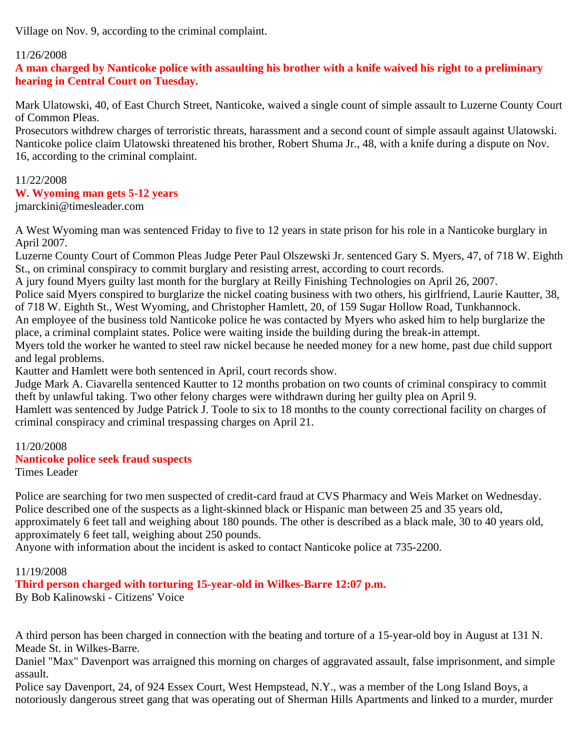Village on Nov. 9, according to the criminal complaint.

11/26/2008

**A man charged by Nanticoke police with assaulting his brother with a knife waived his right to a preliminary hearing in Central Court on Tuesday.**

Mark Ulatowski, 40, of East Church Street, Nanticoke, waived a single count of simple assault to Luzerne County Court of Common Pleas.

Prosecutors withdrew charges of terroristic threats, harassment and a second count of simple assault against Ulatowski.

Nanticoke police claim Ulatowski threatened his brother, Robert Shuma Jr., 48, with a knife during a dispute on Nov. 16, according to the criminal complaint.

11/22/2008

**W. Wyoming man gets 5-12 years**

jmarckini@timesleader.com

A West Wyoming man was sentenced Friday to five to 12 years in state prison for his role in a Nanticoke burglary in April 2007.

Luzerne County Court of Common Pleas Judge Peter Paul Olszewski Jr. sentenced Gary S. Myers, 47, of 718 W. Eighth St., on criminal conspiracy to commit burglary and resisting arrest, according to court records.

A jury found Myers guilty last month for the burglary at Reilly Finishing Technologies on April 26, 2007.

Police said Myers conspired to burglarize the nickel coating business with two others, his girlfriend, Laurie Kautter, 38, of 718 W. Eighth St., West Wyoming, and Christopher Hamlett, 20, of 159 Sugar Hollow Road, Tunkhannock.

An employee of the business told Nanticoke police he was contacted by Myers who asked him to help burglarize the place, a criminal complaint states. Police were waiting inside the building during the break-in attempt.

Myers told the worker he wanted to steel raw nickel because he needed money for a new home, past due child support and legal problems.

Kautter and Hamlett were both sentenced in April, court records show.

Judge Mark A. Ciavarella sentenced Kautter to 12 months probation on two counts of criminal conspiracy to commit theft by unlawful taking. Two other felony charges were withdrawn during her guilty plea on April 9.

Hamlett was sentenced by Judge Patrick J. Toole to six to 18 months to the county correctional facility on charges of criminal conspiracy and criminal trespassing charges on April 21.

11/20/2008

**Nanticoke police seek fraud suspects**

Times Leader

Police are searching for two men suspected of credit-card fraud at CVS Pharmacy and Weis Market on Wednesday.

Police described one of the suspects as a light-skinned black or Hispanic man between 25 and 35 years old, approximately 6 feet tall and weighing about 180 pounds. The other is described as a black male, 30 to 40 years old, approximately 6 feet tall, weighing about 250 pounds.

Anyone with information about the incident is asked to contact Nanticoke police at 735-2200.

11/19/2008

**Third person charged with torturing 15-year-old in Wilkes-Barre 12:07 p.m.**

By Bob Kalinowski - Citizens' Voice

A third person has been charged in connection with the beating and torture of a 15-year-old boy in August at 131 N. Meade St. in Wilkes-Barre.

Daniel "Max" Davenport was arraigned this morning on charges of aggravated assault, false imprisonment, and simple assault.

Police say Davenport, 24, of 924 Essex Court, West Hempstead, N.Y., was a member of the Long Island Boys, a notoriously dangerous street gang that was operating out of Sherman Hills Apartments and linked to a murder, murder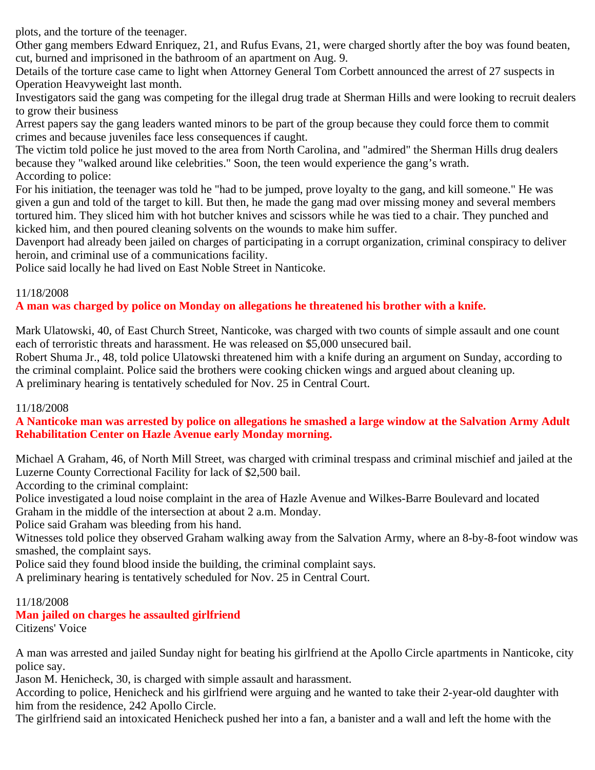plots, and the torture of the teenager.

Other gang members Edward Enriquez, 21, and Rufus Evans, 21, were charged shortly after the boy was found beaten, cut, burned and imprisoned in the bathroom of an apartment on Aug. 9.

Details of the torture case came to light when Attorney General Tom Corbett announced the arrest of 27 suspects in Operation Heavyweight last month.

Investigators said the gang was competing for the illegal drug trade at Sherman Hills and were looking to recruit dealers to grow their business

Arrest papers say the gang leaders wanted minors to be part of the group because they could force them to commit crimes and because juveniles face less consequences if caught.

The victim told police he just moved to the area from North Carolina, and "admired" the Sherman Hills drug dealers because they "walked around like celebrities." Soon, the teen would experience the gang's wrath.

According to police:

For his initiation, the teenager was told he "had to be jumped, prove loyalty to the gang, and kill someone." He was given a gun and told of the target to kill. But then, he made the gang mad over missing money and several members tortured him. They sliced him with hot butcher knives and scissors while he was tied to a chair. They punched and kicked him, and then poured cleaning solvents on the wounds to make him suffer.

Davenport had already been jailed on charges of participating in a corrupt organization, criminal conspiracy to deliver heroin, and criminal use of a communications facility.

Police said locally he had lived on East Noble Street in Nanticoke.

11/18/2008

**A man was charged by police on Monday on allegations he threatened his brother with a knife.**

Mark Ulatowski, 40, of East Church Street, Nanticoke, was charged with two counts of simple assault and one count each of terroristic threats and harassment. He was released on $5,000 unsecured bail.

Robert Shuma Jr., 48, told police Ulatowski threatened him with a knife during an argument on Sunday, according to the criminal complaint. Police said the brothers were cooking chicken wings and argued about cleaning up.

A preliminary hearing is tentatively scheduled for Nov. 25 in Central Court.

11/18/2008

**A Nanticoke man was arrested by police on allegations he smashed a large window at the Salvation Army Adult Rehabilitation Center on Hazle Avenue early Monday morning.**

Michael A Graham, 46, of North Mill Street, was charged with criminal trespass and criminal mischief and jailed at the Luzerne County Correctional Facility for lack of $2,500 bail.

According to the criminal complaint:

Police investigated a loud noise complaint in the area of Hazle Avenue and Wilkes-Barre Boulevard and located Graham in the middle of the intersection at about 2 a.m. Monday.

Police said Graham was bleeding from his hand.

Witnesses told police they observed Graham walking away from the Salvation Army, where an 8-by-8-foot window was smashed, the complaint says.

Police said they found blood inside the building, the criminal complaint says.

A preliminary hearing is tentatively scheduled for Nov. 25 in Central Court.

11/18/2008

**Man jailed on charges he assaulted girlfriend**

Citizens' Voice

A man was arrested and jailed Sunday night for beating his girlfriend at the Apollo Circle apartments in Nanticoke, city police say.

Jason M. Henicheck, 30, is charged with simple assault and harassment.

According to police, Henicheck and his girlfriend were arguing and he wanted to take their 2-year-old daughter with him from the residence, 242 Apollo Circle.

The girlfriend said an intoxicated Henicheck pushed her into a fan, a banister and a wall and left the home with the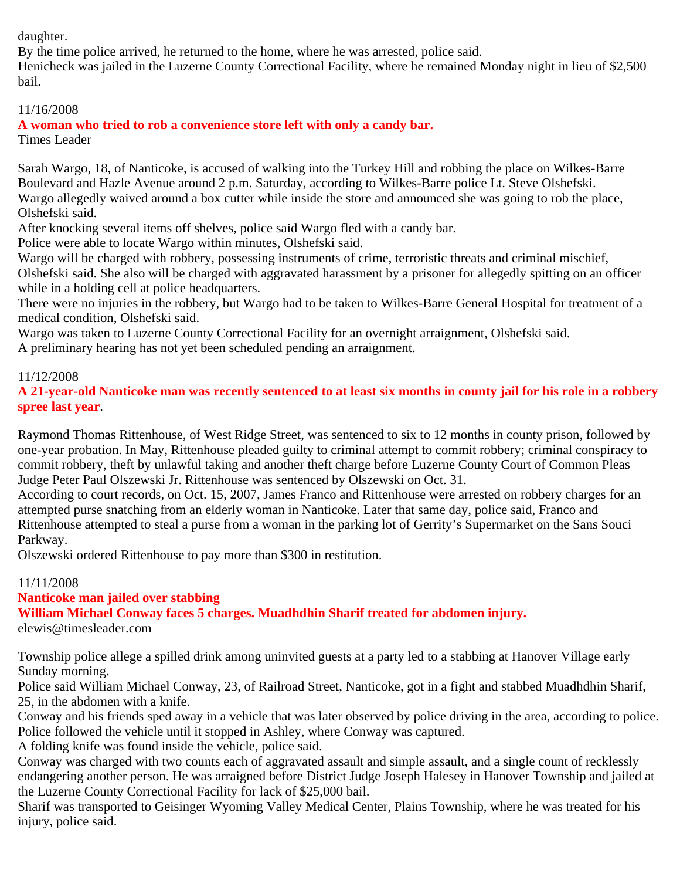daughter.

By the time police arrived, he returned to the home, where he was arrested, police said.

Henicheck was jailed in the Luzerne County Correctional Facility, where he remained Monday night in lieu of $2,500 bail.

11/16/2008

**A woman who tried to rob a convenience store left with only a candy bar.**

Times Leader

Sarah Wargo, 18, of Nanticoke, is accused of walking into the Turkey Hill and robbing the place on Wilkes-Barre Boulevard and Hazle Avenue around 2 p.m. Saturday, according to Wilkes-Barre police Lt. Steve Olshefski.

Wargo allegedly waived around a box cutter while inside the store and announced she was going to rob the place, Olshefski said.

After knocking several items off shelves, police said Wargo fled with a candy bar.

Police were able to locate Wargo within minutes, Olshefski said.

Wargo will be charged with robbery, possessing instruments of crime, terroristic threats and criminal mischief, Olshefski said. She also will be charged with aggravated harassment by a prisoner for allegedly spitting on an officer while in a holding cell at police headquarters.

There were no injuries in the robbery, but Wargo had to be taken to Wilkes-Barre General Hospital for treatment of a medical condition, Olshefski said.

Wargo was taken to Luzerne County Correctional Facility for an overnight arraignment, Olshefski said.

A preliminary hearing has not yet been scheduled pending an arraignment.

11/12/2008

**A 21-year-old Nanticoke man was recently sentenced to at least six months in county jail for his role in a robbery spree last year**.

Raymond Thomas Rittenhouse, of West Ridge Street, was sentenced to six to 12 months in county prison, followed by one-year probation. In May, Rittenhouse pleaded guilty to criminal attempt to commit robbery; criminal conspiracy to commit robbery, theft by unlawful taking and another theft charge before Luzerne County Court of Common Pleas Judge Peter Paul Olszewski Jr. Rittenhouse was sentenced by Olszewski on Oct. 31.

According to court records, on Oct. 15, 2007, James Franco and Rittenhouse were arrested on robbery charges for an attempted purse snatching from an elderly woman in Nanticoke. Later that same day, police said, Franco and Rittenhouse attempted to steal a purse from a woman in the parking lot of Gerrity's Supermarket on the Sans Souci Parkway.

Olszewski ordered Rittenhouse to pay more than $300 in restitution.

11/11/2008

**Nanticoke man jailed over stabbing**

**William Michael Conway faces 5 charges. Muadhdhin Sharif treated for abdomen injury.**

elewis@timesleader.com

Township police allege a spilled drink among uninvited guests at a party led to a stabbing at Hanover Village early Sunday morning.

Police said William Michael Conway, 23, of Railroad Street, Nanticoke, got in a fight and stabbed Muadhdhin Sharif, 25, in the abdomen with a knife.

Conway and his friends sped away in a vehicle that was later observed by police driving in the area, according to police.

Police followed the vehicle until it stopped in Ashley, where Conway was captured.

A folding knife was found inside the vehicle, police said.

Conway was charged with two counts each of aggravated assault and simple assault, and a single count of recklessly endangering another person. He was arraigned before District Judge Joseph Halesey in Hanover Township and jailed at the Luzerne County Correctional Facility for lack of $25,000 bail.

Sharif was transported to Geisinger Wyoming Valley Medical Center, Plains Township, where he was treated for his injury, police said.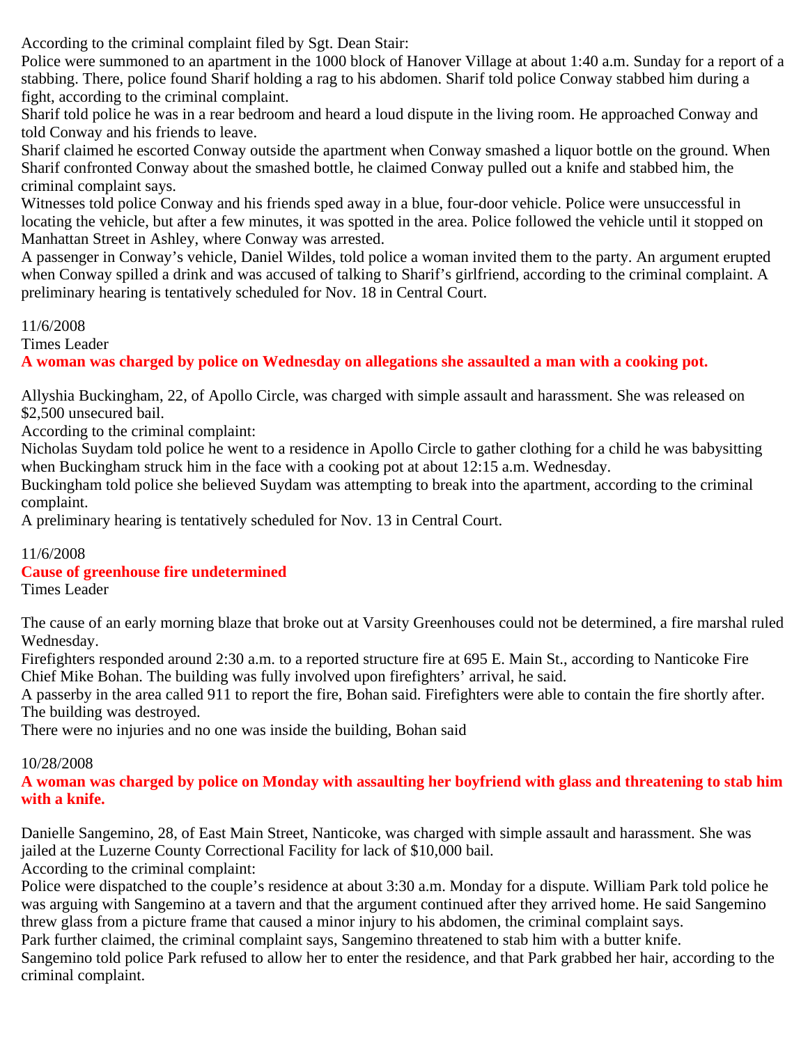According to the criminal complaint filed by Sgt. Dean Stair:

Police were summoned to an apartment in the 1000 block of Hanover Village at about 1:40 a.m. Sunday for a report of a stabbing. There, police found Sharif holding a rag to his abdomen. Sharif told police Conway stabbed him during a fight, according to the criminal complaint.

Sharif told police he was in a rear bedroom and heard a loud dispute in the living room. He approached Conway and told Conway and his friends to leave.

Sharif claimed he escorted Conway outside the apartment when Conway smashed a liquor bottle on the ground. When Sharif confronted Conway about the smashed bottle, he claimed Conway pulled out a knife and stabbed him, the criminal complaint says.

Witnesses told police Conway and his friends sped away in a blue, four-door vehicle. Police were unsuccessful in locating the vehicle, but after a few minutes, it was spotted in the area. Police followed the vehicle until it stopped on Manhattan Street in Ashley, where Conway was arrested.

A passenger in Conway's vehicle, Daniel Wildes, told police a woman invited them to the party. An argument erupted when Conway spilled a drink and was accused of talking to Sharif's girlfriend, according to the criminal complaint. A preliminary hearing is tentatively scheduled for Nov. 18 in Central Court.

11/6/2008

Times Leader

**A woman was charged by police on Wednesday on allegations she assaulted a man with a cooking pot.**

Allyshia Buckingham, 22, of Apollo Circle, was charged with simple assault and harassment. She was released on $2,500 unsecured bail.

According to the criminal complaint:

Nicholas Suydam told police he went to a residence in Apollo Circle to gather clothing for a child he was babysitting when Buckingham struck him in the face with a cooking pot at about 12:15 a.m. Wednesday.

Buckingham told police she believed Suydam was attempting to break into the apartment, according to the criminal complaint.

A preliminary hearing is tentatively scheduled for Nov. 13 in Central Court.

11/6/2008

**Cause of greenhouse fire undetermined**

Times Leader

The cause of an early morning blaze that broke out at Varsity Greenhouses could not be determined, a fire marshal ruled Wednesday.

Firefighters responded around 2:30 a.m. to a reported structure fire at 695 E. Main St., according to Nanticoke Fire Chief Mike Bohan. The building was fully involved upon firefighters' arrival, he said.

A passerby in the area called 911 to report the fire, Bohan said. Firefighters were able to contain the fire shortly after. The building was destroyed.

There were no injuries and no one was inside the building, Bohan said

10/28/2008

**A woman was charged by police on Monday with assaulting her boyfriend with glass and threatening to stab him with a knife.**

Danielle Sangemino, 28, of East Main Street, Nanticoke, was charged with simple assault and harassment. She was jailed at the Luzerne County Correctional Facility for lack of $10,000 bail.

According to the criminal complaint:

Police were dispatched to the couple's residence at about 3:30 a.m. Monday for a dispute. William Park told police he was arguing with Sangemino at a tavern and that the argument continued after they arrived home. He said Sangemino threw glass from a picture frame that caused a minor injury to his abdomen, the criminal complaint says.

Park further claimed, the criminal complaint says, Sangemino threatened to stab him with a butter knife.

Sangemino told police Park refused to allow her to enter the residence, and that Park grabbed her hair, according to the criminal complaint.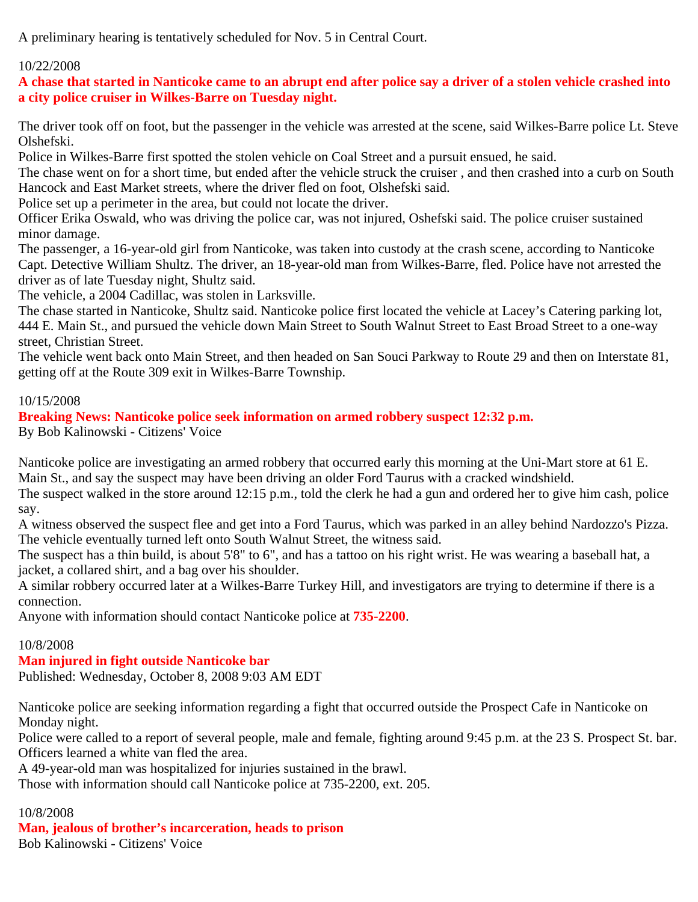A preliminary hearing is tentatively scheduled for Nov. 5 in Central Court.

10/22/2008

**A chase that started in Nanticoke came to an abrupt end after police say a driver of a stolen vehicle crashed into a city police cruiser in Wilkes-Barre on Tuesday night.**

The driver took off on foot, but the passenger in the vehicle was arrested at the scene, said Wilkes-Barre police Lt. Steve Olshefski.

Police in Wilkes-Barre first spotted the stolen vehicle on Coal Street and a pursuit ensued, he said.

The chase went on for a short time, but ended after the vehicle struck the cruiser , and then crashed into a curb on South Hancock and East Market streets, where the driver fled on foot, Olshefski said.

Police set up a perimeter in the area, but could not locate the driver.

Officer Erika Oswald, who was driving the police car, was not injured, Oshefski said. The police cruiser sustained minor damage.

The passenger, a 16-year-old girl from Nanticoke, was taken into custody at the crash scene, according to Nanticoke Capt. Detective William Shultz. The driver, an 18-year-old man from Wilkes-Barre, fled. Police have not arrested the driver as of late Tuesday night, Shultz said.

The vehicle, a 2004 Cadillac, was stolen in Larksville.

The chase started in Nanticoke, Shultz said. Nanticoke police first located the vehicle at Lacey's Catering parking lot, 444 E. Main St., and pursued the vehicle down Main Street to South Walnut Street to East Broad Street to a one-way street, Christian Street.

The vehicle went back onto Main Street, and then headed on San Souci Parkway to Route 29 and then on Interstate 81, getting off at the Route 309 exit in Wilkes-Barre Township.

10/15/2008

**Breaking News: Nanticoke police seek information on armed robbery suspect 12:32 p.m.**

By Bob Kalinowski - Citizens' Voice

Nanticoke police are investigating an armed robbery that occurred early this morning at the Uni-Mart store at 61 E. Main St., and say the suspect may have been driving an older Ford Taurus with a cracked windshield.

The suspect walked in the store around 12:15 p.m., told the clerk he had a gun and ordered her to give him cash, police say.

A witness observed the suspect flee and get into a Ford Taurus, which was parked in an alley behind Nardozzo's Pizza. The vehicle eventually turned left onto South Walnut Street, the witness said.

The suspect has a thin build, is about 5'8" to 6", and has a tattoo on his right wrist. He was wearing a baseball hat, a jacket, a collared shirt, and a bag over his shoulder.

A similar robbery occurred later at a Wilkes-Barre Turkey Hill, and investigators are trying to determine if there is a connection.

Anyone with information should contact Nanticoke police at **735-2200**.

10/8/2008

**Man injured in fight outside Nanticoke bar**

Published: Wednesday, October 8, 2008 9:03 AM EDT

Nanticoke police are seeking information regarding a fight that occurred outside the Prospect Cafe in Nanticoke on Monday night.

Police were called to a report of several people, male and female, fighting around 9:45 p.m. at the 23 S. Prospect St. bar. Officers learned a white van fled the area.

A 49-year-old man was hospitalized for injuries sustained in the brawl.

Those with information should call Nanticoke police at 735-2200, ext. 205.

10/8/2008

**Man, jealous of brother's incarceration, heads to prison**

Bob Kalinowski - Citizens' Voice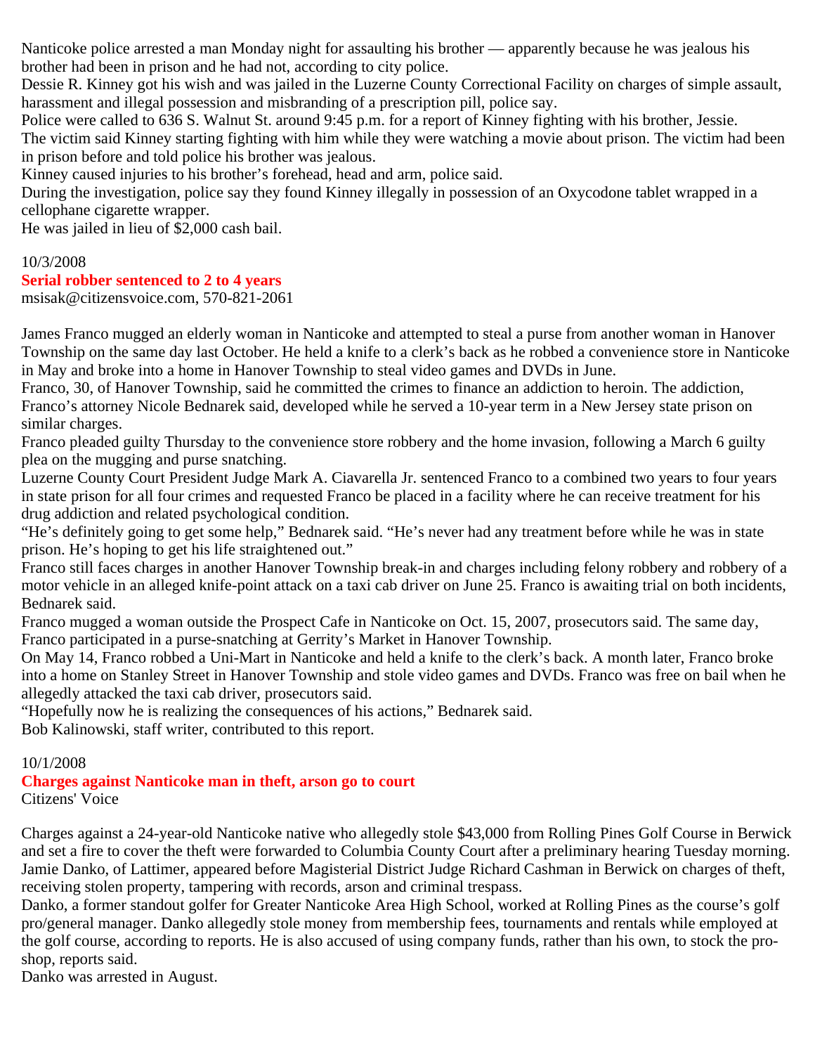Nanticoke police arrested a man Monday night for assaulting his brother — apparently because he was jealous his brother had been in prison and he had not, according to city police.

Dessie R. Kinney got his wish and was jailed in the Luzerne County Correctional Facility on charges of simple assault, harassment and illegal possession and misbranding of a prescription pill, police say.

Police were called to 636 S. Walnut St. around 9:45 p.m. for a report of Kinney fighting with his brother, Jessie.

The victim said Kinney starting fighting with him while they were watching a movie about prison. The victim had been in prison before and told police his brother was jealous.

Kinney caused injuries to his brother's forehead, head and arm, police said.

During the investigation, police say they found Kinney illegally in possession of an Oxycodone tablet wrapped in a cellophane cigarette wrapper.

He was jailed in lieu of $2,000 cash bail.

10/3/2008

## Serial robber sentenced to 2 to 4 years

msisak@citizensvoice.com, 570-821-2061

James Franco mugged an elderly woman in Nanticoke and attempted to steal a purse from another woman in Hanover Township on the same day last October. He held a knife to a clerk's back as he robbed a convenience store in Nanticoke in May and broke into a home in Hanover Township to steal video games and DVDs in June.

Franco, 30, of Hanover Township, said he committed the crimes to finance an addiction to heroin. The addiction, Franco's attorney Nicole Bednarek said, developed while he served a 10-year term in a New Jersey state prison on similar charges.

Franco pleaded guilty Thursday to the convenience store robbery and the home invasion, following a March 6 guilty plea on the mugging and purse snatching.

Luzerne County Court President Judge Mark A. Ciavarella Jr. sentenced Franco to a combined two years to four years in state prison for all four crimes and requested Franco be placed in a facility where he can receive treatment for his drug addiction and related psychological condition.

"He's definitely going to get some help," Bednarek said. "He's never had any treatment before while he was in state prison. He's hoping to get his life straightened out."

Franco still faces charges in another Hanover Township break-in and charges including felony robbery and robbery of a motor vehicle in an alleged knife-point attack on a taxi cab driver on June 25. Franco is awaiting trial on both incidents, Bednarek said.

Franco mugged a woman outside the Prospect Cafe in Nanticoke on Oct. 15, 2007, prosecutors said. The same day, Franco participated in a purse-snatching at Gerrity's Market in Hanover Township.

On May 14, Franco robbed a Uni-Mart in Nanticoke and held a knife to the clerk's back. A month later, Franco broke into a home on Stanley Street in Hanover Township and stole video games and DVDs. Franco was free on bail when he allegedly attacked the taxi cab driver, prosecutors said.

"Hopefully now he is realizing the consequences of his actions," Bednarek said.

Bob Kalinowski, staff writer, contributed to this report.

10/1/2008

## Charges against Nanticoke man in theft, arson go to court

Citizens' Voice

Charges against a 24-year-old Nanticoke native who allegedly stole $43,000 from Rolling Pines Golf Course in Berwick and set a fire to cover the theft were forwarded to Columbia County Court after a preliminary hearing Tuesday morning.

Jamie Danko, of Lattimer, appeared before Magisterial District Judge Richard Cashman in Berwick on charges of theft, receiving stolen property, tampering with records, arson and criminal trespass.

Danko, a former standout golfer for Greater Nanticoke Area High School, worked at Rolling Pines as the course's golf pro/general manager. Danko allegedly stole money from membership fees, tournaments and rentals while employed at the golf course, according to reports. He is also accused of using company funds, rather than his own, to stock the pro-shop, reports said.

Danko was arrested in August.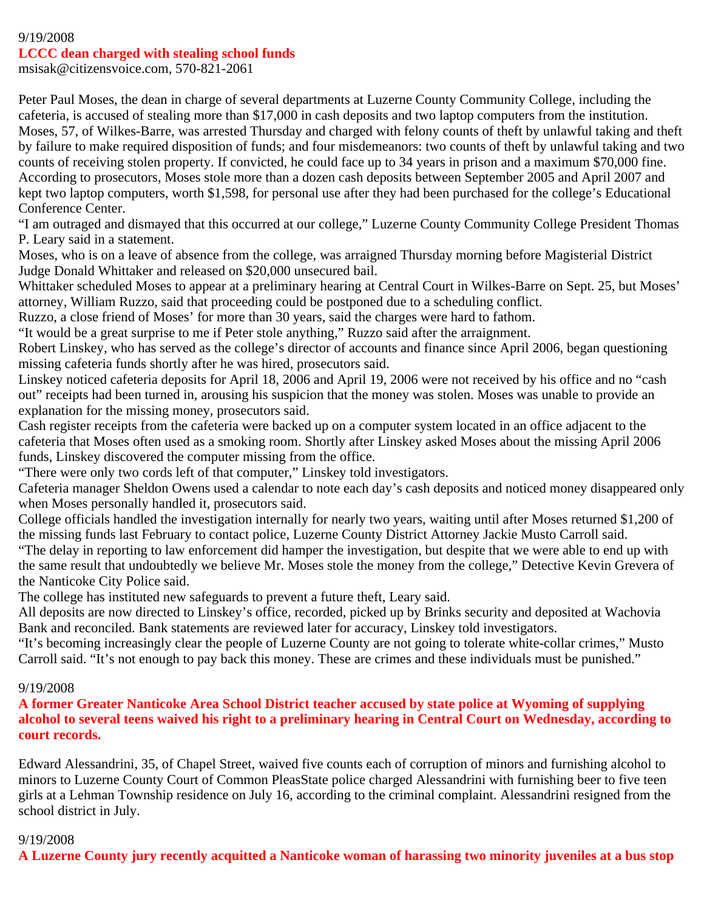9/19/2008

**LCCC dean charged with stealing school funds**

msisak@citizensvoice.com, 570-821-2061

Peter Paul Moses, the dean in charge of several departments at Luzerne County Community College, including the cafeteria, is accused of stealing more than $17,000 in cash deposits and two laptop computers from the institution.

Moses, 57, of Wilkes-Barre, was arrested Thursday and charged with felony counts of theft by unlawful taking and theft by failure to make required disposition of funds; and four misdemeanors: two counts of theft by unlawful taking and two counts of receiving stolen property. If convicted, he could face up to 34 years in prison and a maximum $70,000 fine.

According to prosecutors, Moses stole more than a dozen cash deposits between September 2005 and April 2007 and kept two laptop computers, worth $1,598, for personal use after they had been purchased for the college's Educational Conference Center.

"I am outraged and dismayed that this occurred at our college," Luzerne County Community College President Thomas P. Leary said in a statement.

Moses, who is on a leave of absence from the college, was arraigned Thursday morning before Magisterial District Judge Donald Whittaker and released on $20,000 unsecured bail.

Whittaker scheduled Moses to appear at a preliminary hearing at Central Court in Wilkes-Barre on Sept. 25, but Moses' attorney, William Ruzzo, said that proceeding could be postponed due to a scheduling conflict.

Ruzzo, a close friend of Moses' for more than 30 years, said the charges were hard to fathom.

"It would be a great surprise to me if Peter stole anything," Ruzzo said after the arraignment.

Robert Linskey, who has served as the college's director of accounts and finance since April 2006, began questioning missing cafeteria funds shortly after he was hired, prosecutors said.

Linskey noticed cafeteria deposits for April 18, 2006 and April 19, 2006 were not received by his office and no "cash out" receipts had been turned in, arousing his suspicion that the money was stolen. Moses was unable to provide an explanation for the missing money, prosecutors said.

Cash register receipts from the cafeteria were backed up on a computer system located in an office adjacent to the cafeteria that Moses often used as a smoking room. Shortly after Linskey asked Moses about the missing April 2006 funds, Linskey discovered the computer missing from the office.

"There were only two cords left of that computer," Linskey told investigators.

Cafeteria manager Sheldon Owens used a calendar to note each day's cash deposits and noticed money disappeared only when Moses personally handled it, prosecutors said.

College officials handled the investigation internally for nearly two years, waiting until after Moses returned $1,200 of the missing funds last February to contact police, Luzerne County District Attorney Jackie Musto Carroll said.

"The delay in reporting to law enforcement did hamper the investigation, but despite that we were able to end up with the same result that undoubtedly we believe Mr. Moses stole the money from the college," Detective Kevin Grevera of the Nanticoke City Police said.

The college has instituted new safeguards to prevent a future theft, Leary said.

All deposits are now directed to Linskey's office, recorded, picked up by Brinks security and deposited at Wachovia Bank and reconciled. Bank statements are reviewed later for accuracy, Linskey told investigators.

"It's becoming increasingly clear the people of Luzerne County are not going to tolerate white-collar crimes," Musto Carroll said. "It's not enough to pay back this money. These are crimes and these individuals must be punished."

9/19/2008

**A former Greater Nanticoke Area School District teacher accused by state police at Wyoming of supplying alcohol to several teens waived his right to a preliminary hearing in Central Court on Wednesday, according to court records.**

Edward Alessandrini, 35, of Chapel Street, waived five counts each of corruption of minors and furnishing alcohol to minors to Luzerne County Court of Common PleasState police charged Alessandrini with furnishing beer to five teen girls at a Lehman Township residence on July 16, according to the criminal complaint. Alessandrini resigned from the school district in July.

9/19/2008

**A Luzerne County jury recently acquitted a Nanticoke woman of harassing two minority juveniles at a bus stop**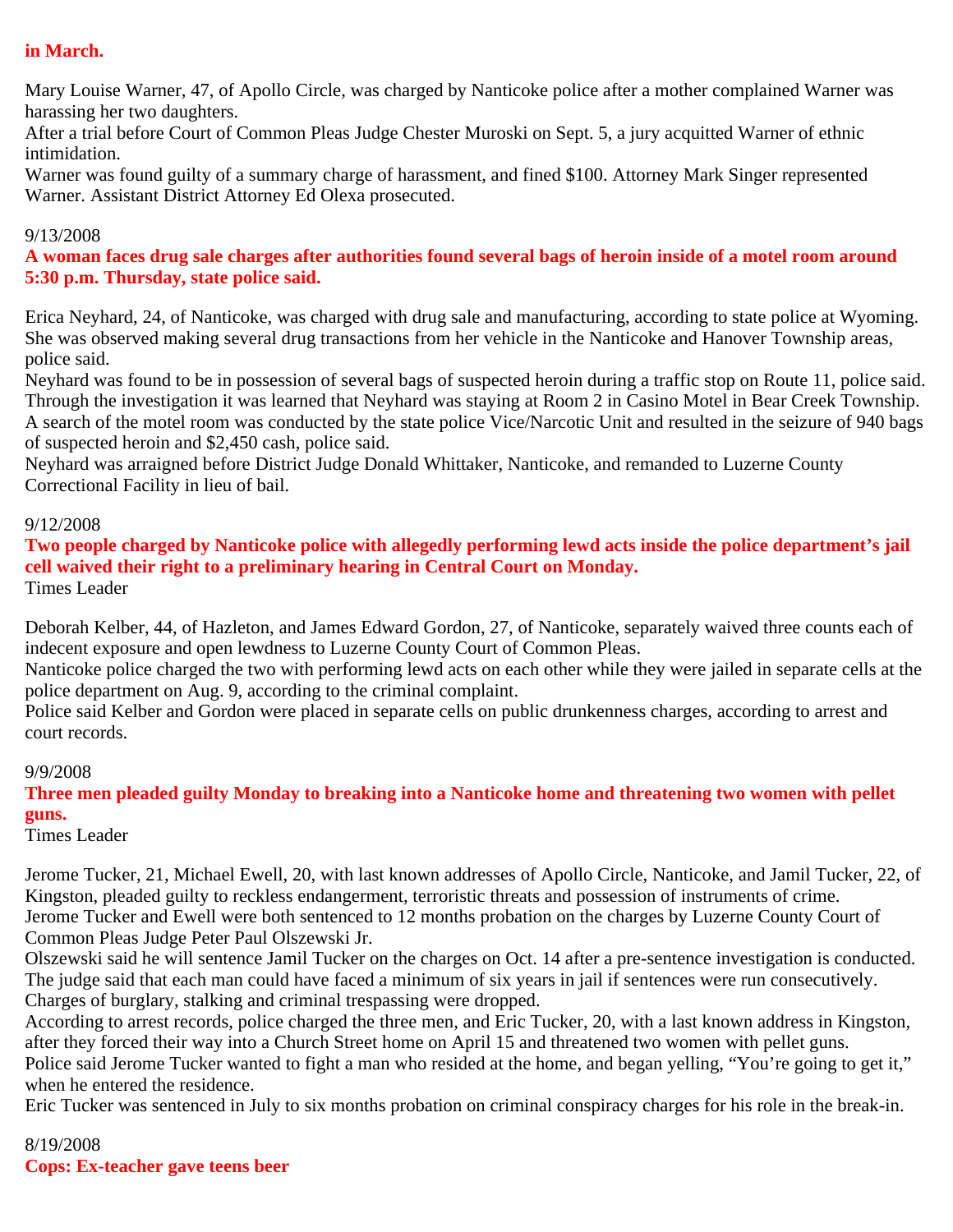**in March.**

Mary Louise Warner, 47, of Apollo Circle, was charged by Nanticoke police after a mother complained Warner was harassing her two daughters.
After a trial before Court of Common Pleas Judge Chester Muroski on Sept. 5, a jury acquitted Warner of ethnic intimidation.
Warner was found guilty of a summary charge of harassment, and fined $100. Attorney Mark Singer represented Warner. Assistant District Attorney Ed Olexa prosecuted.

9/13/2008

**A woman faces drug sale charges after authorities found several bags of heroin inside of a motel room around 5:30 p.m. Thursday, state police said.**

Erica Neyhard, 24, of Nanticoke, was charged with drug sale and manufacturing, according to state police at Wyoming. She was observed making several drug transactions from her vehicle in the Nanticoke and Hanover Township areas, police said.
Neyhard was found to be in possession of several bags of suspected heroin during a traffic stop on Route 11, police said.
Through the investigation it was learned that Neyhard was staying at Room 2 in Casino Motel in Bear Creek Township.
A search of the motel room was conducted by the state police Vice/Narcotic Unit and resulted in the seizure of 940 bags of suspected heroin and $2,450 cash, police said.
Neyhard was arraigned before District Judge Donald Whittaker, Nanticoke, and remanded to Luzerne County Correctional Facility in lieu of bail.

9/12/2008

**Two people charged by Nanticoke police with allegedly performing lewd acts inside the police department's jail cell waived their right to a preliminary hearing in Central Court on Monday.**
Times Leader

Deborah Kelber, 44, of Hazleton, and James Edward Gordon, 27, of Nanticoke, separately waived three counts each of indecent exposure and open lewdness to Luzerne County Court of Common Pleas.
Nanticoke police charged the two with performing lewd acts on each other while they were jailed in separate cells at the police department on Aug. 9, according to the criminal complaint.
Police said Kelber and Gordon were placed in separate cells on public drunkenness charges, according to arrest and court records.

9/9/2008

**Three men pleaded guilty Monday to breaking into a Nanticoke home and threatening two women with pellet guns.**
Times Leader

Jerome Tucker, 21, Michael Ewell, 20, with last known addresses of Apollo Circle, Nanticoke, and Jamil Tucker, 22, of Kingston, pleaded guilty to reckless endangerment, terroristic threats and possession of instruments of crime.
Jerome Tucker and Ewell were both sentenced to 12 months probation on the charges by Luzerne County Court of Common Pleas Judge Peter Paul Olszewski Jr.
Olszewski said he will sentence Jamil Tucker on the charges on Oct. 14 after a pre-sentence investigation is conducted.
The judge said that each man could have faced a minimum of six years in jail if sentences were run consecutively.
Charges of burglary, stalking and criminal trespassing were dropped.
According to arrest records, police charged the three men, and Eric Tucker, 20, with a last known address in Kingston, after they forced their way into a Church Street home on April 15 and threatened two women with pellet guns.
Police said Jerome Tucker wanted to fight a man who resided at the home, and began yelling, "You're going to get it," when he entered the residence.
Eric Tucker was sentenced in July to six months probation on criminal conspiracy charges for his role in the break-in.

8/19/2008

**Cops: Ex-teacher gave teens beer**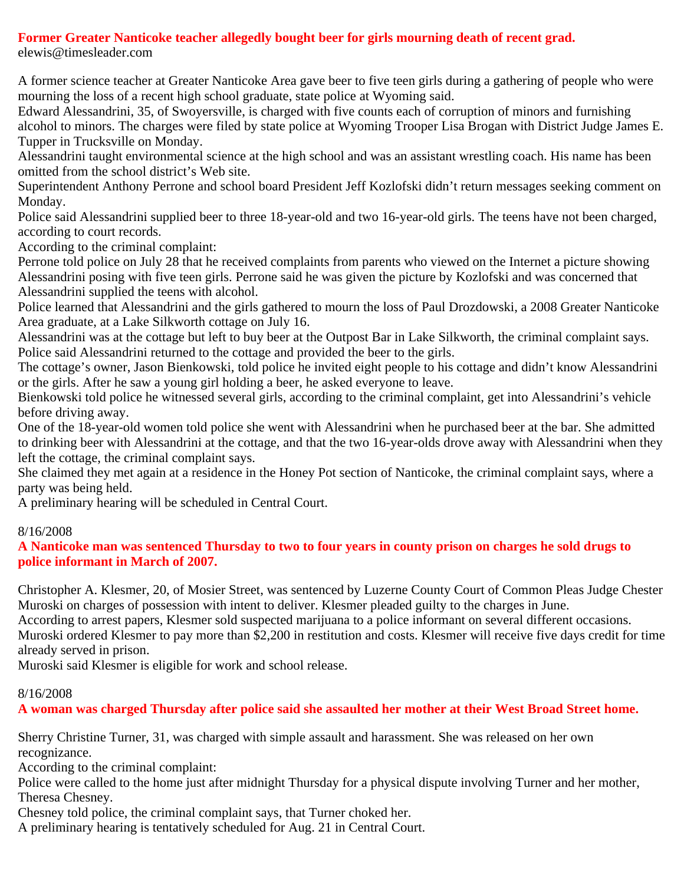**Former Greater Nanticoke teacher allegedly bought beer for girls mourning death of recent grad.**
elewis@timesleader.com

A former science teacher at Greater Nanticoke Area gave beer to five teen girls during a gathering of people who were mourning the loss of a recent high school graduate, state police at Wyoming said.

Edward Alessandrini, 35, of Swoyersville, is charged with five counts each of corruption of minors and furnishing alcohol to minors. The charges were filed by state police at Wyoming Trooper Lisa Brogan with District Judge James E. Tupper in Trucksville on Monday.

Alessandrini taught environmental science at the high school and was an assistant wrestling coach. His name has been omitted from the school district's Web site.

Superintendent Anthony Perrone and school board President Jeff Kozlofski didn't return messages seeking comment on Monday.

Police said Alessandrini supplied beer to three 18-year-old and two 16-year-old girls. The teens have not been charged, according to court records.

According to the criminal complaint:

Perrone told police on July 28 that he received complaints from parents who viewed on the Internet a picture showing Alessandrini posing with five teen girls. Perrone said he was given the picture by Kozlofski and was concerned that Alessandrini supplied the teens with alcohol.

Police learned that Alessandrini and the girls gathered to mourn the loss of Paul Drozdowski, a 2008 Greater Nanticoke Area graduate, at a Lake Silkworth cottage on July 16.

Alessandrini was at the cottage but left to buy beer at the Outpost Bar in Lake Silkworth, the criminal complaint says. Police said Alessandrini returned to the cottage and provided the beer to the girls.

The cottage's owner, Jason Bienkowski, told police he invited eight people to his cottage and didn't know Alessandrini or the girls. After he saw a young girl holding a beer, he asked everyone to leave.

Bienkowski told police he witnessed several girls, according to the criminal complaint, get into Alessandrini's vehicle before driving away.

One of the 18-year-old women told police she went with Alessandrini when he purchased beer at the bar. She admitted to drinking beer with Alessandrini at the cottage, and that the two 16-year-olds drove away with Alessandrini when they left the cottage, the criminal complaint says.

She claimed they met again at a residence in the Honey Pot section of Nanticoke, the criminal complaint says, where a party was being held.

A preliminary hearing will be scheduled in Central Court.

8/16/2008

**A Nanticoke man was sentenced Thursday to two to four years in county prison on charges he sold drugs to police informant in March of 2007.**

Christopher A. Klesmer, 20, of Mosier Street, was sentenced by Luzerne County Court of Common Pleas Judge Chester Muroski on charges of possession with intent to deliver. Klesmer pleaded guilty to the charges in June.

According to arrest papers, Klesmer sold suspected marijuana to a police informant on several different occasions.

Muroski ordered Klesmer to pay more than $2,200 in restitution and costs. Klesmer will receive five days credit for time already served in prison.

Muroski said Klesmer is eligible for work and school release.

8/16/2008

**A woman was charged Thursday after police said she assaulted her mother at their West Broad Street home.**

Sherry Christine Turner, 31, was charged with simple assault and harassment. She was released on her own recognizance.

According to the criminal complaint:

Police were called to the home just after midnight Thursday for a physical dispute involving Turner and her mother, Theresa Chesney.

Chesney told police, the criminal complaint says, that Turner choked her.

A preliminary hearing is tentatively scheduled for Aug. 21 in Central Court.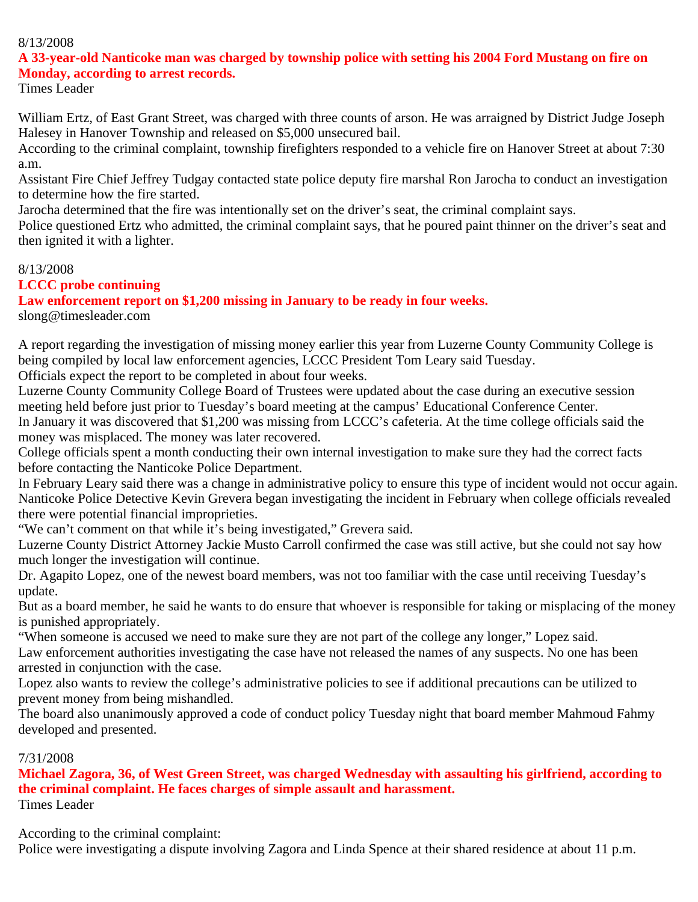8/13/2008

**A 33-year-old Nanticoke man was charged by township police with setting his 2004 Ford Mustang on fire on Monday, according to arrest records.**

Times Leader

William Ertz, of East Grant Street, was charged with three counts of arson. He was arraigned by District Judge Joseph Halesey in Hanover Township and released on $5,000 unsecured bail.

According to the criminal complaint, township firefighters responded to a vehicle fire on Hanover Street at about 7:30 a.m.

Assistant Fire Chief Jeffrey Tudgay contacted state police deputy fire marshal Ron Jarocha to conduct an investigation to determine how the fire started.

Jarocha determined that the fire was intentionally set on the driver's seat, the criminal complaint says.

Police questioned Ertz who admitted, the criminal complaint says, that he poured paint thinner on the driver's seat and then ignited it with a lighter.

8/13/2008

**LCCC probe continuing**

**Law enforcement report on $1,200 missing in January to be ready in four weeks.**

slong@timesleader.com

A report regarding the investigation of missing money earlier this year from Luzerne County Community College is being compiled by local law enforcement agencies, LCCC President Tom Leary said Tuesday.

Officials expect the report to be completed in about four weeks.

Luzerne County Community College Board of Trustees were updated about the case during an executive session meeting held before just prior to Tuesday's board meeting at the campus' Educational Conference Center.

In January it was discovered that $1,200 was missing from LCCC's cafeteria. At the time college officials said the money was misplaced. The money was later recovered.

College officials spent a month conducting their own internal investigation to make sure they had the correct facts before contacting the Nanticoke Police Department.

In February Leary said there was a change in administrative policy to ensure this type of incident would not occur again.

Nanticoke Police Detective Kevin Grevera began investigating the incident in February when college officials revealed there were potential financial improprieties.

"We can't comment on that while it's being investigated," Grevera said.

Luzerne County District Attorney Jackie Musto Carroll confirmed the case was still active, but she could not say how much longer the investigation will continue.

Dr. Agapito Lopez, one of the newest board members, was not too familiar with the case until receiving Tuesday's update.

But as a board member, he said he wants to do ensure that whoever is responsible for taking or misplacing of the money is punished appropriately.

"When someone is accused we need to make sure they are not part of the college any longer," Lopez said.

Law enforcement authorities investigating the case have not released the names of any suspects. No one has been arrested in conjunction with the case.

Lopez also wants to review the college's administrative policies to see if additional precautions can be utilized to prevent money from being mishandled.

The board also unanimously approved a code of conduct policy Tuesday night that board member Mahmoud Fahmy developed and presented.

7/31/2008

**Michael Zagora, 36, of West Green Street, was charged Wednesday with assaulting his girlfriend, according to the criminal complaint. He faces charges of simple assault and harassment.**

Times Leader

According to the criminal complaint:

Police were investigating a dispute involving Zagora and Linda Spence at their shared residence at about 11 p.m.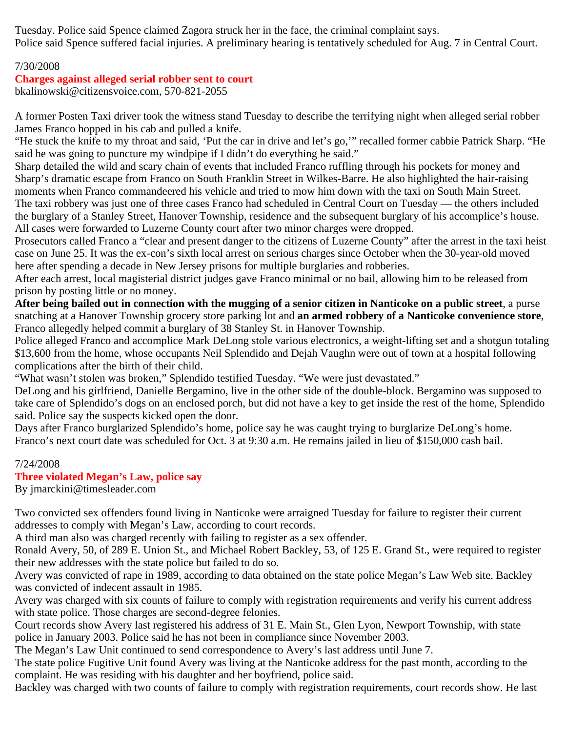Tuesday. Police said Spence claimed Zagora struck her in the face, the criminal complaint says.
Police said Spence suffered facial injuries. A preliminary hearing is tentatively scheduled for Aug. 7 in Central Court.

7/30/2008

## Charges against alleged serial robber sent to court

bkalinowski@citizensvoice.com, 570-821-2055

A former Posten Taxi driver took the witness stand Tuesday to describe the terrifying night when alleged serial robber James Franco hopped in his cab and pulled a knife.

"He stuck the knife to my throat and said, 'Put the car in drive and let's go,'" recalled former cabbie Patrick Sharp. "He said he was going to puncture my windpipe if I didn't do everything he said."

Sharp detailed the wild and scary chain of events that included Franco ruffling through his pockets for money and Sharp's dramatic escape from Franco on South Franklin Street in Wilkes-Barre. He also highlighted the hair-raising moments when Franco commandeered his vehicle and tried to mow him down with the taxi on South Main Street.

The taxi robbery was just one of three cases Franco had scheduled in Central Court on Tuesday — the others included the burglary of a Stanley Street, Hanover Township, residence and the subsequent burglary of his accomplice's house.

All cases were forwarded to Luzerne County court after two minor charges were dropped.

Prosecutors called Franco a "clear and present danger to the citizens of Luzerne County" after the arrest in the taxi heist case on June 25. It was the ex-con's sixth local arrest on serious charges since October when the 30-year-old moved here after spending a decade in New Jersey prisons for multiple burglaries and robberies.

After each arrest, local magisterial district judges gave Franco minimal or no bail, allowing him to be released from prison by posting little or no money.

**After being bailed out in connection with the mugging of a senior citizen in Nanticoke on a public street**, a purse snatching at a Hanover Township grocery store parking lot and **an armed robbery of a Nanticoke convenience store**, Franco allegedly helped commit a burglary of 38 Stanley St. in Hanover Township.

Police alleged Franco and accomplice Mark DeLong stole various electronics, a weight-lifting set and a shotgun totaling $13,600 from the home, whose occupants Neil Splendido and Dejah Vaughn were out of town at a hospital following complications after the birth of their child.

"What wasn't stolen was broken," Splendido testified Tuesday. "We were just devastated."

DeLong and his girlfriend, Danielle Bergamino, live in the other side of the double-block. Bergamino was supposed to take care of Splendido's dogs on an enclosed porch, but did not have a key to get inside the rest of the home, Splendido said. Police say the suspects kicked open the door.

Days after Franco burglarized Splendido's home, police say he was caught trying to burglarize DeLong's home.

Franco's next court date was scheduled for Oct. 3 at 9:30 a.m. He remains jailed in lieu of $150,000 cash bail.

7/24/2008

## Three violated Megan's Law, police say

By jmarckini@timesleader.com

Two convicted sex offenders found living in Nanticoke were arraigned Tuesday for failure to register their current addresses to comply with Megan's Law, according to court records.

A third man also was charged recently with failing to register as a sex offender.

Ronald Avery, 50, of 289 E. Union St., and Michael Robert Backley, 53, of 125 E. Grand St., were required to register their new addresses with the state police but failed to do so.

Avery was convicted of rape in 1989, according to data obtained on the state police Megan's Law Web site. Backley was convicted of indecent assault in 1985.

Avery was charged with six counts of failure to comply with registration requirements and verify his current address with state police. Those charges are second-degree felonies.

Court records show Avery last registered his address of 31 E. Main St., Glen Lyon, Newport Township, with state police in January 2003. Police said he has not been in compliance since November 2003.

The Megan's Law Unit continued to send correspondence to Avery's last address until June 7.

The state police Fugitive Unit found Avery was living at the Nanticoke address for the past month, according to the complaint. He was residing with his daughter and her boyfriend, police said.

Backley was charged with two counts of failure to comply with registration requirements, court records show. He last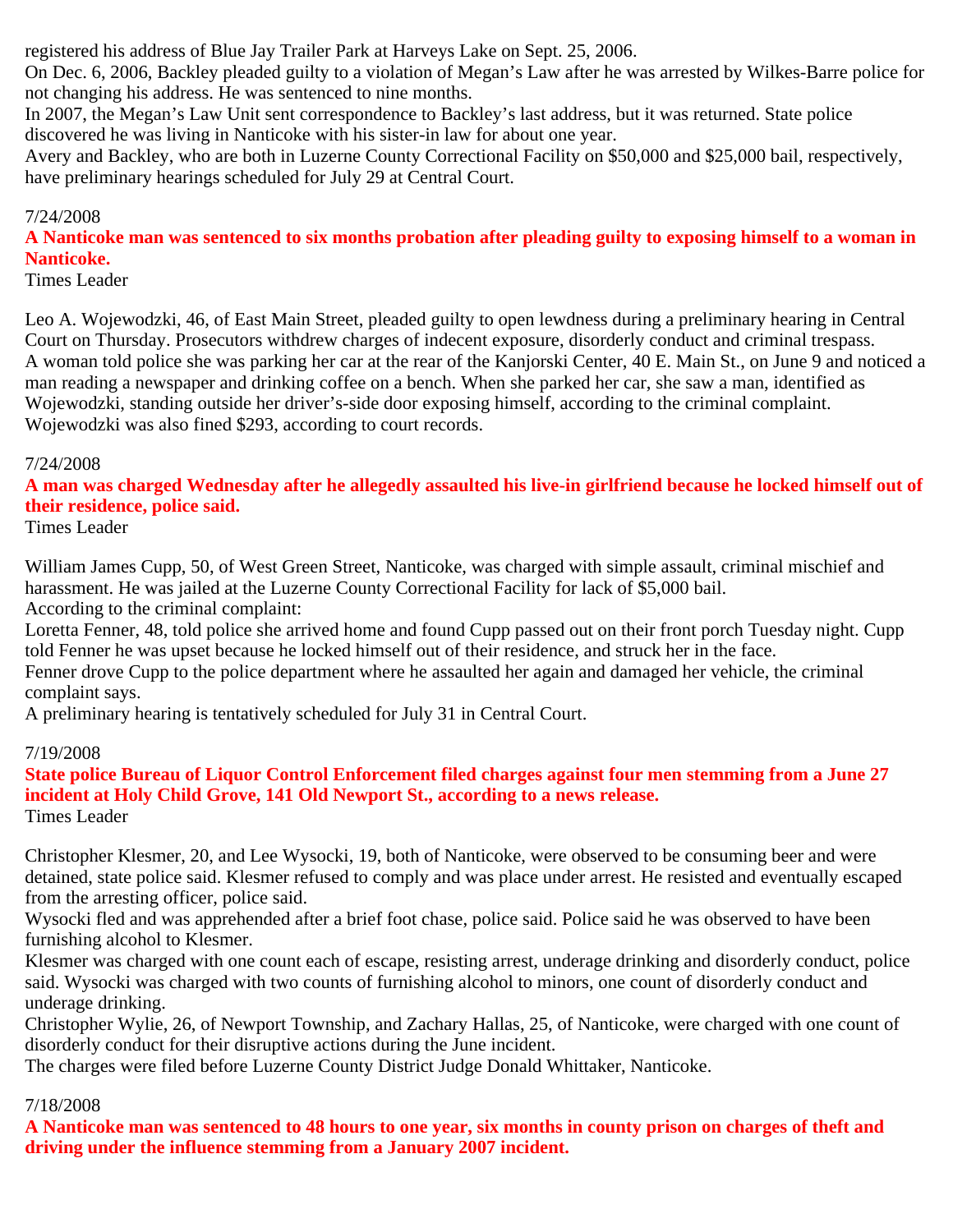registered his address of Blue Jay Trailer Park at Harveys Lake on Sept. 25, 2006.
On Dec. 6, 2006, Backley pleaded guilty to a violation of Megan's Law after he was arrested by Wilkes-Barre police for not changing his address. He was sentenced to nine months.
In 2007, the Megan's Law Unit sent correspondence to Backley's last address, but it was returned. State police discovered he was living in Nanticoke with his sister-in law for about one year.
Avery and Backley, who are both in Luzerne County Correctional Facility on $50,000 and $25,000 bail, respectively, have preliminary hearings scheduled for July 29 at Central Court.

7/24/2008

**A Nanticoke man was sentenced to six months probation after pleading guilty to exposing himself to a woman in Nanticoke.**

Times Leader

Leo A. Wojewodzki, 46, of East Main Street, pleaded guilty to open lewdness during a preliminary hearing in Central Court on Thursday. Prosecutors withdrew charges of indecent exposure, disorderly conduct and criminal trespass.
A woman told police she was parking her car at the rear of the Kanjorski Center, 40 E. Main St., on June 9 and noticed a man reading a newspaper and drinking coffee on a bench. When she parked her car, she saw a man, identified as Wojewodzki, standing outside her driver's-side door exposing himself, according to the criminal complaint.
Wojewodzki was also fined $293, according to court records.

7/24/2008

**A man was charged Wednesday after he allegedly assaulted his live-in girlfriend because he locked himself out of their residence, police said.**

Times Leader

William James Cupp, 50, of West Green Street, Nanticoke, was charged with simple assault, criminal mischief and harassment. He was jailed at the Luzerne County Correctional Facility for lack of $5,000 bail.
According to the criminal complaint:
Loretta Fenner, 48, told police she arrived home and found Cupp passed out on their front porch Tuesday night. Cupp told Fenner he was upset because he locked himself out of their residence, and struck her in the face.
Fenner drove Cupp to the police department where he assaulted her again and damaged her vehicle, the criminal complaint says.
A preliminary hearing is tentatively scheduled for July 31 in Central Court.

7/19/2008

**State police Bureau of Liquor Control Enforcement filed charges against four men stemming from a June 27 incident at Holy Child Grove, 141 Old Newport St., according to a news release.**

Times Leader

Christopher Klesmer, 20, and Lee Wysocki, 19, both of Nanticoke, were observed to be consuming beer and were detained, state police said. Klesmer refused to comply and was place under arrest. He resisted and eventually escaped from the arresting officer, police said.
Wysocki fled and was apprehended after a brief foot chase, police said. Police said he was observed to have been furnishing alcohol to Klesmer.
Klesmer was charged with one count each of escape, resisting arrest, underage drinking and disorderly conduct, police said. Wysocki was charged with two counts of furnishing alcohol to minors, one count of disorderly conduct and underage drinking.
Christopher Wylie, 26, of Newport Township, and Zachary Hallas, 25, of Nanticoke, were charged with one count of disorderly conduct for their disruptive actions during the June incident.
The charges were filed before Luzerne County District Judge Donald Whittaker, Nanticoke.

7/18/2008

**A Nanticoke man was sentenced to 48 hours to one year, six months in county prison on charges of theft and driving under the influence stemming from a January 2007 incident.**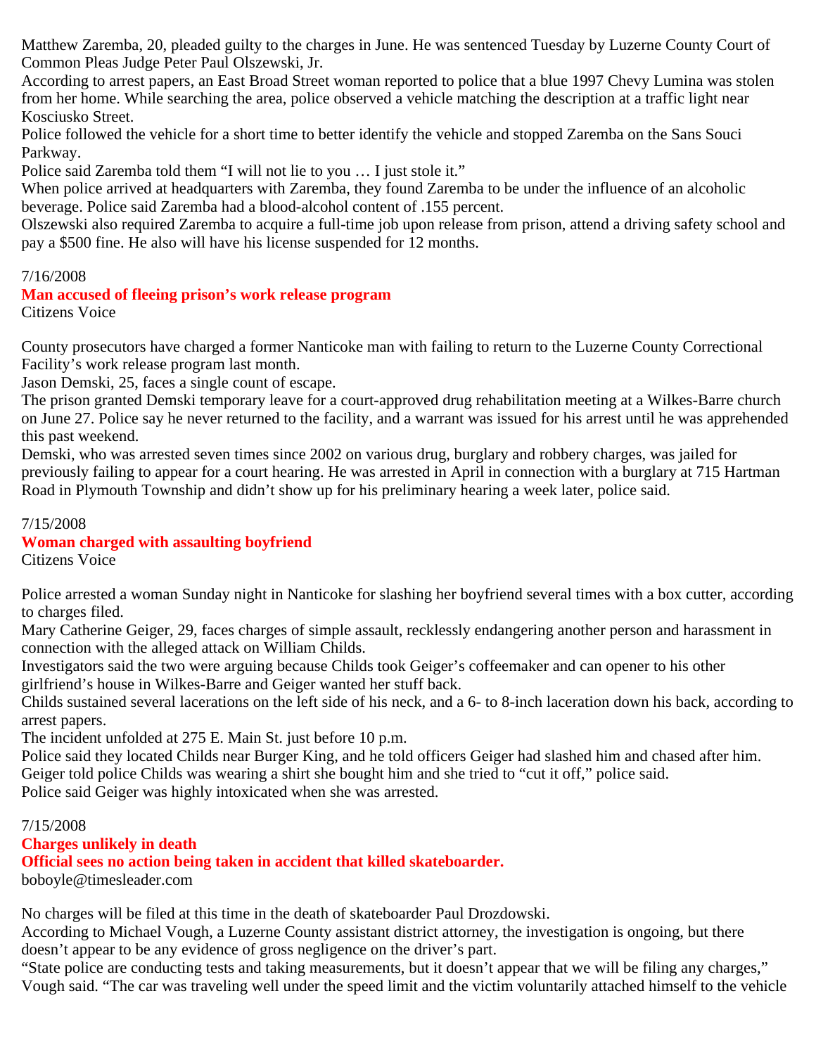Matthew Zaremba, 20, pleaded guilty to the charges in June. He was sentenced Tuesday by Luzerne County Court of Common Pleas Judge Peter Paul Olszewski, Jr.

According to arrest papers, an East Broad Street woman reported to police that a blue 1997 Chevy Lumina was stolen from her home. While searching the area, police observed a vehicle matching the description at a traffic light near Kosciusko Street.

Police followed the vehicle for a short time to better identify the vehicle and stopped Zaremba on the Sans Souci Parkway.

Police said Zaremba told them "I will not lie to you … I just stole it."

When police arrived at headquarters with Zaremba, they found Zaremba to be under the influence of an alcoholic beverage. Police said Zaremba had a blood-alcohol content of .155 percent.

Olszewski also required Zaremba to acquire a full-time job upon release from prison, attend a driving safety school and pay a $500 fine. He also will have his license suspended for 12 months.

7/16/2008

**Man accused of fleeing prison's work release program**

Citizens Voice

County prosecutors have charged a former Nanticoke man with failing to return to the Luzerne County Correctional Facility's work release program last month.

Jason Demski, 25, faces a single count of escape.

The prison granted Demski temporary leave for a court-approved drug rehabilitation meeting at a Wilkes-Barre church on June 27. Police say he never returned to the facility, and a warrant was issued for his arrest until he was apprehended this past weekend.

Demski, who was arrested seven times since 2002 on various drug, burglary and robbery charges, was jailed for previously failing to appear for a court hearing. He was arrested in April in connection with a burglary at 715 Hartman Road in Plymouth Township and didn't show up for his preliminary hearing a week later, police said.

7/15/2008

**Woman charged with assaulting boyfriend**

Citizens Voice

Police arrested a woman Sunday night in Nanticoke for slashing her boyfriend several times with a box cutter, according to charges filed.

Mary Catherine Geiger, 29, faces charges of simple assault, recklessly endangering another person and harassment in connection with the alleged attack on William Childs.

Investigators said the two were arguing because Childs took Geiger's coffeemaker and can opener to his other girlfriend's house in Wilkes-Barre and Geiger wanted her stuff back.

Childs sustained several lacerations on the left side of his neck, and a 6- to 8-inch laceration down his back, according to arrest papers.

The incident unfolded at 275 E. Main St. just before 10 p.m.

Police said they located Childs near Burger King, and he told officers Geiger had slashed him and chased after him.

Geiger told police Childs was wearing a shirt she bought him and she tried to "cut it off," police said.

Police said Geiger was highly intoxicated when she was arrested.

7/15/2008

**Charges unlikely in death**

**Official sees no action being taken in accident that killed skateboarder.**

boboyle@timesleader.com

No charges will be filed at this time in the death of skateboarder Paul Drozdowski.

According to Michael Vough, a Luzerne County assistant district attorney, the investigation is ongoing, but there doesn't appear to be any evidence of gross negligence on the driver's part.

"State police are conducting tests and taking measurements, but it doesn't appear that we will be filing any charges," Vough said. "The car was traveling well under the speed limit and the victim voluntarily attached himself to the vehicle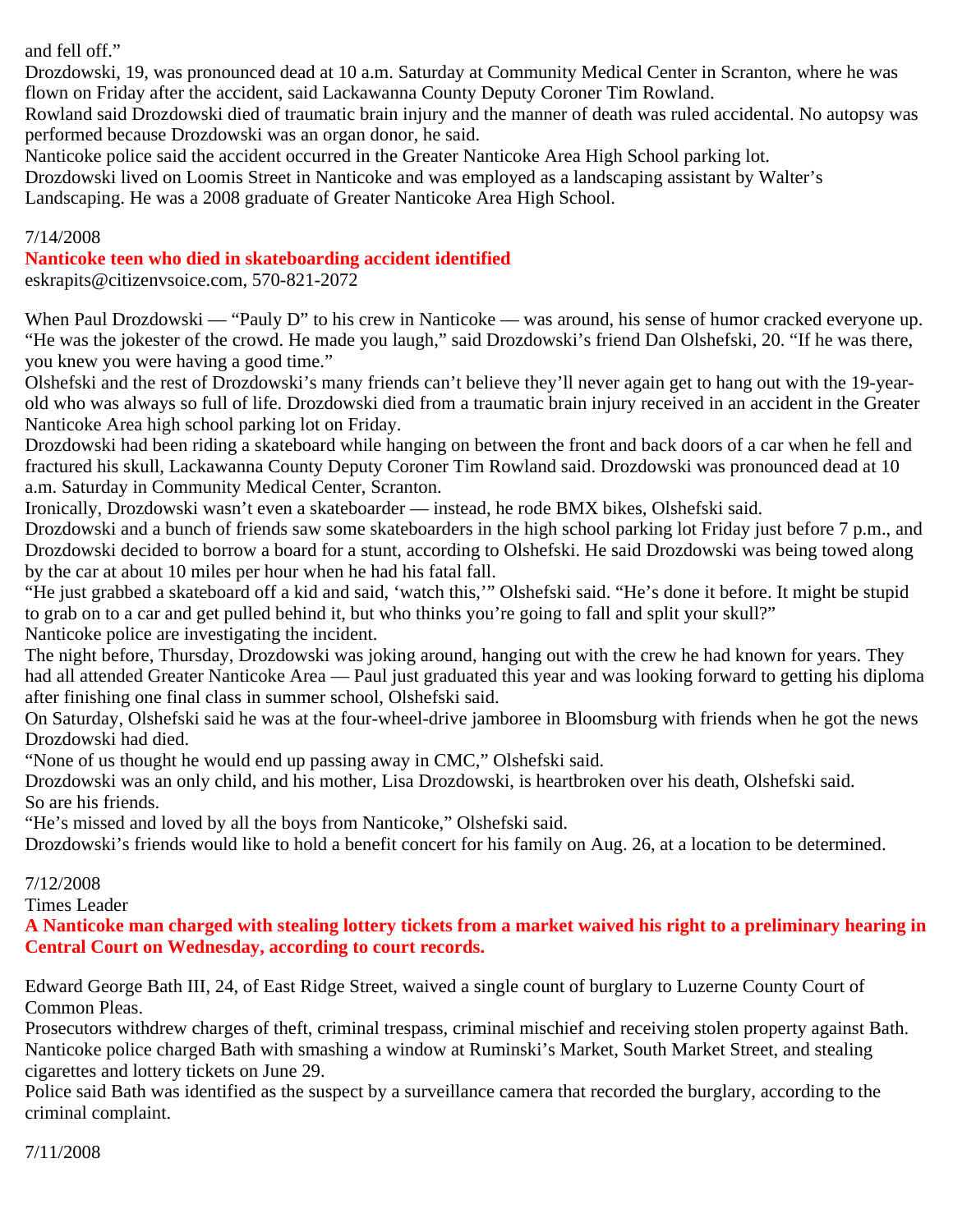and fell off."

Drozdowski, 19, was pronounced dead at 10 a.m. Saturday at Community Medical Center in Scranton, where he was flown on Friday after the accident, said Lackawanna County Deputy Coroner Tim Rowland.

Rowland said Drozdowski died of traumatic brain injury and the manner of death was ruled accidental. No autopsy was performed because Drozdowski was an organ donor, he said.

Nanticoke police said the accident occurred in the Greater Nanticoke Area High School parking lot.

Drozdowski lived on Loomis Street in Nanticoke and was employed as a landscaping assistant by Walter's Landscaping. He was a 2008 graduate of Greater Nanticoke Area High School.

7/14/2008

**Nanticoke teen who died in skateboarding accident identified**

eskrapits@citizenvsoice.com, 570-821-2072

When Paul Drozdowski — "Pauly D" to his crew in Nanticoke — was around, his sense of humor cracked everyone up. "He was the jokester of the crowd. He made you laugh," said Drozdowski's friend Dan Olshefski, 20. "If he was there, you knew you were having a good time."

Olshefski and the rest of Drozdowski's many friends can't believe they'll never again get to hang out with the 19-year-old who was always so full of life. Drozdowski died from a traumatic brain injury received in an accident in the Greater Nanticoke Area high school parking lot on Friday.

Drozdowski had been riding a skateboard while hanging on between the front and back doors of a car when he fell and fractured his skull, Lackawanna County Deputy Coroner Tim Rowland said. Drozdowski was pronounced dead at 10 a.m. Saturday in Community Medical Center, Scranton.

Ironically, Drozdowski wasn't even a skateboarder — instead, he rode BMX bikes, Olshefski said.

Drozdowski and a bunch of friends saw some skateboarders in the high school parking lot Friday just before 7 p.m., and Drozdowski decided to borrow a board for a stunt, according to Olshefski. He said Drozdowski was being towed along by the car at about 10 miles per hour when he had his fatal fall.

"He just grabbed a skateboard off a kid and said, 'watch this,'" Olshefski said. "He's done it before. It might be stupid to grab on to a car and get pulled behind it, but who thinks you're going to fall and split your skull?"

Nanticoke police are investigating the incident.

The night before, Thursday, Drozdowski was joking around, hanging out with the crew he had known for years. They had all attended Greater Nanticoke Area — Paul just graduated this year and was looking forward to getting his diploma after finishing one final class in summer school, Olshefski said.

On Saturday, Olshefski said he was at the four-wheel-drive jamboree in Bloomsburg with friends when he got the news Drozdowski had died.

"None of us thought he would end up passing away in CMC," Olshefski said.

Drozdowski was an only child, and his mother, Lisa Drozdowski, is heartbroken over his death, Olshefski said.

So are his friends.

"He's missed and loved by all the boys from Nanticoke," Olshefski said.

Drozdowski's friends would like to hold a benefit concert for his family on Aug. 26, at a location to be determined.

7/12/2008

Times Leader

**A Nanticoke man charged with stealing lottery tickets from a market waived his right to a preliminary hearing in Central Court on Wednesday, according to court records.**

Edward George Bath III, 24, of East Ridge Street, waived a single count of burglary to Luzerne County Court of Common Pleas.

Prosecutors withdrew charges of theft, criminal trespass, criminal mischief and receiving stolen property against Bath.

Nanticoke police charged Bath with smashing a window at Ruminski's Market, South Market Street, and stealing cigarettes and lottery tickets on June 29.

Police said Bath was identified as the suspect by a surveillance camera that recorded the burglary, according to the criminal complaint.

7/11/2008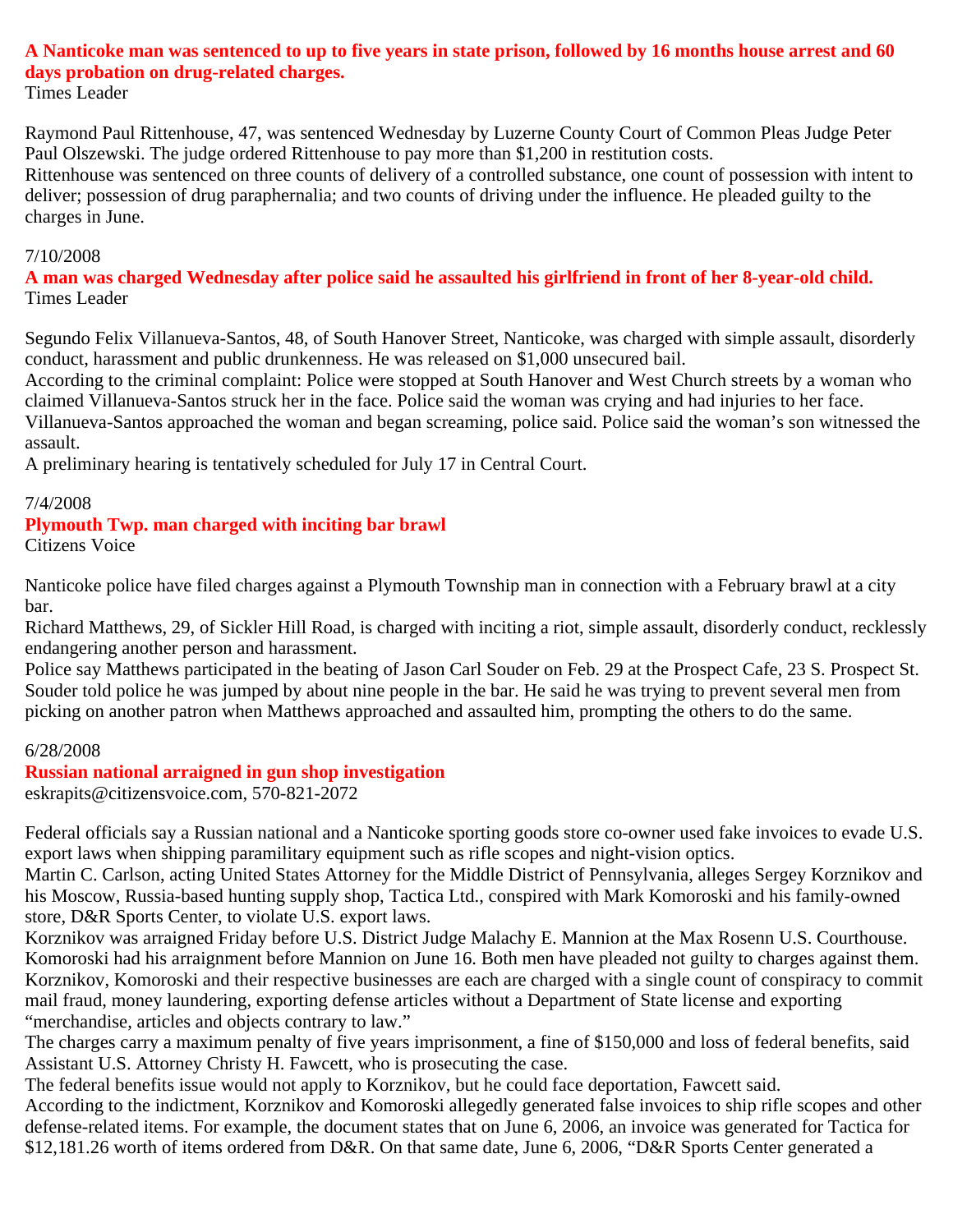**A Nanticoke man was sentenced to up to five years in state prison, followed by 16 months house arrest and 60 days probation on drug-related charges.**
Times Leader

Raymond Paul Rittenhouse, 47, was sentenced Wednesday by Luzerne County Court of Common Pleas Judge Peter Paul Olszewski. The judge ordered Rittenhouse to pay more than $1,200 in restitution costs.
Rittenhouse was sentenced on three counts of delivery of a controlled substance, one count of possession with intent to deliver; possession of drug paraphernalia; and two counts of driving under the influence. He pleaded guilty to the charges in June.

7/10/2008
**A man was charged Wednesday after police said he assaulted his girlfriend in front of her 8-year-old child.**
Times Leader

Segundo Felix Villanueva-Santos, 48, of South Hanover Street, Nanticoke, was charged with simple assault, disorderly conduct, harassment and public drunkenness. He was released on $1,000 unsecured bail.
According to the criminal complaint: Police were stopped at South Hanover and West Church streets by a woman who claimed Villanueva-Santos struck her in the face. Police said the woman was crying and had injuries to her face. Villanueva-Santos approached the woman and began screaming, police said. Police said the woman's son witnessed the assault.
A preliminary hearing is tentatively scheduled for July 17 in Central Court.

7/4/2008
**Plymouth Twp. man charged with inciting bar brawl**
Citizens Voice

Nanticoke police have filed charges against a Plymouth Township man in connection with a February brawl at a city bar.
Richard Matthews, 29, of Sickler Hill Road, is charged with inciting a riot, simple assault, disorderly conduct, recklessly endangering another person and harassment.
Police say Matthews participated in the beating of Jason Carl Souder on Feb. 29 at the Prospect Cafe, 23 S. Prospect St. Souder told police he was jumped by about nine people in the bar. He said he was trying to prevent several men from picking on another patron when Matthews approached and assaulted him, prompting the others to do the same.

6/28/2008
**Russian national arraigned in gun shop investigation**
eskrapits@citizensvoice.com, 570-821-2072

Federal officials say a Russian national and a Nanticoke sporting goods store co-owner used fake invoices to evade U.S. export laws when shipping paramilitary equipment such as rifle scopes and night-vision optics.
Martin C. Carlson, acting United States Attorney for the Middle District of Pennsylvania, alleges Sergey Korznikov and his Moscow, Russia-based hunting supply shop, Tactica Ltd., conspired with Mark Komoroski and his family-owned store, D&R Sports Center, to violate U.S. export laws.
Korznikov was arraigned Friday before U.S. District Judge Malachy E. Mannion at the Max Rosenn U.S. Courthouse. Komoroski had his arraignment before Mannion on June 16. Both men have pleaded not guilty to charges against them.
Korznikov, Komoroski and their respective businesses are each are charged with a single count of conspiracy to commit mail fraud, money laundering, exporting defense articles without a Department of State license and exporting "merchandise, articles and objects contrary to law."
The charges carry a maximum penalty of five years imprisonment, a fine of $150,000 and loss of federal benefits, said Assistant U.S. Attorney Christy H. Fawcett, who is prosecuting the case.
The federal benefits issue would not apply to Korznikov, but he could face deportation, Fawcett said.
According to the indictment, Korznikov and Komoroski allegedly generated false invoices to ship rifle scopes and other defense-related items. For example, the document states that on June 6, 2006, an invoice was generated for Tactica for $12,181.26 worth of items ordered from D&R. On that same date, June 6, 2006, "D&R Sports Center generated a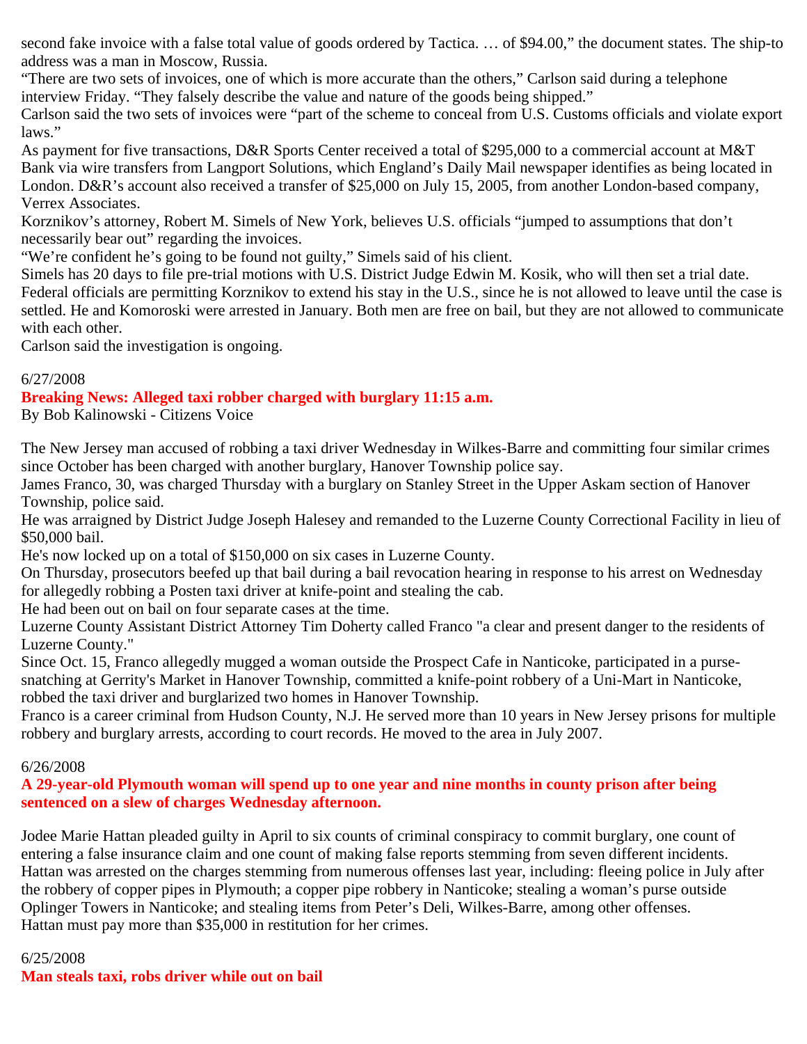second fake invoice with a false total value of goods ordered by Tactica. … of $94.00," the document states. The ship-to address was a man in Moscow, Russia.

"There are two sets of invoices, one of which is more accurate than the others," Carlson said during a telephone interview Friday. "They falsely describe the value and nature of the goods being shipped."

Carlson said the two sets of invoices were "part of the scheme to conceal from U.S. Customs officials and violate export laws."

As payment for five transactions, D&R Sports Center received a total of $295,000 to a commercial account at M&T Bank via wire transfers from Langport Solutions, which England's Daily Mail newspaper identifies as being located in London. D&R's account also received a transfer of $25,000 on July 15, 2005, from another London-based company, Verrex Associates.

Korznikov's attorney, Robert M. Simels of New York, believes U.S. officials "jumped to assumptions that don't necessarily bear out" regarding the invoices.

"We're confident he's going to be found not guilty," Simels said of his client.

Simels has 20 days to file pre-trial motions with U.S. District Judge Edwin M. Kosik, who will then set a trial date.

Federal officials are permitting Korznikov to extend his stay in the U.S., since he is not allowed to leave until the case is settled. He and Komoroski were arrested in January. Both men are free on bail, but they are not allowed to communicate with each other.

Carlson said the investigation is ongoing.

6/27/2008

**Breaking News: Alleged taxi robber charged with burglary 11:15 a.m.**

By Bob Kalinowski - Citizens Voice

The New Jersey man accused of robbing a taxi driver Wednesday in Wilkes-Barre and committing four similar crimes since October has been charged with another burglary, Hanover Township police say.

James Franco, 30, was charged Thursday with a burglary on Stanley Street in the Upper Askam section of Hanover Township, police said.

He was arraigned by District Judge Joseph Halesey and remanded to the Luzerne County Correctional Facility in lieu of $50,000 bail.

He's now locked up on a total of $150,000 on six cases in Luzerne County.

On Thursday, prosecutors beefed up that bail during a bail revocation hearing in response to his arrest on Wednesday for allegedly robbing a Posten taxi driver at knife-point and stealing the cab.

He had been out on bail on four separate cases at the time.

Luzerne County Assistant District Attorney Tim Doherty called Franco "a clear and present danger to the residents of Luzerne County."

Since Oct. 15, Franco allegedly mugged a woman outside the Prospect Cafe in Nanticoke, participated in a purse-snatching at Gerrity's Market in Hanover Township, committed a knife-point robbery of a Uni-Mart in Nanticoke, robbed the taxi driver and burglarized two homes in Hanover Township.

Franco is a career criminal from Hudson County, N.J. He served more than 10 years in New Jersey prisons for multiple robbery and burglary arrests, according to court records. He moved to the area in July 2007.

6/26/2008

**A 29-year-old Plymouth woman will spend up to one year and nine months in county prison after being sentenced on a slew of charges Wednesday afternoon.**

Jodee Marie Hattan pleaded guilty in April to six counts of criminal conspiracy to commit burglary, one count of entering a false insurance claim and one count of making false reports stemming from seven different incidents.

Hattan was arrested on the charges stemming from numerous offenses last year, including: fleeing police in July after the robbery of copper pipes in Plymouth; a copper pipe robbery in Nanticoke; stealing a woman's purse outside Oplinger Towers in Nanticoke; and stealing items from Peter's Deli, Wilkes-Barre, among other offenses.

Hattan must pay more than $35,000 in restitution for her crimes.

6/25/2008

**Man steals taxi, robs driver while out on bail**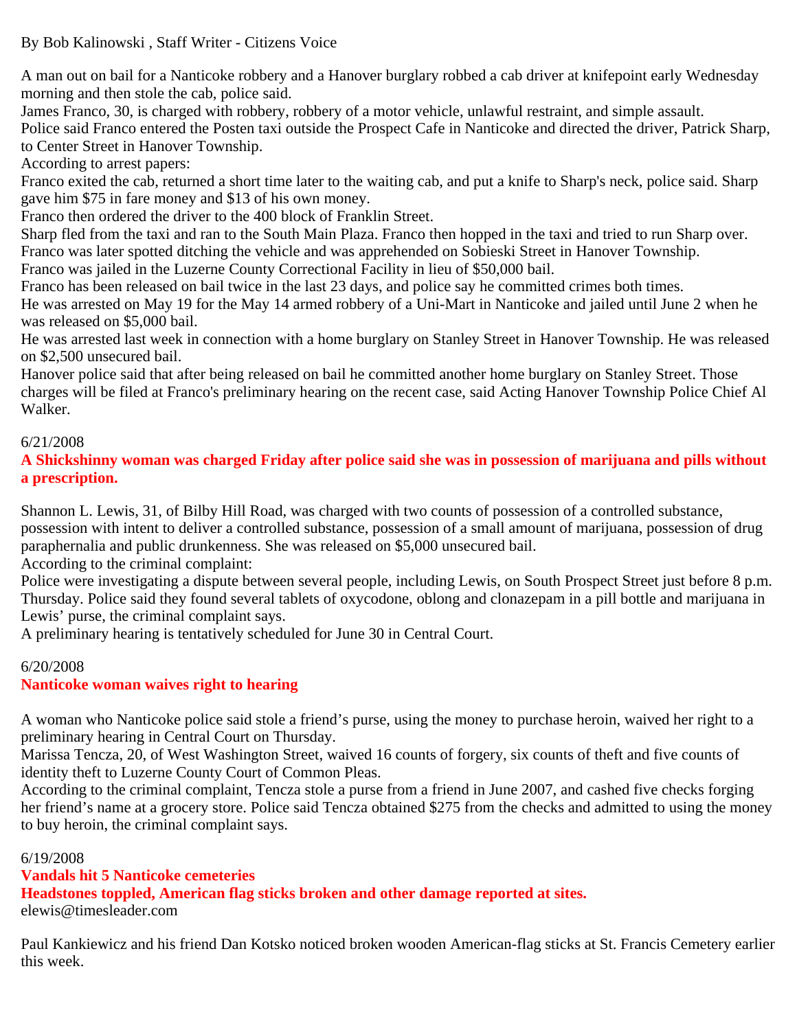By Bob Kalinowski , Staff Writer - Citizens Voice

A man out on bail for a Nanticoke robbery and a Hanover burglary robbed a cab driver at knifepoint early Wednesday morning and then stole the cab, police said.

James Franco, 30, is charged with robbery, robbery of a motor vehicle, unlawful restraint, and simple assault.

Police said Franco entered the Posten taxi outside the Prospect Cafe in Nanticoke and directed the driver, Patrick Sharp, to Center Street in Hanover Township.

According to arrest papers:

Franco exited the cab, returned a short time later to the waiting cab, and put a knife to Sharp's neck, police said. Sharp gave him $75 in fare money and $13 of his own money.

Franco then ordered the driver to the 400 block of Franklin Street.

Sharp fled from the taxi and ran to the South Main Plaza. Franco then hopped in the taxi and tried to run Sharp over.

Franco was later spotted ditching the vehicle and was apprehended on Sobieski Street in Hanover Township.

Franco was jailed in the Luzerne County Correctional Facility in lieu of $50,000 bail.

Franco has been released on bail twice in the last 23 days, and police say he committed crimes both times.

He was arrested on May 19 for the May 14 armed robbery of a Uni-Mart in Nanticoke and jailed until June 2 when he was released on $5,000 bail.

He was arrested last week in connection with a home burglary on Stanley Street in Hanover Township. He was released on $2,500 unsecured bail.

Hanover police said that after being released on bail he committed another home burglary on Stanley Street. Those charges will be filed at Franco's preliminary hearing on the recent case, said Acting Hanover Township Police Chief Al Walker.

6/21/2008

**A Shickshinny woman was charged Friday after police said she was in possession of marijuana and pills without a prescription.**

Shannon L. Lewis, 31, of Bilby Hill Road, was charged with two counts of possession of a controlled substance, possession with intent to deliver a controlled substance, possession of a small amount of marijuana, possession of drug paraphernalia and public drunkenness. She was released on $5,000 unsecured bail.

According to the criminal complaint:

Police were investigating a dispute between several people, including Lewis, on South Prospect Street just before 8 p.m. Thursday. Police said they found several tablets of oxycodone, oblong and clonazepam in a pill bottle and marijuana in Lewis' purse, the criminal complaint says.

A preliminary hearing is tentatively scheduled for June 30 in Central Court.

6/20/2008

**Nanticoke woman waives right to hearing**

A woman who Nanticoke police said stole a friend's purse, using the money to purchase heroin, waived her right to a preliminary hearing in Central Court on Thursday.

Marissa Tencza, 20, of West Washington Street, waived 16 counts of forgery, six counts of theft and five counts of identity theft to Luzerne County Court of Common Pleas.

According to the criminal complaint, Tencza stole a purse from a friend in June 2007, and cashed five checks forging her friend's name at a grocery store. Police said Tencza obtained $275 from the checks and admitted to using the money to buy heroin, the criminal complaint says.

6/19/2008

**Vandals hit 5 Nanticoke cemeteries**

**Headstones toppled, American flag sticks broken and other damage reported at sites.**

elewis@timesleader.com

Paul Kankiewicz and his friend Dan Kotsko noticed broken wooden American-flag sticks at St. Francis Cemetery earlier this week.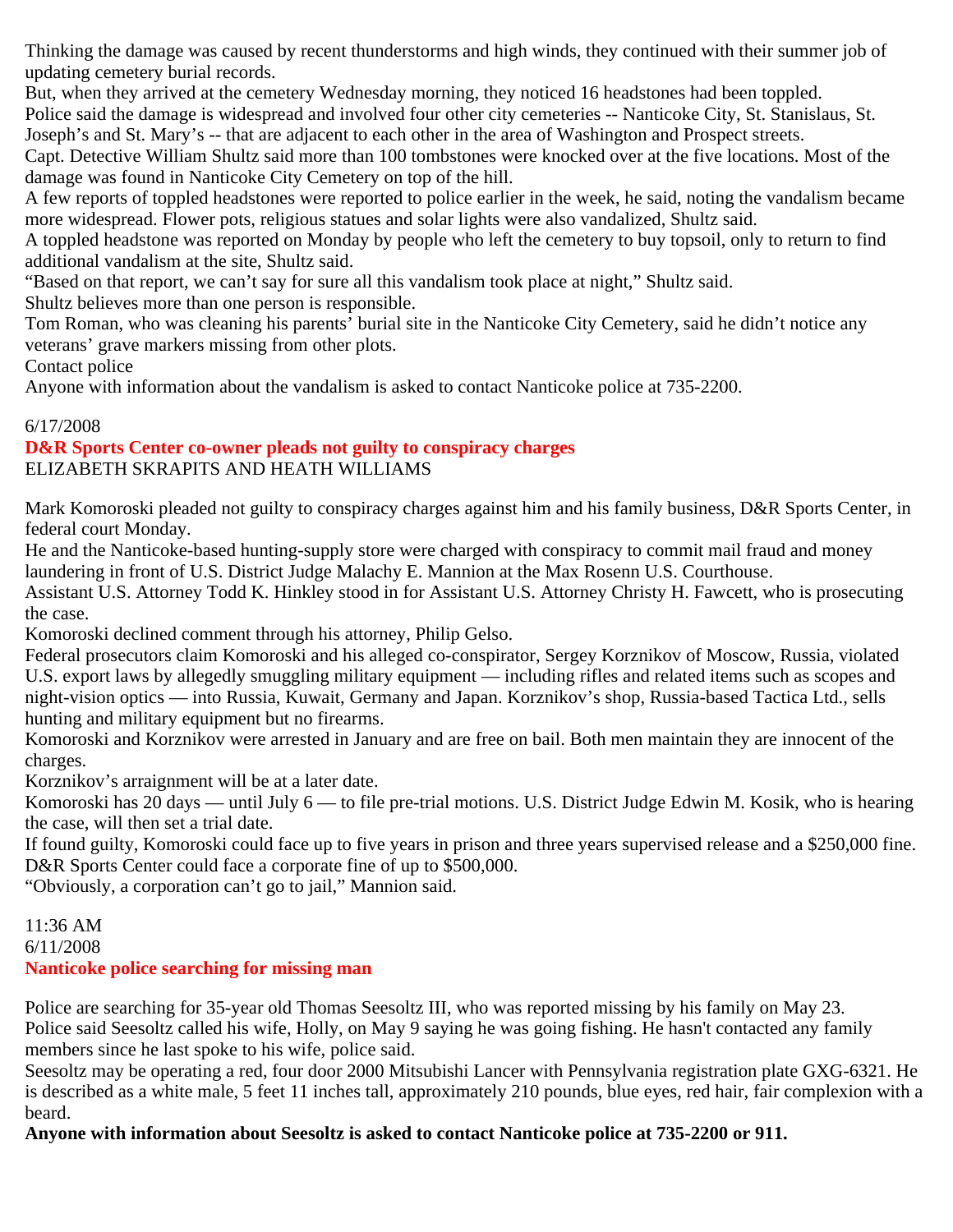Thinking the damage was caused by recent thunderstorms and high winds, they continued with their summer job of updating cemetery burial records.

But, when they arrived at the cemetery Wednesday morning, they noticed 16 headstones had been toppled.

Police said the damage is widespread and involved four other city cemeteries -- Nanticoke City, St. Stanislaus, St. Joseph's and St. Mary's -- that are adjacent to each other in the area of Washington and Prospect streets.

Capt. Detective William Shultz said more than 100 tombstones were knocked over at the five locations. Most of the damage was found in Nanticoke City Cemetery on top of the hill.

A few reports of toppled headstones were reported to police earlier in the week, he said, noting the vandalism became more widespread. Flower pots, religious statues and solar lights were also vandalized, Shultz said.

A toppled headstone was reported on Monday by people who left the cemetery to buy topsoil, only to return to find additional vandalism at the site, Shultz said.

"Based on that report, we can't say for sure all this vandalism took place at night," Shultz said.

Shultz believes more than one person is responsible.

Tom Roman, who was cleaning his parents' burial site in the Nanticoke City Cemetery, said he didn't notice any veterans' grave markers missing from other plots.

Contact police

Anyone with information about the vandalism is asked to contact Nanticoke police at 735-2200.

6/17/2008

**D&R Sports Center co-owner pleads not guilty to conspiracy charges**

ELIZABETH SKRAPITS AND HEATH WILLIAMS

Mark Komoroski pleaded not guilty to conspiracy charges against him and his family business, D&R Sports Center, in federal court Monday.

He and the Nanticoke-based hunting-supply store were charged with conspiracy to commit mail fraud and money laundering in front of U.S. District Judge Malachy E. Mannion at the Max Rosenn U.S. Courthouse.

Assistant U.S. Attorney Todd K. Hinkley stood in for Assistant U.S. Attorney Christy H. Fawcett, who is prosecuting the case.

Komoroski declined comment through his attorney, Philip Gelso.

Federal prosecutors claim Komoroski and his alleged co-conspirator, Sergey Korznikov of Moscow, Russia, violated U.S. export laws by allegedly smuggling military equipment — including rifles and related items such as scopes and night-vision optics — into Russia, Kuwait, Germany and Japan. Korznikov's shop, Russia-based Tactica Ltd., sells hunting and military equipment but no firearms.

Komoroski and Korznikov were arrested in January and are free on bail. Both men maintain they are innocent of the charges.

Korznikov's arraignment will be at a later date.

Komoroski has 20 days — until July 6 — to file pre-trial motions. U.S. District Judge Edwin M. Kosik, who is hearing the case, will then set a trial date.

If found guilty, Komoroski could face up to five years in prison and three years supervised release and a $250,000 fine. D&R Sports Center could face a corporate fine of up to $500,000.

"Obviously, a corporation can't go to jail," Mannion said.

11:36 AM
6/11/2008

**Nanticoke police searching for missing man**

Police are searching for 35-year old Thomas Seesoltz III, who was reported missing by his family on May 23.

Police said Seesoltz called his wife, Holly, on May 9 saying he was going fishing. He hasn't contacted any family members since he last spoke to his wife, police said.

Seesoltz may be operating a red, four door 2000 Mitsubishi Lancer with Pennsylvania registration plate GXG-6321. He is described as a white male, 5 feet 11 inches tall, approximately 210 pounds, blue eyes, red hair, fair complexion with a beard.

**Anyone with information about Seesoltz is asked to contact Nanticoke police at 735-2200 or 911.**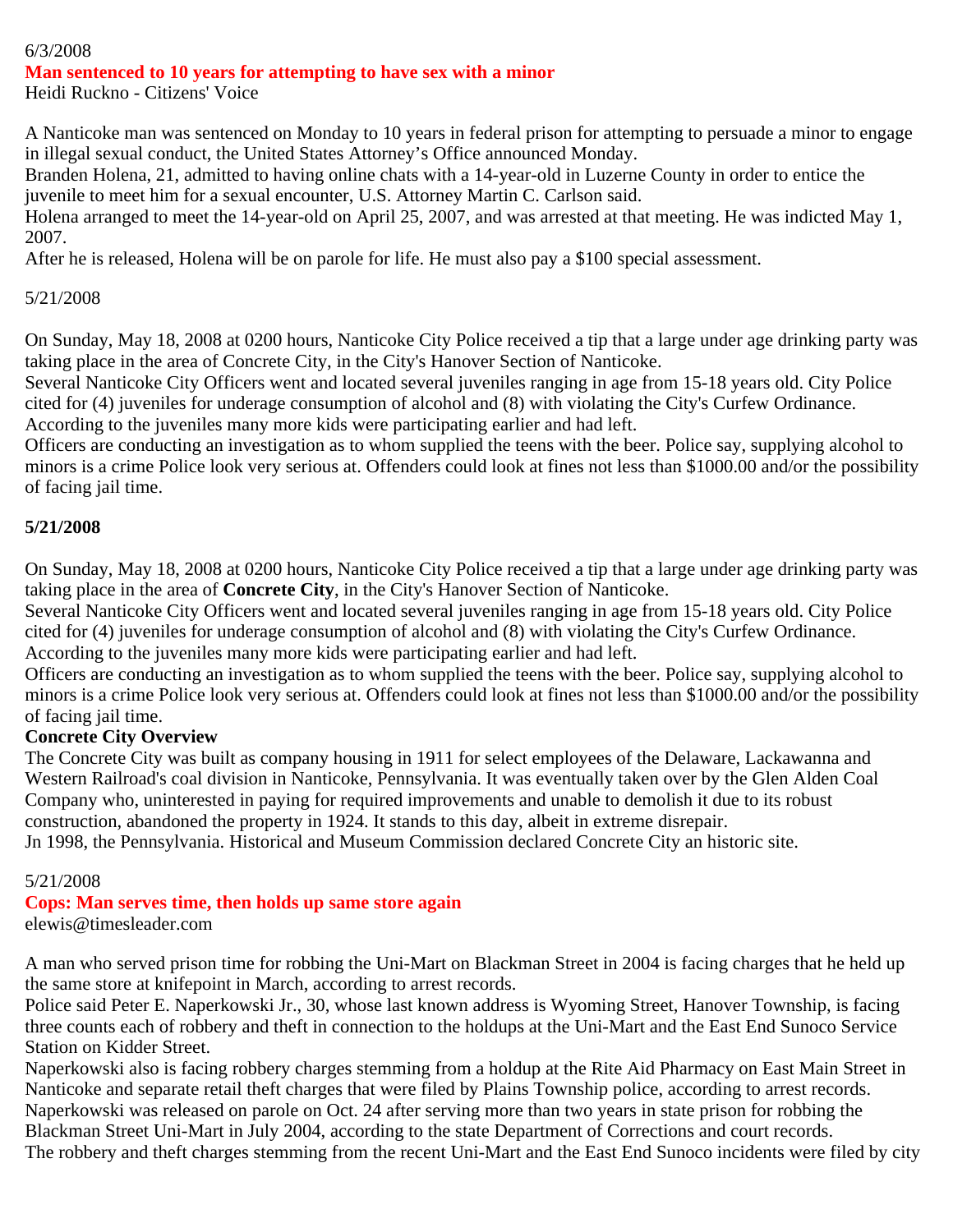6/3/2008

**Man sentenced to 10 years for attempting to have sex with a minor**

Heidi Ruckno - Citizens' Voice

A Nanticoke man was sentenced on Monday to 10 years in federal prison for attempting to persuade a minor to engage in illegal sexual conduct, the United States Attorney's Office announced Monday.

Branden Holena, 21, admitted to having online chats with a 14-year-old in Luzerne County in order to entice the juvenile to meet him for a sexual encounter, U.S. Attorney Martin C. Carlson said.

Holena arranged to meet the 14-year-old on April 25, 2007, and was arrested at that meeting. He was indicted May 1, 2007.

After he is released, Holena will be on parole for life. He must also pay a $100 special assessment.

5/21/2008

On Sunday, May 18, 2008 at 0200 hours, Nanticoke City Police received a tip that a large under age drinking party was taking place in the area of Concrete City, in the City's Hanover Section of Nanticoke.

Several Nanticoke City Officers went and located several juveniles ranging in age from 15-18 years old. City Police cited for (4) juveniles for underage consumption of alcohol and (8) with violating the City's Curfew Ordinance. According to the juveniles many more kids were participating earlier and had left.

Officers are conducting an investigation as to whom supplied the teens with the beer. Police say, supplying alcohol to minors is a crime Police look very serious at. Offenders could look at fines not less than $1000.00 and/or the possibility of facing jail time.

**5/21/2008**

On Sunday, May 18, 2008 at 0200 hours, Nanticoke City Police received a tip that a large under age drinking party was taking place in the area of **Concrete City**, in the City's Hanover Section of Nanticoke.

Several Nanticoke City Officers went and located several juveniles ranging in age from 15-18 years old. City Police cited for (4) juveniles for underage consumption of alcohol and (8) with violating the City's Curfew Ordinance. According to the juveniles many more kids were participating earlier and had left.

Officers are conducting an investigation as to whom supplied the teens with the beer. Police say, supplying alcohol to minors is a crime Police look very serious at. Offenders could look at fines not less than $1000.00 and/or the possibility of facing jail time.

**Concrete City Overview**

The Concrete City was built as company housing in 1911 for select employees of the Delaware, Lackawanna and Western Railroad's coal division in Nanticoke, Pennsylvania. It was eventually taken over by the Glen Alden Coal Company who, uninterested in paying for required improvements and unable to demolish it due to its robust construction, abandoned the property in 1924. It stands to this day, albeit in extreme disrepair.

Jn 1998, the Pennsylvania. Historical and Museum Commission declared Concrete City an historic site.

5/21/2008

**Cops: Man serves time, then holds up same store again**

elewis@timesleader.com

A man who served prison time for robbing the Uni-Mart on Blackman Street in 2004 is facing charges that he held up the same store at knifepoint in March, according to arrest records.

Police said Peter E. Naperkowski Jr., 30, whose last known address is Wyoming Street, Hanover Township, is facing three counts each of robbery and theft in connection to the holdups at the Uni-Mart and the East End Sunoco Service Station on Kidder Street.

Naperkowski also is facing robbery charges stemming from a holdup at the Rite Aid Pharmacy on East Main Street in Nanticoke and separate retail theft charges that were filed by Plains Township police, according to arrest records.

Naperkowski was released on parole on Oct. 24 after serving more than two years in state prison for robbing the Blackman Street Uni-Mart in July 2004, according to the state Department of Corrections and court records.

The robbery and theft charges stemming from the recent Uni-Mart and the East End Sunoco incidents were filed by city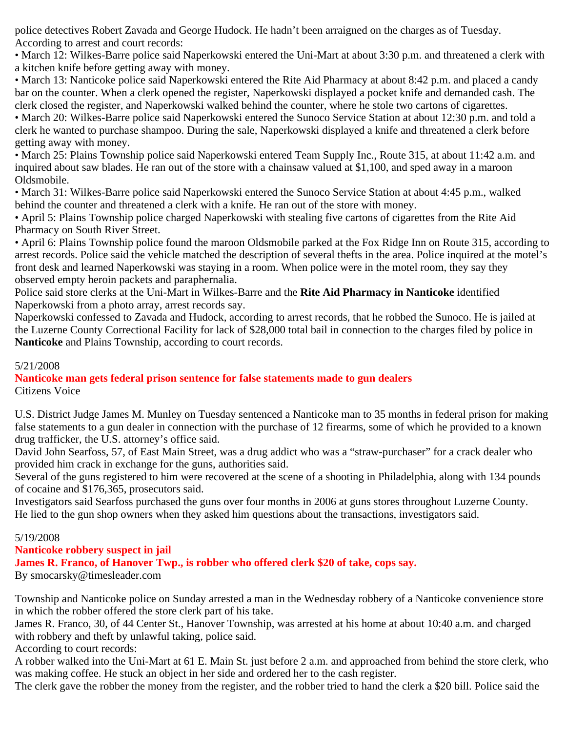police detectives Robert Zavada and George Hudock. He hadn't been arraigned on the charges as of Tuesday.
According to arrest and court records:

• March 12: Wilkes-Barre police said Naperkowski entered the Uni-Mart at about 3:30 p.m. and threatened a clerk with a kitchen knife before getting away with money.

• March 13: Nanticoke police said Naperkowski entered the Rite Aid Pharmacy at about 8:42 p.m. and placed a candy bar on the counter. When a clerk opened the register, Naperkowski displayed a pocket knife and demanded cash. The clerk closed the register, and Naperkowski walked behind the counter, where he stole two cartons of cigarettes.

• March 20: Wilkes-Barre police said Naperkowski entered the Sunoco Service Station at about 12:30 p.m. and told a clerk he wanted to purchase shampoo. During the sale, Naperkowski displayed a knife and threatened a clerk before getting away with money.

• March 25: Plains Township police said Naperkowski entered Team Supply Inc., Route 315, at about 11:42 a.m. and inquired about saw blades. He ran out of the store with a chainsaw valued at $1,100, and sped away in a maroon Oldsmobile.

• March 31: Wilkes-Barre police said Naperkowski entered the Sunoco Service Station at about 4:45 p.m., walked behind the counter and threatened a clerk with a knife. He ran out of the store with money.

• April 5: Plains Township police charged Naperkowski with stealing five cartons of cigarettes from the Rite Aid Pharmacy on South River Street.

• April 6: Plains Township police found the maroon Oldsmobile parked at the Fox Ridge Inn on Route 315, according to arrest records. Police said the vehicle matched the description of several thefts in the area. Police inquired at the motel's front desk and learned Naperkowski was staying in a room. When police were in the motel room, they say they observed empty heroin packets and paraphernalia.

Police said store clerks at the Uni-Mart in Wilkes-Barre and the **Rite Aid Pharmacy in Nanticoke** identified Naperkowski from a photo array, arrest records say.

Naperkowski confessed to Zavada and Hudock, according to arrest records, that he robbed the Sunoco. He is jailed at the Luzerne County Correctional Facility for lack of $28,000 total bail in connection to the charges filed by police in **Nanticoke** and Plains Township, according to court records.

5/21/2008

## Nanticoke man gets federal prison sentence for false statements made to gun dealers

Citizens Voice

U.S. District Judge James M. Munley on Tuesday sentenced a Nanticoke man to 35 months in federal prison for making false statements to a gun dealer in connection with the purchase of 12 firearms, some of which he provided to a known drug trafficker, the U.S. attorney's office said.

David John Searfoss, 57, of East Main Street, was a drug addict who was a "straw-purchaser" for a crack dealer who provided him crack in exchange for the guns, authorities said.

Several of the guns registered to him were recovered at the scene of a shooting in Philadelphia, along with 134 pounds of cocaine and $176,365, prosecutors said.

Investigators said Searfoss purchased the guns over four months in 2006 at guns stores throughout Luzerne County. He lied to the gun shop owners when they asked him questions about the transactions, investigators said.

5/19/2008

## Nanticoke robbery suspect in jail

### James R. Franco, of Hanover Twp., is robber who offered clerk $20 of take, cops say.

By smocarsky@timesleader.com

Township and Nanticoke police on Sunday arrested a man in the Wednesday robbery of a Nanticoke convenience store in which the robber offered the store clerk part of his take.

James R. Franco, 30, of 44 Center St., Hanover Township, was arrested at his home at about 10:40 a.m. and charged with robbery and theft by unlawful taking, police said.

According to court records:

A robber walked into the Uni-Mart at 61 E. Main St. just before 2 a.m. and approached from behind the store clerk, who was making coffee. He stuck an object in her side and ordered her to the cash register.

The clerk gave the robber the money from the register, and the robber tried to hand the clerk a $20 bill. Police said the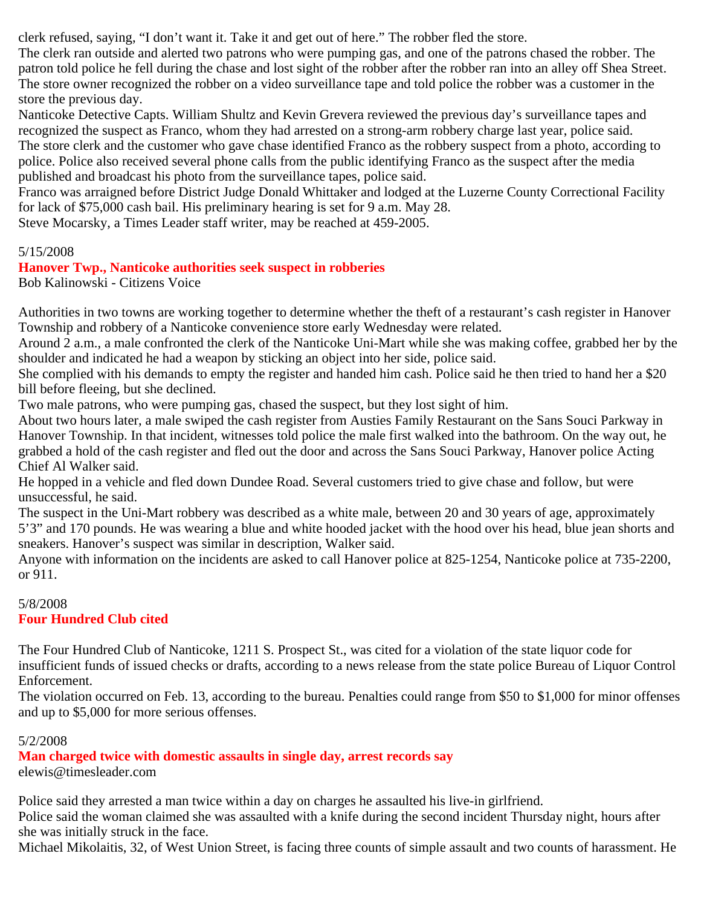clerk refused, saying, “I don’t want it. Take it and get out of here.” The robber fled the store.

The clerk ran outside and alerted two patrons who were pumping gas, and one of the patrons chased the robber. The patron told police he fell during the chase and lost sight of the robber after the robber ran into an alley off Shea Street.

The store owner recognized the robber on a video surveillance tape and told police the robber was a customer in the store the previous day.

Nanticoke Detective Capts. William Shultz and Kevin Grevera reviewed the previous day’s surveillance tapes and recognized the suspect as Franco, whom they had arrested on a strong-arm robbery charge last year, police said.

The store clerk and the customer who gave chase identified Franco as the robbery suspect from a photo, according to police. Police also received several phone calls from the public identifying Franco as the suspect after the media published and broadcast his photo from the surveillance tapes, police said.

Franco was arraigned before District Judge Donald Whittaker and lodged at the Luzerne County Correctional Facility for lack of $75,000 cash bail. His preliminary hearing is set for 9 a.m. May 28.

Steve Mocarsky, a Times Leader staff writer, may be reached at 459-2005.

5/15/2008

## Hanover Twp., Nanticoke authorities seek suspect in robberies

Bob Kalinowski - Citizens Voice

Authorities in two towns are working together to determine whether the theft of a restaurant’s cash register in Hanover Township and robbery of a Nanticoke convenience store early Wednesday were related.

Around 2 a.m., a male confronted the clerk of the Nanticoke Uni-Mart while she was making coffee, grabbed her by the shoulder and indicated he had a weapon by sticking an object into her side, police said.

She complied with his demands to empty the register and handed him cash. Police said he then tried to hand her a $20 bill before fleeing, but she declined.

Two male patrons, who were pumping gas, chased the suspect, but they lost sight of him.

About two hours later, a male swiped the cash register from Austies Family Restaurant on the Sans Souci Parkway in Hanover Township. In that incident, witnesses told police the male first walked into the bathroom. On the way out, he grabbed a hold of the cash register and fled out the door and across the Sans Souci Parkway, Hanover police Acting Chief Al Walker said.

He hopped in a vehicle and fled down Dundee Road. Several customers tried to give chase and follow, but were unsuccessful, he said.

The suspect in the Uni-Mart robbery was described as a white male, between 20 and 30 years of age, approximately 5’3” and 170 pounds. He was wearing a blue and white hooded jacket with the hood over his head, blue jean shorts and sneakers. Hanover’s suspect was similar in description, Walker said.

Anyone with information on the incidents are asked to call Hanover police at 825-1254, Nanticoke police at 735-2200, or 911.

5/8/2008

## Four Hundred Club cited

The Four Hundred Club of Nanticoke, 1211 S. Prospect St., was cited for a violation of the state liquor code for insufficient funds of issued checks or drafts, according to a news release from the state police Bureau of Liquor Control Enforcement.

The violation occurred on Feb. 13, according to the bureau. Penalties could range from $50 to $1,000 for minor offenses and up to $5,000 for more serious offenses.

5/2/2008

## Man charged twice with domestic assaults in single day, arrest records say

elewis@timesleader.com

Police said they arrested a man twice within a day on charges he assaulted his live-in girlfriend.

Police said the woman claimed she was assaulted with a knife during the second incident Thursday night, hours after she was initially struck in the face.

Michael Mikolaitis, 32, of West Union Street, is facing three counts of simple assault and two counts of harassment. He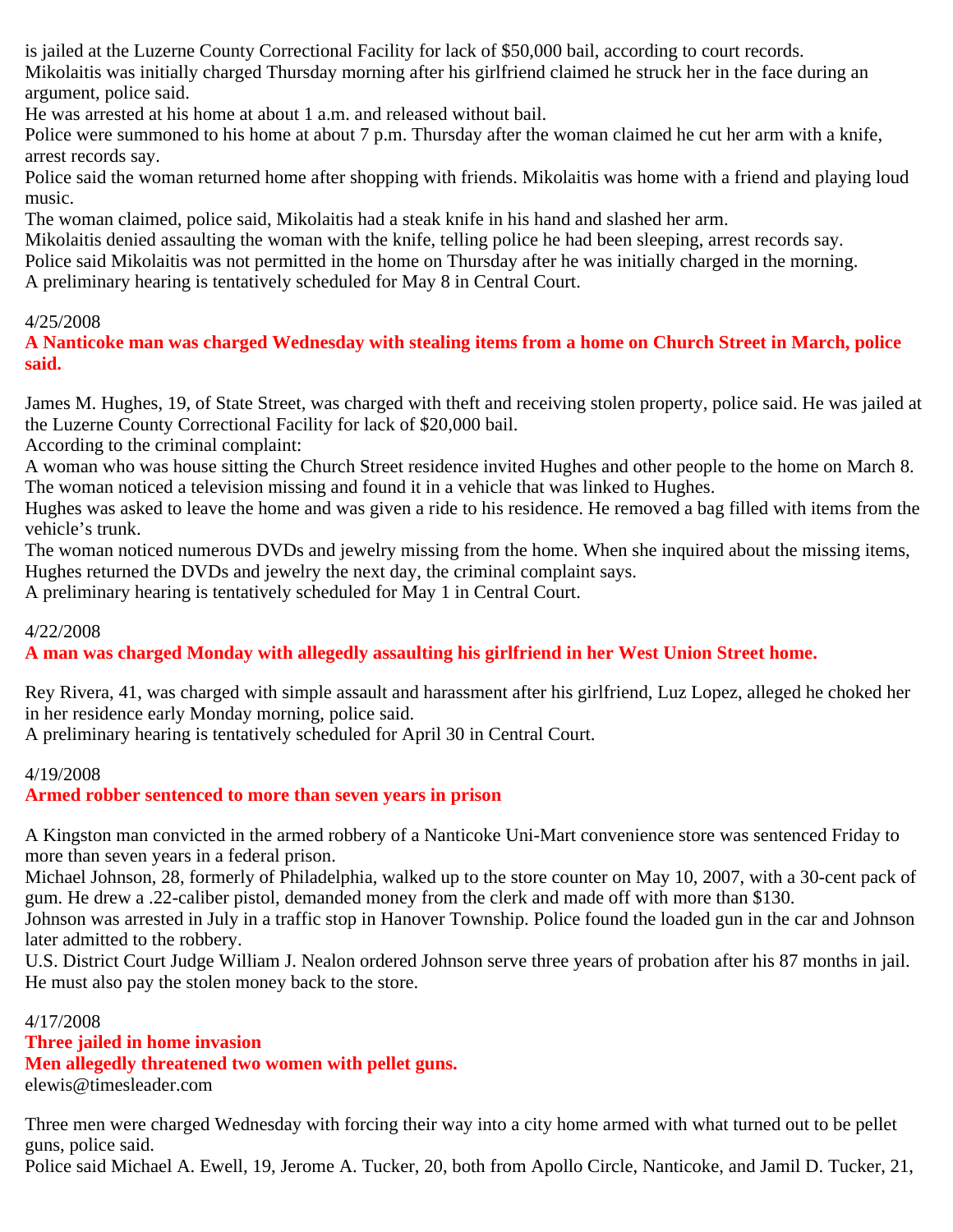is jailed at the Luzerne County Correctional Facility for lack of $50,000 bail, according to court records.
Mikolaitis was initially charged Thursday morning after his girlfriend claimed he struck her in the face during an argument, police said.
He was arrested at his home at about 1 a.m. and released without bail.
Police were summoned to his home at about 7 p.m. Thursday after the woman claimed he cut her arm with a knife, arrest records say.
Police said the woman returned home after shopping with friends. Mikolaitis was home with a friend and playing loud music.
The woman claimed, police said, Mikolaitis had a steak knife in his hand and slashed her arm.
Mikolaitis denied assaulting the woman with the knife, telling police he had been sleeping, arrest records say.
Police said Mikolaitis was not permitted in the home on Thursday after he was initially charged in the morning.
A preliminary hearing is tentatively scheduled for May 8 in Central Court.

4/25/2008

**A Nanticoke man was charged Wednesday with stealing items from a home on Church Street in March, police said.**

James M. Hughes, 19, of State Street, was charged with theft and receiving stolen property, police said. He was jailed at the Luzerne County Correctional Facility for lack of $20,000 bail.
According to the criminal complaint:
A woman who was house sitting the Church Street residence invited Hughes and other people to the home on March 8. The woman noticed a television missing and found it in a vehicle that was linked to Hughes.
Hughes was asked to leave the home and was given a ride to his residence. He removed a bag filled with items from the vehicle's trunk.
The woman noticed numerous DVDs and jewelry missing from the home. When she inquired about the missing items, Hughes returned the DVDs and jewelry the next day, the criminal complaint says.
A preliminary hearing is tentatively scheduled for May 1 in Central Court.

4/22/2008

**A man was charged Monday with allegedly assaulting his girlfriend in her West Union Street home.**

Rey Rivera, 41, was charged with simple assault and harassment after his girlfriend, Luz Lopez, alleged he choked her in her residence early Monday morning, police said.
A preliminary hearing is tentatively scheduled for April 30 in Central Court.

4/19/2008

**Armed robber sentenced to more than seven years in prison**

A Kingston man convicted in the armed robbery of a Nanticoke Uni-Mart convenience store was sentenced Friday to more than seven years in a federal prison.
Michael Johnson, 28, formerly of Philadelphia, walked up to the store counter on May 10, 2007, with a 30-cent pack of gum. He drew a .22-caliber pistol, demanded money from the clerk and made off with more than $130.
Johnson was arrested in July in a traffic stop in Hanover Township. Police found the loaded gun in the car and Johnson later admitted to the robbery.
U.S. District Court Judge William J. Nealon ordered Johnson serve three years of probation after his 87 months in jail. He must also pay the stolen money back to the store.

4/17/2008

**Three jailed in home invasion**

**Men allegedly threatened two women with pellet guns.**

elewis@timesleader.com

Three men were charged Wednesday with forcing their way into a city home armed with what turned out to be pellet guns, police said.
Police said Michael A. Ewell, 19, Jerome A. Tucker, 20, both from Apollo Circle, Nanticoke, and Jamil D. Tucker, 21,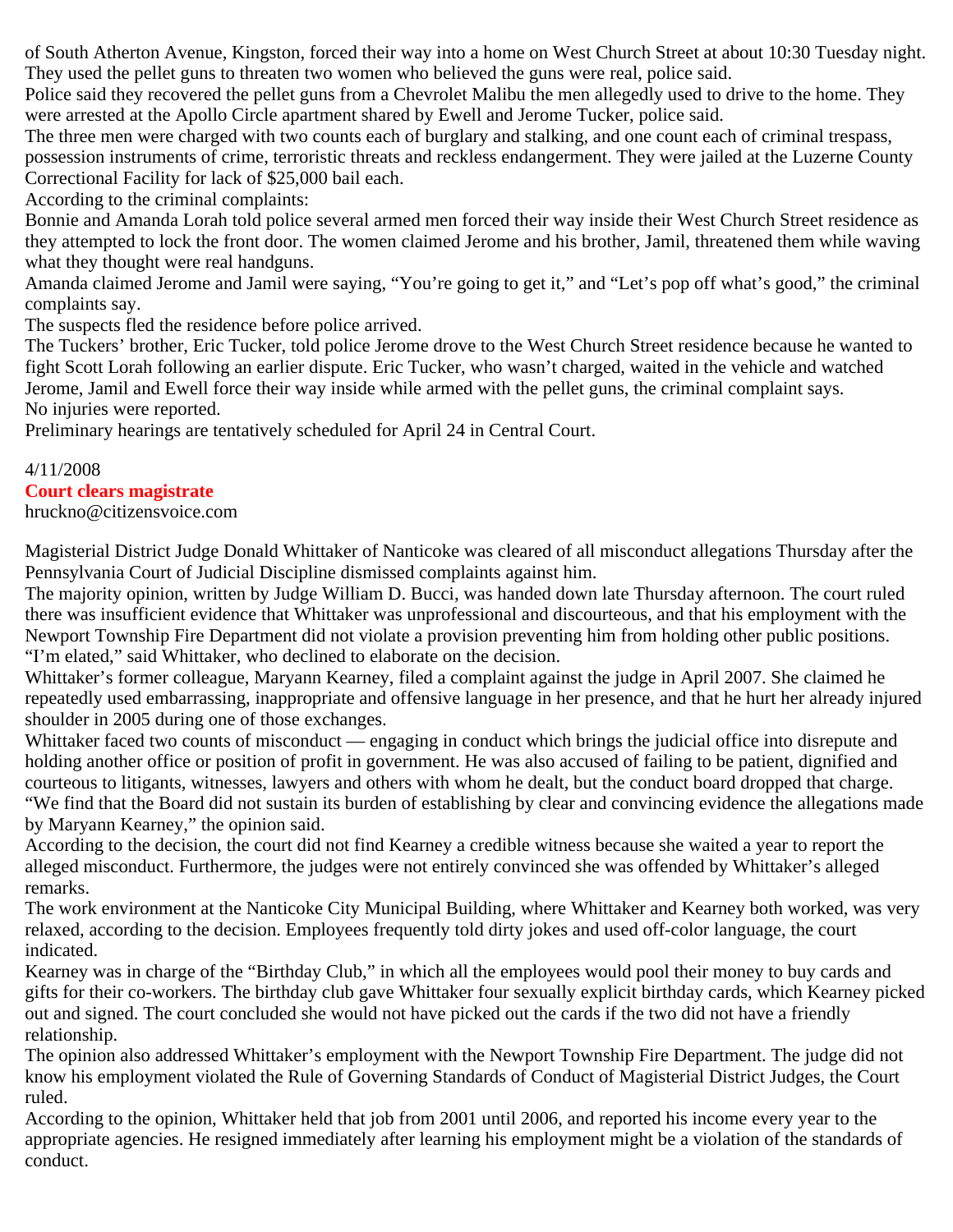of South Atherton Avenue, Kingston, forced their way into a home on West Church Street at about 10:30 Tuesday night. They used the pellet guns to threaten two women who believed the guns were real, police said.

Police said they recovered the pellet guns from a Chevrolet Malibu the men allegedly used to drive to the home. They were arrested at the Apollo Circle apartment shared by Ewell and Jerome Tucker, police said.

The three men were charged with two counts each of burglary and stalking, and one count each of criminal trespass, possession instruments of crime, terroristic threats and reckless endangerment. They were jailed at the Luzerne County Correctional Facility for lack of $25,000 bail each.

According to the criminal complaints:

Bonnie and Amanda Lorah told police several armed men forced their way inside their West Church Street residence as they attempted to lock the front door. The women claimed Jerome and his brother, Jamil, threatened them while waving what they thought were real handguns.

Amanda claimed Jerome and Jamil were saying, "You're going to get it," and "Let's pop off what's good," the criminal complaints say.

The suspects fled the residence before police arrived.

The Tuckers' brother, Eric Tucker, told police Jerome drove to the West Church Street residence because he wanted to fight Scott Lorah following an earlier dispute. Eric Tucker, who wasn't charged, waited in the vehicle and watched Jerome, Jamil and Ewell force their way inside while armed with the pellet guns, the criminal complaint says.

No injuries were reported.

Preliminary hearings are tentatively scheduled for April 24 in Central Court.

4/11/2008

**Court clears magistrate**

hruckno@citizensvoice.com

Magisterial District Judge Donald Whittaker of Nanticoke was cleared of all misconduct allegations Thursday after the Pennsylvania Court of Judicial Discipline dismissed complaints against him.

The majority opinion, written by Judge William D. Bucci, was handed down late Thursday afternoon. The court ruled there was insufficient evidence that Whittaker was unprofessional and discourteous, and that his employment with the Newport Township Fire Department did not violate a provision preventing him from holding other public positions.

"I'm elated," said Whittaker, who declined to elaborate on the decision.

Whittaker's former colleague, Maryann Kearney, filed a complaint against the judge in April 2007. She claimed he repeatedly used embarrassing, inappropriate and offensive language in her presence, and that he hurt her already injured shoulder in 2005 during one of those exchanges.

Whittaker faced two counts of misconduct — engaging in conduct which brings the judicial office into disrepute and holding another office or position of profit in government. He was also accused of failing to be patient, dignified and courteous to litigants, witnesses, lawyers and others with whom he dealt, but the conduct board dropped that charge.

"We find that the Board did not sustain its burden of establishing by clear and convincing evidence the allegations made by Maryann Kearney," the opinion said.

According to the decision, the court did not find Kearney a credible witness because she waited a year to report the alleged misconduct. Furthermore, the judges were not entirely convinced she was offended by Whittaker's alleged remarks.

The work environment at the Nanticoke City Municipal Building, where Whittaker and Kearney both worked, was very relaxed, according to the decision. Employees frequently told dirty jokes and used off-color language, the court indicated.

Kearney was in charge of the "Birthday Club," in which all the employees would pool their money to buy cards and gifts for their co-workers. The birthday club gave Whittaker four sexually explicit birthday cards, which Kearney picked out and signed. The court concluded she would not have picked out the cards if the two did not have a friendly relationship.

The opinion also addressed Whittaker's employment with the Newport Township Fire Department. The judge did not know his employment violated the Rule of Governing Standards of Conduct of Magisterial District Judges, the Court ruled.

According to the opinion, Whittaker held that job from 2001 until 2006, and reported his income every year to the appropriate agencies. He resigned immediately after learning his employment might be a violation of the standards of conduct.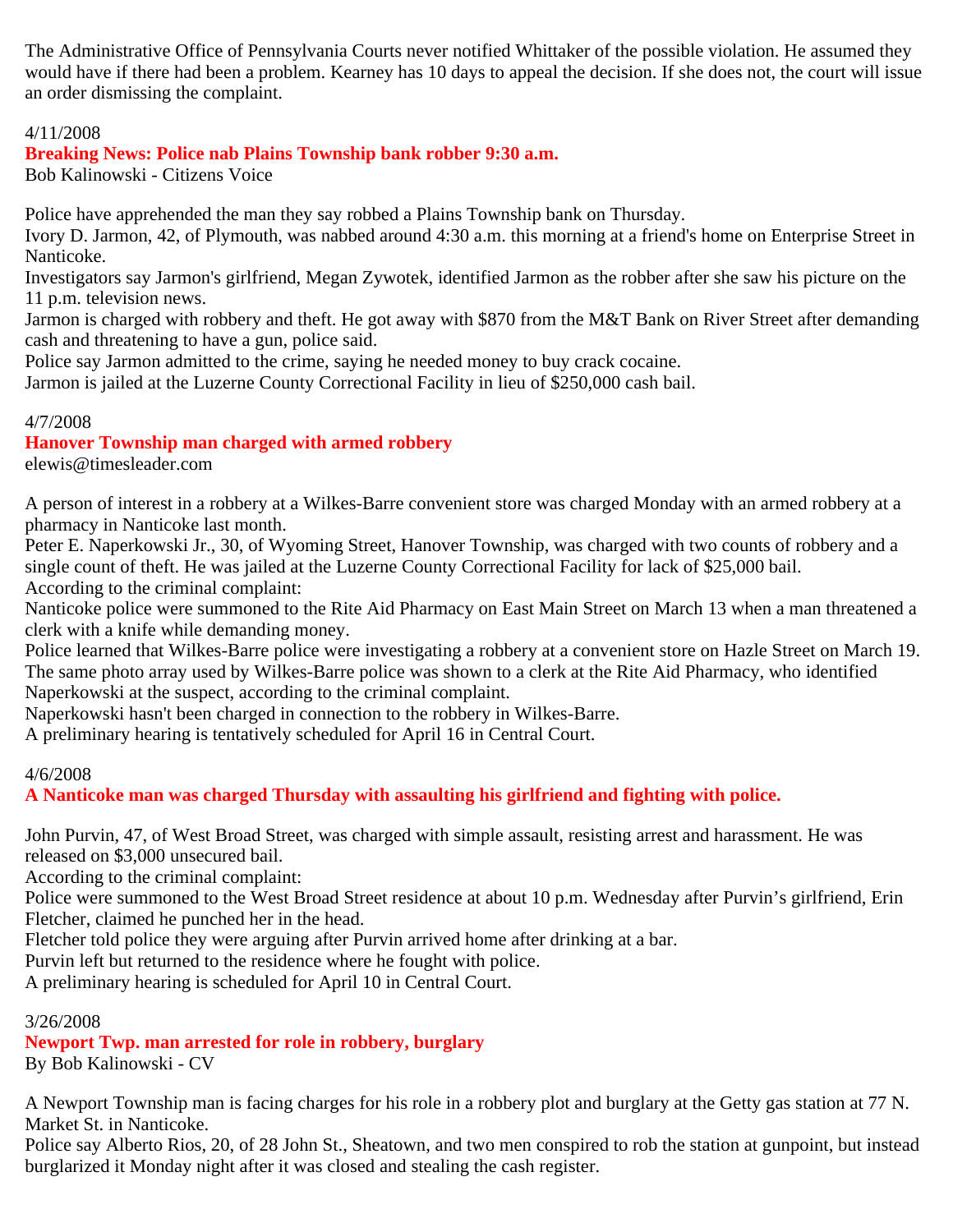The Administrative Office of Pennsylvania Courts never notified Whittaker of the possible violation. He assumed they would have if there had been a problem. Kearney has 10 days to appeal the decision. If she does not, the court will issue an order dismissing the complaint.

4/11/2008

**Breaking News: Police nab Plains Township bank robber 9:30 a.m.**

Bob Kalinowski - Citizens Voice

Police have apprehended the man they say robbed a Plains Township bank on Thursday.
Ivory D. Jarmon, 42, of Plymouth, was nabbed around 4:30 a.m. this morning at a friend's home on Enterprise Street in Nanticoke.
Investigators say Jarmon's girlfriend, Megan Zywotek, identified Jarmon as the robber after she saw his picture on the 11 p.m. television news.
Jarmon is charged with robbery and theft. He got away with $870 from the M&T Bank on River Street after demanding cash and threatening to have a gun, police said.
Police say Jarmon admitted to the crime, saying he needed money to buy crack cocaine.
Jarmon is jailed at the Luzerne County Correctional Facility in lieu of $250,000 cash bail.

4/7/2008

**Hanover Township man charged with armed robbery**

elewis@timesleader.com

A person of interest in a robbery at a Wilkes-Barre convenient store was charged Monday with an armed robbery at a pharmacy in Nanticoke last month.
Peter E. Naperkowski Jr., 30, of Wyoming Street, Hanover Township, was charged with two counts of robbery and a single count of theft. He was jailed at the Luzerne County Correctional Facility for lack of $25,000 bail.
According to the criminal complaint:
Nanticoke police were summoned to the Rite Aid Pharmacy on East Main Street on March 13 when a man threatened a clerk with a knife while demanding money.
Police learned that Wilkes-Barre police were investigating a robbery at a convenient store on Hazle Street on March 19. The same photo array used by Wilkes-Barre police was shown to a clerk at the Rite Aid Pharmacy, who identified Naperkowski at the suspect, according to the criminal complaint.
Naperkowski hasn't been charged in connection to the robbery in Wilkes-Barre.
A preliminary hearing is tentatively scheduled for April 16 in Central Court.

4/6/2008

**A Nanticoke man was charged Thursday with assaulting his girlfriend and fighting with police.**

John Purvin, 47, of West Broad Street, was charged with simple assault, resisting arrest and harassment. He was released on $3,000 unsecured bail.
According to the criminal complaint:
Police were summoned to the West Broad Street residence at about 10 p.m. Wednesday after Purvin's girlfriend, Erin Fletcher, claimed he punched her in the head.
Fletcher told police they were arguing after Purvin arrived home after drinking at a bar.
Purvin left but returned to the residence where he fought with police.
A preliminary hearing is scheduled for April 10 in Central Court.

3/26/2008

**Newport Twp. man arrested for role in robbery, burglary**

By Bob Kalinowski - CV

A Newport Township man is facing charges for his role in a robbery plot and burglary at the Getty gas station at 77 N. Market St. in Nanticoke.
Police say Alberto Rios, 20, of 28 John St., Sheatown, and two men conspired to rob the station at gunpoint, but instead burglarized it Monday night after it was closed and stealing the cash register.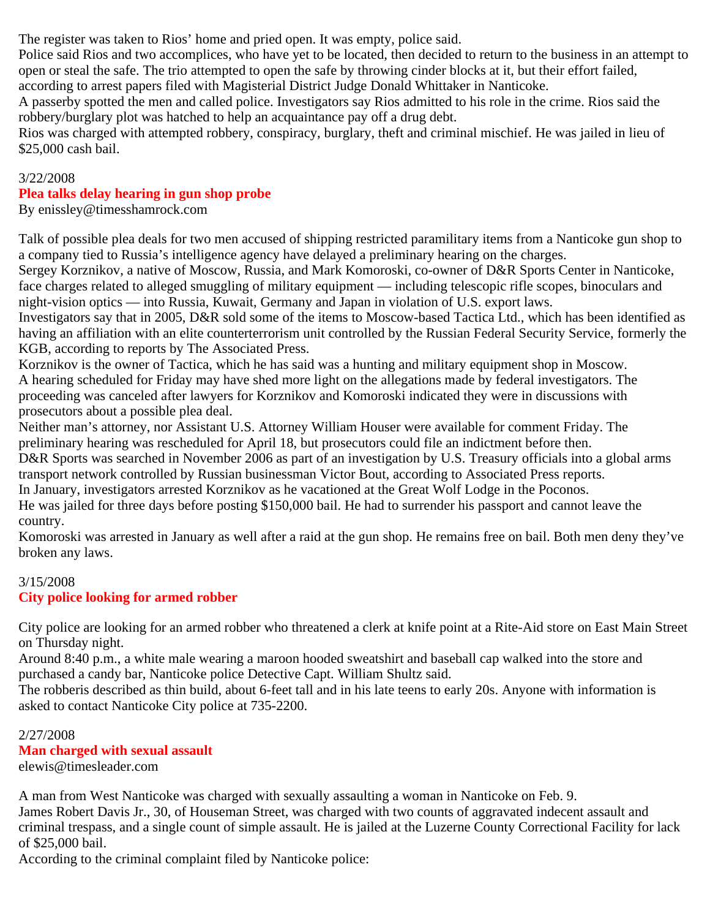The register was taken to Rios' home and pried open. It was empty, police said.

Police said Rios and two accomplices, who have yet to be located, then decided to return to the business in an attempt to open or steal the safe. The trio attempted to open the safe by throwing cinder blocks at it, but their effort failed, according to arrest papers filed with Magisterial District Judge Donald Whittaker in Nanticoke.

A passerby spotted the men and called police. Investigators say Rios admitted to his role in the crime. Rios said the robbery/burglary plot was hatched to help an acquaintance pay off a drug debt.

Rios was charged with attempted robbery, conspiracy, burglary, theft and criminal mischief. He was jailed in lieu of $25,000 cash bail.

3/22/2008

**Plea talks delay hearing in gun shop probe**

By enissley@timesshamrock.com

Talk of possible plea deals for two men accused of shipping restricted paramilitary items from a Nanticoke gun shop to a company tied to Russia's intelligence agency have delayed a preliminary hearing on the charges.

Sergey Korznikov, a native of Moscow, Russia, and Mark Komoroski, co-owner of D&R Sports Center in Nanticoke, face charges related to alleged smuggling of military equipment — including telescopic rifle scopes, binoculars and night-vision optics — into Russia, Kuwait, Germany and Japan in violation of U.S. export laws.

Investigators say that in 2005, D&R sold some of the items to Moscow-based Tactica Ltd., which has been identified as having an affiliation with an elite counterterrorism unit controlled by the Russian Federal Security Service, formerly the KGB, according to reports by The Associated Press.

Korznikov is the owner of Tactica, which he has said was a hunting and military equipment shop in Moscow.

A hearing scheduled for Friday may have shed more light on the allegations made by federal investigators. The proceeding was canceled after lawyers for Korznikov and Komoroski indicated they were in discussions with prosecutors about a possible plea deal.

Neither man's attorney, nor Assistant U.S. Attorney William Houser were available for comment Friday. The preliminary hearing was rescheduled for April 18, but prosecutors could file an indictment before then.

D&R Sports was searched in November 2006 as part of an investigation by U.S. Treasury officials into a global arms transport network controlled by Russian businessman Victor Bout, according to Associated Press reports.

In January, investigators arrested Korznikov as he vacationed at the Great Wolf Lodge in the Poconos.

He was jailed for three days before posting $150,000 bail. He had to surrender his passport and cannot leave the country.

Komoroski was arrested in January as well after a raid at the gun shop. He remains free on bail. Both men deny they've broken any laws.

3/15/2008

**City police looking for armed robber**

City police are looking for an armed robber who threatened a clerk at knife point at a Rite-Aid store on East Main Street on Thursday night.

Around 8:40 p.m., a white male wearing a maroon hooded sweatshirt and baseball cap walked into the store and purchased a candy bar, Nanticoke police Detective Capt. William Shultz said.

The robberis described as thin build, about 6-feet tall and in his late teens to early 20s. Anyone with information is asked to contact Nanticoke City police at 735-2200.

2/27/2008

**Man charged with sexual assault**

elewis@timesleader.com

A man from West Nanticoke was charged with sexually assaulting a woman in Nanticoke on Feb. 9.

James Robert Davis Jr., 30, of Houseman Street, was charged with two counts of aggravated indecent assault and criminal trespass, and a single count of simple assault. He is jailed at the Luzerne County Correctional Facility for lack of $25,000 bail.

According to the criminal complaint filed by Nanticoke police: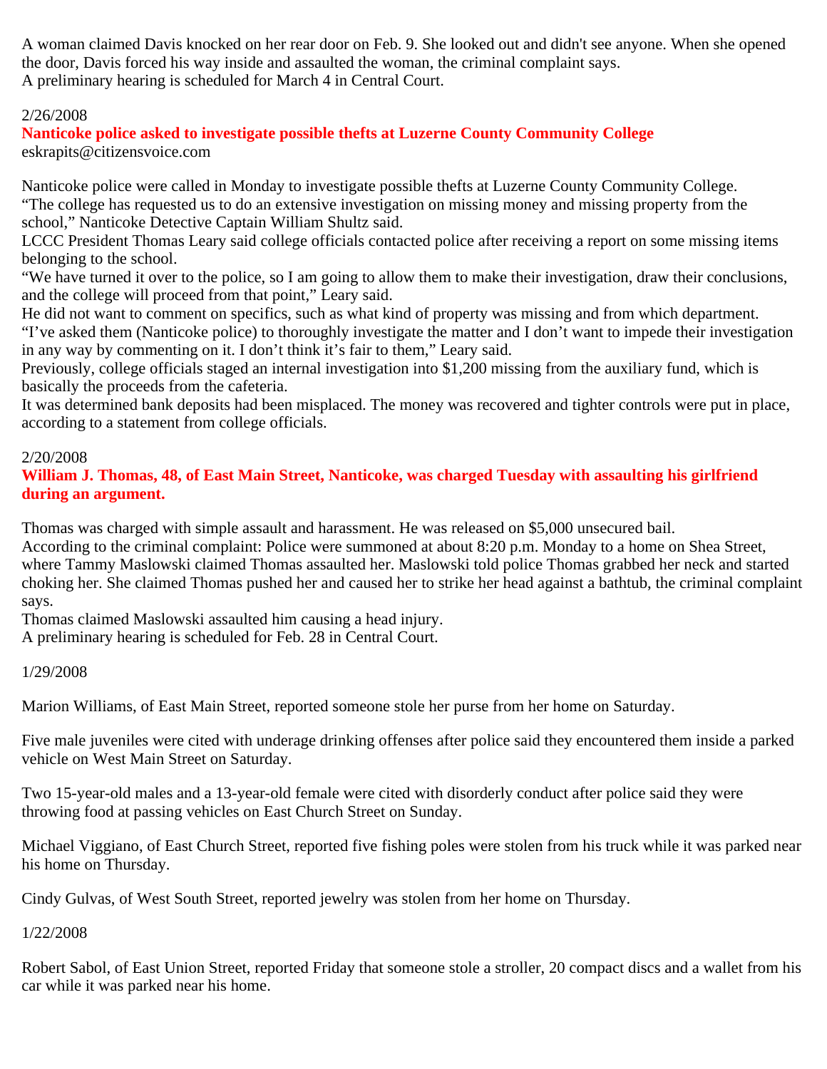A woman claimed Davis knocked on her rear door on Feb. 9. She looked out and didn't see anyone. When she opened the door, Davis forced his way inside and assaulted the woman, the criminal complaint says.
A preliminary hearing is scheduled for March 4 in Central Court.

2/26/2008

**Nanticoke police asked to investigate possible thefts at Luzerne County Community College**
eskrapits@citizensvoice.com

Nanticoke police were called in Monday to investigate possible thefts at Luzerne County Community College.
"The college has requested us to do an extensive investigation on missing money and missing property from the school," Nanticoke Detective Captain William Shultz said.
LCCC President Thomas Leary said college officials contacted police after receiving a report on some missing items belonging to the school.
"We have turned it over to the police, so I am going to allow them to make their investigation, draw their conclusions, and the college will proceed from that point," Leary said.
He did not want to comment on specifics, such as what kind of property was missing and from which department.
"I've asked them (Nanticoke police) to thoroughly investigate the matter and I don't want to impede their investigation in any way by commenting on it. I don't think it's fair to them," Leary said.
Previously, college officials staged an internal investigation into $1,200 missing from the auxiliary fund, which is basically the proceeds from the cafeteria.
It was determined bank deposits had been misplaced. The money was recovered and tighter controls were put in place, according to a statement from college officials.

2/20/2008

**William J. Thomas, 48, of East Main Street, Nanticoke, was charged Tuesday with assaulting his girlfriend during an argument.**

Thomas was charged with simple assault and harassment. He was released on $5,000 unsecured bail.
According to the criminal complaint: Police were summoned at about 8:20 p.m. Monday to a home on Shea Street, where Tammy Maslowski claimed Thomas assaulted her. Maslowski told police Thomas grabbed her neck and started choking her. She claimed Thomas pushed her and caused her to strike her head against a bathtub, the criminal complaint says.
Thomas claimed Maslowski assaulted him causing a head injury.
A preliminary hearing is scheduled for Feb. 28 in Central Court.

1/29/2008

Marion Williams, of East Main Street, reported someone stole her purse from her home on Saturday.

Five male juveniles were cited with underage drinking offenses after police said they encountered them inside a parked vehicle on West Main Street on Saturday.

Two 15-year-old males and a 13-year-old female were cited with disorderly conduct after police said they were throwing food at passing vehicles on East Church Street on Sunday.

Michael Viggiano, of East Church Street, reported five fishing poles were stolen from his truck while it was parked near his home on Thursday.

Cindy Gulvas, of West South Street, reported jewelry was stolen from her home on Thursday.

1/22/2008

Robert Sabol, of East Union Street, reported Friday that someone stole a stroller, 20 compact discs and a wallet from his car while it was parked near his home.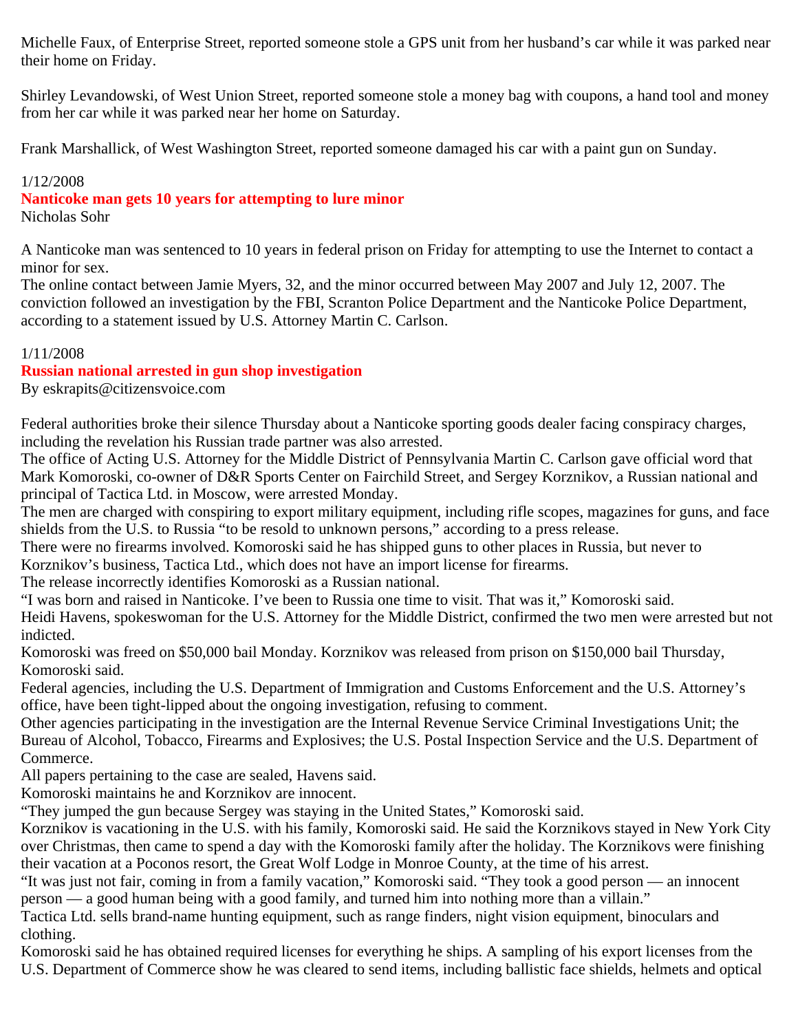Michelle Faux, of Enterprise Street, reported someone stole a GPS unit from her husband's car while it was parked near their home on Friday.

Shirley Levandowski, of West Union Street, reported someone stole a money bag with coupons, a hand tool and money from her car while it was parked near her home on Saturday.

Frank Marshallick, of West Washington Street, reported someone damaged his car with a paint gun on Sunday.

1/12/2008

## Nanticoke man gets 10 years for attempting to lure minor

Nicholas Sohr

A Nanticoke man was sentenced to 10 years in federal prison on Friday for attempting to use the Internet to contact a minor for sex.

The online contact between Jamie Myers, 32, and the minor occurred between May 2007 and July 12, 2007. The conviction followed an investigation by the FBI, Scranton Police Department and the Nanticoke Police Department, according to a statement issued by U.S. Attorney Martin C. Carlson.

1/11/2008

## Russian national arrested in gun shop investigation

By eskrapits@citizensvoice.com

Federal authorities broke their silence Thursday about a Nanticoke sporting goods dealer facing conspiracy charges, including the revelation his Russian trade partner was also arrested.

The office of Acting U.S. Attorney for the Middle District of Pennsylvania Martin C. Carlson gave official word that Mark Komoroski, co-owner of D&R Sports Center on Fairchild Street, and Sergey Korznikov, a Russian national and principal of Tactica Ltd. in Moscow, were arrested Monday.

The men are charged with conspiring to export military equipment, including rifle scopes, magazines for guns, and face shields from the U.S. to Russia "to be resold to unknown persons," according to a press release.

There were no firearms involved. Komoroski said he has shipped guns to other places in Russia, but never to Korznikov's business, Tactica Ltd., which does not have an import license for firearms.

The release incorrectly identifies Komoroski as a Russian national.

"I was born and raised in Nanticoke. I've been to Russia one time to visit. That was it," Komoroski said.

Heidi Havens, spokeswoman for the U.S. Attorney for the Middle District, confirmed the two men were arrested but not indicted.

Komoroski was freed on $50,000 bail Monday. Korznikov was released from prison on $150,000 bail Thursday, Komoroski said.

Federal agencies, including the U.S. Department of Immigration and Customs Enforcement and the U.S. Attorney's office, have been tight-lipped about the ongoing investigation, refusing to comment.

Other agencies participating in the investigation are the Internal Revenue Service Criminal Investigations Unit; the Bureau of Alcohol, Tobacco, Firearms and Explosives; the U.S. Postal Inspection Service and the U.S. Department of Commerce.

All papers pertaining to the case are sealed, Havens said.

Komoroski maintains he and Korznikov are innocent.

"They jumped the gun because Sergey was staying in the United States," Komoroski said.

Korznikov is vacationing in the U.S. with his family, Komoroski said. He said the Korznikovs stayed in New York City over Christmas, then came to spend a day with the Komoroski family after the holiday. The Korznikovs were finishing their vacation at a Poconos resort, the Great Wolf Lodge in Monroe County, at the time of his arrest.

"It was just not fair, coming in from a family vacation," Komoroski said. "They took a good person — an innocent person — a good human being with a good family, and turned him into nothing more than a villain."

Tactica Ltd. sells brand-name hunting equipment, such as range finders, night vision equipment, binoculars and clothing.

Komoroski said he has obtained required licenses for everything he ships. A sampling of his export licenses from the U.S. Department of Commerce show he was cleared to send items, including ballistic face shields, helmets and optical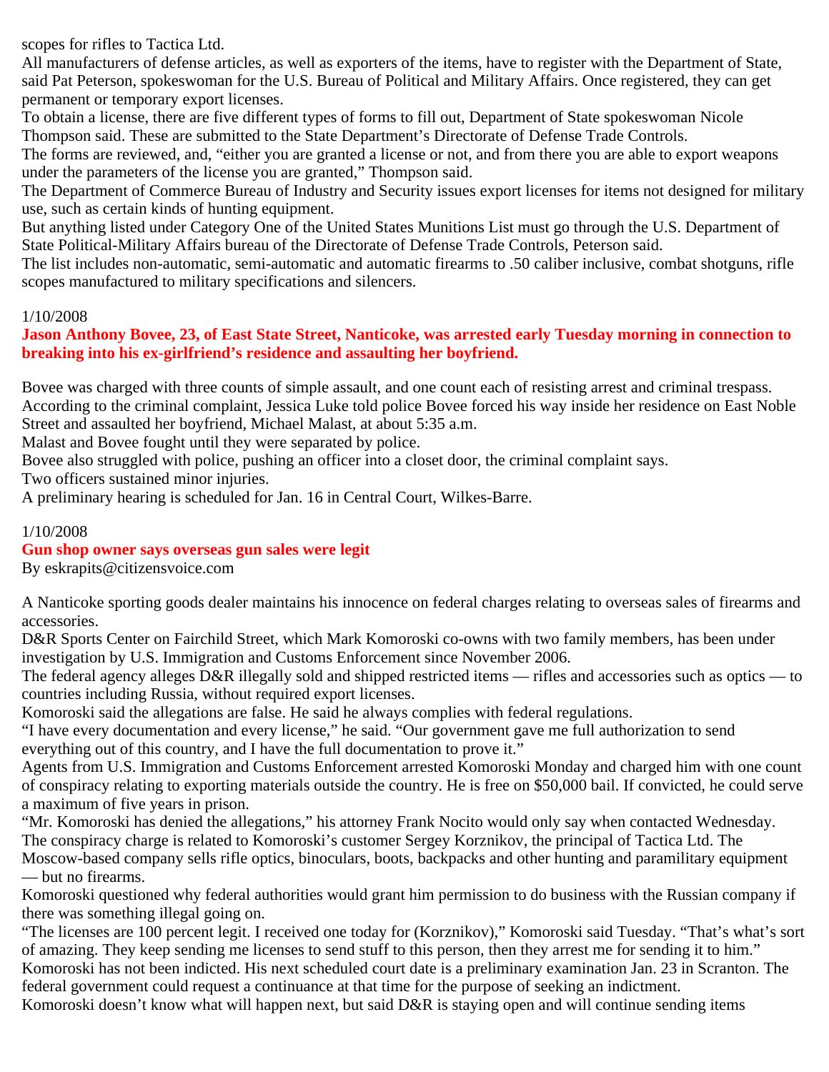scopes for rifles to Tactica Ltd.

All manufacturers of defense articles, as well as exporters of the items, have to register with the Department of State, said Pat Peterson, spokeswoman for the U.S. Bureau of Political and Military Affairs. Once registered, they can get permanent or temporary export licenses.

To obtain a license, there are five different types of forms to fill out, Department of State spokeswoman Nicole Thompson said. These are submitted to the State Department's Directorate of Defense Trade Controls.

The forms are reviewed, and, "either you are granted a license or not, and from there you are able to export weapons under the parameters of the license you are granted," Thompson said.

The Department of Commerce Bureau of Industry and Security issues export licenses for items not designed for military use, such as certain kinds of hunting equipment.

But anything listed under Category One of the United States Munitions List must go through the U.S. Department of State Political-Military Affairs bureau of the Directorate of Defense Trade Controls, Peterson said.

The list includes non-automatic, semi-automatic and automatic firearms to .50 caliber inclusive, combat shotguns, rifle scopes manufactured to military specifications and silencers.

1/10/2008

**Jason Anthony Bovee, 23, of East State Street, Nanticoke, was arrested early Tuesday morning in connection to breaking into his ex-girlfriend's residence and assaulting her boyfriend.**

Bovee was charged with three counts of simple assault, and one count each of resisting arrest and criminal trespass.

According to the criminal complaint, Jessica Luke told police Bovee forced his way inside her residence on East Noble Street and assaulted her boyfriend, Michael Malast, at about 5:35 a.m.

Malast and Bovee fought until they were separated by police.

Bovee also struggled with police, pushing an officer into a closet door, the criminal complaint says.

Two officers sustained minor injuries.

A preliminary hearing is scheduled for Jan. 16 in Central Court, Wilkes-Barre.

1/10/2008

**Gun shop owner says overseas gun sales were legit**

By eskrapits@citizensvoice.com

A Nanticoke sporting goods dealer maintains his innocence on federal charges relating to overseas sales of firearms and accessories.

D&R Sports Center on Fairchild Street, which Mark Komoroski co-owns with two family members, has been under investigation by U.S. Immigration and Customs Enforcement since November 2006.

The federal agency alleges D&R illegally sold and shipped restricted items — rifles and accessories such as optics — to countries including Russia, without required export licenses.

Komoroski said the allegations are false. He said he always complies with federal regulations.

"I have every documentation and every license," he said. "Our government gave me full authorization to send everything out of this country, and I have the full documentation to prove it."

Agents from U.S. Immigration and Customs Enforcement arrested Komoroski Monday and charged him with one count of conspiracy relating to exporting materials outside the country. He is free on $50,000 bail. If convicted, he could serve a maximum of five years in prison.

"Mr. Komoroski has denied the allegations," his attorney Frank Nocito would only say when contacted Wednesday.

The conspiracy charge is related to Komoroski's customer Sergey Korznikov, the principal of Tactica Ltd. The Moscow-based company sells rifle optics, binoculars, boots, backpacks and other hunting and paramilitary equipment — but no firearms.

Komoroski questioned why federal authorities would grant him permission to do business with the Russian company if there was something illegal going on.

"The licenses are 100 percent legit. I received one today for (Korznikov)," Komoroski said Tuesday. "That's what's sort of amazing. They keep sending me licenses to send stuff to this person, then they arrest me for sending it to him."

Komoroski has not been indicted. His next scheduled court date is a preliminary examination Jan. 23 in Scranton. The federal government could request a continuance at that time for the purpose of seeking an indictment.

Komoroski doesn't know what will happen next, but said D&R is staying open and will continue sending items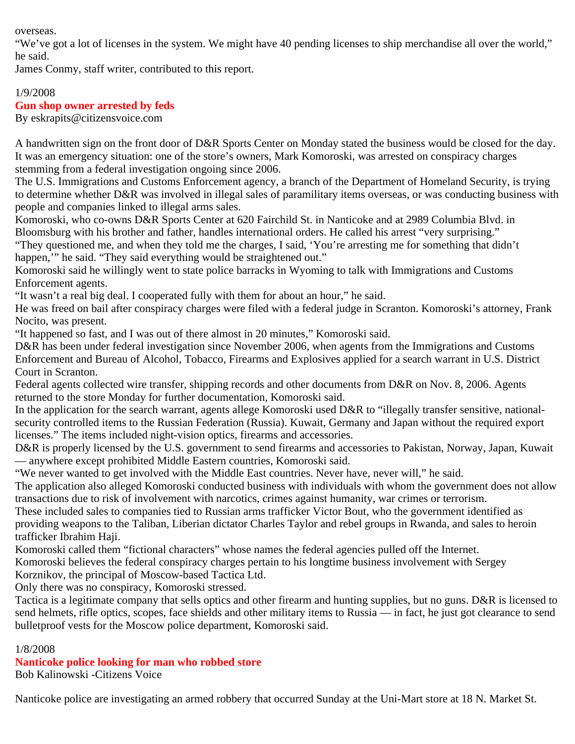overseas.

"We've got a lot of licenses in the system. We might have 40 pending licenses to ship merchandise all over the world," he said.

James Conmy, staff writer, contributed to this report.

1/9/2008

## Gun shop owner arrested by feds

By eskrapits@citizensvoice.com

A handwritten sign on the front door of D&R Sports Center on Monday stated the business would be closed for the day. It was an emergency situation: one of the store's owners, Mark Komoroski, was arrested on conspiracy charges stemming from a federal investigation ongoing since 2006.

The U.S. Immigrations and Customs Enforcement agency, a branch of the Department of Homeland Security, is trying to determine whether D&R was involved in illegal sales of paramilitary items overseas, or was conducting business with people and companies linked to illegal arms sales.

Komoroski, who co-owns D&R Sports Center at 620 Fairchild St. in Nanticoke and at 2989 Columbia Blvd. in Bloomsburg with his brother and father, handles international orders. He called his arrest "very surprising."

"They questioned me, and when they told me the charges, I said, 'You're arresting me for something that didn't happen,'" he said. "They said everything would be straightened out."

Komoroski said he willingly went to state police barracks in Wyoming to talk with Immigrations and Customs Enforcement agents.

"It wasn't a real big deal. I cooperated fully with them for about an hour," he said.

He was freed on bail after conspiracy charges were filed with a federal judge in Scranton. Komoroski's attorney, Frank Nocito, was present.

"It happened so fast, and I was out of there almost in 20 minutes," Komoroski said.

D&R has been under federal investigation since November 2006, when agents from the Immigrations and Customs Enforcement and Bureau of Alcohol, Tobacco, Firearms and Explosives applied for a search warrant in U.S. District Court in Scranton.

Federal agents collected wire transfer, shipping records and other documents from D&R on Nov. 8, 2006. Agents returned to the store Monday for further documentation, Komoroski said.

In the application for the search warrant, agents allege Komoroski used D&R to "illegally transfer sensitive, national-security controlled items to the Russian Federation (Russia). Kuwait, Germany and Japan without the required export licenses." The items included night-vision optics, firearms and accessories.

D&R is properly licensed by the U.S. government to send firearms and accessories to Pakistan, Norway, Japan, Kuwait — anywhere except prohibited Middle Eastern countries, Komoroski said.

"We never wanted to get involved with the Middle East countries. Never have, never will," he said.

The application also alleged Komoroski conducted business with individuals with whom the government does not allow transactions due to risk of involvement with narcotics, crimes against humanity, war crimes or terrorism.

These included sales to companies tied to Russian arms trafficker Victor Bout, who the government identified as providing weapons to the Taliban, Liberian dictator Charles Taylor and rebel groups in Rwanda, and sales to heroin trafficker Ibrahim Haji.

Komoroski called them "fictional characters" whose names the federal agencies pulled off the Internet.

Komoroski believes the federal conspiracy charges pertain to his longtime business involvement with Sergey Korznikov, the principal of Moscow-based Tactica Ltd.

Only there was no conspiracy, Komoroski stressed.

Tactica is a legitimate company that sells optics and other firearm and hunting supplies, but no guns. D&R is licensed to send helmets, rifle optics, scopes, face shields and other military items to Russia — in fact, he just got clearance to send bulletproof vests for the Moscow police department, Komoroski said.

1/8/2008

## Nanticoke police looking for man who robbed store

Bob Kalinowski -Citizens Voice

Nanticoke police are investigating an armed robbery that occurred Sunday at the Uni-Mart store at 18 N. Market St.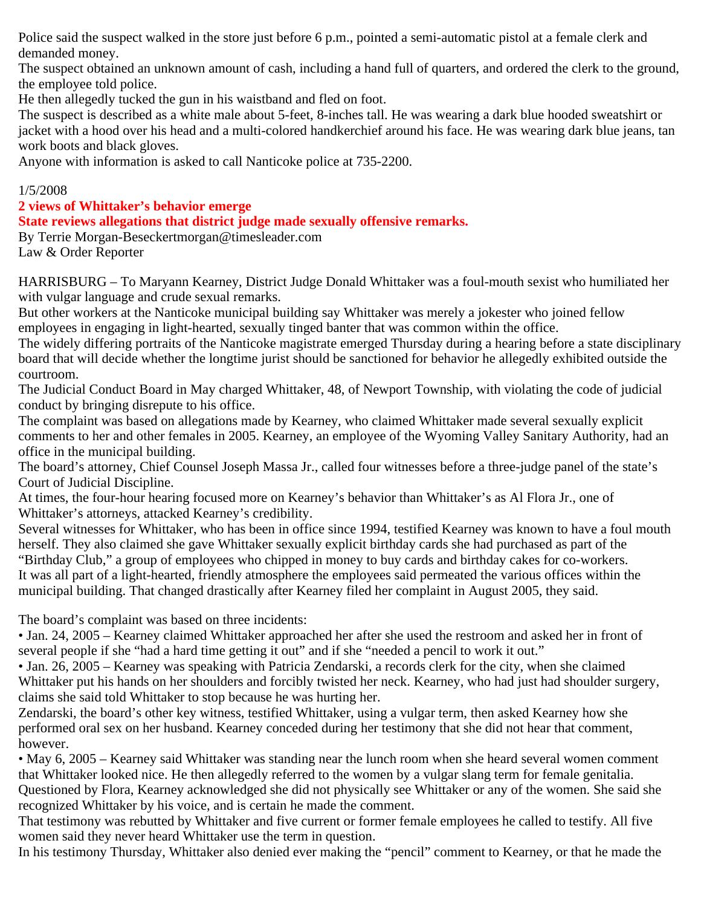Police said the suspect walked in the store just before 6 p.m., pointed a semi-automatic pistol at a female clerk and demanded money.

The suspect obtained an unknown amount of cash, including a hand full of quarters, and ordered the clerk to the ground, the employee told police.

He then allegedly tucked the gun in his waistband and fled on foot.

The suspect is described as a white male about 5-feet, 8-inches tall. He was wearing a dark blue hooded sweatshirt or jacket with a hood over his head and a multi-colored handkerchief around his face. He was wearing dark blue jeans, tan work boots and black gloves.

Anyone with information is asked to call Nanticoke police at 735-2200.

1/5/2008

**2 views of Whittaker's behavior emerge**

**State reviews allegations that district judge made sexually offensive remarks.**

By Terrie Morgan-Beseckertmorgan@timesleader.com
Law & Order Reporter

HARRISBURG – To Maryann Kearney, District Judge Donald Whittaker was a foul-mouth sexist who humiliated her with vulgar language and crude sexual remarks.

But other workers at the Nanticoke municipal building say Whittaker was merely a jokester who joined fellow employees in engaging in light-hearted, sexually tinged banter that was common within the office.

The widely differing portraits of the Nanticoke magistrate emerged Thursday during a hearing before a state disciplinary board that will decide whether the longtime jurist should be sanctioned for behavior he allegedly exhibited outside the courtroom.

The Judicial Conduct Board in May charged Whittaker, 48, of Newport Township, with violating the code of judicial conduct by bringing disrepute to his office.

The complaint was based on allegations made by Kearney, who claimed Whittaker made several sexually explicit comments to her and other females in 2005. Kearney, an employee of the Wyoming Valley Sanitary Authority, had an office in the municipal building.

The board's attorney, Chief Counsel Joseph Massa Jr., called four witnesses before a three-judge panel of the state's Court of Judicial Discipline.

At times, the four-hour hearing focused more on Kearney's behavior than Whittaker's as Al Flora Jr., one of Whittaker's attorneys, attacked Kearney's credibility.

Several witnesses for Whittaker, who has been in office since 1994, testified Kearney was known to have a foul mouth herself. They also claimed she gave Whittaker sexually explicit birthday cards she had purchased as part of the "Birthday Club," a group of employees who chipped in money to buy cards and birthday cakes for co-workers.

It was all part of a light-hearted, friendly atmosphere the employees said permeated the various offices within the municipal building. That changed drastically after Kearney filed her complaint in August 2005, they said.

The board's complaint was based on three incidents:

• Jan. 24, 2005 – Kearney claimed Whittaker approached her after she used the restroom and asked her in front of several people if she "had a hard time getting it out" and if she "needed a pencil to work it out."

• Jan. 26, 2005 – Kearney was speaking with Patricia Zendarski, a records clerk for the city, when she claimed Whittaker put his hands on her shoulders and forcibly twisted her neck. Kearney, who had just had shoulder surgery, claims she said told Whittaker to stop because he was hurting her.

Zendarski, the board's other key witness, testified Whittaker, using a vulgar term, then asked Kearney how she performed oral sex on her husband. Kearney conceded during her testimony that she did not hear that comment, however.

• May 6, 2005 – Kearney said Whittaker was standing near the lunch room when she heard several women comment that Whittaker looked nice. He then allegedly referred to the women by a vulgar slang term for female genitalia.

Questioned by Flora, Kearney acknowledged she did not physically see Whittaker or any of the women. She said she recognized Whittaker by his voice, and is certain he made the comment.

That testimony was rebutted by Whittaker and five current or former female employees he called to testify. All five women said they never heard Whittaker use the term in question.

In his testimony Thursday, Whittaker also denied ever making the "pencil" comment to Kearney, or that he made the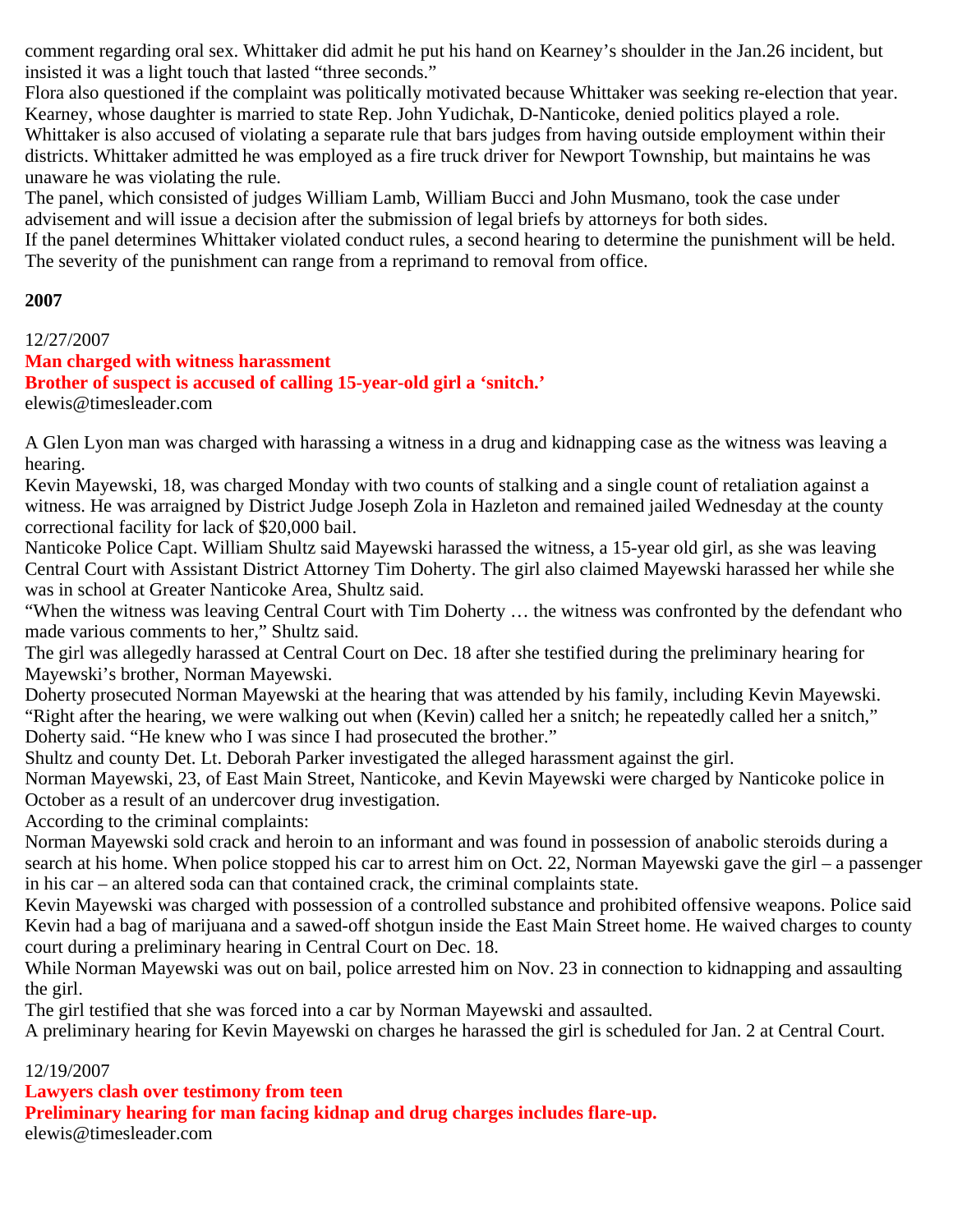comment regarding oral sex. Whittaker did admit he put his hand on Kearney's shoulder in the Jan.26 incident, but insisted it was a light touch that lasted "three seconds."

Flora also questioned if the complaint was politically motivated because Whittaker was seeking re-election that year. Kearney, whose daughter is married to state Rep. John Yudichak, D-Nanticoke, denied politics played a role.

Whittaker is also accused of violating a separate rule that bars judges from having outside employment within their districts. Whittaker admitted he was employed as a fire truck driver for Newport Township, but maintains he was unaware he was violating the rule.

The panel, which consisted of judges William Lamb, William Bucci and John Musmano, took the case under advisement and will issue a decision after the submission of legal briefs by attorneys for both sides.

If the panel determines Whittaker violated conduct rules, a second hearing to determine the punishment will be held. The severity of the punishment can range from a reprimand to removal from office.

## 2007

12/27/2007

### Man charged with witness harassment
### Brother of suspect is accused of calling 15-year-old girl a 'snitch.'

elewis@timesleader.com

A Glen Lyon man was charged with harassing a witness in a drug and kidnapping case as the witness was leaving a hearing.

Kevin Mayewski, 18, was charged Monday with two counts of stalking and a single count of retaliation against a witness. He was arraigned by District Judge Joseph Zola in Hazleton and remained jailed Wednesday at the county correctional facility for lack of $20,000 bail.

Nanticoke Police Capt. William Shultz said Mayewski harassed the witness, a 15-year old girl, as she was leaving Central Court with Assistant District Attorney Tim Doherty. The girl also claimed Mayewski harassed her while she was in school at Greater Nanticoke Area, Shultz said.

"When the witness was leaving Central Court with Tim Doherty … the witness was confronted by the defendant who made various comments to her," Shultz said.

The girl was allegedly harassed at Central Court on Dec. 18 after she testified during the preliminary hearing for Mayewski's brother, Norman Mayewski.

Doherty prosecuted Norman Mayewski at the hearing that was attended by his family, including Kevin Mayewski.

"Right after the hearing, we were walking out when (Kevin) called her a snitch; he repeatedly called her a snitch," Doherty said. "He knew who I was since I had prosecuted the brother."

Shultz and county Det. Lt. Deborah Parker investigated the alleged harassment against the girl.

Norman Mayewski, 23, of East Main Street, Nanticoke, and Kevin Mayewski were charged by Nanticoke police in October as a result of an undercover drug investigation.

According to the criminal complaints:

Norman Mayewski sold crack and heroin to an informant and was found in possession of anabolic steroids during a search at his home. When police stopped his car to arrest him on Oct. 22, Norman Mayewski gave the girl – a passenger in his car – an altered soda can that contained crack, the criminal complaints state.

Kevin Mayewski was charged with possession of a controlled substance and prohibited offensive weapons. Police said Kevin had a bag of marijuana and a sawed-off shotgun inside the East Main Street home. He waived charges to county court during a preliminary hearing in Central Court on Dec. 18.

While Norman Mayewski was out on bail, police arrested him on Nov. 23 in connection to kidnapping and assaulting the girl.

The girl testified that she was forced into a car by Norman Mayewski and assaulted.

A preliminary hearing for Kevin Mayewski on charges he harassed the girl is scheduled for Jan. 2 at Central Court.

12/19/2007

### Lawyers clash over testimony from teen
### Preliminary hearing for man facing kidnap and drug charges includes flare-up.

elewis@timesleader.com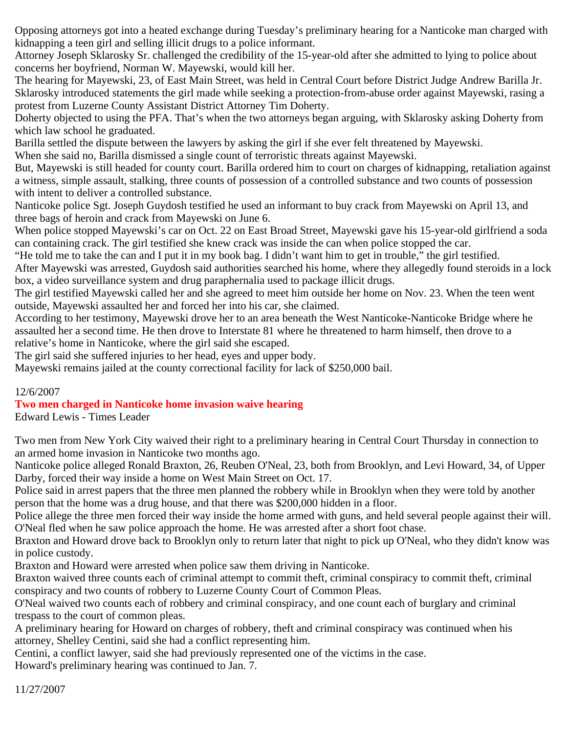Opposing attorneys got into a heated exchange during Tuesday's preliminary hearing for a Nanticoke man charged with kidnapping a teen girl and selling illicit drugs to a police informant.

Attorney Joseph Sklarosky Sr. challenged the credibility of the 15-year-old after she admitted to lying to police about concerns her boyfriend, Norman W. Mayewski, would kill her.

The hearing for Mayewski, 23, of East Main Street, was held in Central Court before District Judge Andrew Barilla Jr.

Sklarosky introduced statements the girl made while seeking a protection-from-abuse order against Mayewski, rasing a protest from Luzerne County Assistant District Attorney Tim Doherty.

Doherty objected to using the PFA. That's when the two attorneys began arguing, with Sklarosky asking Doherty from which law school he graduated.

Barilla settled the dispute between the lawyers by asking the girl if she ever felt threatened by Mayewski.

When she said no, Barilla dismissed a single count of terroristic threats against Mayewski.

But, Mayewski is still headed for county court. Barilla ordered him to court on charges of kidnapping, retaliation against a witness, simple assault, stalking, three counts of possession of a controlled substance and two counts of possession with intent to deliver a controlled substance.

Nanticoke police Sgt. Joseph Guydosh testified he used an informant to buy crack from Mayewski on April 13, and three bags of heroin and crack from Mayewski on June 6.

When police stopped Mayewski's car on Oct. 22 on East Broad Street, Mayewski gave his 15-year-old girlfriend a soda can containing crack. The girl testified she knew crack was inside the can when police stopped the car.

"He told me to take the can and I put it in my book bag. I didn't want him to get in trouble," the girl testified.

After Mayewski was arrested, Guydosh said authorities searched his home, where they allegedly found steroids in a lock box, a video surveillance system and drug paraphernalia used to package illicit drugs.

The girl testified Mayewski called her and she agreed to meet him outside her home on Nov. 23. When the teen went outside, Mayewski assaulted her and forced her into his car, she claimed.

According to her testimony, Mayewski drove her to an area beneath the West Nanticoke-Nanticoke Bridge where he assaulted her a second time. He then drove to Interstate 81 where he threatened to harm himself, then drove to a relative's home in Nanticoke, where the girl said she escaped.

The girl said she suffered injuries to her head, eyes and upper body.

Mayewski remains jailed at the county correctional facility for lack of $250,000 bail.

12/6/2007

## Two men charged in Nanticoke home invasion waive hearing

Edward Lewis - Times Leader

Two men from New York City waived their right to a preliminary hearing in Central Court Thursday in connection to an armed home invasion in Nanticoke two months ago.

Nanticoke police alleged Ronald Braxton, 26, Reuben O'Neal, 23, both from Brooklyn, and Levi Howard, 34, of Upper Darby, forced their way inside a home on West Main Street on Oct. 17.

Police said in arrest papers that the three men planned the robbery while in Brooklyn when they were told by another person that the home was a drug house, and that there was $200,000 hidden in a floor.

Police allege the three men forced their way inside the home armed with guns, and held several people against their will. O'Neal fled when he saw police approach the home. He was arrested after a short foot chase.

Braxton and Howard drove back to Brooklyn only to return later that night to pick up O'Neal, who they didn't know was in police custody.

Braxton and Howard were arrested when police saw them driving in Nanticoke.

Braxton waived three counts each of criminal attempt to commit theft, criminal conspiracy to commit theft, criminal conspiracy and two counts of robbery to Luzerne County Court of Common Pleas.

O'Neal waived two counts each of robbery and criminal conspiracy, and one count each of burglary and criminal trespass to the court of common pleas.

A preliminary hearing for Howard on charges of robbery, theft and criminal conspiracy was continued when his attorney, Shelley Centini, said she had a conflict representing him.

Centini, a conflict lawyer, said she had previously represented one of the victims in the case.

Howard's preliminary hearing was continued to Jan. 7.

11/27/2007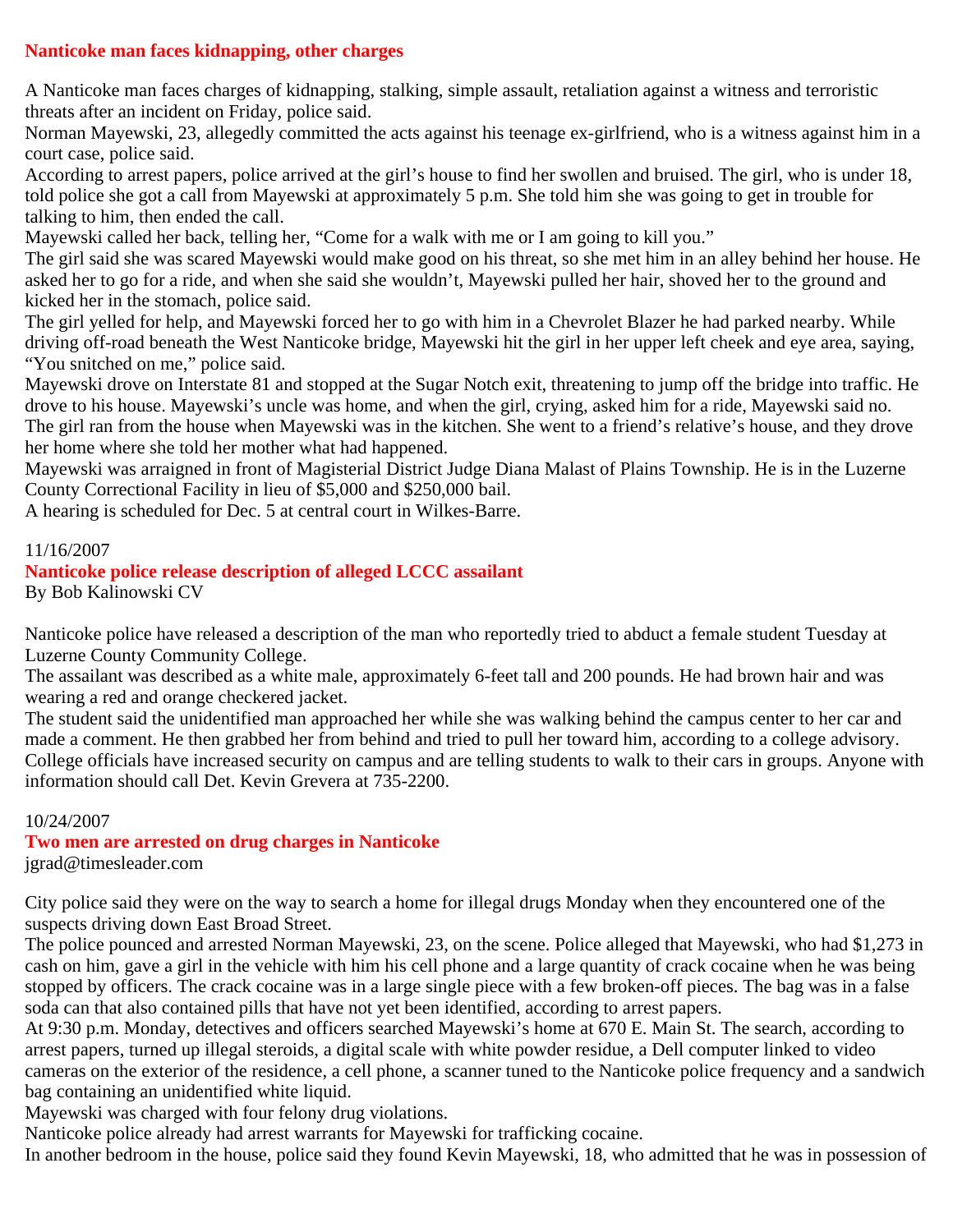## Nanticoke man faces kidnapping, other charges

A Nanticoke man faces charges of kidnapping, stalking, simple assault, retaliation against a witness and terroristic threats after an incident on Friday, police said.

Norman Mayewski, 23, allegedly committed the acts against his teenage ex-girlfriend, who is a witness against him in a court case, police said.

According to arrest papers, police arrived at the girl's house to find her swollen and bruised. The girl, who is under 18, told police she got a call from Mayewski at approximately 5 p.m. She told him she was going to get in trouble for talking to him, then ended the call.

Mayewski called her back, telling her, "Come for a walk with me or I am going to kill you."

The girl said she was scared Mayewski would make good on his threat, so she met him in an alley behind her house. He asked her to go for a ride, and when she said she wouldn't, Mayewski pulled her hair, shoved her to the ground and kicked her in the stomach, police said.

The girl yelled for help, and Mayewski forced her to go with him in a Chevrolet Blazer he had parked nearby. While driving off-road beneath the West Nanticoke bridge, Mayewski hit the girl in her upper left cheek and eye area, saying, "You snitched on me," police said.

Mayewski drove on Interstate 81 and stopped at the Sugar Notch exit, threatening to jump off the bridge into traffic. He drove to his house. Mayewski's uncle was home, and when the girl, crying, asked him for a ride, Mayewski said no.

The girl ran from the house when Mayewski was in the kitchen. She went to a friend's relative's house, and they drove her home where she told her mother what had happened.

Mayewski was arraigned in front of Magisterial District Judge Diana Malast of Plains Township. He is in the Luzerne County Correctional Facility in lieu of $5,000 and $250,000 bail.

A hearing is scheduled for Dec. 5 at central court in Wilkes-Barre.

11/16/2007

## Nanticoke police release description of alleged LCCC assailant

By Bob Kalinowski CV

Nanticoke police have released a description of the man who reportedly tried to abduct a female student Tuesday at Luzerne County Community College.

The assailant was described as a white male, approximately 6-feet tall and 200 pounds. He had brown hair and was wearing a red and orange checkered jacket.

The student said the unidentified man approached her while she was walking behind the campus center to her car and made a comment. He then grabbed her from behind and tried to pull her toward him, according to a college advisory.

College officials have increased security on campus and are telling students to walk to their cars in groups. Anyone with information should call Det. Kevin Grevera at 735-2200.

10/24/2007

## Two men are arrested on drug charges in Nanticoke

jgrad@timesleader.com

City police said they were on the way to search a home for illegal drugs Monday when they encountered one of the suspects driving down East Broad Street.

The police pounced and arrested Norman Mayewski, 23, on the scene. Police alleged that Mayewski, who had $1,273 in cash on him, gave a girl in the vehicle with him his cell phone and a large quantity of crack cocaine when he was being stopped by officers. The crack cocaine was in a large single piece with a few broken-off pieces. The bag was in a false soda can that also contained pills that have not yet been identified, according to arrest papers.

At 9:30 p.m. Monday, detectives and officers searched Mayewski's home at 670 E. Main St. The search, according to arrest papers, turned up illegal steroids, a digital scale with white powder residue, a Dell computer linked to video cameras on the exterior of the residence, a cell phone, a scanner tuned to the Nanticoke police frequency and a sandwich bag containing an unidentified white liquid.

Mayewski was charged with four felony drug violations.

Nanticoke police already had arrest warrants for Mayewski for trafficking cocaine.

In another bedroom in the house, police said they found Kevin Mayewski, 18, who admitted that he was in possession of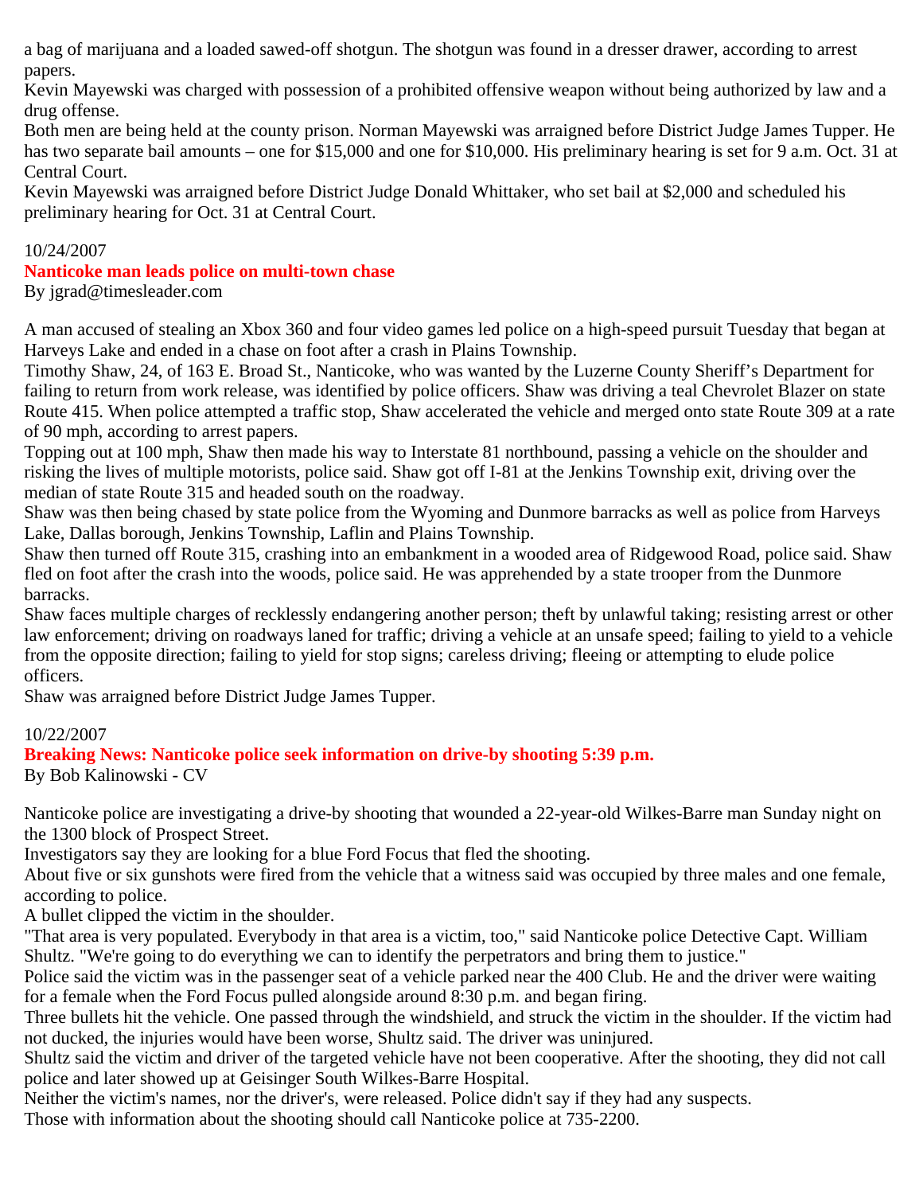a bag of marijuana and a loaded sawed-off shotgun. The shotgun was found in a dresser drawer, according to arrest papers.

Kevin Mayewski was charged with possession of a prohibited offensive weapon without being authorized by law and a drug offense.

Both men are being held at the county prison. Norman Mayewski was arraigned before District Judge James Tupper. He has two separate bail amounts – one for $15,000 and one for $10,000. His preliminary hearing is set for 9 a.m. Oct. 31 at Central Court.

Kevin Mayewski was arraigned before District Judge Donald Whittaker, who set bail at $2,000 and scheduled his preliminary hearing for Oct. 31 at Central Court.

10/24/2007

**Nanticoke man leads police on multi-town chase**

By jgrad@timesleader.com

A man accused of stealing an Xbox 360 and four video games led police on a high-speed pursuit Tuesday that began at Harveys Lake and ended in a chase on foot after a crash in Plains Township.

Timothy Shaw, 24, of 163 E. Broad St., Nanticoke, who was wanted by the Luzerne County Sheriff's Department for failing to return from work release, was identified by police officers. Shaw was driving a teal Chevrolet Blazer on state Route 415. When police attempted a traffic stop, Shaw accelerated the vehicle and merged onto state Route 309 at a rate of 90 mph, according to arrest papers.

Topping out at 100 mph, Shaw then made his way to Interstate 81 northbound, passing a vehicle on the shoulder and risking the lives of multiple motorists, police said. Shaw got off I-81 at the Jenkins Township exit, driving over the median of state Route 315 and headed south on the roadway.

Shaw was then being chased by state police from the Wyoming and Dunmore barracks as well as police from Harveys Lake, Dallas borough, Jenkins Township, Laflin and Plains Township.

Shaw then turned off Route 315, crashing into an embankment in a wooded area of Ridgewood Road, police said. Shaw fled on foot after the crash into the woods, police said. He was apprehended by a state trooper from the Dunmore barracks.

Shaw faces multiple charges of recklessly endangering another person; theft by unlawful taking; resisting arrest or other law enforcement; driving on roadways laned for traffic; driving a vehicle at an unsafe speed; failing to yield to a vehicle from the opposite direction; failing to yield for stop signs; careless driving; fleeing or attempting to elude police officers.

Shaw was arraigned before District Judge James Tupper.

10/22/2007

**Breaking News: Nanticoke police seek information on drive-by shooting 5:39 p.m.**

By Bob Kalinowski - CV

Nanticoke police are investigating a drive-by shooting that wounded a 22-year-old Wilkes-Barre man Sunday night on the 1300 block of Prospect Street.

Investigators say they are looking for a blue Ford Focus that fled the shooting.

About five or six gunshots were fired from the vehicle that a witness said was occupied by three males and one female, according to police.

A bullet clipped the victim in the shoulder.

"That area is very populated. Everybody in that area is a victim, too," said Nanticoke police Detective Capt. William Shultz. "We're going to do everything we can to identify the perpetrators and bring them to justice."

Police said the victim was in the passenger seat of a vehicle parked near the 400 Club. He and the driver were waiting for a female when the Ford Focus pulled alongside around 8:30 p.m. and began firing.

Three bullets hit the vehicle. One passed through the windshield, and struck the victim in the shoulder. If the victim had not ducked, the injuries would have been worse, Shultz said. The driver was uninjured.

Shultz said the victim and driver of the targeted vehicle have not been cooperative. After the shooting, they did not call police and later showed up at Geisinger South Wilkes-Barre Hospital.

Neither the victim's names, nor the driver's, were released. Police didn't say if they had any suspects.

Those with information about the shooting should call Nanticoke police at 735-2200.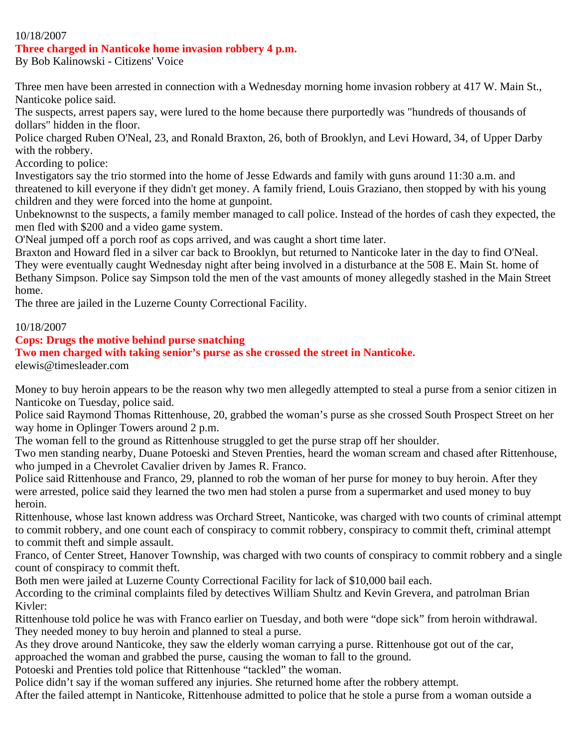10/18/2007

## Three charged in Nanticoke home invasion robbery 4 p.m.

By Bob Kalinowski - Citizens' Voice

Three men have been arrested in connection with a Wednesday morning home invasion robbery at 417 W. Main St., Nanticoke police said.

The suspects, arrest papers say, were lured to the home because there purportedly was "hundreds of thousands of dollars" hidden in the floor.

Police charged Ruben O'Neal, 23, and Ronald Braxton, 26, both of Brooklyn, and Levi Howard, 34, of Upper Darby with the robbery.

According to police:

Investigators say the trio stormed into the home of Jesse Edwards and family with guns around 11:30 a.m. and threatened to kill everyone if they didn't get money. A family friend, Louis Graziano, then stopped by with his young children and they were forced into the home at gunpoint.

Unbeknownst to the suspects, a family member managed to call police. Instead of the hordes of cash they expected, the men fled with $200 and a video game system.

O'Neal jumped off a porch roof as cops arrived, and was caught a short time later.

Braxton and Howard fled in a silver car back to Brooklyn, but returned to Nanticoke later in the day to find O'Neal. They were eventually caught Wednesday night after being involved in a disturbance at the 508 E. Main St. home of Bethany Simpson. Police say Simpson told the men of the vast amounts of money allegedly stashed in the Main Street home.

The three are jailed in the Luzerne County Correctional Facility.

10/18/2007

## Cops: Drugs the motive behind purse snatching

## Two men charged with taking senior's purse as she crossed the street in Nanticoke.

elewis@timesleader.com

Money to buy heroin appears to be the reason why two men allegedly attempted to steal a purse from a senior citizen in Nanticoke on Tuesday, police said.

Police said Raymond Thomas Rittenhouse, 20, grabbed the woman's purse as she crossed South Prospect Street on her way home in Oplinger Towers around 2 p.m.

The woman fell to the ground as Rittenhouse struggled to get the purse strap off her shoulder.

Two men standing nearby, Duane Potoeski and Steven Prenties, heard the woman scream and chased after Rittenhouse, who jumped in a Chevrolet Cavalier driven by James R. Franco.

Police said Rittenhouse and Franco, 29, planned to rob the woman of her purse for money to buy heroin. After they were arrested, police said they learned the two men had stolen a purse from a supermarket and used money to buy heroin.

Rittenhouse, whose last known address was Orchard Street, Nanticoke, was charged with two counts of criminal attempt to commit robbery, and one count each of conspiracy to commit robbery, conspiracy to commit theft, criminal attempt to commit theft and simple assault.

Franco, of Center Street, Hanover Township, was charged with two counts of conspiracy to commit robbery and a single count of conspiracy to commit theft.

Both men were jailed at Luzerne County Correctional Facility for lack of $10,000 bail each.

According to the criminal complaints filed by detectives William Shultz and Kevin Grevera, and patrolman Brian Kivler:

Rittenhouse told police he was with Franco earlier on Tuesday, and both were "dope sick" from heroin withdrawal. They needed money to buy heroin and planned to steal a purse.

As they drove around Nanticoke, they saw the elderly woman carrying a purse. Rittenhouse got out of the car, approached the woman and grabbed the purse, causing the woman to fall to the ground.

Potoeski and Prenties told police that Rittenhouse "tackled" the woman.

Police didn't say if the woman suffered any injuries. She returned home after the robbery attempt.

After the failed attempt in Nanticoke, Rittenhouse admitted to police that he stole a purse from a woman outside a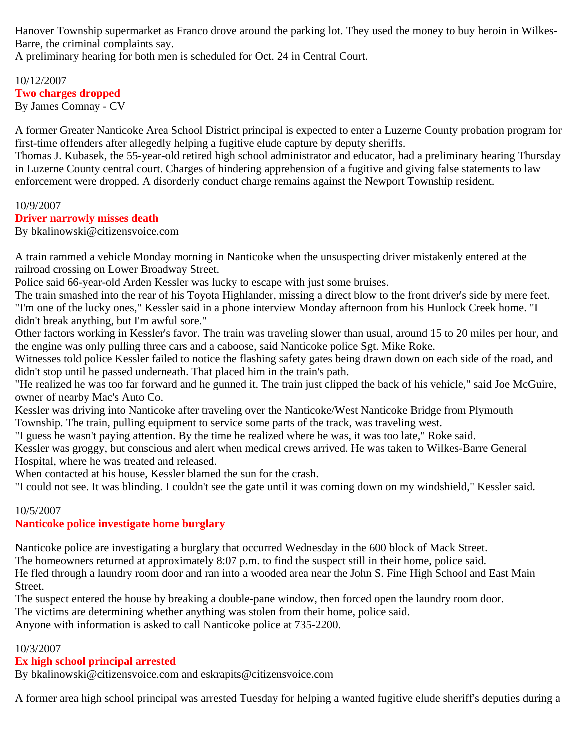Hanover Township supermarket as Franco drove around the parking lot. They used the money to buy heroin in Wilkes-Barre, the criminal complaints say.
A preliminary hearing for both men is scheduled for Oct. 24 in Central Court.

10/12/2007
**Two charges dropped**
By James Comnay - CV

A former Greater Nanticoke Area School District principal is expected to enter a Luzerne County probation program for first-time offenders after allegedly helping a fugitive elude capture by deputy sheriffs.
Thomas J. Kubasek, the 55-year-old retired high school administrator and educator, had a preliminary hearing Thursday in Luzerne County central court. Charges of hindering apprehension of a fugitive and giving false statements to law enforcement were dropped. A disorderly conduct charge remains against the Newport Township resident.

10/9/2007
**Driver narrowly misses death**
By bkalinowski@citizensvoice.com

A train rammed a vehicle Monday morning in Nanticoke when the unsuspecting driver mistakenly entered at the railroad crossing on Lower Broadway Street.
Police said 66-year-old Arden Kessler was lucky to escape with just some bruises.
The train smashed into the rear of his Toyota Highlander, missing a direct blow to the front driver's side by mere feet.
"I'm one of the lucky ones," Kessler said in a phone interview Monday afternoon from his Hunlock Creek home. "I didn't break anything, but I'm awful sore."
Other factors working in Kessler's favor. The train was traveling slower than usual, around 15 to 20 miles per hour, and the engine was only pulling three cars and a caboose, said Nanticoke police Sgt. Mike Roke.
Witnesses told police Kessler failed to notice the flashing safety gates being drawn down on each side of the road, and didn't stop until he passed underneath. That placed him in the train's path.
"He realized he was too far forward and he gunned it. The train just clipped the back of his vehicle," said Joe McGuire, owner of nearby Mac's Auto Co.
Kessler was driving into Nanticoke after traveling over the Nanticoke/West Nanticoke Bridge from Plymouth Township. The train, pulling equipment to service some parts of the track, was traveling west.
"I guess he wasn't paying attention. By the time he realized where he was, it was too late," Roke said.
Kessler was groggy, but conscious and alert when medical crews arrived. He was taken to Wilkes-Barre General Hospital, where he was treated and released.
When contacted at his house, Kessler blamed the sun for the crash.
"I could not see. It was blinding. I couldn't see the gate until it was coming down on my windshield," Kessler said.

10/5/2007
**Nanticoke police investigate home burglary**

Nanticoke police are investigating a burglary that occurred Wednesday in the 600 block of Mack Street.
The homeowners returned at approximately 8:07 p.m. to find the suspect still in their home, police said.
He fled through a laundry room door and ran into a wooded area near the John S. Fine High School and East Main Street.
The suspect entered the house by breaking a double-pane window, then forced open the laundry room door.
The victims are determining whether anything was stolen from their home, police said.
Anyone with information is asked to call Nanticoke police at 735-2200.

10/3/2007
**Ex high school principal arrested**
By bkalinowski@citizensvoice.com and eskrapits@citizensvoice.com

A former area high school principal was arrested Tuesday for helping a wanted fugitive elude sheriff's deputies during a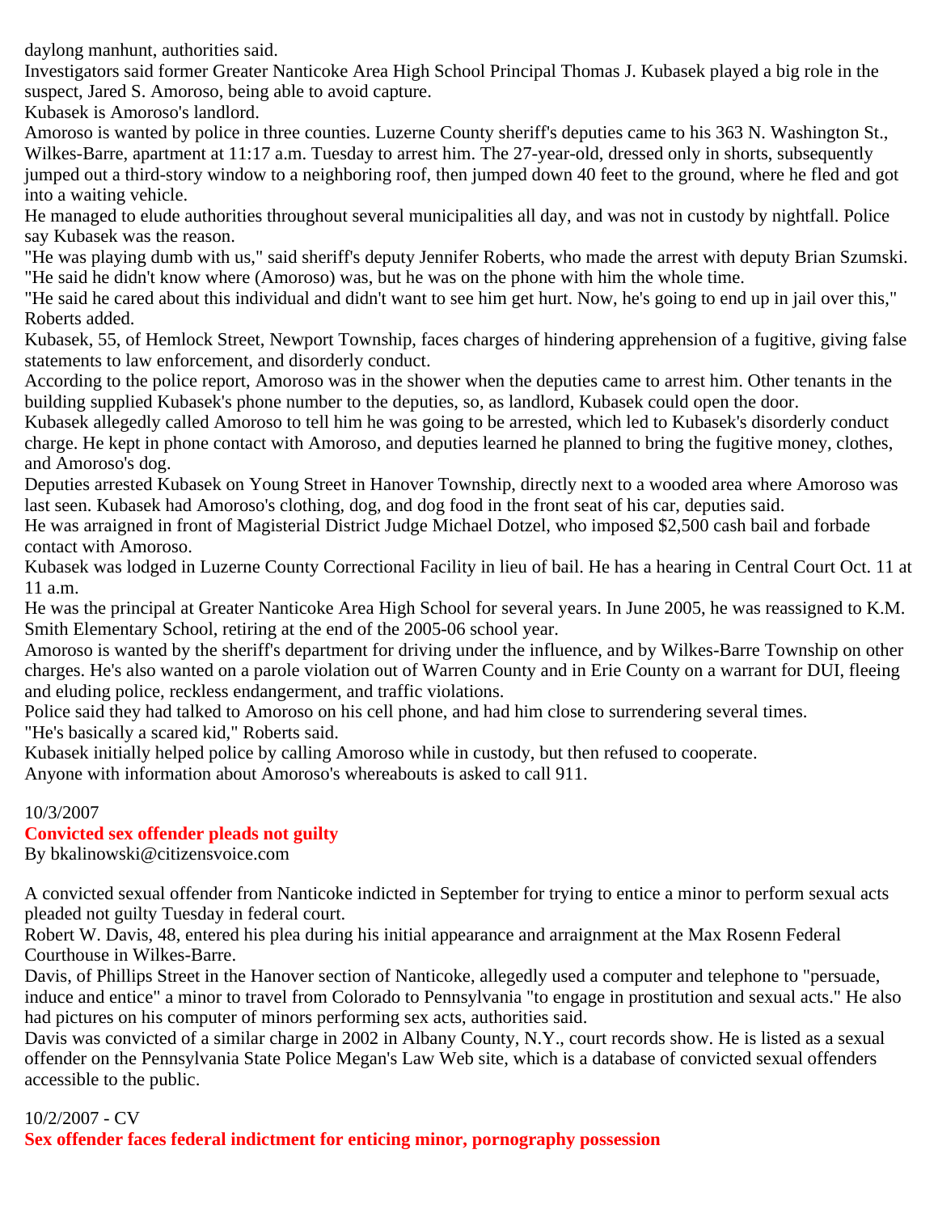daylong manhunt, authorities said.

Investigators said former Greater Nanticoke Area High School Principal Thomas J. Kubasek played a big role in the suspect, Jared S. Amoroso, being able to avoid capture.

Kubasek is Amoroso's landlord.

Amoroso is wanted by police in three counties. Luzerne County sheriff's deputies came to his 363 N. Washington St., Wilkes-Barre, apartment at 11:17 a.m. Tuesday to arrest him. The 27-year-old, dressed only in shorts, subsequently jumped out a third-story window to a neighboring roof, then jumped down 40 feet to the ground, where he fled and got into a waiting vehicle.

He managed to elude authorities throughout several municipalities all day, and was not in custody by nightfall. Police say Kubasek was the reason.

"He was playing dumb with us," said sheriff's deputy Jennifer Roberts, who made the arrest with deputy Brian Szumski. "He said he didn't know where (Amoroso) was, but he was on the phone with him the whole time.

"He said he cared about this individual and didn't want to see him get hurt. Now, he's going to end up in jail over this," Roberts added.

Kubasek, 55, of Hemlock Street, Newport Township, faces charges of hindering apprehension of a fugitive, giving false statements to law enforcement, and disorderly conduct.

According to the police report, Amoroso was in the shower when the deputies came to arrest him. Other tenants in the building supplied Kubasek's phone number to the deputies, so, as landlord, Kubasek could open the door.

Kubasek allegedly called Amoroso to tell him he was going to be arrested, which led to Kubasek's disorderly conduct charge. He kept in phone contact with Amoroso, and deputies learned he planned to bring the fugitive money, clothes, and Amoroso's dog.

Deputies arrested Kubasek on Young Street in Hanover Township, directly next to a wooded area where Amoroso was last seen. Kubasek had Amoroso's clothing, dog, and dog food in the front seat of his car, deputies said.

He was arraigned in front of Magisterial District Judge Michael Dotzel, who imposed $2,500 cash bail and forbade contact with Amoroso.

Kubasek was lodged in Luzerne County Correctional Facility in lieu of bail. He has a hearing in Central Court Oct. 11 at 11 a.m.

He was the principal at Greater Nanticoke Area High School for several years. In June 2005, he was reassigned to K.M. Smith Elementary School, retiring at the end of the 2005-06 school year.

Amoroso is wanted by the sheriff's department for driving under the influence, and by Wilkes-Barre Township on other charges. He's also wanted on a parole violation out of Warren County and in Erie County on a warrant for DUI, fleeing and eluding police, reckless endangerment, and traffic violations.

Police said they had talked to Amoroso on his cell phone, and had him close to surrendering several times.

"He's basically a scared kid," Roberts said.

Kubasek initially helped police by calling Amoroso while in custody, but then refused to cooperate.

Anyone with information about Amoroso's whereabouts is asked to call 911.

10/3/2007

**Convicted sex offender pleads not guilty**

By bkalinowski@citizensvoice.com

A convicted sexual offender from Nanticoke indicted in September for trying to entice a minor to perform sexual acts pleaded not guilty Tuesday in federal court.

Robert W. Davis, 48, entered his plea during his initial appearance and arraignment at the Max Rosenn Federal Courthouse in Wilkes-Barre.

Davis, of Phillips Street in the Hanover section of Nanticoke, allegedly used a computer and telephone to "persuade, induce and entice" a minor to travel from Colorado to Pennsylvania "to engage in prostitution and sexual acts." He also had pictures on his computer of minors performing sex acts, authorities said.

Davis was convicted of a similar charge in 2002 in Albany County, N.Y., court records show. He is listed as a sexual offender on the Pennsylvania State Police Megan's Law Web site, which is a database of convicted sexual offenders accessible to the public.

10/2/2007 - CV

**Sex offender faces federal indictment for enticing minor, pornography possession**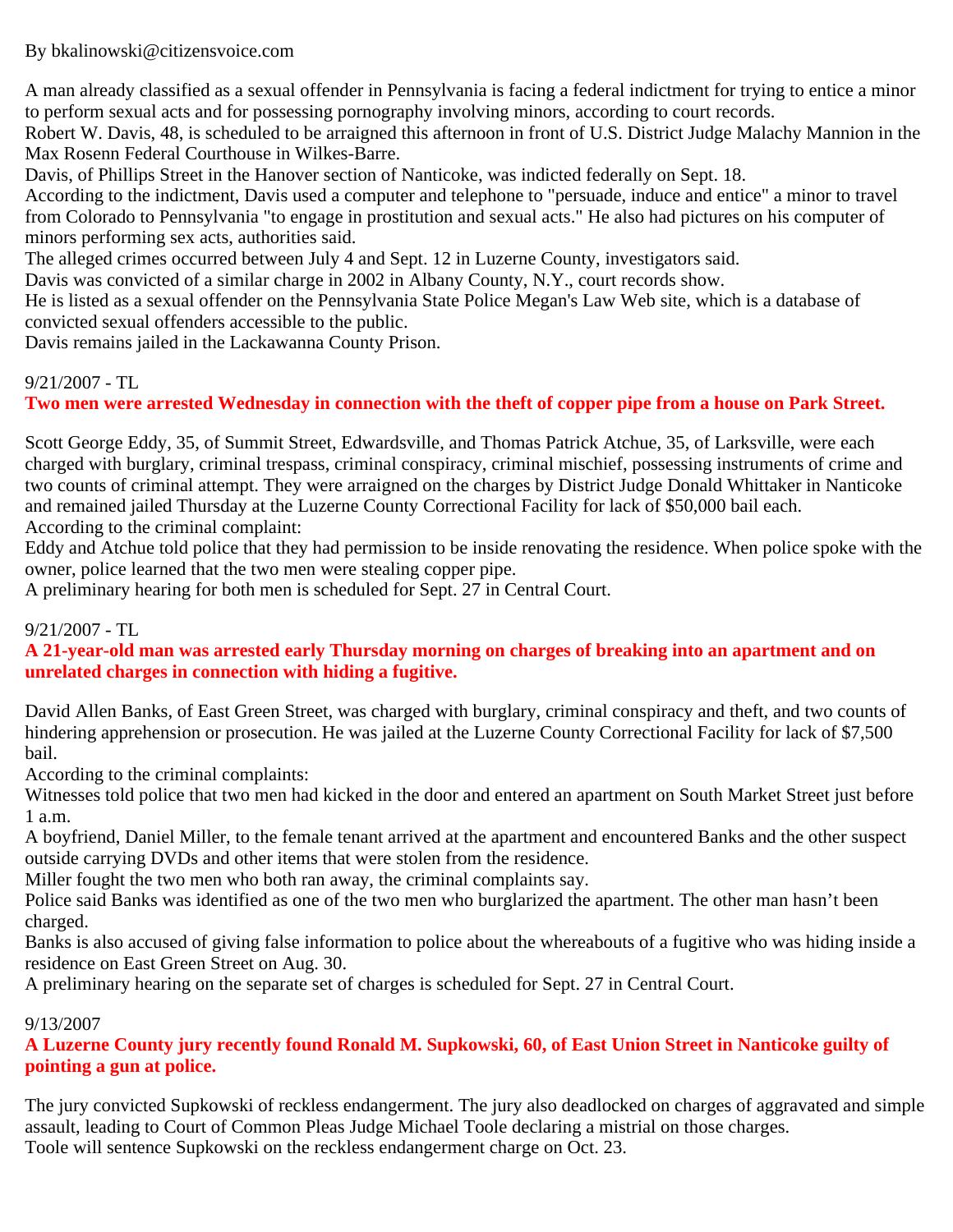By bkalinowski@citizensvoice.com

A man already classified as a sexual offender in Pennsylvania is facing a federal indictment for trying to entice a minor to perform sexual acts and for possessing pornography involving minors, according to court records.
Robert W. Davis, 48, is scheduled to be arraigned this afternoon in front of U.S. District Judge Malachy Mannion in the Max Rosenn Federal Courthouse in Wilkes-Barre.
Davis, of Phillips Street in the Hanover section of Nanticoke, was indicted federally on Sept. 18.
According to the indictment, Davis used a computer and telephone to "persuade, induce and entice" a minor to travel from Colorado to Pennsylvania "to engage in prostitution and sexual acts." He also had pictures on his computer of minors performing sex acts, authorities said.
The alleged crimes occurred between July 4 and Sept. 12 in Luzerne County, investigators said.
Davis was convicted of a similar charge in 2002 in Albany County, N.Y., court records show.
He is listed as a sexual offender on the Pennsylvania State Police Megan's Law Web site, which is a database of convicted sexual offenders accessible to the public.
Davis remains jailed in the Lackawanna County Prison.

9/21/2007 - TL

**Two men were arrested Wednesday in connection with the theft of copper pipe from a house on Park Street.**

Scott George Eddy, 35, of Summit Street, Edwardsville, and Thomas Patrick Atchue, 35, of Larksville, were each charged with burglary, criminal trespass, criminal conspiracy, criminal mischief, possessing instruments of crime and two counts of criminal attempt. They were arraigned on the charges by District Judge Donald Whittaker in Nanticoke and remained jailed Thursday at the Luzerne County Correctional Facility for lack of $50,000 bail each.
According to the criminal complaint:
Eddy and Atchue told police that they had permission to be inside renovating the residence. When police spoke with the owner, police learned that the two men were stealing copper pipe.
A preliminary hearing for both men is scheduled for Sept. 27 in Central Court.

9/21/2007 - TL

**A 21-year-old man was arrested early Thursday morning on charges of breaking into an apartment and on unrelated charges in connection with hiding a fugitive.**

David Allen Banks, of East Green Street, was charged with burglary, criminal conspiracy and theft, and two counts of hindering apprehension or prosecution. He was jailed at the Luzerne County Correctional Facility for lack of $7,500 bail.
According to the criminal complaints:
Witnesses told police that two men had kicked in the door and entered an apartment on South Market Street just before 1 a.m.
A boyfriend, Daniel Miller, to the female tenant arrived at the apartment and encountered Banks and the other suspect outside carrying DVDs and other items that were stolen from the residence.
Miller fought the two men who both ran away, the criminal complaints say.
Police said Banks was identified as one of the two men who burglarized the apartment. The other man hasn't been charged.
Banks is also accused of giving false information to police about the whereabouts of a fugitive who was hiding inside a residence on East Green Street on Aug. 30.
A preliminary hearing on the separate set of charges is scheduled for Sept. 27 in Central Court.

9/13/2007

**A Luzerne County jury recently found Ronald M. Supkowski, 60, of East Union Street in Nanticoke guilty of pointing a gun at police.**

The jury convicted Supkowski of reckless endangerment. The jury also deadlocked on charges of aggravated and simple assault, leading to Court of Common Pleas Judge Michael Toole declaring a mistrial on those charges.
Toole will sentence Supkowski on the reckless endangerment charge on Oct. 23.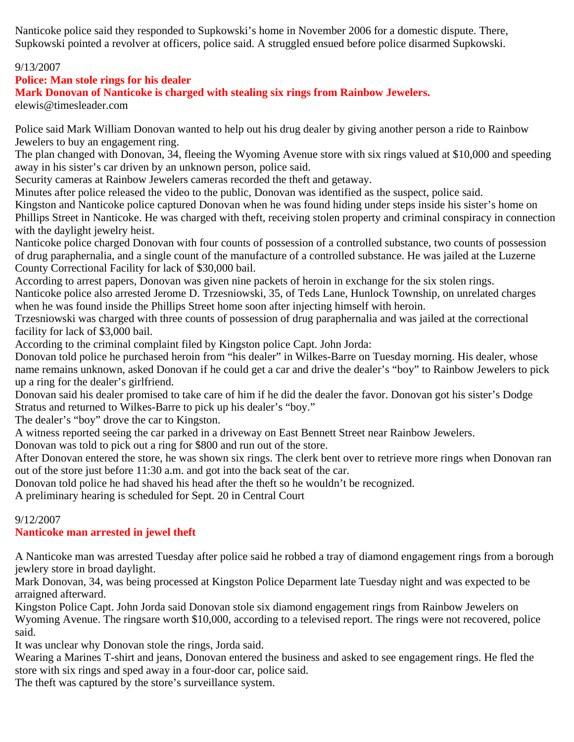Nanticoke police said they responded to Supkowski's home in November 2006 for a domestic dispute. There, Supkowski pointed a revolver at officers, police said. A struggled ensued before police disarmed Supkowski.

9/13/2007

**Police: Man stole rings for his dealer**

**Mark Donovan of Nanticoke is charged with stealing six rings from Rainbow Jewelers.**

elewis@timesleader.com

Police said Mark William Donovan wanted to help out his drug dealer by giving another person a ride to Rainbow Jewelers to buy an engagement ring.

The plan changed with Donovan, 34, fleeing the Wyoming Avenue store with six rings valued at $10,000 and speeding away in his sister's car driven by an unknown person, police said.

Security cameras at Rainbow Jewelers cameras recorded the theft and getaway.

Minutes after police released the video to the public, Donovan was identified as the suspect, police said.

Kingston and Nanticoke police captured Donovan when he was found hiding under steps inside his sister's home on Phillips Street in Nanticoke. He was charged with theft, receiving stolen property and criminal conspiracy in connection with the daylight jewelry heist.

Nanticoke police charged Donovan with four counts of possession of a controlled substance, two counts of possession of drug paraphernalia, and a single count of the manufacture of a controlled substance. He was jailed at the Luzerne County Correctional Facility for lack of $30,000 bail.

According to arrest papers, Donovan was given nine packets of heroin in exchange for the six stolen rings.

Nanticoke police also arrested Jerome D. Trzesniowski, 35, of Teds Lane, Hunlock Township, on unrelated charges when he was found inside the Phillips Street home soon after injecting himself with heroin.

Trzesniowski was charged with three counts of possession of drug paraphernalia and was jailed at the correctional facility for lack of $3,000 bail.

According to the criminal complaint filed by Kingston police Capt. John Jorda:

Donovan told police he purchased heroin from "his dealer" in Wilkes-Barre on Tuesday morning. His dealer, whose name remains unknown, asked Donovan if he could get a car and drive the dealer's "boy" to Rainbow Jewelers to pick up a ring for the dealer's girlfriend.

Donovan said his dealer promised to take care of him if he did the dealer the favor. Donovan got his sister's Dodge Stratus and returned to Wilkes-Barre to pick up his dealer's "boy."

The dealer's "boy" drove the car to Kingston.

A witness reported seeing the car parked in a driveway on East Bennett Street near Rainbow Jewelers.

Donovan was told to pick out a ring for $800 and run out of the store.

After Donovan entered the store, he was shown six rings. The clerk bent over to retrieve more rings when Donovan ran out of the store just before 11:30 a.m. and got into the back seat of the car.

Donovan told police he had shaved his head after the theft so he wouldn't be recognized.

A preliminary hearing is scheduled for Sept. 20 in Central Court

9/12/2007

**Nanticoke man arrested in jewel theft**

A Nanticoke man was arrested Tuesday after police said he robbed a tray of diamond engagement rings from a borough jewlery store in broad daylight.

Mark Donovan, 34, was being processed at Kingston Police Deparment late Tuesday night and was expected to be arraigned afterward.

Kingston Police Capt. John Jorda said Donovan stole six diamond engagement rings from Rainbow Jewelers on Wyoming Avenue. The ringsare worth $10,000, according to a televised report. The rings were not recovered, police said.

It was unclear why Donovan stole the rings, Jorda said.

Wearing a Marines T-shirt and jeans, Donovan entered the business and asked to see engagement rings. He fled the store with six rings and sped away in a four-door car, police said.

The theft was captured by the store's surveillance system.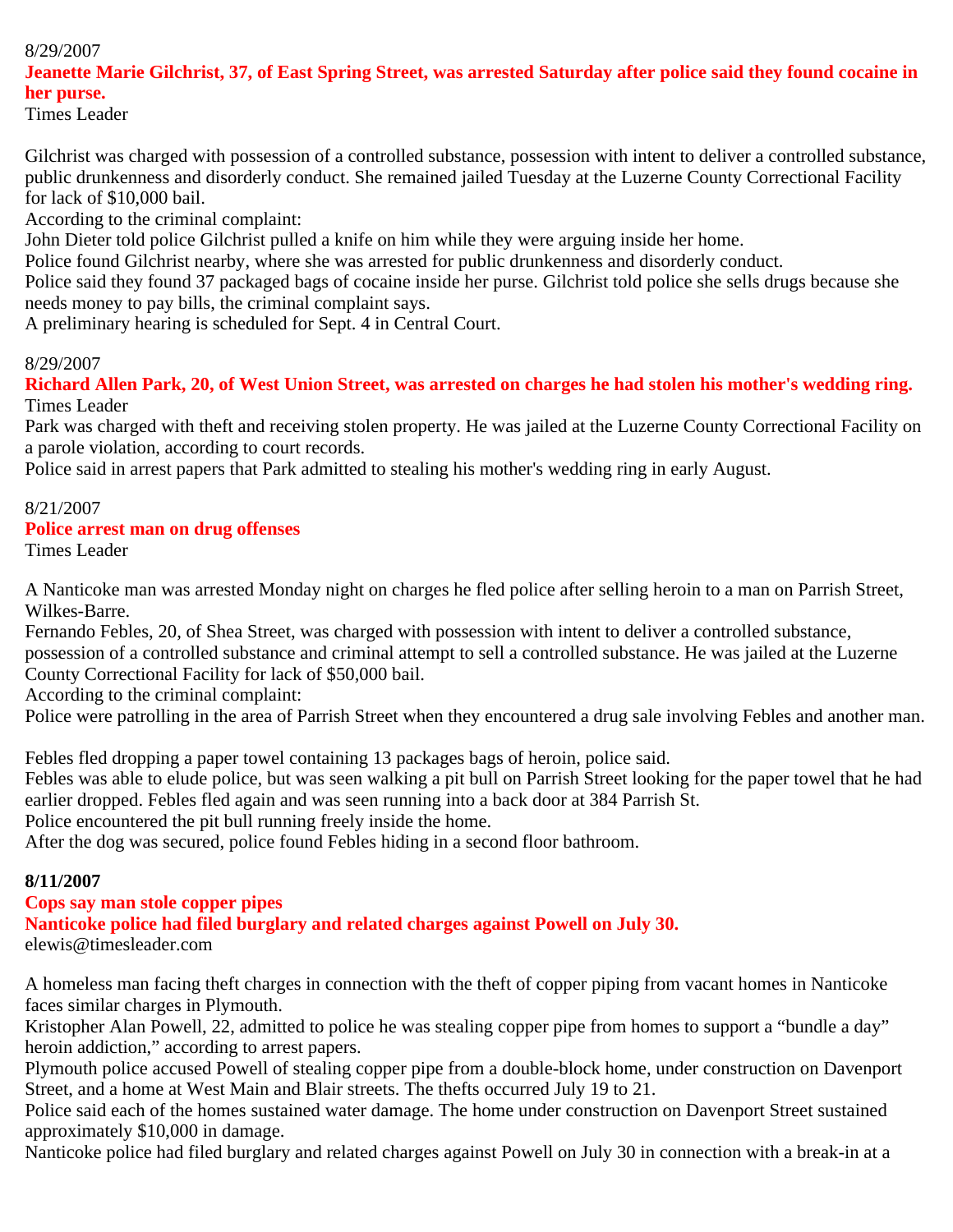8/29/2007

**Jeanette Marie Gilchrist, 37, of East Spring Street, was arrested Saturday after police said they found cocaine in her purse.**

Times Leader

Gilchrist was charged with possession of a controlled substance, possession with intent to deliver a controlled substance, public drunkenness and disorderly conduct. She remained jailed Tuesday at the Luzerne County Correctional Facility for lack of $10,000 bail.

According to the criminal complaint:

John Dieter told police Gilchrist pulled a knife on him while they were arguing inside her home.

Police found Gilchrist nearby, where she was arrested for public drunkenness and disorderly conduct.

Police said they found 37 packaged bags of cocaine inside her purse. Gilchrist told police she sells drugs because she needs money to pay bills, the criminal complaint says.

A preliminary hearing is scheduled for Sept. 4 in Central Court.

8/29/2007

**Richard Allen Park, 20, of West Union Street, was arrested on charges he had stolen his mother's wedding ring.**

Times Leader

Park was charged with theft and receiving stolen property. He was jailed at the Luzerne County Correctional Facility on a parole violation, according to court records.

Police said in arrest papers that Park admitted to stealing his mother's wedding ring in early August.

8/21/2007

**Police arrest man on drug offenses**

Times Leader

A Nanticoke man was arrested Monday night on charges he fled police after selling heroin to a man on Parrish Street, Wilkes-Barre.

Fernando Febles, 20, of Shea Street, was charged with possession with intent to deliver a controlled substance, possession of a controlled substance and criminal attempt to sell a controlled substance. He was jailed at the Luzerne County Correctional Facility for lack of $50,000 bail.

According to the criminal complaint:

Police were patrolling in the area of Parrish Street when they encountered a drug sale involving Febles and another man.

Febles fled dropping a paper towel containing 13 packages bags of heroin, police said.

Febles was able to elude police, but was seen walking a pit bull on Parrish Street looking for the paper towel that he had earlier dropped. Febles fled again and was seen running into a back door at 384 Parrish St.

Police encountered the pit bull running freely inside the home.

After the dog was secured, police found Febles hiding in a second floor bathroom.

**8/11/2007**

**Cops say man stole copper pipes**

**Nanticoke police had filed burglary and related charges against Powell on July 30.**

elewis@timesleader.com

A homeless man facing theft charges in connection with the theft of copper piping from vacant homes in Nanticoke faces similar charges in Plymouth.

Kristopher Alan Powell, 22, admitted to police he was stealing copper pipe from homes to support a "bundle a day" heroin addiction," according to arrest papers.

Plymouth police accused Powell of stealing copper pipe from a double-block home, under construction on Davenport Street, and a home at West Main and Blair streets. The thefts occurred July 19 to 21.

Police said each of the homes sustained water damage. The home under construction on Davenport Street sustained approximately $10,000 in damage.

Nanticoke police had filed burglary and related charges against Powell on July 30 in connection with a break-in at a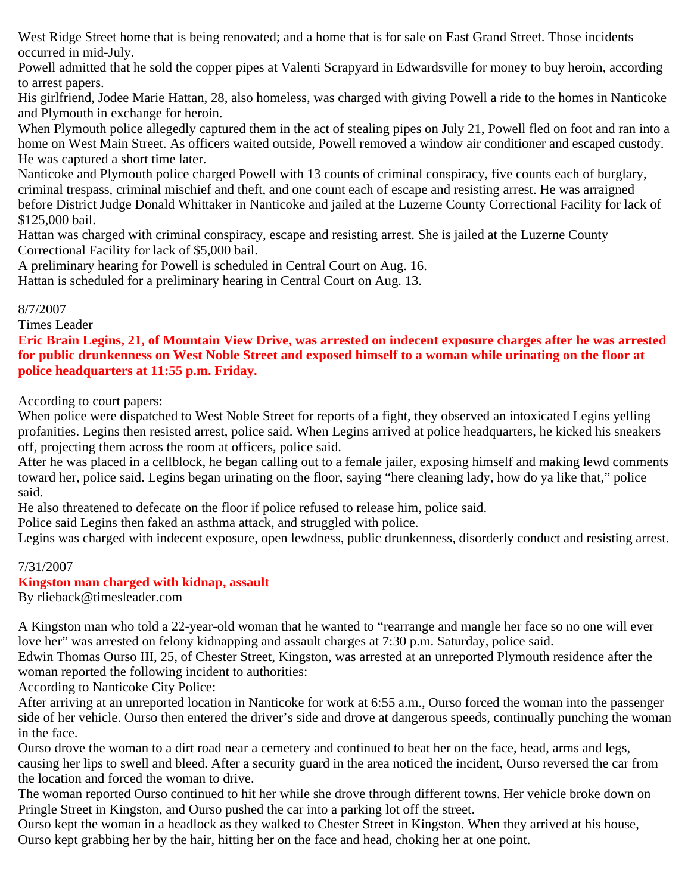West Ridge Street home that is being renovated; and a home that is for sale on East Grand Street. Those incidents occurred in mid-July.

Powell admitted that he sold the copper pipes at Valenti Scrapyard in Edwardsville for money to buy heroin, according to arrest papers.

His girlfriend, Jodee Marie Hattan, 28, also homeless, was charged with giving Powell a ride to the homes in Nanticoke and Plymouth in exchange for heroin.

When Plymouth police allegedly captured them in the act of stealing pipes on July 21, Powell fled on foot and ran into a home on West Main Street. As officers waited outside, Powell removed a window air conditioner and escaped custody. He was captured a short time later.

Nanticoke and Plymouth police charged Powell with 13 counts of criminal conspiracy, five counts each of burglary, criminal trespass, criminal mischief and theft, and one count each of escape and resisting arrest. He was arraigned before District Judge Donald Whittaker in Nanticoke and jailed at the Luzerne County Correctional Facility for lack of $125,000 bail.

Hattan was charged with criminal conspiracy, escape and resisting arrest. She is jailed at the Luzerne County Correctional Facility for lack of $5,000 bail.

A preliminary hearing for Powell is scheduled in Central Court on Aug. 16.

Hattan is scheduled for a preliminary hearing in Central Court on Aug. 13.

8/7/2007

Times Leader

**Eric Brain Legins, 21, of Mountain View Drive, was arrested on indecent exposure charges after he was arrested for public drunkenness on West Noble Street and exposed himself to a woman while urinating on the floor at police headquarters at 11:55 p.m. Friday.**

According to court papers:

When police were dispatched to West Noble Street for reports of a fight, they observed an intoxicated Legins yelling profanities. Legins then resisted arrest, police said. When Legins arrived at police headquarters, he kicked his sneakers off, projecting them across the room at officers, police said.

After he was placed in a cellblock, he began calling out to a female jailer, exposing himself and making lewd comments toward her, police said. Legins began urinating on the floor, saying "here cleaning lady, how do ya like that," police said.

He also threatened to defecate on the floor if police refused to release him, police said.

Police said Legins then faked an asthma attack, and struggled with police.

Legins was charged with indecent exposure, open lewdness, public drunkenness, disorderly conduct and resisting arrest.

7/31/2007

**Kingston man charged with kidnap, assault**

By rlieback@timesleader.com

A Kingston man who told a 22-year-old woman that he wanted to "rearrange and mangle her face so no one will ever love her" was arrested on felony kidnapping and assault charges at 7:30 p.m. Saturday, police said.

Edwin Thomas Ourso III, 25, of Chester Street, Kingston, was arrested at an unreported Plymouth residence after the woman reported the following incident to authorities:

According to Nanticoke City Police:

After arriving at an unreported location in Nanticoke for work at 6:55 a.m., Ourso forced the woman into the passenger side of her vehicle. Ourso then entered the driver's side and drove at dangerous speeds, continually punching the woman in the face.

Ourso drove the woman to a dirt road near a cemetery and continued to beat her on the face, head, arms and legs, causing her lips to swell and bleed. After a security guard in the area noticed the incident, Ourso reversed the car from the location and forced the woman to drive.

The woman reported Ourso continued to hit her while she drove through different towns. Her vehicle broke down on Pringle Street in Kingston, and Ourso pushed the car into a parking lot off the street.

Ourso kept the woman in a headlock as they walked to Chester Street in Kingston. When they arrived at his house, Ourso kept grabbing her by the hair, hitting her on the face and head, choking her at one point.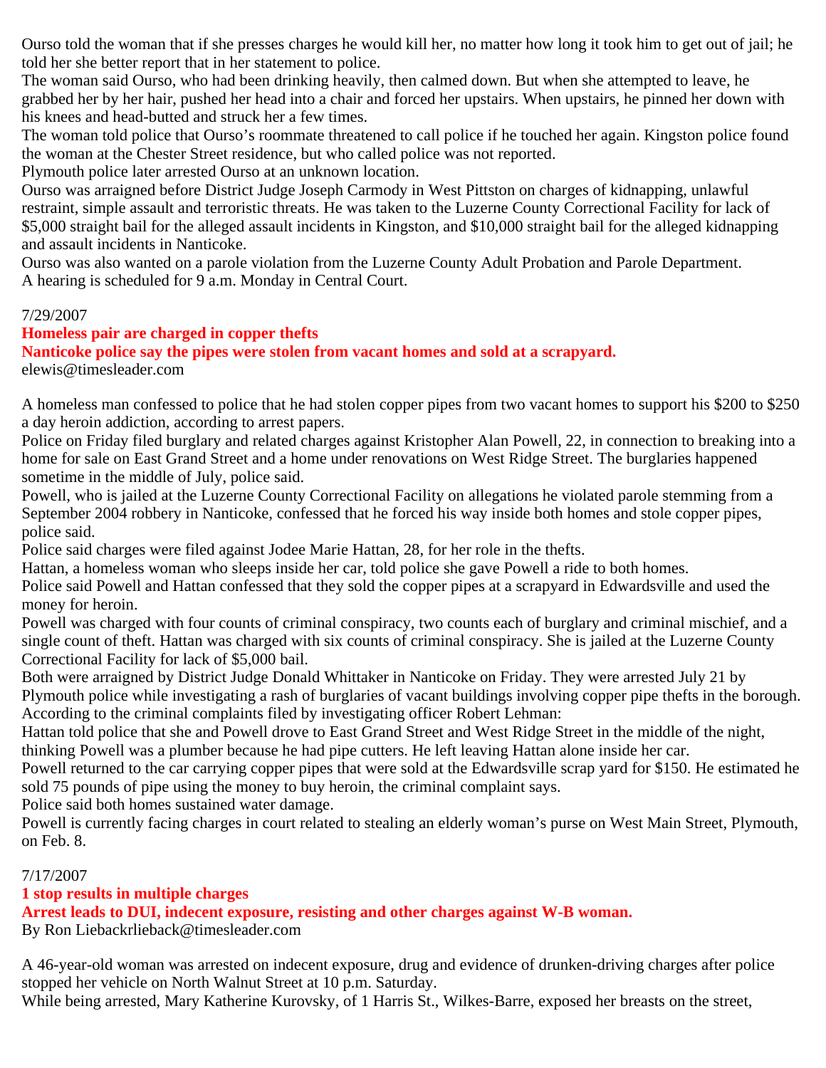Ourso told the woman that if she presses charges he would kill her, no matter how long it took him to get out of jail; he told her she better report that in her statement to police.

The woman said Ourso, who had been drinking heavily, then calmed down. But when she attempted to leave, he grabbed her by her hair, pushed her head into a chair and forced her upstairs. When upstairs, he pinned her down with his knees and head-butted and struck her a few times.

The woman told police that Ourso's roommate threatened to call police if he touched her again. Kingston police found the woman at the Chester Street residence, but who called police was not reported.

Plymouth police later arrested Ourso at an unknown location.

Ourso was arraigned before District Judge Joseph Carmody in West Pittston on charges of kidnapping, unlawful restraint, simple assault and terroristic threats. He was taken to the Luzerne County Correctional Facility for lack of $5,000 straight bail for the alleged assault incidents in Kingston, and $10,000 straight bail for the alleged kidnapping and assault incidents in Nanticoke.

Ourso was also wanted on a parole violation from the Luzerne County Adult Probation and Parole Department.

A hearing is scheduled for 9 a.m. Monday in Central Court.

7/29/2007

**Homeless pair are charged in copper thefts**

**Nanticoke police say the pipes were stolen from vacant homes and sold at a scrapyard.**

elewis@timesleader.com

A homeless man confessed to police that he had stolen copper pipes from two vacant homes to support his $200 to $250 a day heroin addiction, according to arrest papers.

Police on Friday filed burglary and related charges against Kristopher Alan Powell, 22, in connection to breaking into a home for sale on East Grand Street and a home under renovations on West Ridge Street. The burglaries happened sometime in the middle of July, police said.

Powell, who is jailed at the Luzerne County Correctional Facility on allegations he violated parole stemming from a September 2004 robbery in Nanticoke, confessed that he forced his way inside both homes and stole copper pipes, police said.

Police said charges were filed against Jodee Marie Hattan, 28, for her role in the thefts.

Hattan, a homeless woman who sleeps inside her car, told police she gave Powell a ride to both homes.

Police said Powell and Hattan confessed that they sold the copper pipes at a scrapyard in Edwardsville and used the money for heroin.

Powell was charged with four counts of criminal conspiracy, two counts each of burglary and criminal mischief, and a single count of theft. Hattan was charged with six counts of criminal conspiracy. She is jailed at the Luzerne County Correctional Facility for lack of $5,000 bail.

Both were arraigned by District Judge Donald Whittaker in Nanticoke on Friday. They were arrested July 21 by Plymouth police while investigating a rash of burglaries of vacant buildings involving copper pipe thefts in the borough.

According to the criminal complaints filed by investigating officer Robert Lehman:

Hattan told police that she and Powell drove to East Grand Street and West Ridge Street in the middle of the night, thinking Powell was a plumber because he had pipe cutters. He left leaving Hattan alone inside her car.

Powell returned to the car carrying copper pipes that were sold at the Edwardsville scrap yard for $150. He estimated he sold 75 pounds of pipe using the money to buy heroin, the criminal complaint says.

Police said both homes sustained water damage.

Powell is currently facing charges in court related to stealing an elderly woman's purse on West Main Street, Plymouth, on Feb. 8.

7/17/2007

**1 stop results in multiple charges**

**Arrest leads to DUI, indecent exposure, resisting and other charges against W-B woman.**

By Ron Liebackrlieback@timesleader.com

A 46-year-old woman was arrested on indecent exposure, drug and evidence of drunken-driving charges after police stopped her vehicle on North Walnut Street at 10 p.m. Saturday.

While being arrested, Mary Katherine Kurovsky, of 1 Harris St., Wilkes-Barre, exposed her breasts on the street,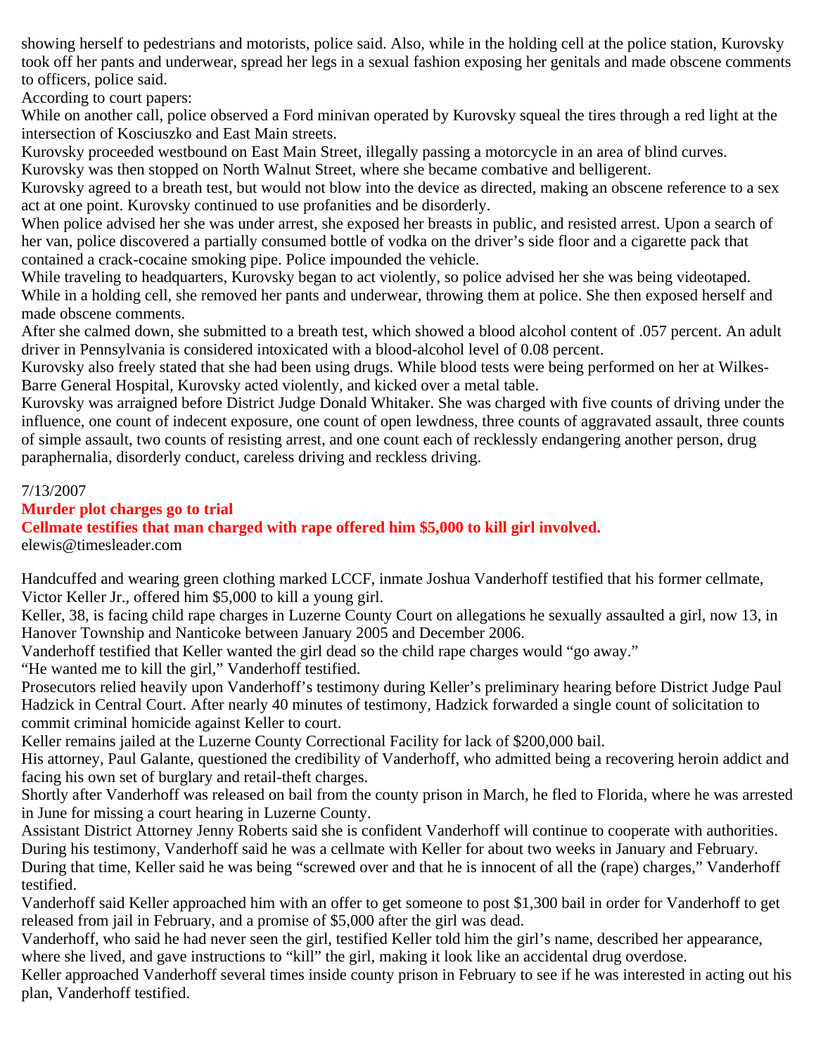showing herself to pedestrians and motorists, police said. Also, while in the holding cell at the police station, Kurovsky took off her pants and underwear, spread her legs in a sexual fashion exposing her genitals and made obscene comments to officers, police said.

According to court papers:

While on another call, police observed a Ford minivan operated by Kurovsky squeal the tires through a red light at the intersection of Kosciuszko and East Main streets.

Kurovsky proceeded westbound on East Main Street, illegally passing a motorcycle in an area of blind curves.

Kurovsky was then stopped on North Walnut Street, where she became combative and belligerent.

Kurovsky agreed to a breath test, but would not blow into the device as directed, making an obscene reference to a sex act at one point. Kurovsky continued to use profanities and be disorderly.

When police advised her she was under arrest, she exposed her breasts in public, and resisted arrest. Upon a search of her van, police discovered a partially consumed bottle of vodka on the driver's side floor and a cigarette pack that contained a crack-cocaine smoking pipe. Police impounded the vehicle.

While traveling to headquarters, Kurovsky began to act violently, so police advised her she was being videotaped. While in a holding cell, she removed her pants and underwear, throwing them at police. She then exposed herself and made obscene comments.

After she calmed down, she submitted to a breath test, which showed a blood alcohol content of .057 percent. An adult driver in Pennsylvania is considered intoxicated with a blood-alcohol level of 0.08 percent.

Kurovsky also freely stated that she had been using drugs. While blood tests were being performed on her at Wilkes-Barre General Hospital, Kurovsky acted violently, and kicked over a metal table.

Kurovsky was arraigned before District Judge Donald Whitaker. She was charged with five counts of driving under the influence, one count of indecent exposure, one count of open lewdness, three counts of aggravated assault, three counts of simple assault, two counts of resisting arrest, and one count each of recklessly endangering another person, drug paraphernalia, disorderly conduct, careless driving and reckless driving.

7/13/2007

**Murder plot charges go to trial**

**Cellmate testifies that man charged with rape offered him $5,000 to kill girl involved.**

elewis@timesleader.com

Handcuffed and wearing green clothing marked LCCF, inmate Joshua Vanderhoff testified that his former cellmate, Victor Keller Jr., offered him $5,000 to kill a young girl.

Keller, 38, is facing child rape charges in Luzerne County Court on allegations he sexually assaulted a girl, now 13, in Hanover Township and Nanticoke between January 2005 and December 2006.

Vanderhoff testified that Keller wanted the girl dead so the child rape charges would "go away."

"He wanted me to kill the girl," Vanderhoff testified.

Prosecutors relied heavily upon Vanderhoff's testimony during Keller's preliminary hearing before District Judge Paul Hadzick in Central Court. After nearly 40 minutes of testimony, Hadzick forwarded a single count of solicitation to commit criminal homicide against Keller to court.

Keller remains jailed at the Luzerne County Correctional Facility for lack of $200,000 bail.

His attorney, Paul Galante, questioned the credibility of Vanderhoff, who admitted being a recovering heroin addict and facing his own set of burglary and retail-theft charges.

Shortly after Vanderhoff was released on bail from the county prison in March, he fled to Florida, where he was arrested in June for missing a court hearing in Luzerne County.

Assistant District Attorney Jenny Roberts said she is confident Vanderhoff will continue to cooperate with authorities.

During his testimony, Vanderhoff said he was a cellmate with Keller for about two weeks in January and February.

During that time, Keller said he was being "screwed over and that he is innocent of all the (rape) charges," Vanderhoff testified.

Vanderhoff said Keller approached him with an offer to get someone to post $1,300 bail in order for Vanderhoff to get released from jail in February, and a promise of $5,000 after the girl was dead.

Vanderhoff, who said he had never seen the girl, testified Keller told him the girl's name, described her appearance, where she lived, and gave instructions to "kill" the girl, making it look like an accidental drug overdose.

Keller approached Vanderhoff several times inside county prison in February to see if he was interested in acting out his plan, Vanderhoff testified.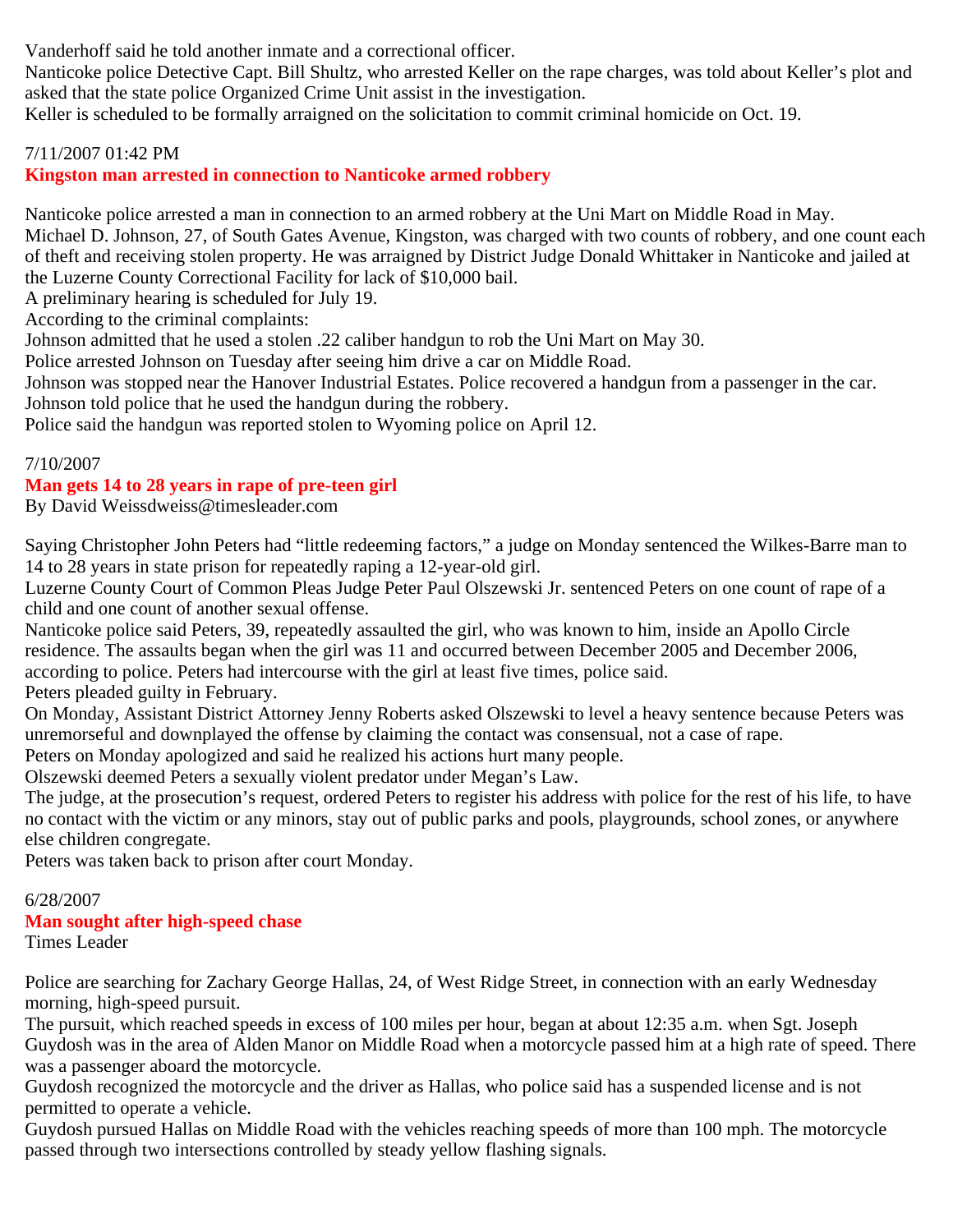Vanderhoff said he told another inmate and a correctional officer.

Nanticoke police Detective Capt. Bill Shultz, who arrested Keller on the rape charges, was told about Keller's plot and asked that the state police Organized Crime Unit assist in the investigation.

Keller is scheduled to be formally arraigned on the solicitation to commit criminal homicide on Oct. 19.

7/11/2007 01:42 PM

## Kingston man arrested in connection to Nanticoke armed robbery

Nanticoke police arrested a man in connection to an armed robbery at the Uni Mart on Middle Road in May.

Michael D. Johnson, 27, of South Gates Avenue, Kingston, was charged with two counts of robbery, and one count each of theft and receiving stolen property. He was arraigned by District Judge Donald Whittaker in Nanticoke and jailed at the Luzerne County Correctional Facility for lack of $10,000 bail.

A preliminary hearing is scheduled for July 19.

According to the criminal complaints:

Johnson admitted that he used a stolen .22 caliber handgun to rob the Uni Mart on May 30.

Police arrested Johnson on Tuesday after seeing him drive a car on Middle Road.

Johnson was stopped near the Hanover Industrial Estates. Police recovered a handgun from a passenger in the car.

Johnson told police that he used the handgun during the robbery.

Police said the handgun was reported stolen to Wyoming police on April 12.

7/10/2007

## Man gets 14 to 28 years in rape of pre-teen girl

By David Weissdweiss@timesleader.com

Saying Christopher John Peters had "little redeeming factors," a judge on Monday sentenced the Wilkes-Barre man to 14 to 28 years in state prison for repeatedly raping a 12-year-old girl.

Luzerne County Court of Common Pleas Judge Peter Paul Olszewski Jr. sentenced Peters on one count of rape of a child and one count of another sexual offense.

Nanticoke police said Peters, 39, repeatedly assaulted the girl, who was known to him, inside an Apollo Circle residence. The assaults began when the girl was 11 and occurred between December 2005 and December 2006, according to police. Peters had intercourse with the girl at least five times, police said.

Peters pleaded guilty in February.

On Monday, Assistant District Attorney Jenny Roberts asked Olszewski to level a heavy sentence because Peters was unremorseful and downplayed the offense by claiming the contact was consensual, not a case of rape.

Peters on Monday apologized and said he realized his actions hurt many people.

Olszewski deemed Peters a sexually violent predator under Megan's Law.

The judge, at the prosecution's request, ordered Peters to register his address with police for the rest of his life, to have no contact with the victim or any minors, stay out of public parks and pools, playgrounds, school zones, or anywhere else children congregate.

Peters was taken back to prison after court Monday.

6/28/2007

## Man sought after high-speed chase

Times Leader

Police are searching for Zachary George Hallas, 24, of West Ridge Street, in connection with an early Wednesday morning, high-speed pursuit.

The pursuit, which reached speeds in excess of 100 miles per hour, began at about 12:35 a.m. when Sgt. Joseph Guydosh was in the area of Alden Manor on Middle Road when a motorcycle passed him at a high rate of speed. There was a passenger aboard the motorcycle.

Guydosh recognized the motorcycle and the driver as Hallas, who police said has a suspended license and is not permitted to operate a vehicle.

Guydosh pursued Hallas on Middle Road with the vehicles reaching speeds of more than 100 mph. The motorcycle passed through two intersections controlled by steady yellow flashing signals.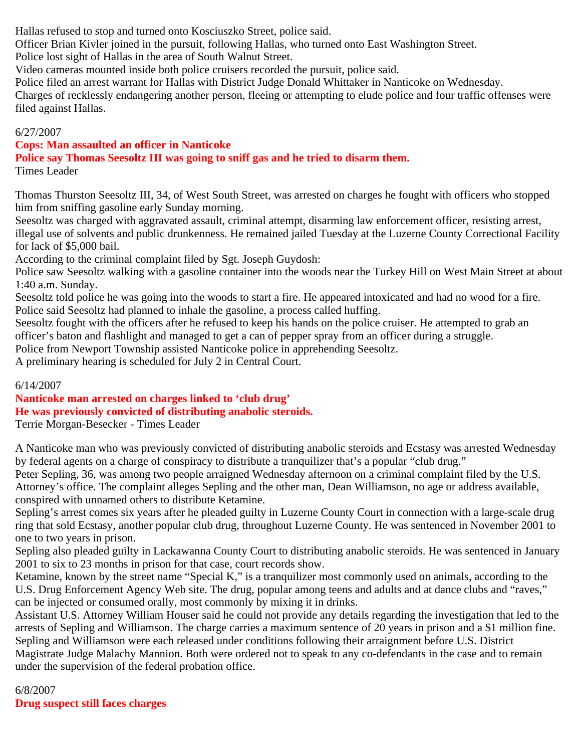Hallas refused to stop and turned onto Kosciuszko Street, police said.
Officer Brian Kivler joined in the pursuit, following Hallas, who turned onto East Washington Street.
Police lost sight of Hallas in the area of South Walnut Street.
Video cameras mounted inside both police cruisers recorded the pursuit, police said.
Police filed an arrest warrant for Hallas with District Judge Donald Whittaker in Nanticoke on Wednesday.
Charges of recklessly endangering another person, fleeing or attempting to elude police and four traffic offenses were filed against Hallas.

6/27/2007

**Cops: Man assaulted an officer in Nanticoke**

**Police say Thomas Seesoltz III was going to sniff gas and he tried to disarm them.**

Times Leader

Thomas Thurston Seesoltz III, 34, of West South Street, was arrested on charges he fought with officers who stopped him from sniffing gasoline early Sunday morning.
Seesoltz was charged with aggravated assault, criminal attempt, disarming law enforcement officer, resisting arrest, illegal use of solvents and public drunkenness. He remained jailed Tuesday at the Luzerne County Correctional Facility for lack of $5,000 bail.
According to the criminal complaint filed by Sgt. Joseph Guydosh:
Police saw Seesoltz walking with a gasoline container into the woods near the Turkey Hill on West Main Street at about 1:40 a.m. Sunday.
Seesoltz told police he was going into the woods to start a fire. He appeared intoxicated and had no wood for a fire.
Police said Seesoltz had planned to inhale the gasoline, a process called huffing.
Seesoltz fought with the officers after he refused to keep his hands on the police cruiser. He attempted to grab an officer's baton and flashlight and managed to get a can of pepper spray from an officer during a struggle.
Police from Newport Township assisted Nanticoke police in apprehending Seesoltz.
A preliminary hearing is scheduled for July 2 in Central Court.

6/14/2007

**Nanticoke man arrested on charges linked to 'club drug'**

**He was previously convicted of distributing anabolic steroids.**

Terrie Morgan-Besecker - Times Leader

A Nanticoke man who was previously convicted of distributing anabolic steroids and Ecstasy was arrested Wednesday by federal agents on a charge of conspiracy to distribute a tranquilizer that's a popular "club drug."
Peter Sepling, 36, was among two people arraigned Wednesday afternoon on a criminal complaint filed by the U.S. Attorney's office. The complaint alleges Sepling and the other man, Dean Williamson, no age or address available, conspired with unnamed others to distribute Ketamine.
Sepling's arrest comes six years after he pleaded guilty in Luzerne County Court in connection with a large-scale drug ring that sold Ecstasy, another popular club drug, throughout Luzerne County. He was sentenced in November 2001 to one to two years in prison.
Sepling also pleaded guilty in Lackawanna County Court to distributing anabolic steroids. He was sentenced in January 2001 to six to 23 months in prison for that case, court records show.
Ketamine, known by the street name "Special K," is a tranquilizer most commonly used on animals, according to the U.S. Drug Enforcement Agency Web site. The drug, popular among teens and adults and at dance clubs and "raves," can be injected or consumed orally, most commonly by mixing it in drinks.
Assistant U.S. Attorney William Houser said he could not provide any details regarding the investigation that led to the arrests of Sepling and Williamson. The charge carries a maximum sentence of 20 years in prison and a $1 million fine.
Sepling and Williamson were each released under conditions following their arraignment before U.S. District Magistrate Judge Malachy Mannion. Both were ordered not to speak to any co-defendants in the case and to remain under the supervision of the federal probation office.

6/8/2007

**Drug suspect still faces charges**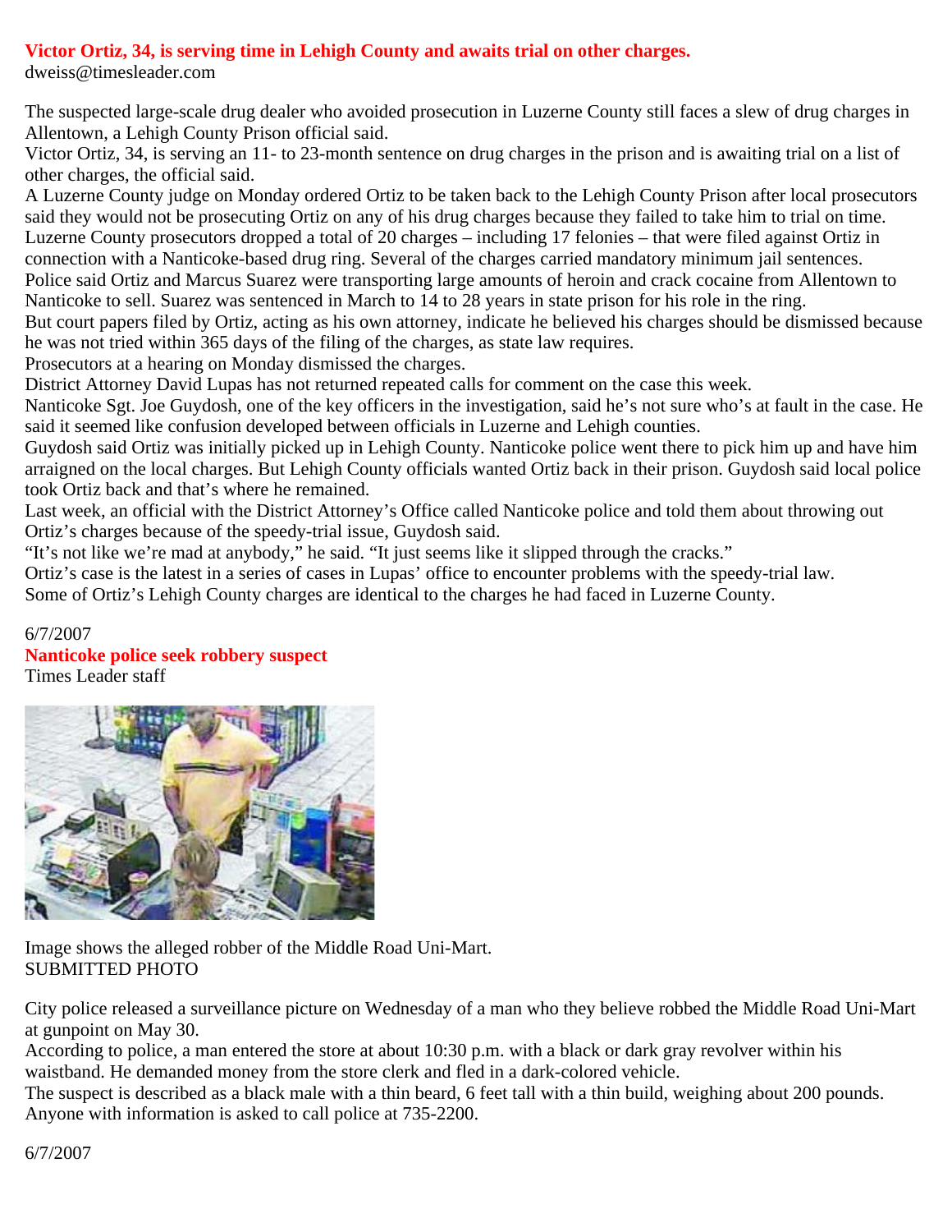**Victor Ortiz, 34, is serving time in Lehigh County and awaits trial on other charges.**

dweiss@timesleader.com

The suspected large-scale drug dealer who avoided prosecution in Luzerne County still faces a slew of drug charges in Allentown, a Lehigh County Prison official said.

Victor Ortiz, 34, is serving an 11- to 23-month sentence on drug charges in the prison and is awaiting trial on a list of other charges, the official said.

A Luzerne County judge on Monday ordered Ortiz to be taken back to the Lehigh County Prison after local prosecutors said they would not be prosecuting Ortiz on any of his drug charges because they failed to take him to trial on time.

Luzerne County prosecutors dropped a total of 20 charges – including 17 felonies – that were filed against Ortiz in connection with a Nanticoke-based drug ring. Several of the charges carried mandatory minimum jail sentences.

Police said Ortiz and Marcus Suarez were transporting large amounts of heroin and crack cocaine from Allentown to Nanticoke to sell. Suarez was sentenced in March to 14 to 28 years in state prison for his role in the ring.

But court papers filed by Ortiz, acting as his own attorney, indicate he believed his charges should be dismissed because he was not tried within 365 days of the filing of the charges, as state law requires.

Prosecutors at a hearing on Monday dismissed the charges.

District Attorney David Lupas has not returned repeated calls for comment on the case this week.

Nanticoke Sgt. Joe Guydosh, one of the key officers in the investigation, said he's not sure who's at fault in the case. He said it seemed like confusion developed between officials in Luzerne and Lehigh counties.

Guydosh said Ortiz was initially picked up in Lehigh County. Nanticoke police went there to pick him up and have him arraigned on the local charges. But Lehigh County officials wanted Ortiz back in their prison. Guydosh said local police took Ortiz back and that's where he remained.

Last week, an official with the District Attorney's Office called Nanticoke police and told them about throwing out Ortiz's charges because of the speedy-trial issue, Guydosh said.

"It's not like we're mad at anybody," he said. "It just seems like it slipped through the cracks."

Ortiz's case is the latest in a series of cases in Lupas' office to encounter problems with the speedy-trial law.

Some of Ortiz's Lehigh County charges are identical to the charges he had faced in Luzerne County.

6/7/2007

**Nanticoke police seek robbery suspect**

Times Leader staff

Image shows the alleged robber of the Middle Road Uni-Mart.
SUBMITTED PHOTO

City police released a surveillance picture on Wednesday of a man who they believe robbed the Middle Road Uni-Mart at gunpoint on May 30.

According to police, a man entered the store at about 10:30 p.m. with a black or dark gray revolver within his waistband. He demanded money from the store clerk and fled in a dark-colored vehicle.

The suspect is described as a black male with a thin beard, 6 feet tall with a thin build, weighing about 200 pounds.

Anyone with information is asked to call police at 735-2200.

6/7/2007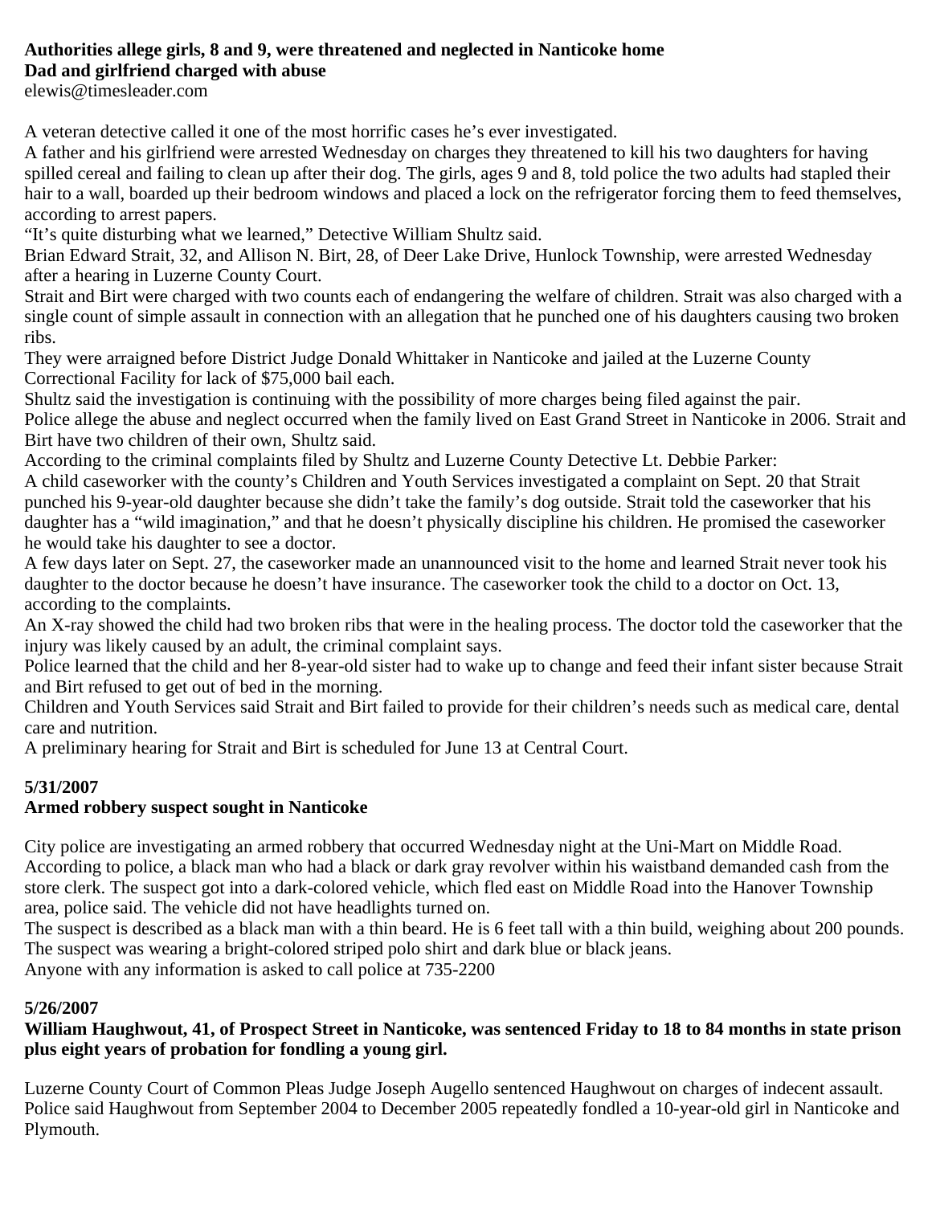**Authorities allege girls, 8 and 9, were threatened and neglected in Nanticoke home**
**Dad and girlfriend charged with abuse**
elewis@timesleader.com

A veteran detective called it one of the most horrific cases he's ever investigated.

A father and his girlfriend were arrested Wednesday on charges they threatened to kill his two daughters for having spilled cereal and failing to clean up after their dog. The girls, ages 9 and 8, told police the two adults had stapled their hair to a wall, boarded up their bedroom windows and placed a lock on the refrigerator forcing them to feed themselves, according to arrest papers.

"It's quite disturbing what we learned," Detective William Shultz said.

Brian Edward Strait, 32, and Allison N. Birt, 28, of Deer Lake Drive, Hunlock Township, were arrested Wednesday after a hearing in Luzerne County Court.

Strait and Birt were charged with two counts each of endangering the welfare of children. Strait was also charged with a single count of simple assault in connection with an allegation that he punched one of his daughters causing two broken ribs.

They were arraigned before District Judge Donald Whittaker in Nanticoke and jailed at the Luzerne County Correctional Facility for lack of $75,000 bail each.

Shultz said the investigation is continuing with the possibility of more charges being filed against the pair.

Police allege the abuse and neglect occurred when the family lived on East Grand Street in Nanticoke in 2006. Strait and Birt have two children of their own, Shultz said.

According to the criminal complaints filed by Shultz and Luzerne County Detective Lt. Debbie Parker:

A child caseworker with the county's Children and Youth Services investigated a complaint on Sept. 20 that Strait punched his 9-year-old daughter because she didn't take the family's dog outside. Strait told the caseworker that his daughter has a "wild imagination," and that he doesn't physically discipline his children. He promised the caseworker he would take his daughter to see a doctor.

A few days later on Sept. 27, the caseworker made an unannounced visit to the home and learned Strait never took his daughter to the doctor because he doesn't have insurance. The caseworker took the child to a doctor on Oct. 13, according to the complaints.

An X-ray showed the child had two broken ribs that were in the healing process. The doctor told the caseworker that the injury was likely caused by an adult, the criminal complaint says.

Police learned that the child and her 8-year-old sister had to wake up to change and feed their infant sister because Strait and Birt refused to get out of bed in the morning.

Children and Youth Services said Strait and Birt failed to provide for their children's needs such as medical care, dental care and nutrition.

A preliminary hearing for Strait and Birt is scheduled for June 13 at Central Court.

**5/31/2007**
**Armed robbery suspect sought in Nanticoke**

City police are investigating an armed robbery that occurred Wednesday night at the Uni-Mart on Middle Road. According to police, a black man who had a black or dark gray revolver within his waistband demanded cash from the store clerk. The suspect got into a dark-colored vehicle, which fled east on Middle Road into the Hanover Township area, police said. The vehicle did not have headlights turned on.

The suspect is described as a black man with a thin beard. He is 6 feet tall with a thin build, weighing about 200 pounds. The suspect was wearing a bright-colored striped polo shirt and dark blue or black jeans.

Anyone with any information is asked to call police at 735-2200

**5/26/2007**
**William Haughwout, 41, of Prospect Street in Nanticoke, was sentenced Friday to 18 to 84 months in state prison plus eight years of probation for fondling a young girl.**

Luzerne County Court of Common Pleas Judge Joseph Augello sentenced Haughwout on charges of indecent assault. Police said Haughwout from September 2004 to December 2005 repeatedly fondled a 10-year-old girl in Nanticoke and Plymouth.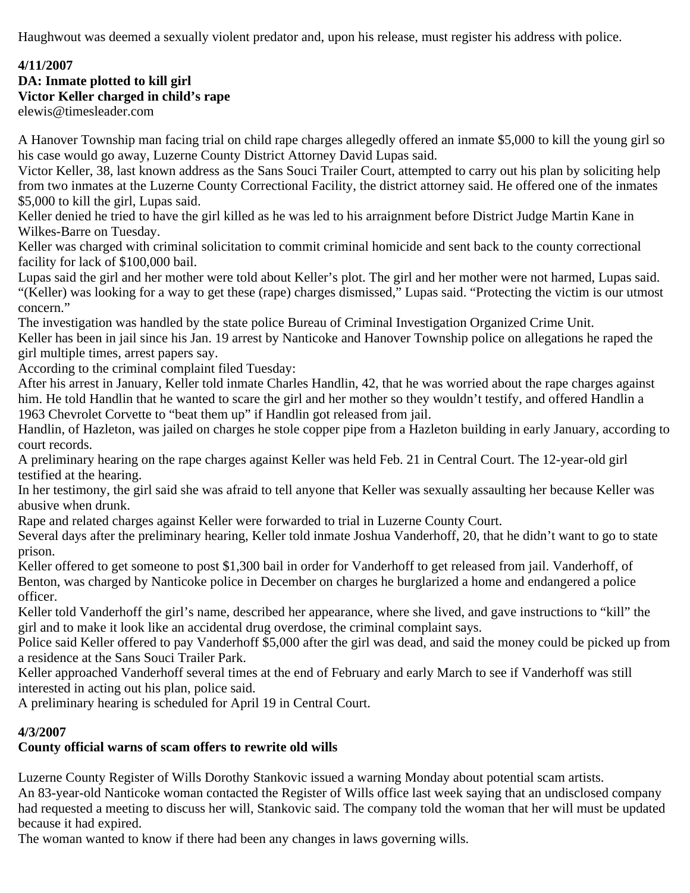Haughwout was deemed a sexually violent predator and, upon his release, must register his address with police.

**4/11/2007**
**DA: Inmate plotted to kill girl**
**Victor Keller charged in child's rape**
elewis@timesleader.com

A Hanover Township man facing trial on child rape charges allegedly offered an inmate $5,000 to kill the young girl so his case would go away, Luzerne County District Attorney David Lupas said.

Victor Keller, 38, last known address as the Sans Souci Trailer Court, attempted to carry out his plan by soliciting help from two inmates at the Luzerne County Correctional Facility, the district attorney said. He offered one of the inmates $5,000 to kill the girl, Lupas said.

Keller denied he tried to have the girl killed as he was led to his arraignment before District Judge Martin Kane in Wilkes-Barre on Tuesday.

Keller was charged with criminal solicitation to commit criminal homicide and sent back to the county correctional facility for lack of $100,000 bail.

Lupas said the girl and her mother were told about Keller's plot. The girl and her mother were not harmed, Lupas said. "(Keller) was looking for a way to get these (rape) charges dismissed," Lupas said. "Protecting the victim is our utmost concern."

The investigation was handled by the state police Bureau of Criminal Investigation Organized Crime Unit.

Keller has been in jail since his Jan. 19 arrest by Nanticoke and Hanover Township police on allegations he raped the girl multiple times, arrest papers say.

According to the criminal complaint filed Tuesday:

After his arrest in January, Keller told inmate Charles Handlin, 42, that he was worried about the rape charges against him. He told Handlin that he wanted to scare the girl and her mother so they wouldn't testify, and offered Handlin a 1963 Chevrolet Corvette to "beat them up" if Handlin got released from jail.

Handlin, of Hazleton, was jailed on charges he stole copper pipe from a Hazleton building in early January, according to court records.

A preliminary hearing on the rape charges against Keller was held Feb. 21 in Central Court. The 12-year-old girl testified at the hearing.

In her testimony, the girl said she was afraid to tell anyone that Keller was sexually assaulting her because Keller was abusive when drunk.

Rape and related charges against Keller were forwarded to trial in Luzerne County Court.

Several days after the preliminary hearing, Keller told inmate Joshua Vanderhoff, 20, that he didn't want to go to state prison.

Keller offered to get someone to post $1,300 bail in order for Vanderhoff to get released from jail. Vanderhoff, of Benton, was charged by Nanticoke police in December on charges he burglarized a home and endangered a police officer.

Keller told Vanderhoff the girl's name, described her appearance, where she lived, and gave instructions to "kill" the girl and to make it look like an accidental drug overdose, the criminal complaint says.

Police said Keller offered to pay Vanderhoff $5,000 after the girl was dead, and said the money could be picked up from a residence at the Sans Souci Trailer Park.

Keller approached Vanderhoff several times at the end of February and early March to see if Vanderhoff was still interested in acting out his plan, police said.

A preliminary hearing is scheduled for April 19 in Central Court.

**4/3/2007**
**County official warns of scam offers to rewrite old wills**

Luzerne County Register of Wills Dorothy Stankovic issued a warning Monday about potential scam artists.

An 83-year-old Nanticoke woman contacted the Register of Wills office last week saying that an undisclosed company had requested a meeting to discuss her will, Stankovic said. The company told the woman that her will must be updated because it had expired.

The woman wanted to know if there had been any changes in laws governing wills.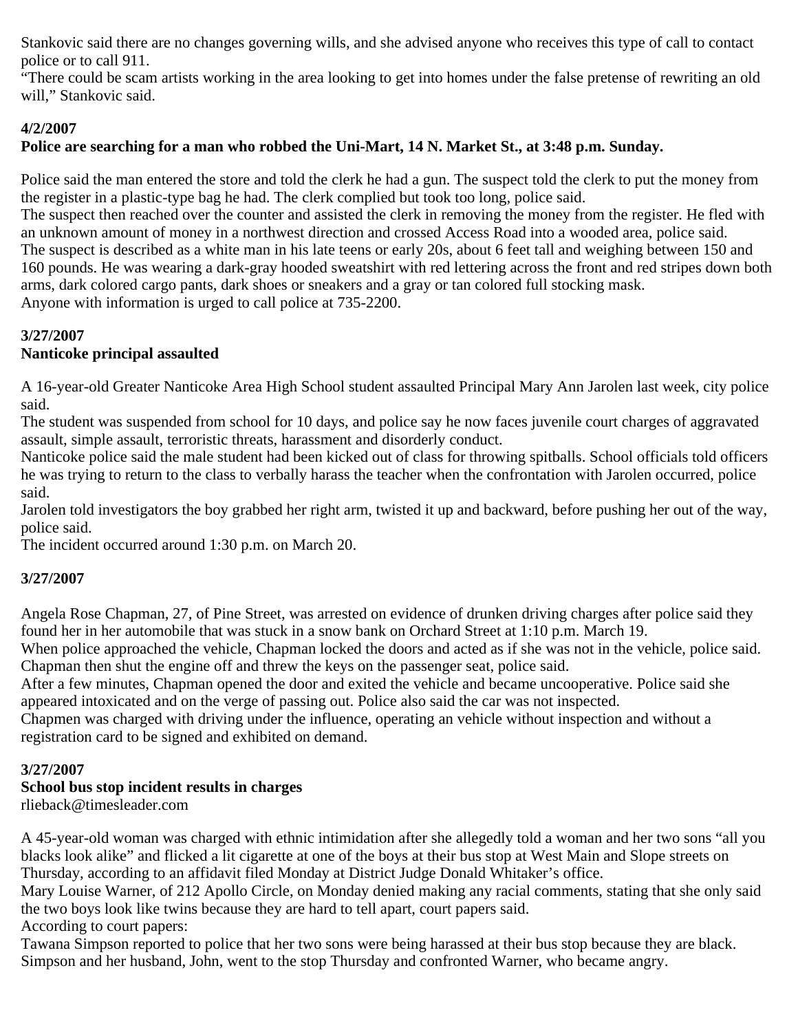Stankovic said there are no changes governing wills, and she advised anyone who receives this type of call to contact police or to call 911.
“There could be scam artists working in the area looking to get into homes under the false pretense of rewriting an old will,” Stankovic said.

**4/2/2007**
**Police are searching for a man who robbed the Uni-Mart, 14 N. Market St., at 3:48 p.m. Sunday.**

Police said the man entered the store and told the clerk he had a gun. The suspect told the clerk to put the money from the register in a plastic-type bag he had. The clerk complied but took too long, police said.
The suspect then reached over the counter and assisted the clerk in removing the money from the register. He fled with an unknown amount of money in a northwest direction and crossed Access Road into a wooded area, police said.
The suspect is described as a white man in his late teens or early 20s, about 6 feet tall and weighing between 150 and 160 pounds. He was wearing a dark-gray hooded sweatshirt with red lettering across the front and red stripes down both arms, dark colored cargo pants, dark shoes or sneakers and a gray or tan colored full stocking mask.
Anyone with information is urged to call police at 735-2200.

**3/27/2007**
**Nanticoke principal assaulted**

A 16-year-old Greater Nanticoke Area High School student assaulted Principal Mary Ann Jarolen last week, city police said.
The student was suspended from school for 10 days, and police say he now faces juvenile court charges of aggravated assault, simple assault, terroristic threats, harassment and disorderly conduct.
Nanticoke police said the male student had been kicked out of class for throwing spitballs. School officials told officers he was trying to return to the class to verbally harass the teacher when the confrontation with Jarolen occurred, police said.
Jarolen told investigators the boy grabbed her right arm, twisted it up and backward, before pushing her out of the way, police said.
The incident occurred around 1:30 p.m. on March 20.

**3/27/2007**

Angela Rose Chapman, 27, of Pine Street, was arrested on evidence of drunken driving charges after police said they found her in her automobile that was stuck in a snow bank on Orchard Street at 1:10 p.m. March 19.
When police approached the vehicle, Chapman locked the doors and acted as if she was not in the vehicle, police said. Chapman then shut the engine off and threw the keys on the passenger seat, police said.
After a few minutes, Chapman opened the door and exited the vehicle and became uncooperative. Police said she appeared intoxicated and on the verge of passing out. Police also said the car was not inspected.
Chapmen was charged with driving under the influence, operating an vehicle without inspection and without a registration card to be signed and exhibited on demand.

**3/27/2007**
**School bus stop incident results in charges**
rlieback@timesleader.com

A 45-year-old woman was charged with ethnic intimidation after she allegedly told a woman and her two sons “all you blacks look alike” and flicked a lit cigarette at one of the boys at their bus stop at West Main and Slope streets on Thursday, according to an affidavit filed Monday at District Judge Donald Whitaker’s office.
Mary Louise Warner, of 212 Apollo Circle, on Monday denied making any racial comments, stating that she only said the two boys look like twins because they are hard to tell apart, court papers said.
According to court papers:
Tawana Simpson reported to police that her two sons were being harassed at their bus stop because they are black.
Simpson and her husband, John, went to the stop Thursday and confronted Warner, who became angry.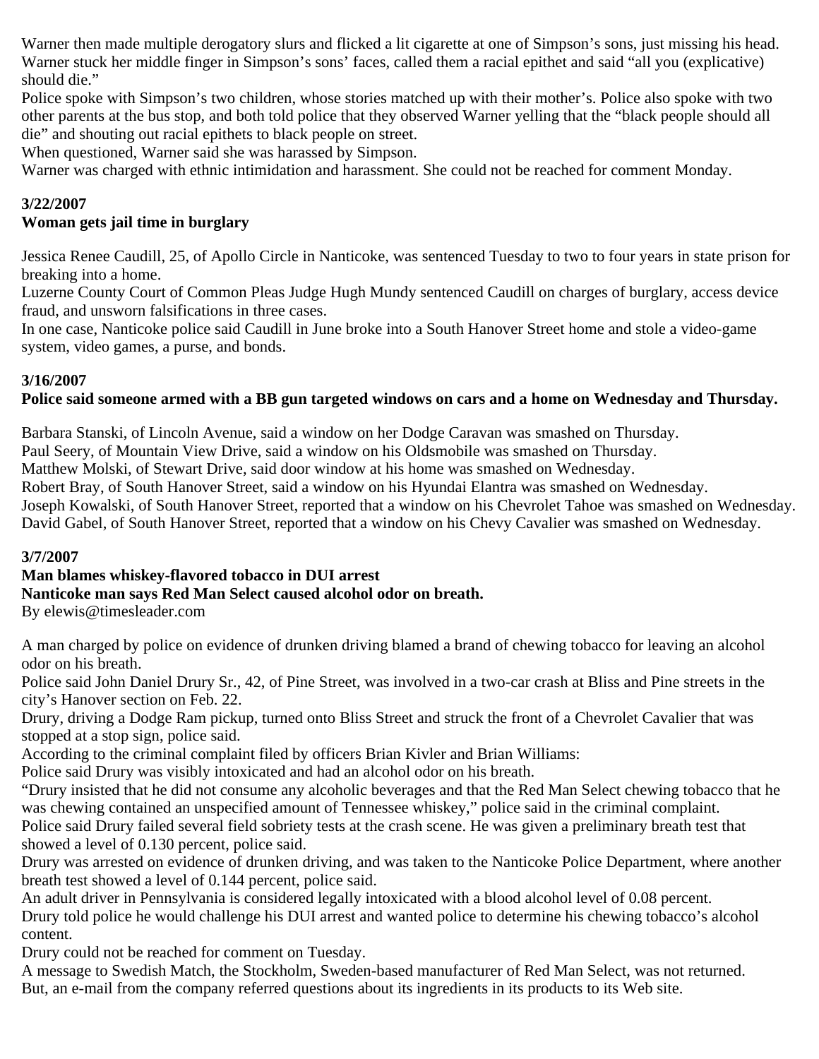Warner then made multiple derogatory slurs and flicked a lit cigarette at one of Simpson's sons, just missing his head. Warner stuck her middle finger in Simpson's sons' faces, called them a racial epithet and said "all you (explicative) should die."

Police spoke with Simpson's two children, whose stories matched up with their mother's. Police also spoke with two other parents at the bus stop, and both told police that they observed Warner yelling that the "black people should all die" and shouting out racial epithets to black people on street.

When questioned, Warner said she was harassed by Simpson.

Warner was charged with ethnic intimidation and harassment. She could not be reached for comment Monday.

**3/22/2007**
**Woman gets jail time in burglary**

Jessica Renee Caudill, 25, of Apollo Circle in Nanticoke, was sentenced Tuesday to two to four years in state prison for breaking into a home.

Luzerne County Court of Common Pleas Judge Hugh Mundy sentenced Caudill on charges of burglary, access device fraud, and unsworn falsifications in three cases.

In one case, Nanticoke police said Caudill in June broke into a South Hanover Street home and stole a video-game system, video games, a purse, and bonds.

**3/16/2007**
**Police said someone armed with a BB gun targeted windows on cars and a home on Wednesday and Thursday.**

Barbara Stanski, of Lincoln Avenue, said a window on her Dodge Caravan was smashed on Thursday.
Paul Seery, of Mountain View Drive, said a window on his Oldsmobile was smashed on Thursday.
Matthew Molski, of Stewart Drive, said door window at his home was smashed on Wednesday.
Robert Bray, of South Hanover Street, said a window on his Hyundai Elantra was smashed on Wednesday.
Joseph Kowalski, of South Hanover Street, reported that a window on his Chevrolet Tahoe was smashed on Wednesday.
David Gabel, of South Hanover Street, reported that a window on his Chevy Cavalier was smashed on Wednesday.

**3/7/2007**
**Man blames whiskey-flavored tobacco in DUI arrest**
**Nanticoke man says Red Man Select caused alcohol odor on breath.**
By elewis@timesleader.com

A man charged by police on evidence of drunken driving blamed a brand of chewing tobacco for leaving an alcohol odor on his breath.

Police said John Daniel Drury Sr., 42, of Pine Street, was involved in a two-car crash at Bliss and Pine streets in the city's Hanover section on Feb. 22.

Drury, driving a Dodge Ram pickup, turned onto Bliss Street and struck the front of a Chevrolet Cavalier that was stopped at a stop sign, police said.

According to the criminal complaint filed by officers Brian Kivler and Brian Williams:

Police said Drury was visibly intoxicated and had an alcohol odor on his breath.

"Drury insisted that he did not consume any alcoholic beverages and that the Red Man Select chewing tobacco that he was chewing contained an unspecified amount of Tennessee whiskey," police said in the criminal complaint.

Police said Drury failed several field sobriety tests at the crash scene. He was given a preliminary breath test that showed a level of 0.130 percent, police said.

Drury was arrested on evidence of drunken driving, and was taken to the Nanticoke Police Department, where another breath test showed a level of 0.144 percent, police said.

An adult driver in Pennsylvania is considered legally intoxicated with a blood alcohol level of 0.08 percent.

Drury told police he would challenge his DUI arrest and wanted police to determine his chewing tobacco's alcohol content.

Drury could not be reached for comment on Tuesday.

A message to Swedish Match, the Stockholm, Sweden-based manufacturer of Red Man Select, was not returned.

But, an e-mail from the company referred questions about its ingredients in its products to its Web site.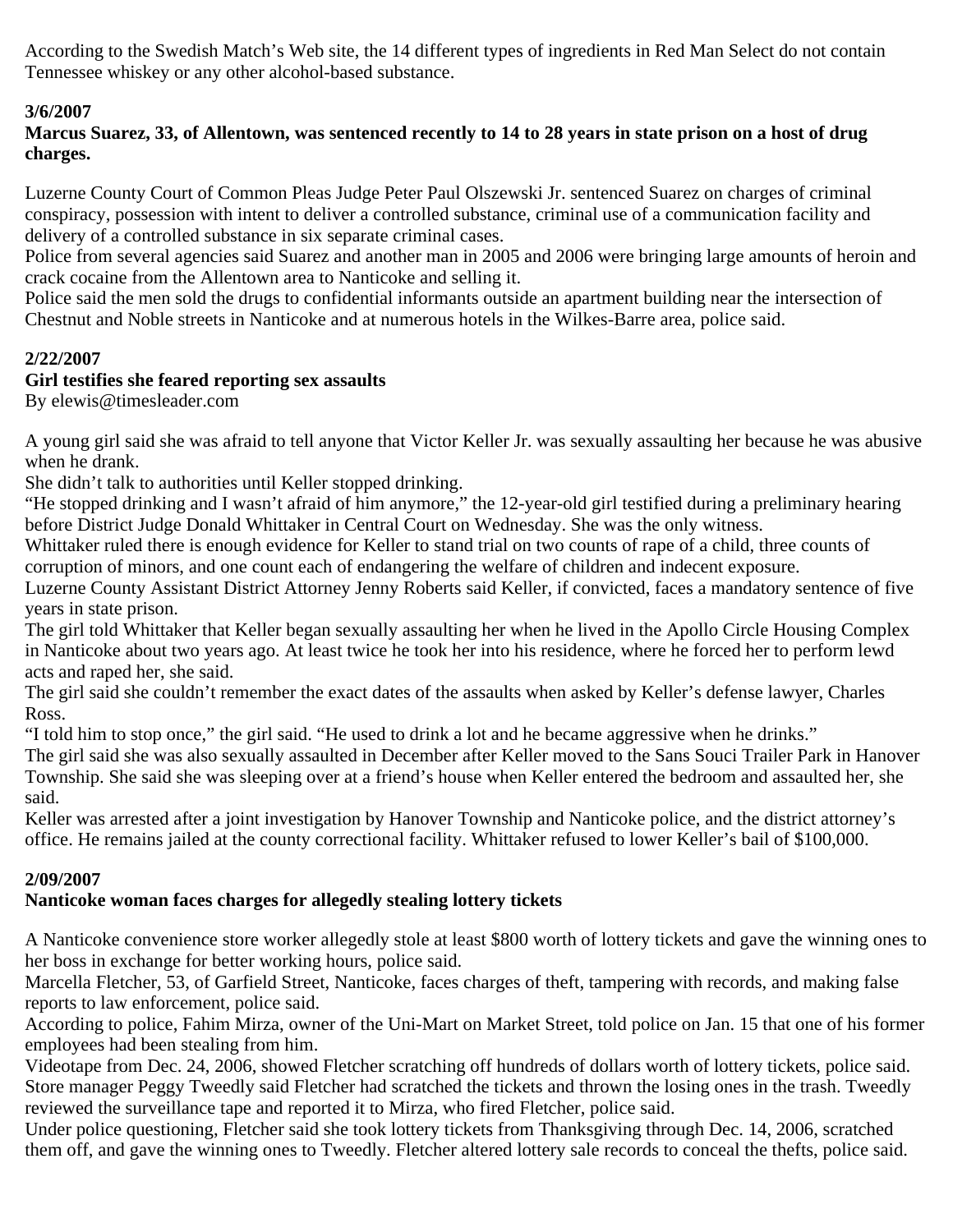According to the Swedish Match's Web site, the 14 different types of ingredients in Red Man Select do not contain Tennessee whiskey or any other alcohol-based substance.

**3/6/2007**

**Marcus Suarez, 33, of Allentown, was sentenced recently to 14 to 28 years in state prison on a host of drug charges.**

Luzerne County Court of Common Pleas Judge Peter Paul Olszewski Jr. sentenced Suarez on charges of criminal conspiracy, possession with intent to deliver a controlled substance, criminal use of a communication facility and delivery of a controlled substance in six separate criminal cases.

Police from several agencies said Suarez and another man in 2005 and 2006 were bringing large amounts of heroin and crack cocaine from the Allentown area to Nanticoke and selling it.

Police said the men sold the drugs to confidential informants outside an apartment building near the intersection of Chestnut and Noble streets in Nanticoke and at numerous hotels in the Wilkes-Barre area, police said.

**2/22/2007**

**Girl testifies she feared reporting sex assaults**

By elewis@timesleader.com

A young girl said she was afraid to tell anyone that Victor Keller Jr. was sexually assaulting her because he was abusive when he drank.

She didn't talk to authorities until Keller stopped drinking.

"He stopped drinking and I wasn't afraid of him anymore," the 12-year-old girl testified during a preliminary hearing before District Judge Donald Whittaker in Central Court on Wednesday. She was the only witness.

Whittaker ruled there is enough evidence for Keller to stand trial on two counts of rape of a child, three counts of corruption of minors, and one count each of endangering the welfare of children and indecent exposure.

Luzerne County Assistant District Attorney Jenny Roberts said Keller, if convicted, faces a mandatory sentence of five years in state prison.

The girl told Whittaker that Keller began sexually assaulting her when he lived in the Apollo Circle Housing Complex in Nanticoke about two years ago. At least twice he took her into his residence, where he forced her to perform lewd acts and raped her, she said.

The girl said she couldn't remember the exact dates of the assaults when asked by Keller's defense lawyer, Charles Ross.

"I told him to stop once," the girl said. "He used to drink a lot and he became aggressive when he drinks."

The girl said she was also sexually assaulted in December after Keller moved to the Sans Souci Trailer Park in Hanover Township. She said she was sleeping over at a friend's house when Keller entered the bedroom and assaulted her, she said.

Keller was arrested after a joint investigation by Hanover Township and Nanticoke police, and the district attorney's office. He remains jailed at the county correctional facility. Whittaker refused to lower Keller's bail of $100,000.

**2/09/2007**

**Nanticoke woman faces charges for allegedly stealing lottery tickets**

A Nanticoke convenience store worker allegedly stole at least $800 worth of lottery tickets and gave the winning ones to her boss in exchange for better working hours, police said.

Marcella Fletcher, 53, of Garfield Street, Nanticoke, faces charges of theft, tampering with records, and making false reports to law enforcement, police said.

According to police, Fahim Mirza, owner of the Uni-Mart on Market Street, told police on Jan. 15 that one of his former employees had been stealing from him.

Videotape from Dec. 24, 2006, showed Fletcher scratching off hundreds of dollars worth of lottery tickets, police said. Store manager Peggy Tweedly said Fletcher had scratched the tickets and thrown the losing ones in the trash. Tweedly reviewed the surveillance tape and reported it to Mirza, who fired Fletcher, police said.

Under police questioning, Fletcher said she took lottery tickets from Thanksgiving through Dec. 14, 2006, scratched them off, and gave the winning ones to Tweedly. Fletcher altered lottery sale records to conceal the thefts, police said.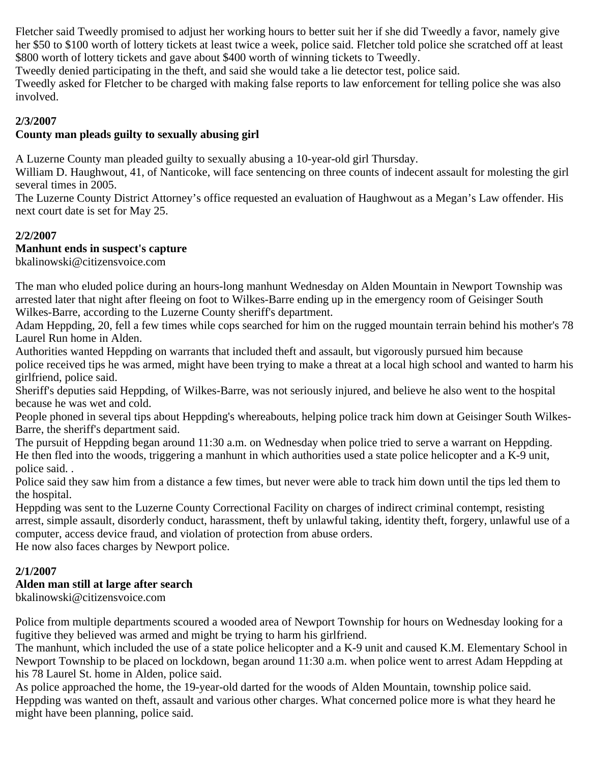Fletcher said Tweedly promised to adjust her working hours to better suit her if she did Tweedly a favor, namely give her $50 to $100 worth of lottery tickets at least twice a week, police said. Fletcher told police she scratched off at least $800 worth of lottery tickets and gave about $400 worth of winning tickets to Tweedly.

Tweedly denied participating in the theft, and said she would take a lie detector test, police said.

Tweedly asked for Fletcher to be charged with making false reports to law enforcement for telling police she was also involved.

**2/3/2007**

**County man pleads guilty to sexually abusing girl**

A Luzerne County man pleaded guilty to sexually abusing a 10-year-old girl Thursday.

William D. Haughwout, 41, of Nanticoke, will face sentencing on three counts of indecent assault for molesting the girl several times in 2005.

The Luzerne County District Attorney's office requested an evaluation of Haughwout as a Megan's Law offender. His next court date is set for May 25.

**2/2/2007**

**Manhunt ends in suspect's capture**

bkalinowski@citizensvoice.com

The man who eluded police during an hours-long manhunt Wednesday on Alden Mountain in Newport Township was arrested later that night after fleeing on foot to Wilkes-Barre ending up in the emergency room of Geisinger South Wilkes-Barre, according to the Luzerne County sheriff's department.

Adam Heppding, 20, fell a few times while cops searched for him on the rugged mountain terrain behind his mother's 78 Laurel Run home in Alden.

Authorities wanted Heppding on warrants that included theft and assault, but vigorously pursued him because police received tips he was armed, might have been trying to make a threat at a local high school and wanted to harm his girlfriend, police said.

Sheriff's deputies said Heppding, of Wilkes-Barre, was not seriously injured, and believe he also went to the hospital because he was wet and cold.

People phoned in several tips about Heppding's whereabouts, helping police track him down at Geisinger South Wilkes-Barre, the sheriff's department said.

The pursuit of Heppding began around 11:30 a.m. on Wednesday when police tried to serve a warrant on Heppding. He then fled into the woods, triggering a manhunt in which authorities used a state police helicopter and a K-9 unit, police said. .

Police said they saw him from a distance a few times, but never were able to track him down until the tips led them to the hospital.

Heppding was sent to the Luzerne County Correctional Facility on charges of indirect criminal contempt, resisting arrest, simple assault, disorderly conduct, harassment, theft by unlawful taking, identity theft, forgery, unlawful use of a computer, access device fraud, and violation of protection from abuse orders.

He now also faces charges by Newport police.

**2/1/2007**

**Alden man still at large after search**

bkalinowski@citizensvoice.com

Police from multiple departments scoured a wooded area of Newport Township for hours on Wednesday looking for a fugitive they believed was armed and might be trying to harm his girlfriend.

The manhunt, which included the use of a state police helicopter and a K-9 unit and caused K.M. Elementary School in Newport Township to be placed on lockdown, began around 11:30 a.m. when police went to arrest Adam Heppding at his 78 Laurel St. home in Alden, police said.

As police approached the home, the 19-year-old darted for the woods of Alden Mountain, township police said.

Heppding was wanted on theft, assault and various other charges. What concerned police more is what they heard he might have been planning, police said.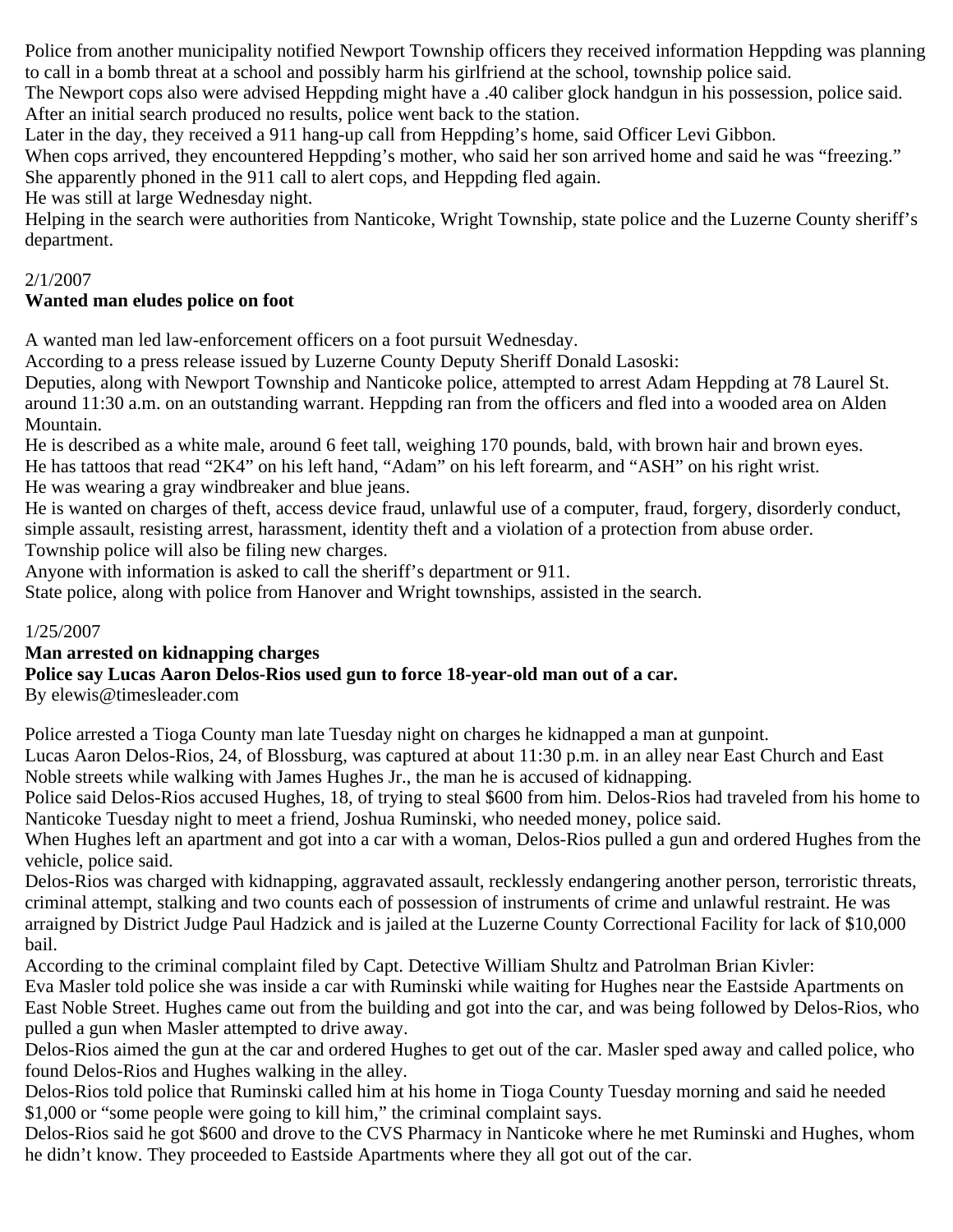Police from another municipality notified Newport Township officers they received information Heppding was planning to call in a bomb threat at a school and possibly harm his girlfriend at the school, township police said.

The Newport cops also were advised Heppding might have a .40 caliber glock handgun in his possession, police said.

After an initial search produced no results, police went back to the station.

Later in the day, they received a 911 hang-up call from Heppding's home, said Officer Levi Gibbon.

When cops arrived, they encountered Heppding's mother, who said her son arrived home and said he was "freezing." She apparently phoned in the 911 call to alert cops, and Heppding fled again.

He was still at large Wednesday night.

Helping in the search were authorities from Nanticoke, Wright Township, state police and the Luzerne County sheriff's department.

2/1/2007

**Wanted man eludes police on foot**

A wanted man led law-enforcement officers on a foot pursuit Wednesday.

According to a press release issued by Luzerne County Deputy Sheriff Donald Lasoski:

Deputies, along with Newport Township and Nanticoke police, attempted to arrest Adam Heppding at 78 Laurel St. around 11:30 a.m. on an outstanding warrant. Heppding ran from the officers and fled into a wooded area on Alden Mountain.

He is described as a white male, around 6 feet tall, weighing 170 pounds, bald, with brown hair and brown eyes.

He has tattoos that read "2K4" on his left hand, "Adam" on his left forearm, and "ASH" on his right wrist.

He was wearing a gray windbreaker and blue jeans.

He is wanted on charges of theft, access device fraud, unlawful use of a computer, fraud, forgery, disorderly conduct, simple assault, resisting arrest, harassment, identity theft and a violation of a protection from abuse order.

Township police will also be filing new charges.

Anyone with information is asked to call the sheriff's department or 911.

State police, along with police from Hanover and Wright townships, assisted in the search.

1/25/2007

**Man arrested on kidnapping charges**

**Police say Lucas Aaron Delos-Rios used gun to force 18-year-old man out of a car.**

By elewis@timesleader.com

Police arrested a Tioga County man late Tuesday night on charges he kidnapped a man at gunpoint.

Lucas Aaron Delos-Rios, 24, of Blossburg, was captured at about 11:30 p.m. in an alley near East Church and East Noble streets while walking with James Hughes Jr., the man he is accused of kidnapping.

Police said Delos-Rios accused Hughes, 18, of trying to steal $600 from him. Delos-Rios had traveled from his home to Nanticoke Tuesday night to meet a friend, Joshua Ruminski, who needed money, police said.

When Hughes left an apartment and got into a car with a woman, Delos-Rios pulled a gun and ordered Hughes from the vehicle, police said.

Delos-Rios was charged with kidnapping, aggravated assault, recklessly endangering another person, terroristic threats, criminal attempt, stalking and two counts each of possession of instruments of crime and unlawful restraint. He was arraigned by District Judge Paul Hadzick and is jailed at the Luzerne County Correctional Facility for lack of $10,000 bail.

According to the criminal complaint filed by Capt. Detective William Shultz and Patrolman Brian Kivler:

Eva Masler told police she was inside a car with Ruminski while waiting for Hughes near the Eastside Apartments on East Noble Street. Hughes came out from the building and got into the car, and was being followed by Delos-Rios, who pulled a gun when Masler attempted to drive away.

Delos-Rios aimed the gun at the car and ordered Hughes to get out of the car. Masler sped away and called police, who found Delos-Rios and Hughes walking in the alley.

Delos-Rios told police that Ruminski called him at his home in Tioga County Tuesday morning and said he needed $1,000 or "some people were going to kill him," the criminal complaint says.

Delos-Rios said he got $600 and drove to the CVS Pharmacy in Nanticoke where he met Ruminski and Hughes, whom he didn't know. They proceeded to Eastside Apartments where they all got out of the car.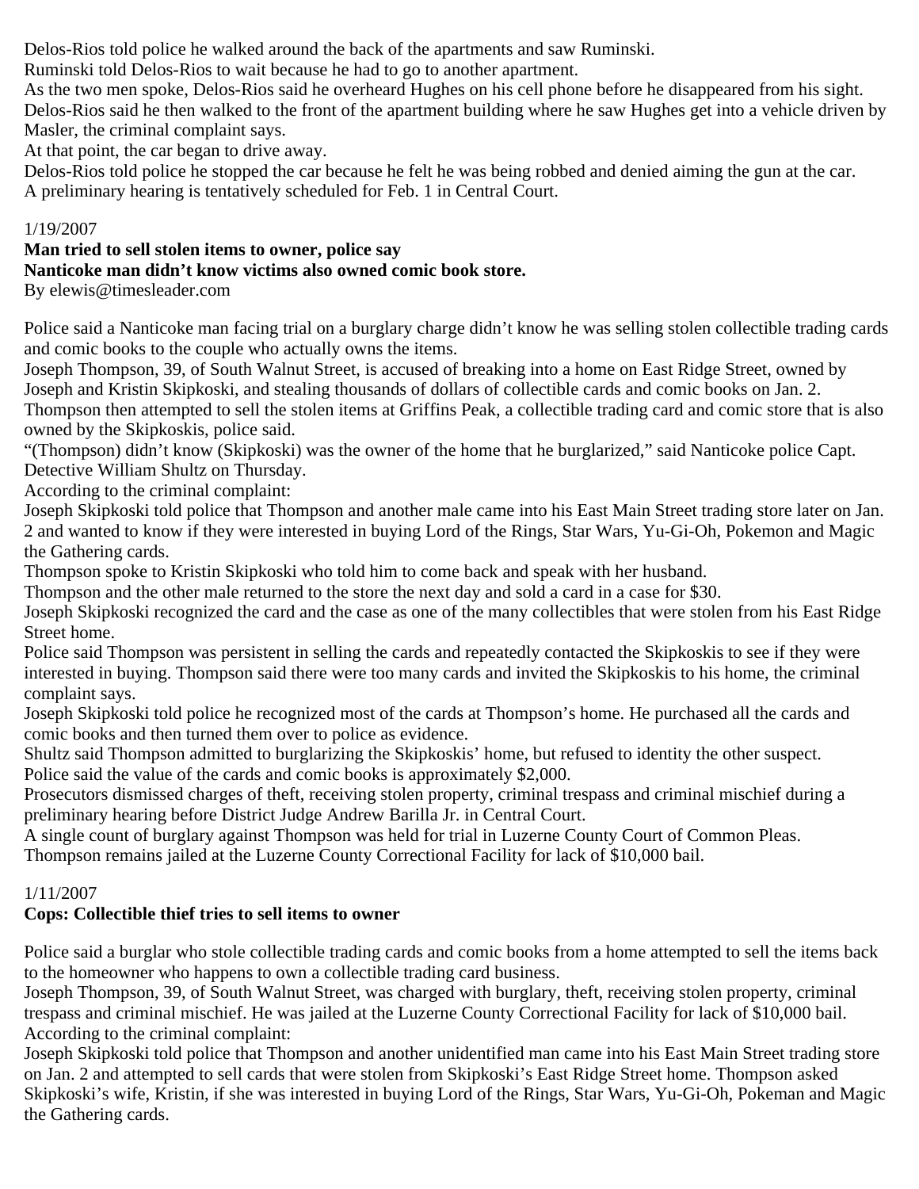Delos-Rios told police he walked around the back of the apartments and saw Ruminski.

Ruminski told Delos-Rios to wait because he had to go to another apartment.

As the two men spoke, Delos-Rios said he overheard Hughes on his cell phone before he disappeared from his sight.

Delos-Rios said he then walked to the front of the apartment building where he saw Hughes get into a vehicle driven by Masler, the criminal complaint says.

At that point, the car began to drive away.

Delos-Rios told police he stopped the car because he felt he was being robbed and denied aiming the gun at the car.

A preliminary hearing is tentatively scheduled for Feb. 1 in Central Court.

1/19/2007

**Man tried to sell stolen items to owner, police say**

**Nanticoke man didn't know victims also owned comic book store.**

By elewis@timesleader.com

Police said a Nanticoke man facing trial on a burglary charge didn't know he was selling stolen collectible trading cards and comic books to the couple who actually owns the items.

Joseph Thompson, 39, of South Walnut Street, is accused of breaking into a home on East Ridge Street, owned by Joseph and Kristin Skipkoski, and stealing thousands of dollars of collectible cards and comic books on Jan. 2.

Thompson then attempted to sell the stolen items at Griffins Peak, a collectible trading card and comic store that is also owned by the Skipkoskis, police said.

"(Thompson) didn't know (Skipkoski) was the owner of the home that he burglarized," said Nanticoke police Capt. Detective William Shultz on Thursday.

According to the criminal complaint:

Joseph Skipkoski told police that Thompson and another male came into his East Main Street trading store later on Jan. 2 and wanted to know if they were interested in buying Lord of the Rings, Star Wars, Yu-Gi-Oh, Pokemon and Magic the Gathering cards.

Thompson spoke to Kristin Skipkoski who told him to come back and speak with her husband.

Thompson and the other male returned to the store the next day and sold a card in a case for $30.

Joseph Skipkoski recognized the card and the case as one of the many collectibles that were stolen from his East Ridge Street home.

Police said Thompson was persistent in selling the cards and repeatedly contacted the Skipkoskis to see if they were interested in buying. Thompson said there were too many cards and invited the Skipkoskis to his home, the criminal complaint says.

Joseph Skipkoski told police he recognized most of the cards at Thompson's home. He purchased all the cards and comic books and then turned them over to police as evidence.

Shultz said Thompson admitted to burglarizing the Skipkoskis' home, but refused to identity the other suspect.

Police said the value of the cards and comic books is approximately $2,000.

Prosecutors dismissed charges of theft, receiving stolen property, criminal trespass and criminal mischief during a preliminary hearing before District Judge Andrew Barilla Jr. in Central Court.

A single count of burglary against Thompson was held for trial in Luzerne County Court of Common Pleas.

Thompson remains jailed at the Luzerne County Correctional Facility for lack of $10,000 bail.

1/11/2007

**Cops: Collectible thief tries to sell items to owner**

Police said a burglar who stole collectible trading cards and comic books from a home attempted to sell the items back to the homeowner who happens to own a collectible trading card business.

Joseph Thompson, 39, of South Walnut Street, was charged with burglary, theft, receiving stolen property, criminal trespass and criminal mischief. He was jailed at the Luzerne County Correctional Facility for lack of $10,000 bail.

According to the criminal complaint:

Joseph Skipkoski told police that Thompson and another unidentified man came into his East Main Street trading store on Jan. 2 and attempted to sell cards that were stolen from Skipkoski's East Ridge Street home. Thompson asked Skipkoski's wife, Kristin, if she was interested in buying Lord of the Rings, Star Wars, Yu-Gi-Oh, Pokeman and Magic the Gathering cards.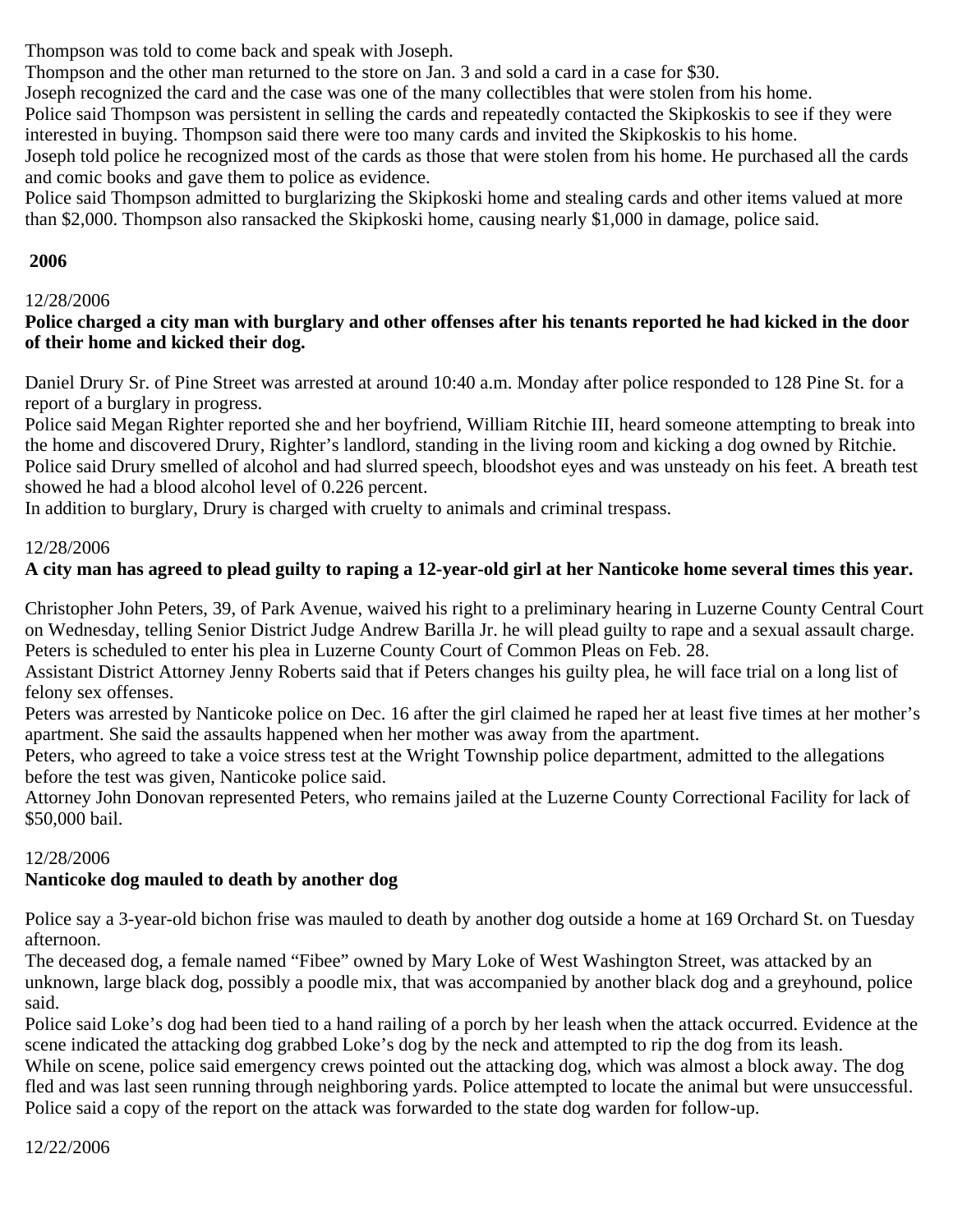Thompson was told to come back and speak with Joseph.

Thompson and the other man returned to the store on Jan. 3 and sold a card in a case for $30.

Joseph recognized the card and the case was one of the many collectibles that were stolen from his home.

Police said Thompson was persistent in selling the cards and repeatedly contacted the Skipkoskis to see if they were interested in buying. Thompson said there were too many cards and invited the Skipkoskis to his home.

Joseph told police he recognized most of the cards as those that were stolen from his home. He purchased all the cards and comic books and gave them to police as evidence.

Police said Thompson admitted to burglarizing the Skipkoski home and stealing cards and other items valued at more than $2,000. Thompson also ransacked the Skipkoski home, causing nearly $1,000 in damage, police said.

## 2006

12/28/2006

**Police charged a city man with burglary and other offenses after his tenants reported he had kicked in the door of their home and kicked their dog.**

Daniel Drury Sr. of Pine Street was arrested at around 10:40 a.m. Monday after police responded to 128 Pine St. for a report of a burglary in progress.

Police said Megan Righter reported she and her boyfriend, William Ritchie III, heard someone attempting to break into the home and discovered Drury, Righter's landlord, standing in the living room and kicking a dog owned by Ritchie.

Police said Drury smelled of alcohol and had slurred speech, bloodshot eyes and was unsteady on his feet. A breath test showed he had a blood alcohol level of 0.226 percent.

In addition to burglary, Drury is charged with cruelty to animals and criminal trespass.

12/28/2006

**A city man has agreed to plead guilty to raping a 12-year-old girl at her Nanticoke home several times this year.**

Christopher John Peters, 39, of Park Avenue, waived his right to a preliminary hearing in Luzerne County Central Court on Wednesday, telling Senior District Judge Andrew Barilla Jr. he will plead guilty to rape and a sexual assault charge. Peters is scheduled to enter his plea in Luzerne County Court of Common Pleas on Feb. 28.

Assistant District Attorney Jenny Roberts said that if Peters changes his guilty plea, he will face trial on a long list of felony sex offenses.

Peters was arrested by Nanticoke police on Dec. 16 after the girl claimed he raped her at least five times at her mother's apartment. She said the assaults happened when her mother was away from the apartment.

Peters, who agreed to take a voice stress test at the Wright Township police department, admitted to the allegations before the test was given, Nanticoke police said.

Attorney John Donovan represented Peters, who remains jailed at the Luzerne County Correctional Facility for lack of $50,000 bail.

12/28/2006

**Nanticoke dog mauled to death by another dog**

Police say a 3-year-old bichon frise was mauled to death by another dog outside a home at 169 Orchard St. on Tuesday afternoon.

The deceased dog, a female named "Fibee" owned by Mary Loke of West Washington Street, was attacked by an unknown, large black dog, possibly a poodle mix, that was accompanied by another black dog and a greyhound, police said.

Police said Loke's dog had been tied to a hand railing of a porch by her leash when the attack occurred. Evidence at the scene indicated the attacking dog grabbed Loke's dog by the neck and attempted to rip the dog from its leash.

While on scene, police said emergency crews pointed out the attacking dog, which was almost a block away. The dog fled and was last seen running through neighboring yards. Police attempted to locate the animal but were unsuccessful.

Police said a copy of the report on the attack was forwarded to the state dog warden for follow-up.

12/22/2006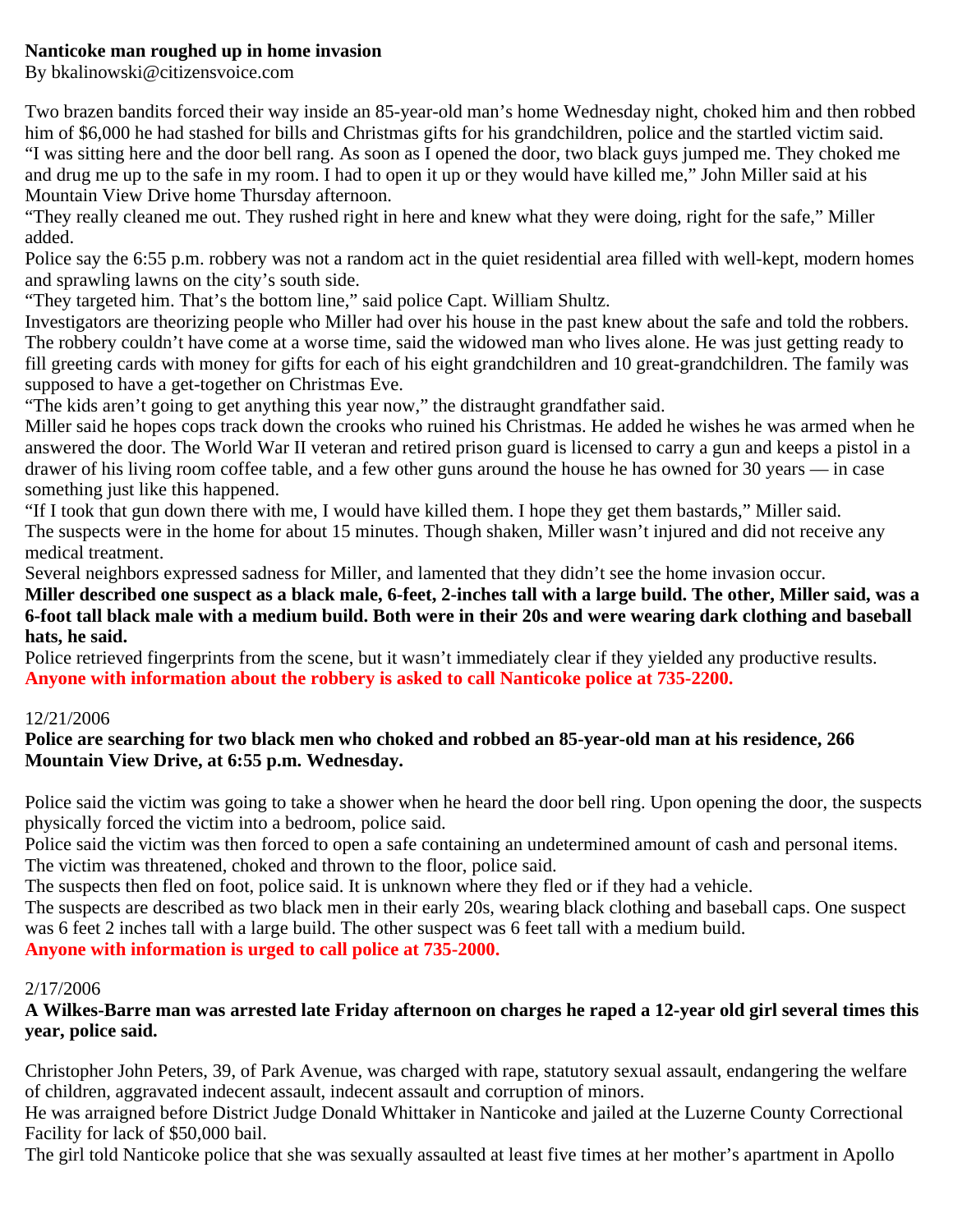**Nanticoke man roughed up in home invasion**
By bkalinowski@citizensvoice.com

Two brazen bandits forced their way inside an 85-year-old man's home Wednesday night, choked him and then robbed him of $6,000 he had stashed for bills and Christmas gifts for his grandchildren, police and the startled victim said.
"I was sitting here and the door bell rang. As soon as I opened the door, two black guys jumped me. They choked me and drug me up to the safe in my room. I had to open it up or they would have killed me," John Miller said at his Mountain View Drive home Thursday afternoon.
"They really cleaned me out. They rushed right in here and knew what they were doing, right for the safe," Miller added.
Police say the 6:55 p.m. robbery was not a random act in the quiet residential area filled with well-kept, modern homes and sprawling lawns on the city's south side.
"They targeted him. That's the bottom line," said police Capt. William Shultz.
Investigators are theorizing people who Miller had over his house in the past knew about the safe and told the robbers.
The robbery couldn't have come at a worse time, said the widowed man who lives alone. He was just getting ready to fill greeting cards with money for gifts for each of his eight grandchildren and 10 great-grandchildren. The family was supposed to have a get-together on Christmas Eve.
"The kids aren't going to get anything this year now," the distraught grandfather said.
Miller said he hopes cops track down the crooks who ruined his Christmas. He added he wishes he was armed when he answered the door. The World War II veteran and retired prison guard is licensed to carry a gun and keeps a pistol in a drawer of his living room coffee table, and a few other guns around the house he has owned for 30 years — in case something just like this happened.
"If I took that gun down there with me, I would have killed them. I hope they get them bastards," Miller said.
The suspects were in the home for about 15 minutes. Though shaken, Miller wasn't injured and did not receive any medical treatment.
Several neighbors expressed sadness for Miller, and lamented that they didn't see the home invasion occur.
**Miller described one suspect as a black male, 6-feet, 2-inches tall with a large build. The other, Miller said, was a 6-foot tall black male with a medium build. Both were in their 20s and were wearing dark clothing and baseball hats, he said.**
Police retrieved fingerprints from the scene, but it wasn't immediately clear if they yielded any productive results.
**Anyone with information about the robbery is asked to call Nanticoke police at 735-2200.**

12/21/2006

**Police are searching for two black men who choked and robbed an 85-year-old man at his residence, 266 Mountain View Drive, at 6:55 p.m. Wednesday.**

Police said the victim was going to take a shower when he heard the door bell ring. Upon opening the door, the suspects physically forced the victim into a bedroom, police said.
Police said the victim was then forced to open a safe containing an undetermined amount of cash and personal items.
The victim was threatened, choked and thrown to the floor, police said.
The suspects then fled on foot, police said. It is unknown where they fled or if they had a vehicle.
The suspects are described as two black men in their early 20s, wearing black clothing and baseball caps. One suspect was 6 feet 2 inches tall with a large build. The other suspect was 6 feet tall with a medium build.
**Anyone with information is urged to call police at 735-2000.**

2/17/2006

**A Wilkes-Barre man was arrested late Friday afternoon on charges he raped a 12-year old girl several times this year, police said.**

Christopher John Peters, 39, of Park Avenue, was charged with rape, statutory sexual assault, endangering the welfare of children, aggravated indecent assault, indecent assault and corruption of minors.
He was arraigned before District Judge Donald Whittaker in Nanticoke and jailed at the Luzerne County Correctional Facility for lack of $50,000 bail.
The girl told Nanticoke police that she was sexually assaulted at least five times at her mother's apartment in Apollo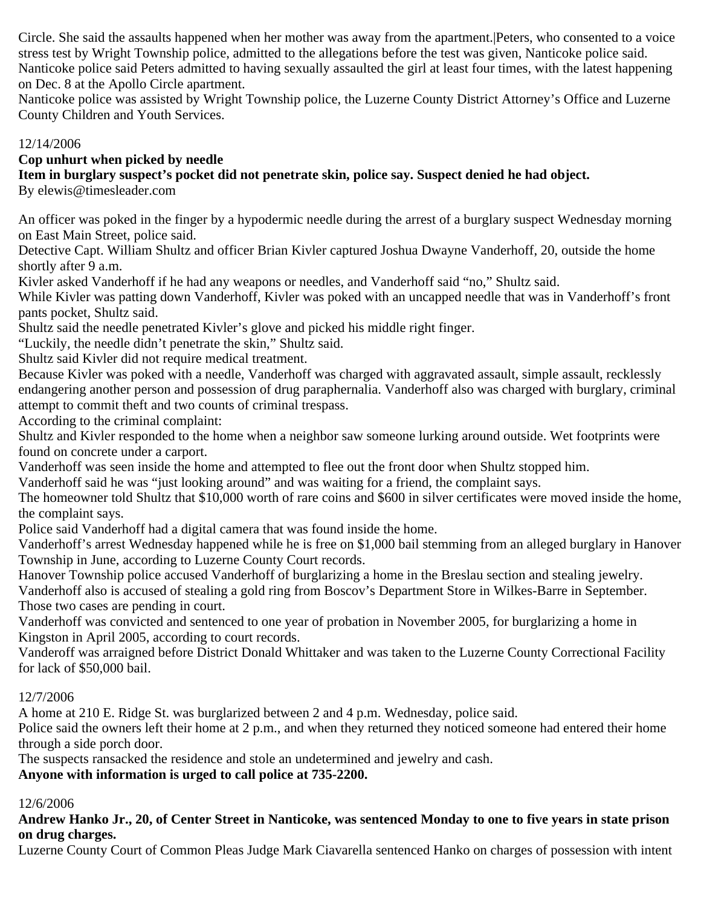Circle. She said the assaults happened when her mother was away from the apartment.|Peters, who consented to a voice stress test by Wright Township police, admitted to the allegations before the test was given, Nanticoke police said.
Nanticoke police said Peters admitted to having sexually assaulted the girl at least four times, with the latest happening on Dec. 8 at the Apollo Circle apartment.
Nanticoke police was assisted by Wright Township police, the Luzerne County District Attorney's Office and Luzerne County Children and Youth Services.

12/14/2006

**Cop unhurt when picked by needle**

**Item in burglary suspect's pocket did not penetrate skin, police say. Suspect denied he had object.**

By elewis@timesleader.com

An officer was poked in the finger by a hypodermic needle during the arrest of a burglary suspect Wednesday morning on East Main Street, police said.
Detective Capt. William Shultz and officer Brian Kivler captured Joshua Dwayne Vanderhoff, 20, outside the home shortly after 9 a.m.
Kivler asked Vanderhoff if he had any weapons or needles, and Vanderhoff said "no," Shultz said.
While Kivler was patting down Vanderhoff, Kivler was poked with an uncapped needle that was in Vanderhoff's front pants pocket, Shultz said.
Shultz said the needle penetrated Kivler's glove and picked his middle right finger.
"Luckily, the needle didn't penetrate the skin," Shultz said.
Shultz said Kivler did not require medical treatment.
Because Kivler was poked with a needle, Vanderhoff was charged with aggravated assault, simple assault, recklessly endangering another person and possession of drug paraphernalia. Vanderhoff also was charged with burglary, criminal attempt to commit theft and two counts of criminal trespass.
According to the criminal complaint:
Shultz and Kivler responded to the home when a neighbor saw someone lurking around outside. Wet footprints were found on concrete under a carport.
Vanderhoff was seen inside the home and attempted to flee out the front door when Shultz stopped him.
Vanderhoff said he was "just looking around" and was waiting for a friend, the complaint says.
The homeowner told Shultz that $10,000 worth of rare coins and $600 in silver certificates were moved inside the home, the complaint says.
Police said Vanderhoff had a digital camera that was found inside the home.
Vanderhoff's arrest Wednesday happened while he is free on $1,000 bail stemming from an alleged burglary in Hanover Township in June, according to Luzerne County Court records.
Hanover Township police accused Vanderhoff of burglarizing a home in the Breslau section and stealing jewelry.
Vanderhoff also is accused of stealing a gold ring from Boscov's Department Store in Wilkes-Barre in September.
Those two cases are pending in court.
Vanderhoff was convicted and sentenced to one year of probation in November 2005, for burglarizing a home in Kingston in April 2005, according to court records.
Vanderoff was arraigned before District Donald Whittaker and was taken to the Luzerne County Correctional Facility for lack of $50,000 bail.

12/7/2006

A home at 210 E. Ridge St. was burglarized between 2 and 4 p.m. Wednesday, police said.
Police said the owners left their home at 2 p.m., and when they returned they noticed someone had entered their home through a side porch door.
The suspects ransacked the residence and stole an undetermined and jewelry and cash.

**Anyone with information is urged to call police at 735-2200.**

12/6/2006

**Andrew Hanko Jr., 20, of Center Street in Nanticoke, was sentenced Monday to one to five years in state prison on drug charges.**

Luzerne County Court of Common Pleas Judge Mark Ciavarella sentenced Hanko on charges of possession with intent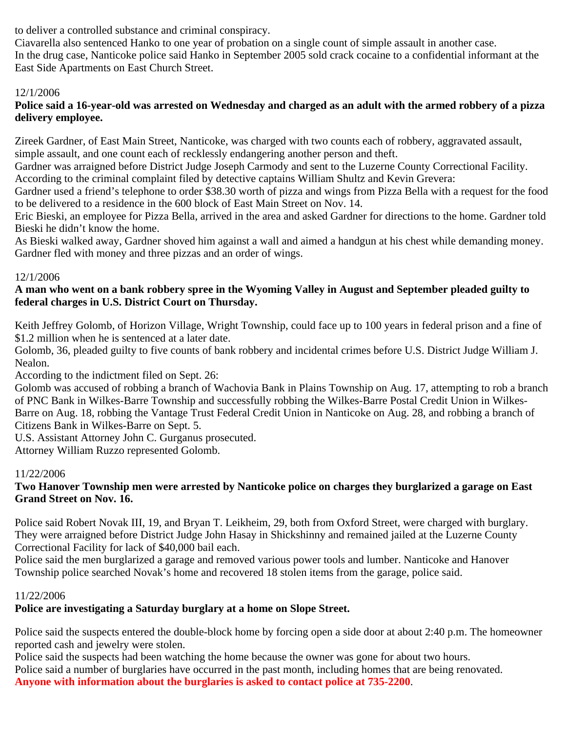to deliver a controlled substance and criminal conspiracy.
Ciavarella also sentenced Hanko to one year of probation on a single count of simple assault in another case.
In the drug case, Nanticoke police said Hanko in September 2005 sold crack cocaine to a confidential informant at the East Side Apartments on East Church Street.

12/1/2006

**Police said a 16-year-old was arrested on Wednesday and charged as an adult with the armed robbery of a pizza delivery employee.**

Zireek Gardner, of East Main Street, Nanticoke, was charged with two counts each of robbery, aggravated assault, simple assault, and one count each of recklessly endangering another person and theft.
Gardner was arraigned before District Judge Joseph Carmody and sent to the Luzerne County Correctional Facility.
According to the criminal complaint filed by detective captains William Shultz and Kevin Grevera:
Gardner used a friend's telephone to order $38.30 worth of pizza and wings from Pizza Bella with a request for the food to be delivered to a residence in the 600 block of East Main Street on Nov. 14.
Eric Bieski, an employee for Pizza Bella, arrived in the area and asked Gardner for directions to the home. Gardner told Bieski he didn't know the home.
As Bieski walked away, Gardner shoved him against a wall and aimed a handgun at his chest while demanding money.
Gardner fled with money and three pizzas and an order of wings.

12/1/2006

**A man who went on a bank robbery spree in the Wyoming Valley in August and September pleaded guilty to federal charges in U.S. District Court on Thursday.**

Keith Jeffrey Golomb, of Horizon Village, Wright Township, could face up to 100 years in federal prison and a fine of $1.2 million when he is sentenced at a later date.
Golomb, 36, pleaded guilty to five counts of bank robbery and incidental crimes before U.S. District Judge William J. Nealon.
According to the indictment filed on Sept. 26:
Golomb was accused of robbing a branch of Wachovia Bank in Plains Township on Aug. 17, attempting to rob a branch of PNC Bank in Wilkes-Barre Township and successfully robbing the Wilkes-Barre Postal Credit Union in Wilkes-Barre on Aug. 18, robbing the Vantage Trust Federal Credit Union in Nanticoke on Aug. 28, and robbing a branch of Citizens Bank in Wilkes-Barre on Sept. 5.
U.S. Assistant Attorney John C. Gurganus prosecuted.
Attorney William Ruzzo represented Golomb.

11/22/2006

**Two Hanover Township men were arrested by Nanticoke police on charges they burglarized a garage on East Grand Street on Nov. 16.**

Police said Robert Novak III, 19, and Bryan T. Leikheim, 29, both from Oxford Street, were charged with burglary.
They were arraigned before District Judge John Hasay in Shickshinny and remained jailed at the Luzerne County Correctional Facility for lack of $40,000 bail each.
Police said the men burglarized a garage and removed various power tools and lumber. Nanticoke and Hanover Township police searched Novak's home and recovered 18 stolen items from the garage, police said.

11/22/2006

**Police are investigating a Saturday burglary at a home on Slope Street.**

Police said the suspects entered the double-block home by forcing open a side door at about 2:40 p.m. The homeowner reported cash and jewelry were stolen.
Police said the suspects had been watching the home because the owner was gone for about two hours.
Police said a number of burglaries have occurred in the past month, including homes that are being renovated.
**Anyone with information about the burglaries is asked to contact police at 735-2200**.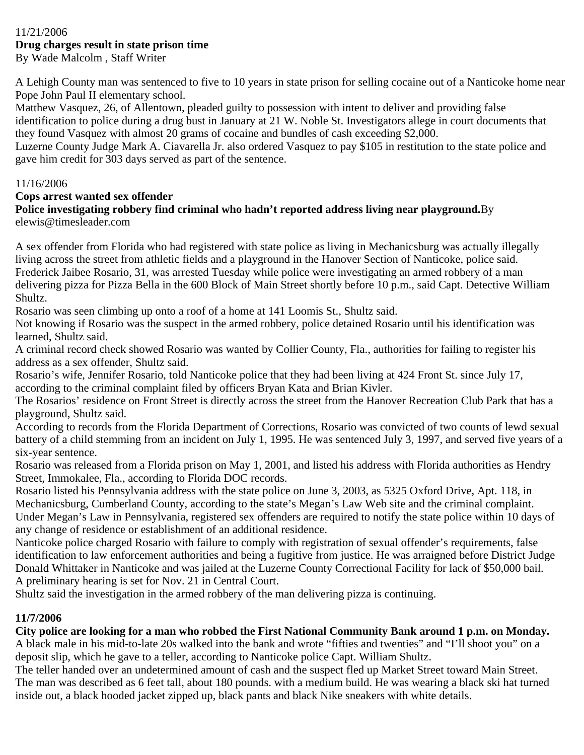11/21/2006

**Drug charges result in state prison time**

By Wade Malcolm , Staff Writer

A Lehigh County man was sentenced to five to 10 years in state prison for selling cocaine out of a Nanticoke home near Pope John Paul II elementary school.

Matthew Vasquez, 26, of Allentown, pleaded guilty to possession with intent to deliver and providing false identification to police during a drug bust in January at 21 W. Noble St. Investigators allege in court documents that they found Vasquez with almost 20 grams of cocaine and bundles of cash exceeding $2,000.

Luzerne County Judge Mark A. Ciavarella Jr. also ordered Vasquez to pay $105 in restitution to the state police and gave him credit for 303 days served as part of the sentence.

11/16/2006

**Cops arrest wanted sex offender**

**Police investigating robbery find criminal who hadn't reported address living near playground.**By elewis@timesleader.com

A sex offender from Florida who had registered with state police as living in Mechanicsburg was actually illegally living across the street from athletic fields and a playground in the Hanover Section of Nanticoke, police said.

Frederick Jaibee Rosario, 31, was arrested Tuesday while police were investigating an armed robbery of a man delivering pizza for Pizza Bella in the 600 Block of Main Street shortly before 10 p.m., said Capt. Detective William Shultz.

Rosario was seen climbing up onto a roof of a home at 141 Loomis St., Shultz said.

Not knowing if Rosario was the suspect in the armed robbery, police detained Rosario until his identification was learned, Shultz said.

A criminal record check showed Rosario was wanted by Collier County, Fla., authorities for failing to register his address as a sex offender, Shultz said.

Rosario's wife, Jennifer Rosario, told Nanticoke police that they had been living at 424 Front St. since July 17, according to the criminal complaint filed by officers Bryan Kata and Brian Kivler.

The Rosarios' residence on Front Street is directly across the street from the Hanover Recreation Club Park that has a playground, Shultz said.

According to records from the Florida Department of Corrections, Rosario was convicted of two counts of lewd sexual battery of a child stemming from an incident on July 1, 1995. He was sentenced July 3, 1997, and served five years of a six-year sentence.

Rosario was released from a Florida prison on May 1, 2001, and listed his address with Florida authorities as Hendry Street, Immokalee, Fla., according to Florida DOC records.

Rosario listed his Pennsylvania address with the state police on June 3, 2003, as 5325 Oxford Drive, Apt. 118, in Mechanicsburg, Cumberland County, according to the state's Megan's Law Web site and the criminal complaint.

Under Megan's Law in Pennsylvania, registered sex offenders are required to notify the state police within 10 days of any change of residence or establishment of an additional residence.

Nanticoke police charged Rosario with failure to comply with registration of sexual offender's requirements, false identification to law enforcement authorities and being a fugitive from justice. He was arraigned before District Judge Donald Whittaker in Nanticoke and was jailed at the Luzerne County Correctional Facility for lack of $50,000 bail.

A preliminary hearing is set for Nov. 21 in Central Court.

Shultz said the investigation in the armed robbery of the man delivering pizza is continuing.

**11/7/2006**

**City police are looking for a man who robbed the First National Community Bank around 1 p.m. on Monday.**

A black male in his mid-to-late 20s walked into the bank and wrote "fifties and twenties" and "I'll shoot you" on a deposit slip, which he gave to a teller, according to Nanticoke police Capt. William Shultz.

The teller handed over an undetermined amount of cash and the suspect fled up Market Street toward Main Street.

The man was described as 6 feet tall, about 180 pounds. with a medium build. He was wearing a black ski hat turned inside out, a black hooded jacket zipped up, black pants and black Nike sneakers with white details.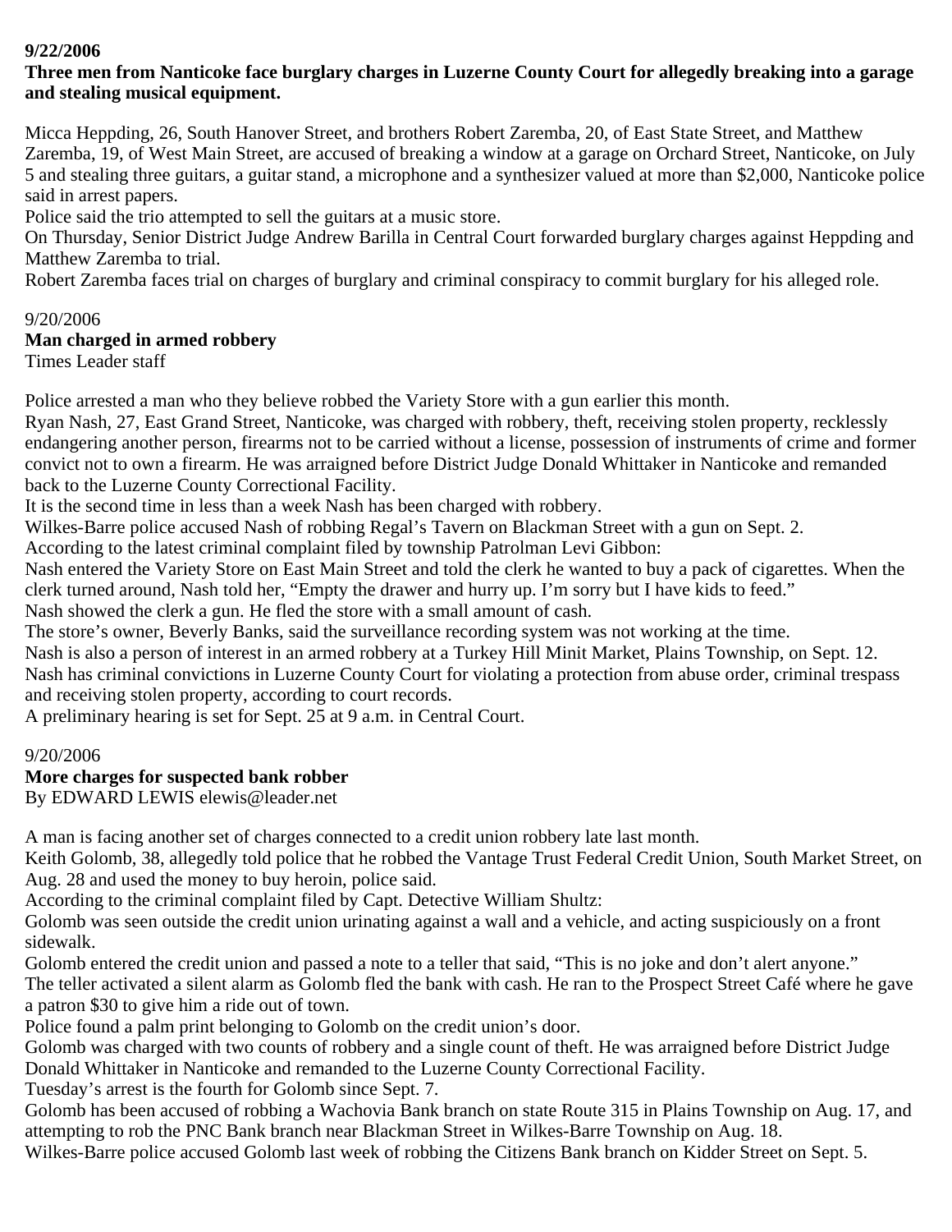**9/22/2006**

**Three men from Nanticoke face burglary charges in Luzerne County Court for allegedly breaking into a garage and stealing musical equipment.**

Micca Heppding, 26, South Hanover Street, and brothers Robert Zaremba, 20, of East State Street, and Matthew Zaremba, 19, of West Main Street, are accused of breaking a window at a garage on Orchard Street, Nanticoke, on July 5 and stealing three guitars, a guitar stand, a microphone and a synthesizer valued at more than $2,000, Nanticoke police said in arrest papers.

Police said the trio attempted to sell the guitars at a music store.

On Thursday, Senior District Judge Andrew Barilla in Central Court forwarded burglary charges against Heppding and Matthew Zaremba to trial.

Robert Zaremba faces trial on charges of burglary and criminal conspiracy to commit burglary for his alleged role.

9/20/2006

**Man charged in armed robbery**

Times Leader staff

Police arrested a man who they believe robbed the Variety Store with a gun earlier this month.

Ryan Nash, 27, East Grand Street, Nanticoke, was charged with robbery, theft, receiving stolen property, recklessly endangering another person, firearms not to be carried without a license, possession of instruments of crime and former convict not to own a firearm. He was arraigned before District Judge Donald Whittaker in Nanticoke and remanded back to the Luzerne County Correctional Facility.

It is the second time in less than a week Nash has been charged with robbery.

Wilkes-Barre police accused Nash of robbing Regal's Tavern on Blackman Street with a gun on Sept. 2.

According to the latest criminal complaint filed by township Patrolman Levi Gibbon:

Nash entered the Variety Store on East Main Street and told the clerk he wanted to buy a pack of cigarettes. When the clerk turned around, Nash told her, "Empty the drawer and hurry up. I'm sorry but I have kids to feed."

Nash showed the clerk a gun. He fled the store with a small amount of cash.

The store's owner, Beverly Banks, said the surveillance recording system was not working at the time.

Nash is also a person of interest in an armed robbery at a Turkey Hill Minit Market, Plains Township, on Sept. 12.

Nash has criminal convictions in Luzerne County Court for violating a protection from abuse order, criminal trespass and receiving stolen property, according to court records.

A preliminary hearing is set for Sept. 25 at 9 a.m. in Central Court.

9/20/2006

**More charges for suspected bank robber**

By EDWARD LEWIS elewis@leader.net

A man is facing another set of charges connected to a credit union robbery late last month.

Keith Golomb, 38, allegedly told police that he robbed the Vantage Trust Federal Credit Union, South Market Street, on Aug. 28 and used the money to buy heroin, police said.

According to the criminal complaint filed by Capt. Detective William Shultz:

Golomb was seen outside the credit union urinating against a wall and a vehicle, and acting suspiciously on a front sidewalk.

Golomb entered the credit union and passed a note to a teller that said, "This is no joke and don't alert anyone."

The teller activated a silent alarm as Golomb fled the bank with cash. He ran to the Prospect Street Café where he gave a patron $30 to give him a ride out of town.

Police found a palm print belonging to Golomb on the credit union's door.

Golomb was charged with two counts of robbery and a single count of theft. He was arraigned before District Judge Donald Whittaker in Nanticoke and remanded to the Luzerne County Correctional Facility.

Tuesday's arrest is the fourth for Golomb since Sept. 7.

Golomb has been accused of robbing a Wachovia Bank branch on state Route 315 in Plains Township on Aug. 17, and attempting to rob the PNC Bank branch near Blackman Street in Wilkes-Barre Township on Aug. 18.

Wilkes-Barre police accused Golomb last week of robbing the Citizens Bank branch on Kidder Street on Sept. 5.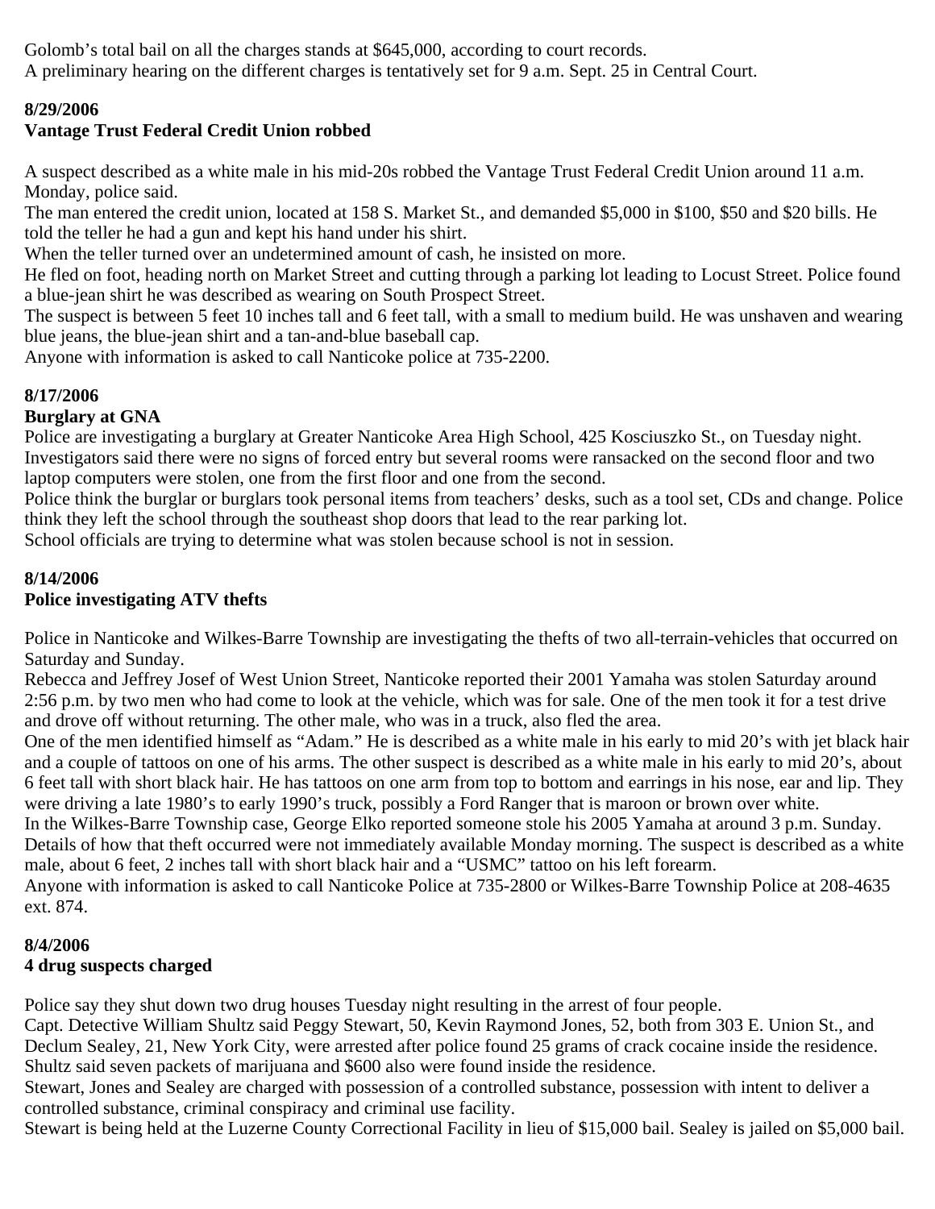Golomb's total bail on all the charges stands at $645,000, according to court records.
A preliminary hearing on the different charges is tentatively set for 9 a.m. Sept. 25 in Central Court.

**8/29/2006**
**Vantage Trust Federal Credit Union robbed**

A suspect described as a white male in his mid-20s robbed the Vantage Trust Federal Credit Union around 11 a.m. Monday, police said.
The man entered the credit union, located at 158 S. Market St., and demanded $5,000 in $100, $50 and $20 bills. He told the teller he had a gun and kept his hand under his shirt.
When the teller turned over an undetermined amount of cash, he insisted on more.
He fled on foot, heading north on Market Street and cutting through a parking lot leading to Locust Street. Police found a blue-jean shirt he was described as wearing on South Prospect Street.
The suspect is between 5 feet 10 inches tall and 6 feet tall, with a small to medium build. He was unshaven and wearing blue jeans, the blue-jean shirt and a tan-and-blue baseball cap.
Anyone with information is asked to call Nanticoke police at 735-2200.

**8/17/2006**
**Burglary at GNA**
Police are investigating a burglary at Greater Nanticoke Area High School, 425 Kosciuszko St., on Tuesday night. Investigators said there were no signs of forced entry but several rooms were ransacked on the second floor and two laptop computers were stolen, one from the first floor and one from the second.
Police think the burglar or burglars took personal items from teachers' desks, such as a tool set, CDs and change. Police think they left the school through the southeast shop doors that lead to the rear parking lot.
School officials are trying to determine what was stolen because school is not in session.

**8/14/2006**
**Police investigating ATV thefts**

Police in Nanticoke and Wilkes-Barre Township are investigating the thefts of two all-terrain-vehicles that occurred on Saturday and Sunday.
Rebecca and Jeffrey Josef of West Union Street, Nanticoke reported their 2001 Yamaha was stolen Saturday around 2:56 p.m. by two men who had come to look at the vehicle, which was for sale. One of the men took it for a test drive and drove off without returning. The other male, who was in a truck, also fled the area.
One of the men identified himself as "Adam." He is described as a white male in his early to mid 20's with jet black hair and a couple of tattoos on one of his arms. The other suspect is described as a white male in his early to mid 20's, about 6 feet tall with short black hair. He has tattoos on one arm from top to bottom and earrings in his nose, ear and lip. They were driving a late 1980's to early 1990's truck, possibly a Ford Ranger that is maroon or brown over white.
In the Wilkes-Barre Township case, George Elko reported someone stole his 2005 Yamaha at around 3 p.m. Sunday. Details of how that theft occurred were not immediately available Monday morning. The suspect is described as a white male, about 6 feet, 2 inches tall with short black hair and a "USMC" tattoo on his left forearm.
Anyone with information is asked to call Nanticoke Police at 735-2800 or Wilkes-Barre Township Police at 208-4635 ext. 874.

**8/4/2006**
**4 drug suspects charged**

Police say they shut down two drug houses Tuesday night resulting in the arrest of four people.
Capt. Detective William Shultz said Peggy Stewart, 50, Kevin Raymond Jones, 52, both from 303 E. Union St., and Declum Sealey, 21, New York City, were arrested after police found 25 grams of crack cocaine inside the residence. Shultz said seven packets of marijuana and $600 also were found inside the residence.
Stewart, Jones and Sealey are charged with possession of a controlled substance, possession with intent to deliver a controlled substance, criminal conspiracy and criminal use facility.
Stewart is being held at the Luzerne County Correctional Facility in lieu of $15,000 bail. Sealey is jailed on $5,000 bail.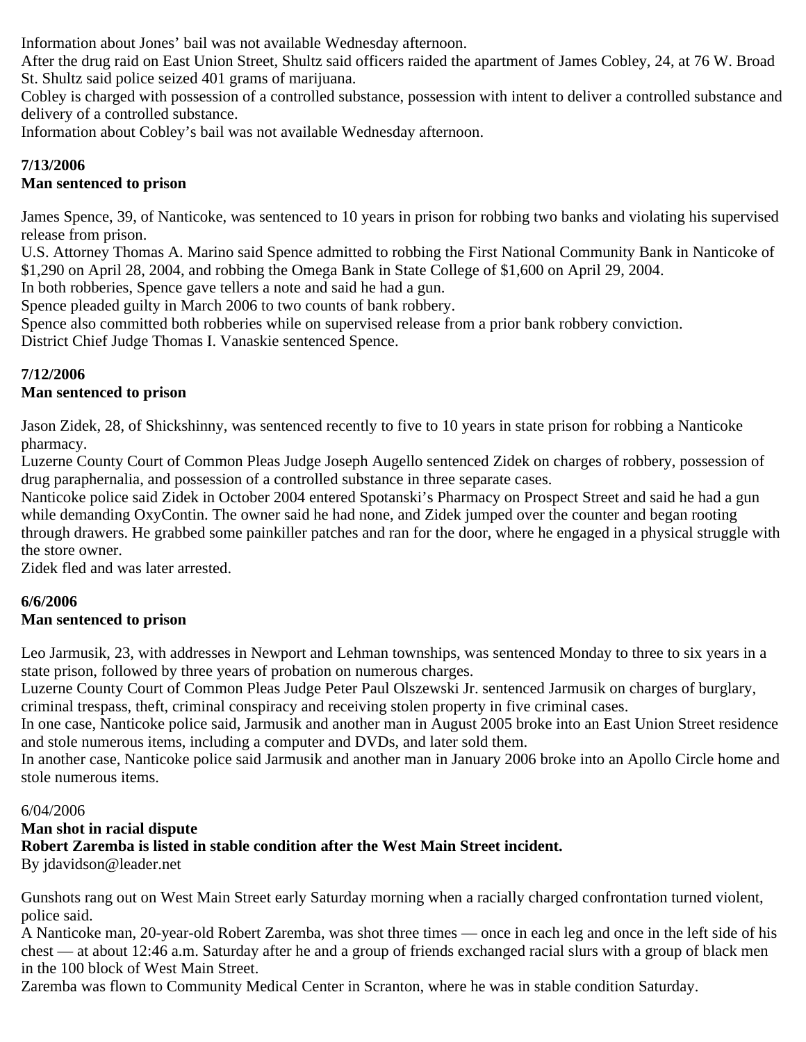Information about Jones' bail was not available Wednesday afternoon.
After the drug raid on East Union Street, Shultz said officers raided the apartment of James Cobley, 24, at 76 W. Broad St. Shultz said police seized 401 grams of marijuana.
Cobley is charged with possession of a controlled substance, possession with intent to deliver a controlled substance and delivery of a controlled substance.
Information about Cobley's bail was not available Wednesday afternoon.

**7/13/2006**
**Man sentenced to prison**

James Spence, 39, of Nanticoke, was sentenced to 10 years in prison for robbing two banks and violating his supervised release from prison.
U.S. Attorney Thomas A. Marino said Spence admitted to robbing the First National Community Bank in Nanticoke of $1,290 on April 28, 2004, and robbing the Omega Bank in State College of $1,600 on April 29, 2004.
In both robberies, Spence gave tellers a note and said he had a gun.
Spence pleaded guilty in March 2006 to two counts of bank robbery.
Spence also committed both robberies while on supervised release from a prior bank robbery conviction.
District Chief Judge Thomas I. Vanaskie sentenced Spence.

**7/12/2006**
**Man sentenced to prison**

Jason Zidek, 28, of Shickshinny, was sentenced recently to five to 10 years in state prison for robbing a Nanticoke pharmacy.
Luzerne County Court of Common Pleas Judge Joseph Augello sentenced Zidek on charges of robbery, possession of drug paraphernalia, and possession of a controlled substance in three separate cases.
Nanticoke police said Zidek in October 2004 entered Spotanski's Pharmacy on Prospect Street and said he had a gun while demanding OxyContin. The owner said he had none, and Zidek jumped over the counter and began rooting through drawers. He grabbed some painkiller patches and ran for the door, where he engaged in a physical struggle with the store owner.
Zidek fled and was later arrested.

**6/6/2006**
**Man sentenced to prison**

Leo Jarmusik, 23, with addresses in Newport and Lehman townships, was sentenced Monday to three to six years in a state prison, followed by three years of probation on numerous charges.
Luzerne County Court of Common Pleas Judge Peter Paul Olszewski Jr. sentenced Jarmusik on charges of burglary, criminal trespass, theft, criminal conspiracy and receiving stolen property in five criminal cases.
In one case, Nanticoke police said, Jarmusik and another man in August 2005 broke into an East Union Street residence and stole numerous items, including a computer and DVDs, and later sold them.
In another case, Nanticoke police said Jarmusik and another man in January 2006 broke into an Apollo Circle home and stole numerous items.

6/04/2006
**Man shot in racial dispute**
**Robert Zaremba is listed in stable condition after the West Main Street incident.**
By jdavidson@leader.net

Gunshots rang out on West Main Street early Saturday morning when a racially charged confrontation turned violent, police said.
A Nanticoke man, 20-year-old Robert Zaremba, was shot three times — once in each leg and once in the left side of his chest — at about 12:46 a.m. Saturday after he and a group of friends exchanged racial slurs with a group of black men in the 100 block of West Main Street.
Zaremba was flown to Community Medical Center in Scranton, where he was in stable condition Saturday.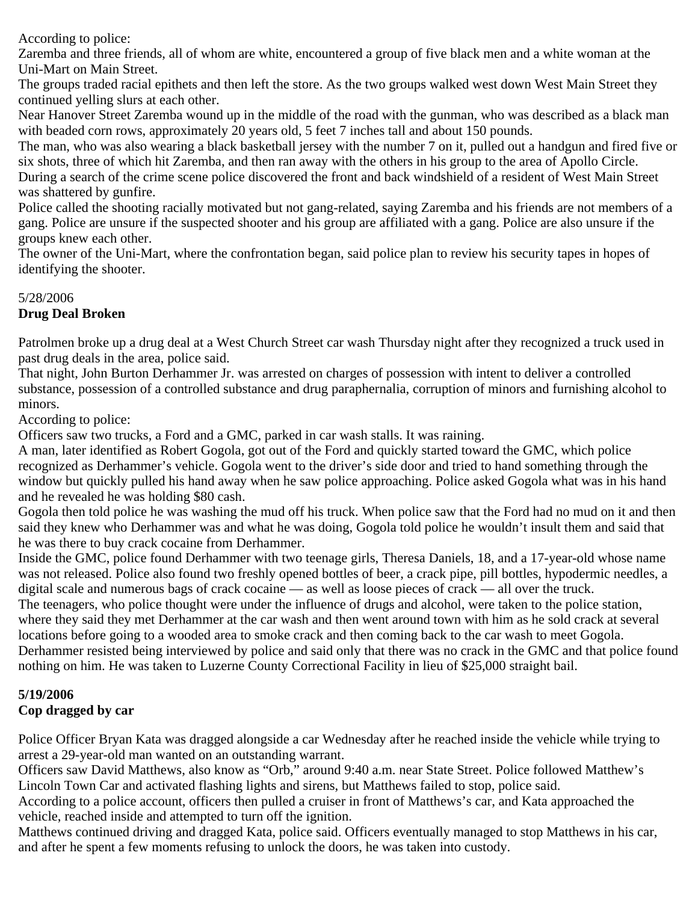According to police:

Zaremba and three friends, all of whom are white, encountered a group of five black men and a white woman at the Uni-Mart on Main Street.

The groups traded racial epithets and then left the store. As the two groups walked west down West Main Street they continued yelling slurs at each other.

Near Hanover Street Zaremba wound up in the middle of the road with the gunman, who was described as a black man with beaded corn rows, approximately 20 years old, 5 feet 7 inches tall and about 150 pounds.

The man, who was also wearing a black basketball jersey with the number 7 on it, pulled out a handgun and fired five or six shots, three of which hit Zaremba, and then ran away with the others in his group to the area of Apollo Circle.

During a search of the crime scene police discovered the front and back windshield of a resident of West Main Street was shattered by gunfire.

Police called the shooting racially motivated but not gang-related, saying Zaremba and his friends are not members of a gang. Police are unsure if the suspected shooter and his group are affiliated with a gang. Police are also unsure if the groups knew each other.

The owner of the Uni-Mart, where the confrontation began, said police plan to review his security tapes in hopes of identifying the shooter.

5/28/2006

**Drug Deal Broken**

Patrolmen broke up a drug deal at a West Church Street car wash Thursday night after they recognized a truck used in past drug deals in the area, police said.

That night, John Burton Derhammer Jr. was arrested on charges of possession with intent to deliver a controlled substance, possession of a controlled substance and drug paraphernalia, corruption of minors and furnishing alcohol to minors.

According to police:

Officers saw two trucks, a Ford and a GMC, parked in car wash stalls. It was raining.

A man, later identified as Robert Gogola, got out of the Ford and quickly started toward the GMC, which police recognized as Derhammer's vehicle. Gogola went to the driver's side door and tried to hand something through the window but quickly pulled his hand away when he saw police approaching. Police asked Gogola what was in his hand and he revealed he was holding $80 cash.

Gogola then told police he was washing the mud off his truck. When police saw that the Ford had no mud on it and then said they knew who Derhammer was and what he was doing, Gogola told police he wouldn't insult them and said that he was there to buy crack cocaine from Derhammer.

Inside the GMC, police found Derhammer with two teenage girls, Theresa Daniels, 18, and a 17-year-old whose name was not released. Police also found two freshly opened bottles of beer, a crack pipe, pill bottles, hypodermic needles, a digital scale and numerous bags of crack cocaine — as well as loose pieces of crack — all over the truck.

The teenagers, who police thought were under the influence of drugs and alcohol, were taken to the police station, where they said they met Derhammer at the car wash and then went around town with him as he sold crack at several locations before going to a wooded area to smoke crack and then coming back to the car wash to meet Gogola.

Derhammer resisted being interviewed by police and said only that there was no crack in the GMC and that police found nothing on him. He was taken to Luzerne County Correctional Facility in lieu of $25,000 straight bail.

**5/19/2006**

**Cop dragged by car**

Police Officer Bryan Kata was dragged alongside a car Wednesday after he reached inside the vehicle while trying to arrest a 29-year-old man wanted on an outstanding warrant.

Officers saw David Matthews, also know as "Orb," around 9:40 a.m. near State Street. Police followed Matthew's Lincoln Town Car and activated flashing lights and sirens, but Matthews failed to stop, police said.

According to a police account, officers then pulled a cruiser in front of Matthews's car, and Kata approached the vehicle, reached inside and attempted to turn off the ignition.

Matthews continued driving and dragged Kata, police said. Officers eventually managed to stop Matthews in his car, and after he spent a few moments refusing to unlock the doors, he was taken into custody.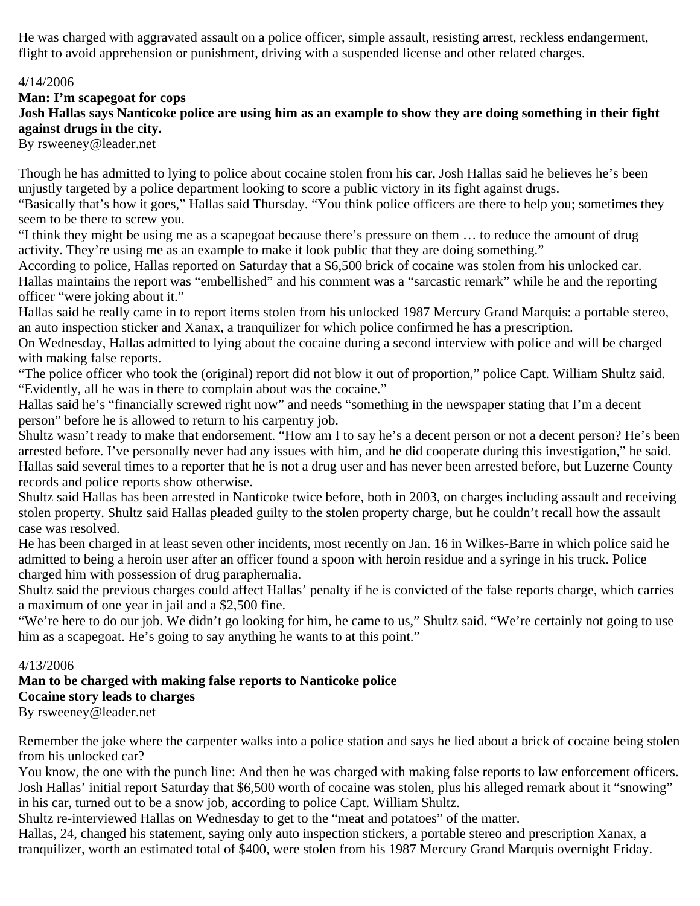He was charged with aggravated assault on a police officer, simple assault, resisting arrest, reckless endangerment, flight to avoid apprehension or punishment, driving with a suspended license and other related charges.

4/14/2006

**Man: I'm scapegoat for cops**

**Josh Hallas says Nanticoke police are using him as an example to show they are doing something in their fight against drugs in the city.**

By rsweeney@leader.net

Though he has admitted to lying to police about cocaine stolen from his car, Josh Hallas said he believes he's been unjustly targeted by a police department looking to score a public victory in its fight against drugs.

"Basically that's how it goes," Hallas said Thursday. "You think police officers are there to help you; sometimes they seem to be there to screw you.

"I think they might be using me as a scapegoat because there's pressure on them … to reduce the amount of drug activity. They're using me as an example to make it look public that they are doing something."

According to police, Hallas reported on Saturday that a $6,500 brick of cocaine was stolen from his unlocked car. Hallas maintains the report was "embellished" and his comment was a "sarcastic remark" while he and the reporting officer "were joking about it."

Hallas said he really came in to report items stolen from his unlocked 1987 Mercury Grand Marquis: a portable stereo, an auto inspection sticker and Xanax, a tranquilizer for which police confirmed he has a prescription.

On Wednesday, Hallas admitted to lying about the cocaine during a second interview with police and will be charged with making false reports.

"The police officer who took the (original) report did not blow it out of proportion," police Capt. William Shultz said. "Evidently, all he was in there to complain about was the cocaine."

Hallas said he's "financially screwed right now" and needs "something in the newspaper stating that I'm a decent person" before he is allowed to return to his carpentry job.

Shultz wasn't ready to make that endorsement. "How am I to say he's a decent person or not a decent person? He's been arrested before. I've personally never had any issues with him, and he did cooperate during this investigation," he said.

Hallas said several times to a reporter that he is not a drug user and has never been arrested before, but Luzerne County records and police reports show otherwise.

Shultz said Hallas has been arrested in Nanticoke twice before, both in 2003, on charges including assault and receiving stolen property. Shultz said Hallas pleaded guilty to the stolen property charge, but he couldn't recall how the assault case was resolved.

He has been charged in at least seven other incidents, most recently on Jan. 16 in Wilkes-Barre in which police said he admitted to being a heroin user after an officer found a spoon with heroin residue and a syringe in his truck. Police charged him with possession of drug paraphernalia.

Shultz said the previous charges could affect Hallas' penalty if he is convicted of the false reports charge, which carries a maximum of one year in jail and a $2,500 fine.

"We're here to do our job. We didn't go looking for him, he came to us," Shultz said. "We're certainly not going to use him as a scapegoat. He's going to say anything he wants to at this point."

4/13/2006

**Man to be charged with making false reports to Nanticoke police**

**Cocaine story leads to charges**

By rsweeney@leader.net

Remember the joke where the carpenter walks into a police station and says he lied about a brick of cocaine being stolen from his unlocked car?

You know, the one with the punch line: And then he was charged with making false reports to law enforcement officers.

Josh Hallas' initial report Saturday that $6,500 worth of cocaine was stolen, plus his alleged remark about it "snowing" in his car, turned out to be a snow job, according to police Capt. William Shultz.

Shultz re-interviewed Hallas on Wednesday to get to the "meat and potatoes" of the matter.

Hallas, 24, changed his statement, saying only auto inspection stickers, a portable stereo and prescription Xanax, a tranquilizer, worth an estimated total of $400, were stolen from his 1987 Mercury Grand Marquis overnight Friday.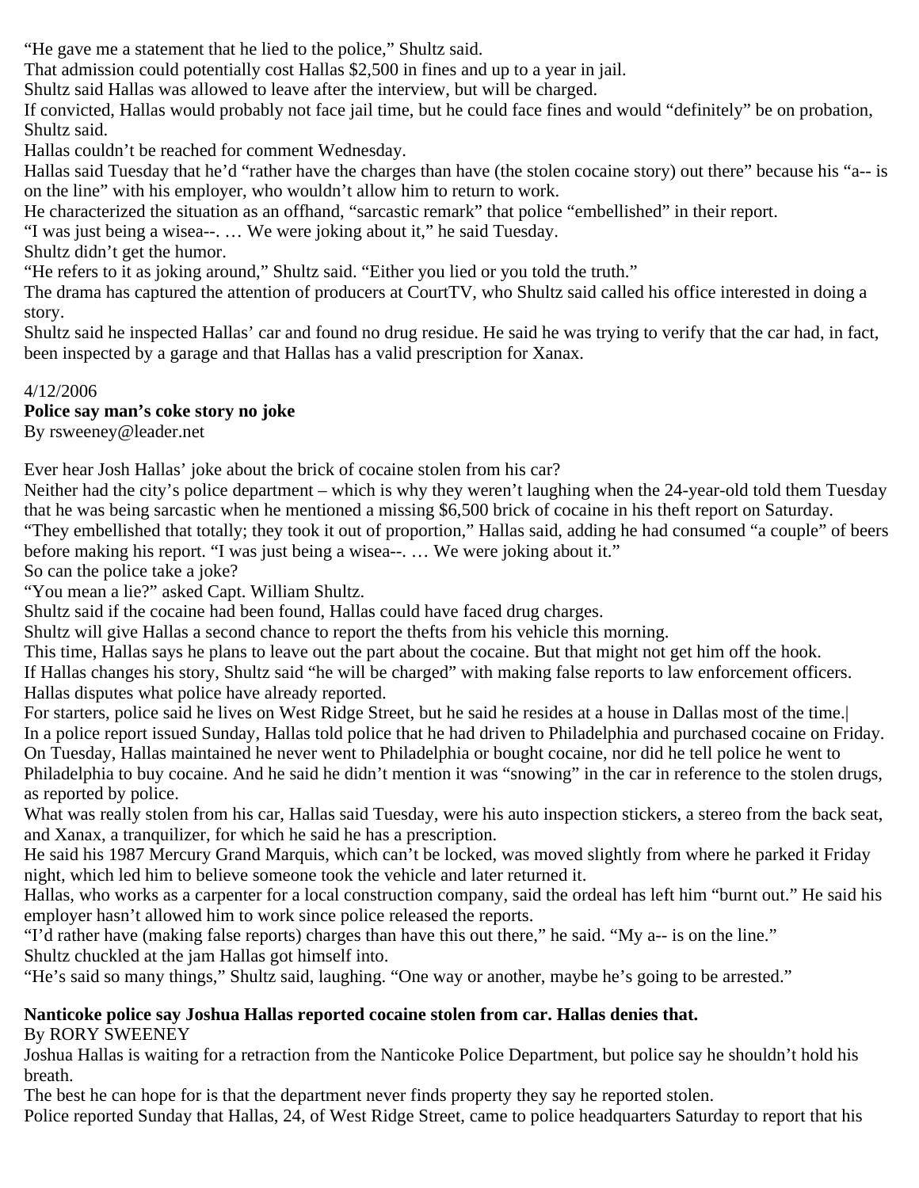"He gave me a statement that he lied to the police," Shultz said.

That admission could potentially cost Hallas $2,500 in fines and up to a year in jail.

Shultz said Hallas was allowed to leave after the interview, but will be charged.

If convicted, Hallas would probably not face jail time, but he could face fines and would "definitely" be on probation, Shultz said.

Hallas couldn't be reached for comment Wednesday.

Hallas said Tuesday that he'd "rather have the charges than have (the stolen cocaine story) out there" because his "a-- is on the line" with his employer, who wouldn't allow him to return to work.

He characterized the situation as an offhand, "sarcastic remark" that police "embellished" in their report.

"I was just being a wisea--. … We were joking about it," he said Tuesday.

Shultz didn't get the humor.

"He refers to it as joking around," Shultz said. "Either you lied or you told the truth."

The drama has captured the attention of producers at CourtTV, who Shultz said called his office interested in doing a story.

Shultz said he inspected Hallas' car and found no drug residue. He said he was trying to verify that the car had, in fact, been inspected by a garage and that Hallas has a valid prescription for Xanax.

4/12/2006

**Police say man's coke story no joke**

By rsweeney@leader.net

Ever hear Josh Hallas' joke about the brick of cocaine stolen from his car?

Neither had the city's police department – which is why they weren't laughing when the 24-year-old told them Tuesday that he was being sarcastic when he mentioned a missing $6,500 brick of cocaine in his theft report on Saturday.

"They embellished that totally; they took it out of proportion," Hallas said, adding he had consumed "a couple" of beers before making his report. "I was just being a wisea--. … We were joking about it."

So can the police take a joke?

"You mean a lie?" asked Capt. William Shultz.

Shultz said if the cocaine had been found, Hallas could have faced drug charges.

Shultz will give Hallas a second chance to report the thefts from his vehicle this morning.

This time, Hallas says he plans to leave out the part about the cocaine. But that might not get him off the hook.

If Hallas changes his story, Shultz said "he will be charged" with making false reports to law enforcement officers.

Hallas disputes what police have already reported.

For starters, police said he lives on West Ridge Street, but he said he resides at a house in Dallas most of the time.|

In a police report issued Sunday, Hallas told police that he had driven to Philadelphia and purchased cocaine on Friday.

On Tuesday, Hallas maintained he never went to Philadelphia or bought cocaine, nor did he tell police he went to Philadelphia to buy cocaine. And he said he didn't mention it was "snowing" in the car in reference to the stolen drugs, as reported by police.

What was really stolen from his car, Hallas said Tuesday, were his auto inspection stickers, a stereo from the back seat, and Xanax, a tranquilizer, for which he said he has a prescription.

He said his 1987 Mercury Grand Marquis, which can't be locked, was moved slightly from where he parked it Friday night, which led him to believe someone took the vehicle and later returned it.

Hallas, who works as a carpenter for a local construction company, said the ordeal has left him "burnt out." He said his employer hasn't allowed him to work since police released the reports.

"I'd rather have (making false reports) charges than have this out there," he said. "My a-- is on the line."

Shultz chuckled at the jam Hallas got himself into.

"He's said so many things," Shultz said, laughing. "One way or another, maybe he's going to be arrested."

**Nanticoke police say Joshua Hallas reported cocaine stolen from car. Hallas denies that.**

By RORY SWEENEY

Joshua Hallas is waiting for a retraction from the Nanticoke Police Department, but police say he shouldn't hold his breath.

The best he can hope for is that the department never finds property they say he reported stolen.

Police reported Sunday that Hallas, 24, of West Ridge Street, came to police headquarters Saturday to report that his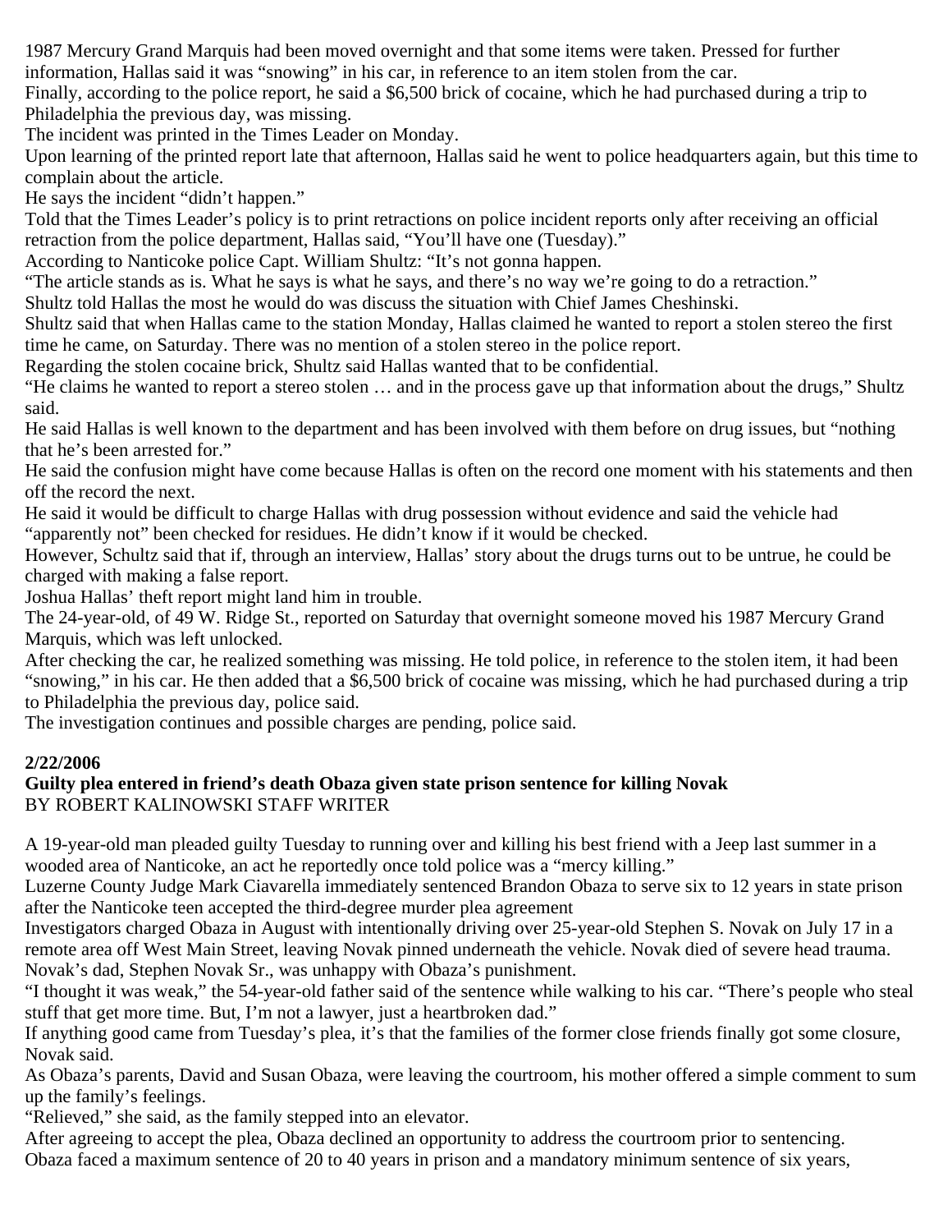1987 Mercury Grand Marquis had been moved overnight and that some items were taken. Pressed for further information, Hallas said it was "snowing" in his car, in reference to an item stolen from the car.

Finally, according to the police report, he said a $6,500 brick of cocaine, which he had purchased during a trip to Philadelphia the previous day, was missing.

The incident was printed in the Times Leader on Monday.

Upon learning of the printed report late that afternoon, Hallas said he went to police headquarters again, but this time to complain about the article.

He says the incident "didn't happen."

Told that the Times Leader's policy is to print retractions on police incident reports only after receiving an official retraction from the police department, Hallas said, "You'll have one (Tuesday)."

According to Nanticoke police Capt. William Shultz: "It's not gonna happen.

"The article stands as is. What he says is what he says, and there's no way we're going to do a retraction."

Shultz told Hallas the most he would do was discuss the situation with Chief James Cheshinski.

Shultz said that when Hallas came to the station Monday, Hallas claimed he wanted to report a stolen stereo the first time he came, on Saturday. There was no mention of a stolen stereo in the police report.

Regarding the stolen cocaine brick, Shultz said Hallas wanted that to be confidential.

"He claims he wanted to report a stereo stolen … and in the process gave up that information about the drugs," Shultz said.

He said Hallas is well known to the department and has been involved with them before on drug issues, but "nothing that he's been arrested for."

He said the confusion might have come because Hallas is often on the record one moment with his statements and then off the record the next.

He said it would be difficult to charge Hallas with drug possession without evidence and said the vehicle had "apparently not" been checked for residues. He didn't know if it would be checked.

However, Schultz said that if, through an interview, Hallas' story about the drugs turns out to be untrue, he could be charged with making a false report.

Joshua Hallas' theft report might land him in trouble.

The 24-year-old, of 49 W. Ridge St., reported on Saturday that overnight someone moved his 1987 Mercury Grand Marquis, which was left unlocked.

After checking the car, he realized something was missing. He told police, in reference to the stolen item, it had been "snowing," in his car. He then added that a $6,500 brick of cocaine was missing, which he had purchased during a trip to Philadelphia the previous day, police said.

The investigation continues and possible charges are pending, police said.

**2/22/2006**

**Guilty plea entered in friend's death Obaza given state prison sentence for killing Novak**

BY ROBERT KALINOWSKI STAFF WRITER

A 19-year-old man pleaded guilty Tuesday to running over and killing his best friend with a Jeep last summer in a wooded area of Nanticoke, an act he reportedly once told police was a "mercy killing."

Luzerne County Judge Mark Ciavarella immediately sentenced Brandon Obaza to serve six to 12 years in state prison after the Nanticoke teen accepted the third-degree murder plea agreement

Investigators charged Obaza in August with intentionally driving over 25-year-old Stephen S. Novak on July 17 in a remote area off West Main Street, leaving Novak pinned underneath the vehicle. Novak died of severe head trauma.

Novak's dad, Stephen Novak Sr., was unhappy with Obaza's punishment.

"I thought it was weak," the 54-year-old father said of the sentence while walking to his car. "There's people who steal stuff that get more time. But, I'm not a lawyer, just a heartbroken dad."

If anything good came from Tuesday's plea, it's that the families of the former close friends finally got some closure, Novak said.

As Obaza's parents, David and Susan Obaza, were leaving the courtroom, his mother offered a simple comment to sum up the family's feelings.

"Relieved," she said, as the family stepped into an elevator.

After agreeing to accept the plea, Obaza declined an opportunity to address the courtroom prior to sentencing.

Obaza faced a maximum sentence of 20 to 40 years in prison and a mandatory minimum sentence of six years,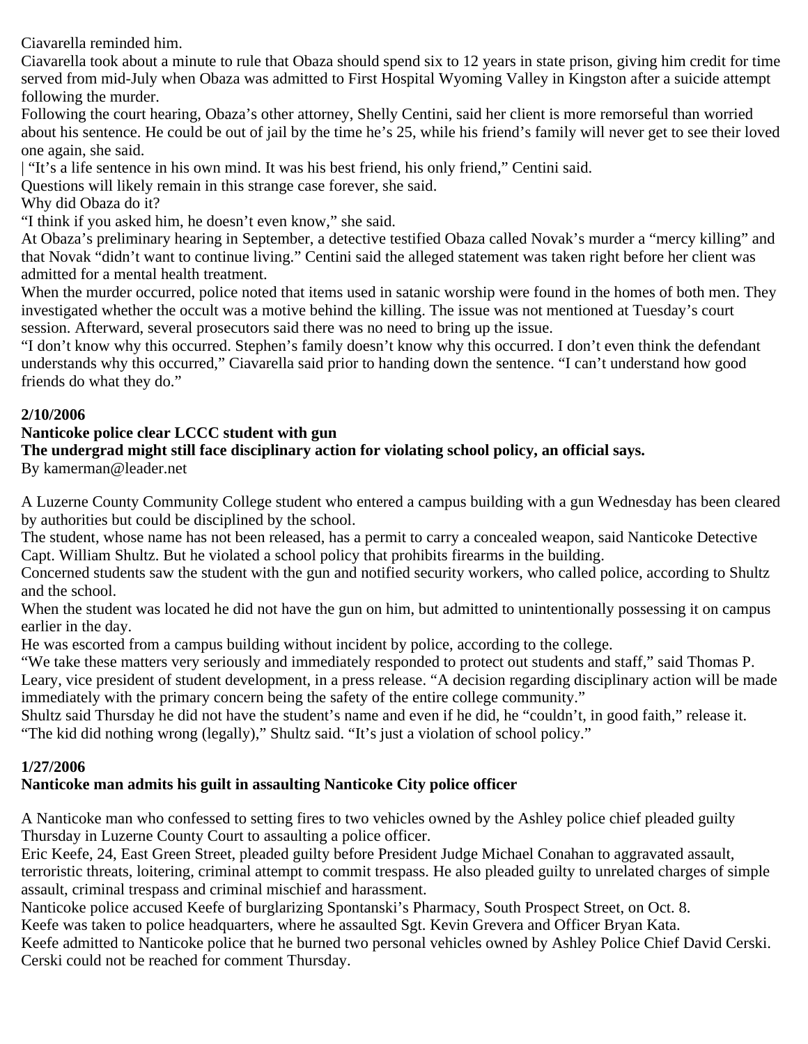Ciavarella reminded him.

Ciavarella took about a minute to rule that Obaza should spend six to 12 years in state prison, giving him credit for time served from mid-July when Obaza was admitted to First Hospital Wyoming Valley in Kingston after a suicide attempt following the murder.

Following the court hearing, Obaza's other attorney, Shelly Centini, said her client is more remorseful than worried about his sentence. He could be out of jail by the time he's 25, while his friend's family will never get to see their loved one again, she said.

| "It's a life sentence in his own mind. It was his best friend, his only friend," Centini said.

Questions will likely remain in this strange case forever, she said.

Why did Obaza do it?

"I think if you asked him, he doesn't even know," she said.

At Obaza's preliminary hearing in September, a detective testified Obaza called Novak's murder a "mercy killing" and that Novak "didn't want to continue living." Centini said the alleged statement was taken right before her client was admitted for a mental health treatment.

When the murder occurred, police noted that items used in satanic worship were found in the homes of both men. They investigated whether the occult was a motive behind the killing. The issue was not mentioned at Tuesday's court session. Afterward, several prosecutors said there was no need to bring up the issue.

"I don't know why this occurred. Stephen's family doesn't know why this occurred. I don't even think the defendant understands why this occurred," Ciavarella said prior to handing down the sentence. "I can't understand how good friends do what they do."

**2/10/2006**

**Nanticoke police clear LCCC student with gun**

**The undergrad might still face disciplinary action for violating school policy, an official says.**

By kamerman@leader.net

A Luzerne County Community College student who entered a campus building with a gun Wednesday has been cleared by authorities but could be disciplined by the school.

The student, whose name has not been released, has a permit to carry a concealed weapon, said Nanticoke Detective Capt. William Shultz. But he violated a school policy that prohibits firearms in the building.

Concerned students saw the student with the gun and notified security workers, who called police, according to Shultz and the school.

When the student was located he did not have the gun on him, but admitted to unintentionally possessing it on campus earlier in the day.

He was escorted from a campus building without incident by police, according to the college.

"We take these matters very seriously and immediately responded to protect out students and staff," said Thomas P. Leary, vice president of student development, in a press release. "A decision regarding disciplinary action will be made immediately with the primary concern being the safety of the entire college community."

Shultz said Thursday he did not have the student's name and even if he did, he "couldn't, in good faith," release it.

"The kid did nothing wrong (legally)," Shultz said. "It's just a violation of school policy."

**1/27/2006**

**Nanticoke man admits his guilt in assaulting Nanticoke City police officer**

A Nanticoke man who confessed to setting fires to two vehicles owned by the Ashley police chief pleaded guilty Thursday in Luzerne County Court to assaulting a police officer.

Eric Keefe, 24, East Green Street, pleaded guilty before President Judge Michael Conahan to aggravated assault, terroristic threats, loitering, criminal attempt to commit trespass. He also pleaded guilty to unrelated charges of simple assault, criminal trespass and criminal mischief and harassment.

Nanticoke police accused Keefe of burglarizing Spontanski's Pharmacy, South Prospect Street, on Oct. 8.

Keefe was taken to police headquarters, where he assaulted Sgt. Kevin Grevera and Officer Bryan Kata.

Keefe admitted to Nanticoke police that he burned two personal vehicles owned by Ashley Police Chief David Cerski. Cerski could not be reached for comment Thursday.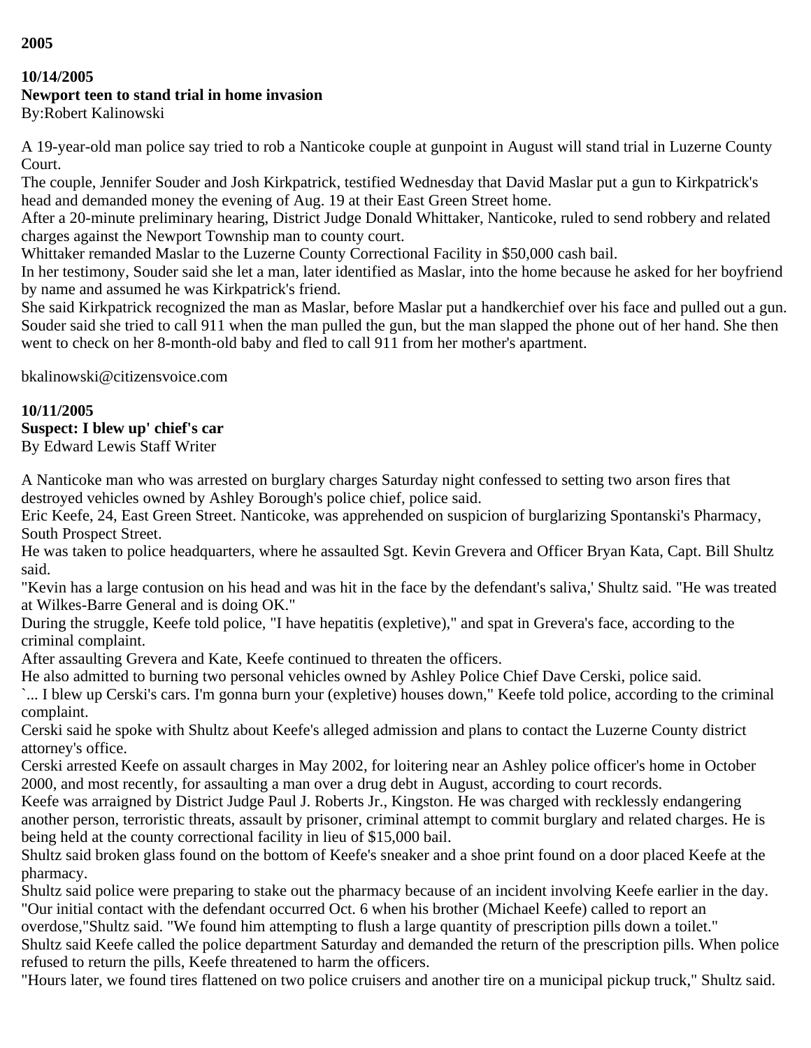**2005**

**10/14/2005**
**Newport teen to stand trial in home invasion**
By:Robert Kalinowski

A 19-year-old man police say tried to rob a Nanticoke couple at gunpoint in August will stand trial in Luzerne County Court.
The couple, Jennifer Souder and Josh Kirkpatrick, testified Wednesday that David Maslar put a gun to Kirkpatrick's head and demanded money the evening of Aug. 19 at their East Green Street home.
After a 20-minute preliminary hearing, District Judge Donald Whittaker, Nanticoke, ruled to send robbery and related charges against the Newport Township man to county court.
Whittaker remanded Maslar to the Luzerne County Correctional Facility in $50,000 cash bail.
In her testimony, Souder said she let a man, later identified as Maslar, into the home because he asked for her boyfriend by name and assumed he was Kirkpatrick's friend.
She said Kirkpatrick recognized the man as Maslar, before Maslar put a handkerchief over his face and pulled out a gun.
Souder said she tried to call 911 when the man pulled the gun, but the man slapped the phone out of her hand. She then went to check on her 8-month-old baby and fled to call 911 from her mother's apartment.

bkalinowski@citizensvoice.com

**10/11/2005**
**Suspect: I blew up' chief's car**
By Edward Lewis Staff Writer

A Nanticoke man who was arrested on burglary charges Saturday night confessed to setting two arson fires that destroyed vehicles owned by Ashley Borough's police chief, police said.
Eric Keefe, 24, East Green Street. Nanticoke, was apprehended on suspicion of burglarizing Spontanski's Pharmacy, South Prospect Street.
He was taken to police headquarters, where he assaulted Sgt. Kevin Grevera and Officer Bryan Kata, Capt. Bill Shultz said.
"Kevin has a large contusion on his head and was hit in the face by the defendant's saliva,' Shultz said. "He was treated at Wilkes-Barre General and is doing OK."
During the struggle, Keefe told police, "I have hepatitis (expletive)," and spat in Grevera's face, according to the criminal complaint.
After assaulting Grevera and Kate, Keefe continued to threaten the officers.
He also admitted to burning two personal vehicles owned by Ashley Police Chief Dave Cerski, police said.
`... I blew up Cerski's cars. I'm gonna burn your (expletive) houses down," Keefe told police, according to the criminal complaint.
Cerski said he spoke with Shultz about Keefe's alleged admission and plans to contact the Luzerne County district attorney's office.
Cerski arrested Keefe on assault charges in May 2002, for loitering near an Ashley police officer's home in October 2000, and most recently, for assaulting a man over a drug debt in August, according to court records.
Keefe was arraigned by District Judge Paul J. Roberts Jr., Kingston. He was charged with recklessly endangering another person, terroristic threats, assault by prisoner, criminal attempt to commit burglary and related charges. He is being held at the county correctional facility in lieu of $15,000 bail.
Shultz said broken glass found on the bottom of Keefe's sneaker and a shoe print found on a door placed Keefe at the pharmacy.
Shultz said police were preparing to stake out the pharmacy because of an incident involving Keefe earlier in the day.
"Our initial contact with the defendant occurred Oct. 6 when his brother (Michael Keefe) called to report an overdose,"Shultz said. "We found him attempting to flush a large quantity of prescription pills down a toilet."
Shultz said Keefe called the police department Saturday and demanded the return of the prescription pills. When police refused to return the pills, Keefe threatened to harm the officers.
"Hours later, we found tires flattened on two police cruisers and another tire on a municipal pickup truck," Shultz said.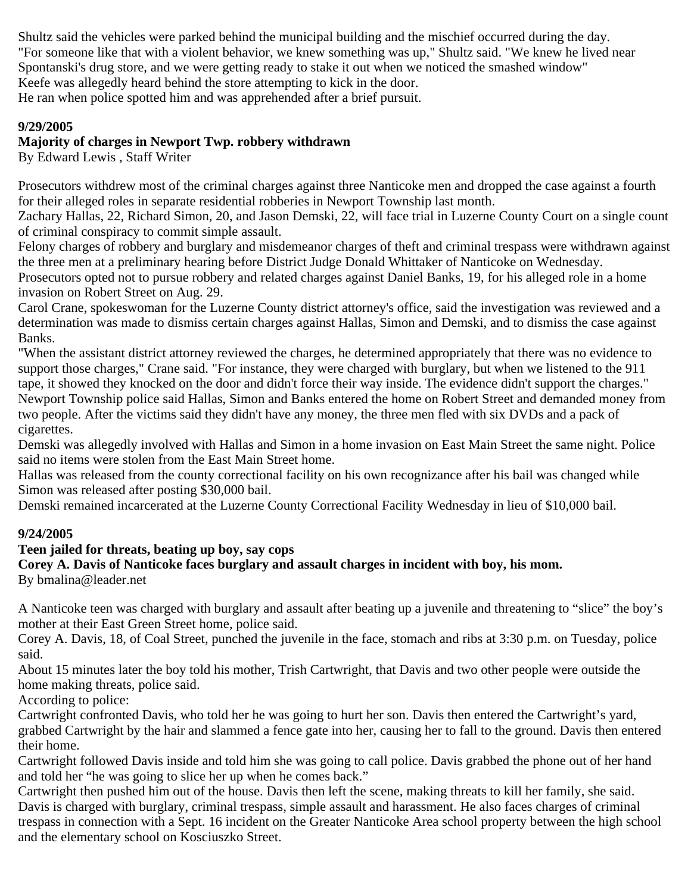Shultz said the vehicles were parked behind the municipal building and the mischief occurred during the day.
"For someone like that with a violent behavior, we knew something was up," Shultz said. "We knew he lived near Spontanski's drug store, and we were getting ready to stake it out when we noticed the smashed window"
Keefe was allegedly heard behind the store attempting to kick in the door.
He ran when police spotted him and was apprehended after a brief pursuit.

**9/29/2005**

**Majority of charges in Newport Twp. robbery withdrawn**

By Edward Lewis , Staff Writer

Prosecutors withdrew most of the criminal charges against three Nanticoke men and dropped the case against a fourth for their alleged roles in separate residential robberies in Newport Township last month.
Zachary Hallas, 22, Richard Simon, 20, and Jason Demski, 22, will face trial in Luzerne County Court on a single count of criminal conspiracy to commit simple assault.
Felony charges of robbery and burglary and misdemeanor charges of theft and criminal trespass were withdrawn against the three men at a preliminary hearing before District Judge Donald Whittaker of Nanticoke on Wednesday.
Prosecutors opted not to pursue robbery and related charges against Daniel Banks, 19, for his alleged role in a home invasion on Robert Street on Aug. 29.
Carol Crane, spokeswoman for the Luzerne County district attorney's office, said the investigation was reviewed and a determination was made to dismiss certain charges against Hallas, Simon and Demski, and to dismiss the case against Banks.
"When the assistant district attorney reviewed the charges, he determined appropriately that there was no evidence to support those charges," Crane said. "For instance, they were charged with burglary, but when we listened to the 911 tape, it showed they knocked on the door and didn't force their way inside. The evidence didn't support the charges."
Newport Township police said Hallas, Simon and Banks entered the home on Robert Street and demanded money from two people. After the victims said they didn't have any money, the three men fled with six DVDs and a pack of cigarettes.
Demski was allegedly involved with Hallas and Simon in a home invasion on East Main Street the same night. Police said no items were stolen from the East Main Street home.
Hallas was released from the county correctional facility on his own recognizance after his bail was changed while Simon was released after posting $30,000 bail.
Demski remained incarcerated at the Luzerne County Correctional Facility Wednesday in lieu of $10,000 bail.

**9/24/2005**

**Teen jailed for threats, beating up boy, say cops**

**Corey A. Davis of Nanticoke faces burglary and assault charges in incident with boy, his mom.**

By bmalina@leader.net

A Nanticoke teen was charged with burglary and assault after beating up a juvenile and threatening to "slice" the boy's mother at their East Green Street home, police said.
Corey A. Davis, 18, of Coal Street, punched the juvenile in the face, stomach and ribs at 3:30 p.m. on Tuesday, police said.
About 15 minutes later the boy told his mother, Trish Cartwright, that Davis and two other people were outside the home making threats, police said.
According to police:
Cartwright confronted Davis, who told her he was going to hurt her son. Davis then entered the Cartwright's yard, grabbed Cartwright by the hair and slammed a fence gate into her, causing her to fall to the ground. Davis then entered their home.
Cartwright followed Davis inside and told him she was going to call police. Davis grabbed the phone out of her hand and told her "he was going to slice her up when he comes back."
Cartwright then pushed him out of the house. Davis then left the scene, making threats to kill her family, she said.
Davis is charged with burglary, criminal trespass, simple assault and harassment. He also faces charges of criminal trespass in connection with a Sept. 16 incident on the Greater Nanticoke Area school property between the high school and the elementary school on Kosciuszko Street.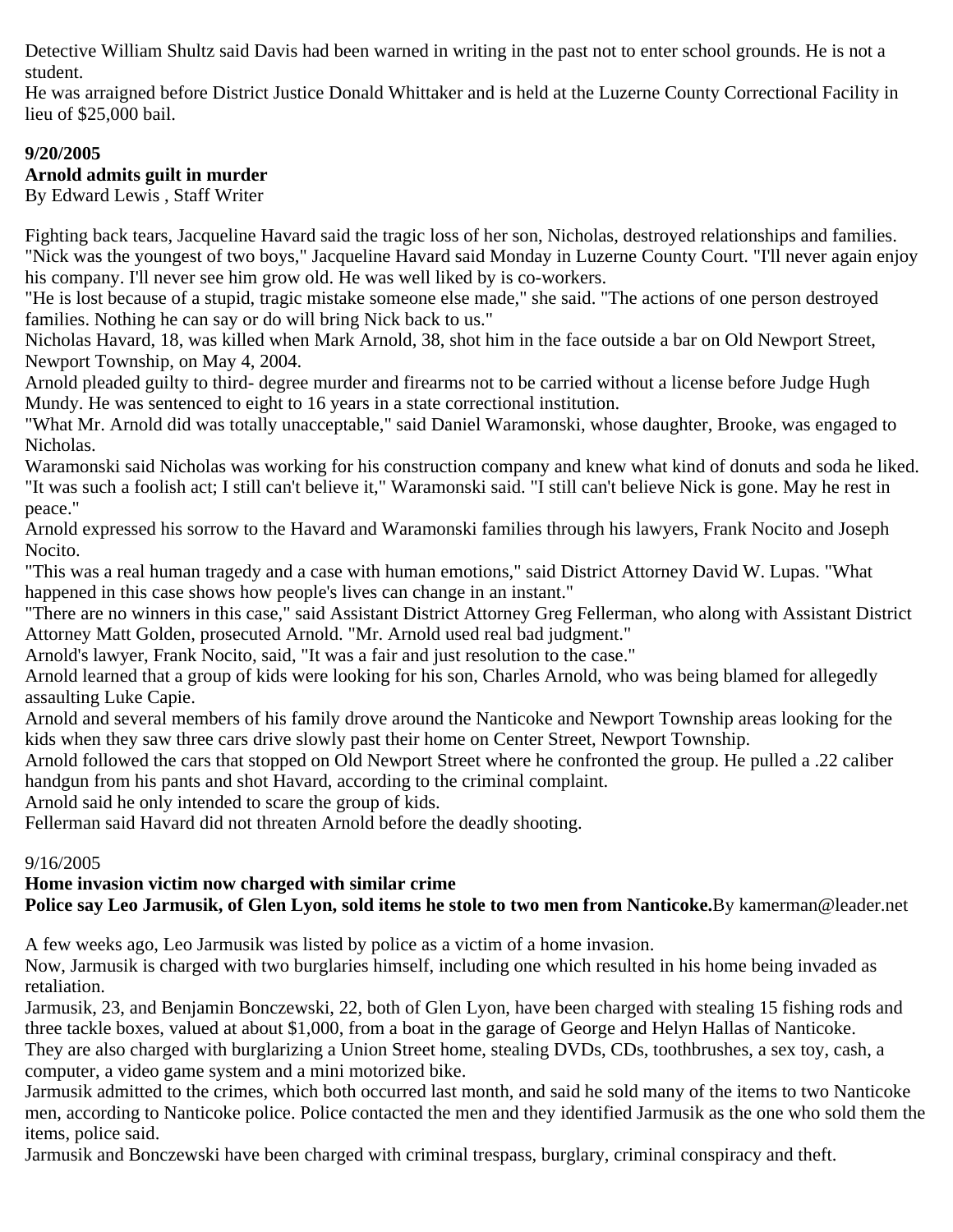Detective William Shultz said Davis had been warned in writing in the past not to enter school grounds. He is not a student.

He was arraigned before District Justice Donald Whittaker and is held at the Luzerne County Correctional Facility in lieu of $25,000 bail.

**9/20/2005**

**Arnold admits guilt in murder**

By Edward Lewis , Staff Writer

Fighting back tears, Jacqueline Havard said the tragic loss of her son, Nicholas, destroyed relationships and families.

"Nick was the youngest of two boys," Jacqueline Havard said Monday in Luzerne County Court. "I'll never again enjoy his company. I'll never see him grow old. He was well liked by is co-workers.

"He is lost because of a stupid, tragic mistake someone else made," she said. "The actions of one person destroyed families. Nothing he can say or do will bring Nick back to us."

Nicholas Havard, 18, was killed when Mark Arnold, 38, shot him in the face outside a bar on Old Newport Street, Newport Township, on May 4, 2004.

Arnold pleaded guilty to third- degree murder and firearms not to be carried without a license before Judge Hugh Mundy. He was sentenced to eight to 16 years in a state correctional institution.

"What Mr. Arnold did was totally unacceptable," said Daniel Waramonski, whose daughter, Brooke, was engaged to Nicholas.

Waramonski said Nicholas was working for his construction company and knew what kind of donuts and soda he liked.

"It was such a foolish act; I still can't believe it," Waramonski said. "I still can't believe Nick is gone. May he rest in peace."

Arnold expressed his sorrow to the Havard and Waramonski families through his lawyers, Frank Nocito and Joseph Nocito.

"This was a real human tragedy and a case with human emotions," said District Attorney David W. Lupas. "What happened in this case shows how people's lives can change in an instant."

"There are no winners in this case," said Assistant District Attorney Greg Fellerman, who along with Assistant District Attorney Matt Golden, prosecuted Arnold. "Mr. Arnold used real bad judgment."

Arnold's lawyer, Frank Nocito, said, "It was a fair and just resolution to the case."

Arnold learned that a group of kids were looking for his son, Charles Arnold, who was being blamed for allegedly assaulting Luke Capie.

Arnold and several members of his family drove around the Nanticoke and Newport Township areas looking for the kids when they saw three cars drive slowly past their home on Center Street, Newport Township.

Arnold followed the cars that stopped on Old Newport Street where he confronted the group. He pulled a .22 caliber handgun from his pants and shot Havard, according to the criminal complaint.

Arnold said he only intended to scare the group of kids.

Fellerman said Havard did not threaten Arnold before the deadly shooting.

9/16/2005

**Home invasion victim now charged with similar crime**

**Police say Leo Jarmusik, of Glen Lyon, sold items he stole to two men from Nanticoke.** By kamerman@leader.net

A few weeks ago, Leo Jarmusik was listed by police as a victim of a home invasion.

Now, Jarmusik is charged with two burglaries himself, including one which resulted in his home being invaded as retaliation.

Jarmusik, 23, and Benjamin Bonczewski, 22, both of Glen Lyon, have been charged with stealing 15 fishing rods and three tackle boxes, valued at about $1,000, from a boat in the garage of George and Helyn Hallas of Nanticoke.

They are also charged with burglarizing a Union Street home, stealing DVDs, CDs, toothbrushes, a sex toy, cash, a computer, a video game system and a mini motorized bike.

Jarmusik admitted to the crimes, which both occurred last month, and said he sold many of the items to two Nanticoke men, according to Nanticoke police. Police contacted the men and they identified Jarmusik as the one who sold them the items, police said.

Jarmusik and Bonczewski have been charged with criminal trespass, burglary, criminal conspiracy and theft.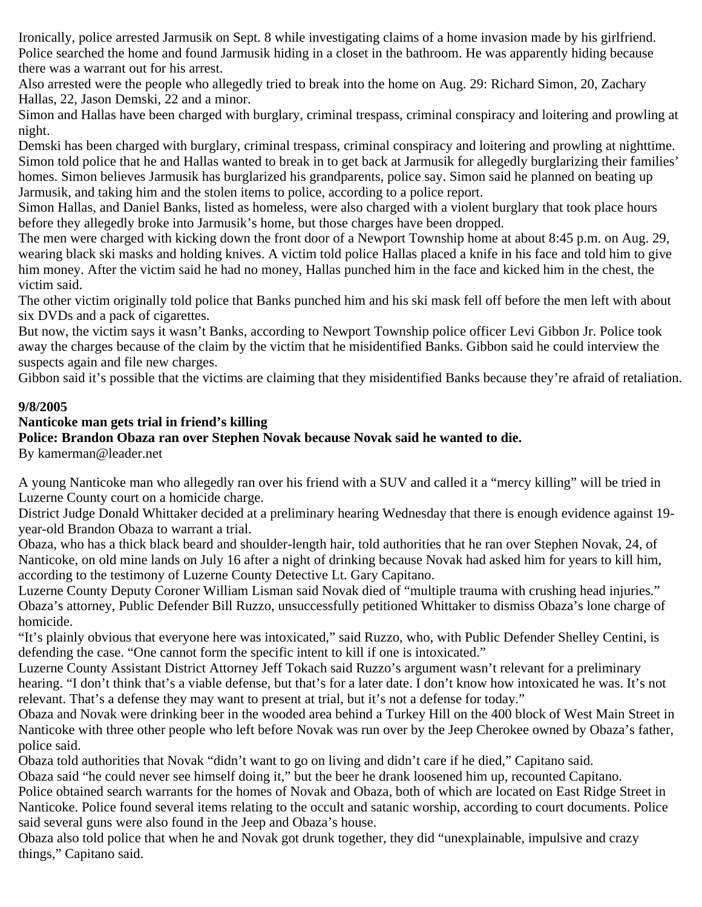Ironically, police arrested Jarmusik on Sept. 8 while investigating claims of a home invasion made by his girlfriend. Police searched the home and found Jarmusik hiding in a closet in the bathroom. He was apparently hiding because there was a warrant out for his arrest.

Also arrested were the people who allegedly tried to break into the home on Aug. 29: Richard Simon, 20, Zachary Hallas, 22, Jason Demski, 22 and a minor.

Simon and Hallas have been charged with burglary, criminal trespass, criminal conspiracy and loitering and prowling at night.

Demski has been charged with burglary, criminal trespass, criminal conspiracy and loitering and prowling at nighttime.

Simon told police that he and Hallas wanted to break in to get back at Jarmusik for allegedly burglarizing their families' homes. Simon believes Jarmusik has burglarized his grandparents, police say. Simon said he planned on beating up Jarmusik, and taking him and the stolen items to police, according to a police report.

Simon Hallas, and Daniel Banks, listed as homeless, were also charged with a violent burglary that took place hours before they allegedly broke into Jarmusik's home, but those charges have been dropped.

The men were charged with kicking down the front door of a Newport Township home at about 8:45 p.m. on Aug. 29, wearing black ski masks and holding knives. A victim told police Hallas placed a knife in his face and told him to give him money. After the victim said he had no money, Hallas punched him in the face and kicked him in the chest, the victim said.

The other victim originally told police that Banks punched him and his ski mask fell off before the men left with about six DVDs and a pack of cigarettes.

But now, the victim says it wasn't Banks, according to Newport Township police officer Levi Gibbon Jr. Police took away the charges because of the claim by the victim that he misidentified Banks. Gibbon said he could interview the suspects again and file new charges.

Gibbon said it's possible that the victims are claiming that they misidentified Banks because they're afraid of retaliation.

**9/8/2005**

**Nanticoke man gets trial in friend's killing**

**Police: Brandon Obaza ran over Stephen Novak because Novak said he wanted to die.**

By kamerman@leader.net

A young Nanticoke man who allegedly ran over his friend with a SUV and called it a "mercy killing" will be tried in Luzerne County court on a homicide charge.

District Judge Donald Whittaker decided at a preliminary hearing Wednesday that there is enough evidence against 19-year-old Brandon Obaza to warrant a trial.

Obaza, who has a thick black beard and shoulder-length hair, told authorities that he ran over Stephen Novak, 24, of Nanticoke, on old mine lands on July 16 after a night of drinking because Novak had asked him for years to kill him, according to the testimony of Luzerne County Detective Lt. Gary Capitano.

Luzerne County Deputy Coroner William Lisman said Novak died of "multiple trauma with crushing head injuries."

Obaza's attorney, Public Defender Bill Ruzzo, unsuccessfully petitioned Whittaker to dismiss Obaza's lone charge of homicide.

"It's plainly obvious that everyone here was intoxicated," said Ruzzo, who, with Public Defender Shelley Centini, is defending the case. "One cannot form the specific intent to kill if one is intoxicated."

Luzerne County Assistant District Attorney Jeff Tokach said Ruzzo's argument wasn't relevant for a preliminary hearing. "I don't think that's a viable defense, but that's for a later date. I don't know how intoxicated he was. It's not relevant. That's a defense they may want to present at trial, but it's not a defense for today."

Obaza and Novak were drinking beer in the wooded area behind a Turkey Hill on the 400 block of West Main Street in Nanticoke with three other people who left before Novak was run over by the Jeep Cherokee owned by Obaza's father, police said.

Obaza told authorities that Novak "didn't want to go on living and didn't care if he died," Capitano said.

Obaza said "he could never see himself doing it," but the beer he drank loosened him up, recounted Capitano.

Police obtained search warrants for the homes of Novak and Obaza, both of which are located on East Ridge Street in Nanticoke. Police found several items relating to the occult and satanic worship, according to court documents. Police said several guns were also found in the Jeep and Obaza's house.

Obaza also told police that when he and Novak got drunk together, they did "unexplainable, impulsive and crazy things," Capitano said.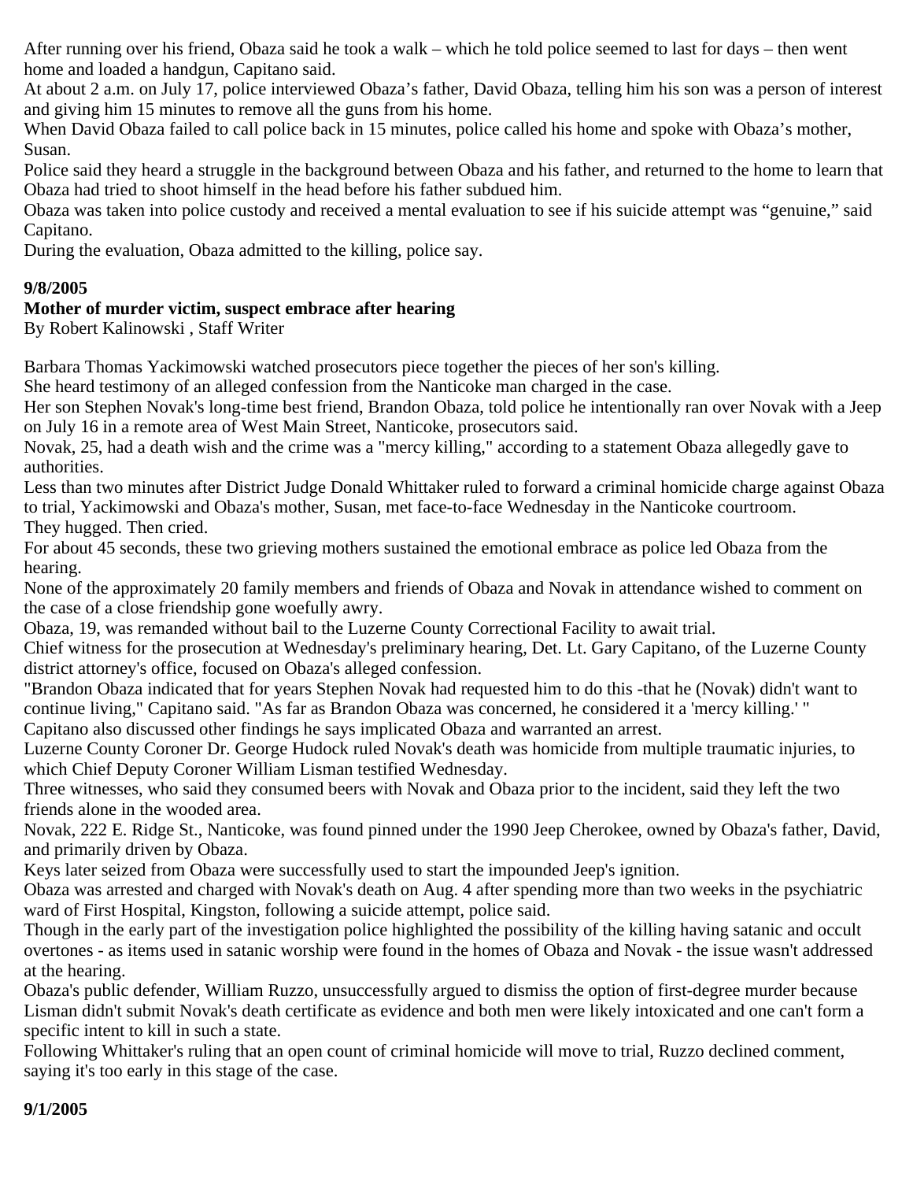After running over his friend, Obaza said he took a walk – which he told police seemed to last for days – then went home and loaded a handgun, Capitano said.

At about 2 a.m. on July 17, police interviewed Obaza's father, David Obaza, telling him his son was a person of interest and giving him 15 minutes to remove all the guns from his home.

When David Obaza failed to call police back in 15 minutes, police called his home and spoke with Obaza's mother, Susan.

Police said they heard a struggle in the background between Obaza and his father, and returned to the home to learn that Obaza had tried to shoot himself in the head before his father subdued him.

Obaza was taken into police custody and received a mental evaluation to see if his suicide attempt was "genuine," said Capitano.

During the evaluation, Obaza admitted to the killing, police say.

**9/8/2005**

**Mother of murder victim, suspect embrace after hearing**

By Robert Kalinowski , Staff Writer

Barbara Thomas Yackimowski watched prosecutors piece together the pieces of her son's killing.

She heard testimony of an alleged confession from the Nanticoke man charged in the case.

Her son Stephen Novak's long-time best friend, Brandon Obaza, told police he intentionally ran over Novak with a Jeep on July 16 in a remote area of West Main Street, Nanticoke, prosecutors said.

Novak, 25, had a death wish and the crime was a "mercy killing," according to a statement Obaza allegedly gave to authorities.

Less than two minutes after District Judge Donald Whittaker ruled to forward a criminal homicide charge against Obaza to trial, Yackimowski and Obaza's mother, Susan, met face-to-face Wednesday in the Nanticoke courtroom.

They hugged. Then cried.

For about 45 seconds, these two grieving mothers sustained the emotional embrace as police led Obaza from the hearing.

None of the approximately 20 family members and friends of Obaza and Novak in attendance wished to comment on the case of a close friendship gone woefully awry.

Obaza, 19, was remanded without bail to the Luzerne County Correctional Facility to await trial.

Chief witness for the prosecution at Wednesday's preliminary hearing, Det. Lt. Gary Capitano, of the Luzerne County district attorney's office, focused on Obaza's alleged confession.

"Brandon Obaza indicated that for years Stephen Novak had requested him to do this -that he (Novak) didn't want to continue living," Capitano said. "As far as Brandon Obaza was concerned, he considered it a 'mercy killing.' "

Capitano also discussed other findings he says implicated Obaza and warranted an arrest.

Luzerne County Coroner Dr. George Hudock ruled Novak's death was homicide from multiple traumatic injuries, to which Chief Deputy Coroner William Lisman testified Wednesday.

Three witnesses, who said they consumed beers with Novak and Obaza prior to the incident, said they left the two friends alone in the wooded area.

Novak, 222 E. Ridge St., Nanticoke, was found pinned under the 1990 Jeep Cherokee, owned by Obaza's father, David, and primarily driven by Obaza.

Keys later seized from Obaza were successfully used to start the impounded Jeep's ignition.

Obaza was arrested and charged with Novak's death on Aug. 4 after spending more than two weeks in the psychiatric ward of First Hospital, Kingston, following a suicide attempt, police said.

Though in the early part of the investigation police highlighted the possibility of the killing having satanic and occult overtones - as items used in satanic worship were found in the homes of Obaza and Novak - the issue wasn't addressed at the hearing.

Obaza's public defender, William Ruzzo, unsuccessfully argued to dismiss the option of first-degree murder because Lisman didn't submit Novak's death certificate as evidence and both men were likely intoxicated and one can't form a specific intent to kill in such a state.

Following Whittaker's ruling that an open count of criminal homicide will move to trial, Ruzzo declined comment, saying it's too early in this stage of the case.

**9/1/2005**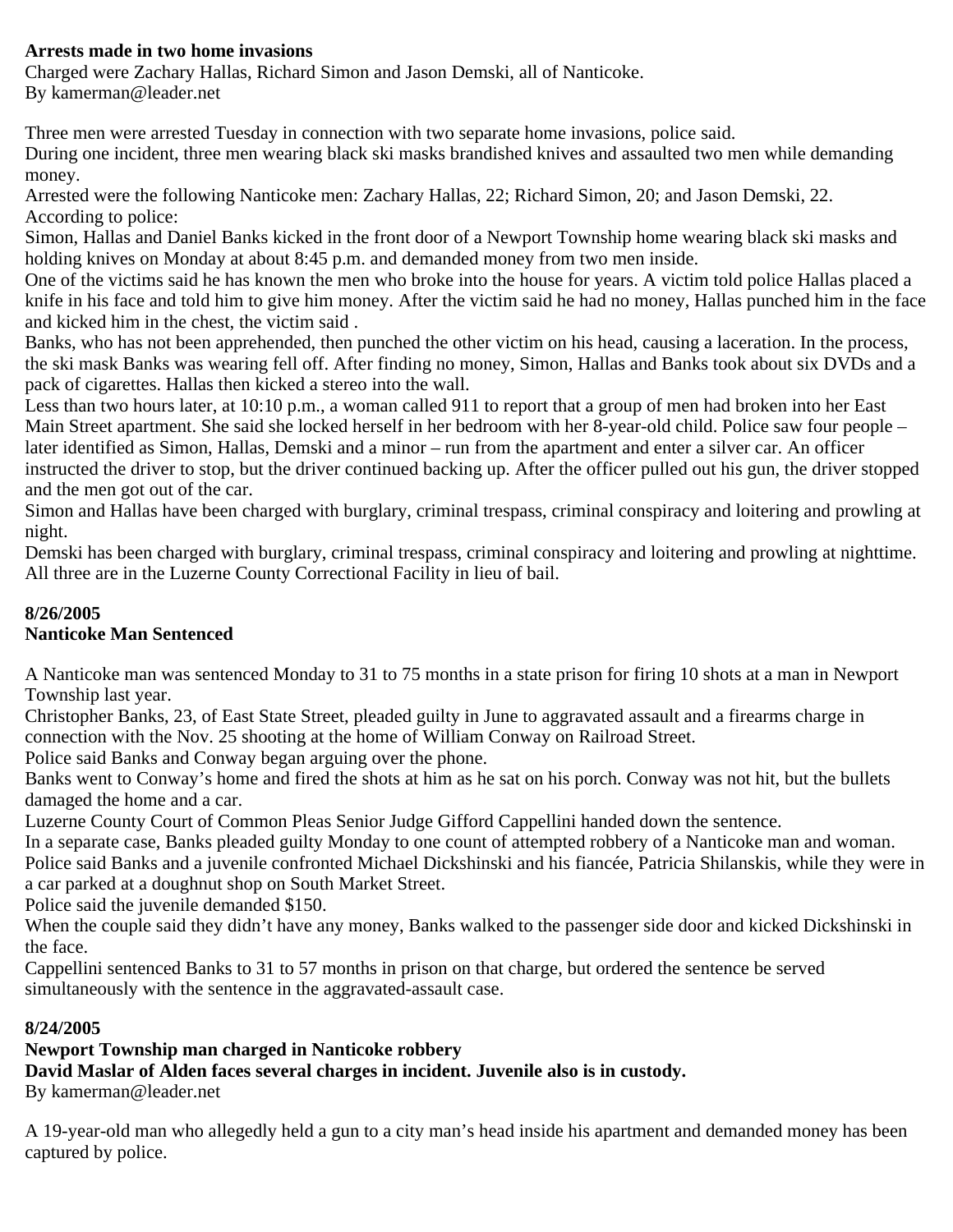**Arrests made in two home invasions**

Charged were Zachary Hallas, Richard Simon and Jason Demski, all of Nanticoke.

By kamerman@leader.net

Three men were arrested Tuesday in connection with two separate home invasions, police said.

During one incident, three men wearing black ski masks brandished knives and assaulted two men while demanding money.

Arrested were the following Nanticoke men: Zachary Hallas, 22; Richard Simon, 20; and Jason Demski, 22.

According to police:

Simon, Hallas and Daniel Banks kicked in the front door of a Newport Township home wearing black ski masks and holding knives on Monday at about 8:45 p.m. and demanded money from two men inside.

One of the victims said he has known the men who broke into the house for years. A victim told police Hallas placed a knife in his face and told him to give him money. After the victim said he had no money, Hallas punched him in the face and kicked him in the chest, the victim said .

Banks, who has not been apprehended, then punched the other victim on his head, causing a laceration. In the process, the ski mask Banks was wearing fell off. After finding no money, Simon, Hallas and Banks took about six DVDs and a pack of cigarettes. Hallas then kicked a stereo into the wall.

Less than two hours later, at 10:10 p.m., a woman called 911 to report that a group of men had broken into her East Main Street apartment. She said she locked herself in her bedroom with her 8-year-old child. Police saw four people – later identified as Simon, Hallas, Demski and a minor – run from the apartment and enter a silver car. An officer instructed the driver to stop, but the driver continued backing up. After the officer pulled out his gun, the driver stopped and the men got out of the car.

Simon and Hallas have been charged with burglary, criminal trespass, criminal conspiracy and loitering and prowling at night.

Demski has been charged with burglary, criminal trespass, criminal conspiracy and loitering and prowling at nighttime.

All three are in the Luzerne County Correctional Facility in lieu of bail.

**8/26/2005**

**Nanticoke Man Sentenced**

A Nanticoke man was sentenced Monday to 31 to 75 months in a state prison for firing 10 shots at a man in Newport Township last year.

Christopher Banks, 23, of East State Street, pleaded guilty in June to aggravated assault and a firearms charge in connection with the Nov. 25 shooting at the home of William Conway on Railroad Street.

Police said Banks and Conway began arguing over the phone.

Banks went to Conway's home and fired the shots at him as he sat on his porch. Conway was not hit, but the bullets damaged the home and a car.

Luzerne County Court of Common Pleas Senior Judge Gifford Cappellini handed down the sentence.

In a separate case, Banks pleaded guilty Monday to one count of attempted robbery of a Nanticoke man and woman.

Police said Banks and a juvenile confronted Michael Dickshinski and his fiancée, Patricia Shilanskis, while they were in a car parked at a doughnut shop on South Market Street.

Police said the juvenile demanded $150.

When the couple said they didn't have any money, Banks walked to the passenger side door and kicked Dickshinski in the face.

Cappellini sentenced Banks to 31 to 57 months in prison on that charge, but ordered the sentence be served simultaneously with the sentence in the aggravated-assault case.

**8/24/2005**

**Newport Township man charged in Nanticoke robbery**

**David Maslar of Alden faces several charges in incident. Juvenile also is in custody.**

By kamerman@leader.net

A 19-year-old man who allegedly held a gun to a city man's head inside his apartment and demanded money has been captured by police.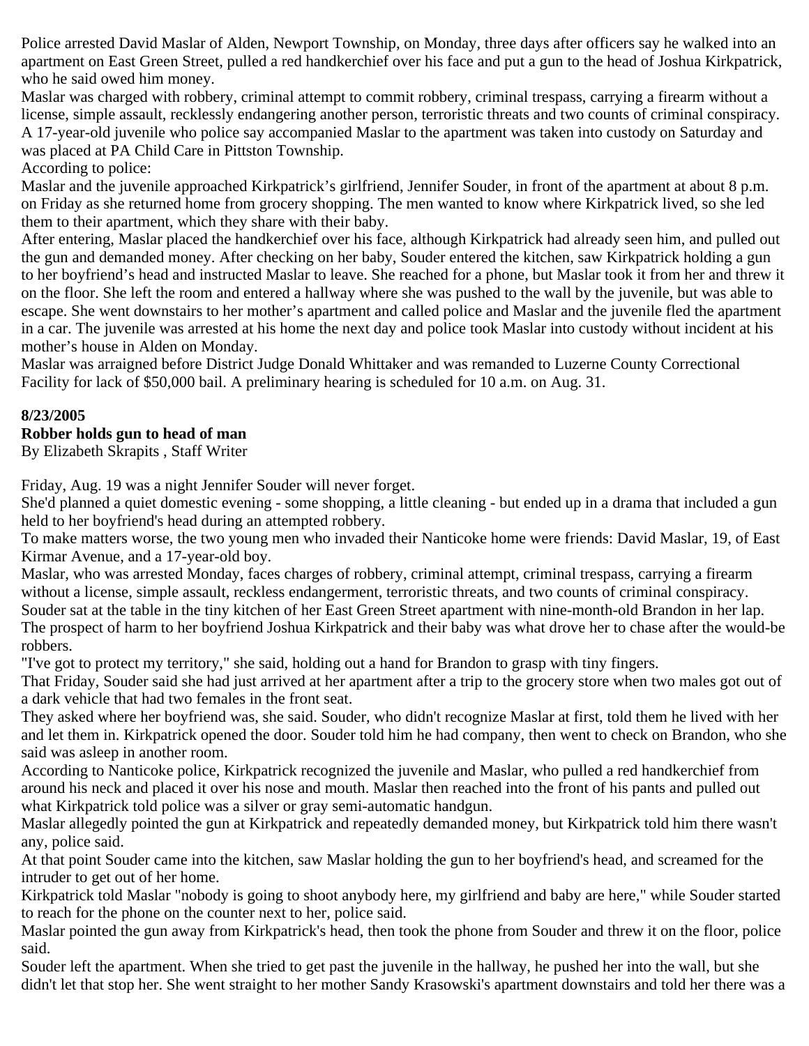Police arrested David Maslar of Alden, Newport Township, on Monday, three days after officers say he walked into an apartment on East Green Street, pulled a red handkerchief over his face and put a gun to the head of Joshua Kirkpatrick, who he said owed him money.

Maslar was charged with robbery, criminal attempt to commit robbery, criminal trespass, carrying a firearm without a license, simple assault, recklessly endangering another person, terroristic threats and two counts of criminal conspiracy.

A 17-year-old juvenile who police say accompanied Maslar to the apartment was taken into custody on Saturday and was placed at PA Child Care in Pittston Township.

According to police:

Maslar and the juvenile approached Kirkpatrick's girlfriend, Jennifer Souder, in front of the apartment at about 8 p.m. on Friday as she returned home from grocery shopping. The men wanted to know where Kirkpatrick lived, so she led them to their apartment, which they share with their baby.

After entering, Maslar placed the handkerchief over his face, although Kirkpatrick had already seen him, and pulled out the gun and demanded money. After checking on her baby, Souder entered the kitchen, saw Kirkpatrick holding a gun to her boyfriend's head and instructed Maslar to leave. She reached for a phone, but Maslar took it from her and threw it on the floor. She left the room and entered a hallway where she was pushed to the wall by the juvenile, but was able to escape. She went downstairs to her mother's apartment and called police and Maslar and the juvenile fled the apartment in a car. The juvenile was arrested at his home the next day and police took Maslar into custody without incident at his mother's house in Alden on Monday.

Maslar was arraigned before District Judge Donald Whittaker and was remanded to Luzerne County Correctional Facility for lack of $50,000 bail. A preliminary hearing is scheduled for 10 a.m. on Aug. 31.

**8/23/2005**

**Robber holds gun to head of man**

By Elizabeth Skrapits , Staff Writer

Friday, Aug. 19 was a night Jennifer Souder will never forget.

She'd planned a quiet domestic evening - some shopping, a little cleaning - but ended up in a drama that included a gun held to her boyfriend's head during an attempted robbery.

To make matters worse, the two young men who invaded their Nanticoke home were friends: David Maslar, 19, of East Kirmar Avenue, and a 17-year-old boy.

Maslar, who was arrested Monday, faces charges of robbery, criminal attempt, criminal trespass, carrying a firearm without a license, simple assault, reckless endangerment, terroristic threats, and two counts of criminal conspiracy.

Souder sat at the table in the tiny kitchen of her East Green Street apartment with nine-month-old Brandon in her lap.

The prospect of harm to her boyfriend Joshua Kirkpatrick and their baby was what drove her to chase after the would-be robbers.

"I've got to protect my territory," she said, holding out a hand for Brandon to grasp with tiny fingers.

That Friday, Souder said she had just arrived at her apartment after a trip to the grocery store when two males got out of a dark vehicle that had two females in the front seat.

They asked where her boyfriend was, she said. Souder, who didn't recognize Maslar at first, told them he lived with her and let them in. Kirkpatrick opened the door. Souder told him he had company, then went to check on Brandon, who she said was asleep in another room.

According to Nanticoke police, Kirkpatrick recognized the juvenile and Maslar, who pulled a red handkerchief from around his neck and placed it over his nose and mouth. Maslar then reached into the front of his pants and pulled out what Kirkpatrick told police was a silver or gray semi-automatic handgun.

Maslar allegedly pointed the gun at Kirkpatrick and repeatedly demanded money, but Kirkpatrick told him there wasn't any, police said.

At that point Souder came into the kitchen, saw Maslar holding the gun to her boyfriend's head, and screamed for the intruder to get out of her home.

Kirkpatrick told Maslar "nobody is going to shoot anybody here, my girlfriend and baby are here," while Souder started to reach for the phone on the counter next to her, police said.

Maslar pointed the gun away from Kirkpatrick's head, then took the phone from Souder and threw it on the floor, police said.

Souder left the apartment. When she tried to get past the juvenile in the hallway, he pushed her into the wall, but she didn't let that stop her. She went straight to her mother Sandy Krasowski's apartment downstairs and told her there was a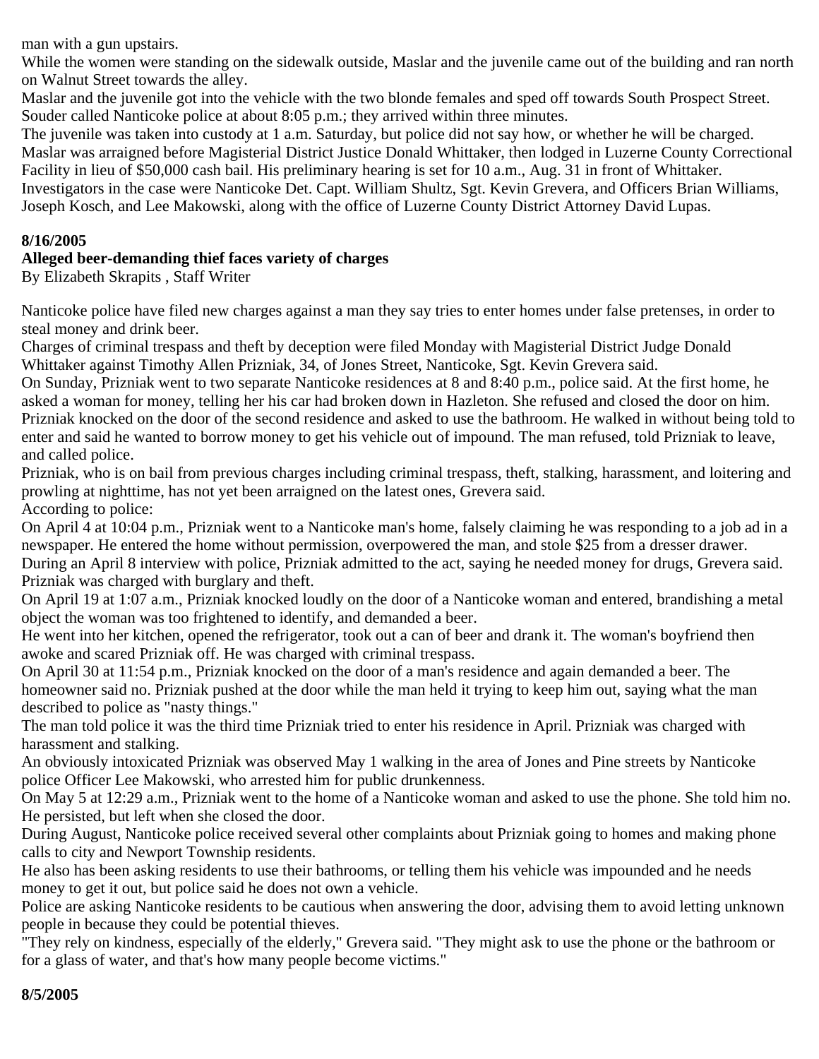man with a gun upstairs.

While the women were standing on the sidewalk outside, Maslar and the juvenile came out of the building and ran north on Walnut Street towards the alley.

Maslar and the juvenile got into the vehicle with the two blonde females and sped off towards South Prospect Street. Souder called Nanticoke police at about 8:05 p.m.; they arrived within three minutes.

The juvenile was taken into custody at 1 a.m. Saturday, but police did not say how, or whether he will be charged.

Maslar was arraigned before Magisterial District Justice Donald Whittaker, then lodged in Luzerne County Correctional Facility in lieu of $50,000 cash bail. His preliminary hearing is set for 10 a.m., Aug. 31 in front of Whittaker.

Investigators in the case were Nanticoke Det. Capt. William Shultz, Sgt. Kevin Grevera, and Officers Brian Williams, Joseph Kosch, and Lee Makowski, along with the office of Luzerne County District Attorney David Lupas.

**8/16/2005**

**Alleged beer-demanding thief faces variety of charges**

By Elizabeth Skrapits , Staff Writer

Nanticoke police have filed new charges against a man they say tries to enter homes under false pretenses, in order to steal money and drink beer.

Charges of criminal trespass and theft by deception were filed Monday with Magisterial District Judge Donald Whittaker against Timothy Allen Prizniak, 34, of Jones Street, Nanticoke, Sgt. Kevin Grevera said.

On Sunday, Prizniak went to two separate Nanticoke residences at 8 and 8:40 p.m., police said. At the first home, he asked a woman for money, telling her his car had broken down in Hazleton. She refused and closed the door on him. Prizniak knocked on the door of the second residence and asked to use the bathroom. He walked in without being told to enter and said he wanted to borrow money to get his vehicle out of impound. The man refused, told Prizniak to leave, and called police.

Prizniak, who is on bail from previous charges including criminal trespass, theft, stalking, harassment, and loitering and prowling at nighttime, has not yet been arraigned on the latest ones, Grevera said.

According to police:

On April 4 at 10:04 p.m., Prizniak went to a Nanticoke man's home, falsely claiming he was responding to a job ad in a newspaper. He entered the home without permission, overpowered the man, and stole $25 from a dresser drawer.

During an April 8 interview with police, Prizniak admitted to the act, saying he needed money for drugs, Grevera said. Prizniak was charged with burglary and theft.

On April 19 at 1:07 a.m., Prizniak knocked loudly on the door of a Nanticoke woman and entered, brandishing a metal object the woman was too frightened to identify, and demanded a beer.

He went into her kitchen, opened the refrigerator, took out a can of beer and drank it. The woman's boyfriend then awoke and scared Prizniak off. He was charged with criminal trespass.

On April 30 at 11:54 p.m., Prizniak knocked on the door of a man's residence and again demanded a beer. The homeowner said no. Prizniak pushed at the door while the man held it trying to keep him out, saying what the man described to police as "nasty things."

The man told police it was the third time Prizniak tried to enter his residence in April. Prizniak was charged with harassment and stalking.

An obviously intoxicated Prizniak was observed May 1 walking in the area of Jones and Pine streets by Nanticoke police Officer Lee Makowski, who arrested him for public drunkenness.

On May 5 at 12:29 a.m., Prizniak went to the home of a Nanticoke woman and asked to use the phone. She told him no. He persisted, but left when she closed the door.

During August, Nanticoke police received several other complaints about Prizniak going to homes and making phone calls to city and Newport Township residents.

He also has been asking residents to use their bathrooms, or telling them his vehicle was impounded and he needs money to get it out, but police said he does not own a vehicle.

Police are asking Nanticoke residents to be cautious when answering the door, advising them to avoid letting unknown people in because they could be potential thieves.

"They rely on kindness, especially of the elderly," Grevera said. "They might ask to use the phone or the bathroom or for a glass of water, and that's how many people become victims."

**8/5/2005**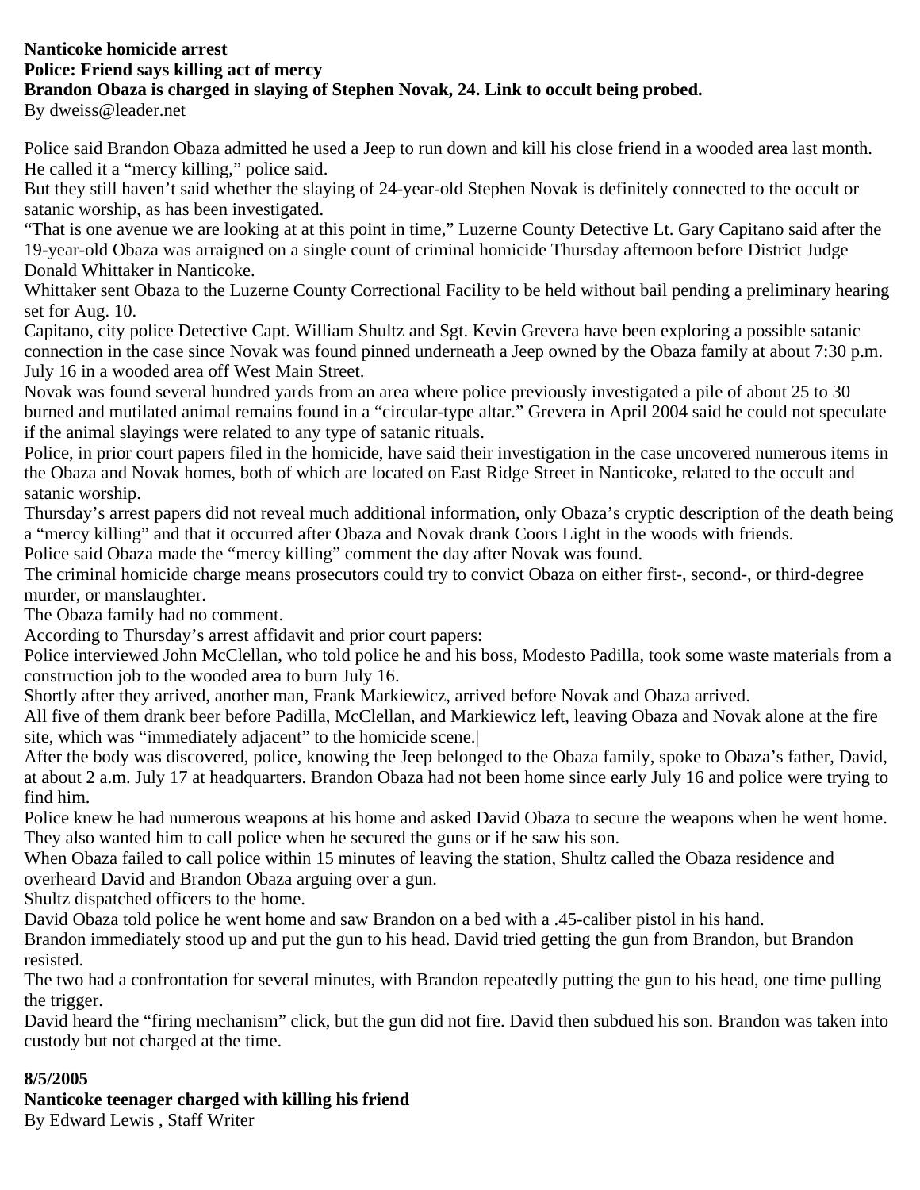**Nanticoke homicide arrest**
**Police: Friend says killing act of mercy**
**Brandon Obaza is charged in slaying of Stephen Novak, 24. Link to occult being probed.**
By dweiss@leader.net

Police said Brandon Obaza admitted he used a Jeep to run down and kill his close friend in a wooded area last month. He called it a "mercy killing," police said.

But they still haven't said whether the slaying of 24-year-old Stephen Novak is definitely connected to the occult or satanic worship, as has been investigated.

"That is one avenue we are looking at at this point in time," Luzerne County Detective Lt. Gary Capitano said after the 19-year-old Obaza was arraigned on a single count of criminal homicide Thursday afternoon before District Judge Donald Whittaker in Nanticoke.

Whittaker sent Obaza to the Luzerne County Correctional Facility to be held without bail pending a preliminary hearing set for Aug. 10.

Capitano, city police Detective Capt. William Shultz and Sgt. Kevin Grevera have been exploring a possible satanic connection in the case since Novak was found pinned underneath a Jeep owned by the Obaza family at about 7:30 p.m. July 16 in a wooded area off West Main Street.

Novak was found several hundred yards from an area where police previously investigated a pile of about 25 to 30 burned and mutilated animal remains found in a "circular-type altar." Grevera in April 2004 said he could not speculate if the animal slayings were related to any type of satanic rituals.

Police, in prior court papers filed in the homicide, have said their investigation in the case uncovered numerous items in the Obaza and Novak homes, both of which are located on East Ridge Street in Nanticoke, related to the occult and satanic worship.

Thursday's arrest papers did not reveal much additional information, only Obaza's cryptic description of the death being a "mercy killing" and that it occurred after Obaza and Novak drank Coors Light in the woods with friends.

Police said Obaza made the "mercy killing" comment the day after Novak was found.

The criminal homicide charge means prosecutors could try to convict Obaza on either first-, second-, or third-degree murder, or manslaughter.

The Obaza family had no comment.

According to Thursday's arrest affidavit and prior court papers:

Police interviewed John McClellan, who told police he and his boss, Modesto Padilla, took some waste materials from a construction job to the wooded area to burn July 16.

Shortly after they arrived, another man, Frank Markiewicz, arrived before Novak and Obaza arrived.

All five of them drank beer before Padilla, McClellan, and Markiewicz left, leaving Obaza and Novak alone at the fire site, which was "immediately adjacent" to the homicide scene.|

After the body was discovered, police, knowing the Jeep belonged to the Obaza family, spoke to Obaza's father, David, at about 2 a.m. July 17 at headquarters. Brandon Obaza had not been home since early July 16 and police were trying to find him.

Police knew he had numerous weapons at his home and asked David Obaza to secure the weapons when he went home. They also wanted him to call police when he secured the guns or if he saw his son.

When Obaza failed to call police within 15 minutes of leaving the station, Shultz called the Obaza residence and overheard David and Brandon Obaza arguing over a gun.

Shultz dispatched officers to the home.

David Obaza told police he went home and saw Brandon on a bed with a .45-caliber pistol in his hand.

Brandon immediately stood up and put the gun to his head. David tried getting the gun from Brandon, but Brandon resisted.

The two had a confrontation for several minutes, with Brandon repeatedly putting the gun to his head, one time pulling the trigger.

David heard the "firing mechanism" click, but the gun did not fire. David then subdued his son. Brandon was taken into custody but not charged at the time.

**8/5/2005**
**Nanticoke teenager charged with killing his friend**
By Edward Lewis , Staff Writer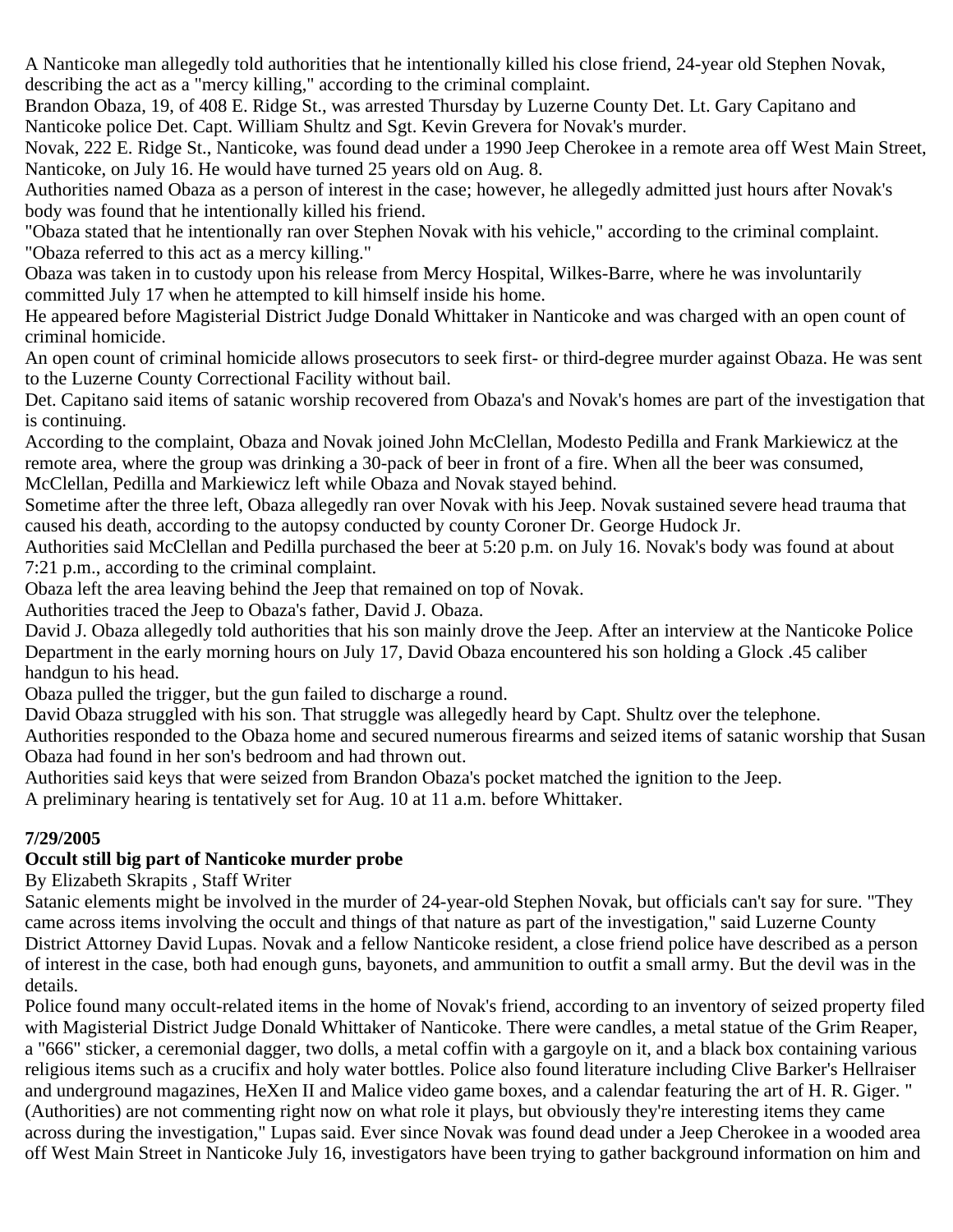A Nanticoke man allegedly told authorities that he intentionally killed his close friend, 24-year old Stephen Novak, describing the act as a "mercy killing," according to the criminal complaint.

Brandon Obaza, 19, of 408 E. Ridge St., was arrested Thursday by Luzerne County Det. Lt. Gary Capitano and Nanticoke police Det. Capt. William Shultz and Sgt. Kevin Grevera for Novak's murder.

Novak, 222 E. Ridge St., Nanticoke, was found dead under a 1990 Jeep Cherokee in a remote area off West Main Street, Nanticoke, on July 16. He would have turned 25 years old on Aug. 8.

Authorities named Obaza as a person of interest in the case; however, he allegedly admitted just hours after Novak's body was found that he intentionally killed his friend.

"Obaza stated that he intentionally ran over Stephen Novak with his vehicle," according to the criminal complaint. "Obaza referred to this act as a mercy killing."

Obaza was taken in to custody upon his release from Mercy Hospital, Wilkes-Barre, where he was involuntarily committed July 17 when he attempted to kill himself inside his home.

He appeared before Magisterial District Judge Donald Whittaker in Nanticoke and was charged with an open count of criminal homicide.

An open count of criminal homicide allows prosecutors to seek first- or third-degree murder against Obaza. He was sent to the Luzerne County Correctional Facility without bail.

Det. Capitano said items of satanic worship recovered from Obaza's and Novak's homes are part of the investigation that is continuing.

According to the complaint, Obaza and Novak joined John McClellan, Modesto Pedilla and Frank Markiewicz at the remote area, where the group was drinking a 30-pack of beer in front of a fire. When all the beer was consumed, McClellan, Pedilla and Markiewicz left while Obaza and Novak stayed behind.

Sometime after the three left, Obaza allegedly ran over Novak with his Jeep. Novak sustained severe head trauma that caused his death, according to the autopsy conducted by county Coroner Dr. George Hudock Jr.

Authorities said McClellan and Pedilla purchased the beer at 5:20 p.m. on July 16. Novak's body was found at about 7:21 p.m., according to the criminal complaint.

Obaza left the area leaving behind the Jeep that remained on top of Novak.

Authorities traced the Jeep to Obaza's father, David J. Obaza.

David J. Obaza allegedly told authorities that his son mainly drove the Jeep. After an interview at the Nanticoke Police Department in the early morning hours on July 17, David Obaza encountered his son holding a Glock .45 caliber handgun to his head.

Obaza pulled the trigger, but the gun failed to discharge a round.

David Obaza struggled with his son. That struggle was allegedly heard by Capt. Shultz over the telephone.

Authorities responded to the Obaza home and secured numerous firearms and seized items of satanic worship that Susan Obaza had found in her son's bedroom and had thrown out.

Authorities said keys that were seized from Brandon Obaza's pocket matched the ignition to the Jeep.

A preliminary hearing is tentatively set for Aug. 10 at 11 a.m. before Whittaker.

**7/29/2005**

**Occult still big part of Nanticoke murder probe**

By Elizabeth Skrapits , Staff Writer

Satanic elements might be involved in the murder of 24-year-old Stephen Novak, but officials can't say for sure. "They came across items involving the occult and things of that nature as part of the investigation," said Luzerne County District Attorney David Lupas. Novak and a fellow Nanticoke resident, a close friend police have described as a person of interest in the case, both had enough guns, bayonets, and ammunition to outfit a small army. But the devil was in the details.

Police found many occult-related items in the home of Novak's friend, according to an inventory of seized property filed with Magisterial District Judge Donald Whittaker of Nanticoke. There were candles, a metal statue of the Grim Reaper, a "666" sticker, a ceremonial dagger, two dolls, a metal coffin with a gargoyle on it, and a black box containing various religious items such as a crucifix and holy water bottles. Police also found literature including Clive Barker's Hellraiser and underground magazines, HeXen II and Malice video game boxes, and a calendar featuring the art of H. R. Giger. "(Authorities) are not commenting right now on what role it plays, but obviously they're interesting items they came across during the investigation," Lupas said. Ever since Novak was found dead under a Jeep Cherokee in a wooded area off West Main Street in Nanticoke July 16, investigators have been trying to gather background information on him and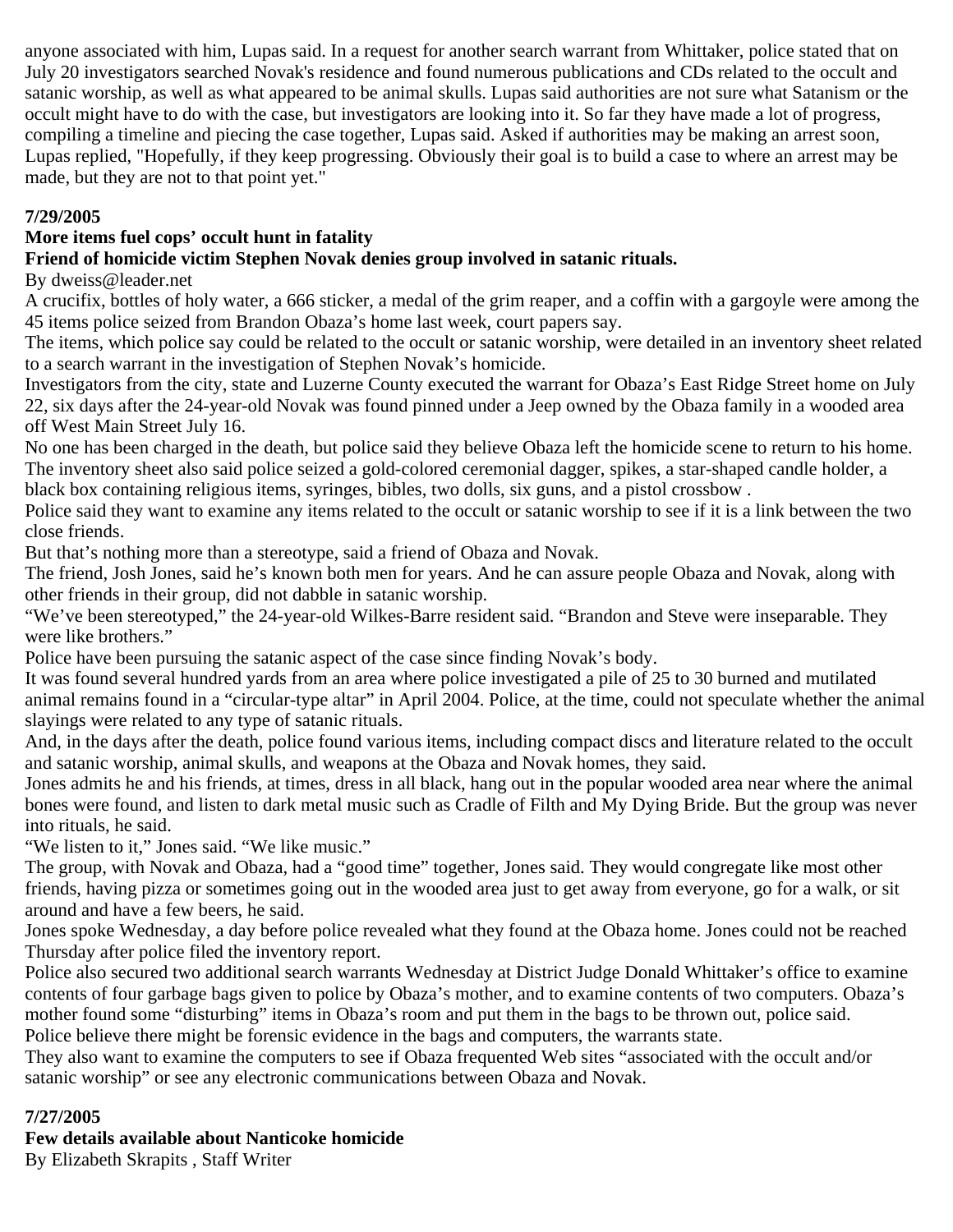anyone associated with him, Lupas said. In a request for another search warrant from Whittaker, police stated that on July 20 investigators searched Novak's residence and found numerous publications and CDs related to the occult and satanic worship, as well as what appeared to be animal skulls. Lupas said authorities are not sure what Satanism or the occult might have to do with the case, but investigators are looking into it. So far they have made a lot of progress, compiling a timeline and piecing the case together, Lupas said. Asked if authorities may be making an arrest soon, Lupas replied, "Hopefully, if they keep progressing. Obviously their goal is to build a case to where an arrest may be made, but they are not to that point yet."

**7/29/2005**

**More items fuel cops' occult hunt in fatality**

**Friend of homicide victim Stephen Novak denies group involved in satanic rituals.**

By dweiss@leader.net

A crucifix, bottles of holy water, a 666 sticker, a medal of the grim reaper, and a coffin with a gargoyle were among the 45 items police seized from Brandon Obaza's home last week, court papers say.

The items, which police say could be related to the occult or satanic worship, were detailed in an inventory sheet related to a search warrant in the investigation of Stephen Novak's homicide.

Investigators from the city, state and Luzerne County executed the warrant for Obaza's East Ridge Street home on July 22, six days after the 24-year-old Novak was found pinned under a Jeep owned by the Obaza family in a wooded area off West Main Street July 16.

No one has been charged in the death, but police said they believe Obaza left the homicide scene to return to his home. The inventory sheet also said police seized a gold-colored ceremonial dagger, spikes, a star-shaped candle holder, a black box containing religious items, syringes, bibles, two dolls, six guns, and a pistol crossbow .

Police said they want to examine any items related to the occult or satanic worship to see if it is a link between the two close friends.

But that's nothing more than a stereotype, said a friend of Obaza and Novak.

The friend, Josh Jones, said he's known both men for years. And he can assure people Obaza and Novak, along with other friends in their group, did not dabble in satanic worship.

"We've been stereotyped," the 24-year-old Wilkes-Barre resident said. "Brandon and Steve were inseparable. They were like brothers."

Police have been pursuing the satanic aspect of the case since finding Novak's body.

It was found several hundred yards from an area where police investigated a pile of 25 to 30 burned and mutilated animal remains found in a "circular-type altar" in April 2004. Police, at the time, could not speculate whether the animal slayings were related to any type of satanic rituals.

And, in the days after the death, police found various items, including compact discs and literature related to the occult and satanic worship, animal skulls, and weapons at the Obaza and Novak homes, they said.

Jones admits he and his friends, at times, dress in all black, hang out in the popular wooded area near where the animal bones were found, and listen to dark metal music such as Cradle of Filth and My Dying Bride. But the group was never into rituals, he said.

"We listen to it," Jones said. "We like music."

The group, with Novak and Obaza, had a "good time" together, Jones said. They would congregate like most other friends, having pizza or sometimes going out in the wooded area just to get away from everyone, go for a walk, or sit around and have a few beers, he said.

Jones spoke Wednesday, a day before police revealed what they found at the Obaza home. Jones could not be reached Thursday after police filed the inventory report.

Police also secured two additional search warrants Wednesday at District Judge Donald Whittaker's office to examine contents of four garbage bags given to police by Obaza's mother, and to examine contents of two computers. Obaza's mother found some "disturbing" items in Obaza's room and put them in the bags to be thrown out, police said.

Police believe there might be forensic evidence in the bags and computers, the warrants state.

They also want to examine the computers to see if Obaza frequented Web sites "associated with the occult and/or satanic worship" or see any electronic communications between Obaza and Novak.

**7/27/2005**

**Few details available about Nanticoke homicide**

By Elizabeth Skrapits , Staff Writer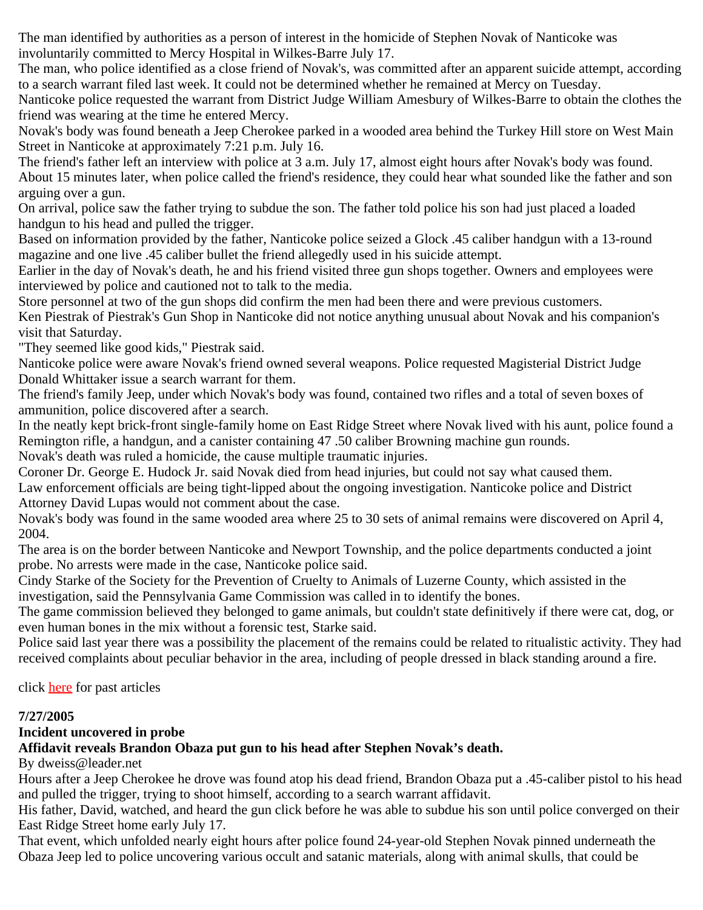The man identified by authorities as a person of interest in the homicide of Stephen Novak of Nanticoke was involuntarily committed to Mercy Hospital in Wilkes-Barre July 17.

The man, who police identified as a close friend of Novak's, was committed after an apparent suicide attempt, according to a search warrant filed last week. It could not be determined whether he remained at Mercy on Tuesday.

Nanticoke police requested the warrant from District Judge William Amesbury of Wilkes-Barre to obtain the clothes the friend was wearing at the time he entered Mercy.

Novak's body was found beneath a Jeep Cherokee parked in a wooded area behind the Turkey Hill store on West Main Street in Nanticoke at approximately 7:21 p.m. July 16.

The friend's father left an interview with police at 3 a.m. July 17, almost eight hours after Novak's body was found.

About 15 minutes later, when police called the friend's residence, they could hear what sounded like the father and son arguing over a gun.

On arrival, police saw the father trying to subdue the son. The father told police his son had just placed a loaded handgun to his head and pulled the trigger.

Based on information provided by the father, Nanticoke police seized a Glock .45 caliber handgun with a 13-round magazine and one live .45 caliber bullet the friend allegedly used in his suicide attempt.

Earlier in the day of Novak's death, he and his friend visited three gun shops together. Owners and employees were interviewed by police and cautioned not to talk to the media.

Store personnel at two of the gun shops did confirm the men had been there and were previous customers.

Ken Piestrak of Piestrak's Gun Shop in Nanticoke did not notice anything unusual about Novak and his companion's visit that Saturday.

"They seemed like good kids," Piestrak said.

Nanticoke police were aware Novak's friend owned several weapons. Police requested Magisterial District Judge Donald Whittaker issue a search warrant for them.

The friend's family Jeep, under which Novak's body was found, contained two rifles and a total of seven boxes of ammunition, police discovered after a search.

In the neatly kept brick-front single-family home on East Ridge Street where Novak lived with his aunt, police found a Remington rifle, a handgun, and a canister containing 47 .50 caliber Browning machine gun rounds.

Novak's death was ruled a homicide, the cause multiple traumatic injuries.

Coroner Dr. George E. Hudock Jr. said Novak died from head injuries, but could not say what caused them.

Law enforcement officials are being tight-lipped about the ongoing investigation. Nanticoke police and District Attorney David Lupas would not comment about the case.

Novak's body was found in the same wooded area where 25 to 30 sets of animal remains were discovered on April 4, 2004.

The area is on the border between Nanticoke and Newport Township, and the police departments conducted a joint probe. No arrests were made in the case, Nanticoke police said.

Cindy Starke of the Society for the Prevention of Cruelty to Animals of Luzerne County, which assisted in the investigation, said the Pennsylvania Game Commission was called in to identify the bones.

The game commission believed they belonged to game animals, but couldn't state definitively if there were cat, dog, or even human bones in the mix without a forensic test, Starke said.

Police said last year there was a possibility the placement of the remains could be related to ritualistic activity. They had received complaints about peculiar behavior in the area, including of people dressed in black standing around a fire.

click here for past articles

**7/27/2005**

**Incident uncovered in probe**

**Affidavit reveals Brandon Obaza put gun to his head after Stephen Novak's death.**

By dweiss@leader.net

Hours after a Jeep Cherokee he drove was found atop his dead friend, Brandon Obaza put a .45-caliber pistol to his head and pulled the trigger, trying to shoot himself, according to a search warrant affidavit.

His father, David, watched, and heard the gun click before he was able to subdue his son until police converged on their East Ridge Street home early July 17.

That event, which unfolded nearly eight hours after police found 24-year-old Stephen Novak pinned underneath the Obaza Jeep led to police uncovering various occult and satanic materials, along with animal skulls, that could be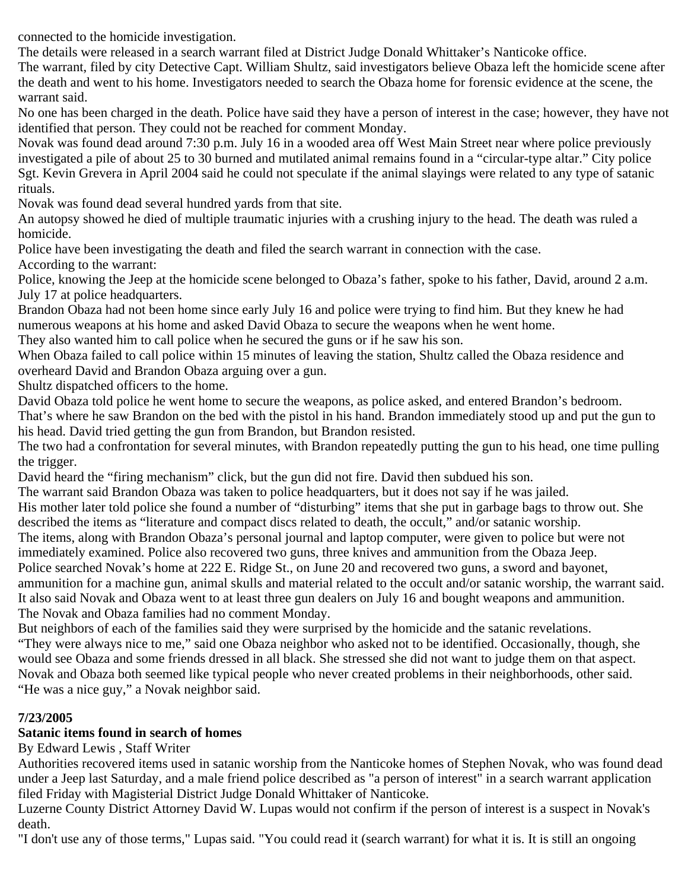connected to the homicide investigation.

The details were released in a search warrant filed at District Judge Donald Whittaker's Nanticoke office.

The warrant, filed by city Detective Capt. William Shultz, said investigators believe Obaza left the homicide scene after the death and went to his home. Investigators needed to search the Obaza home for forensic evidence at the scene, the warrant said.

No one has been charged in the death. Police have said they have a person of interest in the case; however, they have not identified that person. They could not be reached for comment Monday.

Novak was found dead around 7:30 p.m. July 16 in a wooded area off West Main Street near where police previously investigated a pile of about 25 to 30 burned and mutilated animal remains found in a "circular-type altar." City police Sgt. Kevin Grevera in April 2004 said he could not speculate if the animal slayings were related to any type of satanic rituals.

Novak was found dead several hundred yards from that site.

An autopsy showed he died of multiple traumatic injuries with a crushing injury to the head. The death was ruled a homicide.

Police have been investigating the death and filed the search warrant in connection with the case.

According to the warrant:

Police, knowing the Jeep at the homicide scene belonged to Obaza's father, spoke to his father, David, around 2 a.m. July 17 at police headquarters.

Brandon Obaza had not been home since early July 16 and police were trying to find him. But they knew he had numerous weapons at his home and asked David Obaza to secure the weapons when he went home.

They also wanted him to call police when he secured the guns or if he saw his son.

When Obaza failed to call police within 15 minutes of leaving the station, Shultz called the Obaza residence and overheard David and Brandon Obaza arguing over a gun.

Shultz dispatched officers to the home.

David Obaza told police he went home to secure the weapons, as police asked, and entered Brandon's bedroom.

That's where he saw Brandon on the bed with the pistol in his hand. Brandon immediately stood up and put the gun to his head. David tried getting the gun from Brandon, but Brandon resisted.

The two had a confrontation for several minutes, with Brandon repeatedly putting the gun to his head, one time pulling the trigger.

David heard the "firing mechanism" click, but the gun did not fire. David then subdued his son.

The warrant said Brandon Obaza was taken to police headquarters, but it does not say if he was jailed.

His mother later told police she found a number of "disturbing" items that she put in garbage bags to throw out. She described the items as "literature and compact discs related to death, the occult," and/or satanic worship.

The items, along with Brandon Obaza's personal journal and laptop computer, were given to police but were not immediately examined. Police also recovered two guns, three knives and ammunition from the Obaza Jeep.

Police searched Novak's home at 222 E. Ridge St., on June 20 and recovered two guns, a sword and bayonet, ammunition for a machine gun, animal skulls and material related to the occult and/or satanic worship, the warrant said.

It also said Novak and Obaza went to at least three gun dealers on July 16 and bought weapons and ammunition.

The Novak and Obaza families had no comment Monday.

But neighbors of each of the families said they were surprised by the homicide and the satanic revelations.

"They were always nice to me," said one Obaza neighbor who asked not to be identified. Occasionally, though, she would see Obaza and some friends dressed in all black. She stressed she did not want to judge them on that aspect.

Novak and Obaza both seemed like typical people who never created problems in their neighborhoods, other said.

"He was a nice guy," a Novak neighbor said.

**7/23/2005**

**Satanic items found in search of homes**

By Edward Lewis , Staff Writer

Authorities recovered items used in satanic worship from the Nanticoke homes of Stephen Novak, who was found dead under a Jeep last Saturday, and a male friend police described as "a person of interest" in a search warrant application filed Friday with Magisterial District Judge Donald Whittaker of Nanticoke.

Luzerne County District Attorney David W. Lupas would not confirm if the person of interest is a suspect in Novak's death.

"I don't use any of those terms," Lupas said. "You could read it (search warrant) for what it is. It is still an ongoing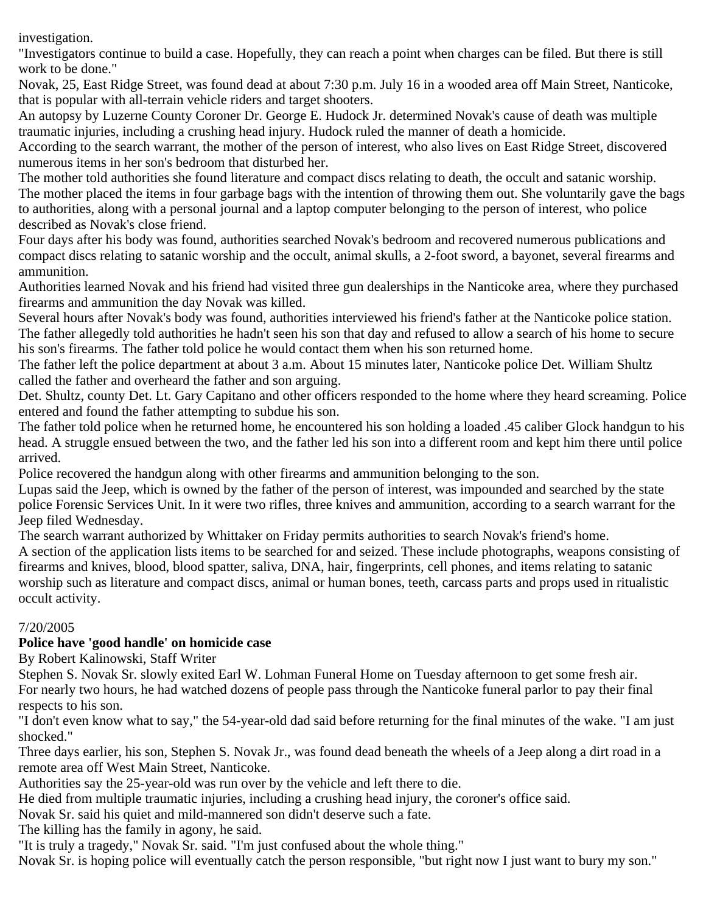investigation.

"Investigators continue to build a case. Hopefully, they can reach a point when charges can be filed. But there is still work to be done."

Novak, 25, East Ridge Street, was found dead at about 7:30 p.m. July 16 in a wooded area off Main Street, Nanticoke, that is popular with all-terrain vehicle riders and target shooters.

An autopsy by Luzerne County Coroner Dr. George E. Hudock Jr. determined Novak's cause of death was multiple traumatic injuries, including a crushing head injury. Hudock ruled the manner of death a homicide.

According to the search warrant, the mother of the person of interest, who also lives on East Ridge Street, discovered numerous items in her son's bedroom that disturbed her.

The mother told authorities she found literature and compact discs relating to death, the occult and satanic worship.

The mother placed the items in four garbage bags with the intention of throwing them out. She voluntarily gave the bags to authorities, along with a personal journal and a laptop computer belonging to the person of interest, who police described as Novak's close friend.

Four days after his body was found, authorities searched Novak's bedroom and recovered numerous publications and compact discs relating to satanic worship and the occult, animal skulls, a 2-foot sword, a bayonet, several firearms and ammunition.

Authorities learned Novak and his friend had visited three gun dealerships in the Nanticoke area, where they purchased firearms and ammunition the day Novak was killed.

Several hours after Novak's body was found, authorities interviewed his friend's father at the Nanticoke police station. The father allegedly told authorities he hadn't seen his son that day and refused to allow a search of his home to secure his son's firearms. The father told police he would contact them when his son returned home.

The father left the police department at about 3 a.m. About 15 minutes later, Nanticoke police Det. William Shultz called the father and overheard the father and son arguing.

Det. Shultz, county Det. Lt. Gary Capitano and other officers responded to the home where they heard screaming. Police entered and found the father attempting to subdue his son.

The father told police when he returned home, he encountered his son holding a loaded .45 caliber Glock handgun to his head. A struggle ensued between the two, and the father led his son into a different room and kept him there until police arrived.

Police recovered the handgun along with other firearms and ammunition belonging to the son.

Lupas said the Jeep, which is owned by the father of the person of interest, was impounded and searched by the state police Forensic Services Unit. In it were two rifles, three knives and ammunition, according to a search warrant for the Jeep filed Wednesday.

The search warrant authorized by Whittaker on Friday permits authorities to search Novak's friend's home.

A section of the application lists items to be searched for and seized. These include photographs, weapons consisting of firearms and knives, blood, blood spatter, saliva, DNA, hair, fingerprints, cell phones, and items relating to satanic worship such as literature and compact discs, animal or human bones, teeth, carcass parts and props used in ritualistic occult activity.

7/20/2005

**Police have 'good handle' on homicide case**

By Robert Kalinowski, Staff Writer

Stephen S. Novak Sr. slowly exited Earl W. Lohman Funeral Home on Tuesday afternoon to get some fresh air.

For nearly two hours, he had watched dozens of people pass through the Nanticoke funeral parlor to pay their final respects to his son.

"I don't even know what to say," the 54-year-old dad said before returning for the final minutes of the wake. "I am just shocked."

Three days earlier, his son, Stephen S. Novak Jr., was found dead beneath the wheels of a Jeep along a dirt road in a remote area off West Main Street, Nanticoke.

Authorities say the 25-year-old was run over by the vehicle and left there to die.

He died from multiple traumatic injuries, including a crushing head injury, the coroner's office said.

Novak Sr. said his quiet and mild-mannered son didn't deserve such a fate.

The killing has the family in agony, he said.

"It is truly a tragedy," Novak Sr. said. "I'm just confused about the whole thing."

Novak Sr. is hoping police will eventually catch the person responsible, "but right now I just want to bury my son."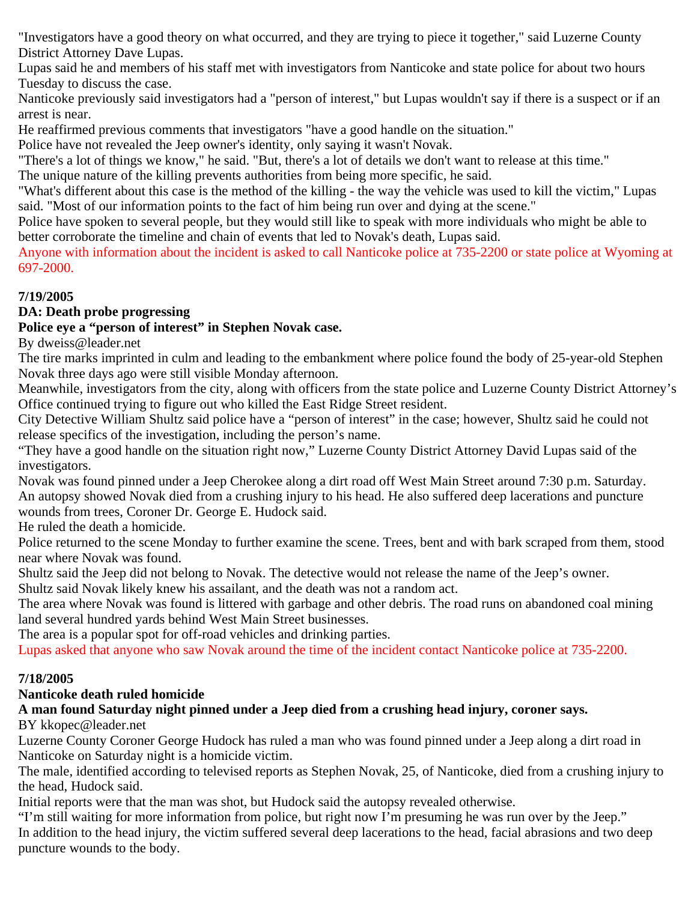"Investigators have a good theory on what occurred, and they are trying to piece it together," said Luzerne County District Attorney Dave Lupas.

Lupas said he and members of his staff met with investigators from Nanticoke and state police for about two hours Tuesday to discuss the case.

Nanticoke previously said investigators had a "person of interest," but Lupas wouldn't say if there is a suspect or if an arrest is near.

He reaffirmed previous comments that investigators "have a good handle on the situation."

Police have not revealed the Jeep owner's identity, only saying it wasn't Novak.

"There's a lot of things we know," he said. "But, there's a lot of details we don't want to release at this time."

The unique nature of the killing prevents authorities from being more specific, he said.

"What's different about this case is the method of the killing - the way the vehicle was used to kill the victim," Lupas said. "Most of our information points to the fact of him being run over and dying at the scene."

Police have spoken to several people, but they would still like to speak with more individuals who might be able to better corroborate the timeline and chain of events that led to Novak's death, Lupas said.

Anyone with information about the incident is asked to call Nanticoke police at 735-2200 or state police at Wyoming at 697-2000.

**7/19/2005**

**DA: Death probe progressing**

**Police eye a "person of interest" in Stephen Novak case.**

By dweiss@leader.net

The tire marks imprinted in culm and leading to the embankment where police found the body of 25-year-old Stephen Novak three days ago were still visible Monday afternoon.

Meanwhile, investigators from the city, along with officers from the state police and Luzerne County District Attorney's Office continued trying to figure out who killed the East Ridge Street resident.

City Detective William Shultz said police have a "person of interest" in the case; however, Shultz said he could not release specifics of the investigation, including the person's name.

"They have a good handle on the situation right now," Luzerne County District Attorney David Lupas said of the investigators.

Novak was found pinned under a Jeep Cherokee along a dirt road off West Main Street around 7:30 p.m. Saturday.

An autopsy showed Novak died from a crushing injury to his head. He also suffered deep lacerations and puncture wounds from trees, Coroner Dr. George E. Hudock said.

He ruled the death a homicide.

Police returned to the scene Monday to further examine the scene. Trees, bent and with bark scraped from them, stood near where Novak was found.

Shultz said the Jeep did not belong to Novak. The detective would not release the name of the Jeep's owner.

Shultz said Novak likely knew his assailant, and the death was not a random act.

The area where Novak was found is littered with garbage and other debris. The road runs on abandoned coal mining land several hundred yards behind West Main Street businesses.

The area is a popular spot for off-road vehicles and drinking parties.

Lupas asked that anyone who saw Novak around the time of the incident contact Nanticoke police at 735-2200.

**7/18/2005**

**Nanticoke death ruled homicide**

**A man found Saturday night pinned under a Jeep died from a crushing head injury, coroner says.**

BY kkopec@leader.net

Luzerne County Coroner George Hudock has ruled a man who was found pinned under a Jeep along a dirt road in Nanticoke on Saturday night is a homicide victim.

The male, identified according to televised reports as Stephen Novak, 25, of Nanticoke, died from a crushing injury to the head, Hudock said.

Initial reports were that the man was shot, but Hudock said the autopsy revealed otherwise.

"I'm still waiting for more information from police, but right now I'm presuming he was run over by the Jeep."

In addition to the head injury, the victim suffered several deep lacerations to the head, facial abrasions and two deep puncture wounds to the body.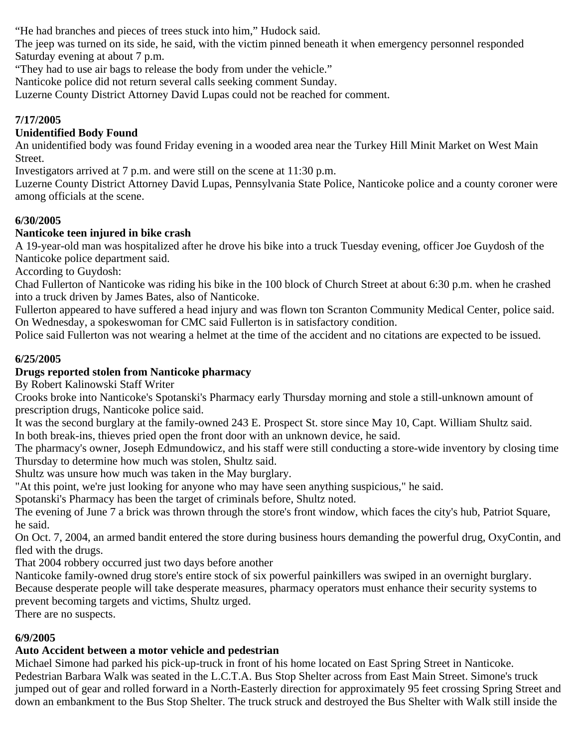"He had branches and pieces of trees stuck into him," Hudock said.

The jeep was turned on its side, he said, with the victim pinned beneath it when emergency personnel responded Saturday evening at about 7 p.m.

"They had to use air bags to release the body from under the vehicle."

Nanticoke police did not return several calls seeking comment Sunday.

Luzerne County District Attorney David Lupas could not be reached for comment.

**7/17/2005**

**Unidentified Body Found**

An unidentified body was found Friday evening in a wooded area near the Turkey Hill Minit Market on West Main Street.

Investigators arrived at 7 p.m. and were still on the scene at 11:30 p.m.

Luzerne County District Attorney David Lupas, Pennsylvania State Police, Nanticoke police and a county coroner were among officials at the scene.

**6/30/2005**

**Nanticoke teen injured in bike crash**

A 19-year-old man was hospitalized after he drove his bike into a truck Tuesday evening, officer Joe Guydosh of the Nanticoke police department said.

According to Guydosh:

Chad Fullerton of Nanticoke was riding his bike in the 100 block of Church Street at about 6:30 p.m. when he crashed into a truck driven by James Bates, also of Nanticoke.

Fullerton appeared to have suffered a head injury and was flown ton Scranton Community Medical Center, police said.

On Wednesday, a spokeswoman for CMC said Fullerton is in satisfactory condition.

Police said Fullerton was not wearing a helmet at the time of the accident and no citations are expected to be issued.

**6/25/2005**

**Drugs reported stolen from Nanticoke pharmacy**

By Robert Kalinowski Staff Writer

Crooks broke into Nanticoke's Spotanski's Pharmacy early Thursday morning and stole a still-unknown amount of prescription drugs, Nanticoke police said.

It was the second burglary at the family-owned 243 E. Prospect St. store since May 10, Capt. William Shultz said.

In both break-ins, thieves pried open the front door with an unknown device, he said.

The pharmacy's owner, Joseph Edmundowicz, and his staff were still conducting a store-wide inventory by closing time Thursday to determine how much was stolen, Shultz said.

Shultz was unsure how much was taken in the May burglary.

"At this point, we're just looking for anyone who may have seen anything suspicious," he said.

Spotanski's Pharmacy has been the target of criminals before, Shultz noted.

The evening of June 7 a brick was thrown through the store's front window, which faces the city's hub, Patriot Square, he said.

On Oct. 7, 2004, an armed bandit entered the store during business hours demanding the powerful drug, OxyContin, and fled with the drugs.

That 2004 robbery occurred just two days before another

Nanticoke family-owned drug store's entire stock of six powerful painkillers was swiped in an overnight burglary.

Because desperate people will take desperate measures, pharmacy operators must enhance their security systems to prevent becoming targets and victims, Shultz urged.

There are no suspects.

**6/9/2005**

**Auto Accident between a motor vehicle and pedestrian**

Michael Simone had parked his pick-up-truck in front of his home located on East Spring Street in Nanticoke. Pedestrian Barbara Walk was seated in the L.C.T.A. Bus Stop Shelter across from East Main Street. Simone's truck jumped out of gear and rolled forward in a North-Easterly direction for approximately 95 feet crossing Spring Street and down an embankment to the Bus Stop Shelter. The truck struck and destroyed the Bus Shelter with Walk still inside the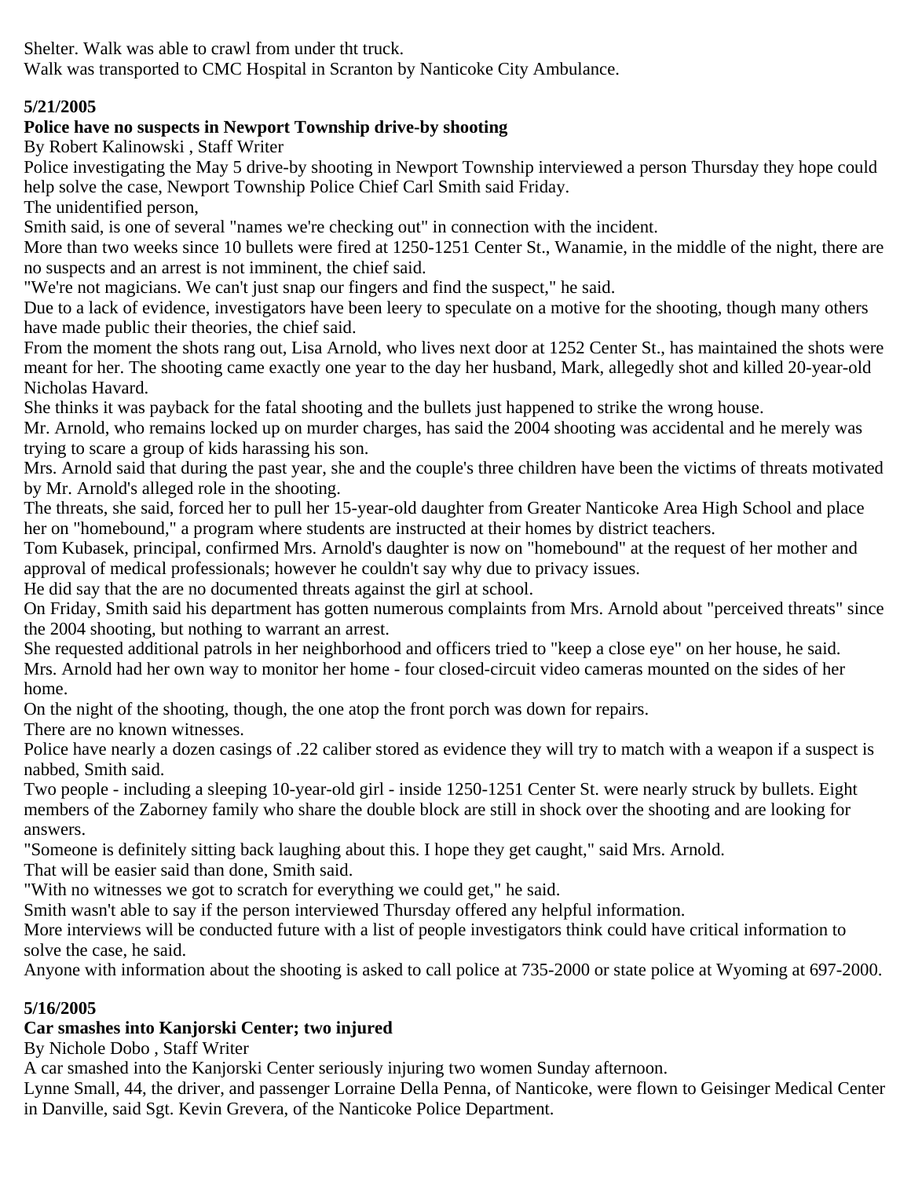Shelter. Walk was able to crawl from under tht truck.

Walk was transported to CMC Hospital in Scranton by Nanticoke City Ambulance.

**5/21/2005**

**Police have no suspects in Newport Township drive-by shooting**

By Robert Kalinowski , Staff Writer

Police investigating the May 5 drive-by shooting in Newport Township interviewed a person Thursday they hope could help solve the case, Newport Township Police Chief Carl Smith said Friday.

The unidentified person,

Smith said, is one of several "names we're checking out" in connection with the incident.

More than two weeks since 10 bullets were fired at 1250-1251 Center St., Wanamie, in the middle of the night, there are no suspects and an arrest is not imminent, the chief said.

"We're not magicians. We can't just snap our fingers and find the suspect," he said.

Due to a lack of evidence, investigators have been leery to speculate on a motive for the shooting, though many others have made public their theories, the chief said.

From the moment the shots rang out, Lisa Arnold, who lives next door at 1252 Center St., has maintained the shots were meant for her. The shooting came exactly one year to the day her husband, Mark, allegedly shot and killed 20-year-old Nicholas Havard.

She thinks it was payback for the fatal shooting and the bullets just happened to strike the wrong house.

Mr. Arnold, who remains locked up on murder charges, has said the 2004 shooting was accidental and he merely was trying to scare a group of kids harassing his son.

Mrs. Arnold said that during the past year, she and the couple's three children have been the victims of threats motivated by Mr. Arnold's alleged role in the shooting.

The threats, she said, forced her to pull her 15-year-old daughter from Greater Nanticoke Area High School and place her on "homebound," a program where students are instructed at their homes by district teachers.

Tom Kubasek, principal, confirmed Mrs. Arnold's daughter is now on "homebound" at the request of her mother and approval of medical professionals; however he couldn't say why due to privacy issues.

He did say that the are no documented threats against the girl at school.

On Friday, Smith said his department has gotten numerous complaints from Mrs. Arnold about "perceived threats" since the 2004 shooting, but nothing to warrant an arrest.

She requested additional patrols in her neighborhood and officers tried to "keep a close eye" on her house, he said.

Mrs. Arnold had her own way to monitor her home - four closed-circuit video cameras mounted on the sides of her home.

On the night of the shooting, though, the one atop the front porch was down for repairs.

There are no known witnesses.

Police have nearly a dozen casings of .22 caliber stored as evidence they will try to match with a weapon if a suspect is nabbed, Smith said.

Two people - including a sleeping 10-year-old girl - inside 1250-1251 Center St. were nearly struck by bullets. Eight members of the Zaborney family who share the double block are still in shock over the shooting and are looking for answers.

"Someone is definitely sitting back laughing about this. I hope they get caught," said Mrs. Arnold.

That will be easier said than done, Smith said.

"With no witnesses we got to scratch for everything we could get," he said.

Smith wasn't able to say if the person interviewed Thursday offered any helpful information.

More interviews will be conducted future with a list of people investigators think could have critical information to solve the case, he said.

Anyone with information about the shooting is asked to call police at 735-2000 or state police at Wyoming at 697-2000.

**5/16/2005**

**Car smashes into Kanjorski Center; two injured**

By Nichole Dobo , Staff Writer

A car smashed into the Kanjorski Center seriously injuring two women Sunday afternoon.

Lynne Small, 44, the driver, and passenger Lorraine Della Penna, of Nanticoke, were flown to Geisinger Medical Center in Danville, said Sgt. Kevin Grevera, of the Nanticoke Police Department.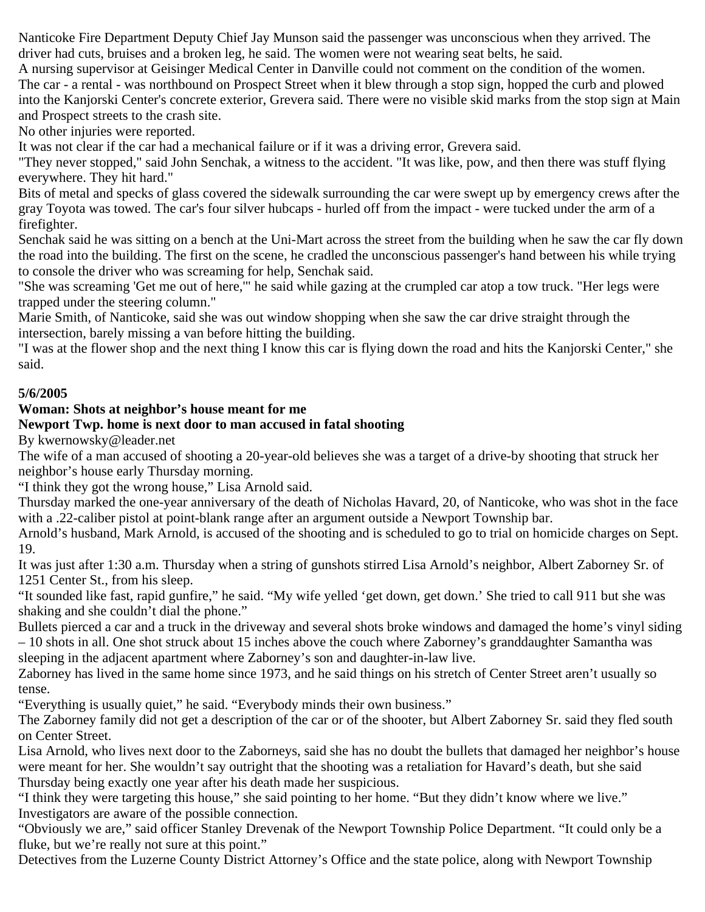Nanticoke Fire Department Deputy Chief Jay Munson said the passenger was unconscious when they arrived. The driver had cuts, bruises and a broken leg, he said. The women were not wearing seat belts, he said.

A nursing supervisor at Geisinger Medical Center in Danville could not comment on the condition of the women.

The car - a rental - was northbound on Prospect Street when it blew through a stop sign, hopped the curb and plowed into the Kanjorski Center's concrete exterior, Grevera said. There were no visible skid marks from the stop sign at Main and Prospect streets to the crash site.

No other injuries were reported.

It was not clear if the car had a mechanical failure or if it was a driving error, Grevera said.

"They never stopped," said John Senchak, a witness to the accident. "It was like, pow, and then there was stuff flying everywhere. They hit hard."

Bits of metal and specks of glass covered the sidewalk surrounding the car were swept up by emergency crews after the gray Toyota was towed. The car's four silver hubcaps - hurled off from the impact - were tucked under the arm of a firefighter.

Senchak said he was sitting on a bench at the Uni-Mart across the street from the building when he saw the car fly down the road into the building. The first on the scene, he cradled the unconscious passenger's hand between his while trying to console the driver who was screaming for help, Senchak said.

"She was screaming 'Get me out of here,'" he said while gazing at the crumpled car atop a tow truck. "Her legs were trapped under the steering column."

Marie Smith, of Nanticoke, said she was out window shopping when she saw the car drive straight through the intersection, barely missing a van before hitting the building.

"I was at the flower shop and the next thing I know this car is flying down the road and hits the Kanjorski Center," she said.

**5/6/2005**

**Woman: Shots at neighbor's house meant for me**

**Newport Twp. home is next door to man accused in fatal shooting**

By kwernowsky@leader.net

The wife of a man accused of shooting a 20-year-old believes she was a target of a drive-by shooting that struck her neighbor's house early Thursday morning.

"I think they got the wrong house," Lisa Arnold said.

Thursday marked the one-year anniversary of the death of Nicholas Havard, 20, of Nanticoke, who was shot in the face with a .22-caliber pistol at point-blank range after an argument outside a Newport Township bar.

Arnold's husband, Mark Arnold, is accused of the shooting and is scheduled to go to trial on homicide charges on Sept. 19.

It was just after 1:30 a.m. Thursday when a string of gunshots stirred Lisa Arnold's neighbor, Albert Zaborney Sr. of 1251 Center St., from his sleep.

"It sounded like fast, rapid gunfire," he said. "My wife yelled 'get down, get down.' She tried to call 911 but she was shaking and she couldn't dial the phone."

Bullets pierced a car and a truck in the driveway and several shots broke windows and damaged the home's vinyl siding – 10 shots in all. One shot struck about 15 inches above the couch where Zaborney's granddaughter Samantha was sleeping in the adjacent apartment where Zaborney's son and daughter-in-law live.

Zaborney has lived in the same home since 1973, and he said things on his stretch of Center Street aren't usually so tense.

"Everything is usually quiet," he said. "Everybody minds their own business."

The Zaborney family did not get a description of the car or of the shooter, but Albert Zaborney Sr. said they fled south on Center Street.

Lisa Arnold, who lives next door to the Zaborneys, said she has no doubt the bullets that damaged her neighbor's house were meant for her. She wouldn't say outright that the shooting was a retaliation for Havard's death, but she said Thursday being exactly one year after his death made her suspicious.

"I think they were targeting this house," she said pointing to her home. "But they didn't know where we live."

Investigators are aware of the possible connection.

"Obviously we are," said officer Stanley Drevenak of the Newport Township Police Department. "It could only be a fluke, but we're really not sure at this point."

Detectives from the Luzerne County District Attorney's Office and the state police, along with Newport Township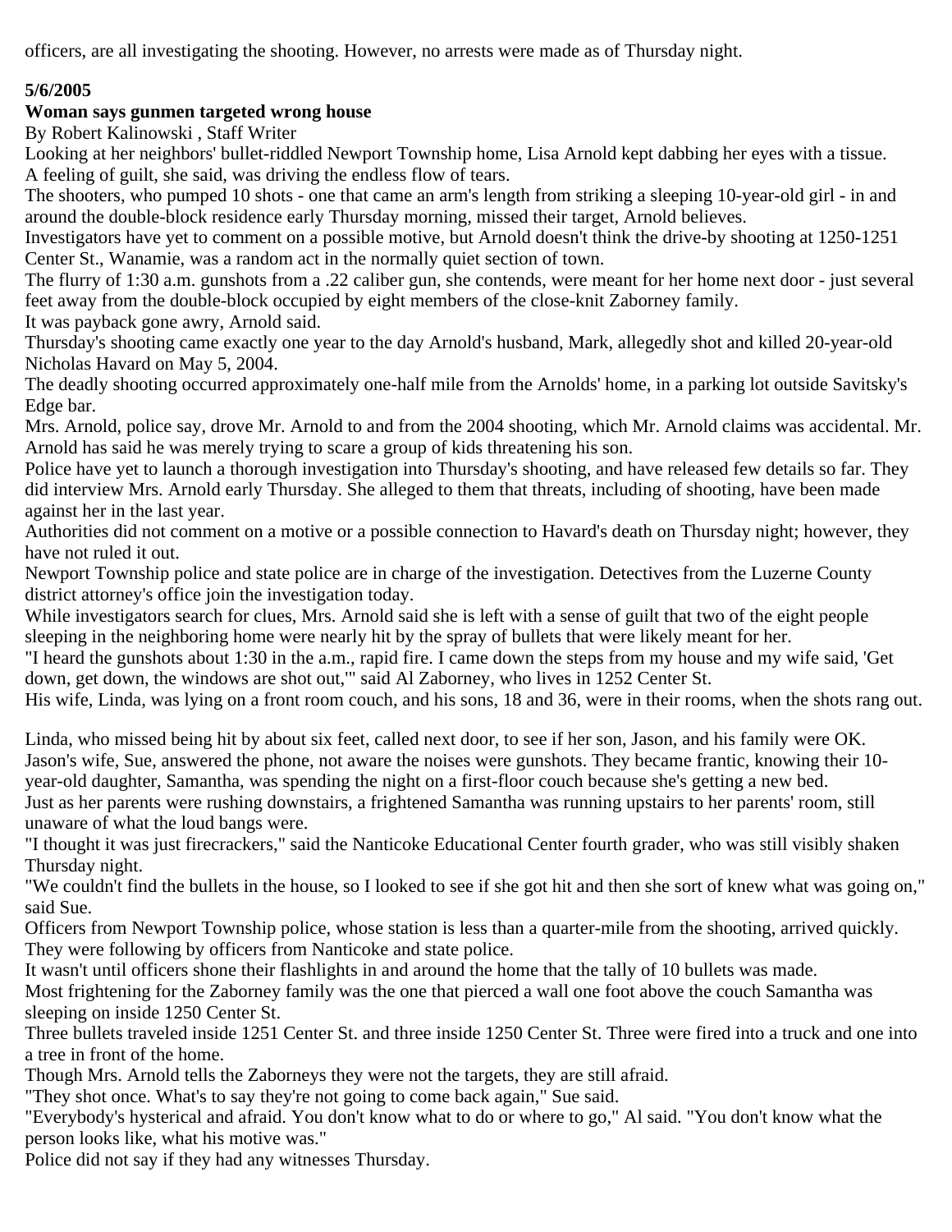officers, are all investigating the shooting. However, no arrests were made as of Thursday night.

**5/6/2005**

**Woman says gunmen targeted wrong house**

By Robert Kalinowski , Staff Writer

Looking at her neighbors' bullet-riddled Newport Township home, Lisa Arnold kept dabbing her eyes with a tissue.

A feeling of guilt, she said, was driving the endless flow of tears.

The shooters, who pumped 10 shots - one that came an arm's length from striking a sleeping 10-year-old girl - in and around the double-block residence early Thursday morning, missed their target, Arnold believes.

Investigators have yet to comment on a possible motive, but Arnold doesn't think the drive-by shooting at 1250-1251 Center St., Wanamie, was a random act in the normally quiet section of town.

The flurry of 1:30 a.m. gunshots from a .22 caliber gun, she contends, were meant for her home next door - just several feet away from the double-block occupied by eight members of the close-knit Zaborney family.

It was payback gone awry, Arnold said.

Thursday's shooting came exactly one year to the day Arnold's husband, Mark, allegedly shot and killed 20-year-old Nicholas Havard on May 5, 2004.

The deadly shooting occurred approximately one-half mile from the Arnolds' home, in a parking lot outside Savitsky's Edge bar.

Mrs. Arnold, police say, drove Mr. Arnold to and from the 2004 shooting, which Mr. Arnold claims was accidental. Mr. Arnold has said he was merely trying to scare a group of kids threatening his son.

Police have yet to launch a thorough investigation into Thursday's shooting, and have released few details so far. They did interview Mrs. Arnold early Thursday. She alleged to them that threats, including of shooting, have been made against her in the last year.

Authorities did not comment on a motive or a possible connection to Havard's death on Thursday night; however, they have not ruled it out.

Newport Township police and state police are in charge of the investigation. Detectives from the Luzerne County district attorney's office join the investigation today.

While investigators search for clues, Mrs. Arnold said she is left with a sense of guilt that two of the eight people sleeping in the neighboring home were nearly hit by the spray of bullets that were likely meant for her.

"I heard the gunshots about 1:30 in the a.m., rapid fire. I came down the steps from my house and my wife said, 'Get down, get down, the windows are shot out,'" said Al Zaborney, who lives in 1252 Center St.

His wife, Linda, was lying on a front room couch, and his sons, 18 and 36, were in their rooms, when the shots rang out.

Linda, who missed being hit by about six feet, called next door, to see if her son, Jason, and his family were OK.

Jason's wife, Sue, answered the phone, not aware the noises were gunshots. They became frantic, knowing their 10-year-old daughter, Samantha, was spending the night on a first-floor couch because she's getting a new bed.

Just as her parents were rushing downstairs, a frightened Samantha was running upstairs to her parents' room, still unaware of what the loud bangs were.

"I thought it was just firecrackers," said the Nanticoke Educational Center fourth grader, who was still visibly shaken Thursday night.

"We couldn't find the bullets in the house, so I looked to see if she got hit and then she sort of knew what was going on," said Sue.

Officers from Newport Township police, whose station is less than a quarter-mile from the shooting, arrived quickly. They were following by officers from Nanticoke and state police.

It wasn't until officers shone their flashlights in and around the home that the tally of 10 bullets was made.

Most frightening for the Zaborney family was the one that pierced a wall one foot above the couch Samantha was sleeping on inside 1250 Center St.

Three bullets traveled inside 1251 Center St. and three inside 1250 Center St. Three were fired into a truck and one into a tree in front of the home.

Though Mrs. Arnold tells the Zaborneys they were not the targets, they are still afraid.

"They shot once. What's to say they're not going to come back again," Sue said.

"Everybody's hysterical and afraid. You don't know what to do or where to go," Al said. "You don't know what the person looks like, what his motive was."

Police did not say if they had any witnesses Thursday.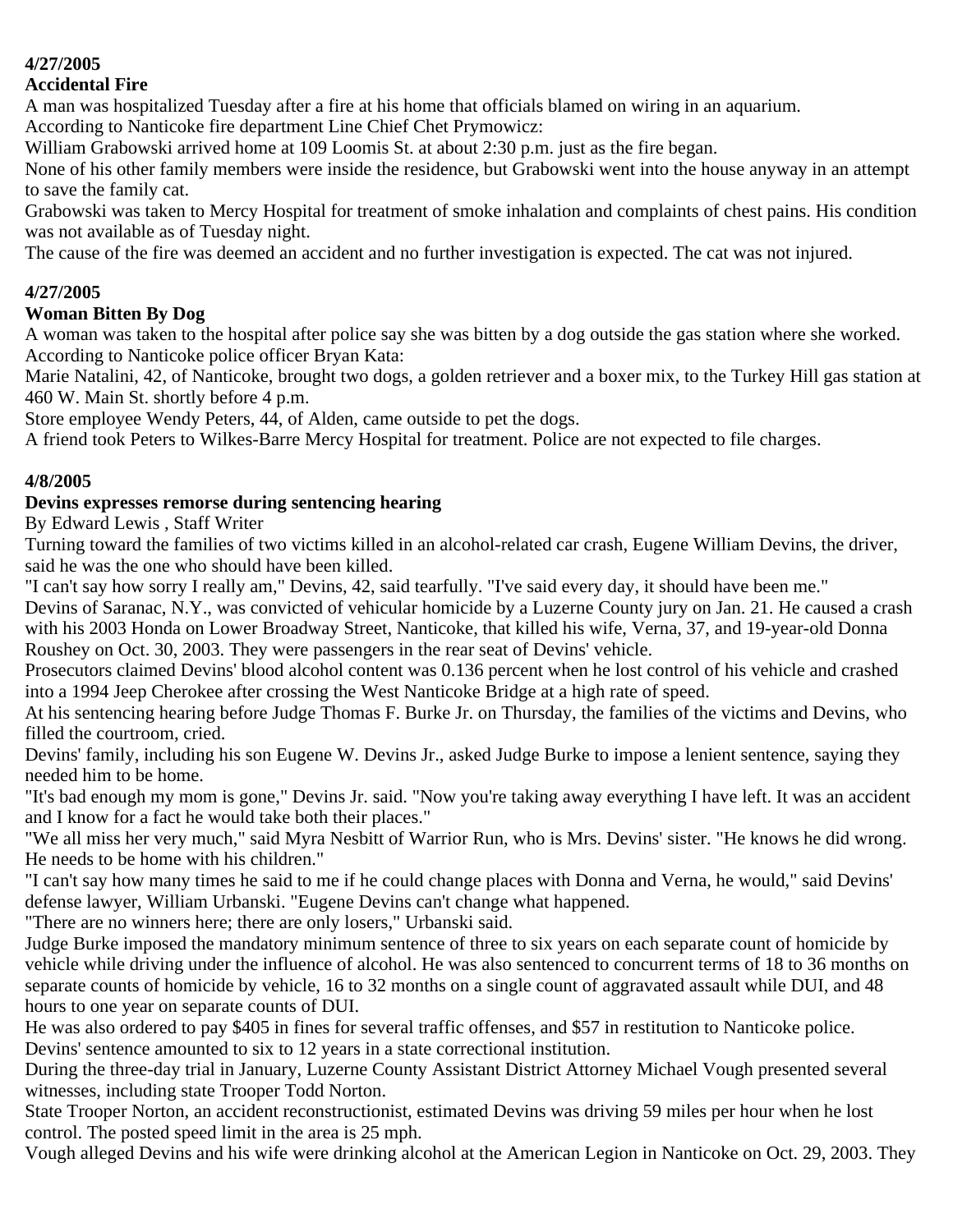**4/27/2005**

**Accidental Fire**

A man was hospitalized Tuesday after a fire at his home that officials blamed on wiring in an aquarium.

According to Nanticoke fire department Line Chief Chet Prymowicz:

William Grabowski arrived home at 109 Loomis St. at about 2:30 p.m. just as the fire began.

None of his other family members were inside the residence, but Grabowski went into the house anyway in an attempt to save the family cat.

Grabowski was taken to Mercy Hospital for treatment of smoke inhalation and complaints of chest pains. His condition was not available as of Tuesday night.

The cause of the fire was deemed an accident and no further investigation is expected. The cat was not injured.

**4/27/2005**

**Woman Bitten By Dog**

A woman was taken to the hospital after police say she was bitten by a dog outside the gas station where she worked.

According to Nanticoke police officer Bryan Kata:

Marie Natalini, 42, of Nanticoke, brought two dogs, a golden retriever and a boxer mix, to the Turkey Hill gas station at 460 W. Main St. shortly before 4 p.m.

Store employee Wendy Peters, 44, of Alden, came outside to pet the dogs.

A friend took Peters to Wilkes-Barre Mercy Hospital for treatment. Police are not expected to file charges.

**4/8/2005**

**Devins expresses remorse during sentencing hearing**

By Edward Lewis , Staff Writer

Turning toward the families of two victims killed in an alcohol-related car crash, Eugene William Devins, the driver, said he was the one who should have been killed.

"I can't say how sorry I really am," Devins, 42, said tearfully. "I've said every day, it should have been me."

Devins of Saranac, N.Y., was convicted of vehicular homicide by a Luzerne County jury on Jan. 21. He caused a crash with his 2003 Honda on Lower Broadway Street, Nanticoke, that killed his wife, Verna, 37, and 19-year-old Donna Roushey on Oct. 30, 2003. They were passengers in the rear seat of Devins' vehicle.

Prosecutors claimed Devins' blood alcohol content was 0.136 percent when he lost control of his vehicle and crashed into a 1994 Jeep Cherokee after crossing the West Nanticoke Bridge at a high rate of speed.

At his sentencing hearing before Judge Thomas F. Burke Jr. on Thursday, the families of the victims and Devins, who filled the courtroom, cried.

Devins' family, including his son Eugene W. Devins Jr., asked Judge Burke to impose a lenient sentence, saying they needed him to be home.

"It's bad enough my mom is gone," Devins Jr. said. "Now you're taking away everything I have left. It was an accident and I know for a fact he would take both their places."

"We all miss her very much," said Myra Nesbitt of Warrior Run, who is Mrs. Devins' sister. "He knows he did wrong. He needs to be home with his children."

"I can't say how many times he said to me if he could change places with Donna and Verna, he would," said Devins' defense lawyer, William Urbanski. "Eugene Devins can't change what happened.

"There are no winners here; there are only losers," Urbanski said.

Judge Burke imposed the mandatory minimum sentence of three to six years on each separate count of homicide by vehicle while driving under the influence of alcohol. He was also sentenced to concurrent terms of 18 to 36 months on separate counts of homicide by vehicle, 16 to 32 months on a single count of aggravated assault while DUI, and 48 hours to one year on separate counts of DUI.

He was also ordered to pay $405 in fines for several traffic offenses, and $57 in restitution to Nanticoke police.

Devins' sentence amounted to six to 12 years in a state correctional institution.

During the three-day trial in January, Luzerne County Assistant District Attorney Michael Vough presented several witnesses, including state Trooper Todd Norton.

State Trooper Norton, an accident reconstructionist, estimated Devins was driving 59 miles per hour when he lost control. The posted speed limit in the area is 25 mph.

Vough alleged Devins and his wife were drinking alcohol at the American Legion in Nanticoke on Oct. 29, 2003. They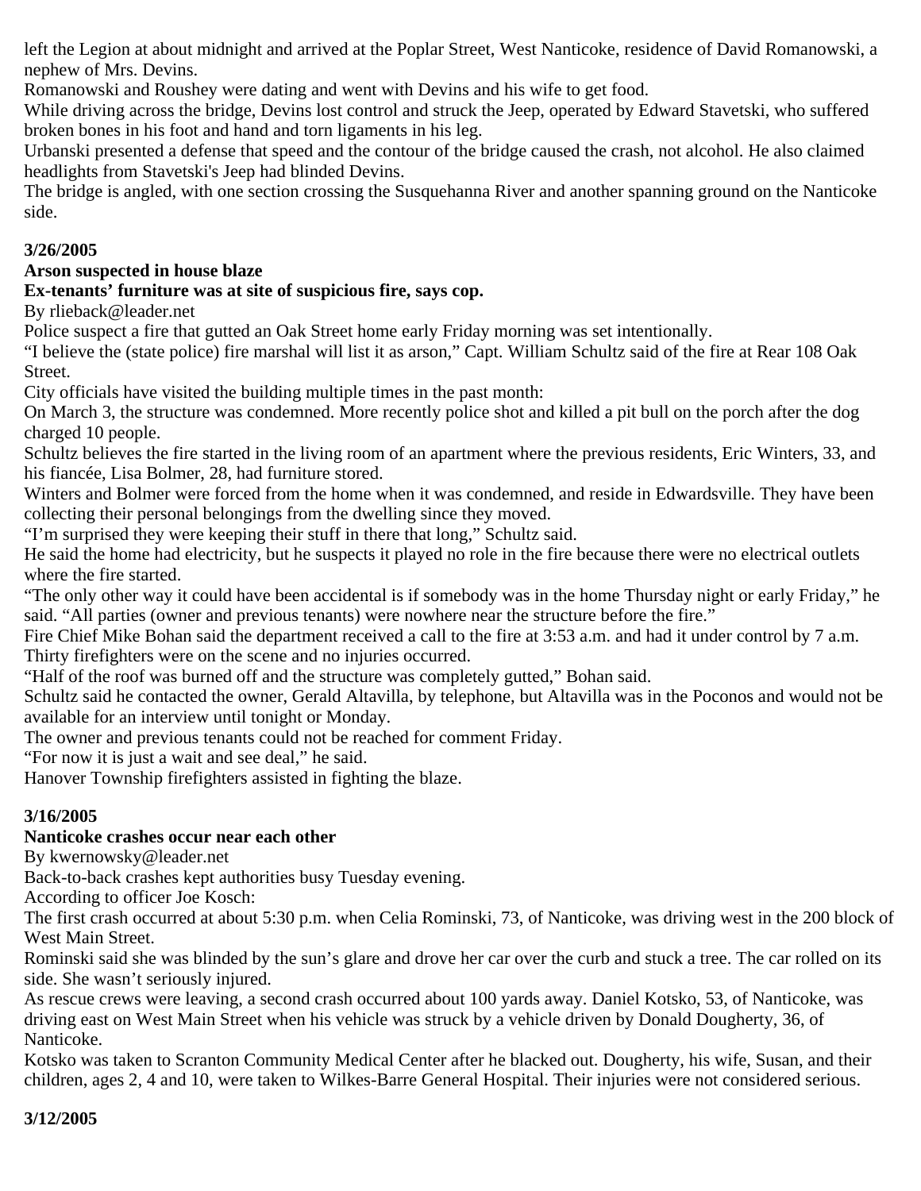left the Legion at about midnight and arrived at the Poplar Street, West Nanticoke, residence of David Romanowski, a nephew of Mrs. Devins.

Romanowski and Roushey were dating and went with Devins and his wife to get food.

While driving across the bridge, Devins lost control and struck the Jeep, operated by Edward Stavetski, who suffered broken bones in his foot and hand and torn ligaments in his leg.

Urbanski presented a defense that speed and the contour of the bridge caused the crash, not alcohol. He also claimed headlights from Stavetski's Jeep had blinded Devins.

The bridge is angled, with one section crossing the Susquehanna River and another spanning ground on the Nanticoke side.

**3/26/2005**

**Arson suspected in house blaze**

**Ex-tenants' furniture was at site of suspicious fire, says cop.**

By rlieback@leader.net

Police suspect a fire that gutted an Oak Street home early Friday morning was set intentionally.

"I believe the (state police) fire marshal will list it as arson," Capt. William Schultz said of the fire at Rear 108 Oak Street.

City officials have visited the building multiple times in the past month:

On March 3, the structure was condemned. More recently police shot and killed a pit bull on the porch after the dog charged 10 people.

Schultz believes the fire started in the living room of an apartment where the previous residents, Eric Winters, 33, and his fiancée, Lisa Bolmer, 28, had furniture stored.

Winters and Bolmer were forced from the home when it was condemned, and reside in Edwardsville. They have been collecting their personal belongings from the dwelling since they moved.

"I'm surprised they were keeping their stuff in there that long," Schultz said.

He said the home had electricity, but he suspects it played no role in the fire because there were no electrical outlets where the fire started.

"The only other way it could have been accidental is if somebody was in the home Thursday night or early Friday," he said. "All parties (owner and previous tenants) were nowhere near the structure before the fire."

Fire Chief Mike Bohan said the department received a call to the fire at 3:53 a.m. and had it under control by 7 a.m. Thirty firefighters were on the scene and no injuries occurred.

"Half of the roof was burned off and the structure was completely gutted," Bohan said.

Schultz said he contacted the owner, Gerald Altavilla, by telephone, but Altavilla was in the Poconos and would not be available for an interview until tonight or Monday.

The owner and previous tenants could not be reached for comment Friday.

"For now it is just a wait and see deal," he said.

Hanover Township firefighters assisted in fighting the blaze.

**3/16/2005**

**Nanticoke crashes occur near each other**

By kwernowsky@leader.net

Back-to-back crashes kept authorities busy Tuesday evening.

According to officer Joe Kosch:

The first crash occurred at about 5:30 p.m. when Celia Rominski, 73, of Nanticoke, was driving west in the 200 block of West Main Street.

Rominski said she was blinded by the sun's glare and drove her car over the curb and stuck a tree. The car rolled on its side. She wasn't seriously injured.

As rescue crews were leaving, a second crash occurred about 100 yards away. Daniel Kotsko, 53, of Nanticoke, was driving east on West Main Street when his vehicle was struck by a vehicle driven by Donald Dougherty, 36, of Nanticoke.

Kotsko was taken to Scranton Community Medical Center after he blacked out. Dougherty, his wife, Susan, and their children, ages 2, 4 and 10, were taken to Wilkes-Barre General Hospital. Their injuries were not considered serious.

**3/12/2005**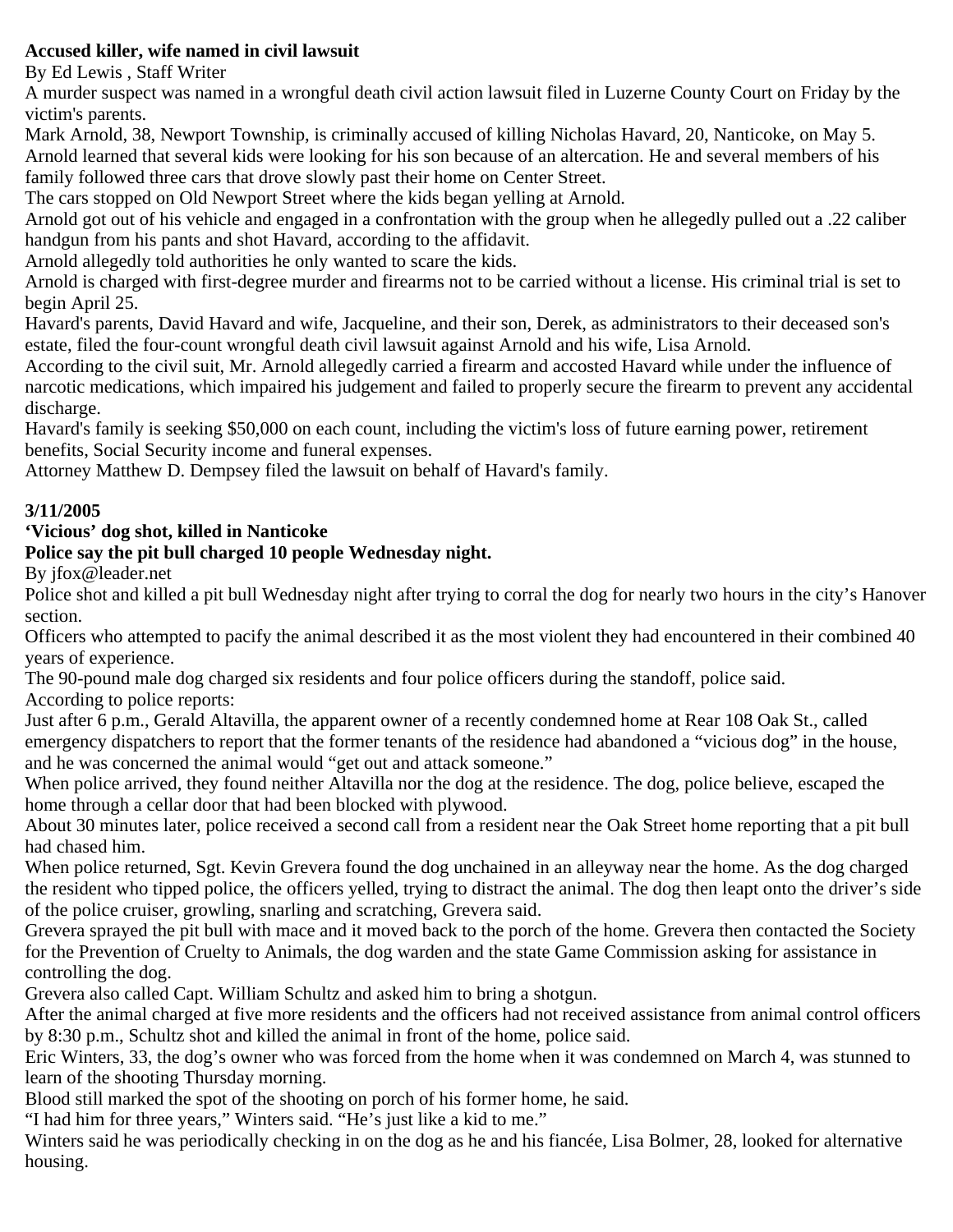**Accused killer, wife named in civil lawsuit**

By Ed Lewis , Staff Writer

A murder suspect was named in a wrongful death civil action lawsuit filed in Luzerne County Court on Friday by the victim's parents.

Mark Arnold, 38, Newport Township, is criminally accused of killing Nicholas Havard, 20, Nanticoke, on May 5.

Arnold learned that several kids were looking for his son because of an altercation. He and several members of his family followed three cars that drove slowly past their home on Center Street.

The cars stopped on Old Newport Street where the kids began yelling at Arnold.

Arnold got out of his vehicle and engaged in a confrontation with the group when he allegedly pulled out a .22 caliber handgun from his pants and shot Havard, according to the affidavit.

Arnold allegedly told authorities he only wanted to scare the kids.

Arnold is charged with first-degree murder and firearms not to be carried without a license. His criminal trial is set to begin April 25.

Havard's parents, David Havard and wife, Jacqueline, and their son, Derek, as administrators to their deceased son's estate, filed the four-count wrongful death civil lawsuit against Arnold and his wife, Lisa Arnold.

According to the civil suit, Mr. Arnold allegedly carried a firearm and accosted Havard while under the influence of narcotic medications, which impaired his judgement and failed to properly secure the firearm to prevent any accidental discharge.

Havard's family is seeking $50,000 on each count, including the victim's loss of future earning power, retirement benefits, Social Security income and funeral expenses.

Attorney Matthew D. Dempsey filed the lawsuit on behalf of Havard's family.

**3/11/2005**

**'Vicious' dog shot, killed in Nanticoke**

**Police say the pit bull charged 10 people Wednesday night.**

By jfox@leader.net

Police shot and killed a pit bull Wednesday night after trying to corral the dog for nearly two hours in the city's Hanover section.

Officers who attempted to pacify the animal described it as the most violent they had encountered in their combined 40 years of experience.

The 90-pound male dog charged six residents and four police officers during the standoff, police said.

According to police reports:

Just after 6 p.m., Gerald Altavilla, the apparent owner of a recently condemned home at Rear 108 Oak St., called emergency dispatchers to report that the former tenants of the residence had abandoned a "vicious dog" in the house, and he was concerned the animal would "get out and attack someone."

When police arrived, they found neither Altavilla nor the dog at the residence. The dog, police believe, escaped the home through a cellar door that had been blocked with plywood.

About 30 minutes later, police received a second call from a resident near the Oak Street home reporting that a pit bull had chased him.

When police returned, Sgt. Kevin Grevera found the dog unchained in an alleyway near the home. As the dog charged the resident who tipped police, the officers yelled, trying to distract the animal. The dog then leapt onto the driver's side of the police cruiser, growling, snarling and scratching, Grevera said.

Grevera sprayed the pit bull with mace and it moved back to the porch of the home. Grevera then contacted the Society for the Prevention of Cruelty to Animals, the dog warden and the state Game Commission asking for assistance in controlling the dog.

Grevera also called Capt. William Schultz and asked him to bring a shotgun.

After the animal charged at five more residents and the officers had not received assistance from animal control officers by 8:30 p.m., Schultz shot and killed the animal in front of the home, police said.

Eric Winters, 33, the dog's owner who was forced from the home when it was condemned on March 4, was stunned to learn of the shooting Thursday morning.

Blood still marked the spot of the shooting on porch of his former home, he said.

"I had him for three years," Winters said. "He's just like a kid to me."

Winters said he was periodically checking in on the dog as he and his fiancée, Lisa Bolmer, 28, looked for alternative housing.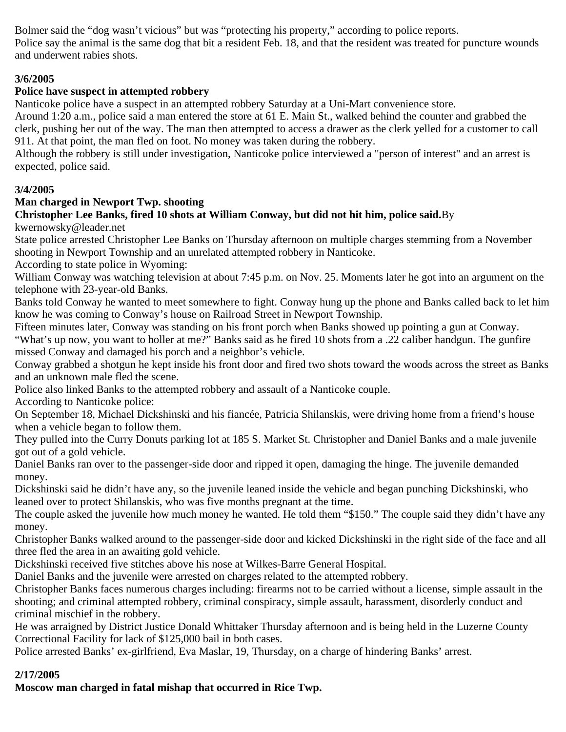Bolmer said the “dog wasn’t vicious” but was “protecting his property,” according to police reports.
Police say the animal is the same dog that bit a resident Feb. 18, and that the resident was treated for puncture wounds and underwent rabies shots.

**3/6/2005**

**Police have suspect in attempted robbery**

Nanticoke police have a suspect in an attempted robbery Saturday at a Uni-Mart convenience store.
Around 1:20 a.m., police said a man entered the store at 61 E. Main St., walked behind the counter and grabbed the clerk, pushing her out of the way. The man then attempted to access a drawer as the clerk yelled for a customer to call 911. At that point, the man fled on foot. No money was taken during the robbery.
Although the robbery is still under investigation, Nanticoke police interviewed a "person of interest" and an arrest is expected, police said.

**3/4/2005**

**Man charged in Newport Twp. shooting**

**Christopher Lee Banks, fired 10 shots at William Conway, but did not hit him, police said.** By kwernowsky@leader.net

State police arrested Christopher Lee Banks on Thursday afternoon on multiple charges stemming from a November shooting in Newport Township and an unrelated attempted robbery in Nanticoke.
According to state police in Wyoming:
William Conway was watching television at about 7:45 p.m. on Nov. 25. Moments later he got into an argument on the telephone with 23-year-old Banks.
Banks told Conway he wanted to meet somewhere to fight. Conway hung up the phone and Banks called back to let him know he was coming to Conway’s house on Railroad Street in Newport Township.
Fifteen minutes later, Conway was standing on his front porch when Banks showed up pointing a gun at Conway.
“What’s up now, you want to holler at me?” Banks said as he fired 10 shots from a .22 caliber handgun. The gunfire missed Conway and damaged his porch and a neighbor’s vehicle.
Conway grabbed a shotgun he kept inside his front door and fired two shots toward the woods across the street as Banks and an unknown male fled the scene.
Police also linked Banks to the attempted robbery and assault of a Nanticoke couple.
According to Nanticoke police:
On September 18, Michael Dickshinski and his fiancée, Patricia Shilanskis, were driving home from a friend’s house when a vehicle began to follow them.
They pulled into the Curry Donuts parking lot at 185 S. Market St. Christopher and Daniel Banks and a male juvenile got out of a gold vehicle.
Daniel Banks ran over to the passenger-side door and ripped it open, damaging the hinge. The juvenile demanded money.
Dickshinski said he didn’t have any, so the juvenile leaned inside the vehicle and began punching Dickshinski, who leaned over to protect Shilanskis, who was five months pregnant at the time.
The couple asked the juvenile how much money he wanted. He told them “$150.” The couple said they didn’t have any money.
Christopher Banks walked around to the passenger-side door and kicked Dickshinski in the right side of the face and all three fled the area in an awaiting gold vehicle.
Dickshinski received five stitches above his nose at Wilkes-Barre General Hospital.
Daniel Banks and the juvenile were arrested on charges related to the attempted robbery.
Christopher Banks faces numerous charges including: firearms not to be carried without a license, simple assault in the shooting; and criminal attempted robbery, criminal conspiracy, simple assault, harassment, disorderly conduct and criminal mischief in the robbery.
He was arraigned by District Justice Donald Whittaker Thursday afternoon and is being held in the Luzerne County Correctional Facility for lack of $125,000 bail in both cases.
Police arrested Banks’ ex-girlfriend, Eva Maslar, 19, Thursday, on a charge of hindering Banks’ arrest.

**2/17/2005**

**Moscow man charged in fatal mishap that occurred in Rice Twp.**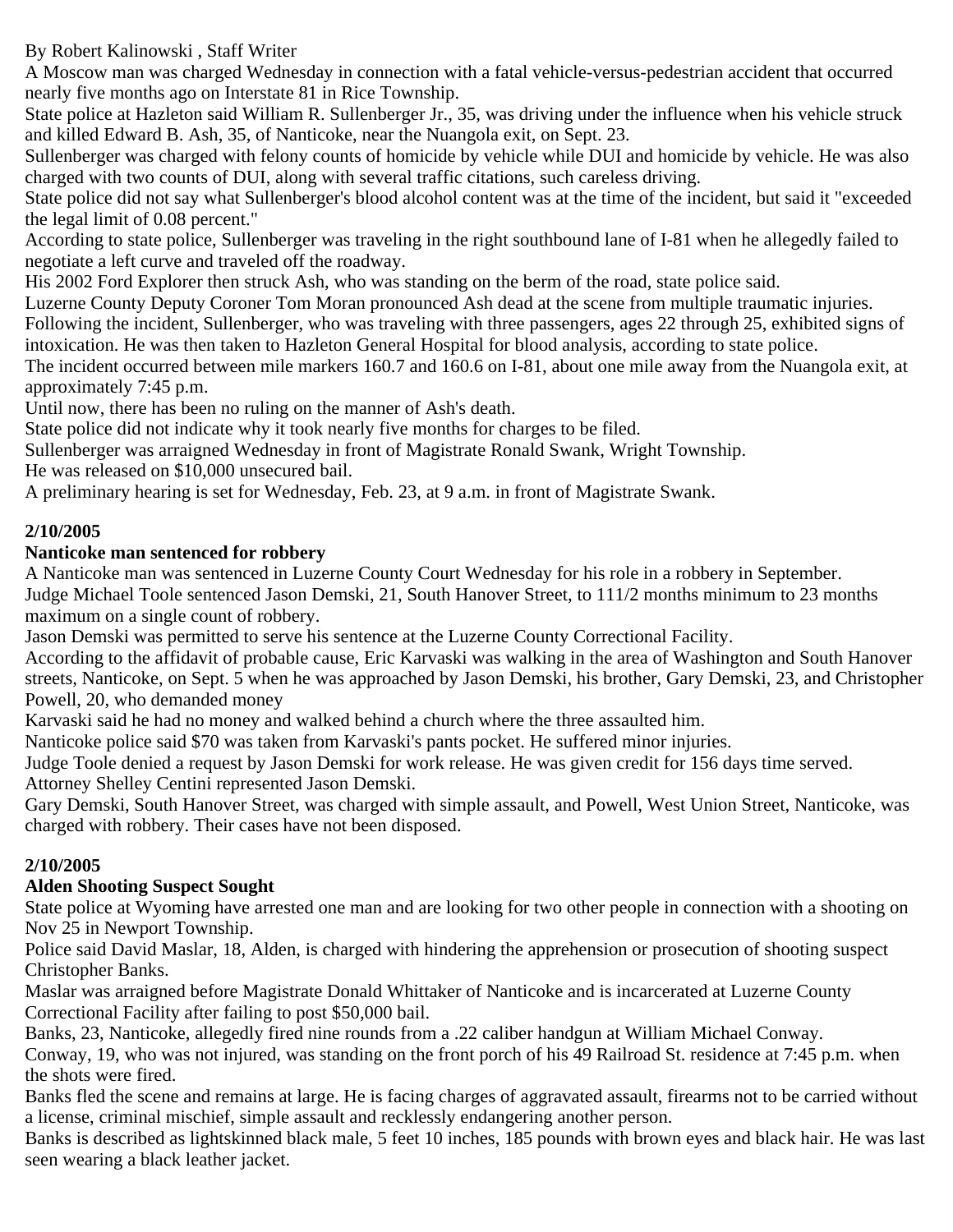By Robert Kalinowski , Staff Writer

A Moscow man was charged Wednesday in connection with a fatal vehicle-versus-pedestrian accident that occurred nearly five months ago on Interstate 81 in Rice Township.

State police at Hazleton said William R. Sullenberger Jr., 35, was driving under the influence when his vehicle struck and killed Edward B. Ash, 35, of Nanticoke, near the Nuangola exit, on Sept. 23.

Sullenberger was charged with felony counts of homicide by vehicle while DUI and homicide by vehicle. He was also charged with two counts of DUI, along with several traffic citations, such careless driving.

State police did not say what Sullenberger's blood alcohol content was at the time of the incident, but said it "exceeded the legal limit of 0.08 percent."

According to state police, Sullenberger was traveling in the right southbound lane of I-81 when he allegedly failed to negotiate a left curve and traveled off the roadway.

His 2002 Ford Explorer then struck Ash, who was standing on the berm of the road, state police said.

Luzerne County Deputy Coroner Tom Moran pronounced Ash dead at the scene from multiple traumatic injuries.

Following the incident, Sullenberger, who was traveling with three passengers, ages 22 through 25, exhibited signs of intoxication. He was then taken to Hazleton General Hospital for blood analysis, according to state police.

The incident occurred between mile markers 160.7 and 160.6 on I-81, about one mile away from the Nuangola exit, at approximately 7:45 p.m.

Until now, there has been no ruling on the manner of Ash's death.

State police did not indicate why it took nearly five months for charges to be filed.

Sullenberger was arraigned Wednesday in front of Magistrate Ronald Swank, Wright Township.

He was released on $10,000 unsecured bail.

A preliminary hearing is set for Wednesday, Feb. 23, at 9 a.m. in front of Magistrate Swank.

**2/10/2005**

**Nanticoke man sentenced for robbery**

A Nanticoke man was sentenced in Luzerne County Court Wednesday for his role in a robbery in September.

Judge Michael Toole sentenced Jason Demski, 21, South Hanover Street, to 111/2 months minimum to 23 months maximum on a single count of robbery.

Jason Demski was permitted to serve his sentence at the Luzerne County Correctional Facility.

According to the affidavit of probable cause, Eric Karvaski was walking in the area of Washington and South Hanover streets, Nanticoke, on Sept. 5 when he was approached by Jason Demski, his brother, Gary Demski, 23, and Christopher Powell, 20, who demanded money

Karvaski said he had no money and walked behind a church where the three assaulted him.

Nanticoke police said $70 was taken from Karvaski's pants pocket. He suffered minor injuries.

Judge Toole denied a request by Jason Demski for work release. He was given credit for 156 days time served.

Attorney Shelley Centini represented Jason Demski.

Gary Demski, South Hanover Street, was charged with simple assault, and Powell, West Union Street, Nanticoke, was charged with robbery. Their cases have not been disposed.

**2/10/2005**

**Alden Shooting Suspect Sought**

State police at Wyoming have arrested one man and are looking for two other people in connection with a shooting on Nov 25 in Newport Township.

Police said David Maslar, 18, Alden, is charged with hindering the apprehension or prosecution of shooting suspect Christopher Banks.

Maslar was arraigned before Magistrate Donald Whittaker of Nanticoke and is incarcerated at Luzerne County Correctional Facility after failing to post $50,000 bail.

Banks, 23, Nanticoke, allegedly fired nine rounds from a .22 caliber handgun at William Michael Conway.

Conway, 19, who was not injured, was standing on the front porch of his 49 Railroad St. residence at 7:45 p.m. when the shots were fired.

Banks fled the scene and remains at large. He is facing charges of aggravated assault, firearms not to be carried without a license, criminal mischief, simple assault and recklessly endangering another person.

Banks is described as lightskinned black male, 5 feet 10 inches, 185 pounds with brown eyes and black hair. He was last seen wearing a black leather jacket.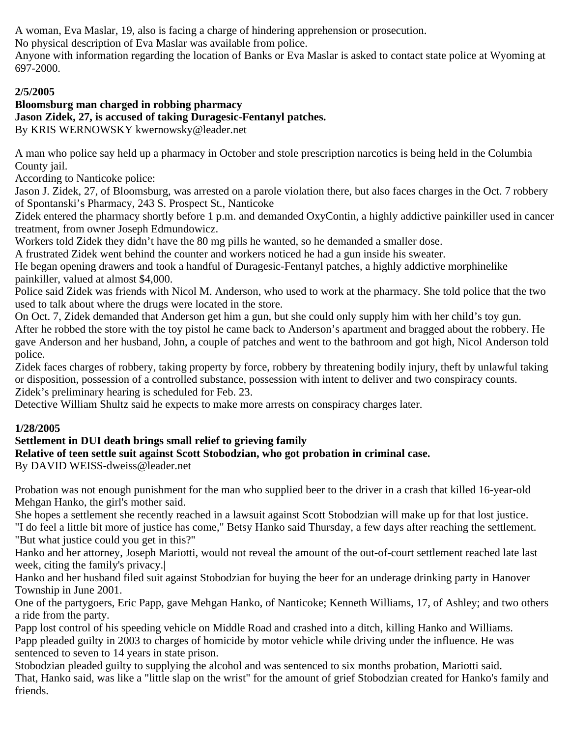A woman, Eva Maslar, 19, also is facing a charge of hindering apprehension or prosecution.
No physical description of Eva Maslar was available from police.
Anyone with information regarding the location of Banks or Eva Maslar is asked to contact state police at Wyoming at 697-2000.

**2/5/2005**
**Bloomsburg man charged in robbing pharmacy**
**Jason Zidek, 27, is accused of taking Duragesic-Fentanyl patches.**
By KRIS WERNOWSKY kwernowsky@leader.net

A man who police say held up a pharmacy in October and stole prescription narcotics is being held in the Columbia County jail.
According to Nanticoke police:
Jason J. Zidek, 27, of Bloomsburg, was arrested on a parole violation there, but also faces charges in the Oct. 7 robbery of Spontanski's Pharmacy, 243 S. Prospect St., Nanticoke
Zidek entered the pharmacy shortly before 1 p.m. and demanded OxyContin, a highly addictive painkiller used in cancer treatment, from owner Joseph Edmundowicz.
Workers told Zidek they didn't have the 80 mg pills he wanted, so he demanded a smaller dose.
A frustrated Zidek went behind the counter and workers noticed he had a gun inside his sweater.
He began opening drawers and took a handful of Duragesic-Fentanyl patches, a highly addictive morphinelike painkiller, valued at almost $4,000.
Police said Zidek was friends with Nicol M. Anderson, who used to work at the pharmacy. She told police that the two used to talk about where the drugs were located in the store.
On Oct. 7, Zidek demanded that Anderson get him a gun, but she could only supply him with her child's toy gun.
After he robbed the store with the toy pistol he came back to Anderson's apartment and bragged about the robbery. He gave Anderson and her husband, John, a couple of patches and went to the bathroom and got high, Nicol Anderson told police.
Zidek faces charges of robbery, taking property by force, robbery by threatening bodily injury, theft by unlawful taking or disposition, possession of a controlled substance, possession with intent to deliver and two conspiracy counts.
Zidek's preliminary hearing is scheduled for Feb. 23.
Detective William Shultz said he expects to make more arrests on conspiracy charges later.

**1/28/2005**
**Settlement in DUI death brings small relief to grieving family**
**Relative of teen settle suit against Scott Stobodzian, who got probation in criminal case.**
By DAVID WEISS-dweiss@leader.net

Probation was not enough punishment for the man who supplied beer to the driver in a crash that killed 16-year-old Mehgan Hanko, the girl's mother said.
She hopes a settlement she recently reached in a lawsuit against Scott Stobodzian will make up for that lost justice.
"I do feel a little bit more of justice has come," Betsy Hanko said Thursday, a few days after reaching the settlement. "But what justice could you get in this?"
Hanko and her attorney, Joseph Mariotti, would not reveal the amount of the out-of-court settlement reached late last week, citing the family's privacy.|
Hanko and her husband filed suit against Stobodzian for buying the beer for an underage drinking party in Hanover Township in June 2001.
One of the partygoers, Eric Papp, gave Mehgan Hanko, of Nanticoke; Kenneth Williams, 17, of Ashley; and two others a ride from the party.
Papp lost control of his speeding vehicle on Middle Road and crashed into a ditch, killing Hanko and Williams.
Papp pleaded guilty in 2003 to charges of homicide by motor vehicle while driving under the influence. He was sentenced to seven to 14 years in state prison.
Stobodzian pleaded guilty to supplying the alcohol and was sentenced to six months probation, Mariotti said.
That, Hanko said, was like a "little slap on the wrist" for the amount of grief Stobodzian created for Hanko's family and friends.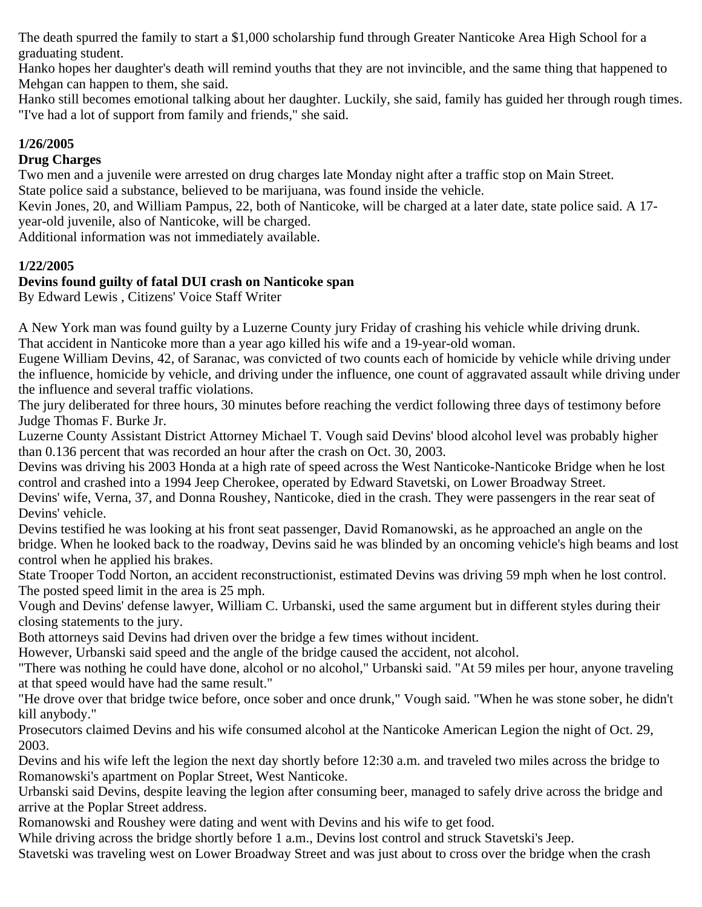The death spurred the family to start a $1,000 scholarship fund through Greater Nanticoke Area High School for a graduating student.
Hanko hopes her daughter's death will remind youths that they are not invincible, and the same thing that happened to Mehgan can happen to them, she said.
Hanko still becomes emotional talking about her daughter. Luckily, she said, family has guided her through rough times. "I've had a lot of support from family and friends," she said.

**1/26/2005**
**Drug Charges**
Two men and a juvenile were arrested on drug charges late Monday night after a traffic stop on Main Street.
State police said a substance, believed to be marijuana, was found inside the vehicle.
Kevin Jones, 20, and William Pampus, 22, both of Nanticoke, will be charged at a later date, state police said. A 17-year-old juvenile, also of Nanticoke, will be charged.
Additional information was not immediately available.

**1/22/2005**
**Devins found guilty of fatal DUI crash on Nanticoke span**
By Edward Lewis , Citizens' Voice Staff Writer

A New York man was found guilty by a Luzerne County jury Friday of crashing his vehicle while driving drunk.
That accident in Nanticoke more than a year ago killed his wife and a 19-year-old woman.
Eugene William Devins, 42, of Saranac, was convicted of two counts each of homicide by vehicle while driving under the influence, homicide by vehicle, and driving under the influence, one count of aggravated assault while driving under the influence and several traffic violations.
The jury deliberated for three hours, 30 minutes before reaching the verdict following three days of testimony before Judge Thomas F. Burke Jr.
Luzerne County Assistant District Attorney Michael T. Vough said Devins' blood alcohol level was probably higher than 0.136 percent that was recorded an hour after the crash on Oct. 30, 2003.
Devins was driving his 2003 Honda at a high rate of speed across the West Nanticoke-Nanticoke Bridge when he lost control and crashed into a 1994 Jeep Cherokee, operated by Edward Stavetski, on Lower Broadway Street.
Devins' wife, Verna, 37, and Donna Roushey, Nanticoke, died in the crash. They were passengers in the rear seat of Devins' vehicle.
Devins testified he was looking at his front seat passenger, David Romanowski, as he approached an angle on the bridge. When he looked back to the roadway, Devins said he was blinded by an oncoming vehicle's high beams and lost control when he applied his brakes.
State Trooper Todd Norton, an accident reconstructionist, estimated Devins was driving 59 mph when he lost control. The posted speed limit in the area is 25 mph.
Vough and Devins' defense lawyer, William C. Urbanski, used the same argument but in different styles during their closing statements to the jury.
Both attorneys said Devins had driven over the bridge a few times without incident.
However, Urbanski said speed and the angle of the bridge caused the accident, not alcohol.
"There was nothing he could have done, alcohol or no alcohol," Urbanski said. "At 59 miles per hour, anyone traveling at that speed would have had the same result."
"He drove over that bridge twice before, once sober and once drunk," Vough said. "When he was stone sober, he didn't kill anybody."
Prosecutors claimed Devins and his wife consumed alcohol at the Nanticoke American Legion the night of Oct. 29, 2003.
Devins and his wife left the legion the next day shortly before 12:30 a.m. and traveled two miles across the bridge to Romanowski's apartment on Poplar Street, West Nanticoke.
Urbanski said Devins, despite leaving the legion after consuming beer, managed to safely drive across the bridge and arrive at the Poplar Street address.
Romanowski and Roushey were dating and went with Devins and his wife to get food.
While driving across the bridge shortly before 1 a.m., Devins lost control and struck Stavetski's Jeep.
Stavetski was traveling west on Lower Broadway Street and was just about to cross over the bridge when the crash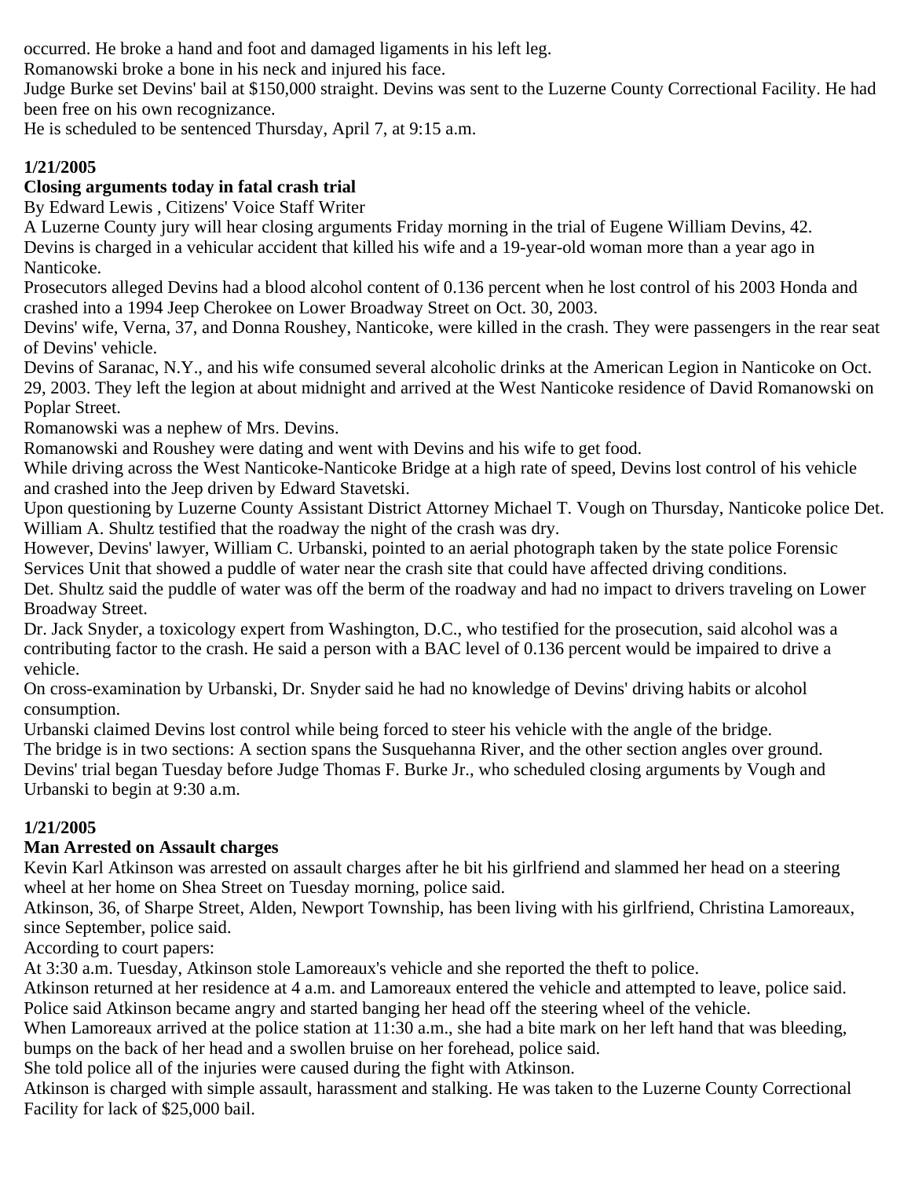occurred. He broke a hand and foot and damaged ligaments in his left leg.

Romanowski broke a bone in his neck and injured his face.

Judge Burke set Devins' bail at $150,000 straight. Devins was sent to the Luzerne County Correctional Facility. He had been free on his own recognizance.

He is scheduled to be sentenced Thursday, April 7, at 9:15 a.m.

**1/21/2005**

### Closing arguments today in fatal crash trial

By Edward Lewis , Citizens' Voice Staff Writer

A Luzerne County jury will hear closing arguments Friday morning in the trial of Eugene William Devins, 42.

Devins is charged in a vehicular accident that killed his wife and a 19-year-old woman more than a year ago in Nanticoke.

Prosecutors alleged Devins had a blood alcohol content of 0.136 percent when he lost control of his 2003 Honda and crashed into a 1994 Jeep Cherokee on Lower Broadway Street on Oct. 30, 2003.

Devins' wife, Verna, 37, and Donna Roushey, Nanticoke, were killed in the crash. They were passengers in the rear seat of Devins' vehicle.

Devins of Saranac, N.Y., and his wife consumed several alcoholic drinks at the American Legion in Nanticoke on Oct. 29, 2003. They left the legion at about midnight and arrived at the West Nanticoke residence of David Romanowski on Poplar Street.

Romanowski was a nephew of Mrs. Devins.

Romanowski and Roushey were dating and went with Devins and his wife to get food.

While driving across the West Nanticoke-Nanticoke Bridge at a high rate of speed, Devins lost control of his vehicle and crashed into the Jeep driven by Edward Stavetski.

Upon questioning by Luzerne County Assistant District Attorney Michael T. Vough on Thursday, Nanticoke police Det. William A. Shultz testified that the roadway the night of the crash was dry.

However, Devins' lawyer, William C. Urbanski, pointed to an aerial photograph taken by the state police Forensic Services Unit that showed a puddle of water near the crash site that could have affected driving conditions.

Det. Shultz said the puddle of water was off the berm of the roadway and had no impact to drivers traveling on Lower Broadway Street.

Dr. Jack Snyder, a toxicology expert from Washington, D.C., who testified for the prosecution, said alcohol was a contributing factor to the crash. He said a person with a BAC level of 0.136 percent would be impaired to drive a vehicle.

On cross-examination by Urbanski, Dr. Snyder said he had no knowledge of Devins' driving habits or alcohol consumption.

Urbanski claimed Devins lost control while being forced to steer his vehicle with the angle of the bridge.

The bridge is in two sections: A section spans the Susquehanna River, and the other section angles over ground.

Devins' trial began Tuesday before Judge Thomas F. Burke Jr., who scheduled closing arguments by Vough and Urbanski to begin at 9:30 a.m.

**1/21/2005**

### Man Arrested on Assault charges

Kevin Karl Atkinson was arrested on assault charges after he bit his girlfriend and slammed her head on a steering wheel at her home on Shea Street on Tuesday morning, police said.

Atkinson, 36, of Sharpe Street, Alden, Newport Township, has been living with his girlfriend, Christina Lamoreaux, since September, police said.

According to court papers:

At 3:30 a.m. Tuesday, Atkinson stole Lamoreaux's vehicle and she reported the theft to police.

Atkinson returned at her residence at 4 a.m. and Lamoreaux entered the vehicle and attempted to leave, police said.

Police said Atkinson became angry and started banging her head off the steering wheel of the vehicle.

When Lamoreaux arrived at the police station at 11:30 a.m., she had a bite mark on her left hand that was bleeding, bumps on the back of her head and a swollen bruise on her forehead, police said.

She told police all of the injuries were caused during the fight with Atkinson.

Atkinson is charged with simple assault, harassment and stalking. He was taken to the Luzerne County Correctional Facility for lack of $25,000 bail.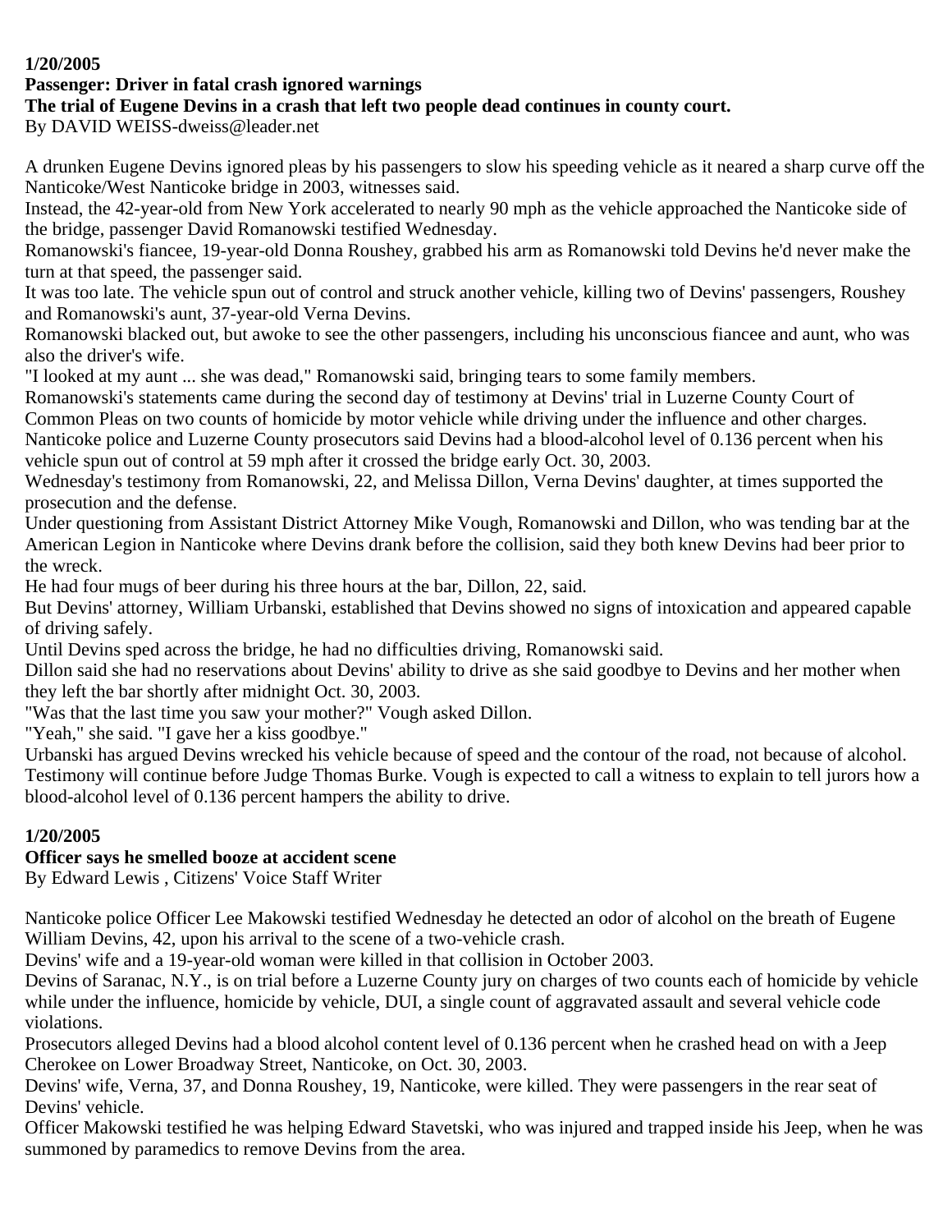**1/20/2005**

**Passenger: Driver in fatal crash ignored warnings**

**The trial of Eugene Devins in a crash that left two people dead continues in county court.**

By DAVID WEISS-dweiss@leader.net

A drunken Eugene Devins ignored pleas by his passengers to slow his speeding vehicle as it neared a sharp curve off the Nanticoke/West Nanticoke bridge in 2003, witnesses said.

Instead, the 42-year-old from New York accelerated to nearly 90 mph as the vehicle approached the Nanticoke side of the bridge, passenger David Romanowski testified Wednesday.

Romanowski's fiancee, 19-year-old Donna Roushey, grabbed his arm as Romanowski told Devins he'd never make the turn at that speed, the passenger said.

It was too late. The vehicle spun out of control and struck another vehicle, killing two of Devins' passengers, Roushey and Romanowski's aunt, 37-year-old Verna Devins.

Romanowski blacked out, but awoke to see the other passengers, including his unconscious fiancee and aunt, who was also the driver's wife.

"I looked at my aunt ... she was dead," Romanowski said, bringing tears to some family members.

Romanowski's statements came during the second day of testimony at Devins' trial in Luzerne County Court of Common Pleas on two counts of homicide by motor vehicle while driving under the influence and other charges.

Nanticoke police and Luzerne County prosecutors said Devins had a blood-alcohol level of 0.136 percent when his vehicle spun out of control at 59 mph after it crossed the bridge early Oct. 30, 2003.

Wednesday's testimony from Romanowski, 22, and Melissa Dillon, Verna Devins' daughter, at times supported the prosecution and the defense.

Under questioning from Assistant District Attorney Mike Vough, Romanowski and Dillon, who was tending bar at the American Legion in Nanticoke where Devins drank before the collision, said they both knew Devins had beer prior to the wreck.

He had four mugs of beer during his three hours at the bar, Dillon, 22, said.

But Devins' attorney, William Urbanski, established that Devins showed no signs of intoxication and appeared capable of driving safely.

Until Devins sped across the bridge, he had no difficulties driving, Romanowski said.

Dillon said she had no reservations about Devins' ability to drive as she said goodbye to Devins and her mother when they left the bar shortly after midnight Oct. 30, 2003.

"Was that the last time you saw your mother?" Vough asked Dillon.

"Yeah," she said. "I gave her a kiss goodbye."

Urbanski has argued Devins wrecked his vehicle because of speed and the contour of the road, not because of alcohol.

Testimony will continue before Judge Thomas Burke. Vough is expected to call a witness to explain to tell jurors how a blood-alcohol level of 0.136 percent hampers the ability to drive.

**1/20/2005**

**Officer says he smelled booze at accident scene**

By Edward Lewis , Citizens' Voice Staff Writer

Nanticoke police Officer Lee Makowski testified Wednesday he detected an odor of alcohol on the breath of Eugene William Devins, 42, upon his arrival to the scene of a two-vehicle crash.

Devins' wife and a 19-year-old woman were killed in that collision in October 2003.

Devins of Saranac, N.Y., is on trial before a Luzerne County jury on charges of two counts each of homicide by vehicle while under the influence, homicide by vehicle, DUI, a single count of aggravated assault and several vehicle code violations.

Prosecutors alleged Devins had a blood alcohol content level of 0.136 percent when he crashed head on with a Jeep Cherokee on Lower Broadway Street, Nanticoke, on Oct. 30, 2003.

Devins' wife, Verna, 37, and Donna Roushey, 19, Nanticoke, were killed. They were passengers in the rear seat of Devins' vehicle.

Officer Makowski testified he was helping Edward Stavetski, who was injured and trapped inside his Jeep, when he was summoned by paramedics to remove Devins from the area.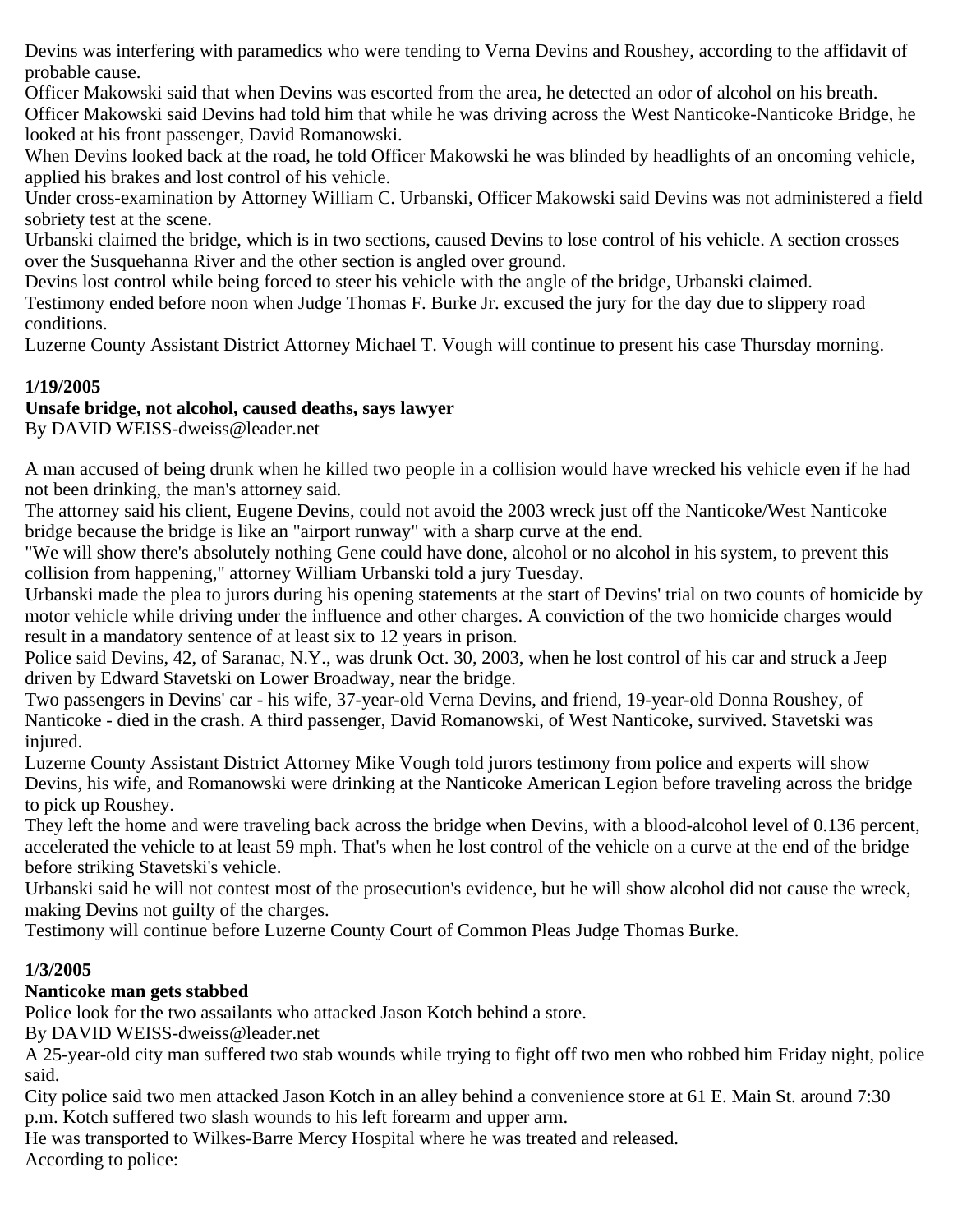Devins was interfering with paramedics who were tending to Verna Devins and Roushey, according to the affidavit of probable cause.

Officer Makowski said that when Devins was escorted from the area, he detected an odor of alcohol on his breath.

Officer Makowski said Devins had told him that while he was driving across the West Nanticoke-Nanticoke Bridge, he looked at his front passenger, David Romanowski.

When Devins looked back at the road, he told Officer Makowski he was blinded by headlights of an oncoming vehicle, applied his brakes and lost control of his vehicle.

Under cross-examination by Attorney William C. Urbanski, Officer Makowski said Devins was not administered a field sobriety test at the scene.

Urbanski claimed the bridge, which is in two sections, caused Devins to lose control of his vehicle. A section crosses over the Susquehanna River and the other section is angled over ground.

Devins lost control while being forced to steer his vehicle with the angle of the bridge, Urbanski claimed.

Testimony ended before noon when Judge Thomas F. Burke Jr. excused the jury for the day due to slippery road conditions.

Luzerne County Assistant District Attorney Michael T. Vough will continue to present his case Thursday morning.

**1/19/2005**

**Unsafe bridge, not alcohol, caused deaths, says lawyer**

By DAVID WEISS-dweiss@leader.net

A man accused of being drunk when he killed two people in a collision would have wrecked his vehicle even if he had not been drinking, the man's attorney said.

The attorney said his client, Eugene Devins, could not avoid the 2003 wreck just off the Nanticoke/West Nanticoke bridge because the bridge is like an "airport runway" with a sharp curve at the end.

"We will show there's absolutely nothing Gene could have done, alcohol or no alcohol in his system, to prevent this collision from happening," attorney William Urbanski told a jury Tuesday.

Urbanski made the plea to jurors during his opening statements at the start of Devins' trial on two counts of homicide by motor vehicle while driving under the influence and other charges. A conviction of the two homicide charges would result in a mandatory sentence of at least six to 12 years in prison.

Police said Devins, 42, of Saranac, N.Y., was drunk Oct. 30, 2003, when he lost control of his car and struck a Jeep driven by Edward Stavetski on Lower Broadway, near the bridge.

Two passengers in Devins' car - his wife, 37-year-old Verna Devins, and friend, 19-year-old Donna Roushey, of Nanticoke - died in the crash. A third passenger, David Romanowski, of West Nanticoke, survived. Stavetski was injured.

Luzerne County Assistant District Attorney Mike Vough told jurors testimony from police and experts will show Devins, his wife, and Romanowski were drinking at the Nanticoke American Legion before traveling across the bridge to pick up Roushey.

They left the home and were traveling back across the bridge when Devins, with a blood-alcohol level of 0.136 percent, accelerated the vehicle to at least 59 mph. That's when he lost control of the vehicle on a curve at the end of the bridge before striking Stavetski's vehicle.

Urbanski said he will not contest most of the prosecution's evidence, but he will show alcohol did not cause the wreck, making Devins not guilty of the charges.

Testimony will continue before Luzerne County Court of Common Pleas Judge Thomas Burke.

**1/3/2005**

**Nanticoke man gets stabbed**

Police look for the two assailants who attacked Jason Kotch behind a store.

By DAVID WEISS-dweiss@leader.net

A 25-year-old city man suffered two stab wounds while trying to fight off two men who robbed him Friday night, police said.

City police said two men attacked Jason Kotch in an alley behind a convenience store at 61 E. Main St. around 7:30 p.m. Kotch suffered two slash wounds to his left forearm and upper arm.

He was transported to Wilkes-Barre Mercy Hospital where he was treated and released.

According to police: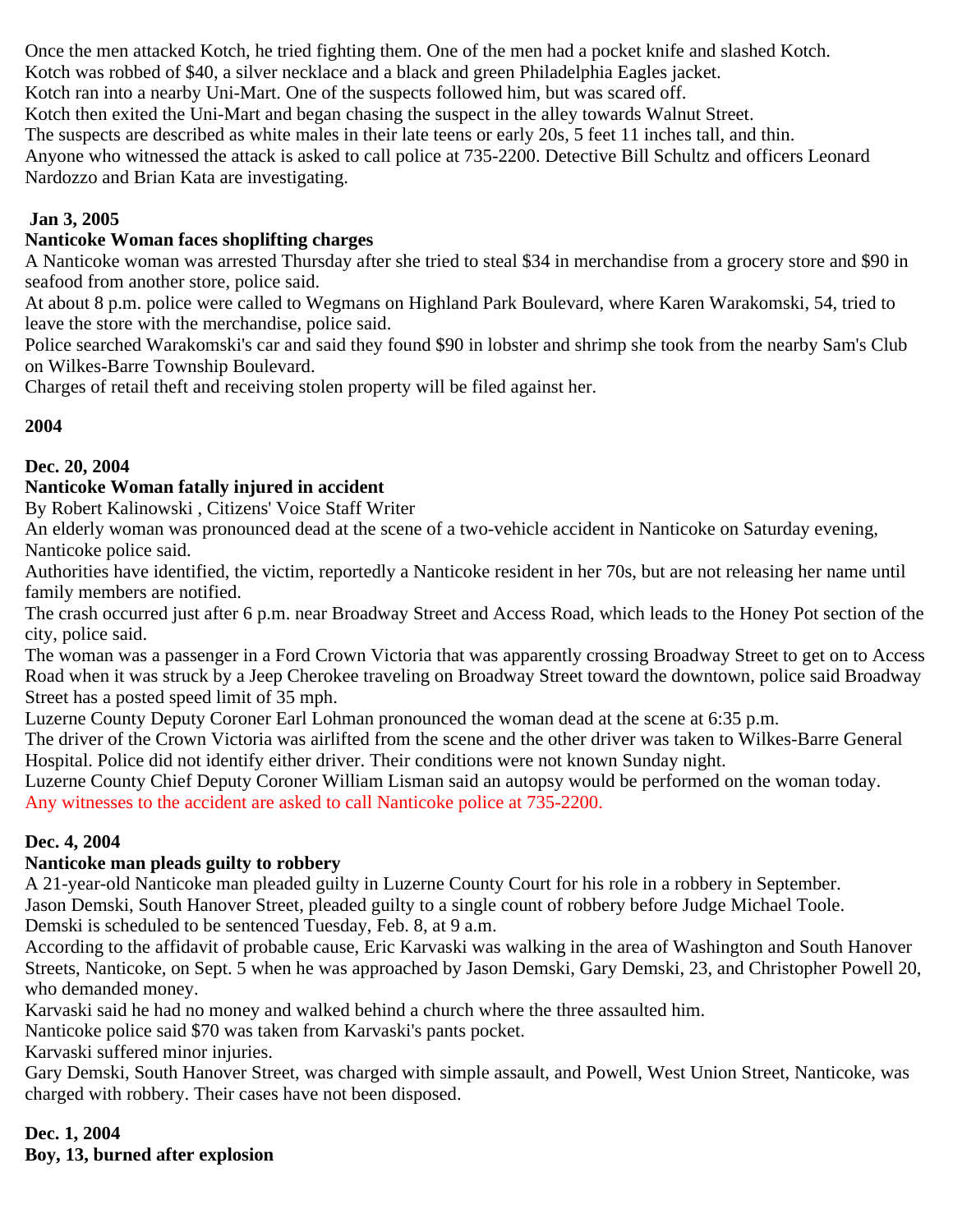Once the men attacked Kotch, he tried fighting them. One of the men had a pocket knife and slashed Kotch.
Kotch was robbed of $40, a silver necklace and a black and green Philadelphia Eagles jacket.
Kotch ran into a nearby Uni-Mart. One of the suspects followed him, but was scared off.
Kotch then exited the Uni-Mart and began chasing the suspect in the alley towards Walnut Street.
The suspects are described as white males in their late teens or early 20s, 5 feet 11 inches tall, and thin.
Anyone who witnessed the attack is asked to call police at 735-2200. Detective Bill Schultz and officers Leonard Nardozzo and Brian Kata are investigating.

**Jan 3, 2005**

**Nanticoke Woman faces shoplifting charges**

A Nanticoke woman was arrested Thursday after she tried to steal $34 in merchandise from a grocery store and $90 in seafood from another store, police said.
At about 8 p.m. police were called to Wegmans on Highland Park Boulevard, where Karen Warakomski, 54, tried to leave the store with the merchandise, police said.
Police searched Warakomski's car and said they found $90 in lobster and shrimp she took from the nearby Sam's Club on Wilkes-Barre Township Boulevard.
Charges of retail theft and receiving stolen property will be filed against her.

**2004**

**Dec. 20, 2004**

**Nanticoke Woman fatally injured in accident**

By Robert Kalinowski , Citizens' Voice Staff Writer
An elderly woman was pronounced dead at the scene of a two-vehicle accident in Nanticoke on Saturday evening, Nanticoke police said.
Authorities have identified, the victim, reportedly a Nanticoke resident in her 70s, but are not releasing her name until family members are notified.
The crash occurred just after 6 p.m. near Broadway Street and Access Road, which leads to the Honey Pot section of the city, police said.
The woman was a passenger in a Ford Crown Victoria that was apparently crossing Broadway Street to get on to Access Road when it was struck by a Jeep Cherokee traveling on Broadway Street toward the downtown, police said Broadway Street has a posted speed limit of 35 mph.
Luzerne County Deputy Coroner Earl Lohman pronounced the woman dead at the scene at 6:35 p.m.
The driver of the Crown Victoria was airlifted from the scene and the other driver was taken to Wilkes-Barre General Hospital. Police did not identify either driver. Their conditions were not known Sunday night.
Luzerne County Chief Deputy Coroner William Lisman said an autopsy would be performed on the woman today.
Any witnesses to the accident are asked to call Nanticoke police at 735-2200.

**Dec. 4, 2004**

**Nanticoke man pleads guilty to robbery**

A 21-year-old Nanticoke man pleaded guilty in Luzerne County Court for his role in a robbery in September.
Jason Demski, South Hanover Street, pleaded guilty to a single count of robbery before Judge Michael Toole.
Demski is scheduled to be sentenced Tuesday, Feb. 8, at 9 a.m.
According to the affidavit of probable cause, Eric Karvaski was walking in the area of Washington and South Hanover Streets, Nanticoke, on Sept. 5 when he was approached by Jason Demski, Gary Demski, 23, and Christopher Powell 20, who demanded money.
Karvaski said he had no money and walked behind a church where the three assaulted him.
Nanticoke police said $70 was taken from Karvaski's pants pocket.
Karvaski suffered minor injuries.
Gary Demski, South Hanover Street, was charged with simple assault, and Powell, West Union Street, Nanticoke, was charged with robbery. Their cases have not been disposed.

**Dec. 1, 2004**

**Boy, 13, burned after explosion**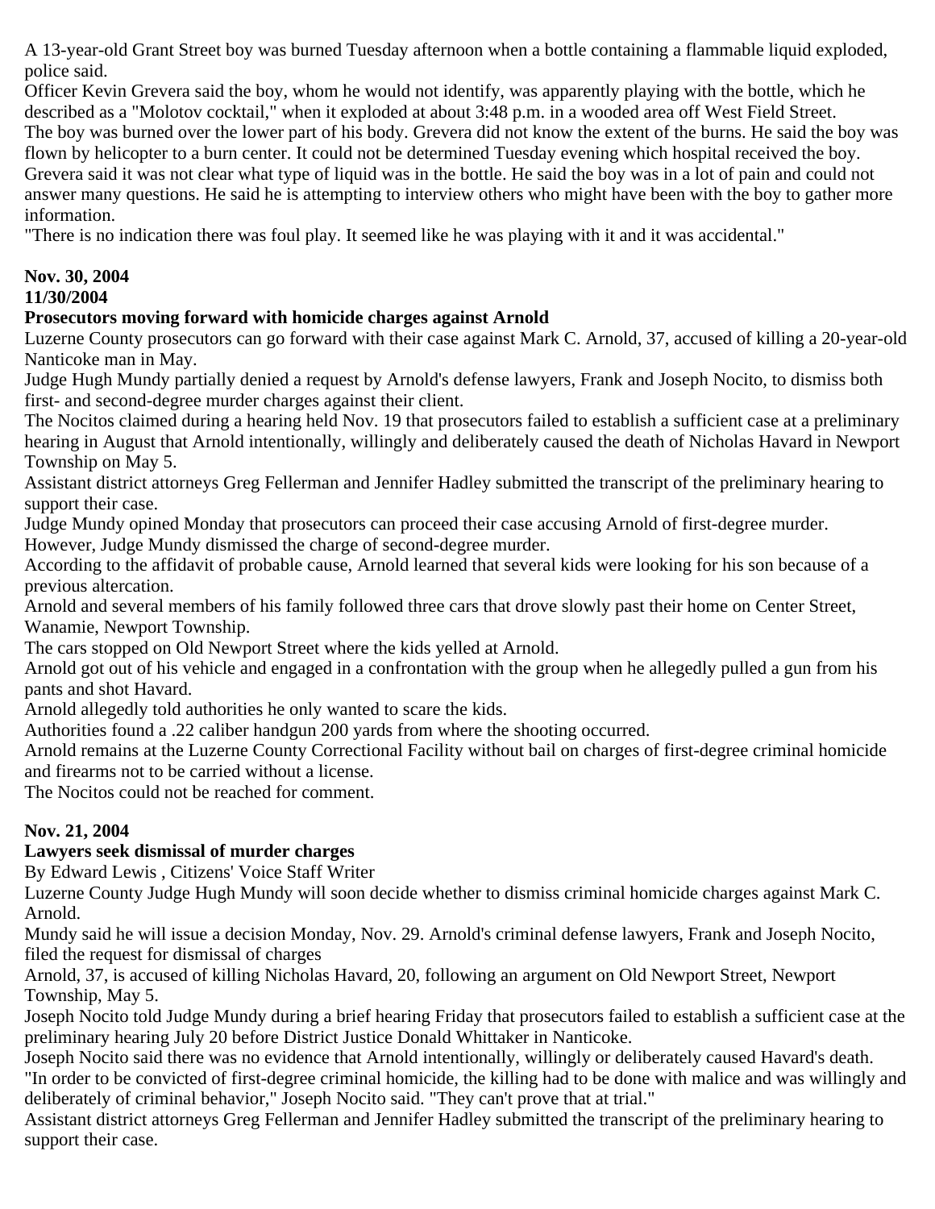A 13-year-old Grant Street boy was burned Tuesday afternoon when a bottle containing a flammable liquid exploded, police said.

Officer Kevin Grevera said the boy, whom he would not identify, was apparently playing with the bottle, which he described as a "Molotov cocktail," when it exploded at about 3:48 p.m. in a wooded area off West Field Street.

The boy was burned over the lower part of his body. Grevera did not know the extent of the burns. He said the boy was flown by helicopter to a burn center. It could not be determined Tuesday evening which hospital received the boy.

Grevera said it was not clear what type of liquid was in the bottle. He said the boy was in a lot of pain and could not answer many questions. He said he is attempting to interview others who might have been with the boy to gather more information.

"There is no indication there was foul play. It seemed like he was playing with it and it was accidental."

**Nov. 30, 2004**
**11/30/2004**

**Prosecutors moving forward with homicide charges against Arnold**

Luzerne County prosecutors can go forward with their case against Mark C. Arnold, 37, accused of killing a 20-year-old Nanticoke man in May.

Judge Hugh Mundy partially denied a request by Arnold's defense lawyers, Frank and Joseph Nocito, to dismiss both first- and second-degree murder charges against their client.

The Nocitos claimed during a hearing held Nov. 19 that prosecutors failed to establish a sufficient case at a preliminary hearing in August that Arnold intentionally, willingly and deliberately caused the death of Nicholas Havard in Newport Township on May 5.

Assistant district attorneys Greg Fellerman and Jennifer Hadley submitted the transcript of the preliminary hearing to support their case.

Judge Mundy opined Monday that prosecutors can proceed their case accusing Arnold of first-degree murder.

However, Judge Mundy dismissed the charge of second-degree murder.

According to the affidavit of probable cause, Arnold learned that several kids were looking for his son because of a previous altercation.

Arnold and several members of his family followed three cars that drove slowly past their home on Center Street, Wanamie, Newport Township.

The cars stopped on Old Newport Street where the kids yelled at Arnold.

Arnold got out of his vehicle and engaged in a confrontation with the group when he allegedly pulled a gun from his pants and shot Havard.

Arnold allegedly told authorities he only wanted to scare the kids.

Authorities found a .22 caliber handgun 200 yards from where the shooting occurred.

Arnold remains at the Luzerne County Correctional Facility without bail on charges of first-degree criminal homicide and firearms not to be carried without a license.

The Nocitos could not be reached for comment.

**Nov. 21, 2004**

**Lawyers seek dismissal of murder charges**

By Edward Lewis , Citizens' Voice Staff Writer

Luzerne County Judge Hugh Mundy will soon decide whether to dismiss criminal homicide charges against Mark C. Arnold.

Mundy said he will issue a decision Monday, Nov. 29. Arnold's criminal defense lawyers, Frank and Joseph Nocito, filed the request for dismissal of charges

Arnold, 37, is accused of killing Nicholas Havard, 20, following an argument on Old Newport Street, Newport Township, May 5.

Joseph Nocito told Judge Mundy during a brief hearing Friday that prosecutors failed to establish a sufficient case at the preliminary hearing July 20 before District Justice Donald Whittaker in Nanticoke.

Joseph Nocito said there was no evidence that Arnold intentionally, willingly or deliberately caused Havard's death.

"In order to be convicted of first-degree criminal homicide, the killing had to be done with malice and was willingly and deliberately of criminal behavior," Joseph Nocito said. "They can't prove that at trial."

Assistant district attorneys Greg Fellerman and Jennifer Hadley submitted the transcript of the preliminary hearing to support their case.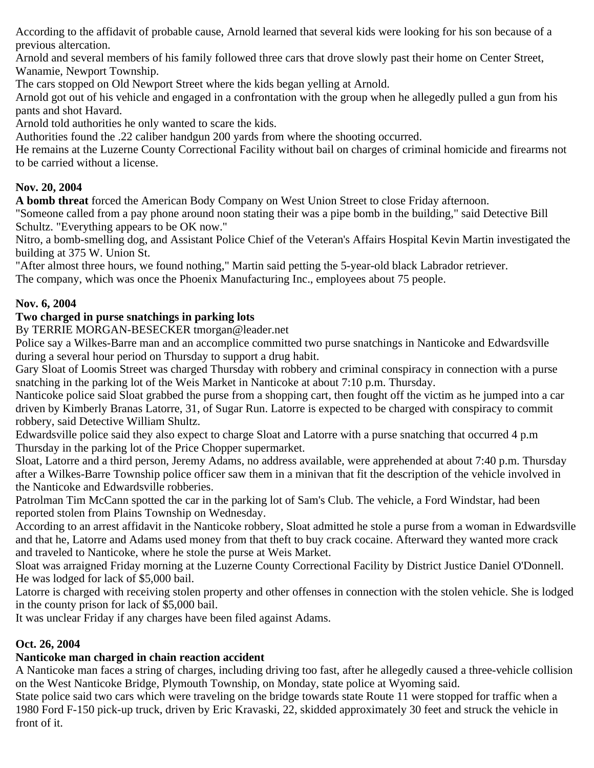According to the affidavit of probable cause, Arnold learned that several kids were looking for his son because of a previous altercation.

Arnold and several members of his family followed three cars that drove slowly past their home on Center Street, Wanamie, Newport Township.

The cars stopped on Old Newport Street where the kids began yelling at Arnold.

Arnold got out of his vehicle and engaged in a confrontation with the group when he allegedly pulled a gun from his pants and shot Havard.

Arnold told authorities he only wanted to scare the kids.

Authorities found the .22 caliber handgun 200 yards from where the shooting occurred.

He remains at the Luzerne County Correctional Facility without bail on charges of criminal homicide and firearms not to be carried without a license.

**Nov. 20, 2004**

**A bomb threat** forced the American Body Company on West Union Street to close Friday afternoon.

"Someone called from a pay phone around noon stating their was a pipe bomb in the building," said Detective Bill Schultz. "Everything appears to be OK now."

Nitro, a bomb-smelling dog, and Assistant Police Chief of the Veteran's Affairs Hospital Kevin Martin investigated the building at 375 W. Union St.

"After almost three hours, we found nothing," Martin said petting the 5-year-old black Labrador retriever.

The company, which was once the Phoenix Manufacturing Inc., employees about 75 people.

**Nov. 6, 2004**

**Two charged in purse snatchings in parking lots**

By TERRIE MORGAN-BESECKER tmorgan@leader.net

Police say a Wilkes-Barre man and an accomplice committed two purse snatchings in Nanticoke and Edwardsville during a several hour period on Thursday to support a drug habit.

Gary Sloat of Loomis Street was charged Thursday with robbery and criminal conspiracy in connection with a purse snatching in the parking lot of the Weis Market in Nanticoke at about 7:10 p.m. Thursday.

Nanticoke police said Sloat grabbed the purse from a shopping cart, then fought off the victim as he jumped into a car driven by Kimberly Branas Latorre, 31, of Sugar Run. Latorre is expected to be charged with conspiracy to commit robbery, said Detective William Shultz.

Edwardsville police said they also expect to charge Sloat and Latorre with a purse snatching that occurred 4 p.m Thursday in the parking lot of the Price Chopper supermarket.

Sloat, Latorre and a third person, Jeremy Adams, no address available, were apprehended at about 7:40 p.m. Thursday after a Wilkes-Barre Township police officer saw them in a minivan that fit the description of the vehicle involved in the Nanticoke and Edwardsville robberies.

Patrolman Tim McCann spotted the car in the parking lot of Sam's Club. The vehicle, a Ford Windstar, had been reported stolen from Plains Township on Wednesday.

According to an arrest affidavit in the Nanticoke robbery, Sloat admitted he stole a purse from a woman in Edwardsville and that he, Latorre and Adams used money from that theft to buy crack cocaine. Afterward they wanted more crack and traveled to Nanticoke, where he stole the purse at Weis Market.

Sloat was arraigned Friday morning at the Luzerne County Correctional Facility by District Justice Daniel O'Donnell. He was lodged for lack of $5,000 bail.

Latorre is charged with receiving stolen property and other offenses in connection with the stolen vehicle. She is lodged in the county prison for lack of $5,000 bail.

It was unclear Friday if any charges have been filed against Adams.

**Oct. 26, 2004**

**Nanticoke man charged in chain reaction accident**

A Nanticoke man faces a string of charges, including driving too fast, after he allegedly caused a three-vehicle collision on the West Nanticoke Bridge, Plymouth Township, on Monday, state police at Wyoming said.

State police said two cars which were traveling on the bridge towards state Route 11 were stopped for traffic when a 1980 Ford F-150 pick-up truck, driven by Eric Kravaski, 22, skidded approximately 30 feet and struck the vehicle in front of it.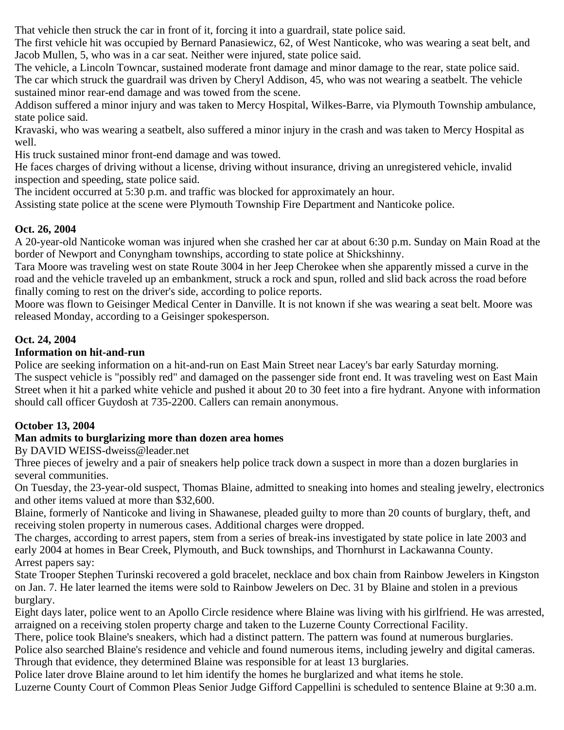That vehicle then struck the car in front of it, forcing it into a guardrail, state police said.

The first vehicle hit was occupied by Bernard Panasiewicz, 62, of West Nanticoke, who was wearing a seat belt, and Jacob Mullen, 5, who was in a car seat. Neither were injured, state police said.

The vehicle, a Lincoln Towncar, sustained moderate front damage and minor damage to the rear, state police said.

The car which struck the guardrail was driven by Cheryl Addison, 45, who was not wearing a seatbelt. The vehicle sustained minor rear-end damage and was towed from the scene.

Addison suffered a minor injury and was taken to Mercy Hospital, Wilkes-Barre, via Plymouth Township ambulance, state police said.

Kravaski, who was wearing a seatbelt, also suffered a minor injury in the crash and was taken to Mercy Hospital as well.

His truck sustained minor front-end damage and was towed.

He faces charges of driving without a license, driving without insurance, driving an unregistered vehicle, invalid inspection and speeding, state police said.

The incident occurred at 5:30 p.m. and traffic was blocked for approximately an hour.

Assisting state police at the scene were Plymouth Township Fire Department and Nanticoke police.

**Oct. 26, 2004**

A 20-year-old Nanticoke woman was injured when she crashed her car at about 6:30 p.m. Sunday on Main Road at the border of Newport and Conyngham townships, according to state police at Shickshinny.

Tara Moore was traveling west on state Route 3004 in her Jeep Cherokee when she apparently missed a curve in the road and the vehicle traveled up an embankment, struck a rock and spun, rolled and slid back across the road before finally coming to rest on the driver's side, according to police reports.

Moore was flown to Geisinger Medical Center in Danville. It is not known if she was wearing a seat belt. Moore was released Monday, according to a Geisinger spokesperson.

**Oct. 24, 2004**

**Information on hit-and-run**

Police are seeking information on a hit-and-run on East Main Street near Lacey's bar early Saturday morning.

The suspect vehicle is "possibly red" and damaged on the passenger side front end. It was traveling west on East Main Street when it hit a parked white vehicle and pushed it about 20 to 30 feet into a fire hydrant. Anyone with information should call officer Guydosh at 735-2200. Callers can remain anonymous.

**October 13, 2004**

**Man admits to burglarizing more than dozen area homes**

By DAVID WEISS-dweiss@leader.net

Three pieces of jewelry and a pair of sneakers help police track down a suspect in more than a dozen burglaries in several communities.

On Tuesday, the 23-year-old suspect, Thomas Blaine, admitted to sneaking into homes and stealing jewelry, electronics and other items valued at more than $32,600.

Blaine, formerly of Nanticoke and living in Shawanese, pleaded guilty to more than 20 counts of burglary, theft, and receiving stolen property in numerous cases. Additional charges were dropped.

The charges, according to arrest papers, stem from a series of break-ins investigated by state police in late 2003 and early 2004 at homes in Bear Creek, Plymouth, and Buck townships, and Thornhurst in Lackawanna County.

Arrest papers say:

State Trooper Stephen Turinski recovered a gold bracelet, necklace and box chain from Rainbow Jewelers in Kingston on Jan. 7. He later learned the items were sold to Rainbow Jewelers on Dec. 31 by Blaine and stolen in a previous burglary.

Eight days later, police went to an Apollo Circle residence where Blaine was living with his girlfriend. He was arrested, arraigned on a receiving stolen property charge and taken to the Luzerne County Correctional Facility.

There, police took Blaine's sneakers, which had a distinct pattern. The pattern was found at numerous burglaries.

Police also searched Blaine's residence and vehicle and found numerous items, including jewelry and digital cameras.

Through that evidence, they determined Blaine was responsible for at least 13 burglaries.

Police later drove Blaine around to let him identify the homes he burglarized and what items he stole.

Luzerne County Court of Common Pleas Senior Judge Gifford Cappellini is scheduled to sentence Blaine at 9:30 a.m.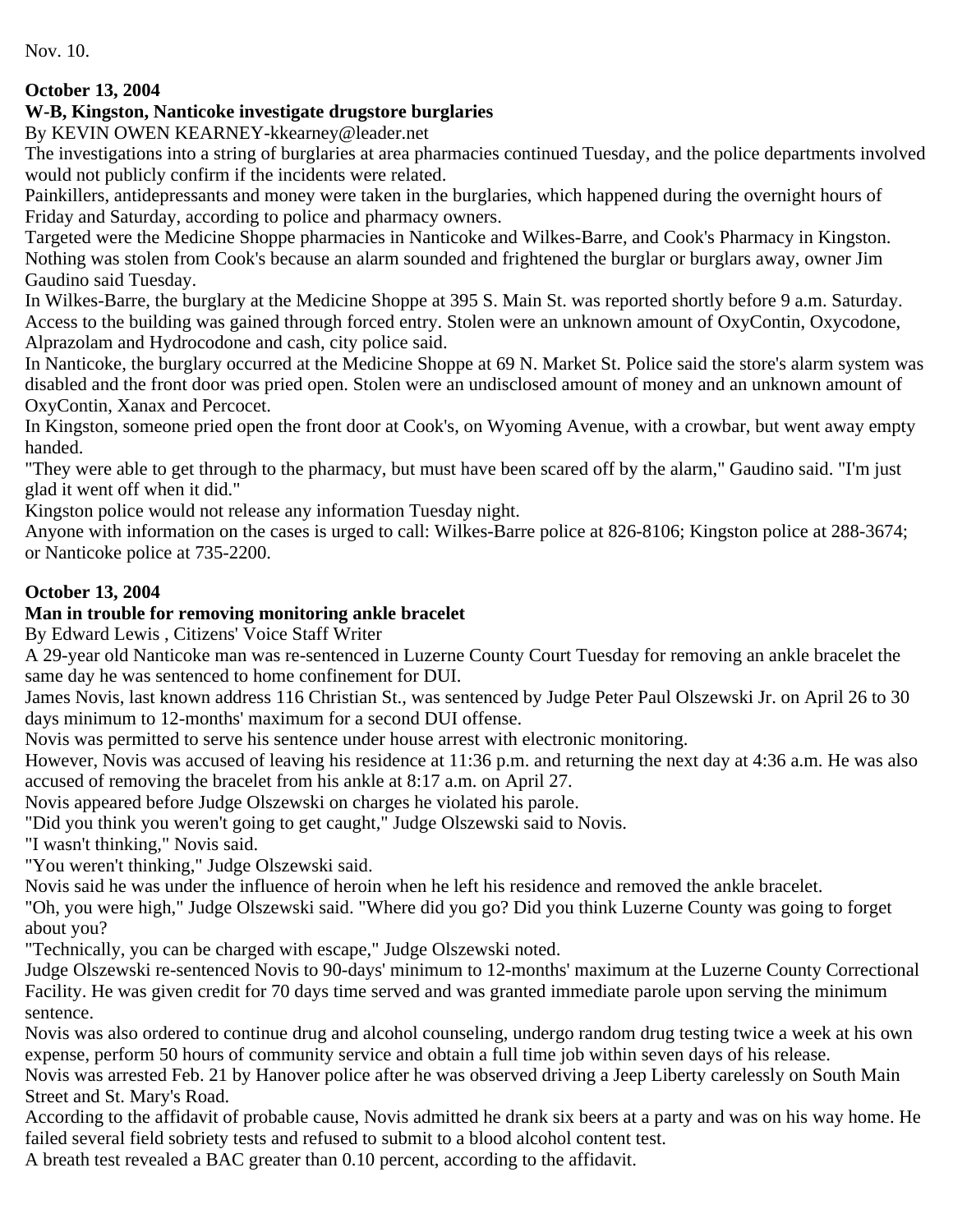Nov. 10.

**October 13, 2004**

**W-B, Kingston, Nanticoke investigate drugstore burglaries**

By KEVIN OWEN KEARNEY-kkearney@leader.net

The investigations into a string of burglaries at area pharmacies continued Tuesday, and the police departments involved would not publicly confirm if the incidents were related.

Painkillers, antidepressants and money were taken in the burglaries, which happened during the overnight hours of Friday and Saturday, according to police and pharmacy owners.

Targeted were the Medicine Shoppe pharmacies in Nanticoke and Wilkes-Barre, and Cook's Pharmacy in Kingston. Nothing was stolen from Cook's because an alarm sounded and frightened the burglar or burglars away, owner Jim Gaudino said Tuesday.

In Wilkes-Barre, the burglary at the Medicine Shoppe at 395 S. Main St. was reported shortly before 9 a.m. Saturday. Access to the building was gained through forced entry. Stolen were an unknown amount of OxyContin, Oxycodone, Alprazolam and Hydrocodone and cash, city police said.

In Nanticoke, the burglary occurred at the Medicine Shoppe at 69 N. Market St. Police said the store's alarm system was disabled and the front door was pried open. Stolen were an undisclosed amount of money and an unknown amount of OxyContin, Xanax and Percocet.

In Kingston, someone pried open the front door at Cook's, on Wyoming Avenue, with a crowbar, but went away empty handed.

"They were able to get through to the pharmacy, but must have been scared off by the alarm," Gaudino said. "I'm just glad it went off when it did."

Kingston police would not release any information Tuesday night.

Anyone with information on the cases is urged to call: Wilkes-Barre police at 826-8106; Kingston police at 288-3674; or Nanticoke police at 735-2200.

**October 13, 2004**

**Man in trouble for removing monitoring ankle bracelet**

By Edward Lewis , Citizens' Voice Staff Writer

A 29-year old Nanticoke man was re-sentenced in Luzerne County Court Tuesday for removing an ankle bracelet the same day he was sentenced to home confinement for DUI.

James Novis, last known address 116 Christian St., was sentenced by Judge Peter Paul Olszewski Jr. on April 26 to 30 days minimum to 12-months' maximum for a second DUI offense.

Novis was permitted to serve his sentence under house arrest with electronic monitoring.

However, Novis was accused of leaving his residence at 11:36 p.m. and returning the next day at 4:36 a.m. He was also accused of removing the bracelet from his ankle at 8:17 a.m. on April 27.

Novis appeared before Judge Olszewski on charges he violated his parole.

"Did you think you weren't going to get caught," Judge Olszewski said to Novis.

"I wasn't thinking," Novis said.

"You weren't thinking," Judge Olszewski said.

Novis said he was under the influence of heroin when he left his residence and removed the ankle bracelet.

"Oh, you were high," Judge Olszewski said. "Where did you go? Did you think Luzerne County was going to forget about you?

"Technically, you can be charged with escape," Judge Olszewski noted.

Judge Olszewski re-sentenced Novis to 90-days' minimum to 12-months' maximum at the Luzerne County Correctional Facility. He was given credit for 70 days time served and was granted immediate parole upon serving the minimum sentence.

Novis was also ordered to continue drug and alcohol counseling, undergo random drug testing twice a week at his own expense, perform 50 hours of community service and obtain a full time job within seven days of his release.

Novis was arrested Feb. 21 by Hanover police after he was observed driving a Jeep Liberty carelessly on South Main Street and St. Mary's Road.

According to the affidavit of probable cause, Novis admitted he drank six beers at a party and was on his way home. He failed several field sobriety tests and refused to submit to a blood alcohol content test.

A breath test revealed a BAC greater than 0.10 percent, according to the affidavit.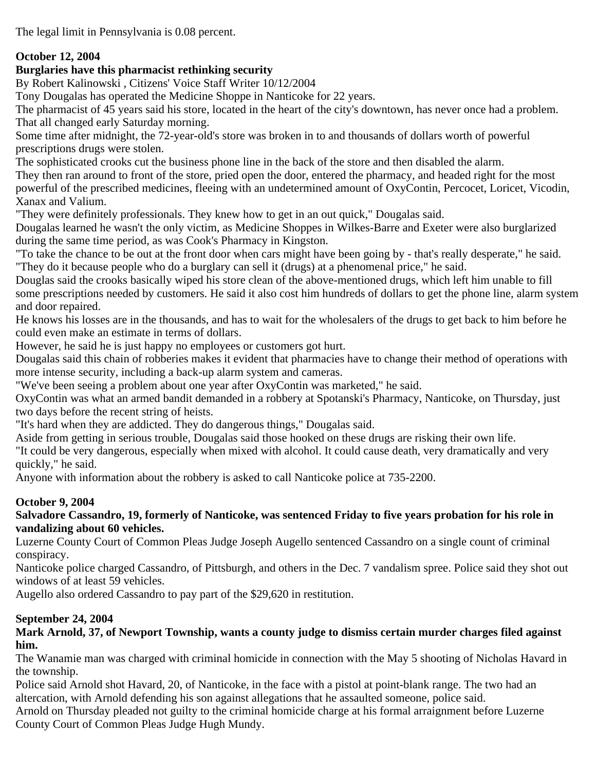The legal limit in Pennsylvania is 0.08 percent.

**October 12, 2004**

**Burglaries have this pharmacist rethinking security**

By Robert Kalinowski , Citizens' Voice Staff Writer 10/12/2004

Tony Dougalas has operated the Medicine Shoppe in Nanticoke for 22 years.

The pharmacist of 45 years said his store, located in the heart of the city's downtown, has never once had a problem. That all changed early Saturday morning.

Some time after midnight, the 72-year-old's store was broken in to and thousands of dollars worth of powerful prescriptions drugs were stolen.

The sophisticated crooks cut the business phone line in the back of the store and then disabled the alarm.

They then ran around to front of the store, pried open the door, entered the pharmacy, and headed right for the most powerful of the prescribed medicines, fleeing with an undetermined amount of OxyContin, Percocet, Loricet, Vicodin, Xanax and Valium.

"They were definitely professionals. They knew how to get in an out quick," Dougalas said.

Dougalas learned he wasn't the only victim, as Medicine Shoppes in Wilkes-Barre and Exeter were also burglarized during the same time period, as was Cook's Pharmacy in Kingston.

"To take the chance to be out at the front door when cars might have been going by - that's really desperate," he said. "They do it because people who do a burglary can sell it (drugs) at a phenomenal price," he said.

Douglas said the crooks basically wiped his store clean of the above-mentioned drugs, which left him unable to fill some prescriptions needed by customers. He said it also cost him hundreds of dollars to get the phone line, alarm system and door repaired.

He knows his losses are in the thousands, and has to wait for the wholesalers of the drugs to get back to him before he could even make an estimate in terms of dollars.

However, he said he is just happy no employees or customers got hurt.

Dougalas said this chain of robberies makes it evident that pharmacies have to change their method of operations with more intense security, including a back-up alarm system and cameras.

"We've been seeing a problem about one year after OxyContin was marketed," he said.

OxyContin was what an armed bandit demanded in a robbery at Spotanski's Pharmacy, Nanticoke, on Thursday, just two days before the recent string of heists.

"It's hard when they are addicted. They do dangerous things," Dougalas said.

Aside from getting in serious trouble, Dougalas said those hooked on these drugs are risking their own life.

"It could be very dangerous, especially when mixed with alcohol. It could cause death, very dramatically and very quickly," he said.

Anyone with information about the robbery is asked to call Nanticoke police at 735-2200.

**October 9, 2004**

**Salvadore Cassandro, 19, formerly of Nanticoke, was sentenced Friday to five years probation for his role in vandalizing about 60 vehicles.**

Luzerne County Court of Common Pleas Judge Joseph Augello sentenced Cassandro on a single count of criminal conspiracy.

Nanticoke police charged Cassandro, of Pittsburgh, and others in the Dec. 7 vandalism spree. Police said they shot out windows of at least 59 vehicles.

Augello also ordered Cassandro to pay part of the $29,620 in restitution.

**September 24, 2004**

**Mark Arnold, 37, of Newport Township, wants a county judge to dismiss certain murder charges filed against him.**

The Wanamie man was charged with criminal homicide in connection with the May 5 shooting of Nicholas Havard in the township.

Police said Arnold shot Havard, 20, of Nanticoke, in the face with a pistol at point-blank range. The two had an altercation, with Arnold defending his son against allegations that he assaulted someone, police said.

Arnold on Thursday pleaded not guilty to the criminal homicide charge at his formal arraignment before Luzerne County Court of Common Pleas Judge Hugh Mundy.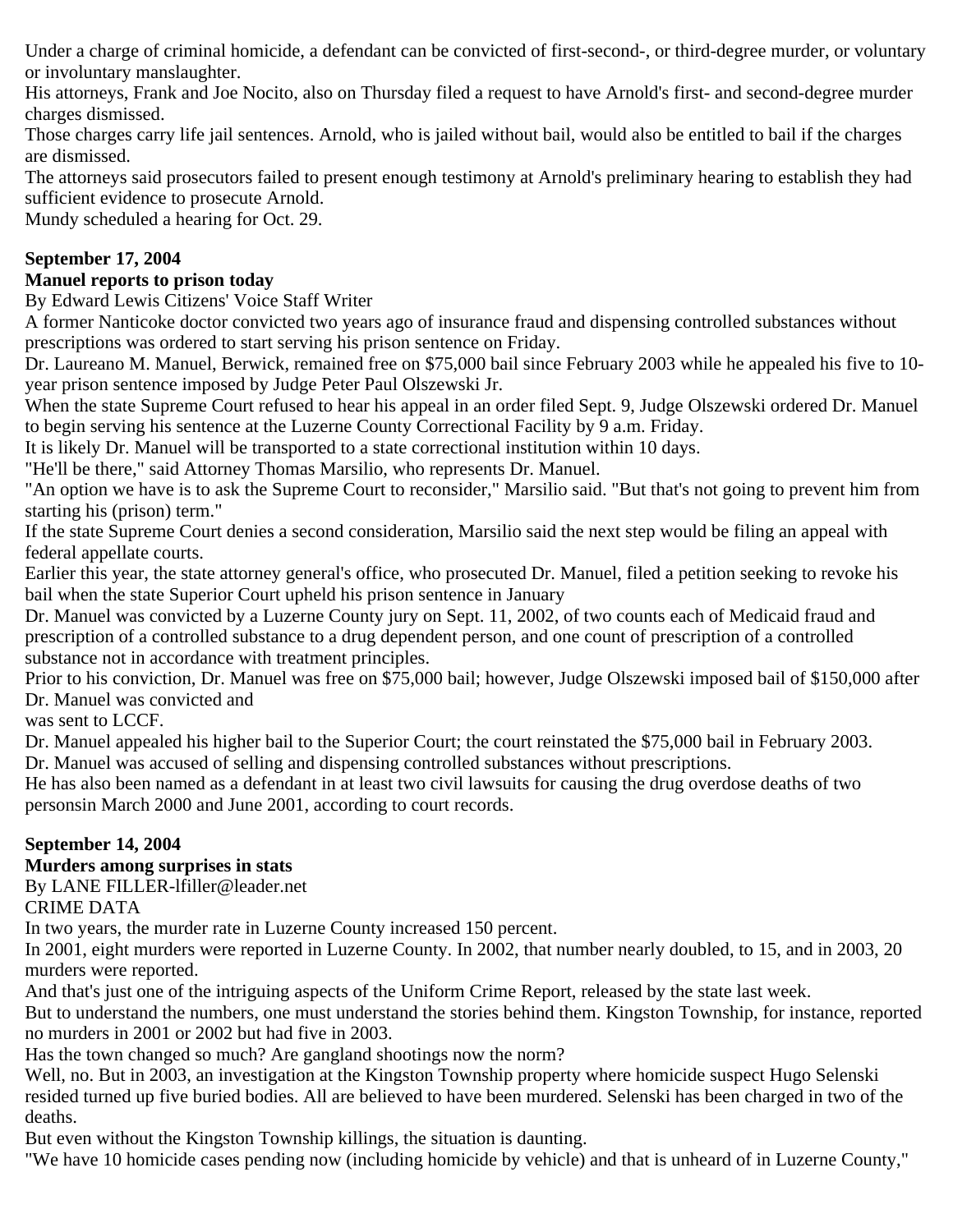Under a charge of criminal homicide, a defendant can be convicted of first-second-, or third-degree murder, or voluntary or involuntary manslaughter.

His attorneys, Frank and Joe Nocito, also on Thursday filed a request to have Arnold's first- and second-degree murder charges dismissed.

Those charges carry life jail sentences. Arnold, who is jailed without bail, would also be entitled to bail if the charges are dismissed.

The attorneys said prosecutors failed to present enough testimony at Arnold's preliminary hearing to establish they had sufficient evidence to prosecute Arnold.

Mundy scheduled a hearing for Oct. 29.

**September 17, 2004**

**Manuel reports to prison today**

By Edward Lewis Citizens' Voice Staff Writer

A former Nanticoke doctor convicted two years ago of insurance fraud and dispensing controlled substances without prescriptions was ordered to start serving his prison sentence on Friday.

Dr. Laureano M. Manuel, Berwick, remained free on $75,000 bail since February 2003 while he appealed his five to 10-year prison sentence imposed by Judge Peter Paul Olszewski Jr.

When the state Supreme Court refused to hear his appeal in an order filed Sept. 9, Judge Olszewski ordered Dr. Manuel to begin serving his sentence at the Luzerne County Correctional Facility by 9 a.m. Friday.

It is likely Dr. Manuel will be transported to a state correctional institution within 10 days.

"He'll be there," said Attorney Thomas Marsilio, who represents Dr. Manuel.

"An option we have is to ask the Supreme Court to reconsider," Marsilio said. "But that's not going to prevent him from starting his (prison) term."

If the state Supreme Court denies a second consideration, Marsilio said the next step would be filing an appeal with federal appellate courts.

Earlier this year, the state attorney general's office, who prosecuted Dr. Manuel, filed a petition seeking to revoke his bail when the state Superior Court upheld his prison sentence in January

Dr. Manuel was convicted by a Luzerne County jury on Sept. 11, 2002, of two counts each of Medicaid fraud and prescription of a controlled substance to a drug dependent person, and one count of prescription of a controlled substance not in accordance with treatment principles.

Prior to his conviction, Dr. Manuel was free on $75,000 bail; however, Judge Olszewski imposed bail of $150,000 after Dr. Manuel was convicted and was sent to LCCF.

Dr. Manuel appealed his higher bail to the Superior Court; the court reinstated the $75,000 bail in February 2003.

Dr. Manuel was accused of selling and dispensing controlled substances without prescriptions.

He has also been named as a defendant in at least two civil lawsuits for causing the drug overdose deaths of two personsin March 2000 and June 2001, according to court records.

**September 14, 2004**

**Murders among surprises in stats**

By LANE FILLER-lfiller@leader.net

CRIME DATA

In two years, the murder rate in Luzerne County increased 150 percent.

In 2001, eight murders were reported in Luzerne County. In 2002, that number nearly doubled, to 15, and in 2003, 20 murders were reported.

And that's just one of the intriguing aspects of the Uniform Crime Report, released by the state last week.

But to understand the numbers, one must understand the stories behind them. Kingston Township, for instance, reported no murders in 2001 or 2002 but had five in 2003.

Has the town changed so much? Are gangland shootings now the norm?

Well, no. But in 2003, an investigation at the Kingston Township property where homicide suspect Hugo Selenski resided turned up five buried bodies. All are believed to have been murdered. Selenski has been charged in two of the deaths.

But even without the Kingston Township killings, the situation is daunting.

"We have 10 homicide cases pending now (including homicide by vehicle) and that is unheard of in Luzerne County,"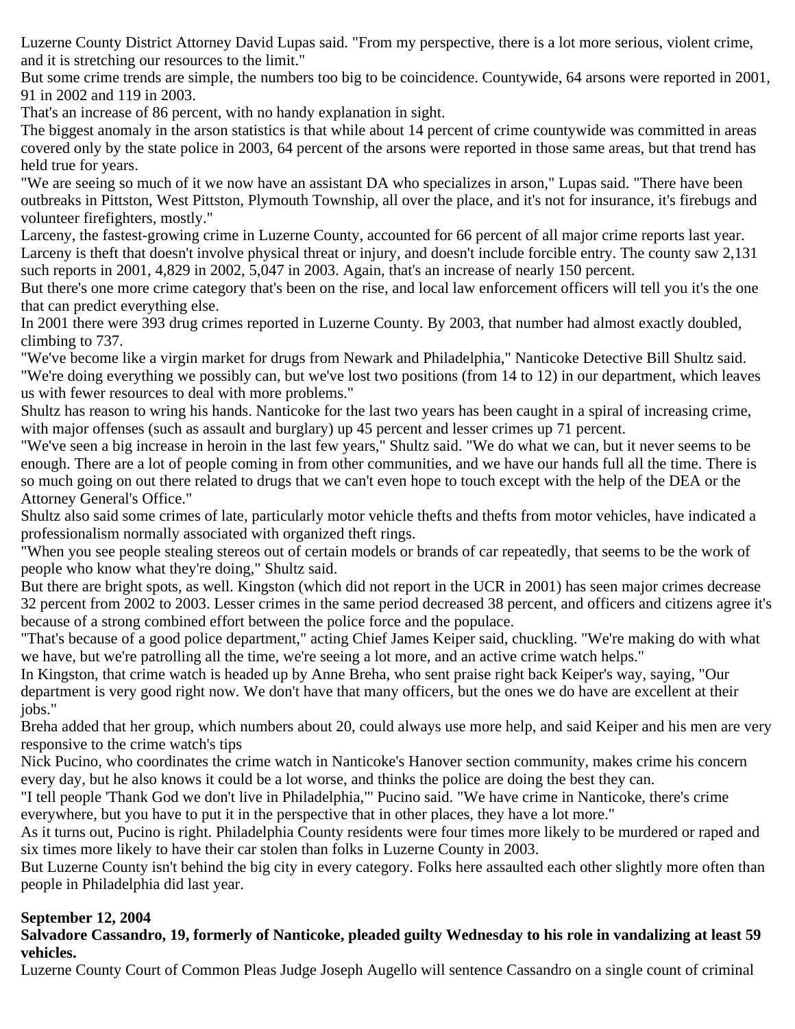Luzerne County District Attorney David Lupas said. "From my perspective, there is a lot more serious, violent crime, and it is stretching our resources to the limit."

But some crime trends are simple, the numbers too big to be coincidence. Countywide, 64 arsons were reported in 2001, 91 in 2002 and 119 in 2003.

That's an increase of 86 percent, with no handy explanation in sight.

The biggest anomaly in the arson statistics is that while about 14 percent of crime countywide was committed in areas covered only by the state police in 2003, 64 percent of the arsons were reported in those same areas, but that trend has held true for years.

"We are seeing so much of it we now have an assistant DA who specializes in arson," Lupas said. "There have been outbreaks in Pittston, West Pittston, Plymouth Township, all over the place, and it's not for insurance, it's firebugs and volunteer firefighters, mostly."

Larceny, the fastest-growing crime in Luzerne County, accounted for 66 percent of all major crime reports last year. Larceny is theft that doesn't involve physical threat or injury, and doesn't include forcible entry. The county saw 2,131 such reports in 2001, 4,829 in 2002, 5,047 in 2003. Again, that's an increase of nearly 150 percent.

But there's one more crime category that's been on the rise, and local law enforcement officers will tell you it's the one that can predict everything else.

In 2001 there were 393 drug crimes reported in Luzerne County. By 2003, that number had almost exactly doubled, climbing to 737.

"We've become like a virgin market for drugs from Newark and Philadelphia," Nanticoke Detective Bill Shultz said. "We're doing everything we possibly can, but we've lost two positions (from 14 to 12) in our department, which leaves us with fewer resources to deal with more problems."

Shultz has reason to wring his hands. Nanticoke for the last two years has been caught in a spiral of increasing crime, with major offenses (such as assault and burglary) up 45 percent and lesser crimes up 71 percent.

"We've seen a big increase in heroin in the last few years," Shultz said. "We do what we can, but it never seems to be enough. There are a lot of people coming in from other communities, and we have our hands full all the time. There is so much going on out there related to drugs that we can't even hope to touch except with the help of the DEA or the Attorney General's Office."

Shultz also said some crimes of late, particularly motor vehicle thefts and thefts from motor vehicles, have indicated a professionalism normally associated with organized theft rings.

"When you see people stealing stereos out of certain models or brands of car repeatedly, that seems to be the work of people who know what they're doing," Shultz said.

But there are bright spots, as well. Kingston (which did not report in the UCR in 2001) has seen major crimes decrease 32 percent from 2002 to 2003. Lesser crimes in the same period decreased 38 percent, and officers and citizens agree it's because of a strong combined effort between the police force and the populace.

"That's because of a good police department," acting Chief James Keiper said, chuckling. "We're making do with what we have, but we're patrolling all the time, we're seeing a lot more, and an active crime watch helps."

In Kingston, that crime watch is headed up by Anne Breha, who sent praise right back Keiper's way, saying, "Our department is very good right now. We don't have that many officers, but the ones we do have are excellent at their jobs."

Breha added that her group, which numbers about 20, could always use more help, and said Keiper and his men are very responsive to the crime watch's tips

Nick Pucino, who coordinates the crime watch in Nanticoke's Hanover section community, makes crime his concern every day, but he also knows it could be a lot worse, and thinks the police are doing the best they can.

"I tell people 'Thank God we don't live in Philadelphia,'" Pucino said. "We have crime in Nanticoke, there's crime everywhere, but you have to put it in the perspective that in other places, they have a lot more."

As it turns out, Pucino is right. Philadelphia County residents were four times more likely to be murdered or raped and six times more likely to have their car stolen than folks in Luzerne County in 2003.

But Luzerne County isn't behind the big city in every category. Folks here assaulted each other slightly more often than people in Philadelphia did last year.

**September 12, 2004**

**Salvadore Cassandro, 19, formerly of Nanticoke, pleaded guilty Wednesday to his role in vandalizing at least 59 vehicles.**

Luzerne County Court of Common Pleas Judge Joseph Augello will sentence Cassandro on a single count of criminal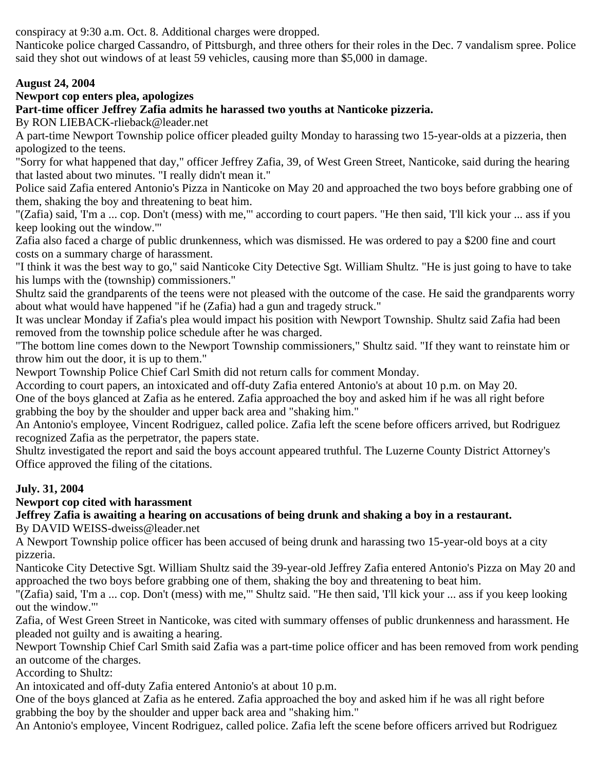conspiracy at 9:30 a.m. Oct. 8. Additional charges were dropped.

Nanticoke police charged Cassandro, of Pittsburgh, and three others for their roles in the Dec. 7 vandalism spree. Police said they shot out windows of at least 59 vehicles, causing more than $5,000 in damage.

**August 24, 2004**

**Newport cop enters plea, apologizes**

**Part-time officer Jeffrey Zafia admits he harassed two youths at Nanticoke pizzeria.**

By RON LIEBACK-rlieback@leader.net

A part-time Newport Township police officer pleaded guilty Monday to harassing two 15-year-olds at a pizzeria, then apologized to the teens.

"Sorry for what happened that day," officer Jeffrey Zafia, 39, of West Green Street, Nanticoke, said during the hearing that lasted about two minutes. "I really didn't mean it."

Police said Zafia entered Antonio's Pizza in Nanticoke on May 20 and approached the two boys before grabbing one of them, shaking the boy and threatening to beat him.

"(Zafia) said, 'I'm a ... cop. Don't (mess) with me,'" according to court papers. "He then said, 'I'll kick your ... ass if you keep looking out the window.'"

Zafia also faced a charge of public drunkenness, which was dismissed. He was ordered to pay a $200 fine and court costs on a summary charge of harassment.

"I think it was the best way to go," said Nanticoke City Detective Sgt. William Shultz. "He is just going to have to take his lumps with the (township) commissioners."

Shultz said the grandparents of the teens were not pleased with the outcome of the case. He said the grandparents worry about what would have happened "if he (Zafia) had a gun and tragedy struck."

It was unclear Monday if Zafia's plea would impact his position with Newport Township. Shultz said Zafia had been removed from the township police schedule after he was charged.

"The bottom line comes down to the Newport Township commissioners," Shultz said. "If they want to reinstate him or throw him out the door, it is up to them."

Newport Township Police Chief Carl Smith did not return calls for comment Monday.

According to court papers, an intoxicated and off-duty Zafia entered Antonio's at about 10 p.m. on May 20.

One of the boys glanced at Zafia as he entered. Zafia approached the boy and asked him if he was all right before grabbing the boy by the shoulder and upper back area and "shaking him."

An Antonio's employee, Vincent Rodriguez, called police. Zafia left the scene before officers arrived, but Rodriguez recognized Zafia as the perpetrator, the papers state.

Shultz investigated the report and said the boys account appeared truthful. The Luzerne County District Attorney's Office approved the filing of the citations.

**July. 31, 2004**

**Newport cop cited with harassment**

**Jeffrey Zafia is awaiting a hearing on accusations of being drunk and shaking a boy in a restaurant.**

By DAVID WEISS-dweiss@leader.net

A Newport Township police officer has been accused of being drunk and harassing two 15-year-old boys at a city pizzeria.

Nanticoke City Detective Sgt. William Shultz said the 39-year-old Jeffrey Zafia entered Antonio's Pizza on May 20 and approached the two boys before grabbing one of them, shaking the boy and threatening to beat him.

"(Zafia) said, 'I'm a ... cop. Don't (mess) with me,'" Shultz said. "He then said, 'I'll kick your ... ass if you keep looking out the window.'"

Zafia, of West Green Street in Nanticoke, was cited with summary offenses of public drunkenness and harassment. He pleaded not guilty and is awaiting a hearing.

Newport Township Chief Carl Smith said Zafia was a part-time police officer and has been removed from work pending an outcome of the charges.

According to Shultz:

An intoxicated and off-duty Zafia entered Antonio's at about 10 p.m.

One of the boys glanced at Zafia as he entered. Zafia approached the boy and asked him if he was all right before grabbing the boy by the shoulder and upper back area and "shaking him."

An Antonio's employee, Vincent Rodriguez, called police. Zafia left the scene before officers arrived but Rodriguez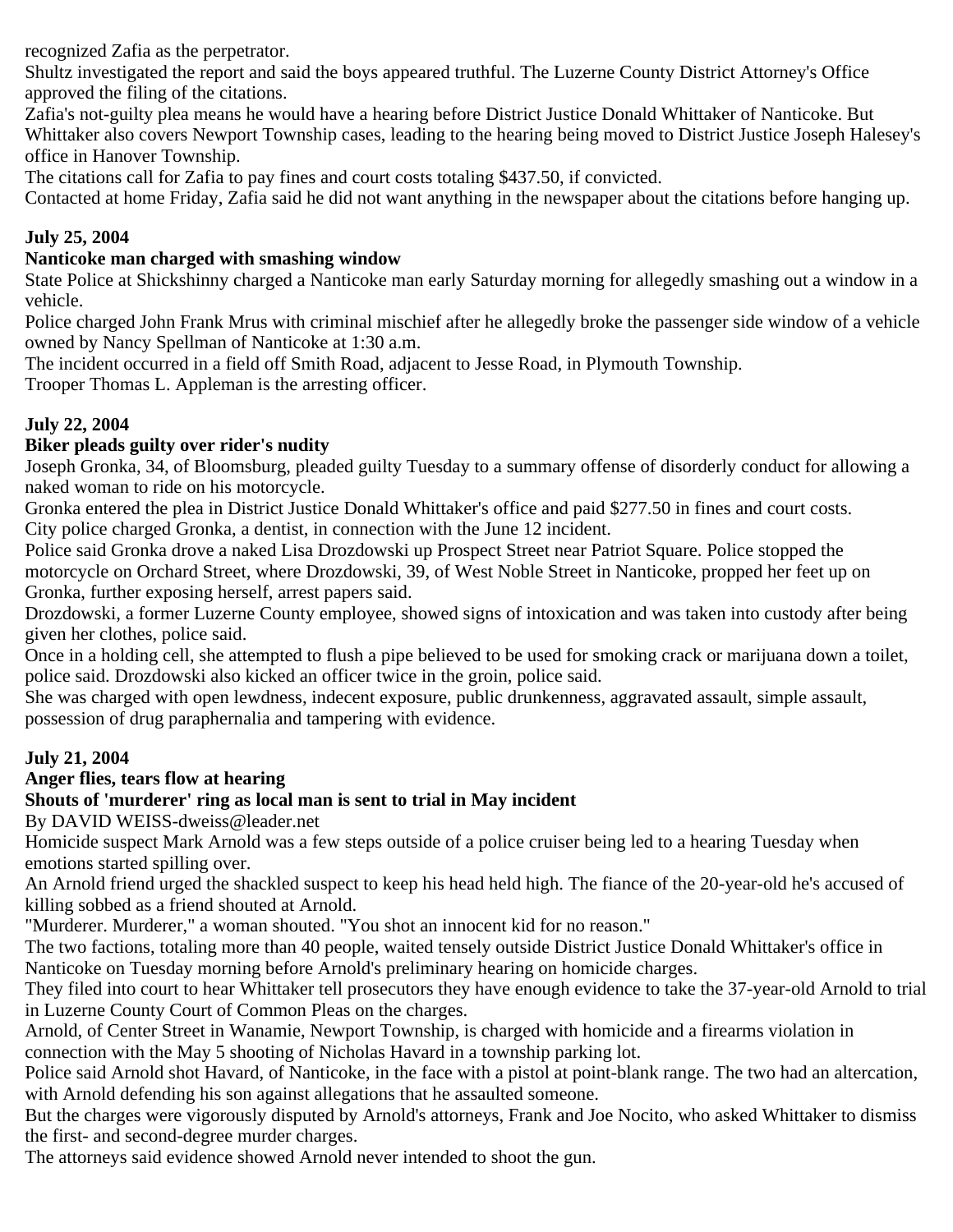recognized Zafia as the perpetrator.

Shultz investigated the report and said the boys appeared truthful. The Luzerne County District Attorney's Office approved the filing of the citations.

Zafia's not-guilty plea means he would have a hearing before District Justice Donald Whittaker of Nanticoke. But Whittaker also covers Newport Township cases, leading to the hearing being moved to District Justice Joseph Halesey's office in Hanover Township.

The citations call for Zafia to pay fines and court costs totaling $437.50, if convicted.

Contacted at home Friday, Zafia said he did not want anything in the newspaper about the citations before hanging up.

**July 25, 2004**

**Nanticoke man charged with smashing window**

State Police at Shickshinny charged a Nanticoke man early Saturday morning for allegedly smashing out a window in a vehicle.

Police charged John Frank Mrus with criminal mischief after he allegedly broke the passenger side window of a vehicle owned by Nancy Spellman of Nanticoke at 1:30 a.m.

The incident occurred in a field off Smith Road, adjacent to Jesse Road, in Plymouth Township.

Trooper Thomas L. Appleman is the arresting officer.

**July 22, 2004**

**Biker pleads guilty over rider's nudity**

Joseph Gronka, 34, of Bloomsburg, pleaded guilty Tuesday to a summary offense of disorderly conduct for allowing a naked woman to ride on his motorcycle.

Gronka entered the plea in District Justice Donald Whittaker's office and paid $277.50 in fines and court costs.

City police charged Gronka, a dentist, in connection with the June 12 incident.

Police said Gronka drove a naked Lisa Drozdowski up Prospect Street near Patriot Square. Police stopped the motorcycle on Orchard Street, where Drozdowski, 39, of West Noble Street in Nanticoke, propped her feet up on Gronka, further exposing herself, arrest papers said.

Drozdowski, a former Luzerne County employee, showed signs of intoxication and was taken into custody after being given her clothes, police said.

Once in a holding cell, she attempted to flush a pipe believed to be used for smoking crack or marijuana down a toilet, police said. Drozdowski also kicked an officer twice in the groin, police said.

She was charged with open lewdness, indecent exposure, public drunkenness, aggravated assault, simple assault, possession of drug paraphernalia and tampering with evidence.

**July 21, 2004**

**Anger flies, tears flow at hearing**

**Shouts of 'murderer' ring as local man is sent to trial in May incident**

By DAVID WEISS-dweiss@leader.net

Homicide suspect Mark Arnold was a few steps outside of a police cruiser being led to a hearing Tuesday when emotions started spilling over.

An Arnold friend urged the shackled suspect to keep his head held high. The fiance of the 20-year-old he's accused of killing sobbed as a friend shouted at Arnold.

"Murderer. Murderer," a woman shouted. "You shot an innocent kid for no reason."

The two factions, totaling more than 40 people, waited tensely outside District Justice Donald Whittaker's office in Nanticoke on Tuesday morning before Arnold's preliminary hearing on homicide charges.

They filed into court to hear Whittaker tell prosecutors they have enough evidence to take the 37-year-old Arnold to trial in Luzerne County Court of Common Pleas on the charges.

Arnold, of Center Street in Wanamie, Newport Township, is charged with homicide and a firearms violation in connection with the May 5 shooting of Nicholas Havard in a township parking lot.

Police said Arnold shot Havard, of Nanticoke, in the face with a pistol at point-blank range. The two had an altercation, with Arnold defending his son against allegations that he assaulted someone.

But the charges were vigorously disputed by Arnold's attorneys, Frank and Joe Nocito, who asked Whittaker to dismiss the first- and second-degree murder charges.

The attorneys said evidence showed Arnold never intended to shoot the gun.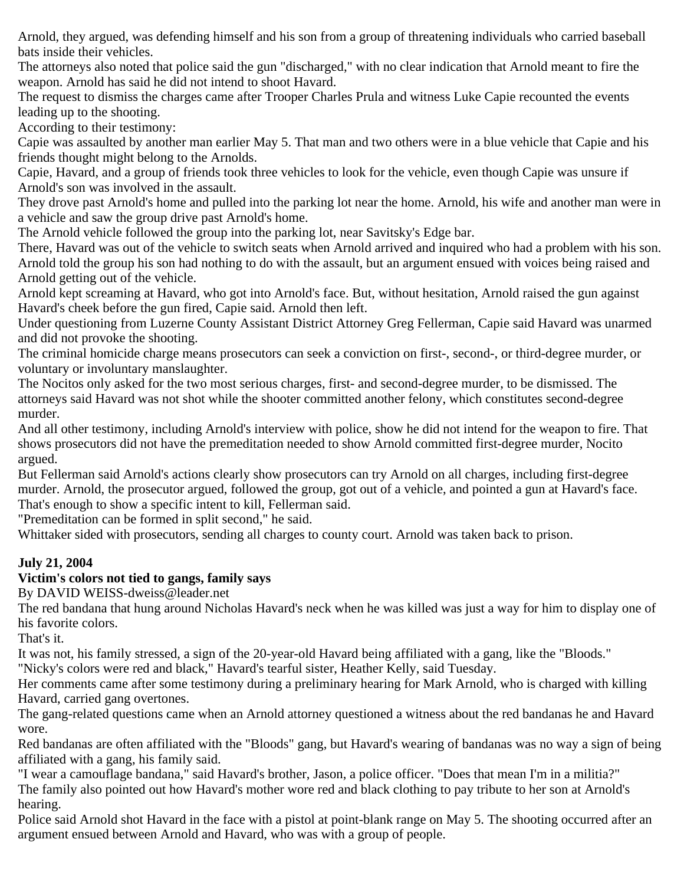Arnold, they argued, was defending himself and his son from a group of threatening individuals who carried baseball bats inside their vehicles.

The attorneys also noted that police said the gun "discharged," with no clear indication that Arnold meant to fire the weapon. Arnold has said he did not intend to shoot Havard.

The request to dismiss the charges came after Trooper Charles Prula and witness Luke Capie recounted the events leading up to the shooting.

According to their testimony:

Capie was assaulted by another man earlier May 5. That man and two others were in a blue vehicle that Capie and his friends thought might belong to the Arnolds.

Capie, Havard, and a group of friends took three vehicles to look for the vehicle, even though Capie was unsure if Arnold's son was involved in the assault.

They drove past Arnold's home and pulled into the parking lot near the home. Arnold, his wife and another man were in a vehicle and saw the group drive past Arnold's home.

The Arnold vehicle followed the group into the parking lot, near Savitsky's Edge bar.

There, Havard was out of the vehicle to switch seats when Arnold arrived and inquired who had a problem with his son. Arnold told the group his son had nothing to do with the assault, but an argument ensued with voices being raised and Arnold getting out of the vehicle.

Arnold kept screaming at Havard, who got into Arnold's face. But, without hesitation, Arnold raised the gun against Havard's cheek before the gun fired, Capie said. Arnold then left.

Under questioning from Luzerne County Assistant District Attorney Greg Fellerman, Capie said Havard was unarmed and did not provoke the shooting.

The criminal homicide charge means prosecutors can seek a conviction on first-, second-, or third-degree murder, or voluntary or involuntary manslaughter.

The Nocitos only asked for the two most serious charges, first- and second-degree murder, to be dismissed. The attorneys said Havard was not shot while the shooter committed another felony, which constitutes second-degree murder.

And all other testimony, including Arnold's interview with police, show he did not intend for the weapon to fire. That shows prosecutors did not have the premeditation needed to show Arnold committed first-degree murder, Nocito argued.

But Fellerman said Arnold's actions clearly show prosecutors can try Arnold on all charges, including first-degree murder. Arnold, the prosecutor argued, followed the group, got out of a vehicle, and pointed a gun at Havard's face. That's enough to show a specific intent to kill, Fellerman said.

"Premeditation can be formed in split second," he said.

Whittaker sided with prosecutors, sending all charges to county court. Arnold was taken back to prison.

**July 21, 2004**

**Victim's colors not tied to gangs, family says**

By DAVID WEISS-dweiss@leader.net

The red bandana that hung around Nicholas Havard's neck when he was killed was just a way for him to display one of his favorite colors.

That's it.

It was not, his family stressed, a sign of the 20-year-old Havard being affiliated with a gang, like the "Bloods."

"Nicky's colors were red and black," Havard's tearful sister, Heather Kelly, said Tuesday.

Her comments came after some testimony during a preliminary hearing for Mark Arnold, who is charged with killing Havard, carried gang overtones.

The gang-related questions came when an Arnold attorney questioned a witness about the red bandanas he and Havard wore.

Red bandanas are often affiliated with the "Bloods" gang, but Havard's wearing of bandanas was no way a sign of being affiliated with a gang, his family said.

"I wear a camouflage bandana," said Havard's brother, Jason, a police officer. "Does that mean I'm in a militia?"

The family also pointed out how Havard's mother wore red and black clothing to pay tribute to her son at Arnold's hearing.

Police said Arnold shot Havard in the face with a pistol at point-blank range on May 5. The shooting occurred after an argument ensued between Arnold and Havard, who was with a group of people.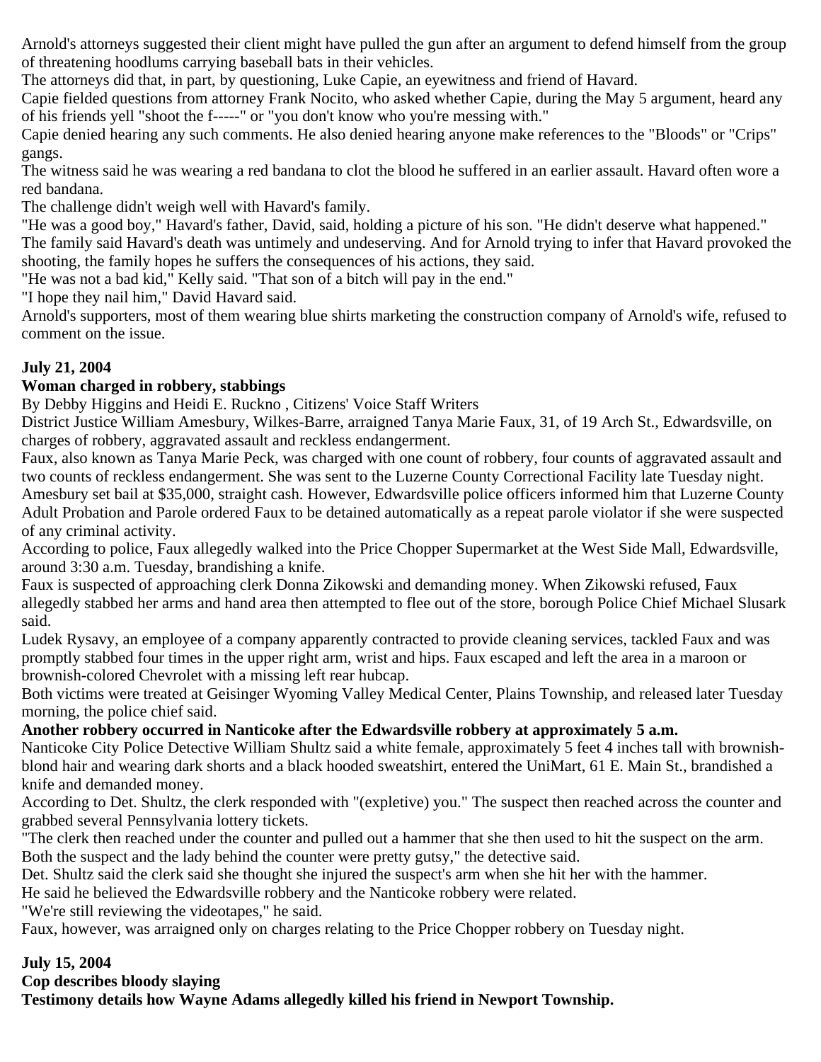Arnold's attorneys suggested their client might have pulled the gun after an argument to defend himself from the group of threatening hoodlums carrying baseball bats in their vehicles.

The attorneys did that, in part, by questioning, Luke Capie, an eyewitness and friend of Havard.

Capie fielded questions from attorney Frank Nocito, who asked whether Capie, during the May 5 argument, heard any of his friends yell "shoot the f-----" or "you don't know who you're messing with."

Capie denied hearing any such comments. He also denied hearing anyone make references to the "Bloods" or "Crips" gangs.

The witness said he was wearing a red bandana to clot the blood he suffered in an earlier assault. Havard often wore a red bandana.

The challenge didn't weigh well with Havard's family.

"He was a good boy," Havard's father, David, said, holding a picture of his son. "He didn't deserve what happened."

The family said Havard's death was untimely and undeserving. And for Arnold trying to infer that Havard provoked the shooting, the family hopes he suffers the consequences of his actions, they said.

"He was not a bad kid," Kelly said. "That son of a bitch will pay in the end."

"I hope they nail him," David Havard said.

Arnold's supporters, most of them wearing blue shirts marketing the construction company of Arnold's wife, refused to comment on the issue.

**July 21, 2004**

**Woman charged in robbery, stabbings**

By Debby Higgins and Heidi E. Ruckno , Citizens' Voice Staff Writers

District Justice William Amesbury, Wilkes-Barre, arraigned Tanya Marie Faux, 31, of 19 Arch St., Edwardsville, on charges of robbery, aggravated assault and reckless endangerment.

Faux, also known as Tanya Marie Peck, was charged with one count of robbery, four counts of aggravated assault and two counts of reckless endangerment. She was sent to the Luzerne County Correctional Facility late Tuesday night.

Amesbury set bail at $35,000, straight cash. However, Edwardsville police officers informed him that Luzerne County Adult Probation and Parole ordered Faux to be detained automatically as a repeat parole violator if she were suspected of any criminal activity.

According to police, Faux allegedly walked into the Price Chopper Supermarket at the West Side Mall, Edwardsville, around 3:30 a.m. Tuesday, brandishing a knife.

Faux is suspected of approaching clerk Donna Zikowski and demanding money. When Zikowski refused, Faux allegedly stabbed her arms and hand area then attempted to flee out of the store, borough Police Chief Michael Slusark said.

Ludek Rysavy, an employee of a company apparently contracted to provide cleaning services, tackled Faux and was promptly stabbed four times in the upper right arm, wrist and hips. Faux escaped and left the area in a maroon or brownish-colored Chevrolet with a missing left rear hubcap.

Both victims were treated at Geisinger Wyoming Valley Medical Center, Plains Township, and released later Tuesday morning, the police chief said.

**Another robbery occurred in Nanticoke after the Edwardsville robbery at approximately 5 a.m.**

Nanticoke City Police Detective William Shultz said a white female, approximately 5 feet 4 inches tall with brownish-blond hair and wearing dark shorts and a black hooded sweatshirt, entered the UniMart, 61 E. Main St., brandished a knife and demanded money.

According to Det. Shultz, the clerk responded with "(expletive) you." The suspect then reached across the counter and grabbed several Pennsylvania lottery tickets.

"The clerk then reached under the counter and pulled out a hammer that she then used to hit the suspect on the arm. Both the suspect and the lady behind the counter were pretty gutsy," the detective said.

Det. Shultz said the clerk said she thought she injured the suspect's arm when she hit her with the hammer.

He said he believed the Edwardsville robbery and the Nanticoke robbery were related.

"We're still reviewing the videotapes," he said.

Faux, however, was arraigned only on charges relating to the Price Chopper robbery on Tuesday night.

**July 15, 2004**

**Cop describes bloody slaying**

**Testimony details how Wayne Adams allegedly killed his friend in Newport Township.**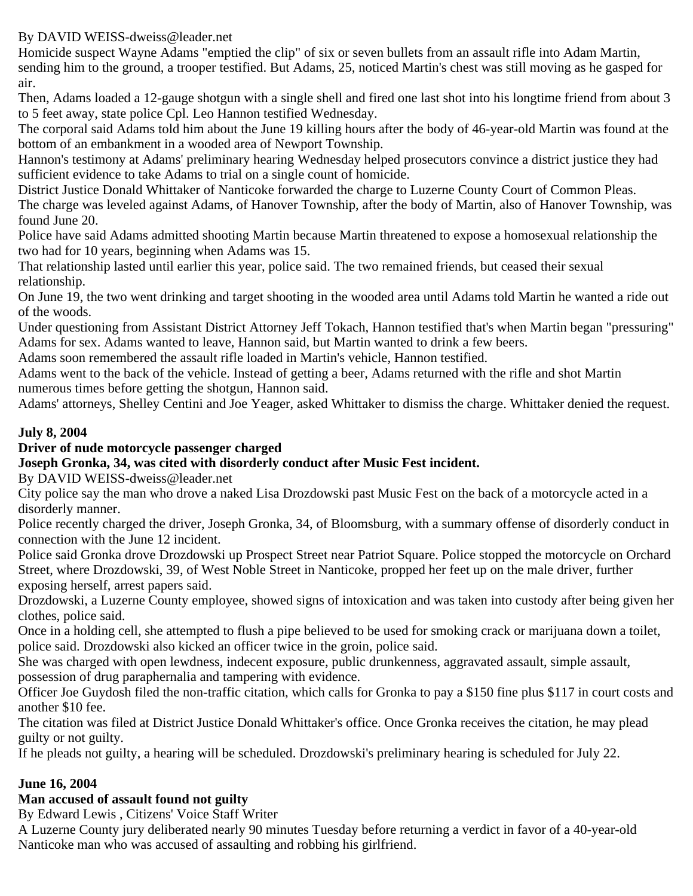By DAVID WEISS-dweiss@leader.net

Homicide suspect Wayne Adams "emptied the clip" of six or seven bullets from an assault rifle into Adam Martin, sending him to the ground, a trooper testified. But Adams, 25, noticed Martin's chest was still moving as he gasped for air.

Then, Adams loaded a 12-gauge shotgun with a single shell and fired one last shot into his longtime friend from about 3 to 5 feet away, state police Cpl. Leo Hannon testified Wednesday.

The corporal said Adams told him about the June 19 killing hours after the body of 46-year-old Martin was found at the bottom of an embankment in a wooded area of Newport Township.

Hannon's testimony at Adams' preliminary hearing Wednesday helped prosecutors convince a district justice they had sufficient evidence to take Adams to trial on a single count of homicide.

District Justice Donald Whittaker of Nanticoke forwarded the charge to Luzerne County Court of Common Pleas.

The charge was leveled against Adams, of Hanover Township, after the body of Martin, also of Hanover Township, was found June 20.

Police have said Adams admitted shooting Martin because Martin threatened to expose a homosexual relationship the two had for 10 years, beginning when Adams was 15.

That relationship lasted until earlier this year, police said. The two remained friends, but ceased their sexual relationship.

On June 19, the two went drinking and target shooting in the wooded area until Adams told Martin he wanted a ride out of the woods.

Under questioning from Assistant District Attorney Jeff Tokach, Hannon testified that's when Martin began "pressuring" Adams for sex. Adams wanted to leave, Hannon said, but Martin wanted to drink a few beers.

Adams soon remembered the assault rifle loaded in Martin's vehicle, Hannon testified.

Adams went to the back of the vehicle. Instead of getting a beer, Adams returned with the rifle and shot Martin numerous times before getting the shotgun, Hannon said.

Adams' attorneys, Shelley Centini and Joe Yeager, asked Whittaker to dismiss the charge. Whittaker denied the request.

**July 8, 2004**

**Driver of nude motorcycle passenger charged**

**Joseph Gronka, 34, was cited with disorderly conduct after Music Fest incident.**

By DAVID WEISS-dweiss@leader.net

City police say the man who drove a naked Lisa Drozdowski past Music Fest on the back of a motorcycle acted in a disorderly manner.

Police recently charged the driver, Joseph Gronka, 34, of Bloomsburg, with a summary offense of disorderly conduct in connection with the June 12 incident.

Police said Gronka drove Drozdowski up Prospect Street near Patriot Square. Police stopped the motorcycle on Orchard Street, where Drozdowski, 39, of West Noble Street in Nanticoke, propped her feet up on the male driver, further exposing herself, arrest papers said.

Drozdowski, a Luzerne County employee, showed signs of intoxication and was taken into custody after being given her clothes, police said.

Once in a holding cell, she attempted to flush a pipe believed to be used for smoking crack or marijuana down a toilet, police said. Drozdowski also kicked an officer twice in the groin, police said.

She was charged with open lewdness, indecent exposure, public drunkenness, aggravated assault, simple assault, possession of drug paraphernalia and tampering with evidence.

Officer Joe Guydosh filed the non-traffic citation, which calls for Gronka to pay a $150 fine plus $117 in court costs and another $10 fee.

The citation was filed at District Justice Donald Whittaker's office. Once Gronka receives the citation, he may plead guilty or not guilty.

If he pleads not guilty, a hearing will be scheduled. Drozdowski's preliminary hearing is scheduled for July 22.

**June 16, 2004**

**Man accused of assault found not guilty**

By Edward Lewis , Citizens' Voice Staff Writer

A Luzerne County jury deliberated nearly 90 minutes Tuesday before returning a verdict in favor of a 40-year-old Nanticoke man who was accused of assaulting and robbing his girlfriend.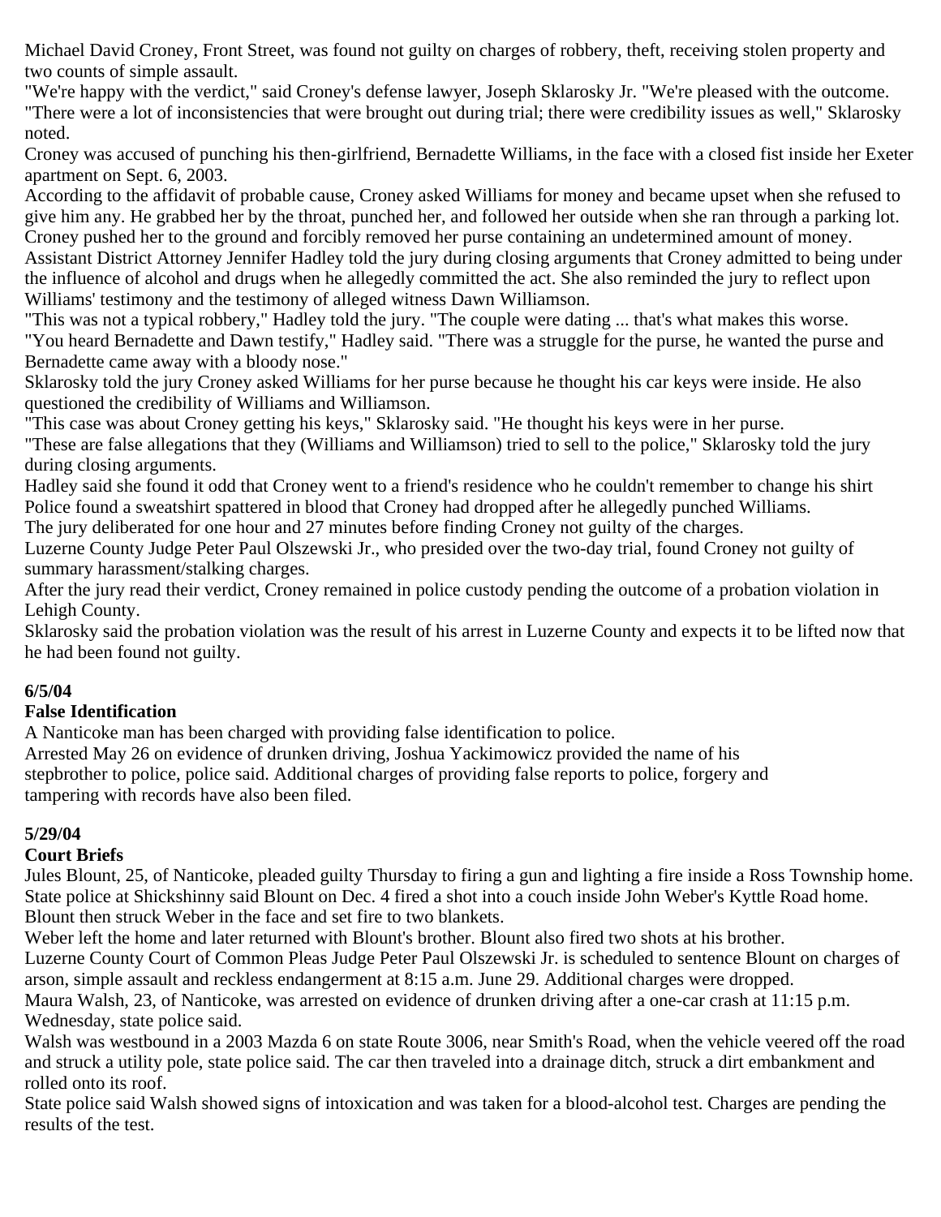Michael David Croney, Front Street, was found not guilty on charges of robbery, theft, receiving stolen property and two counts of simple assault.

"We're happy with the verdict," said Croney's defense lawyer, Joseph Sklarosky Jr. "We're pleased with the outcome.

"There were a lot of inconsistencies that were brought out during trial; there were credibility issues as well," Sklarosky noted.

Croney was accused of punching his then-girlfriend, Bernadette Williams, in the face with a closed fist inside her Exeter apartment on Sept. 6, 2003.

According to the affidavit of probable cause, Croney asked Williams for money and became upset when she refused to give him any. He grabbed her by the throat, punched her, and followed her outside when she ran through a parking lot. Croney pushed her to the ground and forcibly removed her purse containing an undetermined amount of money.

Assistant District Attorney Jennifer Hadley told the jury during closing arguments that Croney admitted to being under the influence of alcohol and drugs when he allegedly committed the act. She also reminded the jury to reflect upon Williams' testimony and the testimony of alleged witness Dawn Williamson.

"This was not a typical robbery," Hadley told the jury. "The couple were dating ... that's what makes this worse.

"You heard Bernadette and Dawn testify," Hadley said. "There was a struggle for the purse, he wanted the purse and Bernadette came away with a bloody nose."

Sklarosky told the jury Croney asked Williams for her purse because he thought his car keys were inside. He also questioned the credibility of Williams and Williamson.

"This case was about Croney getting his keys," Sklarosky said. "He thought his keys were in her purse.

"These are false allegations that they (Williams and Williamson) tried to sell to the police," Sklarosky told the jury during closing arguments.

Hadley said she found it odd that Croney went to a friend's residence who he couldn't remember to change his shirt Police found a sweatshirt spattered in blood that Croney had dropped after he allegedly punched Williams.

The jury deliberated for one hour and 27 minutes before finding Croney not guilty of the charges.

Luzerne County Judge Peter Paul Olszewski Jr., who presided over the two-day trial, found Croney not guilty of summary harassment/stalking charges.

After the jury read their verdict, Croney remained in police custody pending the outcome of a probation violation in Lehigh County.

Sklarosky said the probation violation was the result of his arrest in Luzerne County and expects it to be lifted now that he had been found not guilty.

**6/5/04**

**False Identification**

A Nanticoke man has been charged with providing false identification to police.

Arrested May 26 on evidence of drunken driving, Joshua Yackimowicz provided the name of his stepbrother to police, police said. Additional charges of providing false reports to police, forgery and tampering with records have also been filed.

**5/29/04**

**Court Briefs**

Jules Blount, 25, of Nanticoke, pleaded guilty Thursday to firing a gun and lighting a fire inside a Ross Township home.

State police at Shickshinny said Blount on Dec. 4 fired a shot into a couch inside John Weber's Kyttle Road home. Blount then struck Weber in the face and set fire to two blankets.

Weber left the home and later returned with Blount's brother. Blount also fired two shots at his brother.

Luzerne County Court of Common Pleas Judge Peter Paul Olszewski Jr. is scheduled to sentence Blount on charges of arson, simple assault and reckless endangerment at 8:15 a.m. June 29. Additional charges were dropped.

Maura Walsh, 23, of Nanticoke, was arrested on evidence of drunken driving after a one-car crash at 11:15 p.m. Wednesday, state police said.

Walsh was westbound in a 2003 Mazda 6 on state Route 3006, near Smith's Road, when the vehicle veered off the road and struck a utility pole, state police said. The car then traveled into a drainage ditch, struck a dirt embankment and rolled onto its roof.

State police said Walsh showed signs of intoxication and was taken for a blood-alcohol test. Charges are pending the results of the test.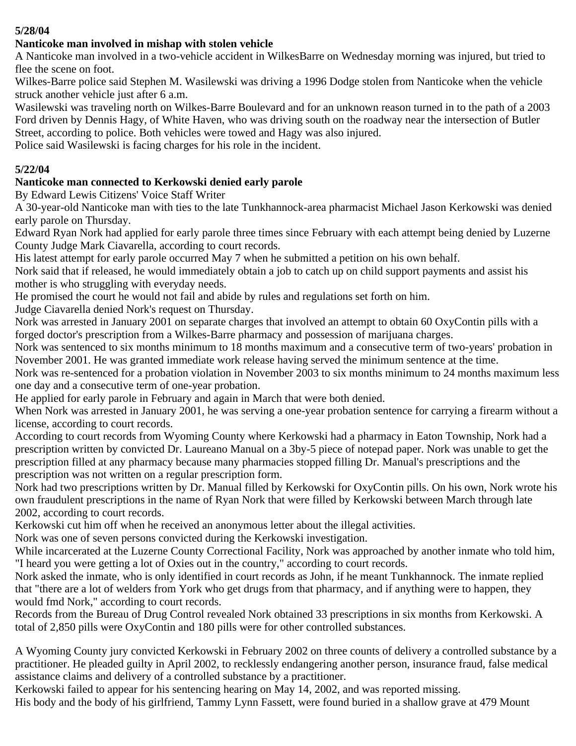**5/28/04**

**Nanticoke man involved in mishap with stolen vehicle**

A Nanticoke man involved in a two-vehicle accident in WilkesBarre on Wednesday morning was injured, but tried to flee the scene on foot.

Wilkes-Barre police said Stephen M. Wasilewski was driving a 1996 Dodge stolen from Nanticoke when the vehicle struck another vehicle just after 6 a.m.

Wasilewski was traveling north on Wilkes-Barre Boulevard and for an unknown reason turned in to the path of a 2003 Ford driven by Dennis Hagy, of White Haven, who was driving south on the roadway near the intersection of Butler Street, according to police. Both vehicles were towed and Hagy was also injured.

Police said Wasilewski is facing charges for his role in the incident.

**5/22/04**

**Nanticoke man connected to Kerkowski denied early parole**

By Edward Lewis Citizens' Voice Staff Writer

A 30-year-old Nanticoke man with ties to the late Tunkhannock-area pharmacist Michael Jason Kerkowski was denied early parole on Thursday.

Edward Ryan Nork had applied for early parole three times since February with each attempt being denied by Luzerne County Judge Mark Ciavarella, according to court records.

His latest attempt for early parole occurred May 7 when he submitted a petition on his own behalf.

Nork said that if released, he would immediately obtain a job to catch up on child support payments and assist his mother is who struggling with everyday needs.

He promised the court he would not fail and abide by rules and regulations set forth on him.

Judge Ciavarella denied Nork's request on Thursday.

Nork was arrested in January 2001 on separate charges that involved an attempt to obtain 60 OxyContin pills with a forged doctor's prescription from a Wilkes-Barre pharmacy and possession of marijuana charges.

Nork was sentenced to six months minimum to 18 months maximum and a consecutive term of two-years' probation in November 2001. He was granted immediate work release having served the minimum sentence at the time.

Nork was re-sentenced for a probation violation in November 2003 to six months minimum to 24 months maximum less one day and a consecutive term of one-year probation.

He applied for early parole in February and again in March that were both denied.

When Nork was arrested in January 2001, he was serving a one-year probation sentence for carrying a firearm without a license, according to court records.

According to court records from Wyoming County where Kerkowski had a pharmacy in Eaton Township, Nork had a prescription written by convicted Dr. Laureano Manual on a 3by-5 piece of notepad paper. Nork was unable to get the prescription filled at any pharmacy because many pharmacies stopped filling Dr. Manual's prescriptions and the prescription was not written on a regular prescription form.

Nork had two prescriptions written by Dr. Manual filled by Kerkowski for OxyContin pills. On his own, Nork wrote his own fraudulent prescriptions in the name of Ryan Nork that were filled by Kerkowski between March through late 2002, according to court records.

Kerkowski cut him off when he received an anonymous letter about the illegal activities.

Nork was one of seven persons convicted during the Kerkowski investigation.

While incarcerated at the Luzerne County Correctional Facility, Nork was approached by another inmate who told him, "I heard you were getting a lot of Oxies out in the country," according to court records.

Nork asked the inmate, who is only identified in court records as John, if he meant Tunkhannock. The inmate replied that "there are a lot of welders from York who get drugs from that pharmacy, and if anything were to happen, they would fmd Nork," according to court records.

Records from the Bureau of Drug Control revealed Nork obtained 33 prescriptions in six months from Kerkowski. A total of 2,850 pills were OxyContin and 180 pills were for other controlled substances.

A Wyoming County jury convicted Kerkowski in February 2002 on three counts of delivery a controlled substance by a practitioner. He pleaded guilty in April 2002, to recklessly endangering another person, insurance fraud, false medical assistance claims and delivery of a controlled substance by a practitioner.

Kerkowski failed to appear for his sentencing hearing on May 14, 2002, and was reported missing.

His body and the body of his girlfriend, Tammy Lynn Fassett, were found buried in a shallow grave at 479 Mount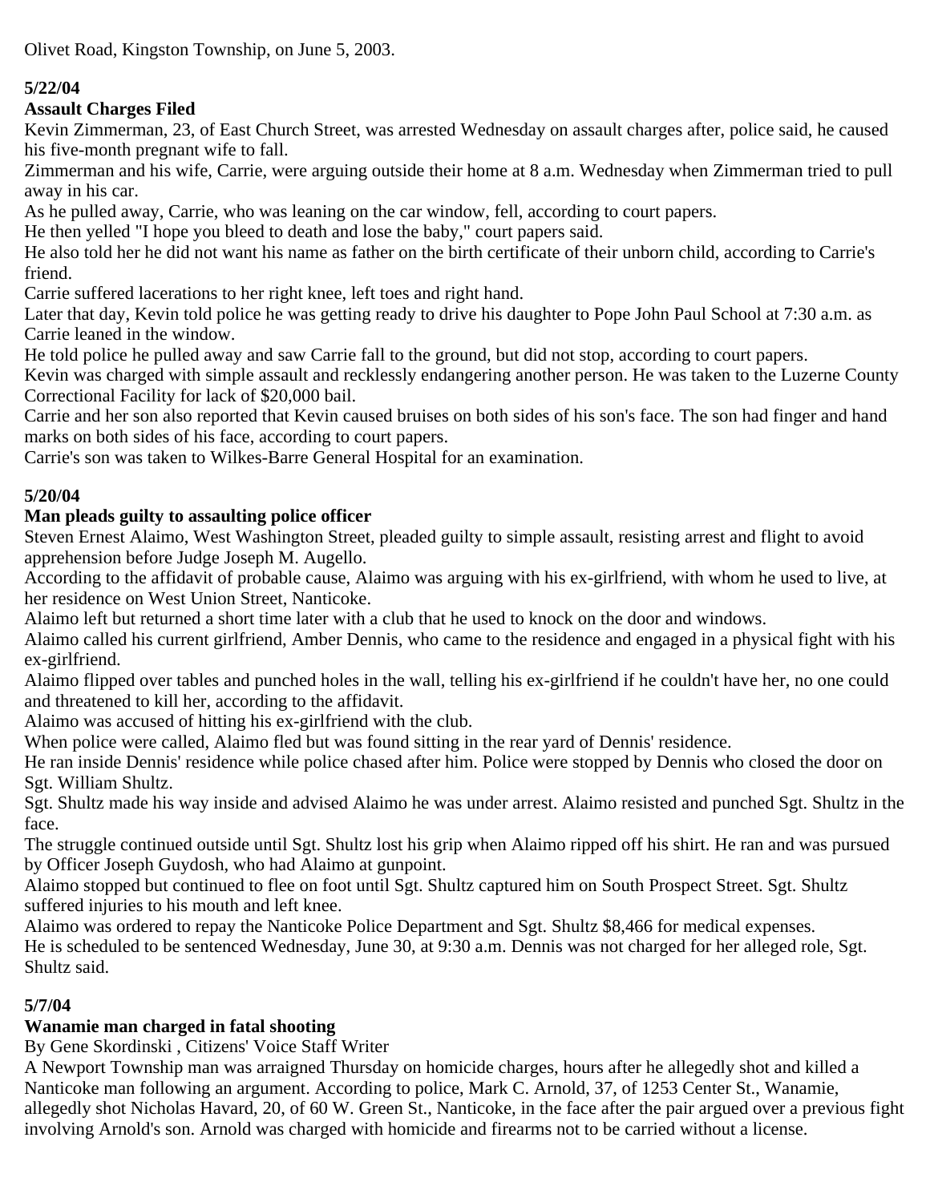Olivet Road, Kingston Township, on June 5, 2003.

**5/22/04**

### Assault Charges Filed

Kevin Zimmerman, 23, of East Church Street, was arrested Wednesday on assault charges after, police said, he caused his five-month pregnant wife to fall.

Zimmerman and his wife, Carrie, were arguing outside their home at 8 a.m. Wednesday when Zimmerman tried to pull away in his car.

As he pulled away, Carrie, who was leaning on the car window, fell, according to court papers.

He then yelled "I hope you bleed to death and lose the baby," court papers said.

He also told her he did not want his name as father on the birth certificate of their unborn child, according to Carrie's friend.

Carrie suffered lacerations to her right knee, left toes and right hand.

Later that day, Kevin told police he was getting ready to drive his daughter to Pope John Paul School at 7:30 a.m. as Carrie leaned in the window.

He told police he pulled away and saw Carrie fall to the ground, but did not stop, according to court papers.

Kevin was charged with simple assault and recklessly endangering another person. He was taken to the Luzerne County Correctional Facility for lack of $20,000 bail.

Carrie and her son also reported that Kevin caused bruises on both sides of his son's face. The son had finger and hand marks on both sides of his face, according to court papers.

Carrie's son was taken to Wilkes-Barre General Hospital for an examination.

**5/20/04**

### Man pleads guilty to assaulting police officer

Steven Ernest Alaimo, West Washington Street, pleaded guilty to simple assault, resisting arrest and flight to avoid apprehension before Judge Joseph M. Augello.

According to the affidavit of probable cause, Alaimo was arguing with his ex-girlfriend, with whom he used to live, at her residence on West Union Street, Nanticoke.

Alaimo left but returned a short time later with a club that he used to knock on the door and windows.

Alaimo called his current girlfriend, Amber Dennis, who came to the residence and engaged in a physical fight with his ex-girlfriend.

Alaimo flipped over tables and punched holes in the wall, telling his ex-girlfriend if he couldn't have her, no one could and threatened to kill her, according to the affidavit.

Alaimo was accused of hitting his ex-girlfriend with the club.

When police were called, Alaimo fled but was found sitting in the rear yard of Dennis' residence.

He ran inside Dennis' residence while police chased after him. Police were stopped by Dennis who closed the door on Sgt. William Shultz.

Sgt. Shultz made his way inside and advised Alaimo he was under arrest. Alaimo resisted and punched Sgt. Shultz in the face.

The struggle continued outside until Sgt. Shultz lost his grip when Alaimo ripped off his shirt. He ran and was pursued by Officer Joseph Guydosh, who had Alaimo at gunpoint.

Alaimo stopped but continued to flee on foot until Sgt. Shultz captured him on South Prospect Street. Sgt. Shultz suffered injuries to his mouth and left knee.

Alaimo was ordered to repay the Nanticoke Police Department and Sgt. Shultz $8,466 for medical expenses.

He is scheduled to be sentenced Wednesday, June 30, at 9:30 a.m. Dennis was not charged for her alleged role, Sgt. Shultz said.

**5/7/04**

### Wanamie man charged in fatal shooting

By Gene Skordinski , Citizens' Voice Staff Writer

A Newport Township man was arraigned Thursday on homicide charges, hours after he allegedly shot and killed a Nanticoke man following an argument. According to police, Mark C. Arnold, 37, of 1253 Center St., Wanamie, allegedly shot Nicholas Havard, 20, of 60 W. Green St., Nanticoke, in the face after the pair argued over a previous fight involving Arnold's son. Arnold was charged with homicide and firearms not to be carried without a license.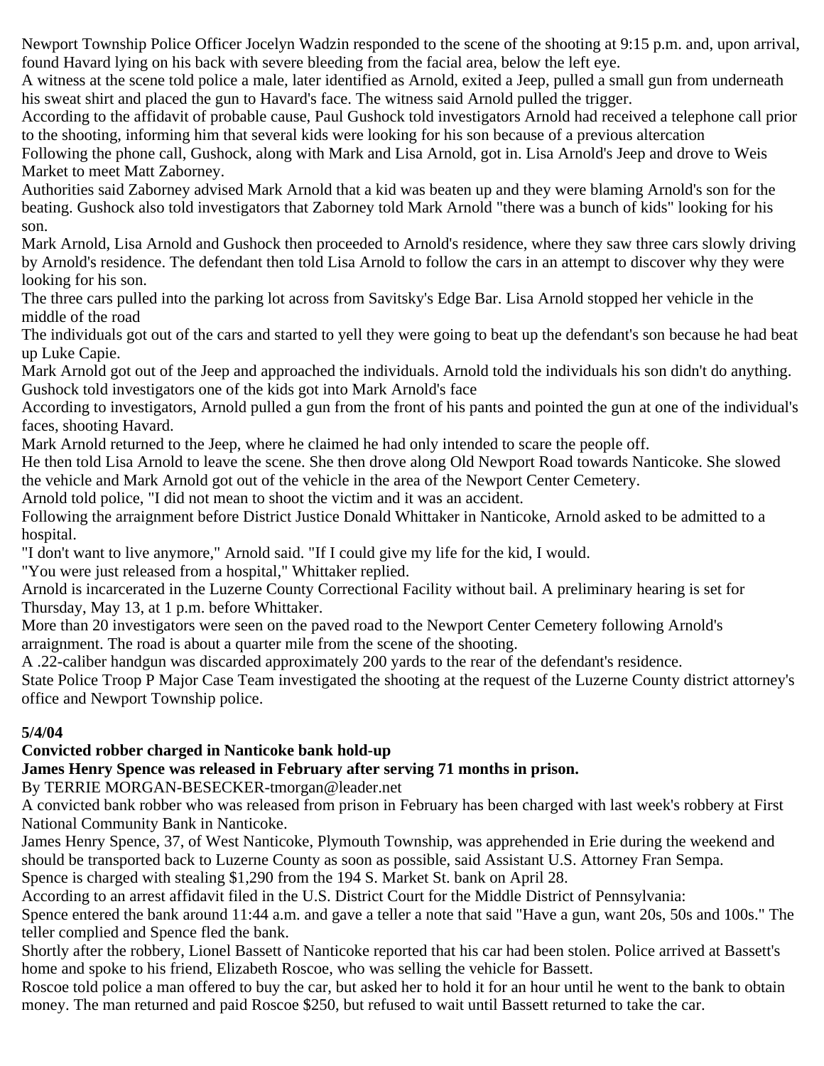Newport Township Police Officer Jocelyn Wadzin responded to the scene of the shooting at 9:15 p.m. and, upon arrival, found Havard lying on his back with severe bleeding from the facial area, below the left eye.

A witness at the scene told police a male, later identified as Arnold, exited a Jeep, pulled a small gun from underneath his sweat shirt and placed the gun to Havard's face. The witness said Arnold pulled the trigger.

According to the affidavit of probable cause, Paul Gushock told investigators Arnold had received a telephone call prior to the shooting, informing him that several kids were looking for his son because of a previous altercation

Following the phone call, Gushock, along with Mark and Lisa Arnold, got in. Lisa Arnold's Jeep and drove to Weis Market to meet Matt Zaborney.

Authorities said Zaborney advised Mark Arnold that a kid was beaten up and they were blaming Arnold's son for the beating. Gushock also told investigators that Zaborney told Mark Arnold "there was a bunch of kids" looking for his son.

Mark Arnold, Lisa Arnold and Gushock then proceeded to Arnold's residence, where they saw three cars slowly driving by Arnold's residence. The defendant then told Lisa Arnold to follow the cars in an attempt to discover why they were looking for his son.

The three cars pulled into the parking lot across from Savitsky's Edge Bar. Lisa Arnold stopped her vehicle in the middle of the road

The individuals got out of the cars and started to yell they were going to beat up the defendant's son because he had beat up Luke Capie.

Mark Arnold got out of the Jeep and approached the individuals. Arnold told the individuals his son didn't do anything. Gushock told investigators one of the kids got into Mark Arnold's face

According to investigators, Arnold pulled a gun from the front of his pants and pointed the gun at one of the individual's faces, shooting Havard.

Mark Arnold returned to the Jeep, where he claimed he had only intended to scare the people off.

He then told Lisa Arnold to leave the scene. She then drove along Old Newport Road towards Nanticoke. She slowed the vehicle and Mark Arnold got out of the vehicle in the area of the Newport Center Cemetery.

Arnold told police, "I did not mean to shoot the victim and it was an accident.

Following the arraignment before District Justice Donald Whittaker in Nanticoke, Arnold asked to be admitted to a hospital.

"I don't want to live anymore," Arnold said. "If I could give my life for the kid, I would.

"You were just released from a hospital," Whittaker replied.

Arnold is incarcerated in the Luzerne County Correctional Facility without bail. A preliminary hearing is set for Thursday, May 13, at 1 p.m. before Whittaker.

More than 20 investigators were seen on the paved road to the Newport Center Cemetery following Arnold's arraignment. The road is about a quarter mile from the scene of the shooting.

A .22-caliber handgun was discarded approximately 200 yards to the rear of the defendant's residence.

State Police Troop P Major Case Team investigated the shooting at the request of the Luzerne County district attorney's office and Newport Township police.

**5/4/04**

**Convicted robber charged in Nanticoke bank hold-up**

**James Henry Spence was released in February after serving 71 months in prison.**

By TERRIE MORGAN-BESECKER-tmorgan@leader.net

A convicted bank robber who was released from prison in February has been charged with last week's robbery at First National Community Bank in Nanticoke.

James Henry Spence, 37, of West Nanticoke, Plymouth Township, was apprehended in Erie during the weekend and should be transported back to Luzerne County as soon as possible, said Assistant U.S. Attorney Fran Sempa.

Spence is charged with stealing $1,290 from the 194 S. Market St. bank on April 28.

According to an arrest affidavit filed in the U.S. District Court for the Middle District of Pennsylvania:

Spence entered the bank around 11:44 a.m. and gave a teller a note that said "Have a gun, want 20s, 50s and 100s." The teller complied and Spence fled the bank.

Shortly after the robbery, Lionel Bassett of Nanticoke reported that his car had been stolen. Police arrived at Bassett's home and spoke to his friend, Elizabeth Roscoe, who was selling the vehicle for Bassett.

Roscoe told police a man offered to buy the car, but asked her to hold it for an hour until he went to the bank to obtain money. The man returned and paid Roscoe $250, but refused to wait until Bassett returned to take the car.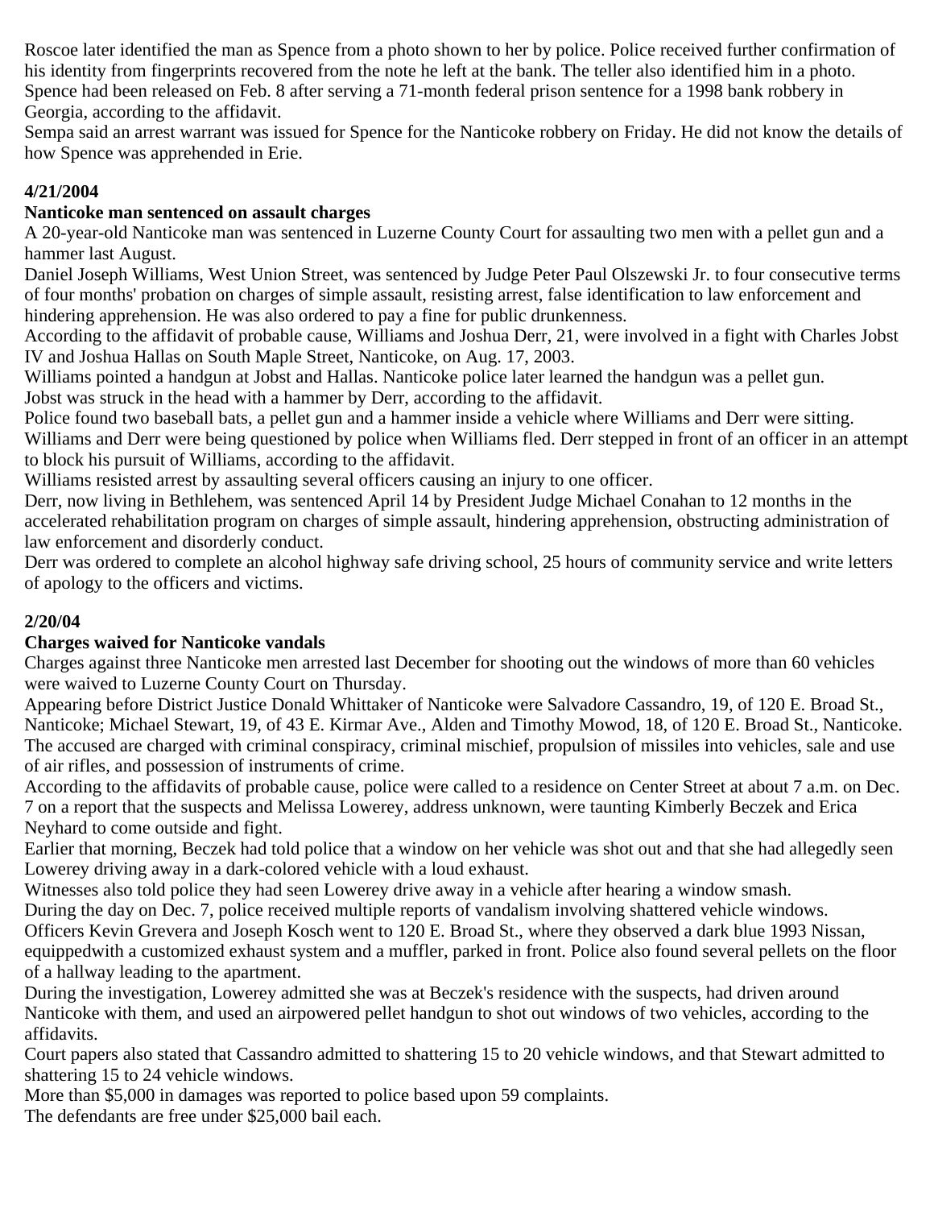Roscoe later identified the man as Spence from a photo shown to her by police. Police received further confirmation of his identity from fingerprints recovered from the note he left at the bank. The teller also identified him in a photo.
Spence had been released on Feb. 8 after serving a 71-month federal prison sentence for a 1998 bank robbery in Georgia, according to the affidavit.
Sempa said an arrest warrant was issued for Spence for the Nanticoke robbery on Friday. He did not know the details of how Spence was apprehended in Erie.

**4/21/2004**

**Nanticoke man sentenced on assault charges**

A 20-year-old Nanticoke man was sentenced in Luzerne County Court for assaulting two men with a pellet gun and a hammer last August.
Daniel Joseph Williams, West Union Street, was sentenced by Judge Peter Paul Olszewski Jr. to four consecutive terms of four months' probation on charges of simple assault, resisting arrest, false identification to law enforcement and hindering apprehension. He was also ordered to pay a fine for public drunkenness.
According to the affidavit of probable cause, Williams and Joshua Derr, 21, were involved in a fight with Charles Jobst IV and Joshua Hallas on South Maple Street, Nanticoke, on Aug. 17, 2003.
Williams pointed a handgun at Jobst and Hallas. Nanticoke police later learned the handgun was a pellet gun.
Jobst was struck in the head with a hammer by Derr, according to the affidavit.
Police found two baseball bats, a pellet gun and a hammer inside a vehicle where Williams and Derr were sitting.
Williams and Derr were being questioned by police when Williams fled. Derr stepped in front of an officer in an attempt to block his pursuit of Williams, according to the affidavit.
Williams resisted arrest by assaulting several officers causing an injury to one officer.
Derr, now living in Bethlehem, was sentenced April 14 by President Judge Michael Conahan to 12 months in the accelerated rehabilitation program on charges of simple assault, hindering apprehension, obstructing administration of law enforcement and disorderly conduct.
Derr was ordered to complete an alcohol highway safe driving school, 25 hours of community service and write letters of apology to the officers and victims.

**2/20/04**

**Charges waived for Nanticoke vandals**

Charges against three Nanticoke men arrested last December for shooting out the windows of more than 60 vehicles were waived to Luzerne County Court on Thursday.
Appearing before District Justice Donald Whittaker of Nanticoke were Salvadore Cassandro, 19, of 120 E. Broad St., Nanticoke; Michael Stewart, 19, of 43 E. Kirmar Ave., Alden and Timothy Mowod, 18, of 120 E. Broad St., Nanticoke.
The accused are charged with criminal conspiracy, criminal mischief, propulsion of missiles into vehicles, sale and use of air rifles, and possession of instruments of crime.
According to the affidavits of probable cause, police were called to a residence on Center Street at about 7 a.m. on Dec. 7 on a report that the suspects and Melissa Lowerey, address unknown, were taunting Kimberly Beczek and Erica Neyhard to come outside and fight.
Earlier that morning, Beczek had told police that a window on her vehicle was shot out and that she had allegedly seen Lowerey driving away in a dark-colored vehicle with a loud exhaust.
Witnesses also told police they had seen Lowerey drive away in a vehicle after hearing a window smash.
During the day on Dec. 7, police received multiple reports of vandalism involving shattered vehicle windows.
Officers Kevin Grevera and Joseph Kosch went to 120 E. Broad St., where they observed a dark blue 1993 Nissan, equippedwith a customized exhaust system and a muffler, parked in front. Police also found several pellets on the floor of a hallway leading to the apartment.
During the investigation, Lowerey admitted she was at Beczek's residence with the suspects, had driven around Nanticoke with them, and used an airpowered pellet handgun to shot out windows of two vehicles, according to the affidavits.
Court papers also stated that Cassandro admitted to shattering 15 to 20 vehicle windows, and that Stewart admitted to shattering 15 to 24 vehicle windows.
More than $5,000 in damages was reported to police based upon 59 complaints.
The defendants are free under $25,000 bail each.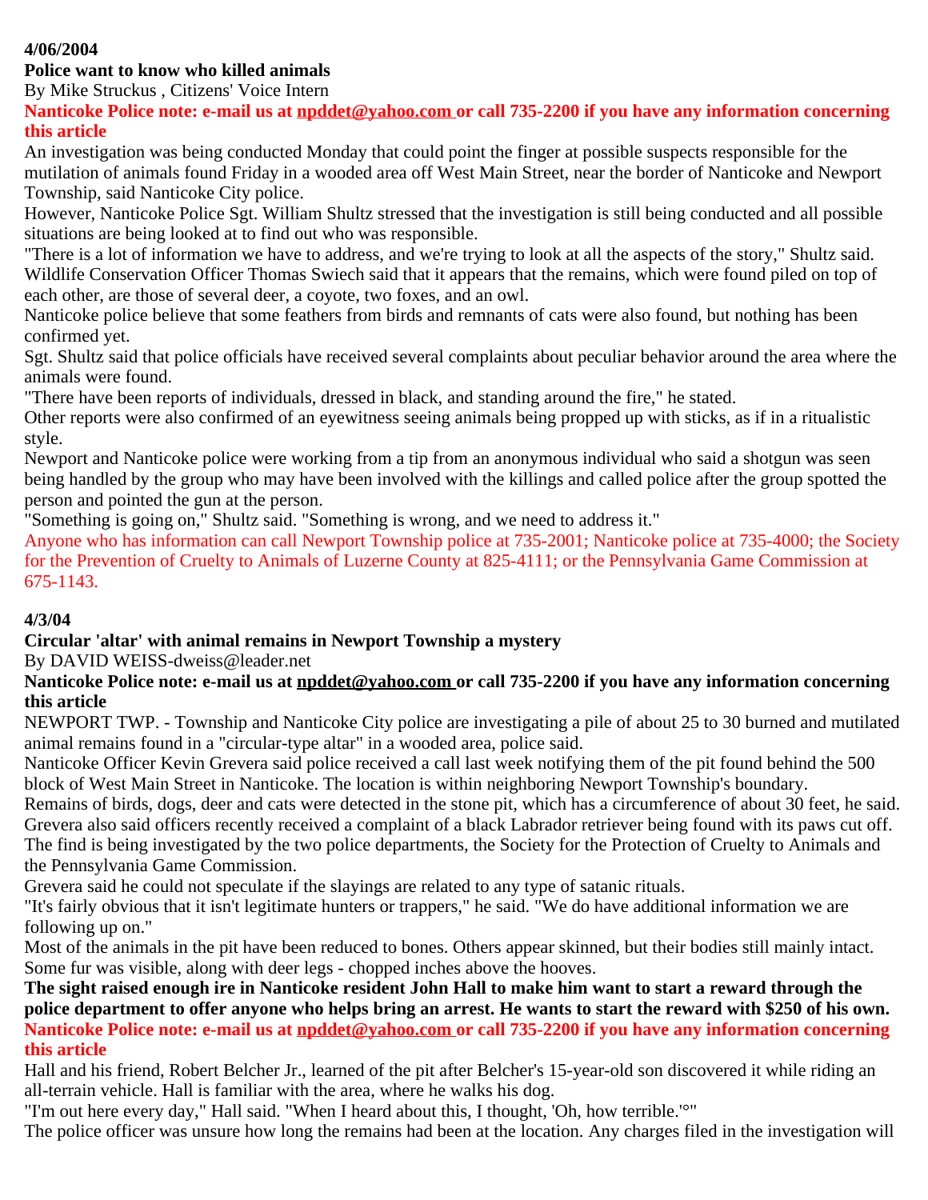**4/06/2004**

**Police want to know who killed animals**

By Mike Struckus , Citizens' Voice Intern

**Nanticoke Police note: e-mail us at npddet@yahoo.com or call 735-2200 if you have any information concerning this article**

An investigation was being conducted Monday that could point the finger at possible suspects responsible for the mutilation of animals found Friday in a wooded area off West Main Street, near the border of Nanticoke and Newport Township, said Nanticoke City police.

However, Nanticoke Police Sgt. William Shultz stressed that the investigation is still being conducted and all possible situations are being looked at to find out who was responsible.

"There is a lot of information we have to address, and we're trying to look at all the aspects of the story," Shultz said.

Wildlife Conservation Officer Thomas Swiech said that it appears that the remains, which were found piled on top of each other, are those of several deer, a coyote, two foxes, and an owl.

Nanticoke police believe that some feathers from birds and remnants of cats were also found, but nothing has been confirmed yet.

Sgt. Shultz said that police officials have received several complaints about peculiar behavior around the area where the animals were found.

"There have been reports of individuals, dressed in black, and standing around the fire," he stated.

Other reports were also confirmed of an eyewitness seeing animals being propped up with sticks, as if in a ritualistic style.

Newport and Nanticoke police were working from a tip from an anonymous individual who said a shotgun was seen being handled by the group who may have been involved with the killings and called police after the group spotted the person and pointed the gun at the person.

"Something is going on," Shultz said. "Something is wrong, and we need to address it."

Anyone who has information can call Newport Township police at 735-2001; Nanticoke police at 735-4000; the Society for the Prevention of Cruelty to Animals of Luzerne County at 825-4111; or the Pennsylvania Game Commission at 675-1143.

**4/3/04**

**Circular 'altar' with animal remains in Newport Township a mystery**

By DAVID WEISS-dweiss@leader.net

**Nanticoke Police note: e-mail us at npddet@yahoo.com or call 735-2200 if you have any information concerning this article**

NEWPORT TWP. - Township and Nanticoke City police are investigating a pile of about 25 to 30 burned and mutilated animal remains found in a "circular-type altar" in a wooded area, police said.

Nanticoke Officer Kevin Grevera said police received a call last week notifying them of the pit found behind the 500 block of West Main Street in Nanticoke. The location is within neighboring Newport Township's boundary.

Remains of birds, dogs, deer and cats were detected in the stone pit, which has a circumference of about 30 feet, he said.

Grevera also said officers recently received a complaint of a black Labrador retriever being found with its paws cut off.

The find is being investigated by the two police departments, the Society for the Protection of Cruelty to Animals and the Pennsylvania Game Commission.

Grevera said he could not speculate if the slayings are related to any type of satanic rituals.

"It's fairly obvious that it isn't legitimate hunters or trappers," he said. "We do have additional information we are following up on."

Most of the animals in the pit have been reduced to bones. Others appear skinned, but their bodies still mainly intact. Some fur was visible, along with deer legs - chopped inches above the hooves.

**The sight raised enough ire in Nanticoke resident John Hall to make him want to start a reward through the police department to offer anyone who helps bring an arrest. He wants to start the reward with $250 of his own.**

**Nanticoke Police note: e-mail us at npddet@yahoo.com or call 735-2200 if you have any information concerning this article**

Hall and his friend, Robert Belcher Jr., learned of the pit after Belcher's 15-year-old son discovered it while riding an all-terrain vehicle. Hall is familiar with the area, where he walks his dog.

"I'm out here every day," Hall said. "When I heard about this, I thought, 'Oh, how terrible.'°"

The police officer was unsure how long the remains had been at the location. Any charges filed in the investigation will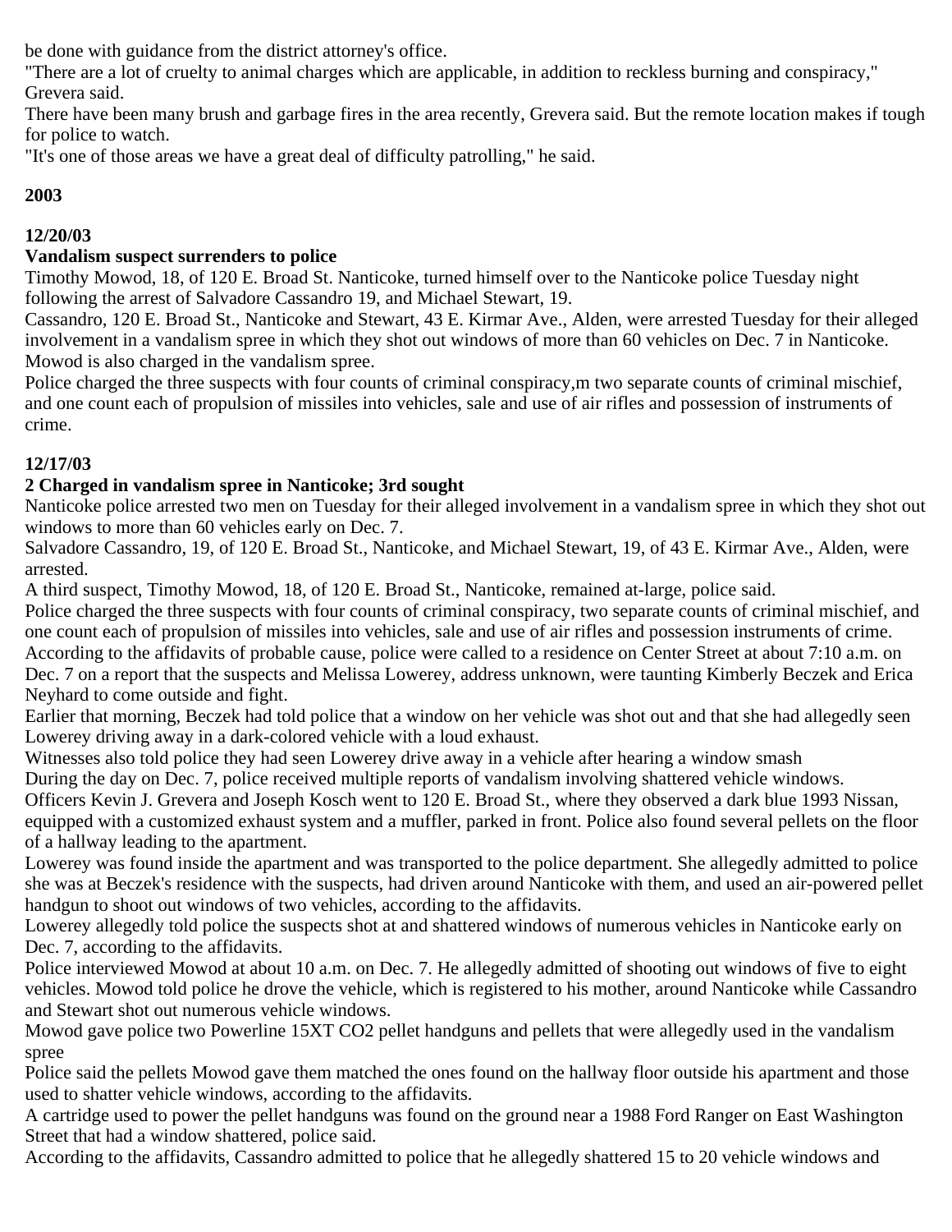be done with guidance from the district attorney's office.

"There are a lot of cruelty to animal charges which are applicable, in addition to reckless burning and conspiracy," Grevera said.

There have been many brush and garbage fires in the area recently, Grevera said. But the remote location makes if tough for police to watch.

"It's one of those areas we have a great deal of difficulty patrolling," he said.

**2003**

**12/20/03**

**Vandalism suspect surrenders to police**

Timothy Mowod, 18, of 120 E. Broad St. Nanticoke, turned himself over to the Nanticoke police Tuesday night following the arrest of Salvadore Cassandro 19, and Michael Stewart, 19.

Cassandro, 120 E. Broad St., Nanticoke and Stewart, 43 E. Kirmar Ave., Alden, were arrested Tuesday for their alleged involvement in a vandalism spree in which they shot out windows of more than 60 vehicles on Dec. 7 in Nanticoke. Mowod is also charged in the vandalism spree.

Police charged the three suspects with four counts of criminal conspiracy,m two separate counts of criminal mischief, and one count each of propulsion of missiles into vehicles, sale and use of air rifles and possession of instruments of crime.

**12/17/03**

**2 Charged in vandalism spree in Nanticoke; 3rd sought**

Nanticoke police arrested two men on Tuesday for their alleged involvement in a vandalism spree in which they shot out windows to more than 60 vehicles early on Dec. 7.

Salvadore Cassandro, 19, of 120 E. Broad St., Nanticoke, and Michael Stewart, 19, of 43 E. Kirmar Ave., Alden, were arrested.

A third suspect, Timothy Mowod, 18, of 120 E. Broad St., Nanticoke, remained at-large, police said.

Police charged the three suspects with four counts of criminal conspiracy, two separate counts of criminal mischief, and one count each of propulsion of missiles into vehicles, sale and use of air rifles and possession instruments of crime.

According to the affidavits of probable cause, police were called to a residence on Center Street at about 7:10 a.m. on Dec. 7 on a report that the suspects and Melissa Lowerey, address unknown, were taunting Kimberly Beczek and Erica Neyhard to come outside and fight.

Earlier that morning, Beczek had told police that a window on her vehicle was shot out and that she had allegedly seen Lowerey driving away in a dark-colored vehicle with a loud exhaust.

Witnesses also told police they had seen Lowerey drive away in a vehicle after hearing a window smash

During the day on Dec. 7, police received multiple reports of vandalism involving shattered vehicle windows.

Officers Kevin J. Grevera and Joseph Kosch went to 120 E. Broad St., where they observed a dark blue 1993 Nissan, equipped with a customized exhaust system and a muffler, parked in front. Police also found several pellets on the floor of a hallway leading to the apartment.

Lowerey was found inside the apartment and was transported to the police department. She allegedly admitted to police she was at Beczek's residence with the suspects, had driven around Nanticoke with them, and used an air-powered pellet handgun to shoot out windows of two vehicles, according to the affidavits.

Lowerey allegedly told police the suspects shot at and shattered windows of numerous vehicles in Nanticoke early on Dec. 7, according to the affidavits.

Police interviewed Mowod at about 10 a.m. on Dec. 7. He allegedly admitted of shooting out windows of five to eight vehicles. Mowod told police he drove the vehicle, which is registered to his mother, around Nanticoke while Cassandro and Stewart shot out numerous vehicle windows.

Mowod gave police two Powerline 15XT CO2 pellet handguns and pellets that were allegedly used in the vandalism spree

Police said the pellets Mowod gave them matched the ones found on the hallway floor outside his apartment and those used to shatter vehicle windows, according to the affidavits.

A cartridge used to power the pellet handguns was found on the ground near a 1988 Ford Ranger on East Washington Street that had a window shattered, police said.

According to the affidavits, Cassandro admitted to police that he allegedly shattered 15 to 20 vehicle windows and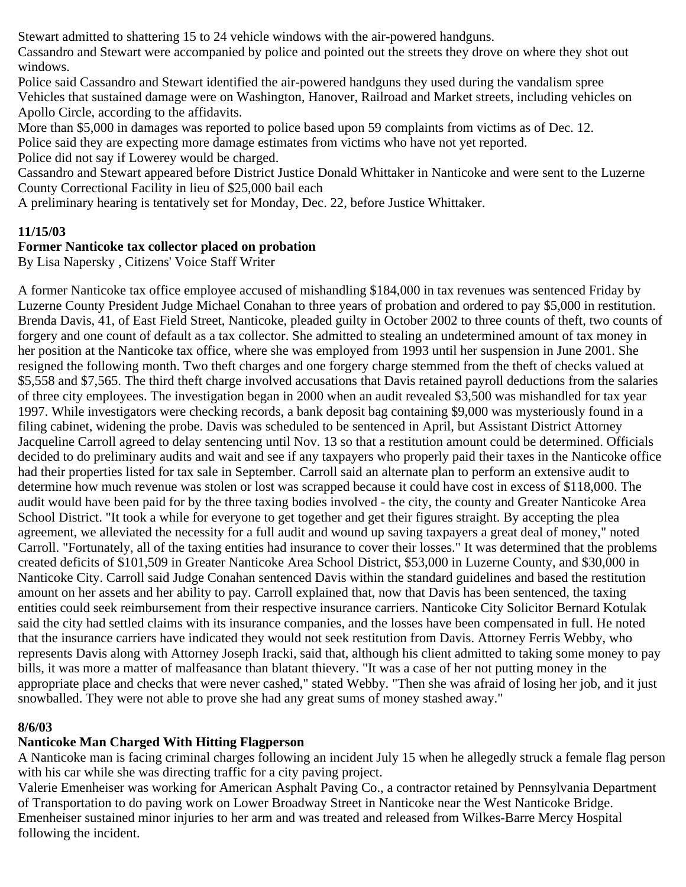Stewart admitted to shattering 15 to 24 vehicle windows with the air-powered handguns.

Cassandro and Stewart were accompanied by police and pointed out the streets they drove on where they shot out windows.

Police said Cassandro and Stewart identified the air-powered handguns they used during the vandalism spree

Vehicles that sustained damage were on Washington, Hanover, Railroad and Market streets, including vehicles on Apollo Circle, according to the affidavits.

More than $5,000 in damages was reported to police based upon 59 complaints from victims as of Dec. 12.

Police said they are expecting more damage estimates from victims who have not yet reported.

Police did not say if Lowerey would be charged.

Cassandro and Stewart appeared before District Justice Donald Whittaker in Nanticoke and were sent to the Luzerne County Correctional Facility in lieu of $25,000 bail each

A preliminary hearing is tentatively set for Monday, Dec. 22, before Justice Whittaker.

**11/15/03**

**Former Nanticoke tax collector placed on probation**

By Lisa Napersky , Citizens' Voice Staff Writer

A former Nanticoke tax office employee accused of mishandling $184,000 in tax revenues was sentenced Friday by Luzerne County President Judge Michael Conahan to three years of probation and ordered to pay $5,000 in restitution. Brenda Davis, 41, of East Field Street, Nanticoke, pleaded guilty in October 2002 to three counts of theft, two counts of forgery and one count of default as a tax collector. She admitted to stealing an undetermined amount of tax money in her position at the Nanticoke tax office, where she was employed from 1993 until her suspension in June 2001. She resigned the following month. Two theft charges and one forgery charge stemmed from the theft of checks valued at $5,558 and $7,565. The third theft charge involved accusations that Davis retained payroll deductions from the salaries of three city employees. The investigation began in 2000 when an audit revealed $3,500 was mishandled for tax year 1997. While investigators were checking records, a bank deposit bag containing $9,000 was mysteriously found in a filing cabinet, widening the probe. Davis was scheduled to be sentenced in April, but Assistant District Attorney Jacqueline Carroll agreed to delay sentencing until Nov. 13 so that a restitution amount could be determined. Officials decided to do preliminary audits and wait and see if any taxpayers who properly paid their taxes in the Nanticoke office had their properties listed for tax sale in September. Carroll said an alternate plan to perform an extensive audit to determine how much revenue was stolen or lost was scrapped because it could have cost in excess of $118,000. The audit would have been paid for by the three taxing bodies involved - the city, the county and Greater Nanticoke Area School District. "It took a while for everyone to get together and get their figures straight. By accepting the plea agreement, we alleviated the necessity for a full audit and wound up saving taxpayers a great deal of money," noted Carroll. "Fortunately, all of the taxing entities had insurance to cover their losses." It was determined that the problems created deficits of $101,509 in Greater Nanticoke Area School District, $53,000 in Luzerne County, and $30,000 in Nanticoke City. Carroll said Judge Conahan sentenced Davis within the standard guidelines and based the restitution amount on her assets and her ability to pay. Carroll explained that, now that Davis has been sentenced, the taxing entities could seek reimbursement from their respective insurance carriers. Nanticoke City Solicitor Bernard Kotulak said the city had settled claims with its insurance companies, and the losses have been compensated in full. He noted that the insurance carriers have indicated they would not seek restitution from Davis. Attorney Ferris Webby, who represents Davis along with Attorney Joseph Iracki, said that, although his client admitted to taking some money to pay bills, it was more a matter of malfeasance than blatant thievery. "It was a case of her not putting money in the appropriate place and checks that were never cashed," stated Webby. "Then she was afraid of losing her job, and it just snowballed. They were not able to prove she had any great sums of money stashed away."

**8/6/03**

**Nanticoke Man Charged With Hitting Flagperson**

A Nanticoke man is facing criminal charges following an incident July 15 when he allegedly struck a female flag person with his car while she was directing traffic for a city paving project.

Valerie Emenheiser was working for American Asphalt Paving Co., a contractor retained by Pennsylvania Department of Transportation to do paving work on Lower Broadway Street in Nanticoke near the West Nanticoke Bridge.

Emenheiser sustained minor injuries to her arm and was treated and released from Wilkes-Barre Mercy Hospital following the incident.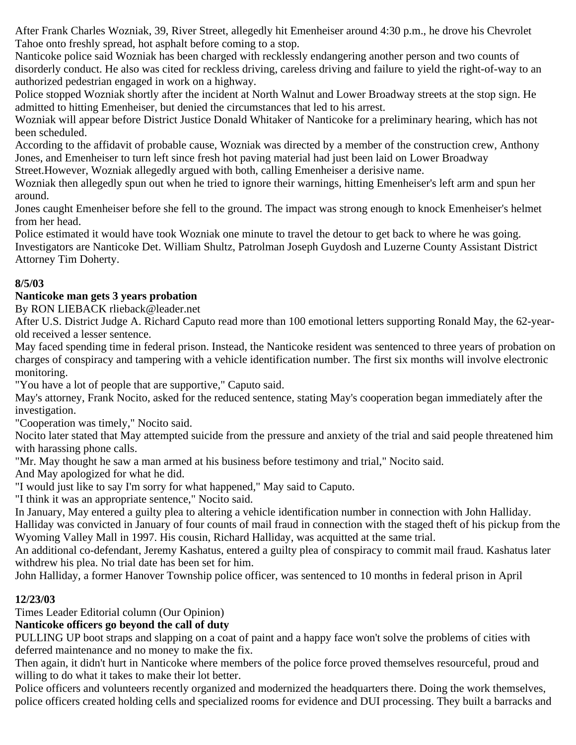After Frank Charles Wozniak, 39, River Street, allegedly hit Emenheiser around 4:30 p.m., he drove his Chevrolet Tahoe onto freshly spread, hot asphalt before coming to a stop.

Nanticoke police said Wozniak has been charged with recklessly endangering another person and two counts of disorderly conduct. He also was cited for reckless driving, careless driving and failure to yield the right-of-way to an authorized pedestrian engaged in work on a highway.

Police stopped Wozniak shortly after the incident at North Walnut and Lower Broadway streets at the stop sign. He admitted to hitting Emenheiser, but denied the circumstances that led to his arrest.

Wozniak will appear before District Justice Donald Whitaker of Nanticoke for a preliminary hearing, which has not been scheduled.

According to the affidavit of probable cause, Wozniak was directed by a member of the construction crew, Anthony Jones, and Emenheiser to turn left since fresh hot paving material had just been laid on Lower Broadway Street.However, Wozniak allegedly argued with both, calling Emenheiser a derisive name.

Wozniak then allegedly spun out when he tried to ignore their warnings, hitting Emenheiser's left arm and spun her around.

Jones caught Emenheiser before she fell to the ground. The impact was strong enough to knock Emenheiser's helmet from her head.

Police estimated it would have took Wozniak one minute to travel the detour to get back to where he was going.

Investigators are Nanticoke Det. William Shultz, Patrolman Joseph Guydosh and Luzerne County Assistant District Attorney Tim Doherty.

**8/5/03**

**Nanticoke man gets 3 years probation**

By RON LIEBACK rlieback@leader.net

After U.S. District Judge A. Richard Caputo read more than 100 emotional letters supporting Ronald May, the 62-year-old received a lesser sentence.

May faced spending time in federal prison. Instead, the Nanticoke resident was sentenced to three years of probation on charges of conspiracy and tampering with a vehicle identification number. The first six months will involve electronic monitoring.

"You have a lot of people that are supportive," Caputo said.

May's attorney, Frank Nocito, asked for the reduced sentence, stating May's cooperation began immediately after the investigation.

"Cooperation was timely," Nocito said.

Nocito later stated that May attempted suicide from the pressure and anxiety of the trial and said people threatened him with harassing phone calls.

"Mr. May thought he saw a man armed at his business before testimony and trial," Nocito said.

And May apologized for what he did.

"I would just like to say I'm sorry for what happened," May said to Caputo.

"I think it was an appropriate sentence," Nocito said.

In January, May entered a guilty plea to altering a vehicle identification number in connection with John Halliday.

Halliday was convicted in January of four counts of mail fraud in connection with the staged theft of his pickup from the Wyoming Valley Mall in 1997. His cousin, Richard Halliday, was acquitted at the same trial.

An additional co-defendant, Jeremy Kashatus, entered a guilty plea of conspiracy to commit mail fraud. Kashatus later withdrew his plea. No trial date has been set for him.

John Halliday, a former Hanover Township police officer, was sentenced to 10 months in federal prison in April

**12/23/03**

Times Leader Editorial column (Our Opinion)

**Nanticoke officers go beyond the call of duty**

PULLING UP boot straps and slapping on a coat of paint and a happy face won't solve the problems of cities with deferred maintenance and no money to make the fix.

Then again, it didn't hurt in Nanticoke where members of the police force proved themselves resourceful, proud and willing to do what it takes to make their lot better.

Police officers and volunteers recently organized and modernized the headquarters there. Doing the work themselves, police officers created holding cells and specialized rooms for evidence and DUI processing. They built a barracks and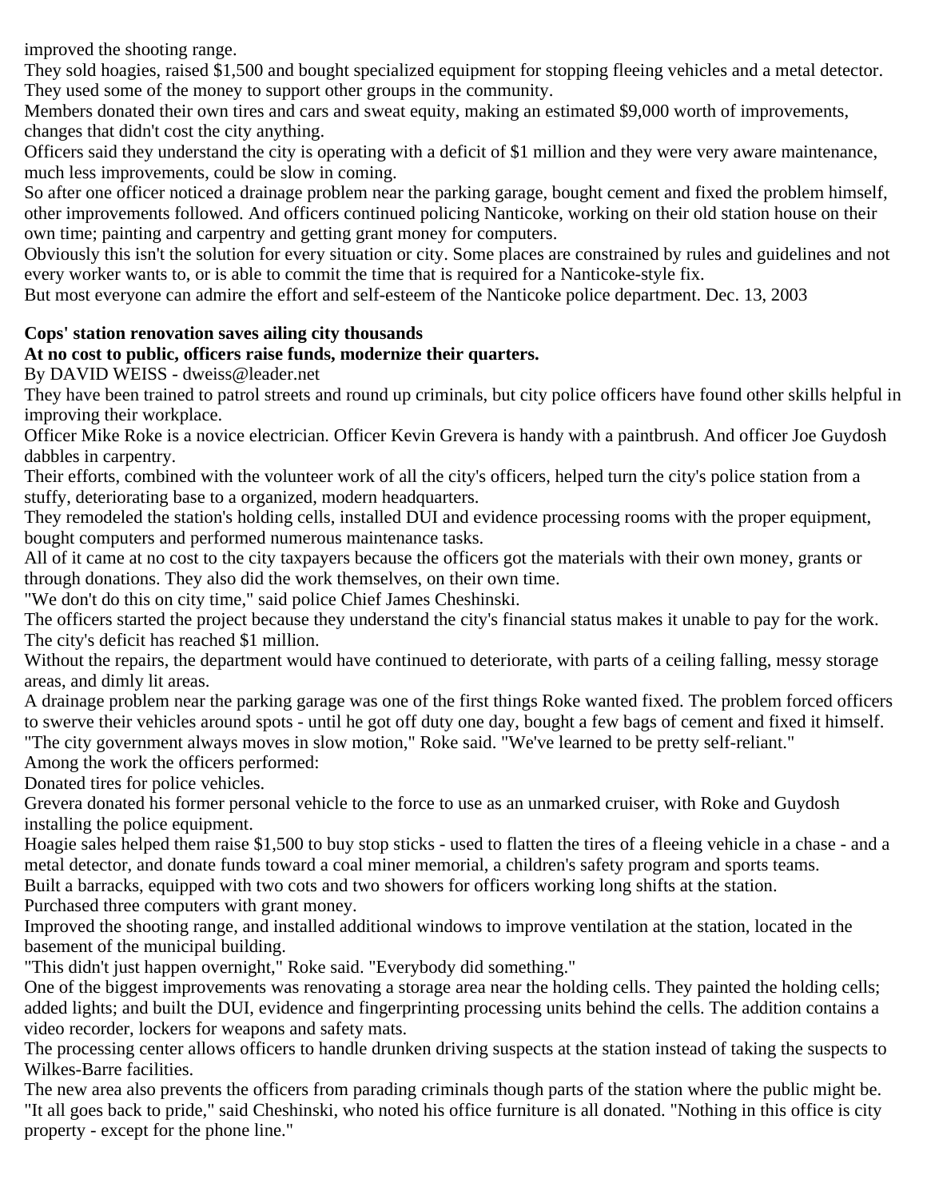improved the shooting range.

They sold hoagies, raised $1,500 and bought specialized equipment for stopping fleeing vehicles and a metal detector. They used some of the money to support other groups in the community.

Members donated their own tires and cars and sweat equity, making an estimated $9,000 worth of improvements, changes that didn't cost the city anything.

Officers said they understand the city is operating with a deficit of $1 million and they were very aware maintenance, much less improvements, could be slow in coming.

So after one officer noticed a drainage problem near the parking garage, bought cement and fixed the problem himself, other improvements followed. And officers continued policing Nanticoke, working on their old station house on their own time; painting and carpentry and getting grant money for computers.

Obviously this isn't the solution for every situation or city. Some places are constrained by rules and guidelines and not every worker wants to, or is able to commit the time that is required for a Nanticoke-style fix.

But most everyone can admire the effort and self-esteem of the Nanticoke police department. Dec. 13, 2003

**Cops' station renovation saves ailing city thousands**

**At no cost to public, officers raise funds, modernize their quarters.**

By DAVID WEISS - dweiss@leader.net

They have been trained to patrol streets and round up criminals, but city police officers have found other skills helpful in improving their workplace.

Officer Mike Roke is a novice electrician. Officer Kevin Grevera is handy with a paintbrush. And officer Joe Guydosh dabbles in carpentry.

Their efforts, combined with the volunteer work of all the city's officers, helped turn the city's police station from a stuffy, deteriorating base to a organized, modern headquarters.

They remodeled the station's holding cells, installed DUI and evidence processing rooms with the proper equipment, bought computers and performed numerous maintenance tasks.

All of it came at no cost to the city taxpayers because the officers got the materials with their own money, grants or through donations. They also did the work themselves, on their own time.

"We don't do this on city time," said police Chief James Cheshinski.

The officers started the project because they understand the city's financial status makes it unable to pay for the work. The city's deficit has reached $1 million.

Without the repairs, the department would have continued to deteriorate, with parts of a ceiling falling, messy storage areas, and dimly lit areas.

A drainage problem near the parking garage was one of the first things Roke wanted fixed. The problem forced officers to swerve their vehicles around spots - until he got off duty one day, bought a few bags of cement and fixed it himself.

"The city government always moves in slow motion," Roke said. "We've learned to be pretty self-reliant."

Among the work the officers performed:

Donated tires for police vehicles.

Grevera donated his former personal vehicle to the force to use as an unmarked cruiser, with Roke and Guydosh installing the police equipment.

Hoagie sales helped them raise $1,500 to buy stop sticks - used to flatten the tires of a fleeing vehicle in a chase - and a metal detector, and donate funds toward a coal miner memorial, a children's safety program and sports teams.

Built a barracks, equipped with two cots and two showers for officers working long shifts at the station.

Purchased three computers with grant money.

Improved the shooting range, and installed additional windows to improve ventilation at the station, located in the basement of the municipal building.

"This didn't just happen overnight," Roke said. "Everybody did something."

One of the biggest improvements was renovating a storage area near the holding cells. They painted the holding cells; added lights; and built the DUI, evidence and fingerprinting processing units behind the cells. The addition contains a video recorder, lockers for weapons and safety mats.

The processing center allows officers to handle drunken driving suspects at the station instead of taking the suspects to Wilkes-Barre facilities.

The new area also prevents the officers from parading criminals though parts of the station where the public might be.

"It all goes back to pride," said Cheshinski, who noted his office furniture is all donated. "Nothing in this office is city property - except for the phone line."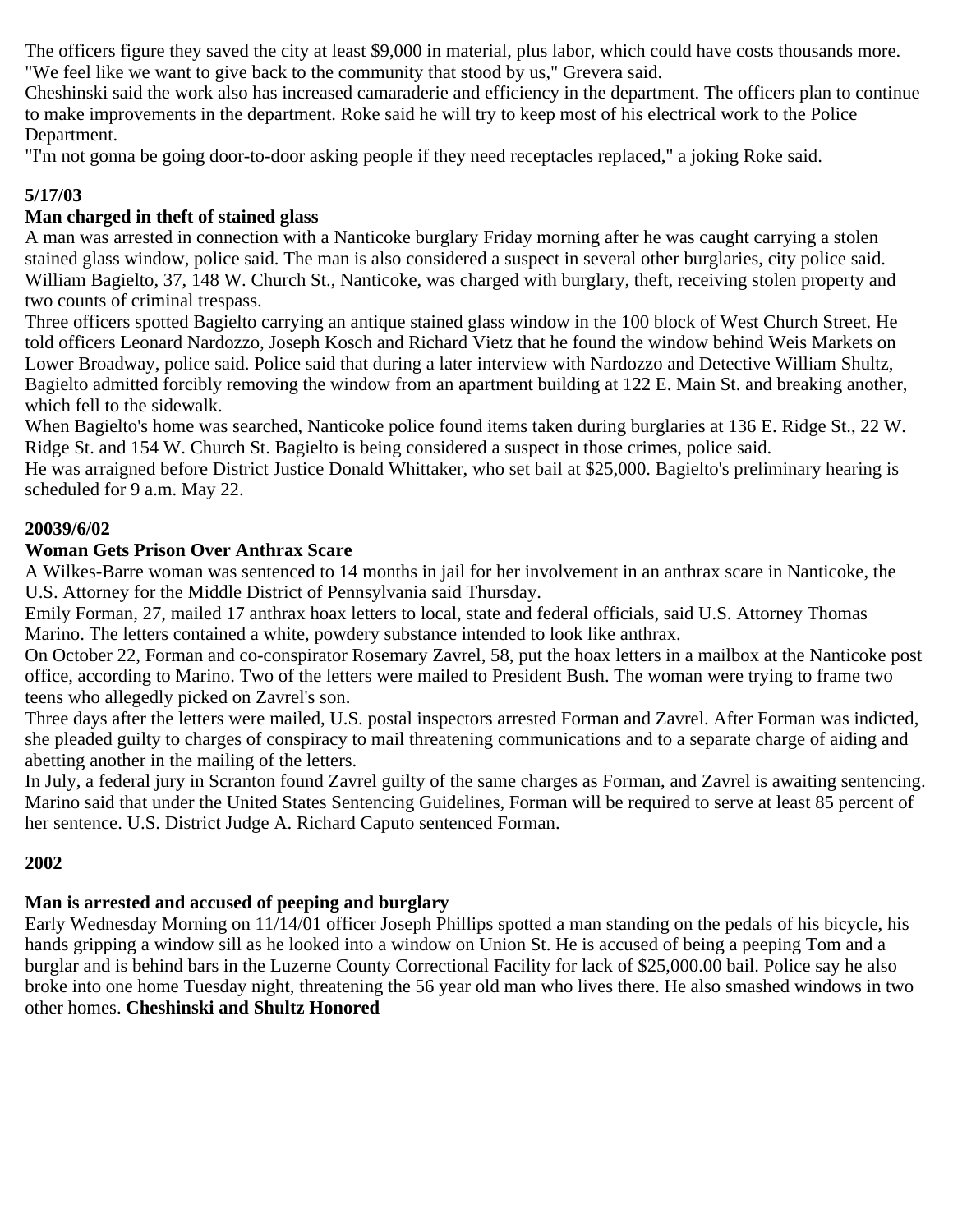The officers figure they saved the city at least $9,000 in material, plus labor, which could have costs thousands more. "We feel like we want to give back to the community that stood by us," Grevera said.

Cheshinski said the work also has increased camaraderie and efficiency in the department. The officers plan to continue to make improvements in the department. Roke said he will try to keep most of his electrical work to the Police Department.

"I'm not gonna be going door-to-door asking people if they need receptacles replaced," a joking Roke said.

**5/17/03**

**Man charged in theft of stained glass**

A man was arrested in connection with a Nanticoke burglary Friday morning after he was caught carrying a stolen stained glass window, police said. The man is also considered a suspect in several other burglaries, city police said. William Bagielto, 37, 148 W. Church St., Nanticoke, was charged with burglary, theft, receiving stolen property and two counts of criminal trespass.

Three officers spotted Bagielto carrying an antique stained glass window in the 100 block of West Church Street. He told officers Leonard Nardozzo, Joseph Kosch and Richard Vietz that he found the window behind Weis Markets on Lower Broadway, police said. Police said that during a later interview with Nardozzo and Detective William Shultz, Bagielto admitted forcibly removing the window from an apartment building at 122 E. Main St. and breaking another, which fell to the sidewalk.

When Bagielto's home was searched, Nanticoke police found items taken during burglaries at 136 E. Ridge St., 22 W. Ridge St. and 154 W. Church St. Bagielto is being considered a suspect in those crimes, police said.

He was arraigned before District Justice Donald Whittaker, who set bail at $25,000. Bagielto's preliminary hearing is scheduled for 9 a.m. May 22.

**20039/6/02**

**Woman Gets Prison Over Anthrax Scare**

A Wilkes-Barre woman was sentenced to 14 months in jail for her involvement in an anthrax scare in Nanticoke, the U.S. Attorney for the Middle District of Pennsylvania said Thursday.

Emily Forman, 27, mailed 17 anthrax hoax letters to local, state and federal officials, said U.S. Attorney Thomas Marino. The letters contained a white, powdery substance intended to look like anthrax.

On October 22, Forman and co-conspirator Rosemary Zavrel, 58, put the hoax letters in a mailbox at the Nanticoke post office, according to Marino. Two of the letters were mailed to President Bush. The woman were trying to frame two teens who allegedly picked on Zavrel's son.

Three days after the letters were mailed, U.S. postal inspectors arrested Forman and Zavrel. After Forman was indicted, she pleaded guilty to charges of conspiracy to mail threatening communications and to a separate charge of aiding and abetting another in the mailing of the letters.

In July, a federal jury in Scranton found Zavrel guilty of the same charges as Forman, and Zavrel is awaiting sentencing. Marino said that under the United States Sentencing Guidelines, Forman will be required to serve at least 85 percent of her sentence. U.S. District Judge A. Richard Caputo sentenced Forman.

**2002**

**Man is arrested and accused of peeping and burglary**

Early Wednesday Morning on 11/14/01 officer Joseph Phillips spotted a man standing on the pedals of his bicycle, his hands gripping a window sill as he looked into a window on Union St. He is accused of being a peeping Tom and a burglar and is behind bars in the Luzerne County Correctional Facility for lack of $25,000.00 bail. Police say he also broke into one home Tuesday night, threatening the 56 year old man who lives there. He also smashed windows in two other homes. **Cheshinski and Shultz Honored**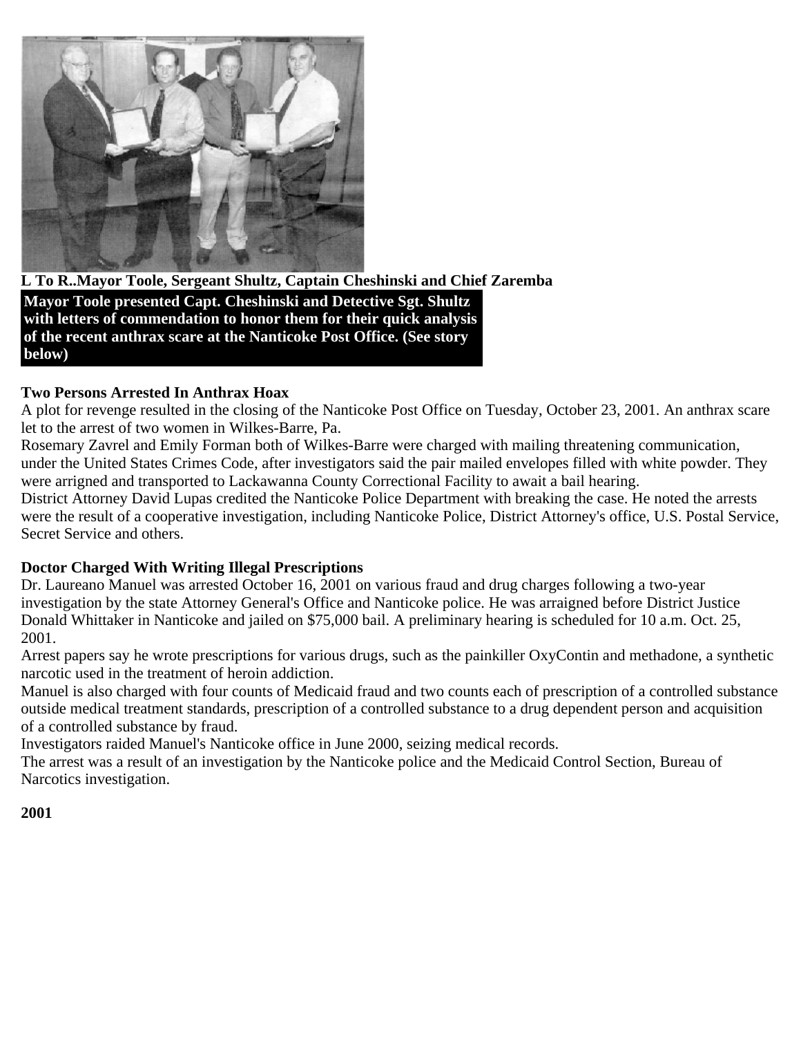**L To R..Mayor Toole, Sergeant Shultz, Captain Cheshinski and Chief Zaremba**

**Mayor Toole presented Capt. Cheshinski and Detective Sgt. Shultz with letters of commendation to honor them for their quick analysis of the recent anthrax scare at the Nanticoke Post Office. (See story below)**

**Two Persons Arrested In Anthrax Hoax**

A plot for revenge resulted in the closing of the Nanticoke Post Office on Tuesday, October 23, 2001. An anthrax scare let to the arrest of two women in Wilkes-Barre, Pa.

Rosemary Zavrel and Emily Forman both of Wilkes-Barre were charged with mailing threatening communication, under the United States Crimes Code, after investigators said the pair mailed envelopes filled with white powder. They were arrigned and transported to Lackawanna County Correctional Facility to await a bail hearing.

District Attorney David Lupas credited the Nanticoke Police Department with breaking the case. He noted the arrests were the result of a cooperative investigation, including Nanticoke Police, District Attorney's office, U.S. Postal Service, Secret Service and others.

**Doctor Charged With Writing Illegal Prescriptions**

Dr. Laureano Manuel was arrested October 16, 2001 on various fraud and drug charges following a two-year investigation by the state Attorney General's Office and Nanticoke police. He was arraigned before District Justice Donald Whittaker in Nanticoke and jailed on $75,000 bail. A preliminary hearing is scheduled for 10 a.m. Oct. 25, 2001.

Arrest papers say he wrote prescriptions for various drugs, such as the painkiller OxyContin and methadone, a synthetic narcotic used in the treatment of heroin addiction.

Manuel is also charged with four counts of Medicaid fraud and two counts each of prescription of a controlled substance outside medical treatment standards, prescription of a controlled substance to a drug dependent person and acquisition of a controlled substance by fraud.

Investigators raided Manuel's Nanticoke office in June 2000, seizing medical records.

The arrest was a result of an investigation by the Nanticoke police and the Medicaid Control Section, Bureau of Narcotics investigation.

**2001**